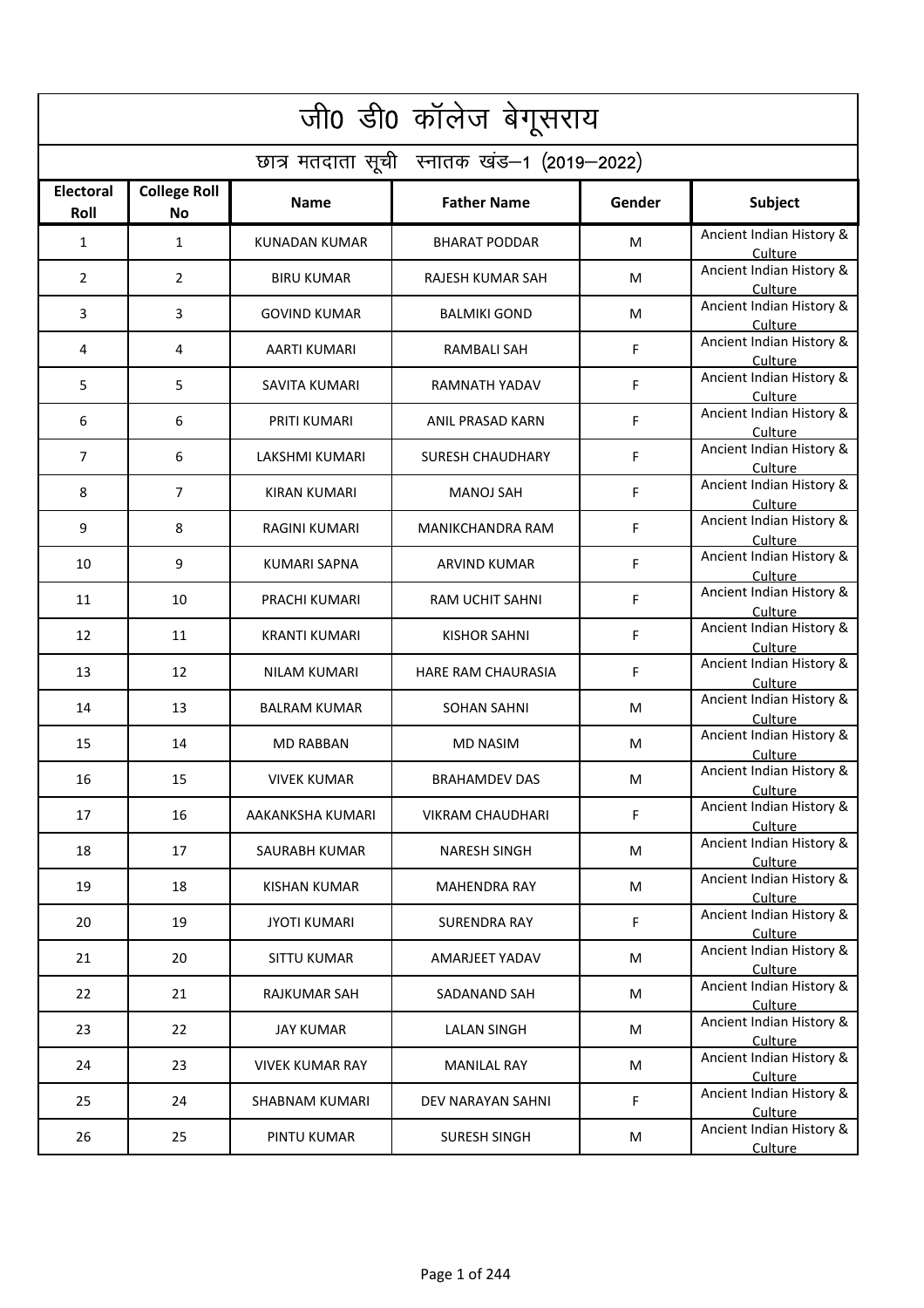# जी0 डी0 कॉलेज बेगूसराय

## छात्र मतदाता सूची स्नातक खंड–1 (2019–2022)

| Electoral Roll | College Roll No | Name | Father Name | Gender | Subject |
|---|---|---|---|---|---|
| 1 | 1 | KUNADAN KUMAR | BHARAT PODDAR | M | Ancient Indian History & Culture |
| 2 | 2 | BIRU KUMAR | RAJESH KUMAR SAH | M | Ancient Indian History & Culture |
| 3 | 3 | GOVIND KUMAR | BALMIKI GOND | M | Ancient Indian History & Culture |
| 4 | 4 | AARTI KUMARI | RAMBALI SAH | F | Ancient Indian History & Culture |
| 5 | 5 | SAVITA KUMARI | RAMNATH YADAV | F | Ancient Indian History & Culture |
| 6 | 6 | PRITI KUMARI | ANIL PRASAD KARN | F | Ancient Indian History & Culture |
| 7 | 6 | LAKSHMI KUMARI | SURESH CHAUDHARY | F | Ancient Indian History & Culture |
| 8 | 7 | KIRAN KUMARI | MANOJ SAH | F | Ancient Indian History & Culture |
| 9 | 8 | RAGINI KUMARI | MANIKCHANDRA RAM | F | Ancient Indian History & Culture |
| 10 | 9 | KUMARI SAPNA | ARVIND KUMAR | F | Ancient Indian History & Culture |
| 11 | 10 | PRACHI KUMARI | RAM UCHIT SAHNI | F | Ancient Indian History & Culture |
| 12 | 11 | KRANTI KUMARI | KISHOR SAHNI | F | Ancient Indian History & Culture |
| 13 | 12 | NILAM KUMARI | HARE RAM CHAURASIA | F | Ancient Indian History & Culture |
| 14 | 13 | BALRAM KUMAR | SOHAN SAHNI | M | Ancient Indian History & Culture |
| 15 | 14 | MD RABBAN | MD NASIM | M | Ancient Indian History & Culture |
| 16 | 15 | VIVEK KUMAR | BRAHAMDEV DAS | M | Ancient Indian History & Culture |
| 17 | 16 | AAKANKSHA KUMARI | VIKRAM CHAUDHARI | F | Ancient Indian History & Culture |
| 18 | 17 | SAURABH KUMAR | NARESH SINGH | M | Ancient Indian History & Culture |
| 19 | 18 | KISHAN KUMAR | MAHENDRA RAY | M | Ancient Indian History & Culture |
| 20 | 19 | JYOTI KUMARI | SURENDRA RAY | F | Ancient Indian History & Culture |
| 21 | 20 | SITTU KUMAR | AMARJEET YADAV | M | Ancient Indian History & Culture |
| 22 | 21 | RAJKUMAR SAH | SADANAND SAH | M | Ancient Indian History & Culture |
| 23 | 22 | JAY KUMAR | LALAN SINGH | M | Ancient Indian History & Culture |
| 24 | 23 | VIVEK KUMAR RAY | MANILAL RAY | M | Ancient Indian History & Culture |
| 25 | 24 | SHABNAM KUMARI | DEV NARAYAN SAHNI | F | Ancient Indian History & Culture |
| 26 | 25 | PINTU KUMAR | SURESH SINGH | M | Ancient Indian History & Culture |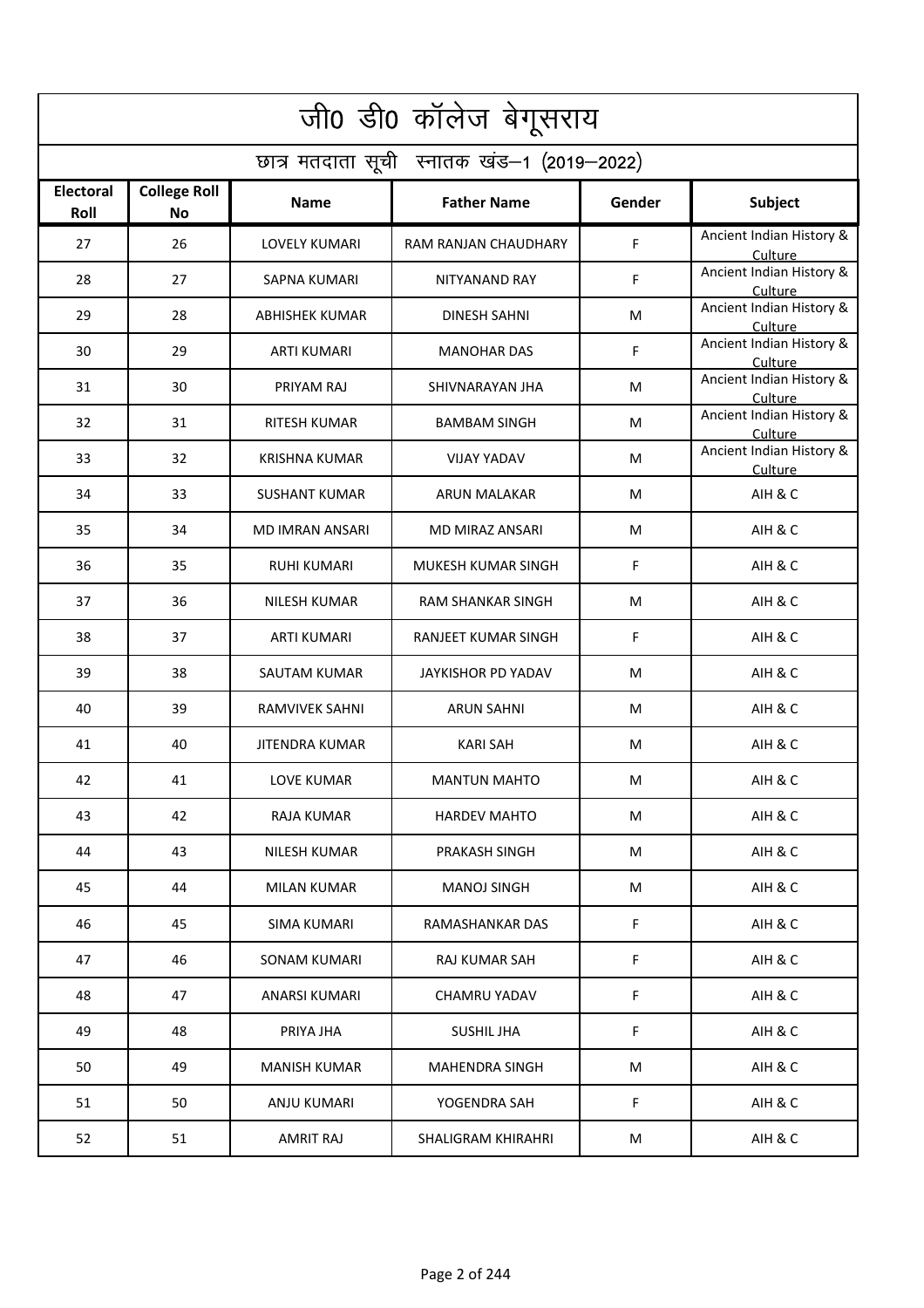# जी0 डी0 कॉलेज बेगूसराय

## छात्र मतदाता सूची स्नातक खंड–1 (2019–2022)

| Electoral Roll | College Roll No | Name | Father Name | Gender | Subject |
|---|---|---|---|---|---|
| 27 | 26 | LOVELY KUMARI | RAM RANJAN CHAUDHARY | F | Ancient Indian History & Culture |
| 28 | 27 | SAPNA KUMARI | NITYANAND RAY | F | Ancient Indian History & Culture |
| 29 | 28 | ABHISHEK KUMAR | DINESH SAHNI | M | Ancient Indian History & Culture |
| 30 | 29 | ARTI KUMARI | MANOHAR DAS | F | Ancient Indian History & Culture |
| 31 | 30 | PRIYAM RAJ | SHIVNARAYAN JHA | M | Ancient Indian History & Culture |
| 32 | 31 | RITESH KUMAR | BAMBAM SINGH | M | Ancient Indian History & Culture |
| 33 | 32 | KRISHNA KUMAR | VIJAY YADAV | M | Ancient Indian History & Culture |
| 34 | 33 | SUSHANT KUMAR | ARUN MALAKAR | M | AIH & C |
| 35 | 34 | MD IMRAN ANSARI | MD MIRAZ ANSARI | M | AIH & C |
| 36 | 35 | RUHI KUMARI | MUKESH KUMAR SINGH | F | AIH & C |
| 37 | 36 | NILESH KUMAR | RAM SHANKAR SINGH | M | AIH & C |
| 38 | 37 | ARTI KUMARI | RANJEET KUMAR SINGH | F | AIH & C |
| 39 | 38 | SAUTAM KUMAR | JAYKISHOR PD YADAV | M | AIH & C |
| 40 | 39 | RAMVIVEK SAHNI | ARUN SAHNI | M | AIH & C |
| 41 | 40 | JITENDRA KUMAR | KARI SAH | M | AIH & C |
| 42 | 41 | LOVE KUMAR | MANTUN MAHTO | M | AIH & C |
| 43 | 42 | RAJA KUMAR | HARDEV MAHTO | M | AIH & C |
| 44 | 43 | NILESH KUMAR | PRAKASH SINGH | M | AIH & C |
| 45 | 44 | MILAN KUMAR | MANOJ SINGH | M | AIH & C |
| 46 | 45 | SIMA KUMARI | RAMASHANKAR DAS | F | AIH & C |
| 47 | 46 | SONAM KUMARI | RAJ KUMAR SAH | F | AIH & C |
| 48 | 47 | ANARSI KUMARI | CHAMRU YADAV | F | AIH & C |
| 49 | 48 | PRIYA JHA | SUSHIL JHA | F | AIH & C |
| 50 | 49 | MANISH KUMAR | MAHENDRA SINGH | M | AIH & C |
| 51 | 50 | ANJU KUMARI | YOGENDRA SAH | F | AIH & C |
| 52 | 51 | AMRIT RAJ | SHALIGRAM KHIRAHRI | M | AIH & C |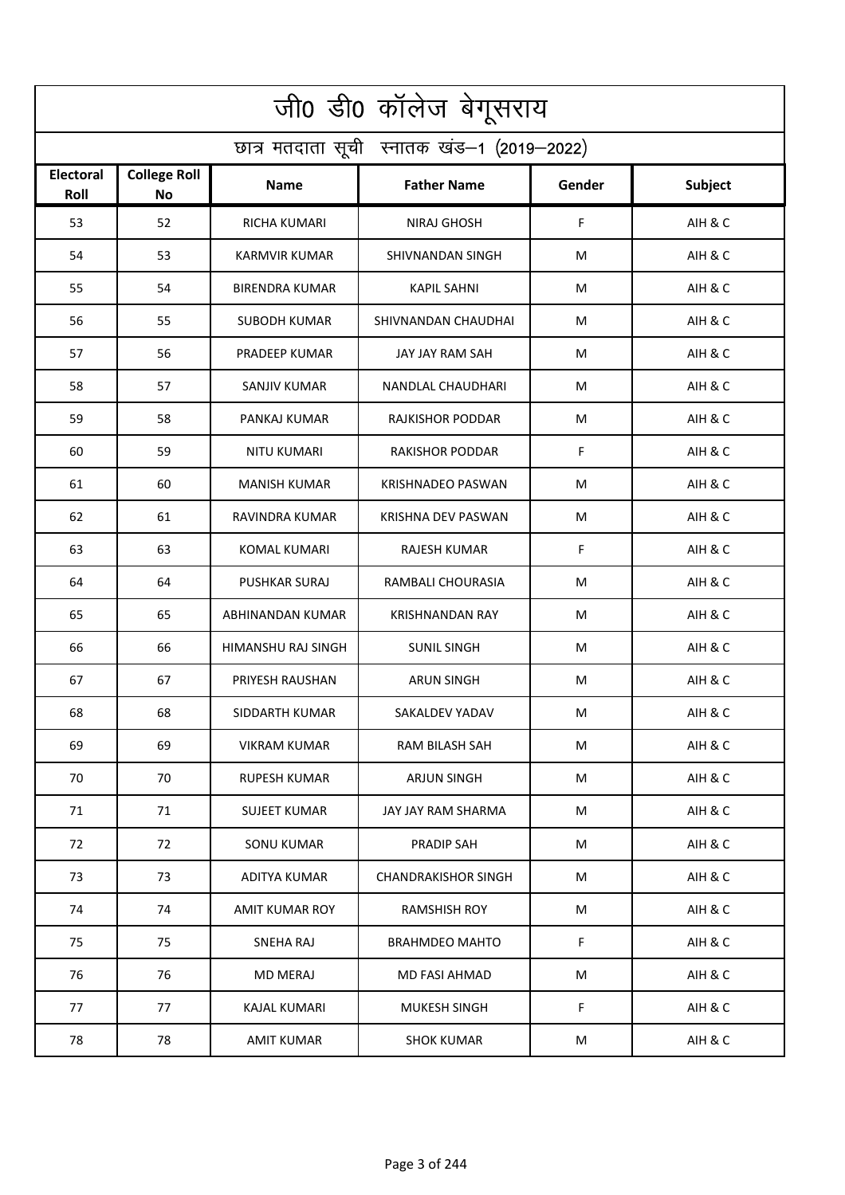# जी0 डी0 कॉलेज बेगूसराय

## छात्र मतदाता सूची स्नातक खंड–1 (2019–2022)

| Electoral Roll | College Roll No | Name | Father Name | Gender | Subject |
|---|---|---|---|---|---|
| 53 | 52 | RICHA KUMARI | NIRAJ GHOSH | F | AIH & C |
| 54 | 53 | KARMVIR KUMAR | SHIVNANDAN SINGH | M | AIH & C |
| 55 | 54 | BIRENDRA KUMAR | KAPIL SAHNI | M | AIH & C |
| 56 | 55 | SUBODH KUMAR | SHIVNANDAN CHAUDHAI | M | AIH & C |
| 57 | 56 | PRADEEP KUMAR | JAY JAY RAM SAH | M | AIH & C |
| 58 | 57 | SANJIV KUMAR | NANDLAL CHAUDHARI | M | AIH & C |
| 59 | 58 | PANKAJ KUMAR | RAJKISHOR PODDAR | M | AIH & C |
| 60 | 59 | NITU KUMARI | RAKISHOR PODDAR | F | AIH & C |
| 61 | 60 | MANISH KUMAR | KRISHNADEO PASWAN | M | AIH & C |
| 62 | 61 | RAVINDRA KUMAR | KRISHNA DEV PASWAN | M | AIH & C |
| 63 | 63 | KOMAL KUMARI | RAJESH KUMAR | F | AIH & C |
| 64 | 64 | PUSHKAR SURAJ | RAMBALI CHOURASIA | M | AIH & C |
| 65 | 65 | ABHINANDAN KUMAR | KRISHNANDAN RAY | M | AIH & C |
| 66 | 66 | HIMANSHU RAJ SINGH | SUNIL SINGH | M | AIH & C |
| 67 | 67 | PRIYESH RAUSHAN | ARUN SINGH | M | AIH & C |
| 68 | 68 | SIDDARTH KUMAR | SAKALDEV YADAV | M | AIH & C |
| 69 | 69 | VIKRAM KUMAR | RAM BILASH SAH | M | AIH & C |
| 70 | 70 | RUPESH KUMAR | ARJUN SINGH | M | AIH & C |
| 71 | 71 | SUJEET KUMAR | JAY JAY RAM SHARMA | M | AIH & C |
| 72 | 72 | SONU KUMAR | PRADIP SAH | M | AIH & C |
| 73 | 73 | ADITYA KUMAR | CHANDRAKISHOR SINGH | M | AIH & C |
| 74 | 74 | AMIT KUMAR ROY | RAMSHISH ROY | M | AIH & C |
| 75 | 75 | SNEHA RAJ | BRAHMDEO MAHTO | F | AIH & C |
| 76 | 76 | MD MERAJ | MD FASI AHMAD | M | AIH & C |
| 77 | 77 | KAJAL KUMARI | MUKESH SINGH | F | AIH & C |
| 78 | 78 | AMIT KUMAR | SHOK KUMAR | M | AIH & C |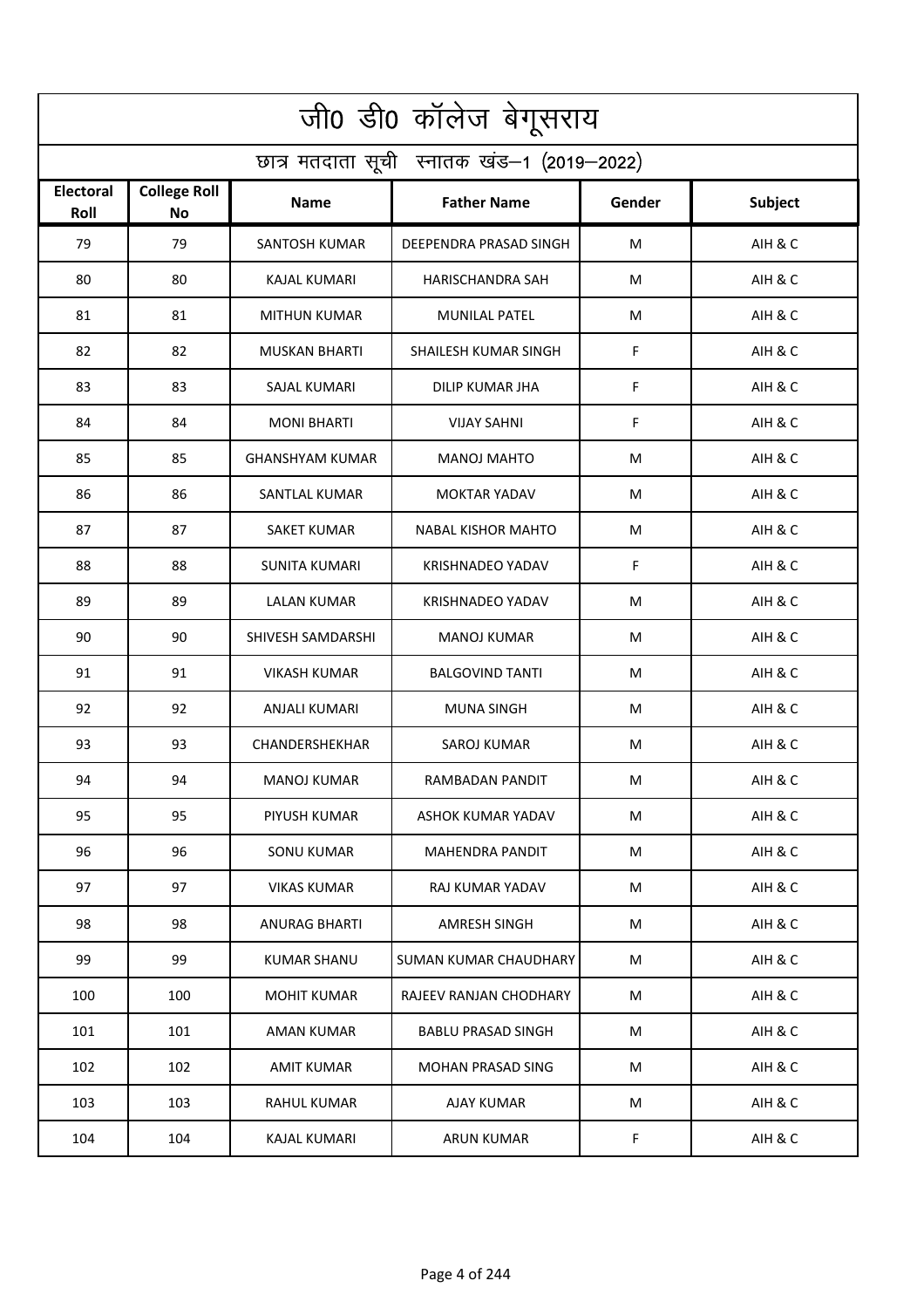# जी0 डी0 कॉलेज बेगूसराय

## छात्र मतदाता सूची स्नातक खंड–1 (2019–2022)

| Electoral Roll | College Roll No | Name | Father Name | Gender | Subject |
|---|---|---|---|---|---|
| 79 | 79 | SANTOSH KUMAR | DEEPENDRA PRASAD SINGH | M | AIH & C |
| 80 | 80 | KAJAL KUMARI | HARISCHANDRA SAH | M | AIH & C |
| 81 | 81 | MITHUN KUMAR | MUNILAL PATEL | M | AIH & C |
| 82 | 82 | MUSKAN BHARTI | SHAILESH KUMAR SINGH | F | AIH & C |
| 83 | 83 | SAJAL KUMARI | DILIP KUMAR JHA | F | AIH & C |
| 84 | 84 | MONI BHARTI | VIJAY SAHNI | F | AIH & C |
| 85 | 85 | GHANSHYAM KUMAR | MANOJ MAHTO | M | AIH & C |
| 86 | 86 | SANTLAL KUMAR | MOKTAR YADAV | M | AIH & C |
| 87 | 87 | SAKET KUMAR | NABAL KISHOR MAHTO | M | AIH & C |
| 88 | 88 | SUNITA KUMARI | KRISHNADEO YADAV | F | AIH & C |
| 89 | 89 | LALAN KUMAR | KRISHNADEO YADAV | M | AIH & C |
| 90 | 90 | SHIVESH SAMDARSHI | MANOJ KUMAR | M | AIH & C |
| 91 | 91 | VIKASH KUMAR | BALGOVIND TANTI | M | AIH & C |
| 92 | 92 | ANJALI KUMARI | MUNA SINGH | M | AIH & C |
| 93 | 93 | CHANDERSHEKHAR | SAROJ KUMAR | M | AIH & C |
| 94 | 94 | MANOJ KUMAR | RAMBADAN PANDIT | M | AIH & C |
| 95 | 95 | PIYUSH KUMAR | ASHOK KUMAR YADAV | M | AIH & C |
| 96 | 96 | SONU KUMAR | MAHENDRA PANDIT | M | AIH & C |
| 97 | 97 | VIKAS KUMAR | RAJ KUMAR YADAV | M | AIH & C |
| 98 | 98 | ANURAG BHARTI | AMRESH SINGH | M | AIH & C |
| 99 | 99 | KUMAR SHANU | SUMAN KUMAR CHAUDHARY | M | AIH & C |
| 100 | 100 | MOHIT KUMAR | RAJEEV RANJAN CHODHARY | M | AIH & C |
| 101 | 101 | AMAN KUMAR | BABLU PRASAD SINGH | M | AIH & C |
| 102 | 102 | AMIT KUMAR | MOHAN PRASAD SING | M | AIH & C |
| 103 | 103 | RAHUL KUMAR | AJAY KUMAR | M | AIH & C |
| 104 | 104 | KAJAL KUMARI | ARUN KUMAR | F | AIH & C |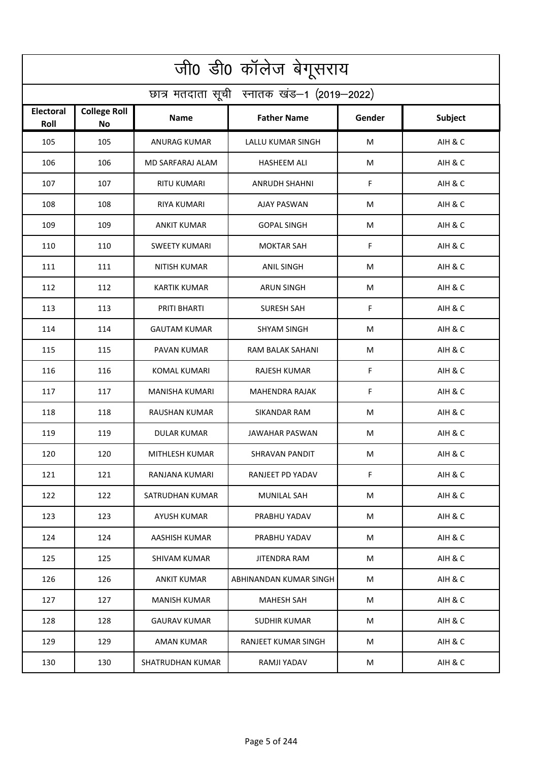# जी0 डी0 कॉलेज बेगूसराय

## छात्र मतदाता सूची स्नातक खंड–1 (2019–2022)

| Electoral Roll | College Roll No | Name | Father Name | Gender | Subject |
|---|---|---|---|---|---|
| 105 | 105 | ANURAG KUMAR | LALLU KUMAR SINGH | M | AIH & C |
| 106 | 106 | MD SARFARAJ ALAM | HASHEEM ALI | M | AIH & C |
| 107 | 107 | RITU KUMARI | ANRUDH SHAHNI | F | AIH & C |
| 108 | 108 | RIYA KUMARI | AJAY PASWAN | M | AIH & C |
| 109 | 109 | ANKIT KUMAR | GOPAL SINGH | M | AIH & C |
| 110 | 110 | SWEETY KUMARI | MOKTAR SAH | F | AIH & C |
| 111 | 111 | NITISH KUMAR | ANIL SINGH | M | AIH & C |
| 112 | 112 | KARTIK KUMAR | ARUN SINGH | M | AIH & C |
| 113 | 113 | PRITI BHARTI | SURESH SAH | F | AIH & C |
| 114 | 114 | GAUTAM KUMAR | SHYAM SINGH | M | AIH & C |
| 115 | 115 | PAVAN KUMAR | RAM BALAK SAHANI | M | AIH & C |
| 116 | 116 | KOMAL KUMARI | RAJESH KUMAR | F | AIH & C |
| 117 | 117 | MANISHA KUMARI | MAHENDRA RAJAK | F | AIH & C |
| 118 | 118 | RAUSHAN KUMAR | SIKANDAR RAM | M | AIH & C |
| 119 | 119 | DULAR KUMAR | JAWAHAR PASWAN | M | AIH & C |
| 120 | 120 | MITHLESH KUMAR | SHRAVAN PANDIT | M | AIH & C |
| 121 | 121 | RANJANA KUMARI | RANJEET PD YADAV | F | AIH & C |
| 122 | 122 | SATRUDHAN KUMAR | MUNILAL SAH | M | AIH & C |
| 123 | 123 | AYUSH KUMAR | PRABHU YADAV | M | AIH & C |
| 124 | 124 | AASHISH KUMAR | PRABHU YADAV | M | AIH & C |
| 125 | 125 | SHIVAM KUMAR | JITENDRA RAM | M | AIH & C |
| 126 | 126 | ANKIT KUMAR | ABHINANDAN KUMAR SINGH | M | AIH & C |
| 127 | 127 | MANISH KUMAR | MAHESH SAH | M | AIH & C |
| 128 | 128 | GAURAV KUMAR | SUDHIR KUMAR | M | AIH & C |
| 129 | 129 | AMAN KUMAR | RANJEET KUMAR SINGH | M | AIH & C |
| 130 | 130 | SHATRUDHAN KUMAR | RAMJI YADAV | M | AIH & C |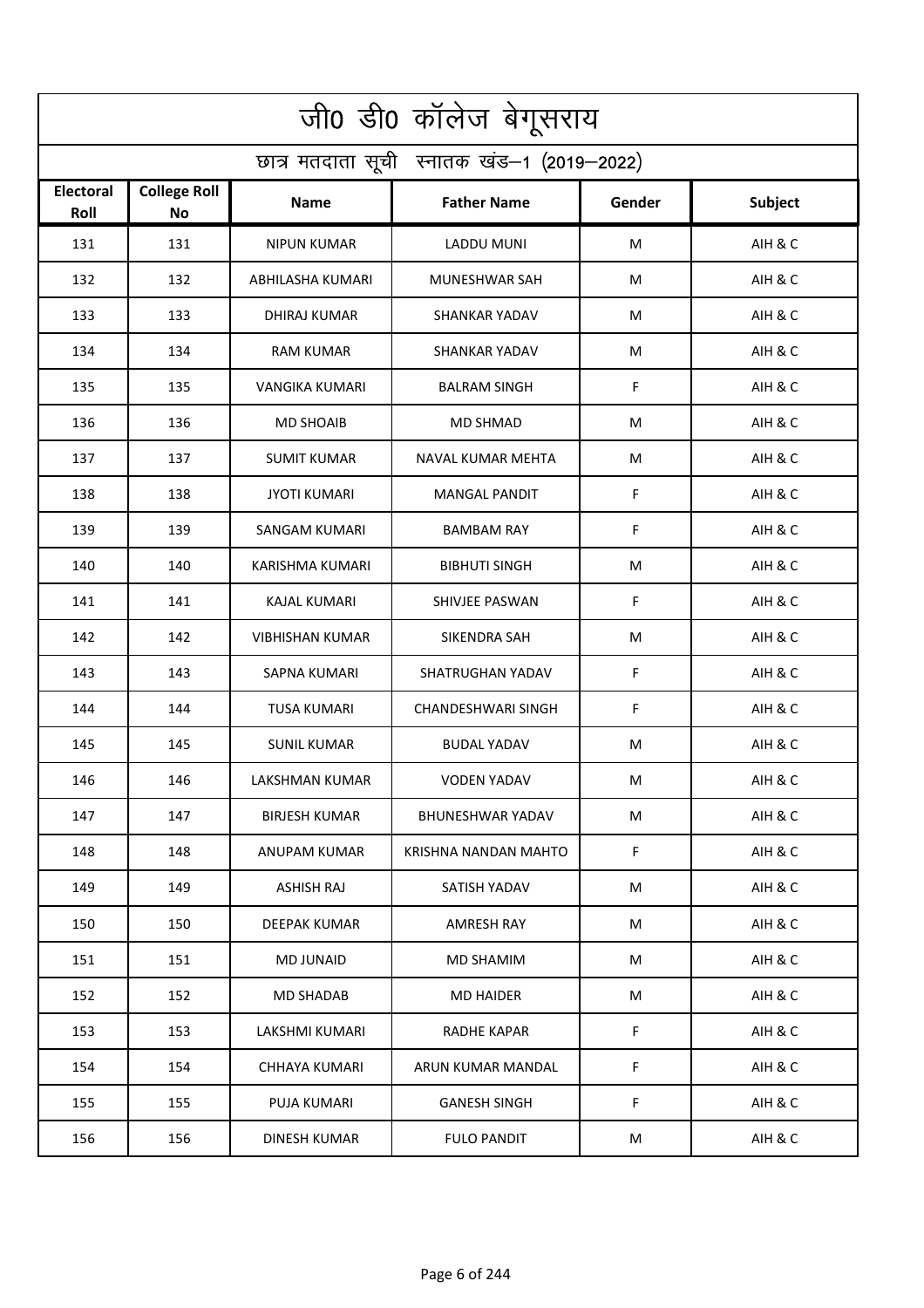# जी0 डी0 कॉलेज बेगूसराय

## छात्र मतदाता सूची स्नातक खंड–1 (2019–2022)

| Electoral Roll | College Roll No | Name | Father Name | Gender | Subject |
|---|---|---|---|---|---|
| 131 | 131 | NIPUN KUMAR | LADDU MUNI | M | AIH & C |
| 132 | 132 | ABHILASHA KUMARI | MUNESHWAR SAH | M | AIH & C |
| 133 | 133 | DHIRAJ KUMAR | SHANKAR YADAV | M | AIH & C |
| 134 | 134 | RAM KUMAR | SHANKAR YADAV | M | AIH & C |
| 135 | 135 | VANGIKA KUMARI | BALRAM SINGH | F | AIH & C |
| 136 | 136 | MD SHOAIB | MD SHMAD | M | AIH & C |
| 137 | 137 | SUMIT KUMAR | NAVAL KUMAR MEHTA | M | AIH & C |
| 138 | 138 | JYOTI KUMARI | MANGAL PANDIT | F | AIH & C |
| 139 | 139 | SANGAM KUMARI | BAMBAM RAY | F | AIH & C |
| 140 | 140 | KARISHMA KUMARI | BIBHUTI SINGH | M | AIH & C |
| 141 | 141 | KAJAL KUMARI | SHIVJEE PASWAN | F | AIH & C |
| 142 | 142 | VIBHISHAN KUMAR | SIKENDRA SAH | M | AIH & C |
| 143 | 143 | SAPNA KUMARI | SHATRUGHAN YADAV | F | AIH & C |
| 144 | 144 | TUSA KUMARI | CHANDESHWARI SINGH | F | AIH & C |
| 145 | 145 | SUNIL KUMAR | BUDAL YADAV | M | AIH & C |
| 146 | 146 | LAKSHMAN KUMAR | VODEN YADAV | M | AIH & C |
| 147 | 147 | BIRJESH KUMAR | BHUNESHWAR YADAV | M | AIH & C |
| 148 | 148 | ANUPAM KUMAR | KRISHNA NANDAN MAHTO | F | AIH & C |
| 149 | 149 | ASHISH RAJ | SATISH YADAV | M | AIH & C |
| 150 | 150 | DEEPAK KUMAR | AMRESH RAY | M | AIH & C |
| 151 | 151 | MD JUNAID | MD SHAMIM | M | AIH & C |
| 152 | 152 | MD SHADAB | MD HAIDER | M | AIH & C |
| 153 | 153 | LAKSHMI KUMARI | RADHE KAPAR | F | AIH & C |
| 154 | 154 | CHHAYA KUMARI | ARUN KUMAR MANDAL | F | AIH & C |
| 155 | 155 | PUJA KUMARI | GANESH SINGH | F | AIH & C |
| 156 | 156 | DINESH KUMAR | FULO PANDIT | M | AIH & C |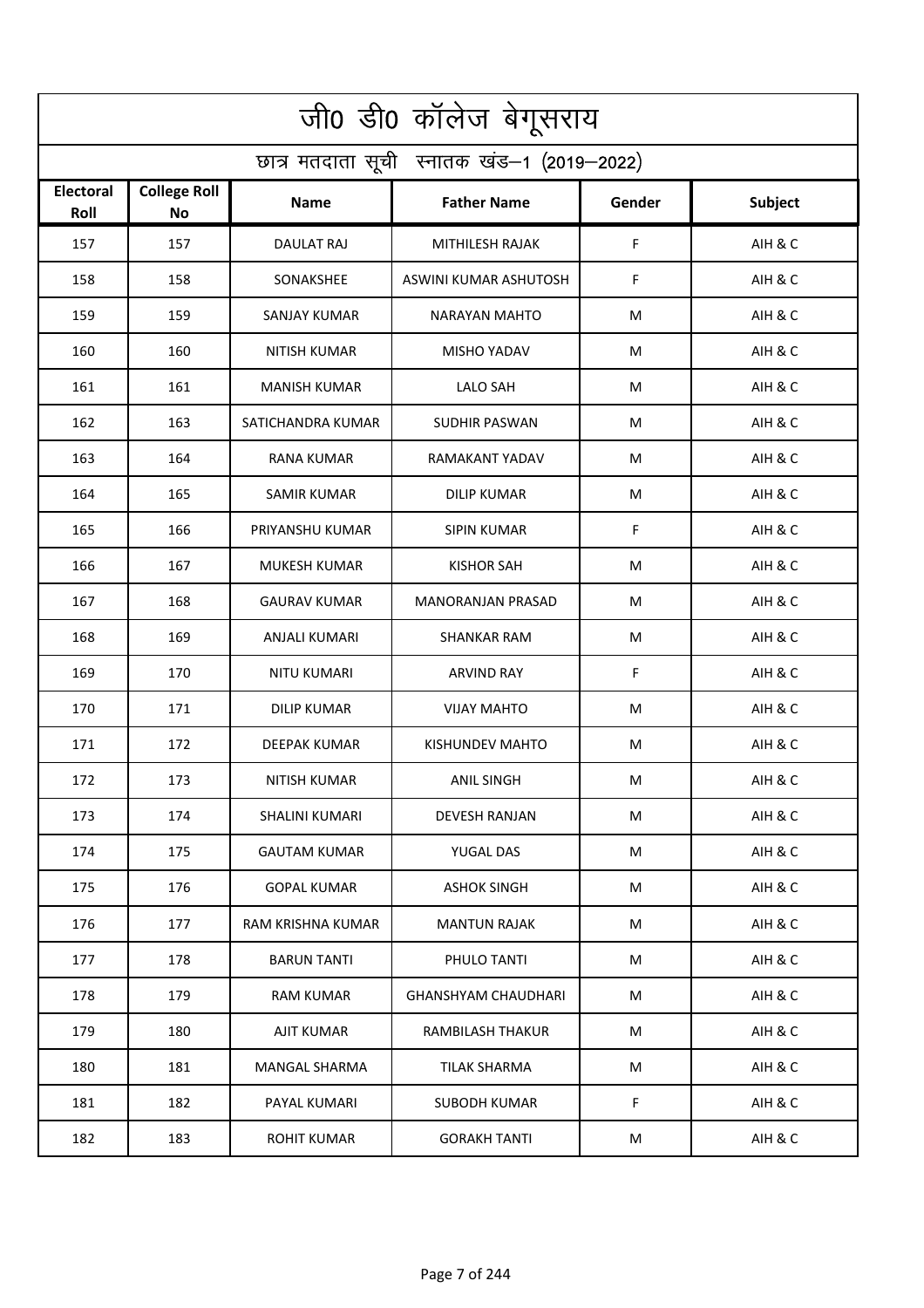# जी0 डी0 कॉलेज बेगूसराय

## छात्र मतदाता सूची स्नातक खंड–1 (2019–2022)

| Electoral Roll | College Roll No | Name | Father Name | Gender | Subject |
|---|---|---|---|---|---|
| 157 | 157 | DAULAT RAJ | MITHILESH RAJAK | F | AIH & C |
| 158 | 158 | SONAKSHEE | ASWINI KUMAR ASHUTOSH | F | AIH & C |
| 159 | 159 | SANJAY KUMAR | NARAYAN MAHTO | M | AIH & C |
| 160 | 160 | NITISH KUMAR | MISHO YADAV | M | AIH & C |
| 161 | 161 | MANISH KUMAR | LALO SAH | M | AIH & C |
| 162 | 163 | SATICHANDRA KUMAR | SUDHIR PASWAN | M | AIH & C |
| 163 | 164 | RANA KUMAR | RAMAKANT YADAV | M | AIH & C |
| 164 | 165 | SAMIR KUMAR | DILIP KUMAR | M | AIH & C |
| 165 | 166 | PRIYANSHU KUMAR | SIPIN KUMAR | F | AIH & C |
| 166 | 167 | MUKESH KUMAR | KISHOR SAH | M | AIH & C |
| 167 | 168 | GAURAV KUMAR | MANORANJAN PRASAD | M | AIH & C |
| 168 | 169 | ANJALI KUMARI | SHANKAR RAM | M | AIH & C |
| 169 | 170 | NITU KUMARI | ARVIND RAY | F | AIH & C |
| 170 | 171 | DILIP KUMAR | VIJAY MAHTO | M | AIH & C |
| 171 | 172 | DEEPAK KUMAR | KISHUNDEV MAHTO | M | AIH & C |
| 172 | 173 | NITISH KUMAR | ANIL SINGH | M | AIH & C |
| 173 | 174 | SHALINI KUMARI | DEVESH RANJAN | M | AIH & C |
| 174 | 175 | GAUTAM KUMAR | YUGAL DAS | M | AIH & C |
| 175 | 176 | GOPAL KUMAR | ASHOK SINGH | M | AIH & C |
| 176 | 177 | RAM KRISHNA KUMAR | MANTUN RAJAK | M | AIH & C |
| 177 | 178 | BARUN TANTI | PHULO TANTI | M | AIH & C |
| 178 | 179 | RAM KUMAR | GHANSHYAM CHAUDHARI | M | AIH & C |
| 179 | 180 | AJIT KUMAR | RAMBILASH THAKUR | M | AIH & C |
| 180 | 181 | MANGAL SHARMA | TILAK SHARMA | M | AIH & C |
| 181 | 182 | PAYAL KUMARI | SUBODH KUMAR | F | AIH & C |
| 182 | 183 | ROHIT KUMAR | GORAKH TANTI | M | AIH & C |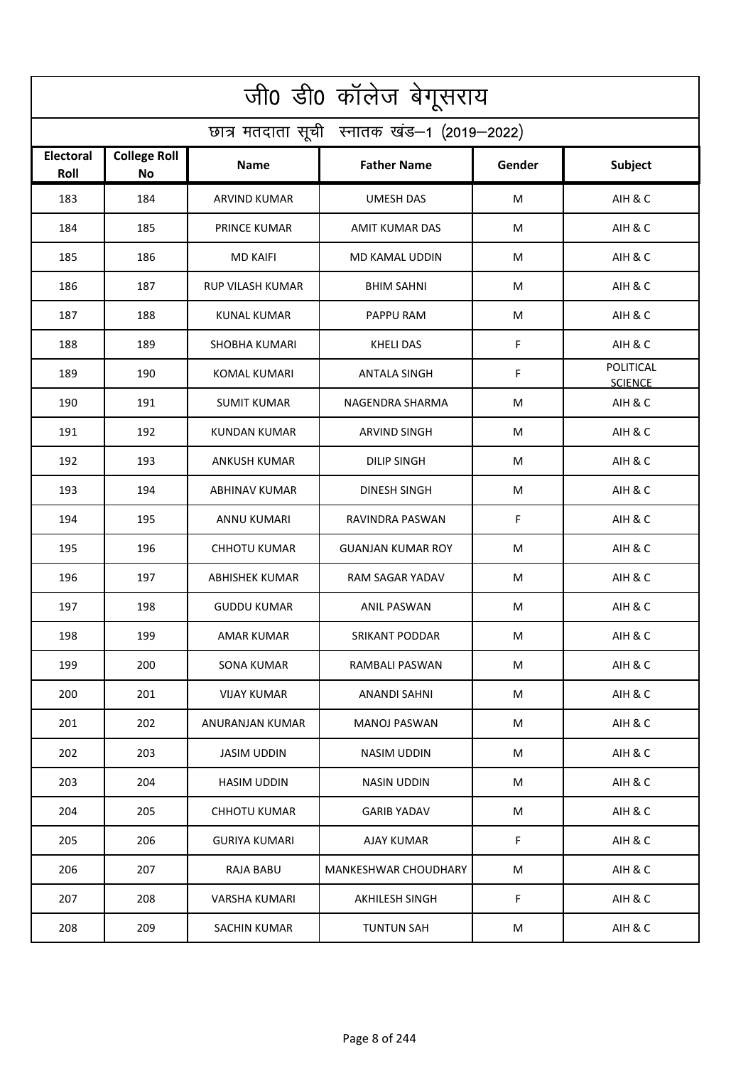# जी0 डी0 कॉलेज बेगूसराय

## छात्र मतदाता सूची स्नातक खंड–1 (2019–2022)

| Electoral Roll | College Roll No | Name | Father Name | Gender | Subject |
|---|---|---|---|---|---|
| 183 | 184 | ARVIND KUMAR | UMESH DAS | M | AIH & C |
| 184 | 185 | PRINCE KUMAR | AMIT KUMAR DAS | M | AIH & C |
| 185 | 186 | MD KAIFI | MD KAMAL UDDIN | M | AIH & C |
| 186 | 187 | RUP VILASH KUMAR | BHIM SAHNI | M | AIH & C |
| 187 | 188 | KUNAL KUMAR | PAPPU RAM | M | AIH & C |
| 188 | 189 | SHOBHA KUMARI | KHELI DAS | F | AIH & C |
| 189 | 190 | KOMAL KUMARI | ANTALA SINGH | F | POLITICAL SCIENCE |
| 190 | 191 | SUMIT KUMAR | NAGENDRA SHARMA | M | AIH & C |
| 191 | 192 | KUNDAN KUMAR | ARVIND SINGH | M | AIH & C |
| 192 | 193 | ANKUSH KUMAR | DILIP SINGH | M | AIH & C |
| 193 | 194 | ABHINAV KUMAR | DINESH SINGH | M | AIH & C |
| 194 | 195 | ANNU KUMARI | RAVINDRA PASWAN | F | AIH & C |
| 195 | 196 | CHHOTU KUMAR | GUANJAN KUMAR ROY | M | AIH & C |
| 196 | 197 | ABHISHEK KUMAR | RAM SAGAR YADAV | M | AIH & C |
| 197 | 198 | GUDDU KUMAR | ANIL PASWAN | M | AIH & C |
| 198 | 199 | AMAR KUMAR | SRIKANT PODDAR | M | AIH & C |
| 199 | 200 | SONA KUMAR | RAMBALI PASWAN | M | AIH & C |
| 200 | 201 | VIJAY KUMAR | ANANDI SAHNI | M | AIH & C |
| 201 | 202 | ANURANJAN KUMAR | MANOJ PASWAN | M | AIH & C |
| 202 | 203 | JASIM UDDIN | NASIM UDDIN | M | AIH & C |
| 203 | 204 | HASIM UDDIN | NASIN UDDIN | M | AIH & C |
| 204 | 205 | CHHOTU KUMAR | GARIB YADAV | M | AIH & C |
| 205 | 206 | GURIYA KUMARI | AJAY KUMAR | F | AIH & C |
| 206 | 207 | RAJA BABU | MANKESHWAR CHOUDHARY | M | AIH & C |
| 207 | 208 | VARSHA KUMARI | AKHILESH SINGH | F | AIH & C |
| 208 | 209 | SACHIN KUMAR | TUNTUN SAH | M | AIH & C |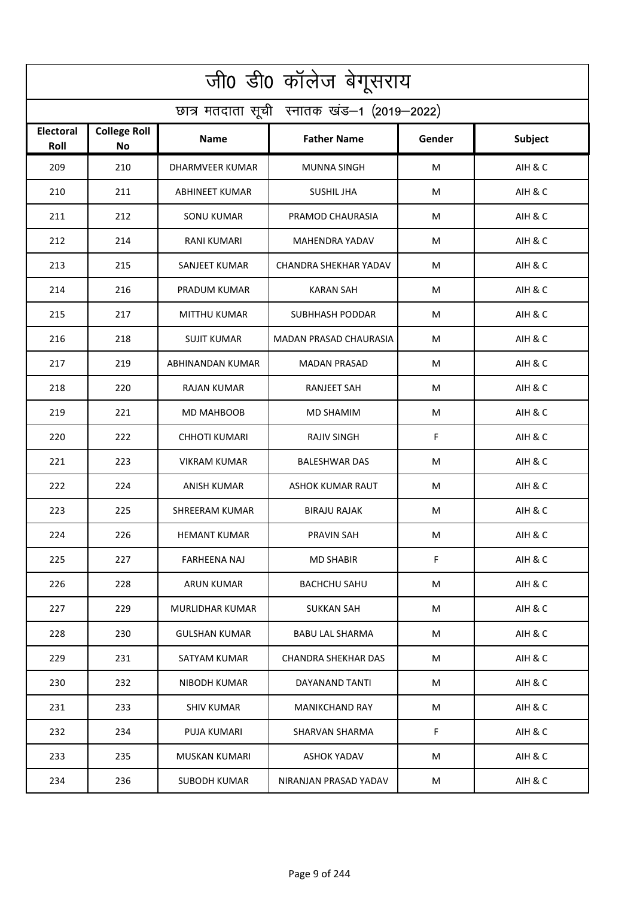# जी0 डी0 कॉलेज बेगूसराय

## छात्र मतदाता सूची स्नातक खंड–1 (2019–2022)

| Electoral Roll | College Roll No | Name | Father Name | Gender | Subject |
|---|---|---|---|---|---|
| 209 | 210 | DHARMVEER KUMAR | MUNNA SINGH | M | AIH & C |
| 210 | 211 | ABHINEET KUMAR | SUSHIL JHA | M | AIH & C |
| 211 | 212 | SONU KUMAR | PRAMOD CHAURASIA | M | AIH & C |
| 212 | 214 | RANI KUMARI | MAHENDRA YADAV | M | AIH & C |
| 213 | 215 | SANJEET KUMAR | CHANDRA SHEKHAR YADAV | M | AIH & C |
| 214 | 216 | PRADUM KUMAR | KARAN SAH | M | AIH & C |
| 215 | 217 | MITTHU KUMAR | SUBHHASH PODDAR | M | AIH & C |
| 216 | 218 | SUJIT KUMAR | MADAN PRASAD CHAURASIA | M | AIH & C |
| 217 | 219 | ABHINANDAN KUMAR | MADAN PRASAD | M | AIH & C |
| 218 | 220 | RAJAN KUMAR | RANJEET SAH | M | AIH & C |
| 219 | 221 | MD MAHBOOB | MD SHAMIM | M | AIH & C |
| 220 | 222 | CHHOTI KUMARI | RAJIV SINGH | F | AIH & C |
| 221 | 223 | VIKRAM KUMAR | BALESHWAR DAS | M | AIH & C |
| 222 | 224 | ANISH KUMAR | ASHOK KUMAR RAUT | M | AIH & C |
| 223 | 225 | SHREERAM KUMAR | BIRAJU RAJAK | M | AIH & C |
| 224 | 226 | HEMANT KUMAR | PRAVIN SAH | M | AIH & C |
| 225 | 227 | FARHEENA NAJ | MD SHABIR | F | AIH & C |
| 226 | 228 | ARUN KUMAR | BACHCHU SAHU | M | AIH & C |
| 227 | 229 | MURLIDHAR KUMAR | SUKKAN SAH | M | AIH & C |
| 228 | 230 | GULSHAN KUMAR | BABU LAL SHARMA | M | AIH & C |
| 229 | 231 | SATYAM KUMAR | CHANDRA SHEKHAR DAS | M | AIH & C |
| 230 | 232 | NIBODH KUMAR | DAYANAND TANTI | M | AIH & C |
| 231 | 233 | SHIV KUMAR | MANIKCHAND RAY | M | AIH & C |
| 232 | 234 | PUJA KUMARI | SHARVAN SHARMA | F | AIH & C |
| 233 | 235 | MUSKAN KUMARI | ASHOK YADAV | M | AIH & C |
| 234 | 236 | SUBODH KUMAR | NIRANJAN PRASAD YADAV | M | AIH & C |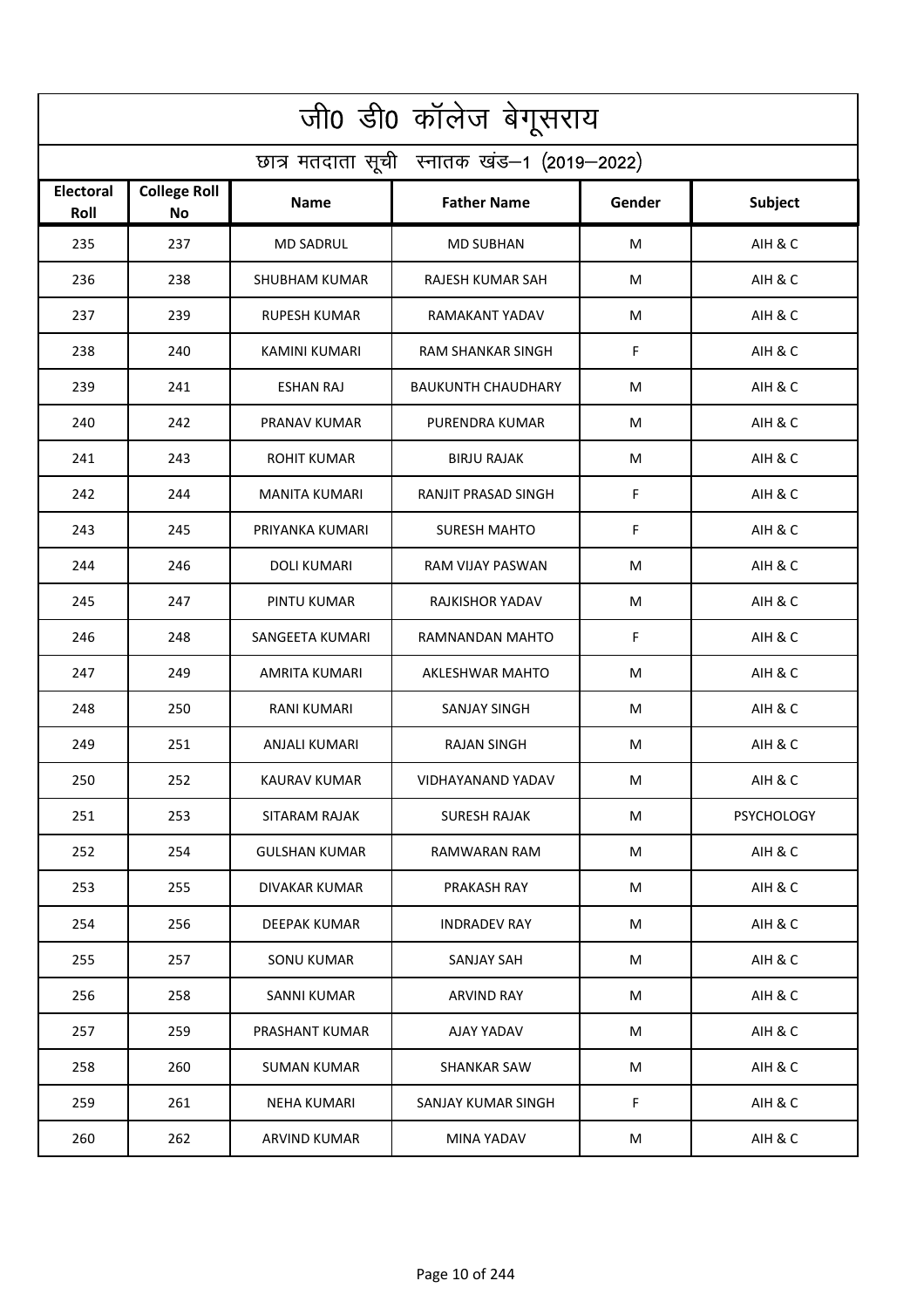# जी0 डी0 कॉलेज बेगूसराय

## छात्र मतदाता सूची स्नातक खंड–1 (2019–2022)

| Electoral Roll | College Roll No | Name | Father Name | Gender | Subject |
|---|---|---|---|---|---|
| 235 | 237 | MD SADRUL | MD SUBHAN | M | AIH & C |
| 236 | 238 | SHUBHAM KUMAR | RAJESH KUMAR SAH | M | AIH & C |
| 237 | 239 | RUPESH KUMAR | RAMAKANT YADAV | M | AIH & C |
| 238 | 240 | KAMINI KUMARI | RAM SHANKAR SINGH | F | AIH & C |
| 239 | 241 | ESHAN RAJ | BAUKUNTH CHAUDHARY | M | AIH & C |
| 240 | 242 | PRANAV KUMAR | PURENDRA KUMAR | M | AIH & C |
| 241 | 243 | ROHIT KUMAR | BIRJU RAJAK | M | AIH & C |
| 242 | 244 | MANITA KUMARI | RANJIT PRASAD SINGH | F | AIH & C |
| 243 | 245 | PRIYANKA KUMARI | SURESH MAHTO | F | AIH & C |
| 244 | 246 | DOLI KUMARI | RAM VIJAY PASWAN | M | AIH & C |
| 245 | 247 | PINTU KUMAR | RAJKISHOR YADAV | M | AIH & C |
| 246 | 248 | SANGEETA KUMARI | RAMNANDAN MAHTO | F | AIH & C |
| 247 | 249 | AMRITA KUMARI | AKLESHWAR MAHTO | M | AIH & C |
| 248 | 250 | RANI KUMARI | SANJAY SINGH | M | AIH & C |
| 249 | 251 | ANJALI KUMARI | RAJAN SINGH | M | AIH & C |
| 250 | 252 | KAURAV KUMAR | VIDHAYANAND YADAV | M | AIH & C |
| 251 | 253 | SITARAM RAJAK | SURESH RAJAK | M | PSYCHOLOGY |
| 252 | 254 | GULSHAN KUMAR | RAMWARAN RAM | M | AIH & C |
| 253 | 255 | DIVAKAR KUMAR | PRAKASH RAY | M | AIH & C |
| 254 | 256 | DEEPAK KUMAR | INDRADEV RAY | M | AIH & C |
| 255 | 257 | SONU KUMAR | SANJAY SAH | M | AIH & C |
| 256 | 258 | SANNI KUMAR | ARVIND RAY | M | AIH & C |
| 257 | 259 | PRASHANT KUMAR | AJAY YADAV | M | AIH & C |
| 258 | 260 | SUMAN KUMAR | SHANKAR SAW | M | AIH & C |
| 259 | 261 | NEHA KUMARI | SANJAY KUMAR SINGH | F | AIH & C |
| 260 | 262 | ARVIND KUMAR | MINA YADAV | M | AIH & C |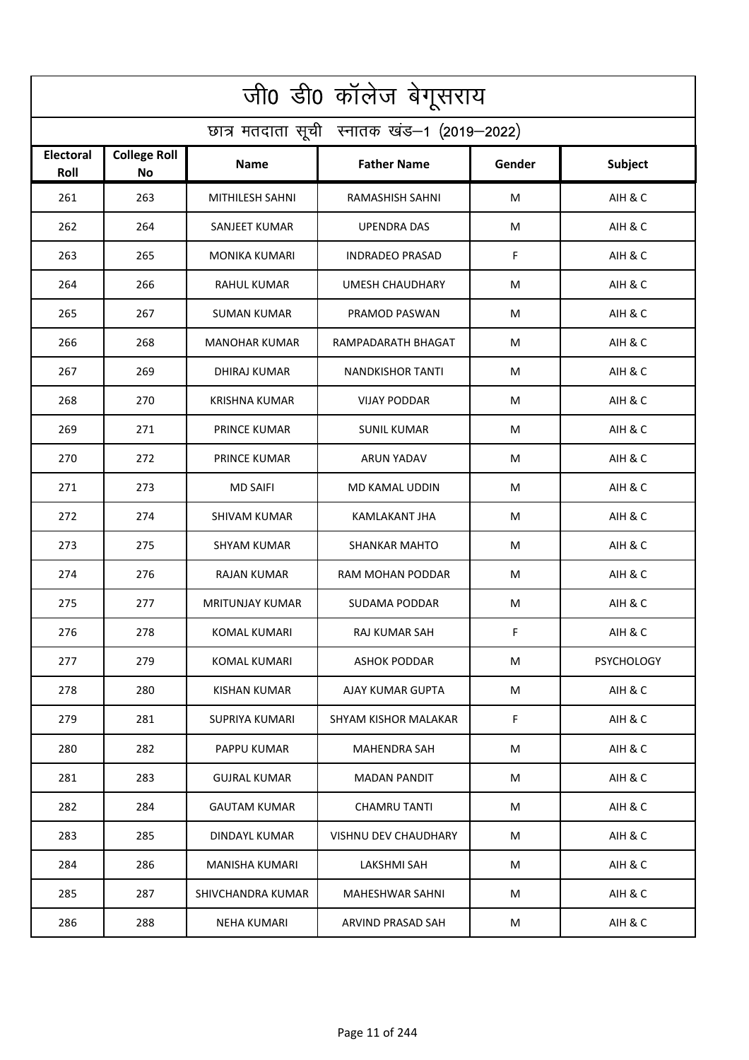# जी0 डी0 कॉलेज बेगूसराय

## छात्र मतदाता सूची स्नातक खंड–1 (2019–2022)

| Electoral Roll | College Roll No | Name | Father Name | Gender | Subject |
|---|---|---|---|---|---|
| 261 | 263 | MITHILESH SAHNI | RAMASHISH SAHNI | M | AIH & C |
| 262 | 264 | SANJEET KUMAR | UPENDRA DAS | M | AIH & C |
| 263 | 265 | MONIKA KUMARI | INDRADEO PRASAD | F | AIH & C |
| 264 | 266 | RAHUL KUMAR | UMESH CHAUDHARY | M | AIH & C |
| 265 | 267 | SUMAN KUMAR | PRAMOD PASWAN | M | AIH & C |
| 266 | 268 | MANOHAR KUMAR | RAMPADARATH BHAGAT | M | AIH & C |
| 267 | 269 | DHIRAJ KUMAR | NANDKISHOR TANTI | M | AIH & C |
| 268 | 270 | KRISHNA KUMAR | VIJAY PODDAR | M | AIH & C |
| 269 | 271 | PRINCE KUMAR | SUNIL KUMAR | M | AIH & C |
| 270 | 272 | PRINCE KUMAR | ARUN YADAV | M | AIH & C |
| 271 | 273 | MD SAIFI | MD KAMAL UDDIN | M | AIH & C |
| 272 | 274 | SHIVAM KUMAR | KAMLAKANT JHA | M | AIH & C |
| 273 | 275 | SHYAM KUMAR | SHANKAR MAHTO | M | AIH & C |
| 274 | 276 | RAJAN KUMAR | RAM MOHAN PODDAR | M | AIH & C |
| 275 | 277 | MRITUNJAY KUMAR | SUDAMA PODDAR | M | AIH & C |
| 276 | 278 | KOMAL KUMARI | RAJ KUMAR SAH | F | AIH & C |
| 277 | 279 | KOMAL KUMARI | ASHOK PODDAR | M | PSYCHOLOGY |
| 278 | 280 | KISHAN KUMAR | AJAY KUMAR GUPTA | M | AIH & C |
| 279 | 281 | SUPRIYA KUMARI | SHYAM KISHOR MALAKAR | F | AIH & C |
| 280 | 282 | PAPPU KUMAR | MAHENDRA SAH | M | AIH & C |
| 281 | 283 | GUJRAL KUMAR | MADAN PANDIT | M | AIH & C |
| 282 | 284 | GAUTAM KUMAR | CHAMRU TANTI | M | AIH & C |
| 283 | 285 | DINDAYL KUMAR | VISHNU DEV CHAUDHARY | M | AIH & C |
| 284 | 286 | MANISHA KUMARI | LAKSHMI SAH | M | AIH & C |
| 285 | 287 | SHIVCHANDRA KUMAR | MAHESHWAR SAHNI | M | AIH & C |
| 286 | 288 | NEHA KUMARI | ARVIND PRASAD SAH | M | AIH & C |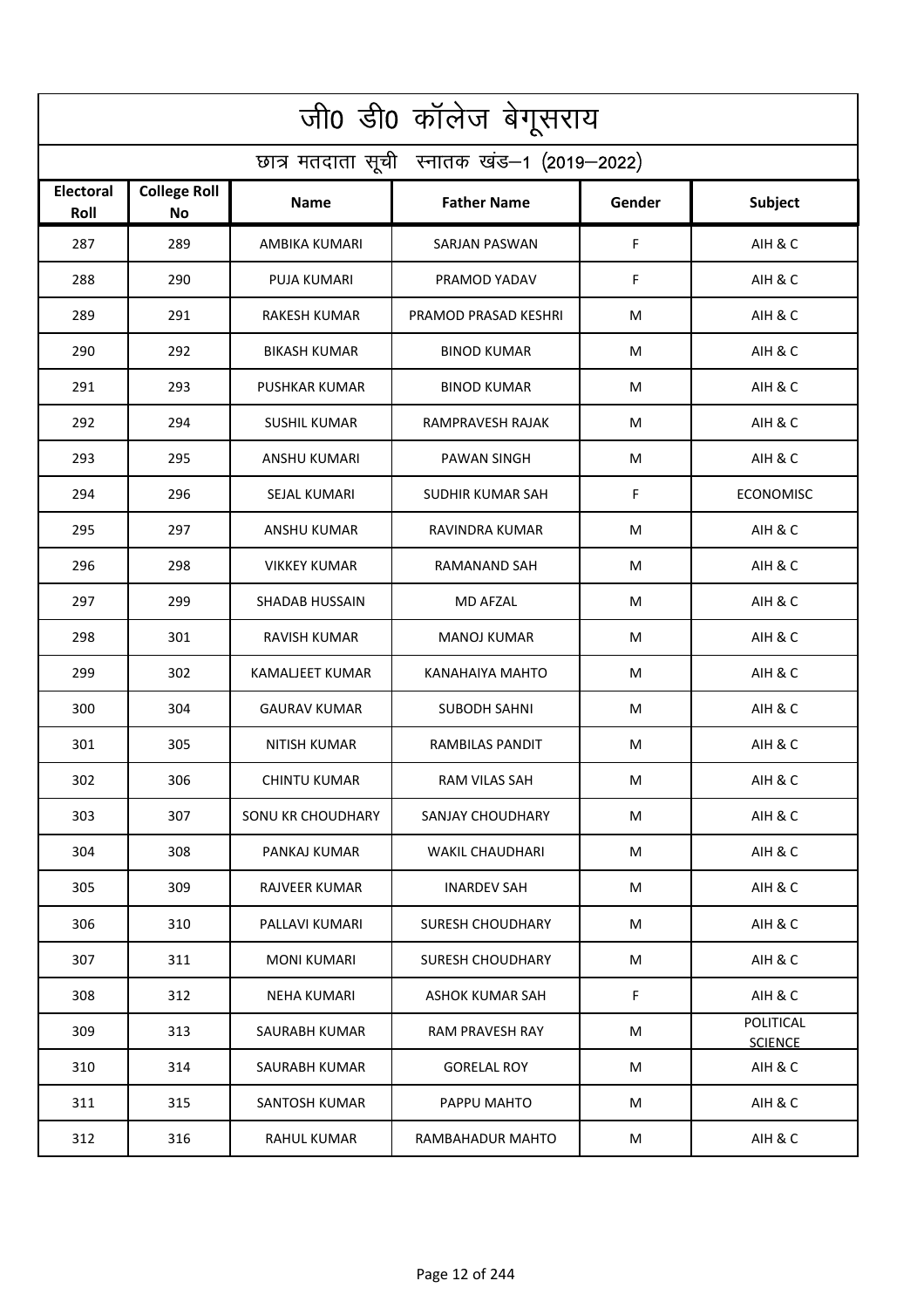# जी0 डी0 कॉलेज बेगूसराय

## छात्र मतदाता सूची स्नातक खंड–1 (2019–2022)

| Electoral Roll | College Roll No | Name | Father Name | Gender | Subject |
|---|---|---|---|---|---|
| 287 | 289 | AMBIKA KUMARI | SARJAN PASWAN | F | AIH & C |
| 288 | 290 | PUJA KUMARI | PRAMOD YADAV | F | AIH & C |
| 289 | 291 | RAKESH KUMAR | PRAMOD PRASAD KESHRI | M | AIH & C |
| 290 | 292 | BIKASH KUMAR | BINOD KUMAR | M | AIH & C |
| 291 | 293 | PUSHKAR KUMAR | BINOD KUMAR | M | AIH & C |
| 292 | 294 | SUSHIL KUMAR | RAMPRAVESH RAJAK | M | AIH & C |
| 293 | 295 | ANSHU KUMARI | PAWAN SINGH | M | AIH & C |
| 294 | 296 | SEJAL KUMARI | SUDHIR KUMAR SAH | F | ECONOMISC |
| 295 | 297 | ANSHU KUMAR | RAVINDRA KUMAR | M | AIH & C |
| 296 | 298 | VIKKEY KUMAR | RAMANAND SAH | M | AIH & C |
| 297 | 299 | SHADAB HUSSAIN | MD AFZAL | M | AIH & C |
| 298 | 301 | RAVISH KUMAR | MANOJ KUMAR | M | AIH & C |
| 299 | 302 | KAMALJEET KUMAR | KANAHAIYA MAHTO | M | AIH & C |
| 300 | 304 | GAURAV KUMAR | SUBODH SAHNI | M | AIH & C |
| 301 | 305 | NITISH KUMAR | RAMBILAS PANDIT | M | AIH & C |
| 302 | 306 | CHINTU KUMAR | RAM VILAS SAH | M | AIH & C |
| 303 | 307 | SONU KR CHOUDHARY | SANJAY CHOUDHARY | M | AIH & C |
| 304 | 308 | PANKAJ KUMAR | WAKIL CHAUDHARI | M | AIH & C |
| 305 | 309 | RAJVEER KUMAR | INARDEV SAH | M | AIH & C |
| 306 | 310 | PALLAVI KUMARI | SURESH CHOUDHARY | M | AIH & C |
| 307 | 311 | MONI KUMARI | SURESH CHOUDHARY | M | AIH & C |
| 308 | 312 | NEHA KUMARI | ASHOK KUMAR SAH | F | AIH & C |
| 309 | 313 | SAURABH KUMAR | RAM PRAVESH RAY | M | POLITICAL SCIENCE |
| 310 | 314 | SAURABH KUMAR | GORELAL ROY | M | AIH & C |
| 311 | 315 | SANTOSH KUMAR | PAPPU MAHTO | M | AIH & C |
| 312 | 316 | RAHUL KUMAR | RAMBAHADUR MAHTO | M | AIH & C |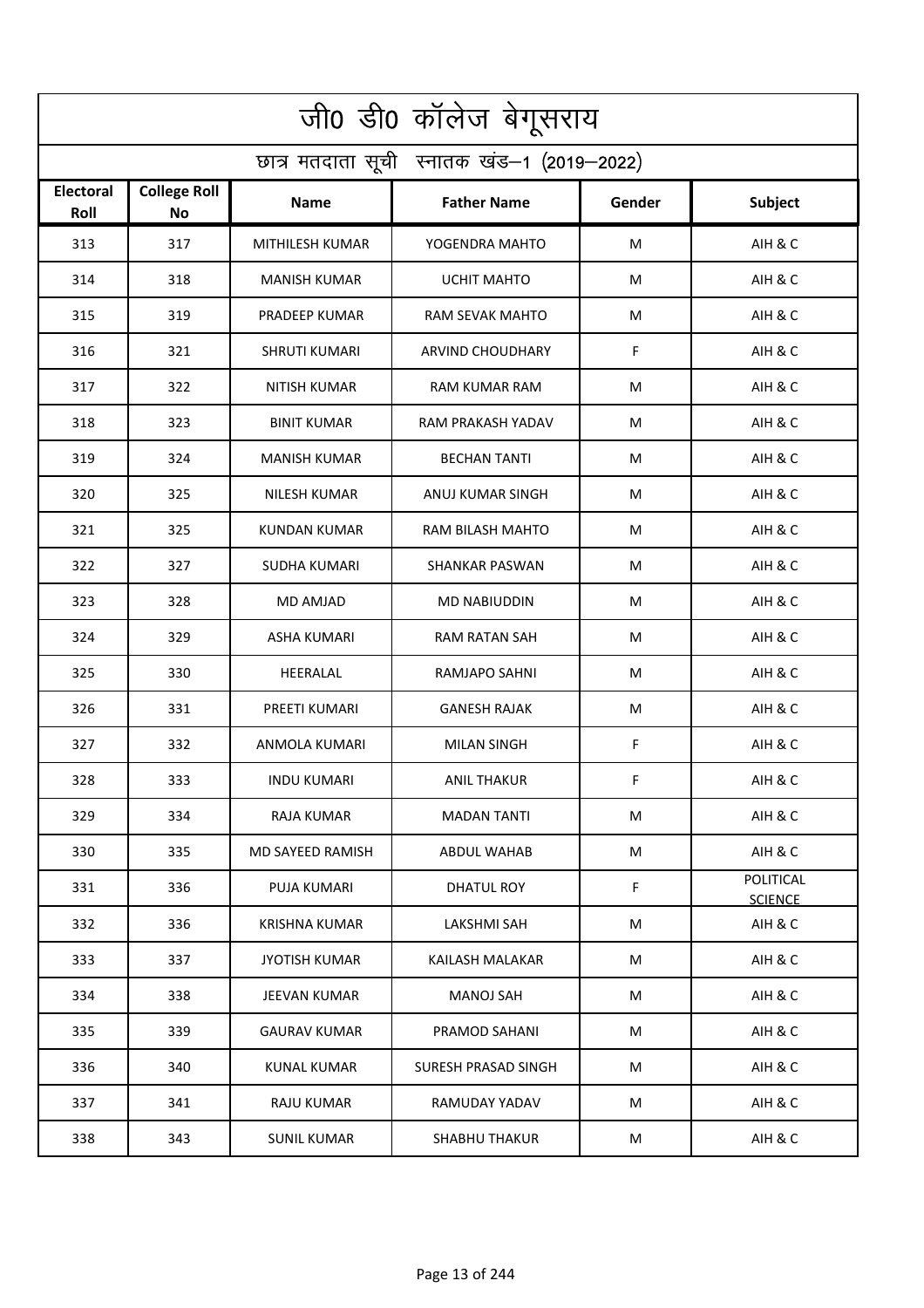# जी0 डी0 कॉलेज बेगूसराय

## छात्र मतदाता सूची स्नातक खंड–1 (2019–2022)

| Electoral Roll | College Roll No | Name | Father Name | Gender | Subject |
|---|---|---|---|---|---|
| 313 | 317 | MITHILESH KUMAR | YOGENDRA MAHTO | M | AIH & C |
| 314 | 318 | MANISH KUMAR | UCHIT MAHTO | M | AIH & C |
| 315 | 319 | PRADEEP KUMAR | RAM SEVAK MAHTO | M | AIH & C |
| 316 | 321 | SHRUTI KUMARI | ARVIND CHOUDHARY | F | AIH & C |
| 317 | 322 | NITISH KUMAR | RAM KUMAR RAM | M | AIH & C |
| 318 | 323 | BINIT KUMAR | RAM PRAKASH YADAV | M | AIH & C |
| 319 | 324 | MANISH KUMAR | BECHAN TANTI | M | AIH & C |
| 320 | 325 | NILESH KUMAR | ANUJ KUMAR SINGH | M | AIH & C |
| 321 | 325 | KUNDAN KUMAR | RAM BILASH MAHTO | M | AIH & C |
| 322 | 327 | SUDHA KUMARI | SHANKAR PASWAN | M | AIH & C |
| 323 | 328 | MD AMJAD | MD NABIUDDIN | M | AIH & C |
| 324 | 329 | ASHA KUMARI | RAM RATAN SAH | M | AIH & C |
| 325 | 330 | HEERALAL | RAMJAPO SAHNI | M | AIH & C |
| 326 | 331 | PREETI KUMARI | GANESH RAJAK | M | AIH & C |
| 327 | 332 | ANMOLA KUMARI | MILAN SINGH | F | AIH & C |
| 328 | 333 | INDU KUMARI | ANIL THAKUR | F | AIH & C |
| 329 | 334 | RAJA KUMAR | MADAN TANTI | M | AIH & C |
| 330 | 335 | MD SAYEED RAMISH | ABDUL WAHAB | M | AIH & C |
| 331 | 336 | PUJA KUMARI | DHATUL ROY | F | POLITICAL SCIENCE |
| 332 | 336 | KRISHNA KUMAR | LAKSHMI SAH | M | AIH & C |
| 333 | 337 | JYOTISH KUMAR | KAILASH MALAKAR | M | AIH & C |
| 334 | 338 | JEEVAN KUMAR | MANOJ SAH | M | AIH & C |
| 335 | 339 | GAURAV KUMAR | PRAMOD SAHANI | M | AIH & C |
| 336 | 340 | KUNAL KUMAR | SURESH PRASAD SINGH | M | AIH & C |
| 337 | 341 | RAJU KUMAR | RAMUDAY YADAV | M | AIH & C |
| 338 | 343 | SUNIL KUMAR | SHABHU THAKUR | M | AIH & C |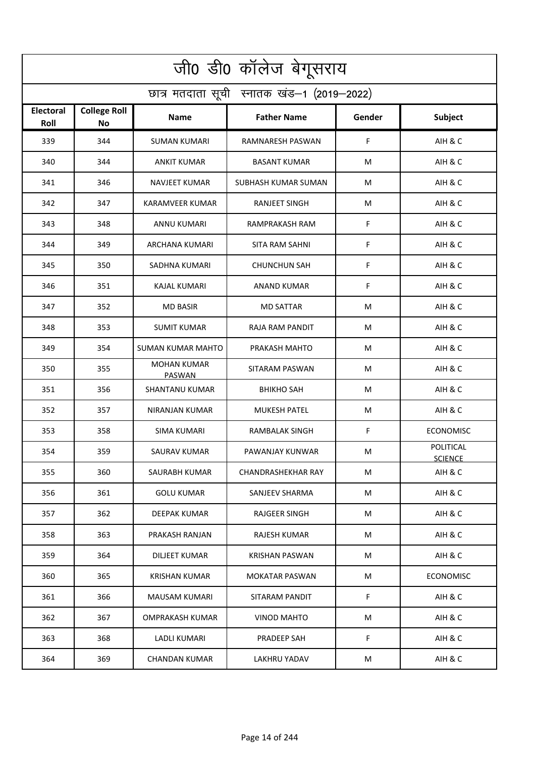# जी0 डी0 कॉलेज बेगूसराय

## छात्र मतदाता सूची स्नातक खंड–1 (2019–2022)

| Electoral Roll | College Roll No | Name | Father Name | Gender | Subject |
|---|---|---|---|---|---|
| 339 | 344 | SUMAN KUMARI | RAMNARESH PASWAN | F | AIH & C |
| 340 | 344 | ANKIT KUMAR | BASANT KUMAR | M | AIH & C |
| 341 | 346 | NAVJEET KUMAR | SUBHASH KUMAR SUMAN | M | AIH & C |
| 342 | 347 | KARAMVEER KUMAR | RANJEET SINGH | M | AIH & C |
| 343 | 348 | ANNU KUMARI | RAMPRAKASH RAM | F | AIH & C |
| 344 | 349 | ARCHANA KUMARI | SITA RAM SAHNI | F | AIH & C |
| 345 | 350 | SADHNA KUMARI | CHUNCHUN SAH | F | AIH & C |
| 346 | 351 | KAJAL KUMARI | ANAND KUMAR | F | AIH & C |
| 347 | 352 | MD BASIR | MD SATTAR | M | AIH & C |
| 348 | 353 | SUMIT KUMAR | RAJA RAM PANDIT | M | AIH & C |
| 349 | 354 | SUMAN KUMAR MAHTO | PRAKASH MAHTO | M | AIH & C |
| 350 | 355 | MOHAN KUMAR PASWAN | SITARAM PASWAN | M | AIH & C |
| 351 | 356 | SHANTANU KUMAR | BHIKHO SAH | M | AIH & C |
| 352 | 357 | NIRANJAN KUMAR | MUKESH PATEL | M | AIH & C |
| 353 | 358 | SIMA KUMARI | RAMBALAK SINGH | F | ECONOMISC |
| 354 | 359 | SAURAV KUMAR | PAWANJAY KUNWAR | M | POLITICAL SCIENCE |
| 355 | 360 | SAURABH KUMAR | CHANDRASHEKHAR RAY | M | AIH & C |
| 356 | 361 | GOLU KUMAR | SANJEEV SHARMA | M | AIH & C |
| 357 | 362 | DEEPAK KUMAR | RAJGEER SINGH | M | AIH & C |
| 358 | 363 | PRAKASH RANJAN | RAJESH KUMAR | M | AIH & C |
| 359 | 364 | DILJEET KUMAR | KRISHAN PASWAN | M | AIH & C |
| 360 | 365 | KRISHAN KUMAR | MOKATAR PASWAN | M | ECONOMISC |
| 361 | 366 | MAUSAM KUMARI | SITARAM PANDIT | F | AIH & C |
| 362 | 367 | OMPRAKASH KUMAR | VINOD MAHTO | M | AIH & C |
| 363 | 368 | LADLI KUMARI | PRADEEP SAH | F | AIH & C |
| 364 | 369 | CHANDAN KUMAR | LAKHRU YADAV | M | AIH & C |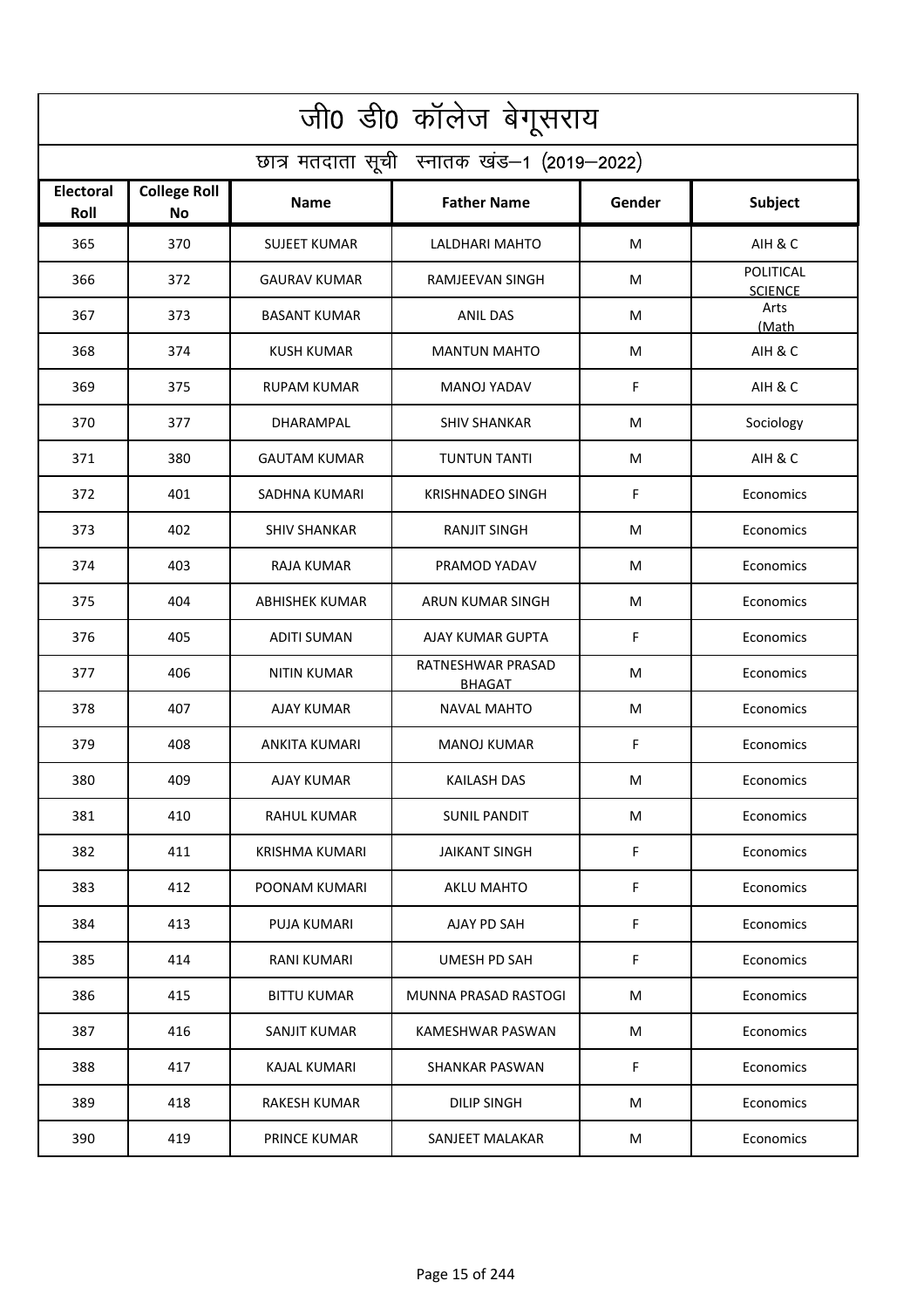# जी0 डी0 कॉलेज बेगूसराय

## छात्र मतदाता सूची स्नातक खंड–1 (2019–2022)

| Electoral Roll | College Roll No | Name | Father Name | Gender | Subject |
|---|---|---|---|---|---|
| 365 | 370 | SUJEET KUMAR | LALDHARI MAHTO | M | AIH & C |
| 366 | 372 | GAURAV KUMAR | RAMJEEVAN SINGH | M | POLITICAL SCIENCE |
| 367 | 373 | BASANT KUMAR | ANIL DAS | M | Arts (Math |
| 368 | 374 | KUSH KUMAR | MANTUN MAHTO | M | AIH & C |
| 369 | 375 | RUPAM KUMAR | MANOJ YADAV | F | AIH & C |
| 370 | 377 | DHARAMPAL | SHIV SHANKAR | M | Sociology |
| 371 | 380 | GAUTAM KUMAR | TUNTUN TANTI | M | AIH & C |
| 372 | 401 | SADHNA KUMARI | KRISHNADEO SINGH | F | Economics |
| 373 | 402 | SHIV SHANKAR | RANJIT SINGH | M | Economics |
| 374 | 403 | RAJA KUMAR | PRAMOD YADAV | M | Economics |
| 375 | 404 | ABHISHEK KUMAR | ARUN KUMAR SINGH | M | Economics |
| 376 | 405 | ADITI SUMAN | AJAY KUMAR GUPTA | F | Economics |
| 377 | 406 | NITIN KUMAR | RATNESHWAR PRASAD BHAGAT | M | Economics |
| 378 | 407 | AJAY KUMAR | NAVAL MAHTO | M | Economics |
| 379 | 408 | ANKITA KUMARI | MANOJ KUMAR | F | Economics |
| 380 | 409 | AJAY KUMAR | KAILASH DAS | M | Economics |
| 381 | 410 | RAHUL KUMAR | SUNIL PANDIT | M | Economics |
| 382 | 411 | KRISHMA KUMARI | JAIKANT SINGH | F | Economics |
| 383 | 412 | POONAM KUMARI | AKLU MAHTO | F | Economics |
| 384 | 413 | PUJA KUMARI | AJAY PD SAH | F | Economics |
| 385 | 414 | RANI KUMARI | UMESH PD SAH | F | Economics |
| 386 | 415 | BITTU KUMAR | MUNNA PRASAD RASTOGI | M | Economics |
| 387 | 416 | SANJIT KUMAR | KAMESHWAR PASWAN | M | Economics |
| 388 | 417 | KAJAL KUMARI | SHANKAR PASWAN | F | Economics |
| 389 | 418 | RAKESH KUMAR | DILIP SINGH | M | Economics |
| 390 | 419 | PRINCE KUMAR | SANJEET MALAKAR | M | Economics |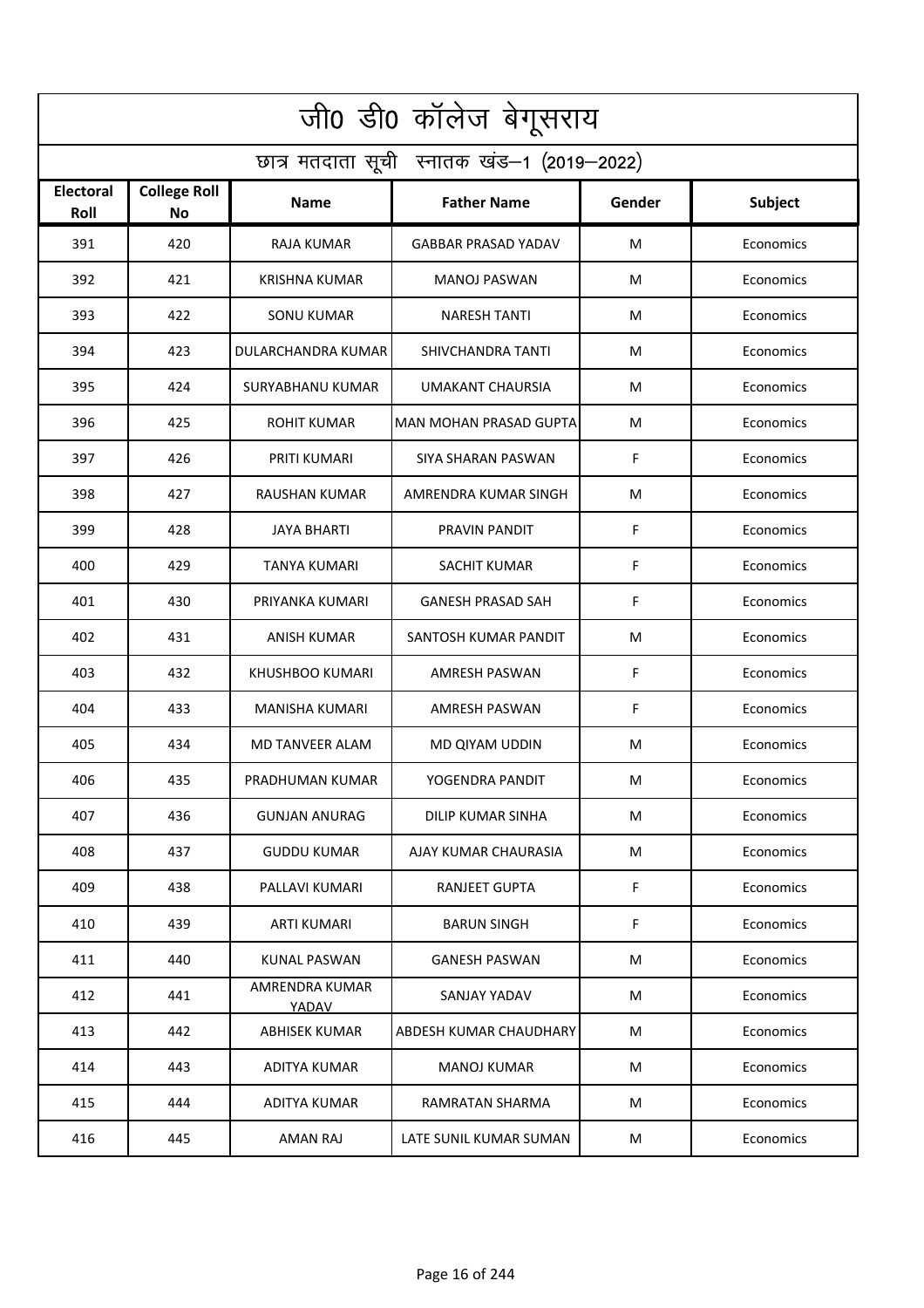# जी0 डी0 कॉलेज बेगूसराय

## छात्र मतदाता सूची स्नातक खंड–1 (2019–2022)

| Electoral Roll | College Roll No | Name | Father Name | Gender | Subject |
|---|---|---|---|---|---|
| 391 | 420 | RAJA KUMAR | GABBAR PRASAD YADAV | M | Economics |
| 392 | 421 | KRISHNA KUMAR | MANOJ PASWAN | M | Economics |
| 393 | 422 | SONU KUMAR | NARESH TANTI | M | Economics |
| 394 | 423 | DULARCHANDRA KUMAR | SHIVCHANDRA TANTI | M | Economics |
| 395 | 424 | SURYABHANU KUMAR | UMAKANT CHAURSIA | M | Economics |
| 396 | 425 | ROHIT KUMAR | MAN MOHAN PRASAD GUPTA | M | Economics |
| 397 | 426 | PRITI KUMARI | SIYA SHARAN PASWAN | F | Economics |
| 398 | 427 | RAUSHAN KUMAR | AMRENDRA KUMAR SINGH | M | Economics |
| 399 | 428 | JAYA BHARTI | PRAVIN PANDIT | F | Economics |
| 400 | 429 | TANYA KUMARI | SACHIT KUMAR | F | Economics |
| 401 | 430 | PRIYANKA KUMARI | GANESH PRASAD SAH | F | Economics |
| 402 | 431 | ANISH KUMAR | SANTOSH KUMAR PANDIT | M | Economics |
| 403 | 432 | KHUSHBOO KUMARI | AMRESH PASWAN | F | Economics |
| 404 | 433 | MANISHA KUMARI | AMRESH PASWAN | F | Economics |
| 405 | 434 | MD TANVEER ALAM | MD QIYAM UDDIN | M | Economics |
| 406 | 435 | PRADHUMAN KUMAR | YOGENDRA PANDIT | M | Economics |
| 407 | 436 | GUNJAN ANURAG | DILIP KUMAR SINHA | M | Economics |
| 408 | 437 | GUDDU KUMAR | AJAY KUMAR CHAURASIA | M | Economics |
| 409 | 438 | PALLAVI KUMARI | RANJEET GUPTA | F | Economics |
| 410 | 439 | ARTI KUMARI | BARUN SINGH | F | Economics |
| 411 | 440 | KUNAL PASWAN | GANESH PASWAN | M | Economics |
| 412 | 441 | AMRENDRA KUMAR YADAV | SANJAY YADAV | M | Economics |
| 413 | 442 | ABHISEK KUMAR | ABDESH KUMAR CHAUDHARY | M | Economics |
| 414 | 443 | ADITYA KUMAR | MANOJ KUMAR | M | Economics |
| 415 | 444 | ADITYA KUMAR | RAMRATAN SHARMA | M | Economics |
| 416 | 445 | AMAN RAJ | LATE SUNIL KUMAR SUMAN | M | Economics |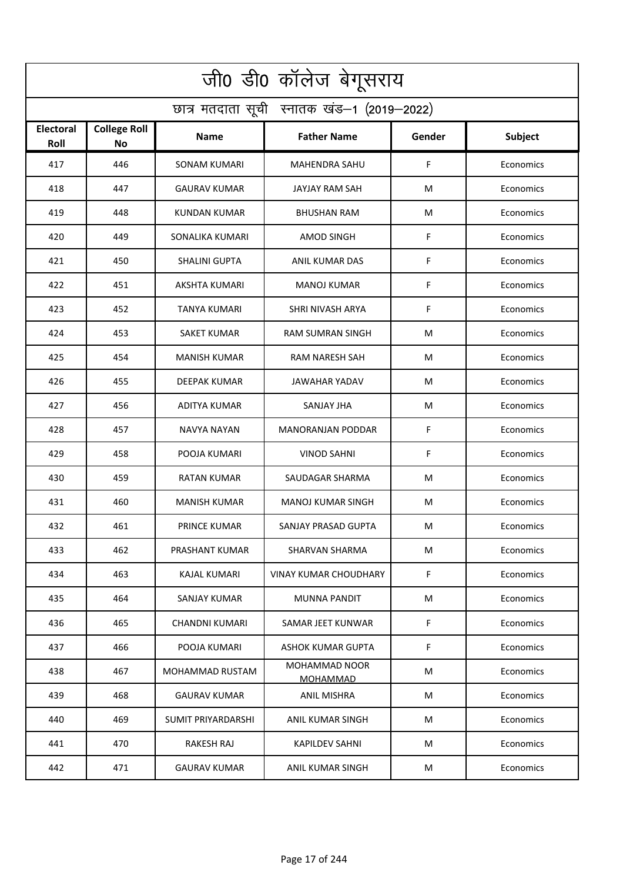# जी0 डी0 कॉलेज बेगूसराय

## छात्र मतदाता सूची स्नातक खंड–1 (2019–2022)

| Electoral Roll | College Roll No | Name | Father Name | Gender | Subject |
|---|---|---|---|---|---|
| 417 | 446 | SONAM KUMARI | MAHENDRA SAHU | F | Economics |
| 418 | 447 | GAURAV KUMAR | JAYJAY RAM SAH | M | Economics |
| 419 | 448 | KUNDAN KUMAR | BHUSHAN RAM | M | Economics |
| 420 | 449 | SONALIKA KUMARI | AMOD SINGH | F | Economics |
| 421 | 450 | SHALINI GUPTA | ANIL KUMAR DAS | F | Economics |
| 422 | 451 | AKSHTA KUMARI | MANOJ KUMAR | F | Economics |
| 423 | 452 | TANYA KUMARI | SHRI NIVASH ARYA | F | Economics |
| 424 | 453 | SAKET KUMAR | RAM SUMRAN SINGH | M | Economics |
| 425 | 454 | MANISH KUMAR | RAM NARESH SAH | M | Economics |
| 426 | 455 | DEEPAK KUMAR | JAWAHAR YADAV | M | Economics |
| 427 | 456 | ADITYA KUMAR | SANJAY JHA | M | Economics |
| 428 | 457 | NAVYA NAYAN | MANORANJAN PODDAR | F | Economics |
| 429 | 458 | POOJA KUMARI | VINOD SAHNI | F | Economics |
| 430 | 459 | RATAN KUMAR | SAUDAGAR SHARMA | M | Economics |
| 431 | 460 | MANISH KUMAR | MANOJ KUMAR SINGH | M | Economics |
| 432 | 461 | PRINCE KUMAR | SANJAY PRASAD GUPTA | M | Economics |
| 433 | 462 | PRASHANT KUMAR | SHARVAN SHARMA | M | Economics |
| 434 | 463 | KAJAL KUMARI | VINAY KUMAR CHOUDHARY | F | Economics |
| 435 | 464 | SANJAY KUMAR | MUNNA PANDIT | M | Economics |
| 436 | 465 | CHANDNI KUMARI | SAMAR JEET KUNWAR | F | Economics |
| 437 | 466 | POOJA KUMARI | ASHOK KUMAR GUPTA | F | Economics |
| 438 | 467 | MOHAMMAD RUSTAM | MOHAMMAD NOOR MOHAMMAD | M | Economics |
| 439 | 468 | GAURAV KUMAR | ANIL MISHRA | M | Economics |
| 440 | 469 | SUMIT PRIYARDARSHI | ANIL KUMAR SINGH | M | Economics |
| 441 | 470 | RAKESH RAJ | KAPILDEV SAHNI | M | Economics |
| 442 | 471 | GAURAV KUMAR | ANIL KUMAR SINGH | M | Economics |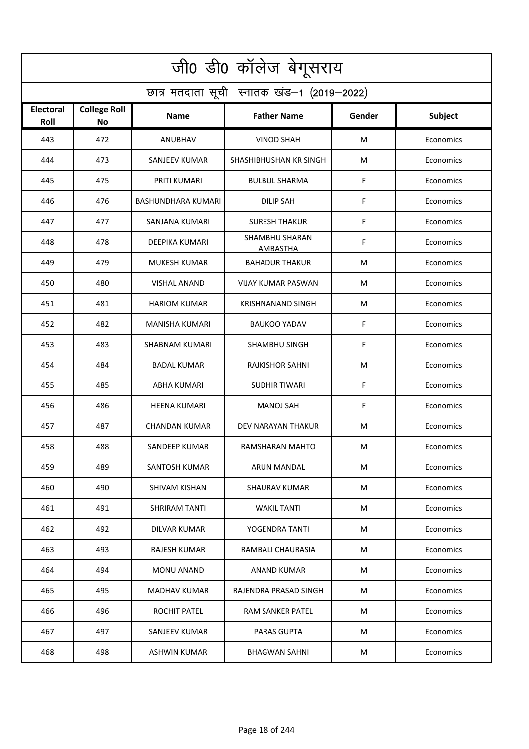# जी0 डी0 कॉलेज बेगूसराय

## छात्र मतदाता सूची स्नातक खंड–1 (2019–2022)

| Electoral Roll | College Roll No | Name | Father Name | Gender | Subject |
|---|---|---|---|---|---|
| 443 | 472 | ANUBHAV | VINOD SHAH | M | Economics |
| 444 | 473 | SANJEEV KUMAR | SHASHIBHUSHAN KR SINGH | M | Economics |
| 445 | 475 | PRITI KUMARI | BULBUL SHARMA | F | Economics |
| 446 | 476 | BASHUNDHARA KUMARI | DILIP SAH | F | Economics |
| 447 | 477 | SANJANA KUMARI | SURESH THAKUR | F | Economics |
| 448 | 478 | DEEPIKA KUMARI | SHAMBHU SHARAN AMBASTHA | F | Economics |
| 449 | 479 | MUKESH KUMAR | BAHADUR THAKUR | M | Economics |
| 450 | 480 | VISHAL ANAND | VIJAY KUMAR PASWAN | M | Economics |
| 451 | 481 | HARIOM KUMAR | KRISHNANAND SINGH | M | Economics |
| 452 | 482 | MANISHA KUMARI | BAUKOO YADAV | F | Economics |
| 453 | 483 | SHABNAM KUMARI | SHAMBHU SINGH | F | Economics |
| 454 | 484 | BADAL KUMAR | RAJKISHOR SAHNI | M | Economics |
| 455 | 485 | ABHA KUMARI | SUDHIR TIWARI | F | Economics |
| 456 | 486 | HEENA KUMARI | MANOJ SAH | F | Economics |
| 457 | 487 | CHANDAN KUMAR | DEV NARAYAN THAKUR | M | Economics |
| 458 | 488 | SANDEEP KUMAR | RAMSHARAN MAHTO | M | Economics |
| 459 | 489 | SANTOSH KUMAR | ARUN MANDAL | M | Economics |
| 460 | 490 | SHIVAM KISHAN | SHAURAV KUMAR | M | Economics |
| 461 | 491 | SHRIRAM TANTI | WAKIL TANTI | M | Economics |
| 462 | 492 | DILVAR KUMAR | YOGENDRA TANTI | M | Economics |
| 463 | 493 | RAJESH KUMAR | RAMBALI CHAURASIA | M | Economics |
| 464 | 494 | MONU ANAND | ANAND KUMAR | M | Economics |
| 465 | 495 | MADHAV KUMAR | RAJENDRA PRASAD SINGH | M | Economics |
| 466 | 496 | ROCHIT PATEL | RAM SANKER PATEL | M | Economics |
| 467 | 497 | SANJEEV KUMAR | PARAS GUPTA | M | Economics |
| 468 | 498 | ASHWIN KUMAR | BHAGWAN SAHNI | M | Economics |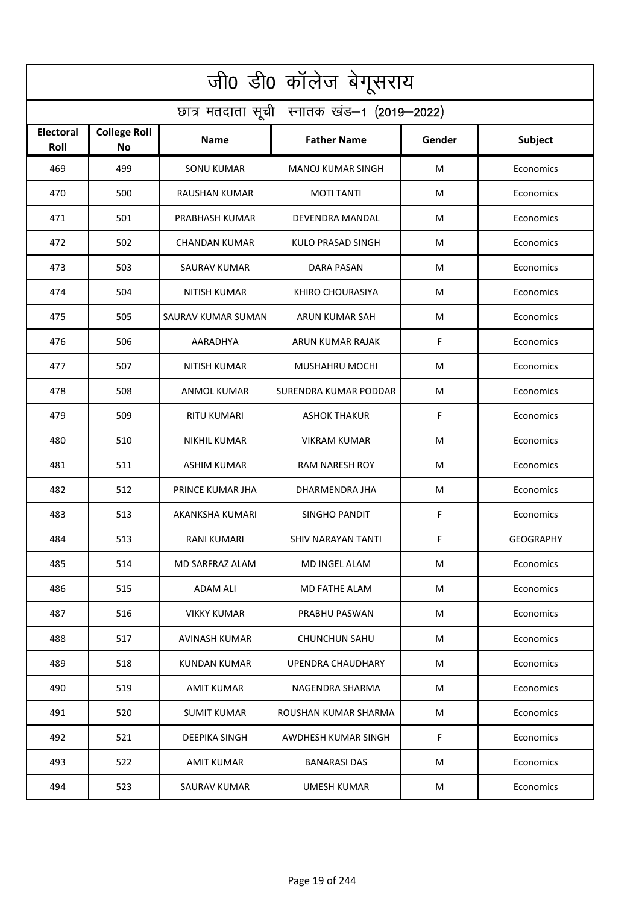# जी0 डी0 कॉलेज बेगूसराय

## छात्र मतदाता सूची स्नातक खंड–1 (2019–2022)

| Electoral Roll | College Roll No | Name | Father Name | Gender | Subject |
|---|---|---|---|---|---|
| 469 | 499 | SONU KUMAR | MANOJ KUMAR SINGH | M | Economics |
| 470 | 500 | RAUSHAN KUMAR | MOTI TANTI | M | Economics |
| 471 | 501 | PRABHASH KUMAR | DEVENDRA MANDAL | M | Economics |
| 472 | 502 | CHANDAN KUMAR | KULO PRASAD SINGH | M | Economics |
| 473 | 503 | SAURAV KUMAR | DARA PASAN | M | Economics |
| 474 | 504 | NITISH KUMAR | KHIRO CHOURASIYA | M | Economics |
| 475 | 505 | SAURAV KUMAR SUMAN | ARUN KUMAR SAH | M | Economics |
| 476 | 506 | AARADHYA | ARUN KUMAR RAJAK | F | Economics |
| 477 | 507 | NITISH KUMAR | MUSHAHRU MOCHI | M | Economics |
| 478 | 508 | ANMOL KUMAR | SURENDRA KUMAR PODDAR | M | Economics |
| 479 | 509 | RITU KUMARI | ASHOK THAKUR | F | Economics |
| 480 | 510 | NIKHIL KUMAR | VIKRAM KUMAR | M | Economics |
| 481 | 511 | ASHIM KUMAR | RAM NARESH ROY | M | Economics |
| 482 | 512 | PRINCE KUMAR JHA | DHARMENDRA JHA | M | Economics |
| 483 | 513 | AKANKSHA KUMARI | SINGHO PANDIT | F | Economics |
| 484 | 513 | RANI KUMARI | SHIV NARAYAN TANTI | F | GEOGRAPHY |
| 485 | 514 | MD SARFRAZ ALAM | MD INGEL ALAM | M | Economics |
| 486 | 515 | ADAM ALI | MD FATHE ALAM | M | Economics |
| 487 | 516 | VIKKY KUMAR | PRABHU PASWAN | M | Economics |
| 488 | 517 | AVINASH KUMAR | CHUNCHUN SAHU | M | Economics |
| 489 | 518 | KUNDAN KUMAR | UPENDRA CHAUDHARY | M | Economics |
| 490 | 519 | AMIT KUMAR | NAGENDRA SHARMA | M | Economics |
| 491 | 520 | SUMIT KUMAR | ROUSHAN KUMAR SHARMA | M | Economics |
| 492 | 521 | DEEPIKA SINGH | AWDHESH KUMAR SINGH | F | Economics |
| 493 | 522 | AMIT KUMAR | BANARASI DAS | M | Economics |
| 494 | 523 | SAURAV KUMAR | UMESH KUMAR | M | Economics |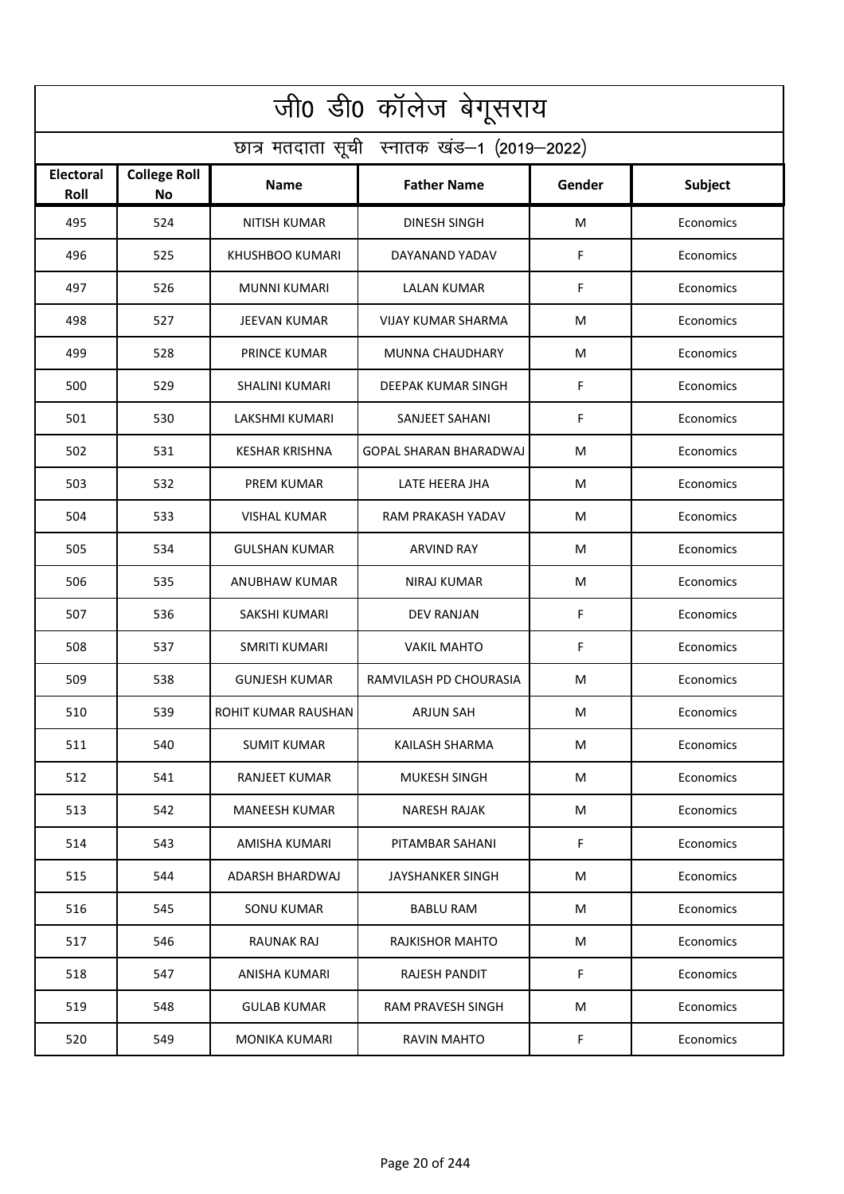# जी0 डी0 कॉलेज बेगूसराय

## छात्र मतदाता सूची स्नातक खंड–1 (2019–2022)

| Electoral Roll | College Roll No | Name | Father Name | Gender | Subject |
|---|---|---|---|---|---|
| 495 | 524 | NITISH KUMAR | DINESH SINGH | M | Economics |
| 496 | 525 | KHUSHBOO KUMARI | DAYANAND YADAV | F | Economics |
| 497 | 526 | MUNNI KUMARI | LALAN KUMAR | F | Economics |
| 498 | 527 | JEEVAN KUMAR | VIJAY KUMAR SHARMA | M | Economics |
| 499 | 528 | PRINCE KUMAR | MUNNA CHAUDHARY | M | Economics |
| 500 | 529 | SHALINI KUMARI | DEEPAK KUMAR SINGH | F | Economics |
| 501 | 530 | LAKSHMI KUMARI | SANJEET SAHANI | F | Economics |
| 502 | 531 | KESHAR KRISHNA | GOPAL SHARAN BHARADWAJ | M | Economics |
| 503 | 532 | PREM KUMAR | LATE HEERA JHA | M | Economics |
| 504 | 533 | VISHAL KUMAR | RAM PRAKASH YADAV | M | Economics |
| 505 | 534 | GULSHAN KUMAR | ARVIND RAY | M | Economics |
| 506 | 535 | ANUBHAW KUMAR | NIRAJ KUMAR | M | Economics |
| 507 | 536 | SAKSHI KUMARI | DEV RANJAN | F | Economics |
| 508 | 537 | SMRITI KUMARI | VAKIL MAHTO | F | Economics |
| 509 | 538 | GUNJESH KUMAR | RAMVILASH PD CHOURASIA | M | Economics |
| 510 | 539 | ROHIT KUMAR RAUSHAN | ARJUN SAH | M | Economics |
| 511 | 540 | SUMIT KUMAR | KAILASH SHARMA | M | Economics |
| 512 | 541 | RANJEET KUMAR | MUKESH SINGH | M | Economics |
| 513 | 542 | MANEESH KUMAR | NARESH RAJAK | M | Economics |
| 514 | 543 | AMISHA KUMARI | PITAMBAR SAHANI | F | Economics |
| 515 | 544 | ADARSH BHARDWAJ | JAYSHANKER SINGH | M | Economics |
| 516 | 545 | SONU KUMAR | BABLU RAM | M | Economics |
| 517 | 546 | RAUNAK RAJ | RAJKISHOR MAHTO | M | Economics |
| 518 | 547 | ANISHA KUMARI | RAJESH PANDIT | F | Economics |
| 519 | 548 | GULAB KUMAR | RAM PRAVESH SINGH | M | Economics |
| 520 | 549 | MONIKA KUMARI | RAVIN MAHTO | F | Economics |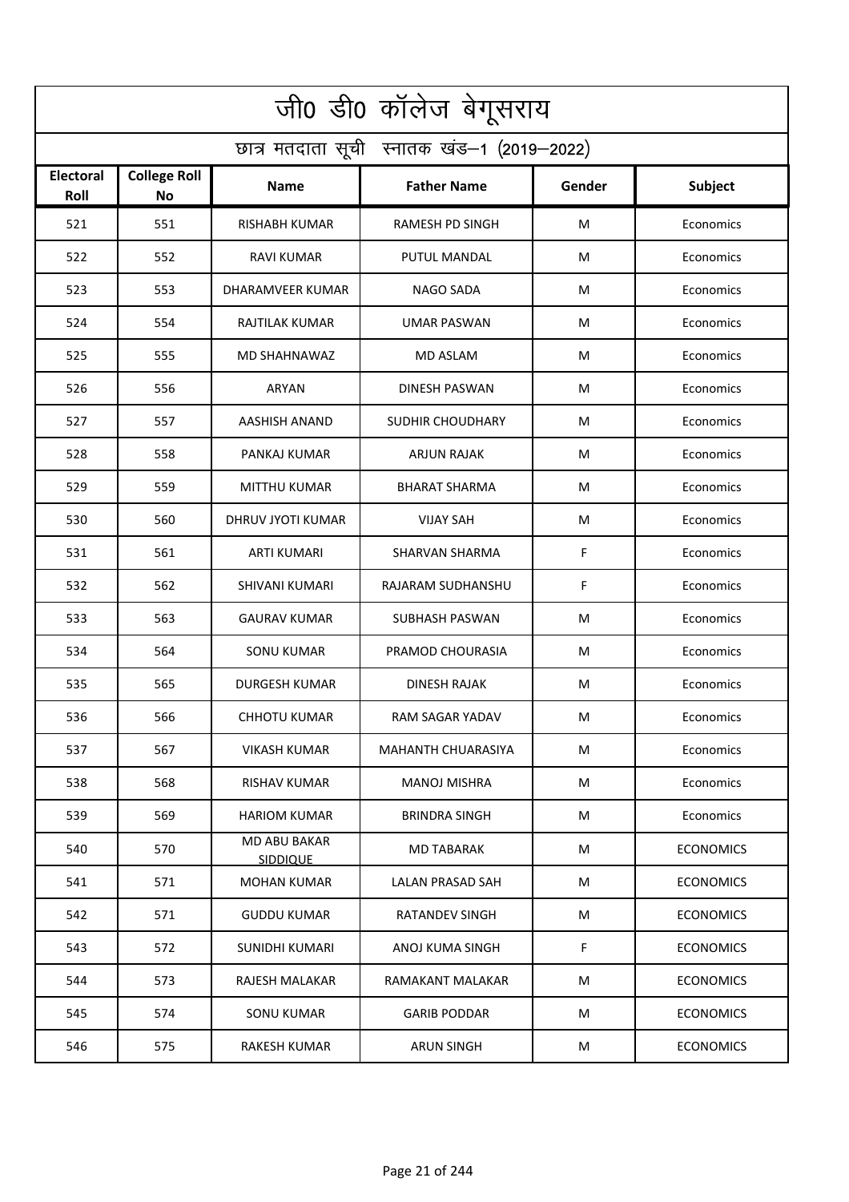# जी0 डी0 कॉलेज बेगूसराय

## छात्र मतदाता सूची स्नातक खंड–1 (2019–2022)

| Electoral Roll | College Roll No | Name | Father Name | Gender | Subject |
|---|---|---|---|---|---|
| 521 | 551 | RISHABH KUMAR | RAMESH PD SINGH | M | Economics |
| 522 | 552 | RAVI KUMAR | PUTUL MANDAL | M | Economics |
| 523 | 553 | DHARAMVEER KUMAR | NAGO SADA | M | Economics |
| 524 | 554 | RAJTILAK KUMAR | UMAR PASWAN | M | Economics |
| 525 | 555 | MD SHAHNAWAZ | MD ASLAM | M | Economics |
| 526 | 556 | ARYAN | DINESH PASWAN | M | Economics |
| 527 | 557 | AASHISH ANAND | SUDHIR CHOUDHARY | M | Economics |
| 528 | 558 | PANKAJ KUMAR | ARJUN RAJAK | M | Economics |
| 529 | 559 | MITTHU KUMAR | BHARAT SHARMA | M | Economics |
| 530 | 560 | DHRUV JYOTI KUMAR | VIJAY SAH | M | Economics |
| 531 | 561 | ARTI KUMARI | SHARVAN SHARMA | F | Economics |
| 532 | 562 | SHIVANI KUMARI | RAJARAM SUDHANSHU | F | Economics |
| 533 | 563 | GAURAV KUMAR | SUBHASH PASWAN | M | Economics |
| 534 | 564 | SONU KUMAR | PRAMOD CHOURASIA | M | Economics |
| 535 | 565 | DURGESH KUMAR | DINESH RAJAK | M | Economics |
| 536 | 566 | CHHOTU KUMAR | RAM SAGAR YADAV | M | Economics |
| 537 | 567 | VIKASH KUMAR | MAHANTH CHUARASIYA | M | Economics |
| 538 | 568 | RISHAV KUMAR | MANOJ MISHRA | M | Economics |
| 539 | 569 | HARIOM KUMAR | BRINDRA SINGH | M | Economics |
| 540 | 570 | MD ABU BAKAR SIDDIQUE | MD TABARAK | M | ECONOMICS |
| 541 | 571 | MOHAN KUMAR | LALAN PRASAD SAH | M | ECONOMICS |
| 542 | 571 | GUDDU KUMAR | RATANDEV SINGH | M | ECONOMICS |
| 543 | 572 | SUNIDHI KUMARI | ANOJ KUMA SINGH | F | ECONOMICS |
| 544 | 573 | RAJESH MALAKAR | RAMAKANT MALAKAR | M | ECONOMICS |
| 545 | 574 | SONU KUMAR | GARIB PODDAR | M | ECONOMICS |
| 546 | 575 | RAKESH KUMAR | ARUN SINGH | M | ECONOMICS |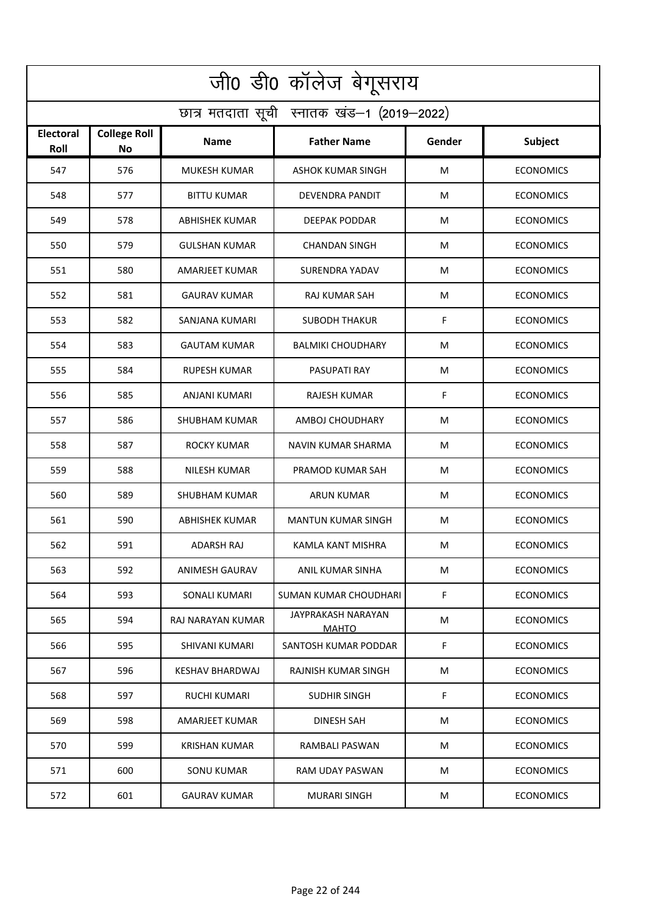# जी0 डी0 कॉलेज बेगूसराय

## छात्र मतदाता सूची स्नातक खंड–1 (2019–2022)

| Electoral Roll | College Roll No | Name | Father Name | Gender | Subject |
|---|---|---|---|---|---|
| 547 | 576 | MUKESH KUMAR | ASHOK KUMAR SINGH | M | ECONOMICS |
| 548 | 577 | BITTU KUMAR | DEVENDRA PANDIT | M | ECONOMICS |
| 549 | 578 | ABHISHEK KUMAR | DEEPAK PODDAR | M | ECONOMICS |
| 550 | 579 | GULSHAN KUMAR | CHANDAN SINGH | M | ECONOMICS |
| 551 | 580 | AMARJEET KUMAR | SURENDRA YADAV | M | ECONOMICS |
| 552 | 581 | GAURAV KUMAR | RAJ KUMAR SAH | M | ECONOMICS |
| 553 | 582 | SANJANA KUMARI | SUBODH THAKUR | F | ECONOMICS |
| 554 | 583 | GAUTAM KUMAR | BALMIKI CHOUDHARY | M | ECONOMICS |
| 555 | 584 | RUPESH KUMAR | PASUPATI RAY | M | ECONOMICS |
| 556 | 585 | ANJANI KUMARI | RAJESH KUMAR | F | ECONOMICS |
| 557 | 586 | SHUBHAM KUMAR | AMBOJ CHOUDHARY | M | ECONOMICS |
| 558 | 587 | ROCKY KUMAR | NAVIN KUMAR SHARMA | M | ECONOMICS |
| 559 | 588 | NILESH KUMAR | PRAMOD KUMAR SAH | M | ECONOMICS |
| 560 | 589 | SHUBHAM KUMAR | ARUN KUMAR | M | ECONOMICS |
| 561 | 590 | ABHISHEK KUMAR | MANTUN KUMAR SINGH | M | ECONOMICS |
| 562 | 591 | ADARSH RAJ | KAMLA KANT MISHRA | M | ECONOMICS |
| 563 | 592 | ANIMESH GAURAV | ANIL KUMAR SINHA | M | ECONOMICS |
| 564 | 593 | SONALI KUMARI | SUMAN KUMAR CHOUDHARI | F | ECONOMICS |
| 565 | 594 | RAJ NARAYAN KUMAR | JAYPRAKASH NARAYAN MAHTO | M | ECONOMICS |
| 566 | 595 | SHIVANI KUMARI | SANTOSH KUMAR PODDAR | F | ECONOMICS |
| 567 | 596 | KESHAV BHARDWAJ | RAJNISH KUMAR SINGH | M | ECONOMICS |
| 568 | 597 | RUCHI KUMARI | SUDHIR SINGH | F | ECONOMICS |
| 569 | 598 | AMARJEET KUMAR | DINESH SAH | M | ECONOMICS |
| 570 | 599 | KRISHAN KUMAR | RAMBALI PASWAN | M | ECONOMICS |
| 571 | 600 | SONU KUMAR | RAM UDAY PASWAN | M | ECONOMICS |
| 572 | 601 | GAURAV KUMAR | MURARI SINGH | M | ECONOMICS |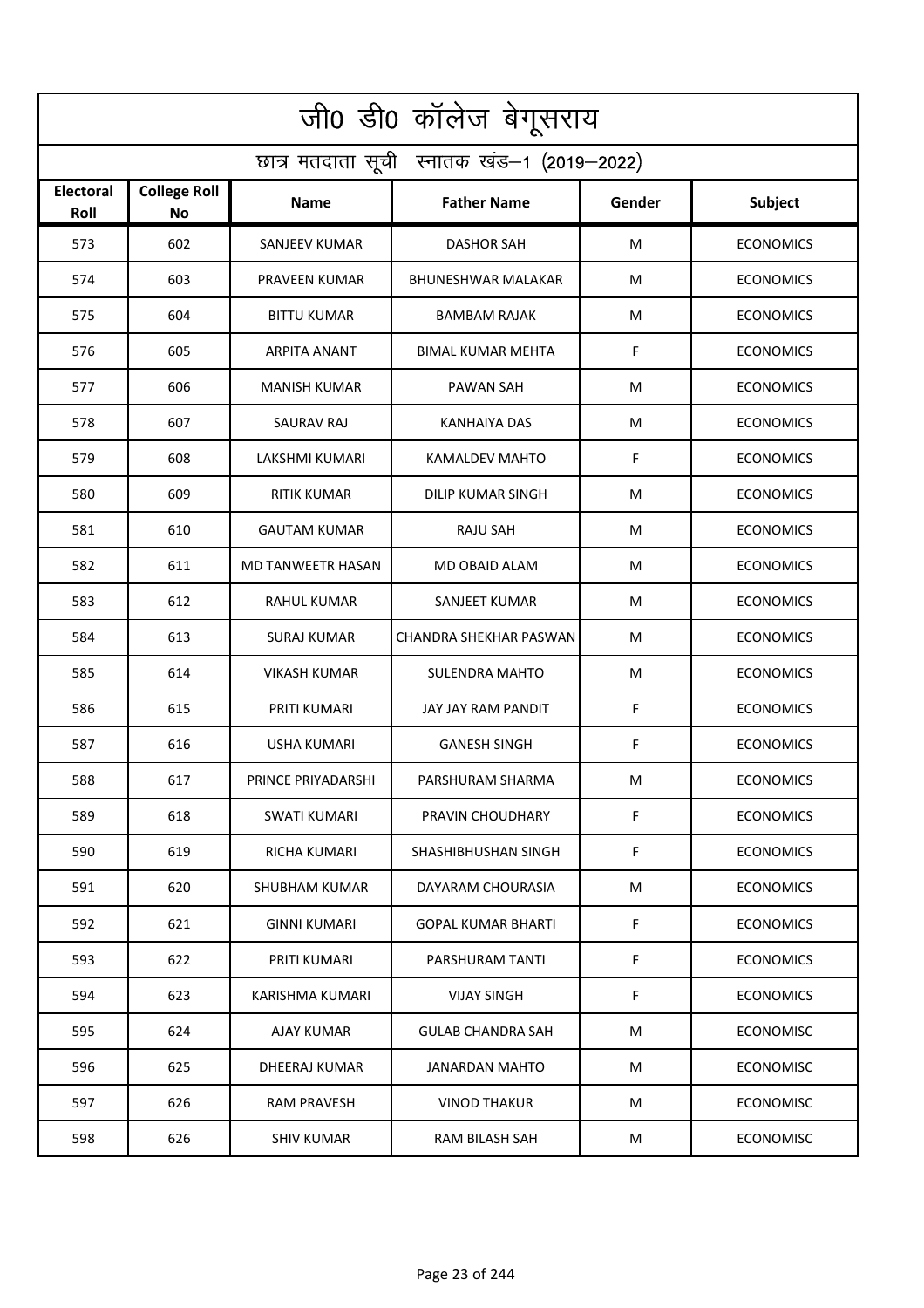# जी0 डी0 कॉलेज बेगूसराय

## छात्र मतदाता सूची स्नातक खंड–1 (2019–2022)

| Electoral Roll | College Roll No | Name | Father Name | Gender | Subject |
|---|---|---|---|---|---|
| 573 | 602 | SANJEEV KUMAR | DASHOR SAH | M | ECONOMICS |
| 574 | 603 | PRAVEEN KUMAR | BHUNESHWAR MALAKAR | M | ECONOMICS |
| 575 | 604 | BITTU KUMAR | BAMBAM RAJAK | M | ECONOMICS |
| 576 | 605 | ARPITA ANANT | BIMAL KUMAR MEHTA | F | ECONOMICS |
| 577 | 606 | MANISH KUMAR | PAWAN SAH | M | ECONOMICS |
| 578 | 607 | SAURAV RAJ | KANHAIYA DAS | M | ECONOMICS |
| 579 | 608 | LAKSHMI KUMARI | KAMALDEV MAHTO | F | ECONOMICS |
| 580 | 609 | RITIK KUMAR | DILIP KUMAR SINGH | M | ECONOMICS |
| 581 | 610 | GAUTAM KUMAR | RAJU SAH | M | ECONOMICS |
| 582 | 611 | MD TANWEETR HASAN | MD OBAID ALAM | M | ECONOMICS |
| 583 | 612 | RAHUL KUMAR | SANJEET KUMAR | M | ECONOMICS |
| 584 | 613 | SURAJ KUMAR | CHANDRA SHEKHAR PASWAN | M | ECONOMICS |
| 585 | 614 | VIKASH KUMAR | SULENDRA MAHTO | M | ECONOMICS |
| 586 | 615 | PRITI KUMARI | JAY JAY RAM PANDIT | F | ECONOMICS |
| 587 | 616 | USHA KUMARI | GANESH SINGH | F | ECONOMICS |
| 588 | 617 | PRINCE PRIYADARSHI | PARSHURAM SHARMA | M | ECONOMICS |
| 589 | 618 | SWATI KUMARI | PRAVIN CHOUDHARY | F | ECONOMICS |
| 590 | 619 | RICHA KUMARI | SHASHIBHUSHAN SINGH | F | ECONOMICS |
| 591 | 620 | SHUBHAM KUMAR | DAYARAM CHOURASIA | M | ECONOMICS |
| 592 | 621 | GINNI KUMARI | GOPAL KUMAR BHARTI | F | ECONOMICS |
| 593 | 622 | PRITI KUMARI | PARSHURAM TANTI | F | ECONOMICS |
| 594 | 623 | KARISHMA KUMARI | VIJAY SINGH | F | ECONOMICS |
| 595 | 624 | AJAY KUMAR | GULAB CHANDRA SAH | M | ECONOMISC |
| 596 | 625 | DHEERAJ KUMAR | JANARDAN MAHTO | M | ECONOMISC |
| 597 | 626 | RAM PRAVESH | VINOD THAKUR | M | ECONOMISC |
| 598 | 626 | SHIV KUMAR | RAM BILASH SAH | M | ECONOMISC |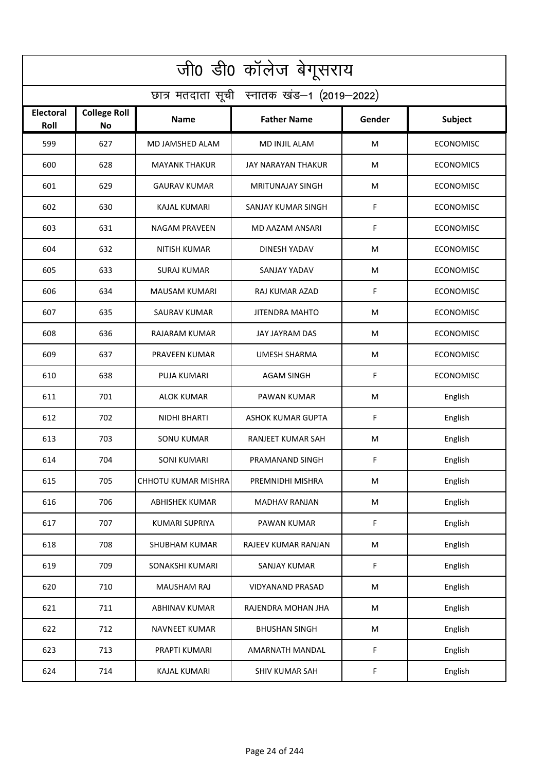# जी0 डी0 कॉलेज बेगूसराय

## छात्र मतदाता सूची स्नातक खंड–1 (2019–2022)

| Electoral Roll | College Roll No | Name | Father Name | Gender | Subject |
|---|---|---|---|---|---|
| 599 | 627 | MD JAMSHED ALAM | MD INJIL ALAM | M | ECONOMISC |
| 600 | 628 | MAYANK THAKUR | JAY NARAYAN THAKUR | M | ECONOMICS |
| 601 | 629 | GAURAV KUMAR | MRITUNAJAY SINGH | M | ECONOMISC |
| 602 | 630 | KAJAL KUMARI | SANJAY KUMAR SINGH | F | ECONOMISC |
| 603 | 631 | NAGAM PRAVEEN | MD AAZAM ANSARI | F | ECONOMISC |
| 604 | 632 | NITISH KUMAR | DINESH YADAV | M | ECONOMISC |
| 605 | 633 | SURAJ KUMAR | SANJAY YADAV | M | ECONOMISC |
| 606 | 634 | MAUSAM KUMARI | RAJ KUMAR AZAD | F | ECONOMISC |
| 607 | 635 | SAURAV KUMAR | JITENDRA MAHTO | M | ECONOMISC |
| 608 | 636 | RAJARAM KUMAR | JAY JAYRAM DAS | M | ECONOMISC |
| 609 | 637 | PRAVEEN KUMAR | UMESH SHARMA | M | ECONOMISC |
| 610 | 638 | PUJA KUMARI | AGAM SINGH | F | ECONOMISC |
| 611 | 701 | ALOK KUMAR | PAWAN KUMAR | M | English |
| 612 | 702 | NIDHI BHARTI | ASHOK KUMAR GUPTA | F | English |
| 613 | 703 | SONU KUMAR | RANJEET KUMAR SAH | M | English |
| 614 | 704 | SONI KUMARI | PRAMANAND SINGH | F | English |
| 615 | 705 | CHHOTU KUMAR MISHRA | PREMNIDHI MISHRA | M | English |
| 616 | 706 | ABHISHEK KUMAR | MADHAV RANJAN | M | English |
| 617 | 707 | KUMARI SUPRIYA | PAWAN KUMAR | F | English |
| 618 | 708 | SHUBHAM KUMAR | RAJEEV KUMAR RANJAN | M | English |
| 619 | 709 | SONAKSHI KUMARI | SANJAY KUMAR | F | English |
| 620 | 710 | MAUSHAM RAJ | VIDYANAND PRASAD | M | English |
| 621 | 711 | ABHINAV KUMAR | RAJENDRA MOHAN JHA | M | English |
| 622 | 712 | NAVNEET KUMAR | BHUSHAN SINGH | M | English |
| 623 | 713 | PRAPTI KUMARI | AMARNATH MANDAL | F | English |
| 624 | 714 | KAJAL KUMARI | SHIV KUMAR SAH | F | English |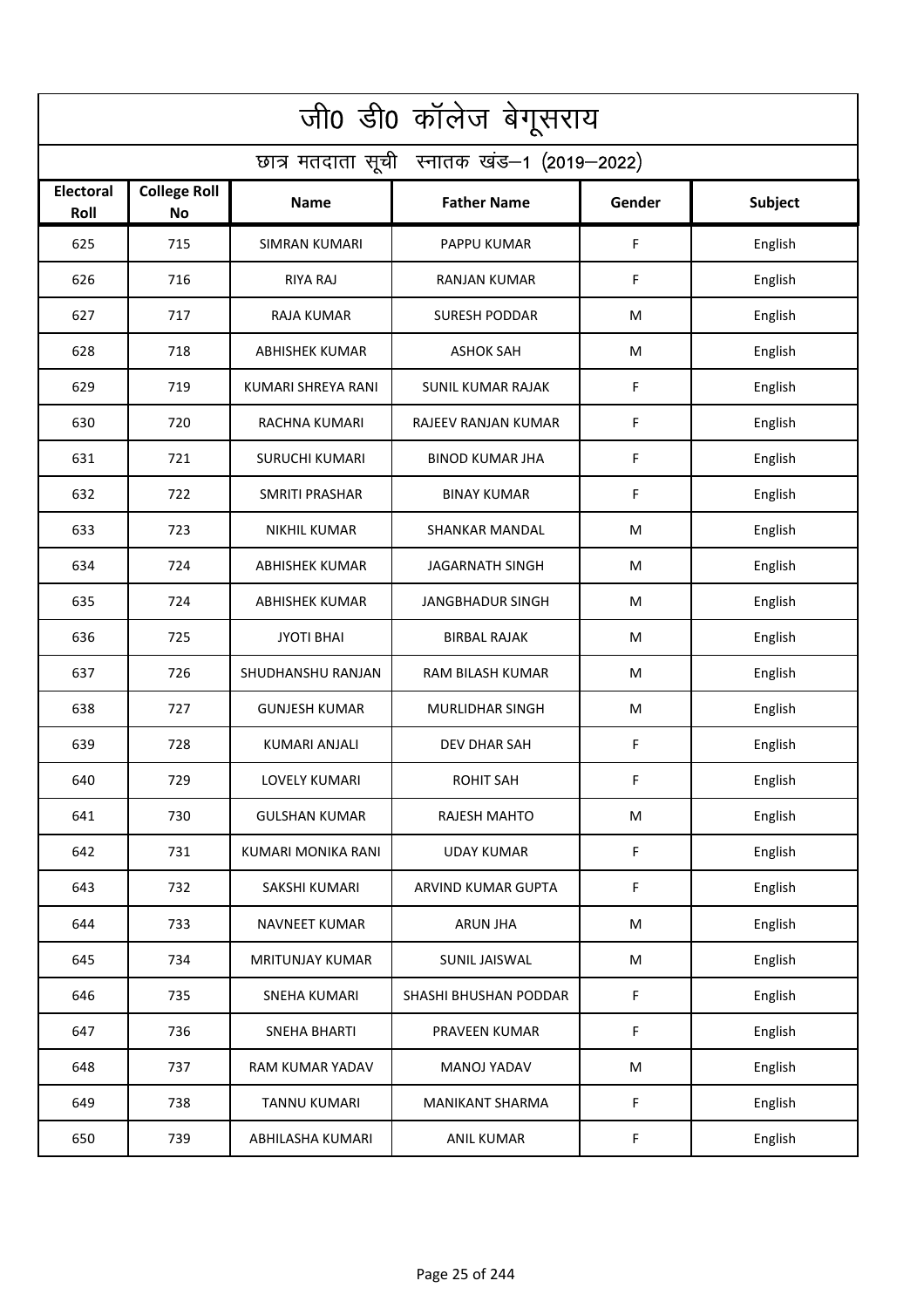# जी0 डी0 कॉलेज बेगूसराय

## छात्र मतदाता सूची स्नातक खंड–1 (2019–2022)

| Electoral Roll | College Roll No | Name | Father Name | Gender | Subject |
|---|---|---|---|---|---|
| 625 | 715 | SIMRAN KUMARI | PAPPU KUMAR | F | English |
| 626 | 716 | RIYA RAJ | RANJAN KUMAR | F | English |
| 627 | 717 | RAJA KUMAR | SURESH PODDAR | M | English |
| 628 | 718 | ABHISHEK KUMAR | ASHOK SAH | M | English |
| 629 | 719 | KUMARI SHREYA RANI | SUNIL KUMAR RAJAK | F | English |
| 630 | 720 | RACHNA KUMARI | RAJEEV RANJAN KUMAR | F | English |
| 631 | 721 | SURUCHI KUMARI | BINOD KUMAR JHA | F | English |
| 632 | 722 | SMRITI PRASHAR | BINAY KUMAR | F | English |
| 633 | 723 | NIKHIL KUMAR | SHANKAR MANDAL | M | English |
| 634 | 724 | ABHISHEK KUMAR | JAGARNATH SINGH | M | English |
| 635 | 724 | ABHISHEK KUMAR | JANGBHADUR SINGH | M | English |
| 636 | 725 | JYOTI BHAI | BIRBAL RAJAK | M | English |
| 637 | 726 | SHUDHANSHU RANJAN | RAM BILASH KUMAR | M | English |
| 638 | 727 | GUNJESH KUMAR | MURLIDHAR SINGH | M | English |
| 639 | 728 | KUMARI ANJALI | DEV DHAR SAH | F | English |
| 640 | 729 | LOVELY KUMARI | ROHIT SAH | F | English |
| 641 | 730 | GULSHAN KUMAR | RAJESH MAHTO | M | English |
| 642 | 731 | KUMARI MONIKA RANI | UDAY KUMAR | F | English |
| 643 | 732 | SAKSHI KUMARI | ARVIND KUMAR GUPTA | F | English |
| 644 | 733 | NAVNEET KUMAR | ARUN JHA | M | English |
| 645 | 734 | MRITUNJAY KUMAR | SUNIL JAISWAL | M | English |
| 646 | 735 | SNEHA KUMARI | SHASHI BHUSHAN PODDAR | F | English |
| 647 | 736 | SNEHA BHARTI | PRAVEEN KUMAR | F | English |
| 648 | 737 | RAM KUMAR YADAV | MANOJ YADAV | M | English |
| 649 | 738 | TANNU KUMARI | MANIKANT SHARMA | F | English |
| 650 | 739 | ABHILASHA KUMARI | ANIL KUMAR | F | English |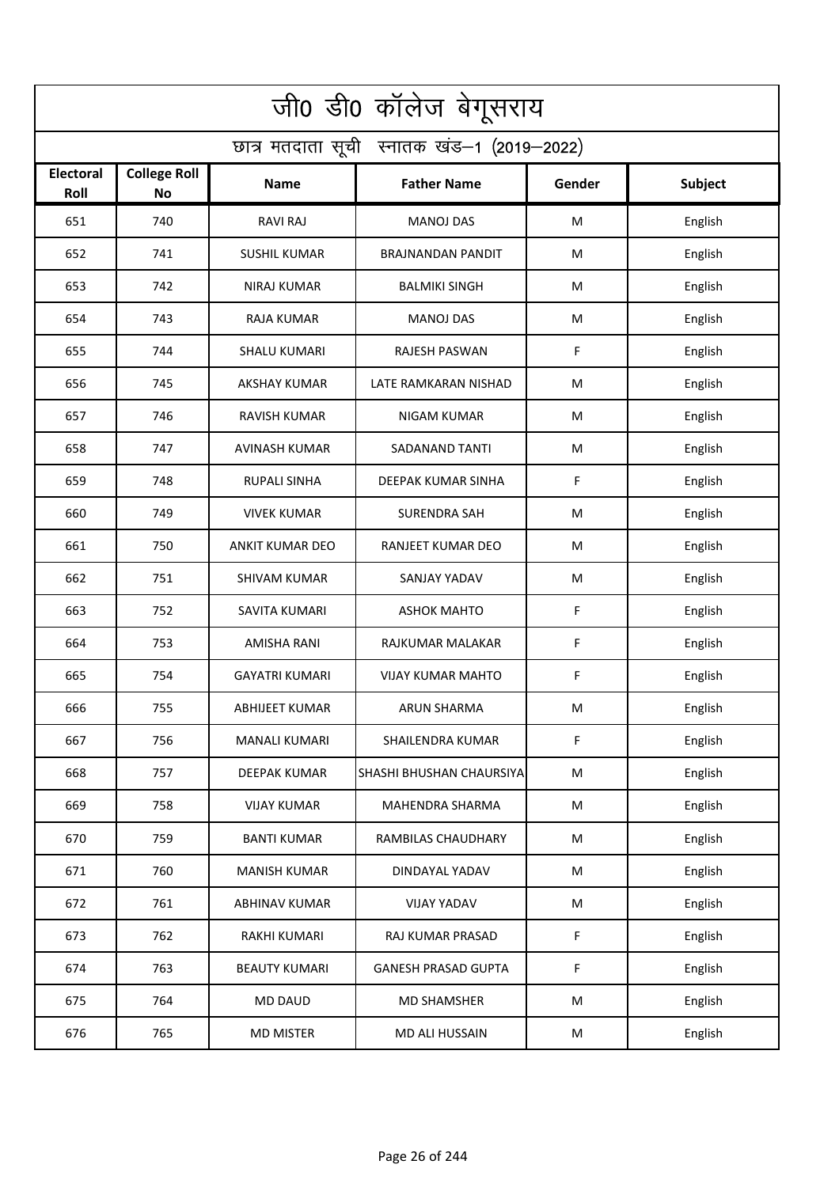| जी0 डी0 कॉलेज बेगूसराय | | | | | |
|---|---|---|---|---|---|
| छात्र मतदाता सूची स्नातक खंड–1 (2019–2022) | | | | | |
| **Electoral Roll** | **College Roll No** | **Name** | **Father Name** | **Gender** | **Subject** |
| 651 | 740 | RAVI RAJ | MANOJ DAS | M | English |
| 652 | 741 | SUSHIL KUMAR | BRAJNANDAN PANDIT | M | English |
| 653 | 742 | NIRAJ KUMAR | BALMIKI SINGH | M | English |
| 654 | 743 | RAJA KUMAR | MANOJ DAS | M | English |
| 655 | 744 | SHALU KUMARI | RAJESH PASWAN | F | English |
| 656 | 745 | AKSHAY KUMAR | LATE RAMKARAN NISHAD | M | English |
| 657 | 746 | RAVISH KUMAR | NIGAM KUMAR | M | English |
| 658 | 747 | AVINASH KUMAR | SADANAND TANTI | M | English |
| 659 | 748 | RUPALI SINHA | DEEPAK KUMAR SINHA | F | English |
| 660 | 749 | VIVEK KUMAR | SURENDRA SAH | M | English |
| 661 | 750 | ANKIT KUMAR DEO | RANJEET KUMAR DEO | M | English |
| 662 | 751 | SHIVAM KUMAR | SANJAY YADAV | M | English |
| 663 | 752 | SAVITA KUMARI | ASHOK MAHTO | F | English |
| 664 | 753 | AMISHA RANI | RAJKUMAR MALAKAR | F | English |
| 665 | 754 | GAYATRI KUMARI | VIJAY KUMAR MAHTO | F | English |
| 666 | 755 | ABHIJEET KUMAR | ARUN SHARMA | M | English |
| 667 | 756 | MANALI KUMARI | SHAILENDRA KUMAR | F | English |
| 668 | 757 | DEEPAK KUMAR | SHASHI BHUSHAN CHAURSIYA | M | English |
| 669 | 758 | VIJAY KUMAR | MAHENDRA SHARMA | M | English |
| 670 | 759 | BANTI KUMAR | RAMBILAS CHAUDHARY | M | English |
| 671 | 760 | MANISH KUMAR | DINDAYAL YADAV | M | English |
| 672 | 761 | ABHINAV KUMAR | VIJAY YADAV | M | English |
| 673 | 762 | RAKHI KUMARI | RAJ KUMAR PRASAD | F | English |
| 674 | 763 | BEAUTY KUMARI | GANESH PRASAD GUPTA | F | English |
| 675 | 764 | MD DAUD | MD SHAMSHER | M | English |
| 676 | 765 | MD MISTER | MD ALI HUSSAIN | M | English |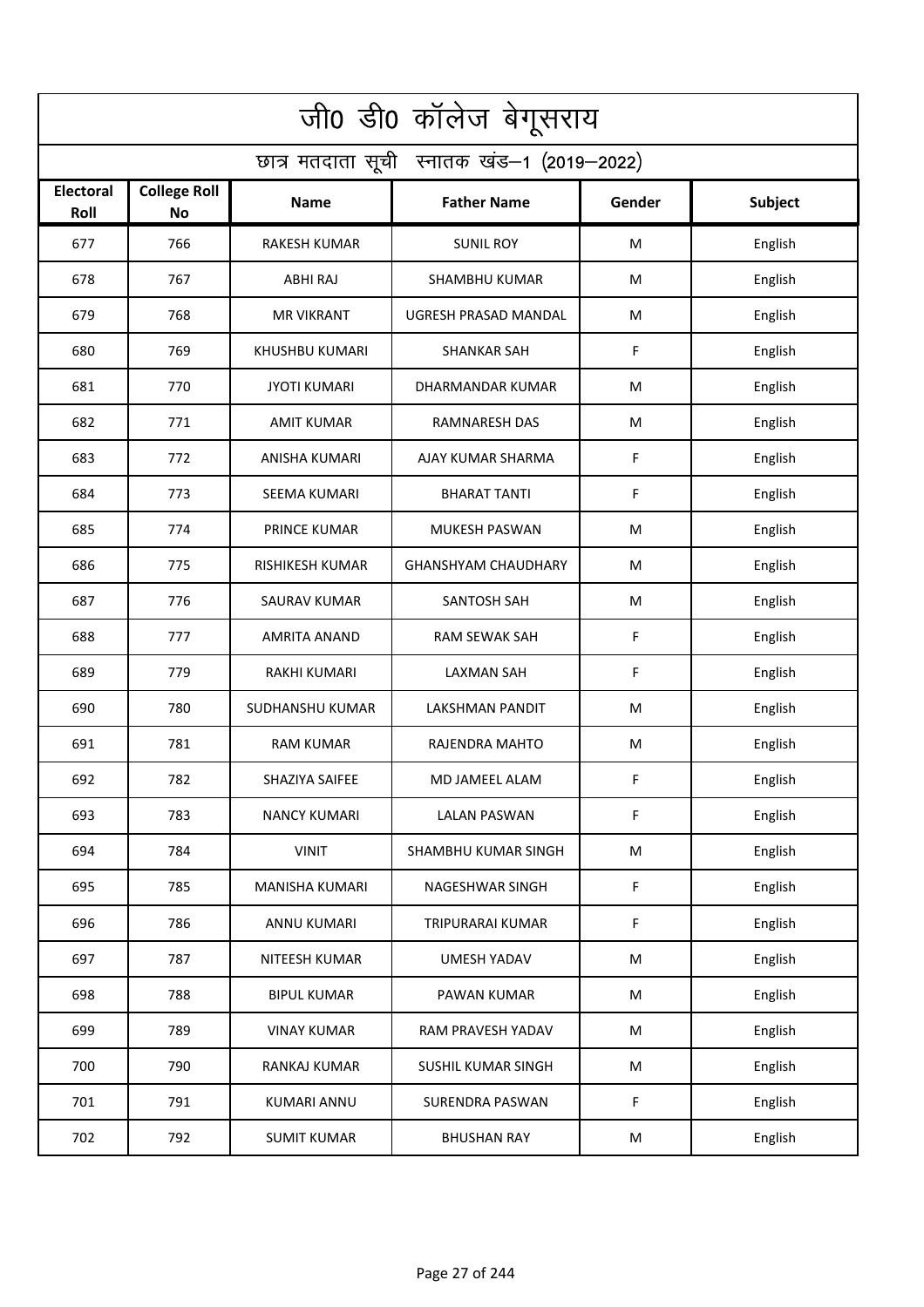# जी0 डी0 कॉलेज बेगूसराय

## छात्र मतदाता सूची स्नातक खंड–1 (2019–2022)

| Electoral Roll | College Roll No | Name | Father Name | Gender | Subject |
|---|---|---|---|---|---|
| 677 | 766 | RAKESH KUMAR | SUNIL ROY | M | English |
| 678 | 767 | ABHI RAJ | SHAMBHU KUMAR | M | English |
| 679 | 768 | MR VIKRANT | UGRESH PRASAD MANDAL | M | English |
| 680 | 769 | KHUSHBU KUMARI | SHANKAR SAH | F | English |
| 681 | 770 | JYOTI KUMARI | DHARMANDAR KUMAR | M | English |
| 682 | 771 | AMIT KUMAR | RAMNARESH DAS | M | English |
| 683 | 772 | ANISHA KUMARI | AJAY KUMAR SHARMA | F | English |
| 684 | 773 | SEEMA KUMARI | BHARAT TANTI | F | English |
| 685 | 774 | PRINCE KUMAR | MUKESH PASWAN | M | English |
| 686 | 775 | RISHIKESH KUMAR | GHANSHYAM CHAUDHARY | M | English |
| 687 | 776 | SAURAV KUMAR | SANTOSH SAH | M | English |
| 688 | 777 | AMRITA ANAND | RAM SEWAK SAH | F | English |
| 689 | 779 | RAKHI KUMARI | LAXMAN SAH | F | English |
| 690 | 780 | SUDHANSHU KUMAR | LAKSHMAN PANDIT | M | English |
| 691 | 781 | RAM KUMAR | RAJENDRA MAHTO | M | English |
| 692 | 782 | SHAZIYA SAIFEE | MD JAMEEL ALAM | F | English |
| 693 | 783 | NANCY KUMARI | LALAN PASWAN | F | English |
| 694 | 784 | VINIT | SHAMBHU KUMAR SINGH | M | English |
| 695 | 785 | MANISHA KUMARI | NAGESHWAR SINGH | F | English |
| 696 | 786 | ANNU KUMARI | TRIPURARAI KUMAR | F | English |
| 697 | 787 | NITEESH KUMAR | UMESH YADAV | M | English |
| 698 | 788 | BIPUL KUMAR | PAWAN KUMAR | M | English |
| 699 | 789 | VINAY KUMAR | RAM PRAVESH YADAV | M | English |
| 700 | 790 | RANKAJ KUMAR | SUSHIL KUMAR SINGH | M | English |
| 701 | 791 | KUMARI ANNU | SURENDRA PASWAN | F | English |
| 702 | 792 | SUMIT KUMAR | BHUSHAN RAY | M | English |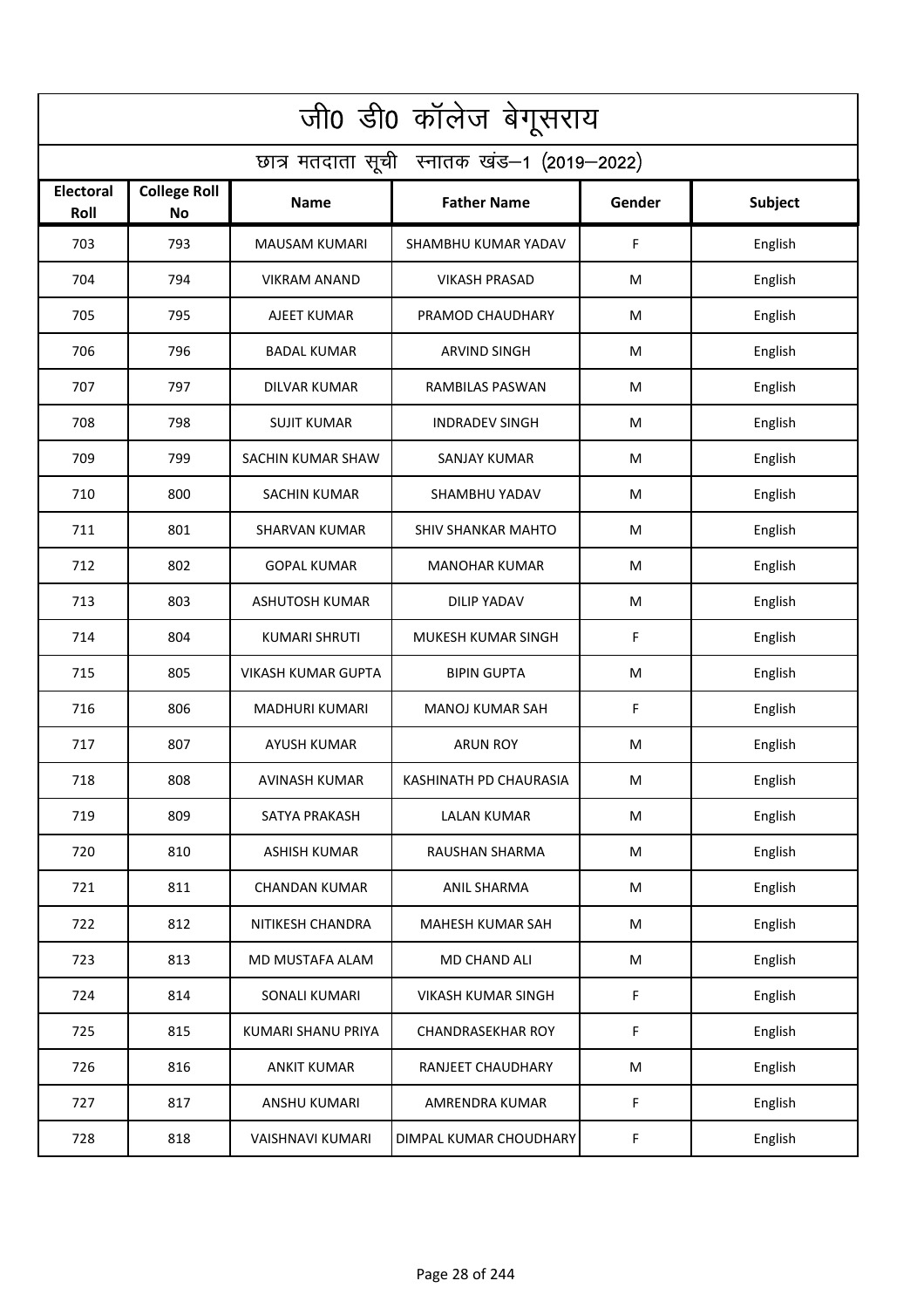| जी0 डी0 कॉलेज बेगूसराय | | | | | |
|---|---|---|---|---|---|
| छात्र मतदाता सूची स्नातक खंड–1 (2019–2022) | | | | | |
| **Electoral Roll** | **College Roll No** | **Name** | **Father Name** | **Gender** | **Subject** |
| 703 | 793 | MAUSAM KUMARI | SHAMBHU KUMAR YADAV | F | English |
| 704 | 794 | VIKRAM ANAND | VIKASH PRASAD | M | English |
| 705 | 795 | AJEET KUMAR | PRAMOD CHAUDHARY | M | English |
| 706 | 796 | BADAL KUMAR | ARVIND SINGH | M | English |
| 707 | 797 | DILVAR KUMAR | RAMBILAS PASWAN | M | English |
| 708 | 798 | SUJIT KUMAR | INDRADEV SINGH | M | English |
| 709 | 799 | SACHIN KUMAR SHAW | SANJAY KUMAR | M | English |
| 710 | 800 | SACHIN KUMAR | SHAMBHU YADAV | M | English |
| 711 | 801 | SHARVAN KUMAR | SHIV SHANKAR MAHTO | M | English |
| 712 | 802 | GOPAL KUMAR | MANOHAR KUMAR | M | English |
| 713 | 803 | ASHUTOSH KUMAR | DILIP YADAV | M | English |
| 714 | 804 | KUMARI SHRUTI | MUKESH KUMAR SINGH | F | English |
| 715 | 805 | VIKASH KUMAR GUPTA | BIPIN GUPTA | M | English |
| 716 | 806 | MADHURI KUMARI | MANOJ KUMAR SAH | F | English |
| 717 | 807 | AYUSH KUMAR | ARUN ROY | M | English |
| 718 | 808 | AVINASH KUMAR | KASHINATH PD CHAURASIA | M | English |
| 719 | 809 | SATYA PRAKASH | LALAN KUMAR | M | English |
| 720 | 810 | ASHISH KUMAR | RAUSHAN SHARMA | M | English |
| 721 | 811 | CHANDAN KUMAR | ANIL SHARMA | M | English |
| 722 | 812 | NITIKESH CHANDRA | MAHESH KUMAR SAH | M | English |
| 723 | 813 | MD MUSTAFA ALAM | MD CHAND ALI | M | English |
| 724 | 814 | SONALI KUMARI | VIKASH KUMAR SINGH | F | English |
| 725 | 815 | KUMARI SHANU PRIYA | CHANDRASEKHAR ROY | F | English |
| 726 | 816 | ANKIT KUMAR | RANJEET CHAUDHARY | M | English |
| 727 | 817 | ANSHU KUMARI | AMRENDRA KUMAR | F | English |
| 728 | 818 | VAISHNAVI KUMARI | DIMPAL KUMAR CHOUDHARY | F | English |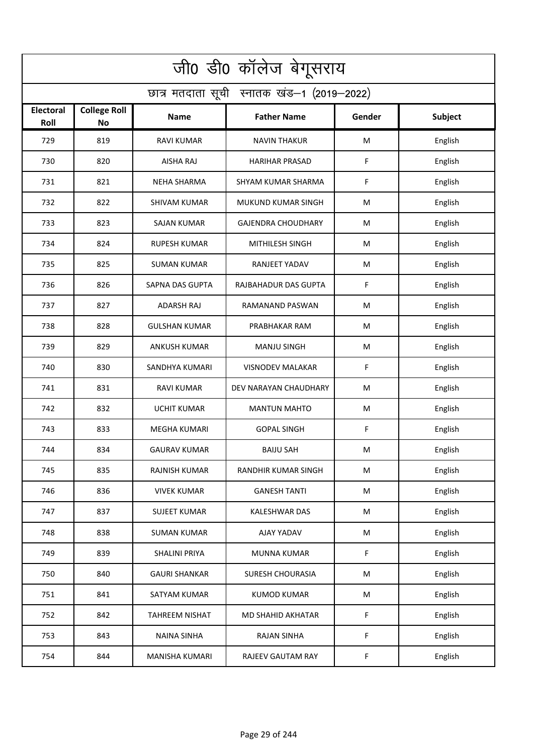# जी0 डी0 कॉलेज बेगूसराय

## छात्र मतदाता सूची स्नातक खंड–1 (2019–2022)

| Electoral Roll | College Roll No | Name | Father Name | Gender | Subject |
|---|---|---|---|---|---|
| 729 | 819 | RAVI KUMAR | NAVIN THAKUR | M | English |
| 730 | 820 | AISHA RAJ | HARIHAR PRASAD | F | English |
| 731 | 821 | NEHA SHARMA | SHYAM KUMAR SHARMA | F | English |
| 732 | 822 | SHIVAM KUMAR | MUKUND KUMAR SINGH | M | English |
| 733 | 823 | SAJAN KUMAR | GAJENDRA CHOUDHARY | M | English |
| 734 | 824 | RUPESH KUMAR | MITHILESH SINGH | M | English |
| 735 | 825 | SUMAN KUMAR | RANJEET YADAV | M | English |
| 736 | 826 | SAPNA DAS GUPTA | RAJBAHADUR DAS GUPTA | F | English |
| 737 | 827 | ADARSH RAJ | RAMANAND PASWAN | M | English |
| 738 | 828 | GULSHAN KUMAR | PRABHAKAR RAM | M | English |
| 739 | 829 | ANKUSH KUMAR | MANJU SINGH | M | English |
| 740 | 830 | SANDHYA KUMARI | VISNODEV MALAKAR | F | English |
| 741 | 831 | RAVI KUMAR | DEV NARAYAN CHAUDHARY | M | English |
| 742 | 832 | UCHIT KUMAR | MANTUN MAHTO | M | English |
| 743 | 833 | MEGHA KUMARI | GOPAL SINGH | F | English |
| 744 | 834 | GAURAV KUMAR | BAIJU SAH | M | English |
| 745 | 835 | RAJNISH KUMAR | RANDHIR KUMAR SINGH | M | English |
| 746 | 836 | VIVEK KUMAR | GANESH TANTI | M | English |
| 747 | 837 | SUJEET KUMAR | KALESHWAR DAS | M | English |
| 748 | 838 | SUMAN KUMAR | AJAY YADAV | M | English |
| 749 | 839 | SHALINI PRIYA | MUNNA KUMAR | F | English |
| 750 | 840 | GAURI SHANKAR | SURESH CHOURASIA | M | English |
| 751 | 841 | SATYAM KUMAR | KUMOD KUMAR | M | English |
| 752 | 842 | TAHREEM NISHAT | MD SHAHID AKHATAR | F | English |
| 753 | 843 | NAINA SINHA | RAJAN SINHA | F | English |
| 754 | 844 | MANISHA KUMARI | RAJEEV GAUTAM RAY | F | English |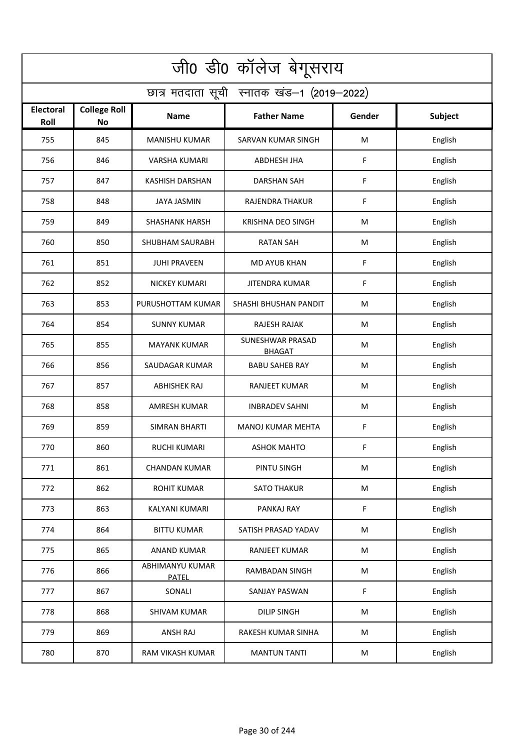# जी0 डी0 कॉलेज बेगूसराय

## छात्र मतदाता सूची स्नातक खंड–1 (2019–2022)

| Electoral Roll | College Roll No | Name | Father Name | Gender | Subject |
|---|---|---|---|---|---|
| 755 | 845 | MANISHU KUMAR | SARVAN KUMAR SINGH | M | English |
| 756 | 846 | VARSHA KUMARI | ABDHESH JHA | F | English |
| 757 | 847 | KASHISH DARSHAN | DARSHAN SAH | F | English |
| 758 | 848 | JAYA JASMIN | RAJENDRA THAKUR | F | English |
| 759 | 849 | SHASHANK HARSH | KRISHNA DEO SINGH | M | English |
| 760 | 850 | SHUBHAM SAURABH | RATAN SAH | M | English |
| 761 | 851 | JUHI PRAVEEN | MD AYUB KHAN | F | English |
| 762 | 852 | NICKEY KUMARI | JITENDRA KUMAR | F | English |
| 763 | 853 | PURUSHOTTAM KUMAR | SHASHI BHUSHAN PANDIT | M | English |
| 764 | 854 | SUNNY KUMAR | RAJESH RAJAK | M | English |
| 765 | 855 | MAYANK KUMAR | SUNESHWAR PRASAD BHAGAT | M | English |
| 766 | 856 | SAUDAGAR KUMAR | BABU SAHEB RAY | M | English |
| 767 | 857 | ABHISHEK RAJ | RANJEET KUMAR | M | English |
| 768 | 858 | AMRESH KUMAR | INBRADEV SAHNI | M | English |
| 769 | 859 | SIMRAN BHARTI | MANOJ KUMAR MEHTA | F | English |
| 770 | 860 | RUCHI KUMARI | ASHOK MAHTO | F | English |
| 771 | 861 | CHANDAN KUMAR | PINTU SINGH | M | English |
| 772 | 862 | ROHIT KUMAR | SATO THAKUR | M | English |
| 773 | 863 | KALYANI KUMARI | PANKAJ RAY | F | English |
| 774 | 864 | BITTU KUMAR | SATISH PRASAD YADAV | M | English |
| 775 | 865 | ANAND KUMAR | RANJEET KUMAR | M | English |
| 776 | 866 | ABHIMANYU KUMAR PATEL | RAMBADAN SINGH | M | English |
| 777 | 867 | SONALI | SANJAY PASWAN | F | English |
| 778 | 868 | SHIVAM KUMAR | DILIP SINGH | M | English |
| 779 | 869 | ANSH RAJ | RAKESH KUMAR SINHA | M | English |
| 780 | 870 | RAM VIKASH KUMAR | MANTUN TANTI | M | English |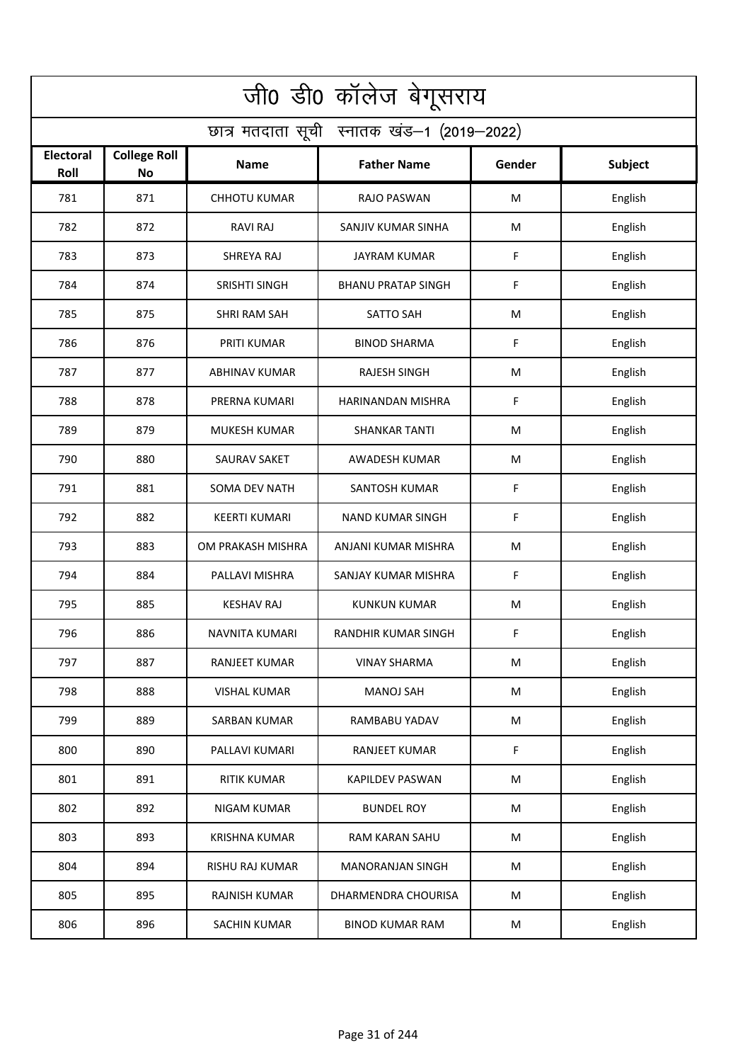# जी0 डी0 कॉलेज बेगूसराय

## छात्र मतदाता सूची स्नातक खंड–1 (2019–2022)

| Electoral Roll | College Roll No | Name | Father Name | Gender | Subject |
|---|---|---|---|---|---|
| 781 | 871 | CHHOTU KUMAR | RAJO PASWAN | M | English |
| 782 | 872 | RAVI RAJ | SANJIV KUMAR SINHA | M | English |
| 783 | 873 | SHREYA RAJ | JAYRAM KUMAR | F | English |
| 784 | 874 | SRISHTI SINGH | BHANU PRATAP SINGH | F | English |
| 785 | 875 | SHRI RAM SAH | SATTO SAH | M | English |
| 786 | 876 | PRITI KUMAR | BINOD SHARMA | F | English |
| 787 | 877 | ABHINAV KUMAR | RAJESH SINGH | M | English |
| 788 | 878 | PRERNA KUMARI | HARINANDAN MISHRA | F | English |
| 789 | 879 | MUKESH KUMAR | SHANKAR TANTI | M | English |
| 790 | 880 | SAURAV SAKET | AWADESH KUMAR | M | English |
| 791 | 881 | SOMA DEV NATH | SANTOSH KUMAR | F | English |
| 792 | 882 | KEERTI KUMARI | NAND KUMAR SINGH | F | English |
| 793 | 883 | OM PRAKASH MISHRA | ANJANI KUMAR MISHRA | M | English |
| 794 | 884 | PALLAVI MISHRA | SANJAY KUMAR MISHRA | F | English |
| 795 | 885 | KESHAV RAJ | KUNKUN KUMAR | M | English |
| 796 | 886 | NAVNITA KUMARI | RANDHIR KUMAR SINGH | F | English |
| 797 | 887 | RANJEET KUMAR | VINAY SHARMA | M | English |
| 798 | 888 | VISHAL KUMAR | MANOJ SAH | M | English |
| 799 | 889 | SARBAN KUMAR | RAMBABU YADAV | M | English |
| 800 | 890 | PALLAVI KUMARI | RANJEET KUMAR | F | English |
| 801 | 891 | RITIK KUMAR | KAPILDEV PASWAN | M | English |
| 802 | 892 | NIGAM KUMAR | BUNDEL ROY | M | English |
| 803 | 893 | KRISHNA KUMAR | RAM KARAN SAHU | M | English |
| 804 | 894 | RISHU RAJ KUMAR | MANORANJAN SINGH | M | English |
| 805 | 895 | RAJNISH KUMAR | DHARMENDRA CHOURISA | M | English |
| 806 | 896 | SACHIN KUMAR | BINOD KUMAR RAM | M | English |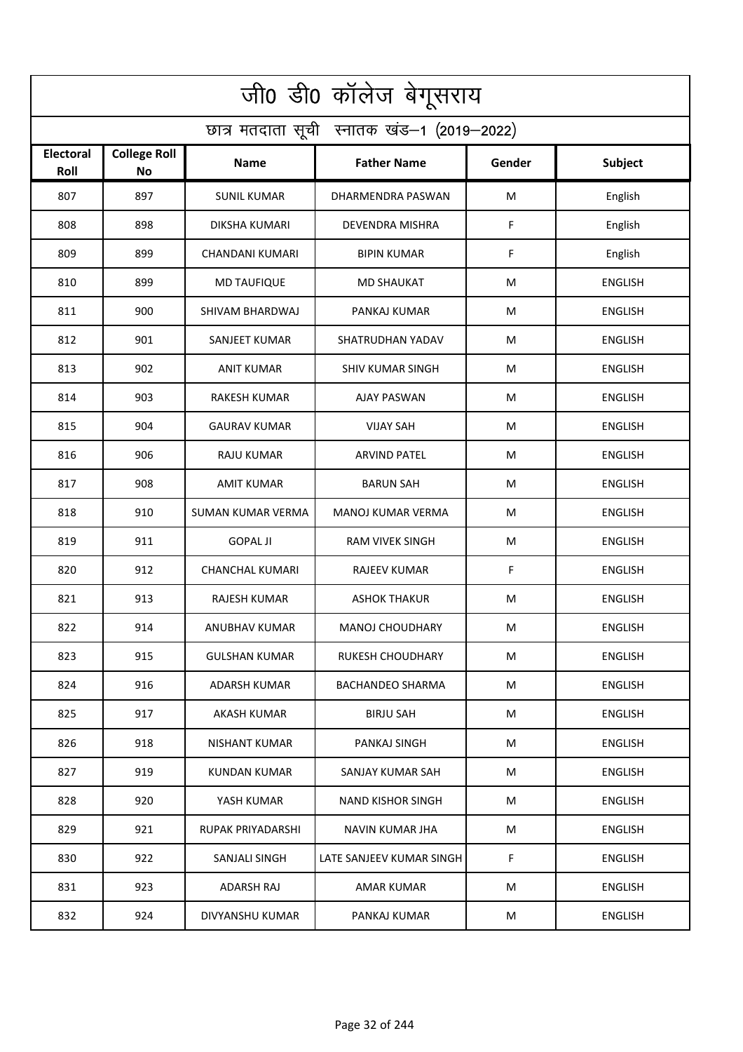# जी0 डी0 कॉलेज बेगूसराय

## छात्र मतदाता सूची स्नातक खंड–1 (2019–2022)

| Electoral Roll | College Roll No | Name | Father Name | Gender | Subject |
|---|---|---|---|---|---|
| 807 | 897 | SUNIL KUMAR | DHARMENDRA PASWAN | M | English |
| 808 | 898 | DIKSHA KUMARI | DEVENDRA MISHRA | F | English |
| 809 | 899 | CHANDANI KUMARI | BIPIN KUMAR | F | English |
| 810 | 899 | MD TAUFIQUE | MD SHAUKAT | M | ENGLISH |
| 811 | 900 | SHIVAM BHARDWAJ | PANKAJ KUMAR | M | ENGLISH |
| 812 | 901 | SANJEET KUMAR | SHATRUDHAN YADAV | M | ENGLISH |
| 813 | 902 | ANIT KUMAR | SHIV KUMAR SINGH | M | ENGLISH |
| 814 | 903 | RAKESH KUMAR | AJAY PASWAN | M | ENGLISH |
| 815 | 904 | GAURAV KUMAR | VIJAY SAH | M | ENGLISH |
| 816 | 906 | RAJU KUMAR | ARVIND PATEL | M | ENGLISH |
| 817 | 908 | AMIT KUMAR | BARUN SAH | M | ENGLISH |
| 818 | 910 | SUMAN KUMAR VERMA | MANOJ KUMAR VERMA | M | ENGLISH |
| 819 | 911 | GOPAL JI | RAM VIVEK SINGH | M | ENGLISH |
| 820 | 912 | CHANCHAL KUMARI | RAJEEV KUMAR | F | ENGLISH |
| 821 | 913 | RAJESH KUMAR | ASHOK THAKUR | M | ENGLISH |
| 822 | 914 | ANUBHAV KUMAR | MANOJ CHOUDHARY | M | ENGLISH |
| 823 | 915 | GULSHAN KUMAR | RUKESH CHOUDHARY | M | ENGLISH |
| 824 | 916 | ADARSH KUMAR | BACHANDEO SHARMA | M | ENGLISH |
| 825 | 917 | AKASH KUMAR | BIRJU SAH | M | ENGLISH |
| 826 | 918 | NISHANT KUMAR | PANKAJ SINGH | M | ENGLISH |
| 827 | 919 | KUNDAN KUMAR | SANJAY KUMAR SAH | M | ENGLISH |
| 828 | 920 | YASH KUMAR | NAND KISHOR SINGH | M | ENGLISH |
| 829 | 921 | RUPAK PRIYADARSHI | NAVIN KUMAR JHA | M | ENGLISH |
| 830 | 922 | SANJALI SINGH | LATE SANJEEV KUMAR SINGH | F | ENGLISH |
| 831 | 923 | ADARSH RAJ | AMAR KUMAR | M | ENGLISH |
| 832 | 924 | DIVYANSHU KUMAR | PANKAJ KUMAR | M | ENGLISH |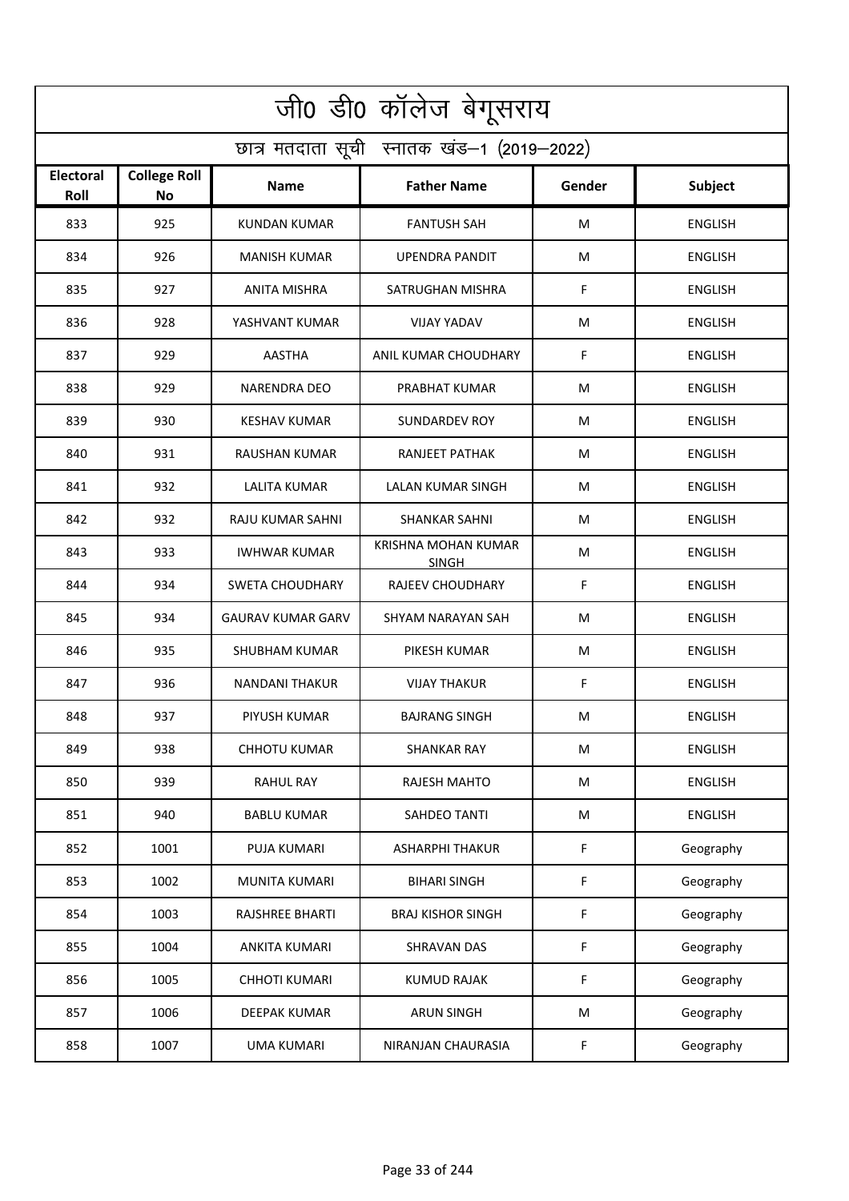# जी0 डी0 कॉलेज बेगूसराय

## छात्र मतदाता सूची स्नातक खंड–1 (2019–2022)

| Electoral Roll | College Roll No | Name | Father Name | Gender | Subject |
|---|---|---|---|---|---|
| 833 | 925 | KUNDAN KUMAR | FANTUSH SAH | M | ENGLISH |
| 834 | 926 | MANISH KUMAR | UPENDRA PANDIT | M | ENGLISH |
| 835 | 927 | ANITA MISHRA | SATRUGHAN MISHRA | F | ENGLISH |
| 836 | 928 | YASHVANT KUMAR | VIJAY YADAV | M | ENGLISH |
| 837 | 929 | AASTHA | ANIL KUMAR CHOUDHARY | F | ENGLISH |
| 838 | 929 | NARENDRA DEO | PRABHAT KUMAR | M | ENGLISH |
| 839 | 930 | KESHAV KUMAR | SUNDARDEV ROY | M | ENGLISH |
| 840 | 931 | RAUSHAN KUMAR | RANJEET PATHAK | M | ENGLISH |
| 841 | 932 | LALITA KUMAR | LALAN KUMAR SINGH | M | ENGLISH |
| 842 | 932 | RAJU KUMAR SAHNI | SHANKAR SAHNI | M | ENGLISH |
| 843 | 933 | IWHWAR KUMAR | KRISHNA MOHAN KUMAR SINGH | M | ENGLISH |
| 844 | 934 | SWETA CHOUDHARY | RAJEEV CHOUDHARY | F | ENGLISH |
| 845 | 934 | GAURAV KUMAR GARV | SHYAM NARAYAN SAH | M | ENGLISH |
| 846 | 935 | SHUBHAM KUMAR | PIKESH KUMAR | M | ENGLISH |
| 847 | 936 | NANDANI THAKUR | VIJAY THAKUR | F | ENGLISH |
| 848 | 937 | PIYUSH KUMAR | BAJRANG SINGH | M | ENGLISH |
| 849 | 938 | CHHOTU KUMAR | SHANKAR RAY | M | ENGLISH |
| 850 | 939 | RAHUL RAY | RAJESH MAHTO | M | ENGLISH |
| 851 | 940 | BABLU KUMAR | SAHDEO TANTI | M | ENGLISH |
| 852 | 1001 | PUJA KUMARI | ASHARPHI THAKUR | F | Geography |
| 853 | 1002 | MUNITA KUMARI | BIHARI SINGH | F | Geography |
| 854 | 1003 | RAJSHREE BHARTI | BRAJ KISHOR SINGH | F | Geography |
| 855 | 1004 | ANKITA KUMARI | SHRAVAN DAS | F | Geography |
| 856 | 1005 | CHHOTI KUMARI | KUMUD RAJAK | F | Geography |
| 857 | 1006 | DEEPAK KUMAR | ARUN SINGH | M | Geography |
| 858 | 1007 | UMA KUMARI | NIRANJAN CHAURASIA | F | Geography |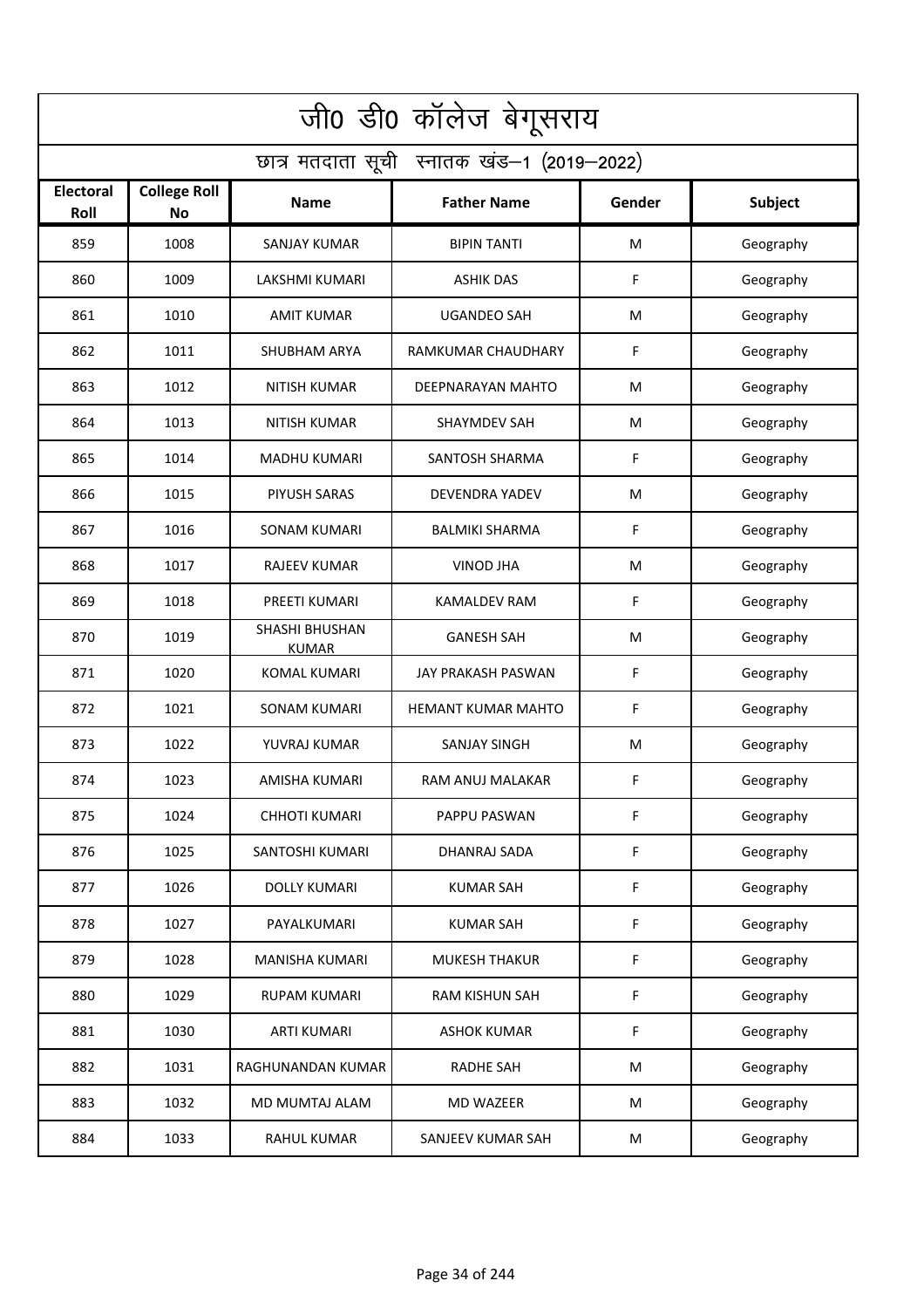# जी0 डी0 कॉलेज बेगूसराय

## छात्र मतदाता सूची स्नातक खंड–1 (2019–2022)

| Electoral Roll | College Roll No | Name | Father Name | Gender | Subject |
|---|---|---|---|---|---|
| 859 | 1008 | SANJAY KUMAR | BIPIN TANTI | M | Geography |
| 860 | 1009 | LAKSHMI KUMARI | ASHIK DAS | F | Geography |
| 861 | 1010 | AMIT KUMAR | UGANDEO SAH | M | Geography |
| 862 | 1011 | SHUBHAM ARYA | RAMKUMAR CHAUDHARY | F | Geography |
| 863 | 1012 | NITISH KUMAR | DEEPNARAYAN MAHTO | M | Geography |
| 864 | 1013 | NITISH KUMAR | SHAYMDEV SAH | M | Geography |
| 865 | 1014 | MADHU KUMARI | SANTOSH SHARMA | F | Geography |
| 866 | 1015 | PIYUSH SARAS | DEVENDRA YADEV | M | Geography |
| 867 | 1016 | SONAM KUMARI | BALMIKI SHARMA | F | Geography |
| 868 | 1017 | RAJEEV KUMAR | VINOD JHA | M | Geography |
| 869 | 1018 | PREETI KUMARI | KAMALDEV RAM | F | Geography |
| 870 | 1019 | SHASHI BHUSHAN KUMAR | GANESH SAH | M | Geography |
| 871 | 1020 | KOMAL KUMARI | JAY PRAKASH PASWAN | F | Geography |
| 872 | 1021 | SONAM KUMARI | HEMANT KUMAR MAHTO | F | Geography |
| 873 | 1022 | YUVRAJ KUMAR | SANJAY SINGH | M | Geography |
| 874 | 1023 | AMISHA KUMARI | RAM ANUJ MALAKAR | F | Geography |
| 875 | 1024 | CHHOTI KUMARI | PAPPU PASWAN | F | Geography |
| 876 | 1025 | SANTOSHI KUMARI | DHANRAJ SADA | F | Geography |
| 877 | 1026 | DOLLY KUMARI | KUMAR SAH | F | Geography |
| 878 | 1027 | PAYALKUMARI | KUMAR SAH | F | Geography |
| 879 | 1028 | MANISHA KUMARI | MUKESH THAKUR | F | Geography |
| 880 | 1029 | RUPAM KUMARI | RAM KISHUN SAH | F | Geography |
| 881 | 1030 | ARTI KUMARI | ASHOK KUMAR | F | Geography |
| 882 | 1031 | RAGHUNANDAN KUMAR | RADHE SAH | M | Geography |
| 883 | 1032 | MD MUMTAJ ALAM | MD WAZEER | M | Geography |
| 884 | 1033 | RAHUL KUMAR | SANJEEV KUMAR SAH | M | Geography |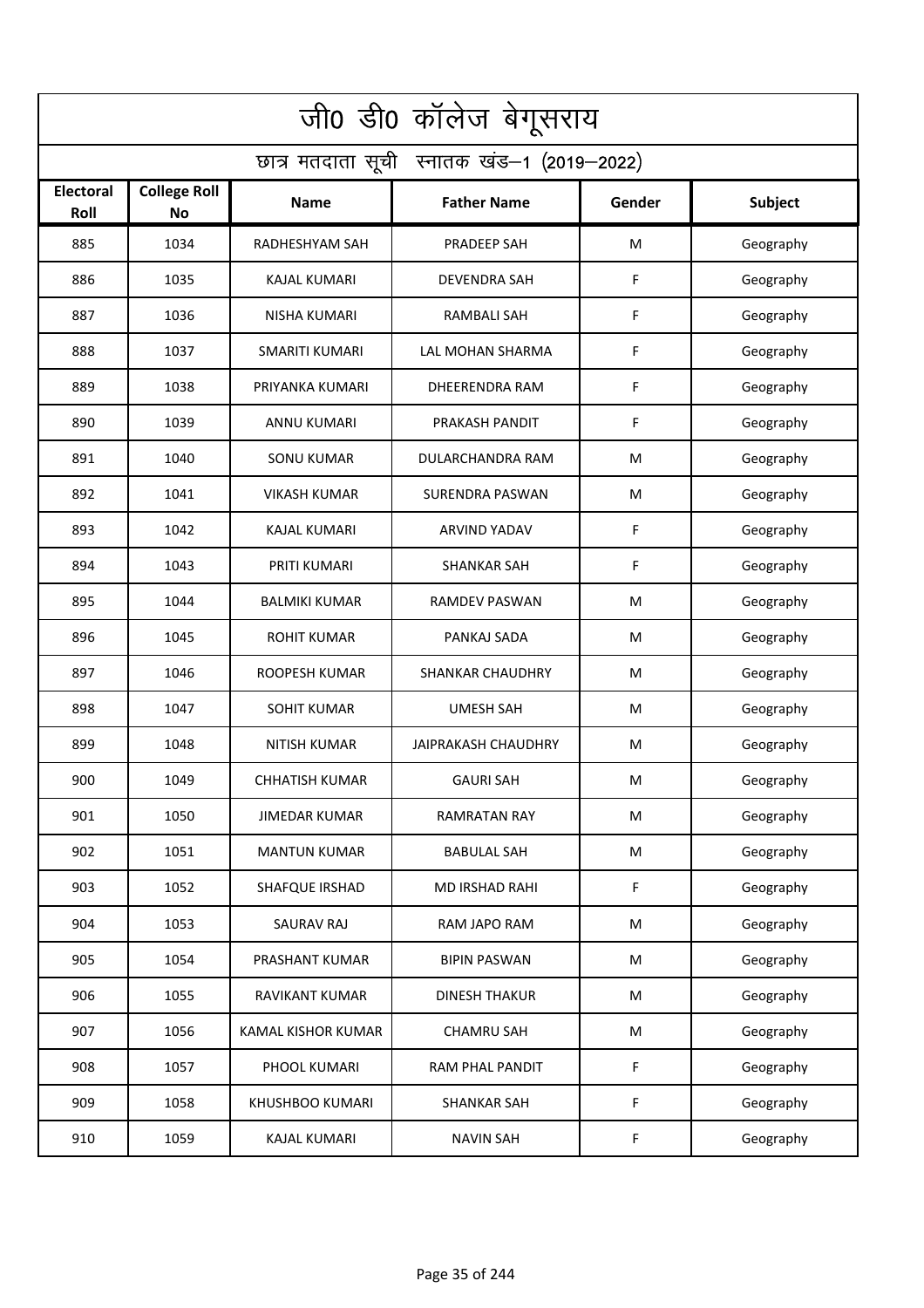# जी0 डी0 कॉलेज बेगूसराय

## छात्र मतदाता सूची स्नातक खंड–1 (2019–2022)

| Electoral Roll | College Roll No | Name | Father Name | Gender | Subject |
|---|---|---|---|---|---|
| 885 | 1034 | RADHESHYAM SAH | PRADEEP SAH | M | Geography |
| 886 | 1035 | KAJAL KUMARI | DEVENDRA SAH | F | Geography |
| 887 | 1036 | NISHA KUMARI | RAMBALI SAH | F | Geography |
| 888 | 1037 | SMARITI KUMARI | LAL MOHAN SHARMA | F | Geography |
| 889 | 1038 | PRIYANKA KUMARI | DHEERENDRA RAM | F | Geography |
| 890 | 1039 | ANNU KUMARI | PRAKASH PANDIT | F | Geography |
| 891 | 1040 | SONU KUMAR | DULARCHANDRA RAM | M | Geography |
| 892 | 1041 | VIKASH KUMAR | SURENDRA PASWAN | M | Geography |
| 893 | 1042 | KAJAL KUMARI | ARVIND YADAV | F | Geography |
| 894 | 1043 | PRITI KUMARI | SHANKAR SAH | F | Geography |
| 895 | 1044 | BALMIKI KUMAR | RAMDEV PASWAN | M | Geography |
| 896 | 1045 | ROHIT KUMAR | PANKAJ SADA | M | Geography |
| 897 | 1046 | ROOPESH KUMAR | SHANKAR CHAUDHRY | M | Geography |
| 898 | 1047 | SOHIT KUMAR | UMESH SAH | M | Geography |
| 899 | 1048 | NITISH KUMAR | JAIPRAKASH CHAUDHRY | M | Geography |
| 900 | 1049 | CHHATISH KUMAR | GAURI SAH | M | Geography |
| 901 | 1050 | JIMEDAR KUMAR | RAMRATAN RAY | M | Geography |
| 902 | 1051 | MANTUN KUMAR | BABULAL SAH | M | Geography |
| 903 | 1052 | SHAFQUE IRSHAD | MD IRSHAD RAHI | F | Geography |
| 904 | 1053 | SAURAV RAJ | RAM JAPO RAM | M | Geography |
| 905 | 1054 | PRASHANT KUMAR | BIPIN PASWAN | M | Geography |
| 906 | 1055 | RAVIKANT KUMAR | DINESH THAKUR | M | Geography |
| 907 | 1056 | KAMAL KISHOR KUMAR | CHAMRU SAH | M | Geography |
| 908 | 1057 | PHOOL KUMARI | RAM PHAL PANDIT | F | Geography |
| 909 | 1058 | KHUSHBOO KUMARI | SHANKAR SAH | F | Geography |
| 910 | 1059 | KAJAL KUMARI | NAVIN SAH | F | Geography |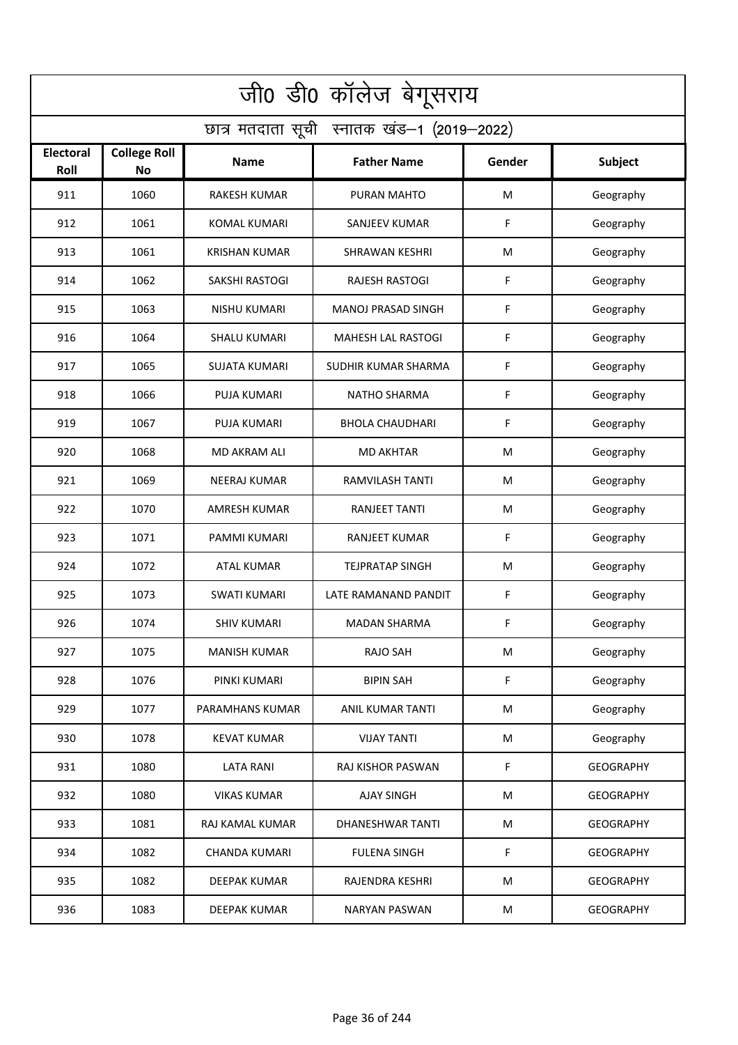# जी0 डी0 कॉलेज बेगूसराय

## छात्र मतदाता सूची स्नातक खंड–1 (2019–2022)

| Electoral Roll | College Roll No | Name | Father Name | Gender | Subject |
|---|---|---|---|---|---|
| 911 | 1060 | RAKESH KUMAR | PURAN MAHTO | M | Geography |
| 912 | 1061 | KOMAL KUMARI | SANJEEV KUMAR | F | Geography |
| 913 | 1061 | KRISHAN KUMAR | SHRAWAN KESHRI | M | Geography |
| 914 | 1062 | SAKSHI RASTOGI | RAJESH RASTOGI | F | Geography |
| 915 | 1063 | NISHU KUMARI | MANOJ PRASAD SINGH | F | Geography |
| 916 | 1064 | SHALU KUMARI | MAHESH LAL RASTOGI | F | Geography |
| 917 | 1065 | SUJATA KUMARI | SUDHIR KUMAR SHARMA | F | Geography |
| 918 | 1066 | PUJA KUMARI | NATHO SHARMA | F | Geography |
| 919 | 1067 | PUJA KUMARI | BHOLA CHAUDHARI | F | Geography |
| 920 | 1068 | MD AKRAM ALI | MD AKHTAR | M | Geography |
| 921 | 1069 | NEERAJ KUMAR | RAMVILASH TANTI | M | Geography |
| 922 | 1070 | AMRESH KUMAR | RANJEET TANTI | M | Geography |
| 923 | 1071 | PAMMI KUMARI | RANJEET KUMAR | F | Geography |
| 924 | 1072 | ATAL KUMAR | TEJPRATAP SINGH | M | Geography |
| 925 | 1073 | SWATI KUMARI | LATE RAMANAND PANDIT | F | Geography |
| 926 | 1074 | SHIV KUMARI | MADAN SHARMA | F | Geography |
| 927 | 1075 | MANISH KUMAR | RAJO SAH | M | Geography |
| 928 | 1076 | PINKI KUMARI | BIPIN SAH | F | Geography |
| 929 | 1077 | PARAMHANS KUMAR | ANIL KUMAR TANTI | M | Geography |
| 930 | 1078 | KEVAT KUMAR | VIJAY TANTI | M | Geography |
| 931 | 1080 | LATA RANI | RAJ KISHOR PASWAN | F | GEOGRAPHY |
| 932 | 1080 | VIKAS KUMAR | AJAY SINGH | M | GEOGRAPHY |
| 933 | 1081 | RAJ KAMAL KUMAR | DHANESHWAR TANTI | M | GEOGRAPHY |
| 934 | 1082 | CHANDA KUMARI | FULENA SINGH | F | GEOGRAPHY |
| 935 | 1082 | DEEPAK KUMAR | RAJENDRA KESHRI | M | GEOGRAPHY |
| 936 | 1083 | DEEPAK KUMAR | NARYAN PASWAN | M | GEOGRAPHY |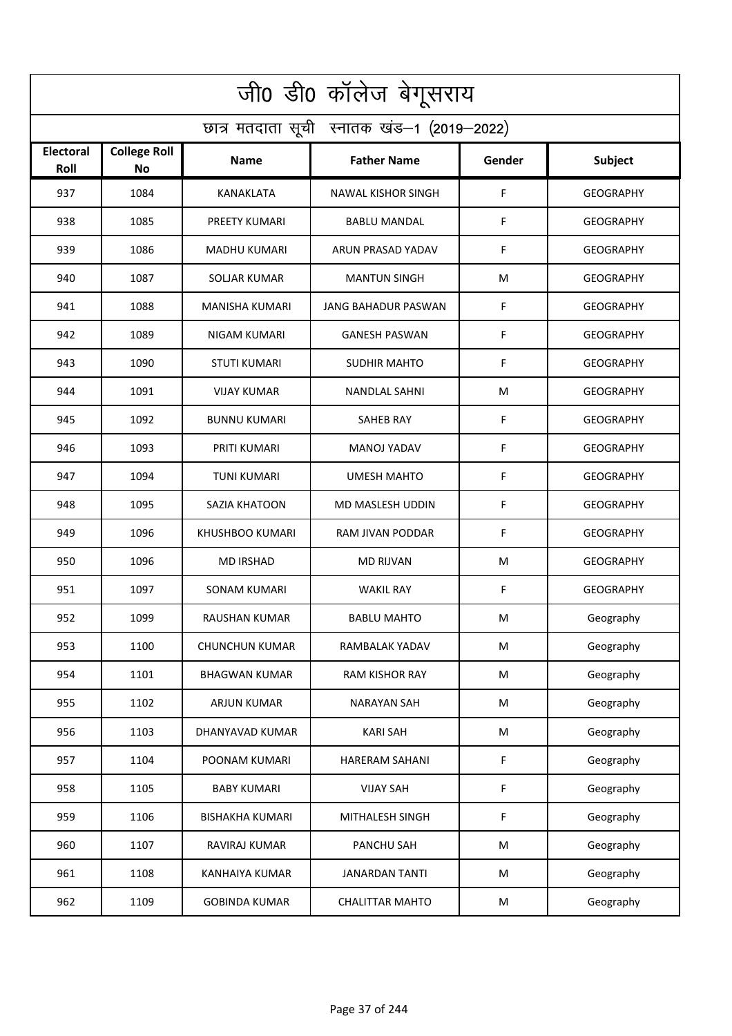# जी0 डी0 कॉलेज बेगूसराय

## छात्र मतदाता सूची स्नातक खंड–1 (2019–2022)

| Electoral Roll | College Roll No | Name | Father Name | Gender | Subject |
|---|---|---|---|---|---|
| 937 | 1084 | KANAKLATA | NAWAL KISHOR SINGH | F | GEOGRAPHY |
| 938 | 1085 | PREETY KUMARI | BABLU MANDAL | F | GEOGRAPHY |
| 939 | 1086 | MADHU KUMARI | ARUN PRASAD YADAV | F | GEOGRAPHY |
| 940 | 1087 | SOLJAR KUMAR | MANTUN SINGH | M | GEOGRAPHY |
| 941 | 1088 | MANISHA KUMARI | JANG BAHADUR PASWAN | F | GEOGRAPHY |
| 942 | 1089 | NIGAM KUMARI | GANESH PASWAN | F | GEOGRAPHY |
| 943 | 1090 | STUTI KUMARI | SUDHIR MAHTO | F | GEOGRAPHY |
| 944 | 1091 | VIJAY KUMAR | NANDLAL SAHNI | M | GEOGRAPHY |
| 945 | 1092 | BUNNU KUMARI | SAHEB RAY | F | GEOGRAPHY |
| 946 | 1093 | PRITI KUMARI | MANOJ YADAV | F | GEOGRAPHY |
| 947 | 1094 | TUNI KUMARI | UMESH MAHTO | F | GEOGRAPHY |
| 948 | 1095 | SAZIA KHATOON | MD MASLESH UDDIN | F | GEOGRAPHY |
| 949 | 1096 | KHUSHBOO KUMARI | RAM JIVAN PODDAR | F | GEOGRAPHY |
| 950 | 1096 | MD IRSHAD | MD RIJVAN | M | GEOGRAPHY |
| 951 | 1097 | SONAM KUMARI | WAKIL RAY | F | GEOGRAPHY |
| 952 | 1099 | RAUSHAN KUMAR | BABLU MAHTO | M | Geography |
| 953 | 1100 | CHUNCHUN KUMAR | RAMBALAK YADAV | M | Geography |
| 954 | 1101 | BHAGWAN KUMAR | RAM KISHOR RAY | M | Geography |
| 955 | 1102 | ARJUN KUMAR | NARAYAN SAH | M | Geography |
| 956 | 1103 | DHANYAVAD KUMAR | KARI SAH | M | Geography |
| 957 | 1104 | POONAM KUMARI | HARERAM SAHANI | F | Geography |
| 958 | 1105 | BABY KUMARI | VIJAY SAH | F | Geography |
| 959 | 1106 | BISHAKHA KUMARI | MITHALESH SINGH | F | Geography |
| 960 | 1107 | RAVIRAJ KUMAR | PANCHU SAH | M | Geography |
| 961 | 1108 | KANHAIYA KUMAR | JANARDAN TANTI | M | Geography |
| 962 | 1109 | GOBINDA KUMAR | CHALITTAR MAHTO | M | Geography |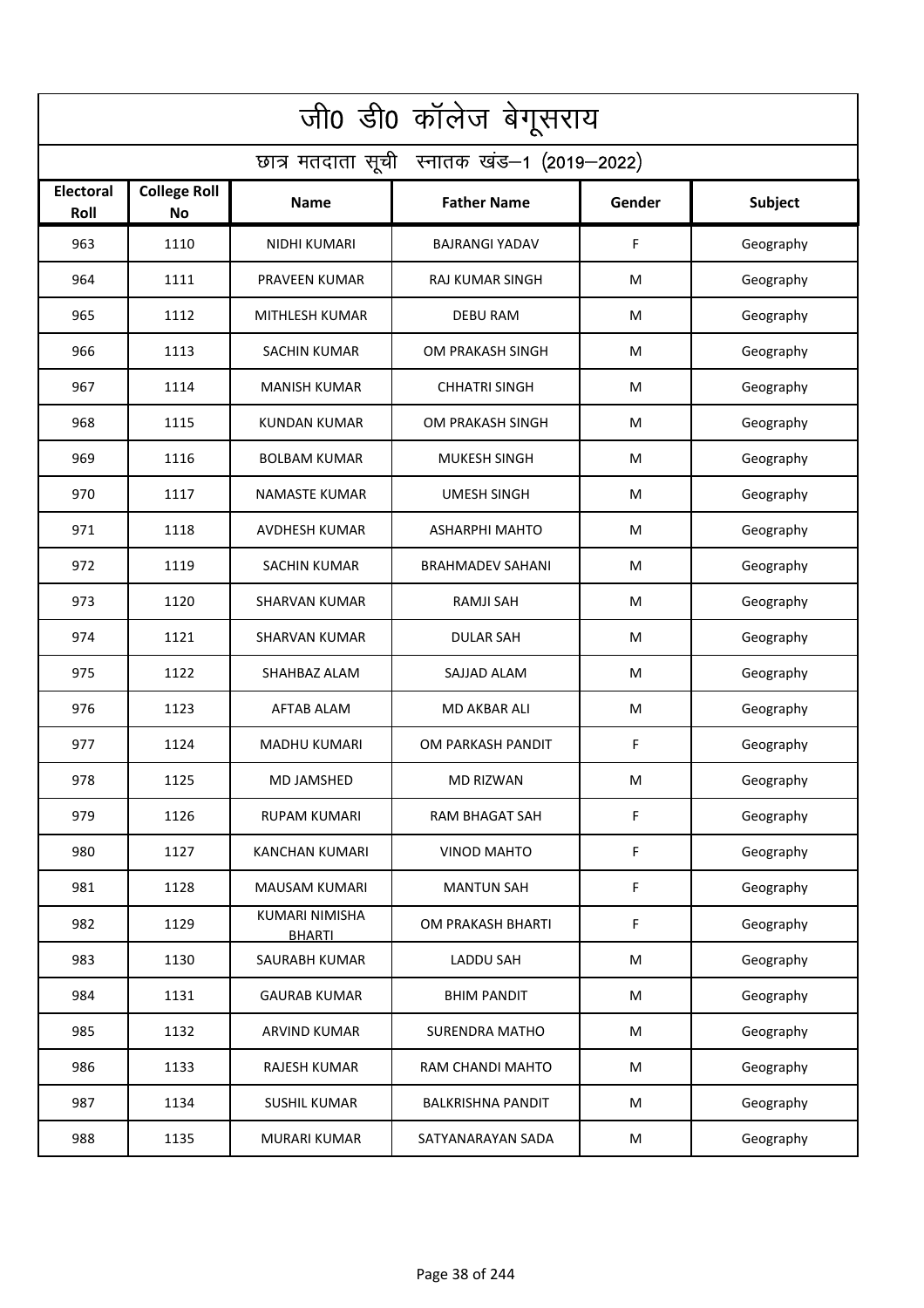# जी0 डी0 कॉलेज बेगूसराय

## छात्र मतदाता सूची स्नातक खंड–1 (2019–2022)

| Electoral Roll | College Roll No | Name | Father Name | Gender | Subject |
|---|---|---|---|---|---|
| 963 | 1110 | NIDHI KUMARI | BAJRANGI YADAV | F | Geography |
| 964 | 1111 | PRAVEEN KUMAR | RAJ KUMAR SINGH | M | Geography |
| 965 | 1112 | MITHLESH KUMAR | DEBU RAM | M | Geography |
| 966 | 1113 | SACHIN KUMAR | OM PRAKASH SINGH | M | Geography |
| 967 | 1114 | MANISH KUMAR | CHHATRI SINGH | M | Geography |
| 968 | 1115 | KUNDAN KUMAR | OM PRAKASH SINGH | M | Geography |
| 969 | 1116 | BOLBAM KUMAR | MUKESH SINGH | M | Geography |
| 970 | 1117 | NAMASTE KUMAR | UMESH SINGH | M | Geography |
| 971 | 1118 | AVDHESH KUMAR | ASHARPHI MAHTO | M | Geography |
| 972 | 1119 | SACHIN KUMAR | BRAHMADEV SAHANI | M | Geography |
| 973 | 1120 | SHARVAN KUMAR | RAMJI SAH | M | Geography |
| 974 | 1121 | SHARVAN KUMAR | DULAR SAH | M | Geography |
| 975 | 1122 | SHAHBAZ ALAM | SAJJAD ALAM | M | Geography |
| 976 | 1123 | AFTAB ALAM | MD AKBAR ALI | M | Geography |
| 977 | 1124 | MADHU KUMARI | OM PARKASH PANDIT | F | Geography |
| 978 | 1125 | MD JAMSHED | MD RIZWAN | M | Geography |
| 979 | 1126 | RUPAM KUMARI | RAM BHAGAT SAH | F | Geography |
| 980 | 1127 | KANCHAN KUMARI | VINOD MAHTO | F | Geography |
| 981 | 1128 | MAUSAM KUMARI | MANTUN SAH | F | Geography |
| 982 | 1129 | KUMARI NIMISHA BHARTI | OM PRAKASH BHARTI | F | Geography |
| 983 | 1130 | SAURABH KUMAR | LADDU SAH | M | Geography |
| 984 | 1131 | GAURAB KUMAR | BHIM PANDIT | M | Geography |
| 985 | 1132 | ARVIND KUMAR | SURENDRA MATHO | M | Geography |
| 986 | 1133 | RAJESH KUMAR | RAM CHANDI MAHTO | M | Geography |
| 987 | 1134 | SUSHIL KUMAR | BALKRISHNA PANDIT | M | Geography |
| 988 | 1135 | MURARI KUMAR | SATYANARAYAN SADA | M | Geography |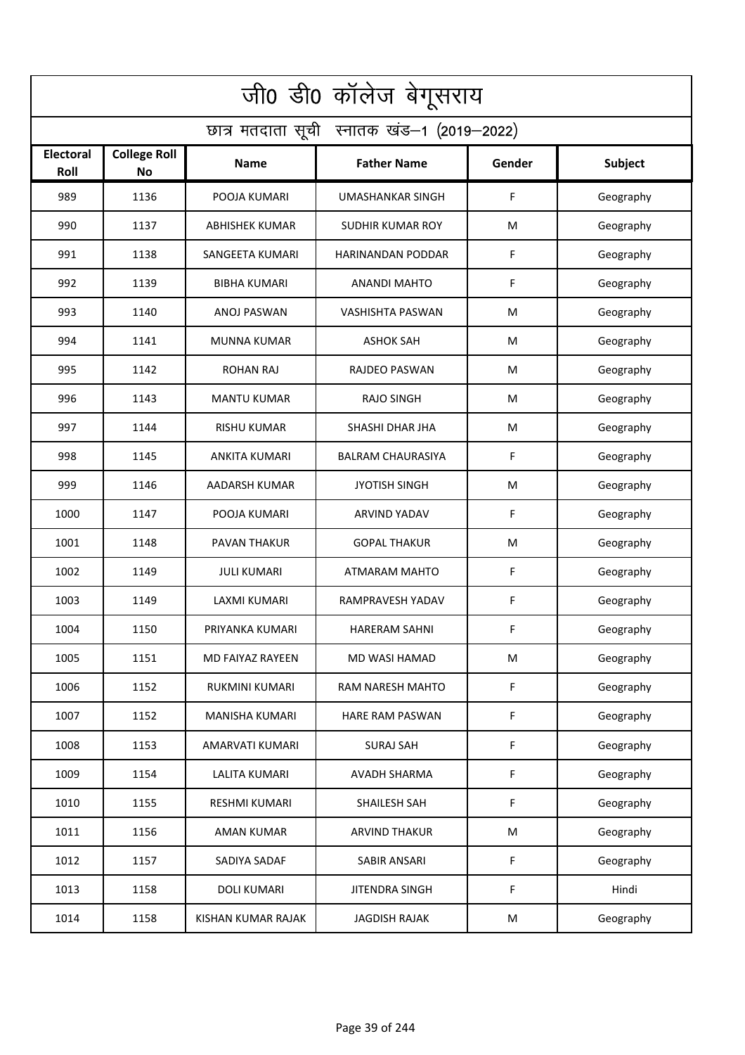# जी0 डी0 कॉलेज बेगूसराय

## छात्र मतदाता सूची स्नातक खंड–1 (2019–2022)

| Electoral Roll | College Roll No | Name | Father Name | Gender | Subject |
|---|---|---|---|---|---|
| 989 | 1136 | POOJA KUMARI | UMASHANKAR SINGH | F | Geography |
| 990 | 1137 | ABHISHEK KUMAR | SUDHIR KUMAR ROY | M | Geography |
| 991 | 1138 | SANGEETA KUMARI | HARINANDAN PODDAR | F | Geography |
| 992 | 1139 | BIBHA KUMARI | ANANDI MAHTO | F | Geography |
| 993 | 1140 | ANOJ PASWAN | VASHISHTA PASWAN | M | Geography |
| 994 | 1141 | MUNNA KUMAR | ASHOK SAH | M | Geography |
| 995 | 1142 | ROHAN RAJ | RAJDEO PASWAN | M | Geography |
| 996 | 1143 | MANTU KUMAR | RAJO SINGH | M | Geography |
| 997 | 1144 | RISHU KUMAR | SHASHI DHAR JHA | M | Geography |
| 998 | 1145 | ANKITA KUMARI | BALRAM CHAURASIYA | F | Geography |
| 999 | 1146 | AADARSH KUMAR | JYOTISH SINGH | M | Geography |
| 1000 | 1147 | POOJA KUMARI | ARVIND YADAV | F | Geography |
| 1001 | 1148 | PAVAN THAKUR | GOPAL THAKUR | M | Geography |
| 1002 | 1149 | JULI KUMARI | ATMARAM MAHTO | F | Geography |
| 1003 | 1149 | LAXMI KUMARI | RAMPRAVESH YADAV | F | Geography |
| 1004 | 1150 | PRIYANKA KUMARI | HARERAM SAHNI | F | Geography |
| 1005 | 1151 | MD FAIYAZ RAYEEN | MD WASI HAMAD | M | Geography |
| 1006 | 1152 | RUKMINI KUMARI | RAM NARESH MAHTO | F | Geography |
| 1007 | 1152 | MANISHA KUMARI | HARE RAM PASWAN | F | Geography |
| 1008 | 1153 | AMARVATI KUMARI | SURAJ SAH | F | Geography |
| 1009 | 1154 | LALITA KUMARI | AVADH SHARMA | F | Geography |
| 1010 | 1155 | RESHMI KUMARI | SHAILESH SAH | F | Geography |
| 1011 | 1156 | AMAN KUMAR | ARVIND THAKUR | M | Geography |
| 1012 | 1157 | SADIYA SADAF | SABIR ANSARI | F | Geography |
| 1013 | 1158 | DOLI KUMARI | JITENDRA SINGH | F | Hindi |
| 1014 | 1158 | KISHAN KUMAR RAJAK | JAGDISH RAJAK | M | Geography |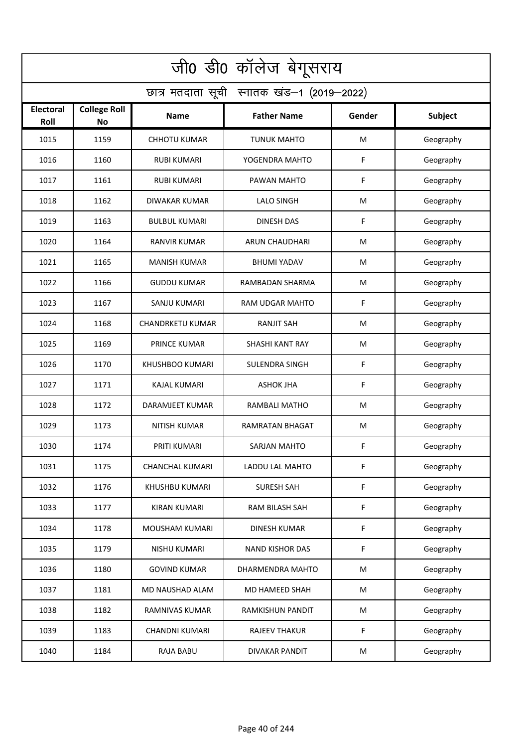# जी0 डी0 कॉलेज बेगूसराय

## छात्र मतदाता सूची स्नातक खंड–1 (2019–2022)

| Electoral Roll | College Roll No | Name | Father Name | Gender | Subject |
|---|---|---|---|---|---|
| 1015 | 1159 | CHHOTU KUMAR | TUNUK MAHTO | M | Geography |
| 1016 | 1160 | RUBI KUMARI | YOGENDRA MAHTO | F | Geography |
| 1017 | 1161 | RUBI KUMARI | PAWAN MAHTO | F | Geography |
| 1018 | 1162 | DIWAKAR KUMAR | LALO SINGH | M | Geography |
| 1019 | 1163 | BULBUL KUMARI | DINESH DAS | F | Geography |
| 1020 | 1164 | RANVIR KUMAR | ARUN CHAUDHARI | M | Geography |
| 1021 | 1165 | MANISH KUMAR | BHUMI YADAV | M | Geography |
| 1022 | 1166 | GUDDU KUMAR | RAMBADAN SHARMA | M | Geography |
| 1023 | 1167 | SANJU KUMARI | RAM UDGAR MAHTO | F | Geography |
| 1024 | 1168 | CHANDRKETU KUMAR | RANJIT SAH | M | Geography |
| 1025 | 1169 | PRINCE KUMAR | SHASHI KANT RAY | M | Geography |
| 1026 | 1170 | KHUSHBOO KUMARI | SULENDRA SINGH | F | Geography |
| 1027 | 1171 | KAJAL KUMARI | ASHOK JHA | F | Geography |
| 1028 | 1172 | DARAMJEET KUMAR | RAMBALI MATHO | M | Geography |
| 1029 | 1173 | NITISH KUMAR | RAMRATAN BHAGAT | M | Geography |
| 1030 | 1174 | PRITI KUMARI | SARJAN MAHTO | F | Geography |
| 1031 | 1175 | CHANCHAL KUMARI | LADDU LAL MAHTO | F | Geography |
| 1032 | 1176 | KHUSHBU KUMARI | SURESH SAH | F | Geography |
| 1033 | 1177 | KIRAN KUMARI | RAM BILASH SAH | F | Geography |
| 1034 | 1178 | MOUSHAM KUMARI | DINESH KUMAR | F | Geography |
| 1035 | 1179 | NISHU KUMARI | NAND KISHOR DAS | F | Geography |
| 1036 | 1180 | GOVIND KUMAR | DHARMENDRA MAHTO | M | Geography |
| 1037 | 1181 | MD NAUSHAD ALAM | MD HAMEED SHAH | M | Geography |
| 1038 | 1182 | RAMNIVAS KUMAR | RAMKISHUN PANDIT | M | Geography |
| 1039 | 1183 | CHANDNI KUMARI | RAJEEV THAKUR | F | Geography |
| 1040 | 1184 | RAJA BABU | DIVAKAR PANDIT | M | Geography |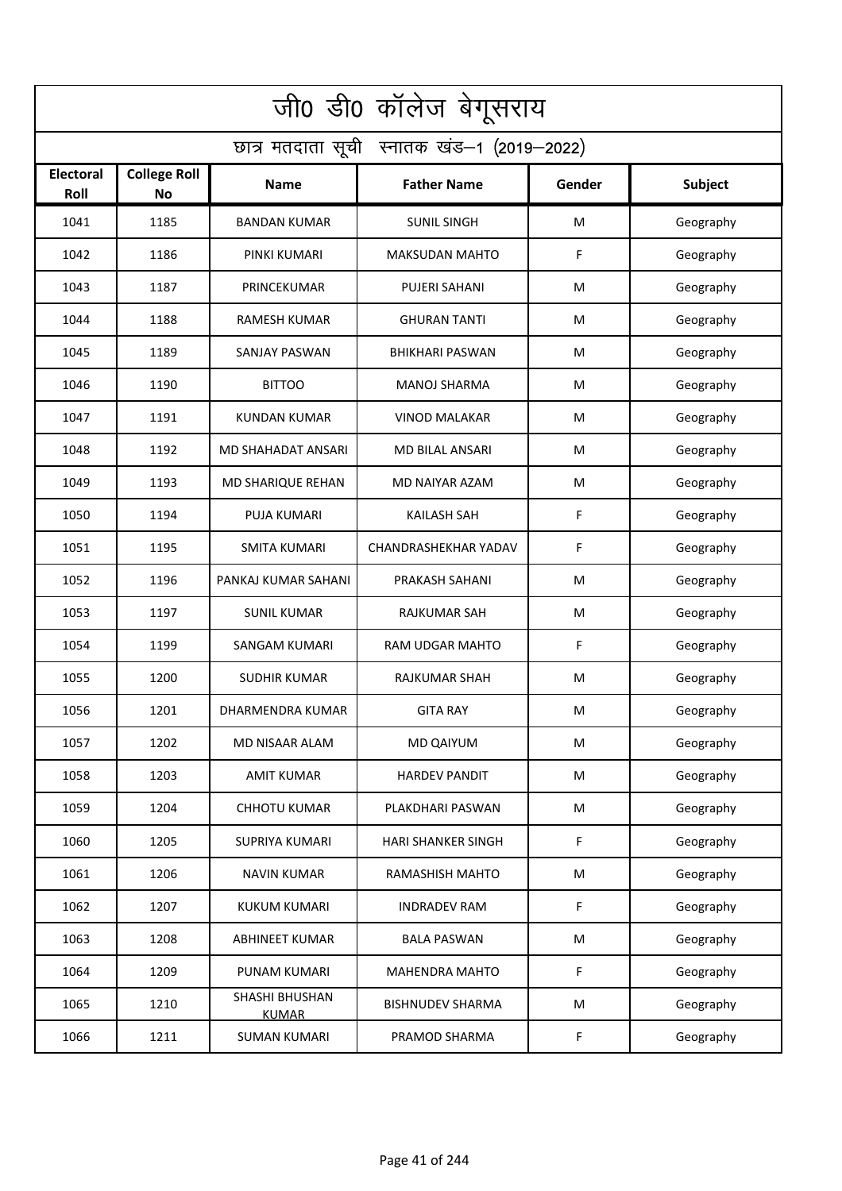# जी0 डी0 कॉलेज बेगूसराय

## छात्र मतदाता सूची स्नातक खंड–1 (2019–2022)

| Electoral Roll | College Roll No | Name | Father Name | Gender | Subject |
|---|---|---|---|---|---|
| 1041 | 1185 | BANDAN KUMAR | SUNIL SINGH | M | Geography |
| 1042 | 1186 | PINKI KUMARI | MAKSUDAN MAHTO | F | Geography |
| 1043 | 1187 | PRINCEKUMAR | PUJERI SAHANI | M | Geography |
| 1044 | 1188 | RAMESH KUMAR | GHURAN TANTI | M | Geography |
| 1045 | 1189 | SANJAY PASWAN | BHIKHARI PASWAN | M | Geography |
| 1046 | 1190 | BITTOO | MANOJ SHARMA | M | Geography |
| 1047 | 1191 | KUNDAN KUMAR | VINOD MALAKAR | M | Geography |
| 1048 | 1192 | MD SHAHADAT ANSARI | MD BILAL ANSARI | M | Geography |
| 1049 | 1193 | MD SHARIQUE REHAN | MD NAIYAR AZAM | M | Geography |
| 1050 | 1194 | PUJA KUMARI | KAILASH SAH | F | Geography |
| 1051 | 1195 | SMITA KUMARI | CHANDRASHEKHAR YADAV | F | Geography |
| 1052 | 1196 | PANKAJ KUMAR SAHANI | PRAKASH SAHANI | M | Geography |
| 1053 | 1197 | SUNIL KUMAR | RAJKUMAR SAH | M | Geography |
| 1054 | 1199 | SANGAM KUMARI | RAM UDGAR MAHTO | F | Geography |
| 1055 | 1200 | SUDHIR KUMAR | RAJKUMAR SHAH | M | Geography |
| 1056 | 1201 | DHARMENDRA KUMAR | GITA RAY | M | Geography |
| 1057 | 1202 | MD NISAAR ALAM | MD QAIYUM | M | Geography |
| 1058 | 1203 | AMIT KUMAR | HARDEV PANDIT | M | Geography |
| 1059 | 1204 | CHHOTU KUMAR | PLAKDHARI PASWAN | M | Geography |
| 1060 | 1205 | SUPRIYA KUMARI | HARI SHANKER SINGH | F | Geography |
| 1061 | 1206 | NAVIN KUMAR | RAMASHISH MAHTO | M | Geography |
| 1062 | 1207 | KUKUM KUMARI | INDRADEV RAM | F | Geography |
| 1063 | 1208 | ABHINEET KUMAR | BALA PASWAN | M | Geography |
| 1064 | 1209 | PUNAM KUMARI | MAHENDRA MAHTO | F | Geography |
| 1065 | 1210 | SHASHI BHUSHAN KUMAR | BISHNUDEV SHARMA | M | Geography |
| 1066 | 1211 | SUMAN KUMARI | PRAMOD SHARMA | F | Geography |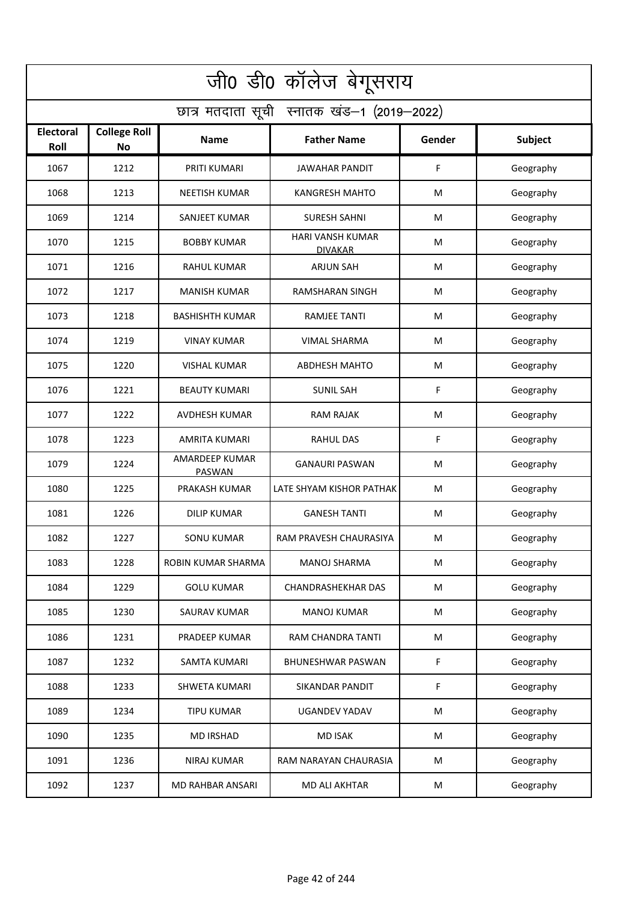# जी0 डी0 कॉलेज बेगूसराय

## छात्र मतदाता सूची स्नातक खंड–1 (2019–2022)

| Electoral Roll | College Roll No | Name | Father Name | Gender | Subject |
|---|---|---|---|---|---|
| 1067 | 1212 | PRITI KUMARI | JAWAHAR PANDIT | F | Geography |
| 1068 | 1213 | NEETISH KUMAR | KANGRESH MAHTO | M | Geography |
| 1069 | 1214 | SANJEET KUMAR | SURESH SAHNI | M | Geography |
| 1070 | 1215 | BOBBY KUMAR | HARI VANSH KUMAR DIVAKAR | M | Geography |
| 1071 | 1216 | RAHUL KUMAR | ARJUN SAH | M | Geography |
| 1072 | 1217 | MANISH KUMAR | RAMSHARAN SINGH | M | Geography |
| 1073 | 1218 | BASHISHTH KUMAR | RAMJEE TANTI | M | Geography |
| 1074 | 1219 | VINAY KUMAR | VIMAL SHARMA | M | Geography |
| 1075 | 1220 | VISHAL KUMAR | ABDHESH MAHTO | M | Geography |
| 1076 | 1221 | BEAUTY KUMARI | SUNIL SAH | F | Geography |
| 1077 | 1222 | AVDHESH KUMAR | RAM RAJAK | M | Geography |
| 1078 | 1223 | AMRITA KUMARI | RAHUL DAS | F | Geography |
| 1079 | 1224 | AMARDEEP KUMAR PASWAN | GANAURI PASWAN | M | Geography |
| 1080 | 1225 | PRAKASH KUMAR | LATE SHYAM KISHOR PATHAK | M | Geography |
| 1081 | 1226 | DILIP KUMAR | GANESH TANTI | M | Geography |
| 1082 | 1227 | SONU KUMAR | RAM PRAVESH CHAURASIYA | M | Geography |
| 1083 | 1228 | ROBIN KUMAR SHARMA | MANOJ SHARMA | M | Geography |
| 1084 | 1229 | GOLU KUMAR | CHANDRASHEKHAR DAS | M | Geography |
| 1085 | 1230 | SAURAV KUMAR | MANOJ KUMAR | M | Geography |
| 1086 | 1231 | PRADEEP KUMAR | RAM CHANDRA TANTI | M | Geography |
| 1087 | 1232 | SAMTA KUMARI | BHUNESHWAR PASWAN | F | Geography |
| 1088 | 1233 | SHWETA KUMARI | SIKANDAR PANDIT | F | Geography |
| 1089 | 1234 | TIPU KUMAR | UGANDEV YADAV | M | Geography |
| 1090 | 1235 | MD IRSHAD | MD ISAK | M | Geography |
| 1091 | 1236 | NIRAJ KUMAR | RAM NARAYAN CHAURASIA | M | Geography |
| 1092 | 1237 | MD RAHBAR ANSARI | MD ALI AKHTAR | M | Geography |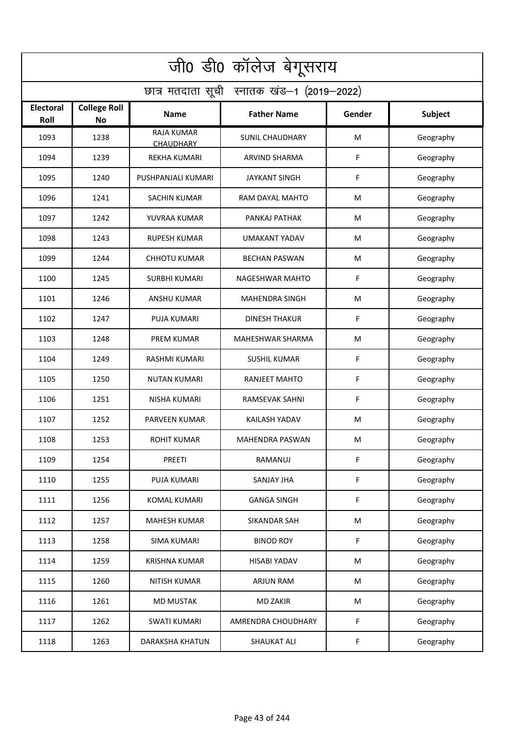# जी0 डी0 कॉलेज बेगूसराय

## छात्र मतदाता सूची स्नातक खंड–1 (2019–2022)

| Electoral Roll | College Roll No | Name | Father Name | Gender | Subject |
|---|---|---|---|---|---|
| 1093 | 1238 | RAJA KUMAR CHAUDHARY | SUNIL CHAUDHARY | M | Geography |
| 1094 | 1239 | REKHA KUMARI | ARVIND SHARMA | F | Geography |
| 1095 | 1240 | PUSHPANJALI KUMARI | JAYKANT SINGH | F | Geography |
| 1096 | 1241 | SACHIN KUMAR | RAM DAYAL MAHTO | M | Geography |
| 1097 | 1242 | YUVRAA KUMAR | PANKAJ PATHAK | M | Geography |
| 1098 | 1243 | RUPESH KUMAR | UMAKANT YADAV | M | Geography |
| 1099 | 1244 | CHHOTU KUMAR | BECHAN PASWAN | M | Geography |
| 1100 | 1245 | SURBHI KUMARI | NAGESHWAR MAHTO | F | Geography |
| 1101 | 1246 | ANSHU KUMAR | MAHENDRA SINGH | M | Geography |
| 1102 | 1247 | PUJA KUMARI | DINESH THAKUR | F | Geography |
| 1103 | 1248 | PREM KUMAR | MAHESHWAR SHARMA | M | Geography |
| 1104 | 1249 | RASHMI KUMARI | SUSHIL KUMAR | F | Geography |
| 1105 | 1250 | NUTAN KUMARI | RANJEET MAHTO | F | Geography |
| 1106 | 1251 | NISHA KUMARI | RAMSEVAK SAHNI | F | Geography |
| 1107 | 1252 | PARVEEN KUMAR | KAILASH YADAV | M | Geography |
| 1108 | 1253 | ROHIT KUMAR | MAHENDRA PASWAN | M | Geography |
| 1109 | 1254 | PREETI | RAMANUJ | F | Geography |
| 1110 | 1255 | PUJA KUMARI | SANJAY JHA | F | Geography |
| 1111 | 1256 | KOMAL KUMARI | GANGA SINGH | F | Geography |
| 1112 | 1257 | MAHESH KUMAR | SIKANDAR SAH | M | Geography |
| 1113 | 1258 | SIMA KUMARI | BINOD ROY | F | Geography |
| 1114 | 1259 | KRISHNA KUMAR | HISABI YADAV | M | Geography |
| 1115 | 1260 | NITISH KUMAR | ARJUN RAM | M | Geography |
| 1116 | 1261 | MD MUSTAK | MD ZAKIR | M | Geography |
| 1117 | 1262 | SWATI KUMARI | AMRENDRA CHOUDHARY | F | Geography |
| 1118 | 1263 | DARAKSHA KHATUN | SHAUKAT ALI | F | Geography |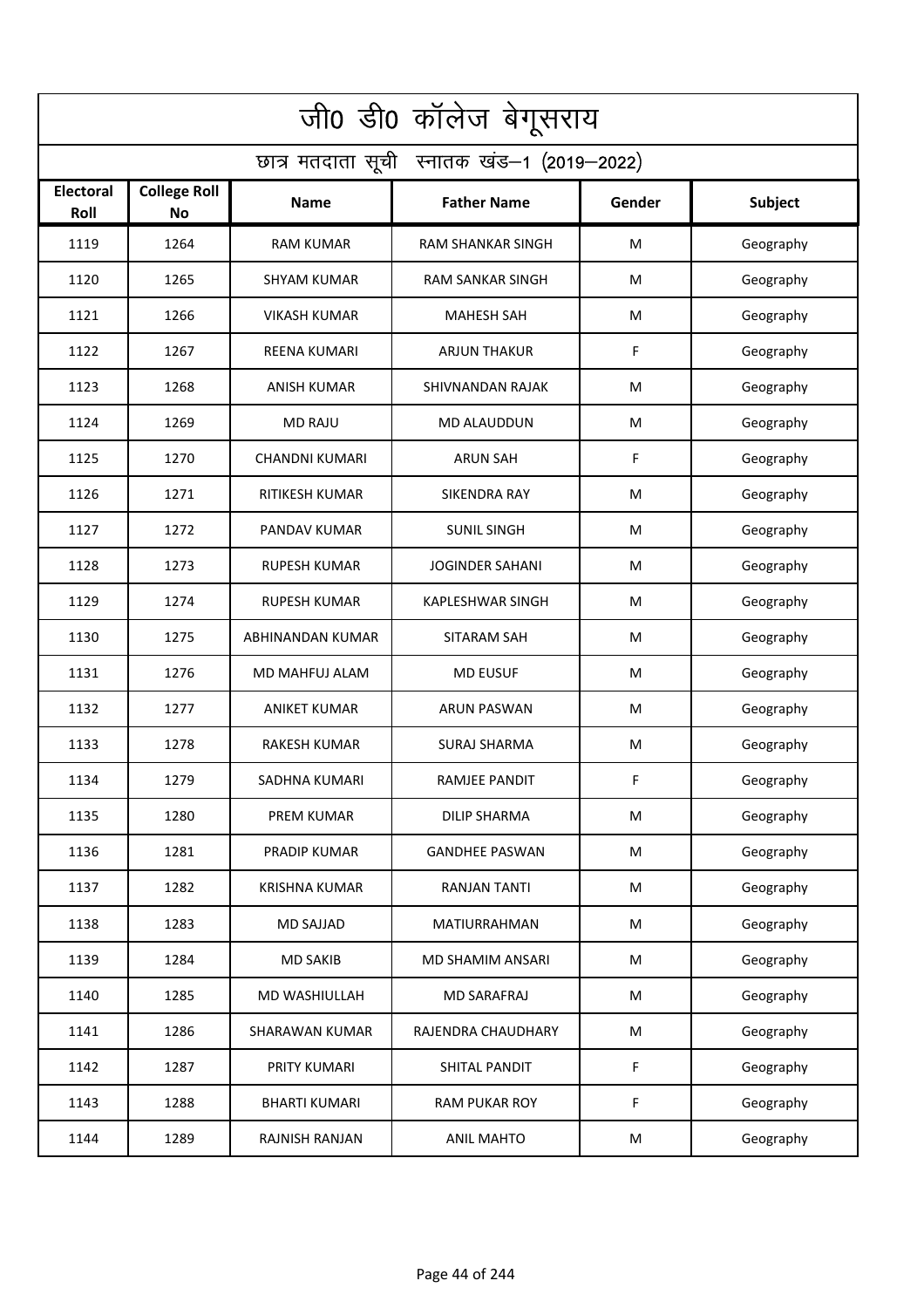# जी0 डी0 कॉलेज बेगूसराय

## छात्र मतदाता सूची स्नातक खंड–1 (2019–2022)

| Electoral Roll | College Roll No | Name | Father Name | Gender | Subject |
|---|---|---|---|---|---|
| 1119 | 1264 | RAM KUMAR | RAM SHANKAR SINGH | M | Geography |
| 1120 | 1265 | SHYAM KUMAR | RAM SANKAR SINGH | M | Geography |
| 1121 | 1266 | VIKASH KUMAR | MAHESH SAH | M | Geography |
| 1122 | 1267 | REENA KUMARI | ARJUN THAKUR | F | Geography |
| 1123 | 1268 | ANISH KUMAR | SHIVNANDAN RAJAK | M | Geography |
| 1124 | 1269 | MD RAJU | MD ALAUDDUN | M | Geography |
| 1125 | 1270 | CHANDNI KUMARI | ARUN SAH | F | Geography |
| 1126 | 1271 | RITIKESH KUMAR | SIKENDRA RAY | M | Geography |
| 1127 | 1272 | PANDAV KUMAR | SUNIL SINGH | M | Geography |
| 1128 | 1273 | RUPESH KUMAR | JOGINDER SAHANI | M | Geography |
| 1129 | 1274 | RUPESH KUMAR | KAPLESHWAR SINGH | M | Geography |
| 1130 | 1275 | ABHINANDAN KUMAR | SITARAM SAH | M | Geography |
| 1131 | 1276 | MD MAHFUJ ALAM | MD EUSUF | M | Geography |
| 1132 | 1277 | ANIKET KUMAR | ARUN PASWAN | M | Geography |
| 1133 | 1278 | RAKESH KUMAR | SURAJ SHARMA | M | Geography |
| 1134 | 1279 | SADHNA KUMARI | RAMJEE PANDIT | F | Geography |
| 1135 | 1280 | PREM KUMAR | DILIP SHARMA | M | Geography |
| 1136 | 1281 | PRADIP KUMAR | GANDHEE PASWAN | M | Geography |
| 1137 | 1282 | KRISHNA KUMAR | RANJAN TANTI | M | Geography |
| 1138 | 1283 | MD SAJJAD | MATIURRAHMAN | M | Geography |
| 1139 | 1284 | MD SAKIB | MD SHAMIM ANSARI | M | Geography |
| 1140 | 1285 | MD WASHIULLAH | MD SARAFRAJ | M | Geography |
| 1141 | 1286 | SHARAWAN KUMAR | RAJENDRA CHAUDHARY | M | Geography |
| 1142 | 1287 | PRITY KUMARI | SHITAL PANDIT | F | Geography |
| 1143 | 1288 | BHARTI KUMARI | RAM PUKAR ROY | F | Geography |
| 1144 | 1289 | RAJNISH RANJAN | ANIL MAHTO | M | Geography |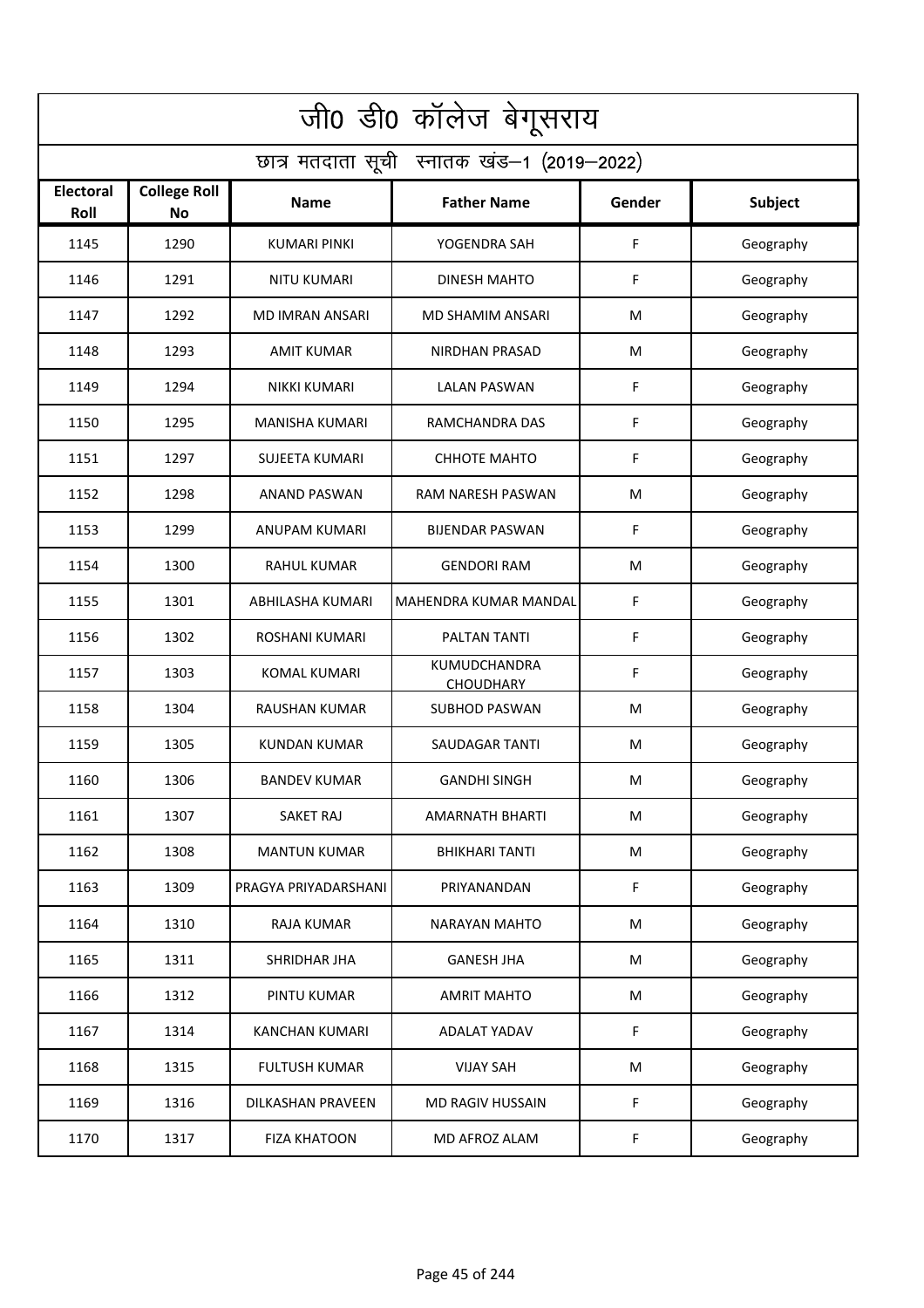# जी0 डी0 कॉलेज बेगूसराय

## छात्र मतदाता सूची स्नातक खंड–1 (2019–2022)

| Electoral Roll | College Roll No | Name | Father Name | Gender | Subject |
|---|---|---|---|---|---|
| 1145 | 1290 | KUMARI PINKI | YOGENDRA SAH | F | Geography |
| 1146 | 1291 | NITU KUMARI | DINESH MAHTO | F | Geography |
| 1147 | 1292 | MD IMRAN ANSARI | MD SHAMIM ANSARI | M | Geography |
| 1148 | 1293 | AMIT KUMAR | NIRDHAN PRASAD | M | Geography |
| 1149 | 1294 | NIKKI KUMARI | LALAN PASWAN | F | Geography |
| 1150 | 1295 | MANISHA KUMARI | RAMCHANDRA DAS | F | Geography |
| 1151 | 1297 | SUJEETA KUMARI | CHHOTE MAHTO | F | Geography |
| 1152 | 1298 | ANAND PASWAN | RAM NARESH PASWAN | M | Geography |
| 1153 | 1299 | ANUPAM KUMARI | BIJENDAR PASWAN | F | Geography |
| 1154 | 1300 | RAHUL KUMAR | GENDORI RAM | M | Geography |
| 1155 | 1301 | ABHILASHA KUMARI | MAHENDRA KUMAR MANDAL | F | Geography |
| 1156 | 1302 | ROSHANI KUMARI | PALTAN TANTI | F | Geography |
| 1157 | 1303 | KOMAL KUMARI | KUMUDCHANDRA CHOUDHARY | F | Geography |
| 1158 | 1304 | RAUSHAN KUMAR | SUBHOD PASWAN | M | Geography |
| 1159 | 1305 | KUNDAN KUMAR | SAUDAGAR TANTI | M | Geography |
| 1160 | 1306 | BANDEV KUMAR | GANDHI SINGH | M | Geography |
| 1161 | 1307 | SAKET RAJ | AMARNATH BHARTI | M | Geography |
| 1162 | 1308 | MANTUN KUMAR | BHIKHARI TANTI | M | Geography |
| 1163 | 1309 | PRAGYA PRIYADARSHANI | PRIYANANDAN | F | Geography |
| 1164 | 1310 | RAJA KUMAR | NARAYAN MAHTO | M | Geography |
| 1165 | 1311 | SHRIDHAR JHA | GANESH JHA | M | Geography |
| 1166 | 1312 | PINTU KUMAR | AMRIT MAHTO | M | Geography |
| 1167 | 1314 | KANCHAN KUMARI | ADALAT YADAV | F | Geography |
| 1168 | 1315 | FULTUSH KUMAR | VIJAY SAH | M | Geography |
| 1169 | 1316 | DILKASHAN PRAVEEN | MD RAGIV HUSSAIN | F | Geography |
| 1170 | 1317 | FIZA KHATOON | MD AFROZ ALAM | F | Geography |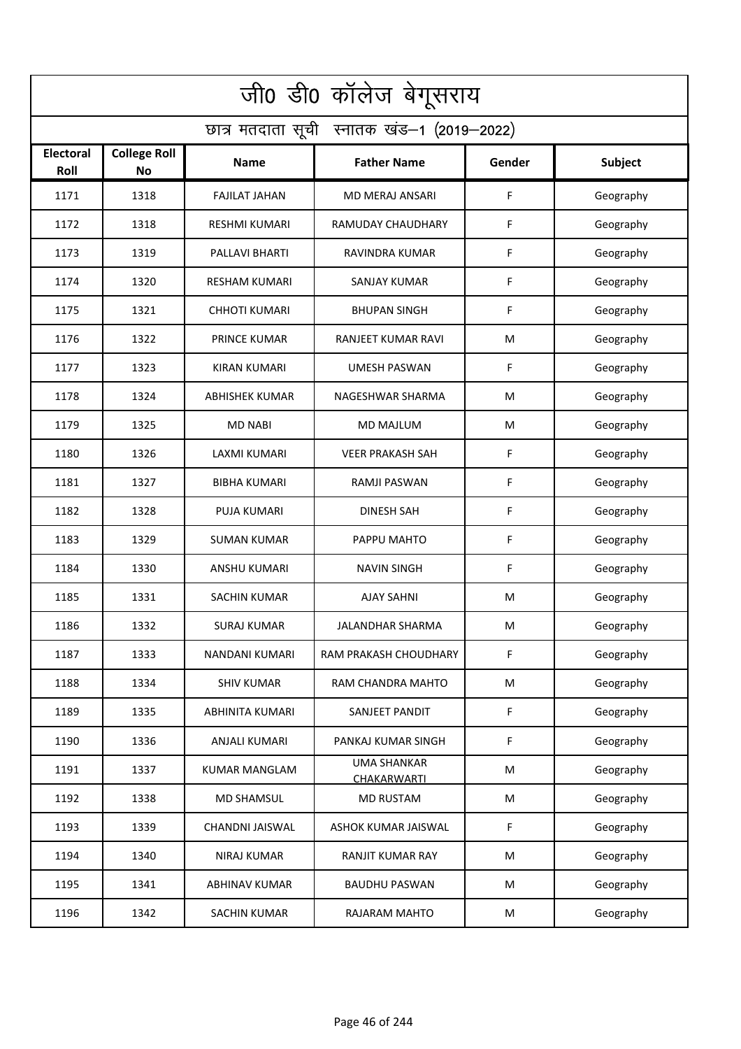# जी0 डी0 कॉलेज बेगूसराय

## छात्र मतदाता सूची स्नातक खंड–1 (2019–2022)

| Electoral Roll | College Roll No | Name | Father Name | Gender | Subject |
|---|---|---|---|---|---|
| 1171 | 1318 | FAJILAT JAHAN | MD MERAJ ANSARI | F | Geography |
| 1172 | 1318 | RESHMI KUMARI | RAMUDAY CHAUDHARY | F | Geography |
| 1173 | 1319 | PALLAVI BHARTI | RAVINDRA KUMAR | F | Geography |
| 1174 | 1320 | RESHAM KUMARI | SANJAY KUMAR | F | Geography |
| 1175 | 1321 | CHHOTI KUMARI | BHUPAN SINGH | F | Geography |
| 1176 | 1322 | PRINCE KUMAR | RANJEET KUMAR RAVI | M | Geography |
| 1177 | 1323 | KIRAN KUMARI | UMESH PASWAN | F | Geography |
| 1178 | 1324 | ABHISHEK KUMAR | NAGESHWAR SHARMA | M | Geography |
| 1179 | 1325 | MD NABI | MD MAJLUM | M | Geography |
| 1180 | 1326 | LAXMI KUMARI | VEER PRAKASH SAH | F | Geography |
| 1181 | 1327 | BIBHA KUMARI | RAMJI PASWAN | F | Geography |
| 1182 | 1328 | PUJA KUMARI | DINESH SAH | F | Geography |
| 1183 | 1329 | SUMAN KUMAR | PAPPU MAHTO | F | Geography |
| 1184 | 1330 | ANSHU KUMARI | NAVIN SINGH | F | Geography |
| 1185 | 1331 | SACHIN KUMAR | AJAY SAHNI | M | Geography |
| 1186 | 1332 | SURAJ KUMAR | JALANDHAR SHARMA | M | Geography |
| 1187 | 1333 | NANDANI KUMARI | RAM PRAKASH CHOUDHARY | F | Geography |
| 1188 | 1334 | SHIV KUMAR | RAM CHANDRA MAHTO | M | Geography |
| 1189 | 1335 | ABHINITA KUMARI | SANJEET PANDIT | F | Geography |
| 1190 | 1336 | ANJALI KUMARI | PANKAJ KUMAR SINGH | F | Geography |
| 1191 | 1337 | KUMAR MANGLAM | UMA SHANKAR CHAKARWARTI | M | Geography |
| 1192 | 1338 | MD SHAMSUL | MD RUSTAM | M | Geography |
| 1193 | 1339 | CHANDNI JAISWAL | ASHOK KUMAR JAISWAL | F | Geography |
| 1194 | 1340 | NIRAJ KUMAR | RANJIT KUMAR RAY | M | Geography |
| 1195 | 1341 | ABHINAV KUMAR | BAUDHU PASWAN | M | Geography |
| 1196 | 1342 | SACHIN KUMAR | RAJARAM MAHTO | M | Geography |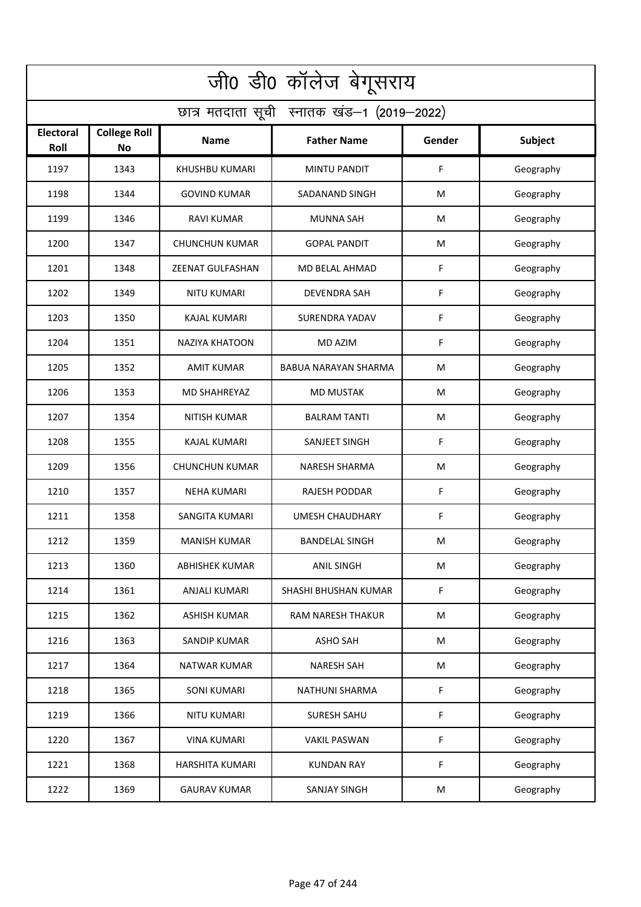# जी0 डी0 कॉलेज बेगूसराय

## छात्र मतदाता सूची स्नातक खंड–1 (2019–2022)

| Electoral Roll | College Roll No | Name | Father Name | Gender | Subject |
|---|---|---|---|---|---|
| 1197 | 1343 | KHUSHBU KUMARI | MINTU PANDIT | F | Geography |
| 1198 | 1344 | GOVIND KUMAR | SADANAND SINGH | M | Geography |
| 1199 | 1346 | RAVI KUMAR | MUNNA SAH | M | Geography |
| 1200 | 1347 | CHUNCHUN KUMAR | GOPAL PANDIT | M | Geography |
| 1201 | 1348 | ZEENAT GULFASHAN | MD BELAL AHMAD | F | Geography |
| 1202 | 1349 | NITU KUMARI | DEVENDRA SAH | F | Geography |
| 1203 | 1350 | KAJAL KUMARI | SURENDRA YADAV | F | Geography |
| 1204 | 1351 | NAZIYA KHATOON | MD AZIM | F | Geography |
| 1205 | 1352 | AMIT KUMAR | BABUA NARAYAN SHARMA | M | Geography |
| 1206 | 1353 | MD SHAHREYAZ | MD MUSTAK | M | Geography |
| 1207 | 1354 | NITISH KUMAR | BALRAM TANTI | M | Geography |
| 1208 | 1355 | KAJAL KUMARI | SANJEET SINGH | F | Geography |
| 1209 | 1356 | CHUNCHUN KUMAR | NARESH SHARMA | M | Geography |
| 1210 | 1357 | NEHA KUMARI | RAJESH PODDAR | F | Geography |
| 1211 | 1358 | SANGITA KUMARI | UMESH CHAUDHARY | F | Geography |
| 1212 | 1359 | MANISH KUMAR | BANDELAL SINGH | M | Geography |
| 1213 | 1360 | ABHISHEK KUMAR | ANIL SINGH | M | Geography |
| 1214 | 1361 | ANJALI KUMARI | SHASHI BHUSHAN KUMAR | F | Geography |
| 1215 | 1362 | ASHISH KUMAR | RAM NARESH THAKUR | M | Geography |
| 1216 | 1363 | SANDIP KUMAR | ASHO SAH | M | Geography |
| 1217 | 1364 | NATWAR KUMAR | NARESH SAH | M | Geography |
| 1218 | 1365 | SONI KUMARI | NATHUNI SHARMA | F | Geography |
| 1219 | 1366 | NITU KUMARI | SURESH SAHU | F | Geography |
| 1220 | 1367 | VINA KUMARI | VAKIL PASWAN | F | Geography |
| 1221 | 1368 | HARSHITA KUMARI | KUNDAN RAY | F | Geography |
| 1222 | 1369 | GAURAV KUMAR | SANJAY SINGH | M | Geography |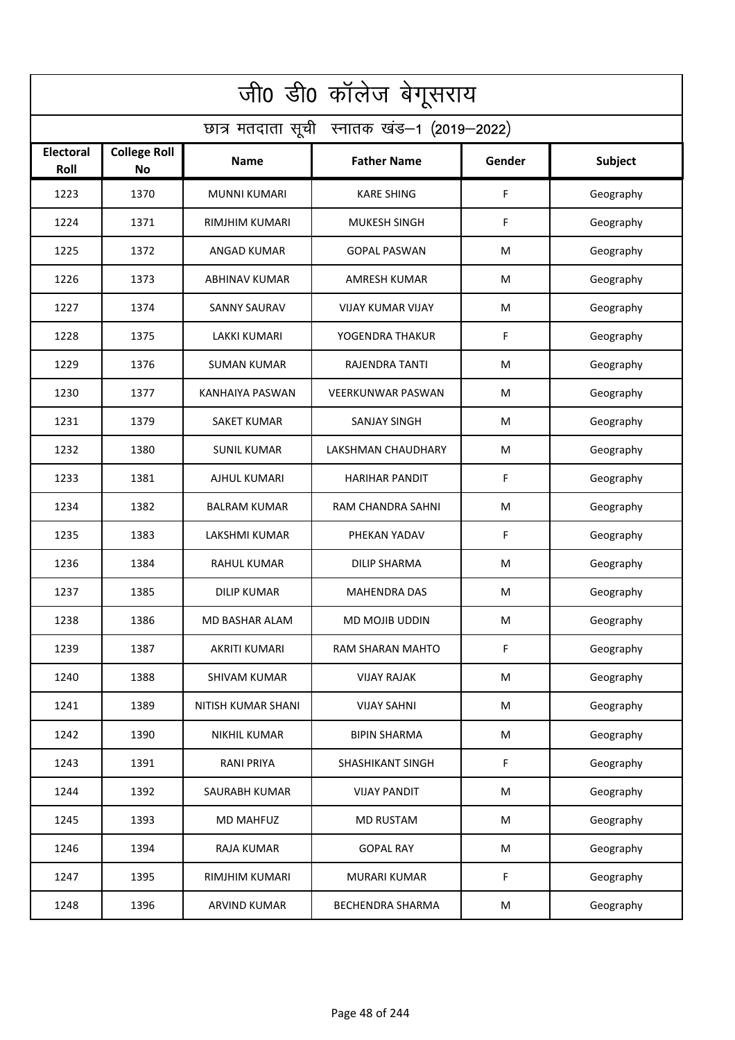# जी0 डी0 कॉलेज बेगूसराय

## छात्र मतदाता सूची स्नातक खंड–1 (2019–2022)

| Electoral Roll | College Roll No | Name | Father Name | Gender | Subject |
|---|---|---|---|---|---|
| 1223 | 1370 | MUNNI KUMARI | KARE SHING | F | Geography |
| 1224 | 1371 | RIMJHIM KUMARI | MUKESH SINGH | F | Geography |
| 1225 | 1372 | ANGAD KUMAR | GOPAL PASWAN | M | Geography |
| 1226 | 1373 | ABHINAV KUMAR | AMRESH KUMAR | M | Geography |
| 1227 | 1374 | SANNY SAURAV | VIJAY KUMAR VIJAY | M | Geography |
| 1228 | 1375 | LAKKI KUMARI | YOGENDRA THAKUR | F | Geography |
| 1229 | 1376 | SUMAN KUMAR | RAJENDRA TANTI | M | Geography |
| 1230 | 1377 | KANHAIYA PASWAN | VEERKUNWAR PASWAN | M | Geography |
| 1231 | 1379 | SAKET KUMAR | SANJAY SINGH | M | Geography |
| 1232 | 1380 | SUNIL KUMAR | LAKSHMAN CHAUDHARY | M | Geography |
| 1233 | 1381 | AJHUL KUMARI | HARIHAR PANDIT | F | Geography |
| 1234 | 1382 | BALRAM KUMAR | RAM CHANDRA SAHNI | M | Geography |
| 1235 | 1383 | LAKSHMI KUMAR | PHEKAN YADAV | F | Geography |
| 1236 | 1384 | RAHUL KUMAR | DILIP SHARMA | M | Geography |
| 1237 | 1385 | DILIP KUMAR | MAHENDRA DAS | M | Geography |
| 1238 | 1386 | MD BASHAR ALAM | MD MOJIB UDDIN | M | Geography |
| 1239 | 1387 | AKRITI KUMARI | RAM SHARAN MAHTO | F | Geography |
| 1240 | 1388 | SHIVAM KUMAR | VIJAY RAJAK | M | Geography |
| 1241 | 1389 | NITISH KUMAR SHANI | VIJAY SAHNI | M | Geography |
| 1242 | 1390 | NIKHIL KUMAR | BIPIN SHARMA | M | Geography |
| 1243 | 1391 | RANI PRIYA | SHASHIKANT SINGH | F | Geography |
| 1244 | 1392 | SAURABH KUMAR | VIJAY PANDIT | M | Geography |
| 1245 | 1393 | MD MAHFUZ | MD RUSTAM | M | Geography |
| 1246 | 1394 | RAJA KUMAR | GOPAL RAY | M | Geography |
| 1247 | 1395 | RIMJHIM KUMARI | MURARI KUMAR | F | Geography |
| 1248 | 1396 | ARVIND KUMAR | BECHENDRA SHARMA | M | Geography |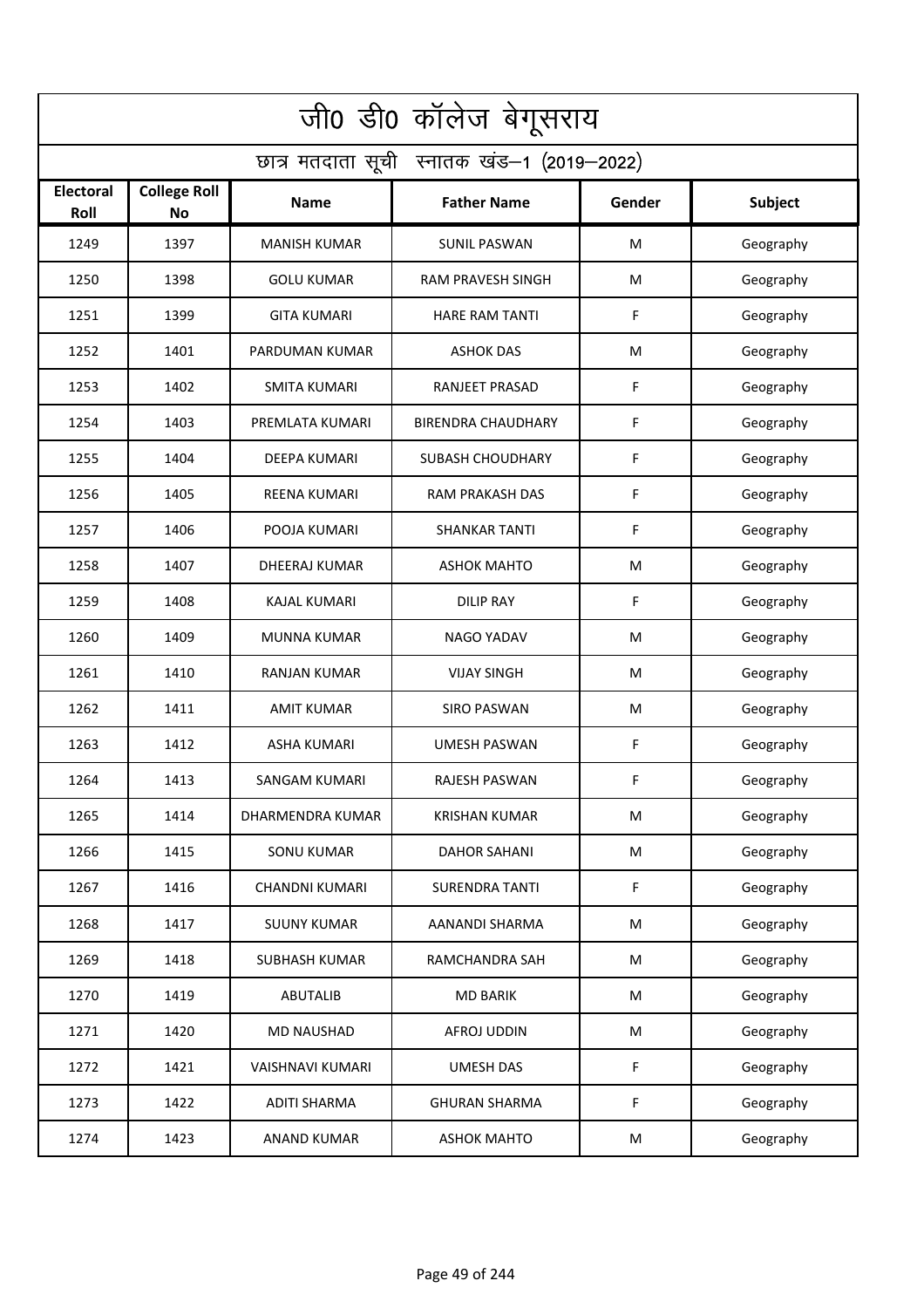# जी0 डी0 कॉलेज बेगूसराय

## छात्र मतदाता सूची स्नातक खंड–1 (2019–2022)

| Electoral Roll | College Roll No | Name | Father Name | Gender | Subject |
|---|---|---|---|---|---|
| 1249 | 1397 | MANISH KUMAR | SUNIL PASWAN | M | Geography |
| 1250 | 1398 | GOLU KUMAR | RAM PRAVESH SINGH | M | Geography |
| 1251 | 1399 | GITA KUMARI | HARE RAM TANTI | F | Geography |
| 1252 | 1401 | PARDUMAN KUMAR | ASHOK DAS | M | Geography |
| 1253 | 1402 | SMITA KUMARI | RANJEET PRASAD | F | Geography |
| 1254 | 1403 | PREMLATA KUMARI | BIRENDRA CHAUDHARY | F | Geography |
| 1255 | 1404 | DEEPA KUMARI | SUBASH CHOUDHARY | F | Geography |
| 1256 | 1405 | REENA KUMARI | RAM PRAKASH DAS | F | Geography |
| 1257 | 1406 | POOJA KUMARI | SHANKAR TANTI | F | Geography |
| 1258 | 1407 | DHEERAJ KUMAR | ASHOK MAHTO | M | Geography |
| 1259 | 1408 | KAJAL KUMARI | DILIP RAY | F | Geography |
| 1260 | 1409 | MUNNA KUMAR | NAGO YADAV | M | Geography |
| 1261 | 1410 | RANJAN KUMAR | VIJAY SINGH | M | Geography |
| 1262 | 1411 | AMIT KUMAR | SIRO PASWAN | M | Geography |
| 1263 | 1412 | ASHA KUMARI | UMESH PASWAN | F | Geography |
| 1264 | 1413 | SANGAM KUMARI | RAJESH PASWAN | F | Geography |
| 1265 | 1414 | DHARMENDRA KUMAR | KRISHAN KUMAR | M | Geography |
| 1266 | 1415 | SONU KUMAR | DAHOR SAHANI | M | Geography |
| 1267 | 1416 | CHANDNI KUMARI | SURENDRA TANTI | F | Geography |
| 1268 | 1417 | SUUNY KUMAR | AANANDI SHARMA | M | Geography |
| 1269 | 1418 | SUBHASH KUMAR | RAMCHANDRA SAH | M | Geography |
| 1270 | 1419 | ABUTALIB | MD BARIK | M | Geography |
| 1271 | 1420 | MD NAUSHAD | AFROJ UDDIN | M | Geography |
| 1272 | 1421 | VAISHNAVI KUMARI | UMESH DAS | F | Geography |
| 1273 | 1422 | ADITI SHARMA | GHURAN SHARMA | F | Geography |
| 1274 | 1423 | ANAND KUMAR | ASHOK MAHTO | M | Geography |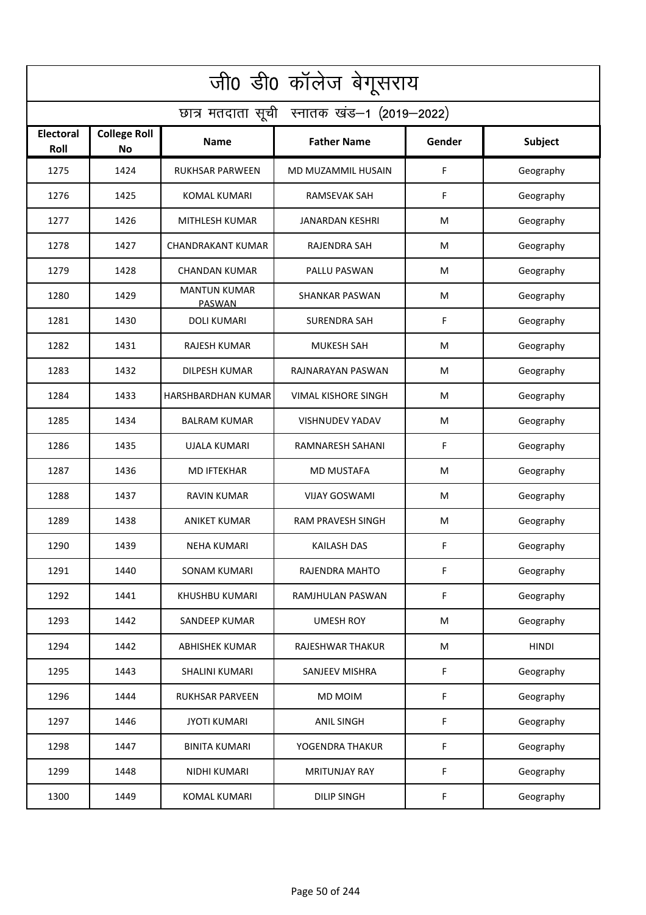# जी0 डी0 कॉलेज बेगूसराय

## छात्र मतदाता सूची स्नातक खंड–1 (2019–2022)

| Electoral Roll | College Roll No | Name | Father Name | Gender | Subject |
|---|---|---|---|---|---|
| 1275 | 1424 | RUKHSAR PARWEEN | MD MUZAMMIL HUSAIN | F | Geography |
| 1276 | 1425 | KOMAL KUMARI | RAMSEVAK SAH | F | Geography |
| 1277 | 1426 | MITHLESH KUMAR | JANARDAN KESHRI | M | Geography |
| 1278 | 1427 | CHANDRAKANT KUMAR | RAJENDRA SAH | M | Geography |
| 1279 | 1428 | CHANDAN KUMAR | PALLU PASWAN | M | Geography |
| 1280 | 1429 | MANTUN KUMAR PASWAN | SHANKAR PASWAN | M | Geography |
| 1281 | 1430 | DOLI KUMARI | SURENDRA SAH | F | Geography |
| 1282 | 1431 | RAJESH KUMAR | MUKESH SAH | M | Geography |
| 1283 | 1432 | DILPESH KUMAR | RAJNARAYAN PASWAN | M | Geography |
| 1284 | 1433 | HARSHBARDHAN KUMAR | VIMAL KISHORE SINGH | M | Geography |
| 1285 | 1434 | BALRAM KUMAR | VISHNUDEV YADAV | M | Geography |
| 1286 | 1435 | UJALA KUMARI | RAMNARESH SAHANI | F | Geography |
| 1287 | 1436 | MD IFTEKHAR | MD MUSTAFA | M | Geography |
| 1288 | 1437 | RAVIN KUMAR | VIJAY GOSWAMI | M | Geography |
| 1289 | 1438 | ANIKET KUMAR | RAM PRAVESH SINGH | M | Geography |
| 1290 | 1439 | NEHA KUMARI | KAILASH DAS | F | Geography |
| 1291 | 1440 | SONAM KUMARI | RAJENDRA MAHTO | F | Geography |
| 1292 | 1441 | KHUSHBU KUMARI | RAMJHULAN PASWAN | F | Geography |
| 1293 | 1442 | SANDEEP KUMAR | UMESH ROY | M | Geography |
| 1294 | 1442 | ABHISHEK KUMAR | RAJESHWAR THAKUR | M | HINDI |
| 1295 | 1443 | SHALINI KUMARI | SANJEEV MISHRA | F | Geography |
| 1296 | 1444 | RUKHSAR PARVEEN | MD MOIM | F | Geography |
| 1297 | 1446 | JYOTI KUMARI | ANIL SINGH | F | Geography |
| 1298 | 1447 | BINITA KUMARI | YOGENDRA THAKUR | F | Geography |
| 1299 | 1448 | NIDHI KUMARI | MRITUNJAY RAY | F | Geography |
| 1300 | 1449 | KOMAL KUMARI | DILIP SINGH | F | Geography |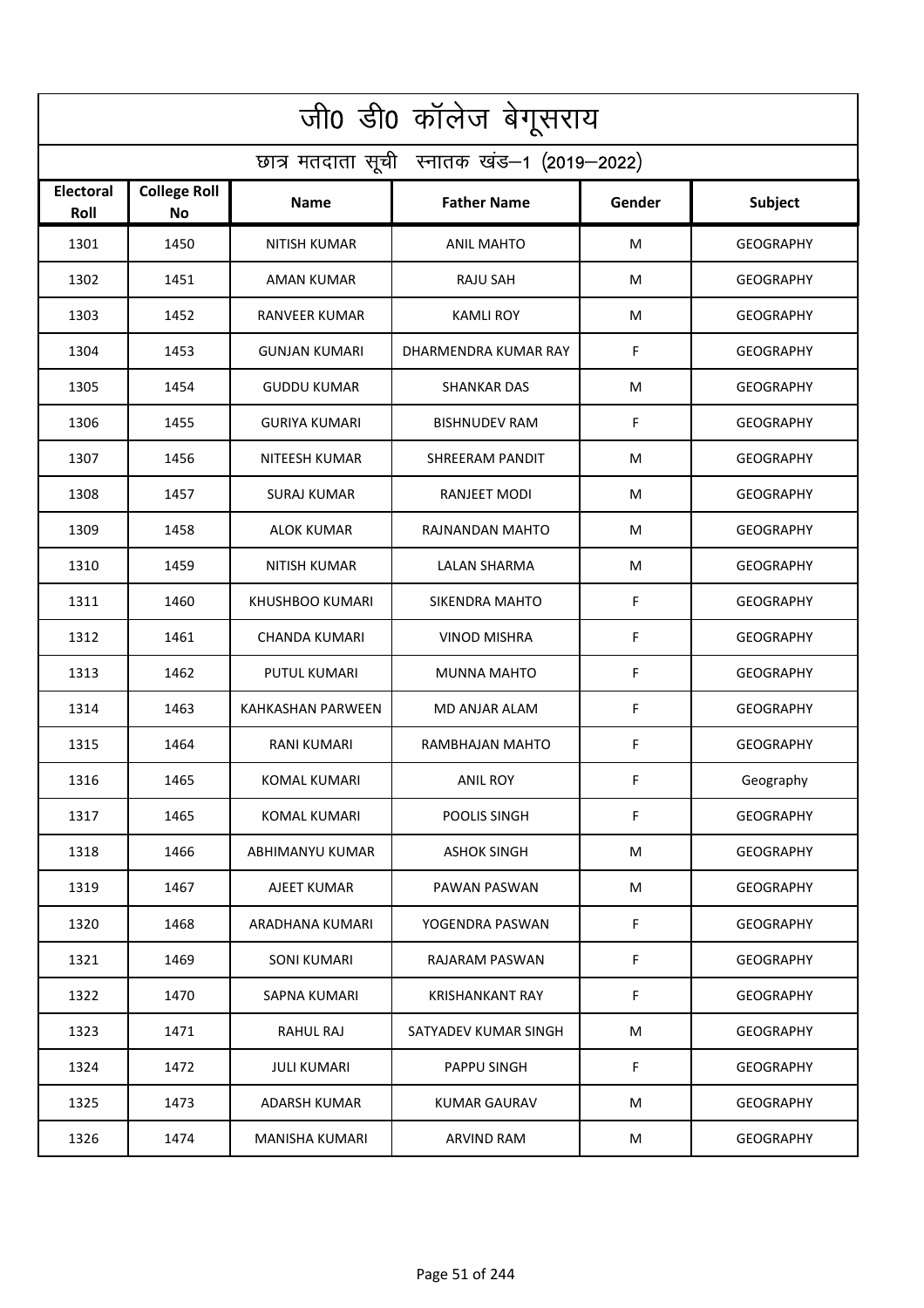# जी0 डी0 कॉलेज बेगूसराय

## छात्र मतदाता सूची स्नातक खंड–1 (2019–2022)

| Electoral Roll | College Roll No | Name | Father Name | Gender | Subject |
|---|---|---|---|---|---|
| 1301 | 1450 | NITISH KUMAR | ANIL MAHTO | M | GEOGRAPHY |
| 1302 | 1451 | AMAN KUMAR | RAJU SAH | M | GEOGRAPHY |
| 1303 | 1452 | RANVEER KUMAR | KAMLI ROY | M | GEOGRAPHY |
| 1304 | 1453 | GUNJAN KUMARI | DHARMENDRA KUMAR RAY | F | GEOGRAPHY |
| 1305 | 1454 | GUDDU KUMAR | SHANKAR DAS | M | GEOGRAPHY |
| 1306 | 1455 | GURIYA KUMARI | BISHNUDEV RAM | F | GEOGRAPHY |
| 1307 | 1456 | NITEESH KUMAR | SHREERAM PANDIT | M | GEOGRAPHY |
| 1308 | 1457 | SURAJ KUMAR | RANJEET MODI | M | GEOGRAPHY |
| 1309 | 1458 | ALOK KUMAR | RAJNANDAN MAHTO | M | GEOGRAPHY |
| 1310 | 1459 | NITISH KUMAR | LALAN SHARMA | M | GEOGRAPHY |
| 1311 | 1460 | KHUSHBOO KUMARI | SIKENDRA MAHTO | F | GEOGRAPHY |
| 1312 | 1461 | CHANDA KUMARI | VINOD MISHRA | F | GEOGRAPHY |
| 1313 | 1462 | PUTUL KUMARI | MUNNA MAHTO | F | GEOGRAPHY |
| 1314 | 1463 | KAHKASHAN PARWEEN | MD ANJAR ALAM | F | GEOGRAPHY |
| 1315 | 1464 | RANI KUMARI | RAMBHAJAN MAHTO | F | GEOGRAPHY |
| 1316 | 1465 | KOMAL KUMARI | ANIL ROY | F | Geography |
| 1317 | 1465 | KOMAL KUMARI | POOLIS SINGH | F | GEOGRAPHY |
| 1318 | 1466 | ABHIMANYU KUMAR | ASHOK SINGH | M | GEOGRAPHY |
| 1319 | 1467 | AJEET KUMAR | PAWAN PASWAN | M | GEOGRAPHY |
| 1320 | 1468 | ARADHANA KUMARI | YOGENDRA PASWAN | F | GEOGRAPHY |
| 1321 | 1469 | SONI KUMARI | RAJARAM PASWAN | F | GEOGRAPHY |
| 1322 | 1470 | SAPNA KUMARI | KRISHANKANT RAY | F | GEOGRAPHY |
| 1323 | 1471 | RAHUL RAJ | SATYADEV KUMAR SINGH | M | GEOGRAPHY |
| 1324 | 1472 | JULI KUMARI | PAPPU SINGH | F | GEOGRAPHY |
| 1325 | 1473 | ADARSH KUMAR | KUMAR GAURAV | M | GEOGRAPHY |
| 1326 | 1474 | MANISHA KUMARI | ARVIND RAM | M | GEOGRAPHY |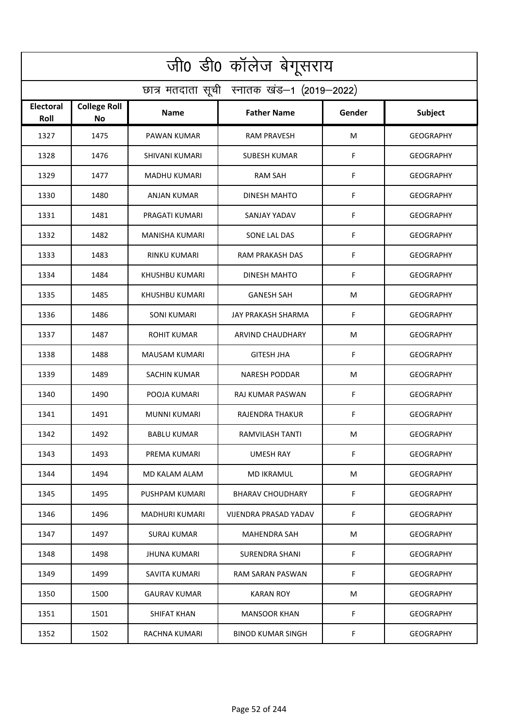# जी0 डी0 कॉलेज बेगूसराय

## छात्र मतदाता सूची स्नातक खंड–1 (2019–2022)

| Electoral Roll | College Roll No | Name | Father Name | Gender | Subject |
|---|---|---|---|---|---|
| 1327 | 1475 | PAWAN KUMAR | RAM PRAVESH | M | GEOGRAPHY |
| 1328 | 1476 | SHIVANI KUMARI | SUBESH KUMAR | F | GEOGRAPHY |
| 1329 | 1477 | MADHU KUMARI | RAM SAH | F | GEOGRAPHY |
| 1330 | 1480 | ANJAN KUMAR | DINESH MAHTO | F | GEOGRAPHY |
| 1331 | 1481 | PRAGATI KUMARI | SANJAY YADAV | F | GEOGRAPHY |
| 1332 | 1482 | MANISHA KUMARI | SONE LAL DAS | F | GEOGRAPHY |
| 1333 | 1483 | RINKU KUMARI | RAM PRAKASH DAS | F | GEOGRAPHY |
| 1334 | 1484 | KHUSHBU KUMARI | DINESH MAHTO | F | GEOGRAPHY |
| 1335 | 1485 | KHUSHBU KUMARI | GANESH SAH | M | GEOGRAPHY |
| 1336 | 1486 | SONI KUMARI | JAY PRAKASH SHARMA | F | GEOGRAPHY |
| 1337 | 1487 | ROHIT KUMAR | ARVIND CHAUDHARY | M | GEOGRAPHY |
| 1338 | 1488 | MAUSAM KUMARI | GITESH JHA | F | GEOGRAPHY |
| 1339 | 1489 | SACHIN KUMAR | NARESH PODDAR | M | GEOGRAPHY |
| 1340 | 1490 | POOJA KUMARI | RAJ KUMAR PASWAN | F | GEOGRAPHY |
| 1341 | 1491 | MUNNI KUMARI | RAJENDRA THAKUR | F | GEOGRAPHY |
| 1342 | 1492 | BABLU KUMAR | RAMVILASH TANTI | M | GEOGRAPHY |
| 1343 | 1493 | PREMA KUMARI | UMESH RAY | F | GEOGRAPHY |
| 1344 | 1494 | MD KALAM ALAM | MD IKRAMUL | M | GEOGRAPHY |
| 1345 | 1495 | PUSHPAM KUMARI | BHARAV CHOUDHARY | F | GEOGRAPHY |
| 1346 | 1496 | MADHURI KUMARI | VIJENDRA PRASAD YADAV | F | GEOGRAPHY |
| 1347 | 1497 | SURAJ KUMAR | MAHENDRA SAH | M | GEOGRAPHY |
| 1348 | 1498 | JHUNA KUMARI | SURENDRA SHANI | F | GEOGRAPHY |
| 1349 | 1499 | SAVITA KUMARI | RAM SARAN PASWAN | F | GEOGRAPHY |
| 1350 | 1500 | GAURAV KUMAR | KARAN ROY | M | GEOGRAPHY |
| 1351 | 1501 | SHIFAT KHAN | MANSOOR KHAN | F | GEOGRAPHY |
| 1352 | 1502 | RACHNA KUMARI | BINOD KUMAR SINGH | F | GEOGRAPHY |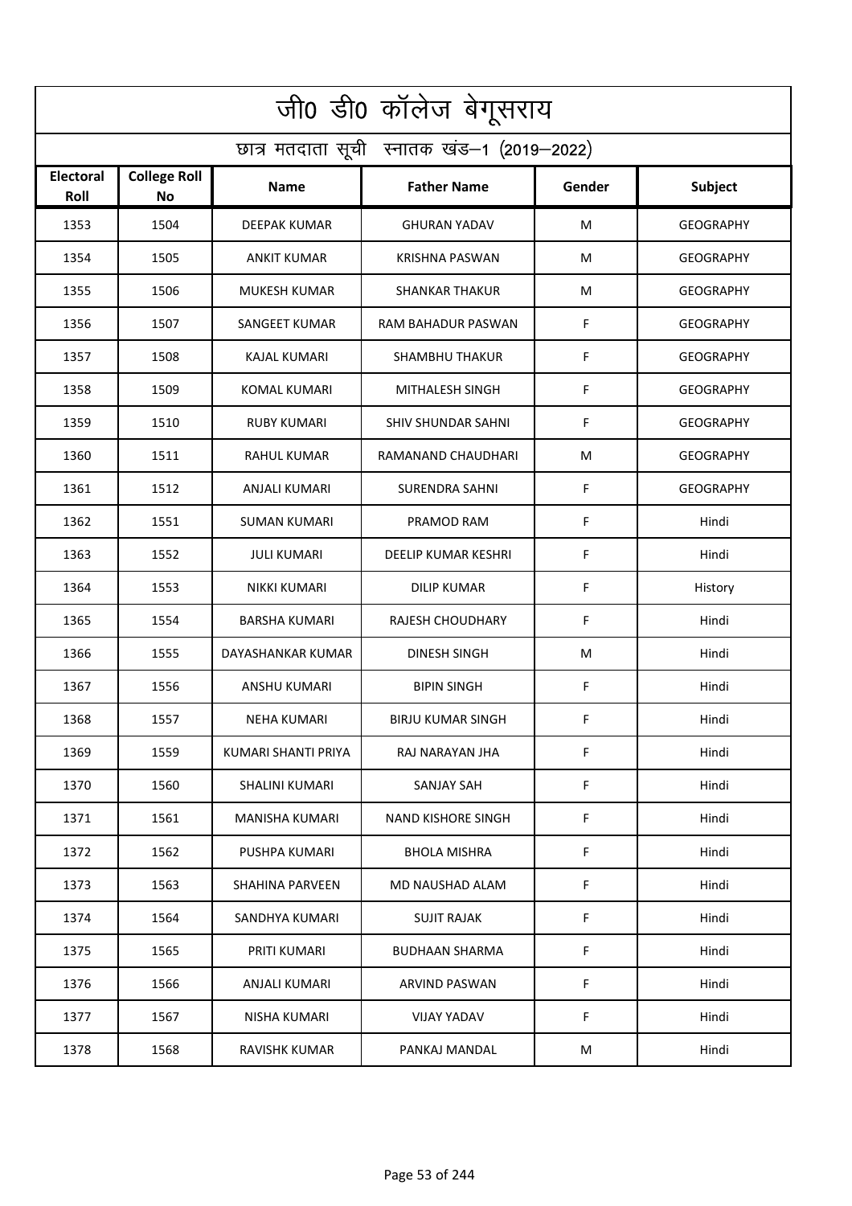# जी0 डी0 कॉलेज बेगूसराय

## छात्र मतदाता सूची स्नातक खंड–1 (2019–2022)

| Electoral Roll | College Roll No | Name | Father Name | Gender | Subject |
|---|---|---|---|---|---|
| 1353 | 1504 | DEEPAK KUMAR | GHURAN YADAV | M | GEOGRAPHY |
| 1354 | 1505 | ANKIT KUMAR | KRISHNA PASWAN | M | GEOGRAPHY |
| 1355 | 1506 | MUKESH KUMAR | SHANKAR THAKUR | M | GEOGRAPHY |
| 1356 | 1507 | SANGEET KUMAR | RAM BAHADUR PASWAN | F | GEOGRAPHY |
| 1357 | 1508 | KAJAL KUMARI | SHAMBHU THAKUR | F | GEOGRAPHY |
| 1358 | 1509 | KOMAL KUMARI | MITHALESH SINGH | F | GEOGRAPHY |
| 1359 | 1510 | RUBY KUMARI | SHIV SHUNDAR SAHNI | F | GEOGRAPHY |
| 1360 | 1511 | RAHUL KUMAR | RAMANAND CHAUDHARI | M | GEOGRAPHY |
| 1361 | 1512 | ANJALI KUMARI | SURENDRA SAHNI | F | GEOGRAPHY |
| 1362 | 1551 | SUMAN KUMARI | PRAMOD RAM | F | Hindi |
| 1363 | 1552 | JULI KUMARI | DEELIP KUMAR KESHRI | F | Hindi |
| 1364 | 1553 | NIKKI KUMARI | DILIP KUMAR | F | History |
| 1365 | 1554 | BARSHA KUMARI | RAJESH CHOUDHARY | F | Hindi |
| 1366 | 1555 | DAYASHANKAR KUMAR | DINESH SINGH | M | Hindi |
| 1367 | 1556 | ANSHU KUMARI | BIPIN SINGH | F | Hindi |
| 1368 | 1557 | NEHA KUMARI | BIRJU KUMAR SINGH | F | Hindi |
| 1369 | 1559 | KUMARI SHANTI PRIYA | RAJ NARAYAN JHA | F | Hindi |
| 1370 | 1560 | SHALINI KUMARI | SANJAY SAH | F | Hindi |
| 1371 | 1561 | MANISHA KUMARI | NAND KISHORE SINGH | F | Hindi |
| 1372 | 1562 | PUSHPA KUMARI | BHOLA MISHRA | F | Hindi |
| 1373 | 1563 | SHAHINA PARVEEN | MD NAUSHAD ALAM | F | Hindi |
| 1374 | 1564 | SANDHYA KUMARI | SUJIT RAJAK | F | Hindi |
| 1375 | 1565 | PRITI KUMARI | BUDHAAN SHARMA | F | Hindi |
| 1376 | 1566 | ANJALI KUMARI | ARVIND PASWAN | F | Hindi |
| 1377 | 1567 | NISHA KUMARI | VIJAY YADAV | F | Hindi |
| 1378 | 1568 | RAVISHK KUMAR | PANKAJ MANDAL | M | Hindi |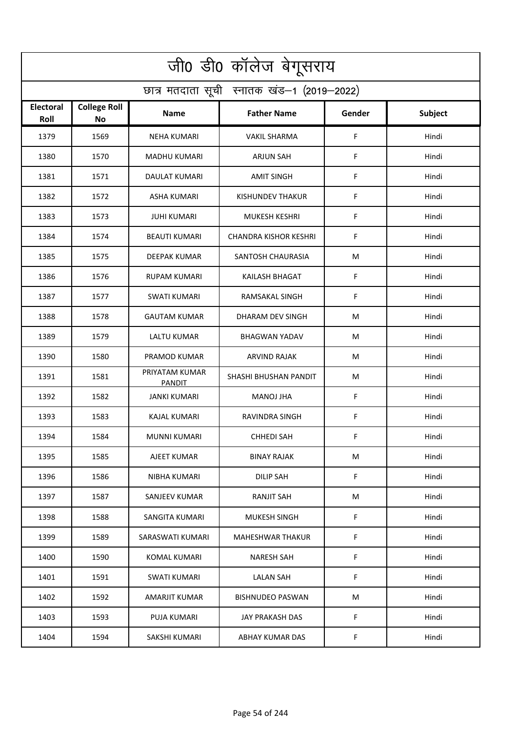# जी0 डी0 कॉलेज बेगूसराय

## छात्र मतदाता सूची स्नातक खंड–1 (2019–2022)

| Electoral Roll | College Roll No | Name | Father Name | Gender | Subject |
|---|---|---|---|---|---|
| 1379 | 1569 | NEHA KUMARI | VAKIL SHARMA | F | Hindi |
| 1380 | 1570 | MADHU KUMARI | ARJUN SAH | F | Hindi |
| 1381 | 1571 | DAULAT KUMARI | AMIT SINGH | F | Hindi |
| 1382 | 1572 | ASHA KUMARI | KISHUNDEV THAKUR | F | Hindi |
| 1383 | 1573 | JUHI KUMARI | MUKESH KESHRI | F | Hindi |
| 1384 | 1574 | BEAUTI KUMARI | CHANDRA KISHOR KESHRI | F | Hindi |
| 1385 | 1575 | DEEPAK KUMAR | SANTOSH CHAURASIA | M | Hindi |
| 1386 | 1576 | RUPAM KUMARI | KAILASH BHAGAT | F | Hindi |
| 1387 | 1577 | SWATI KUMARI | RAMSAKAL SINGH | F | Hindi |
| 1388 | 1578 | GAUTAM KUMAR | DHARAM DEV SINGH | M | Hindi |
| 1389 | 1579 | LALTU KUMAR | BHAGWAN YADAV | M | Hindi |
| 1390 | 1580 | PRAMOD KUMAR | ARVIND RAJAK | M | Hindi |
| 1391 | 1581 | PRIYATAM KUMAR PANDIT | SHASHI BHUSHAN PANDIT | M | Hindi |
| 1392 | 1582 | JANKI KUMARI | MANOJ JHA | F | Hindi |
| 1393 | 1583 | KAJAL KUMARI | RAVINDRA SINGH | F | Hindi |
| 1394 | 1584 | MUNNI KUMARI | CHHEDI SAH | F | Hindi |
| 1395 | 1585 | AJEET KUMAR | BINAY RAJAK | M | Hindi |
| 1396 | 1586 | NIBHA KUMARI | DILIP SAH | F | Hindi |
| 1397 | 1587 | SANJEEV KUMAR | RANJIT SAH | M | Hindi |
| 1398 | 1588 | SANGITA KUMARI | MUKESH SINGH | F | Hindi |
| 1399 | 1589 | SARASWATI KUMARI | MAHESHWAR THAKUR | F | Hindi |
| 1400 | 1590 | KOMAL KUMARI | NARESH SAH | F | Hindi |
| 1401 | 1591 | SWATI KUMARI | LALAN SAH | F | Hindi |
| 1402 | 1592 | AMARJIT KUMAR | BISHNUDEO PASWAN | M | Hindi |
| 1403 | 1593 | PUJA KUMARI | JAY PRAKASH DAS | F | Hindi |
| 1404 | 1594 | SAKSHI KUMARI | ABHAY KUMAR DAS | F | Hindi |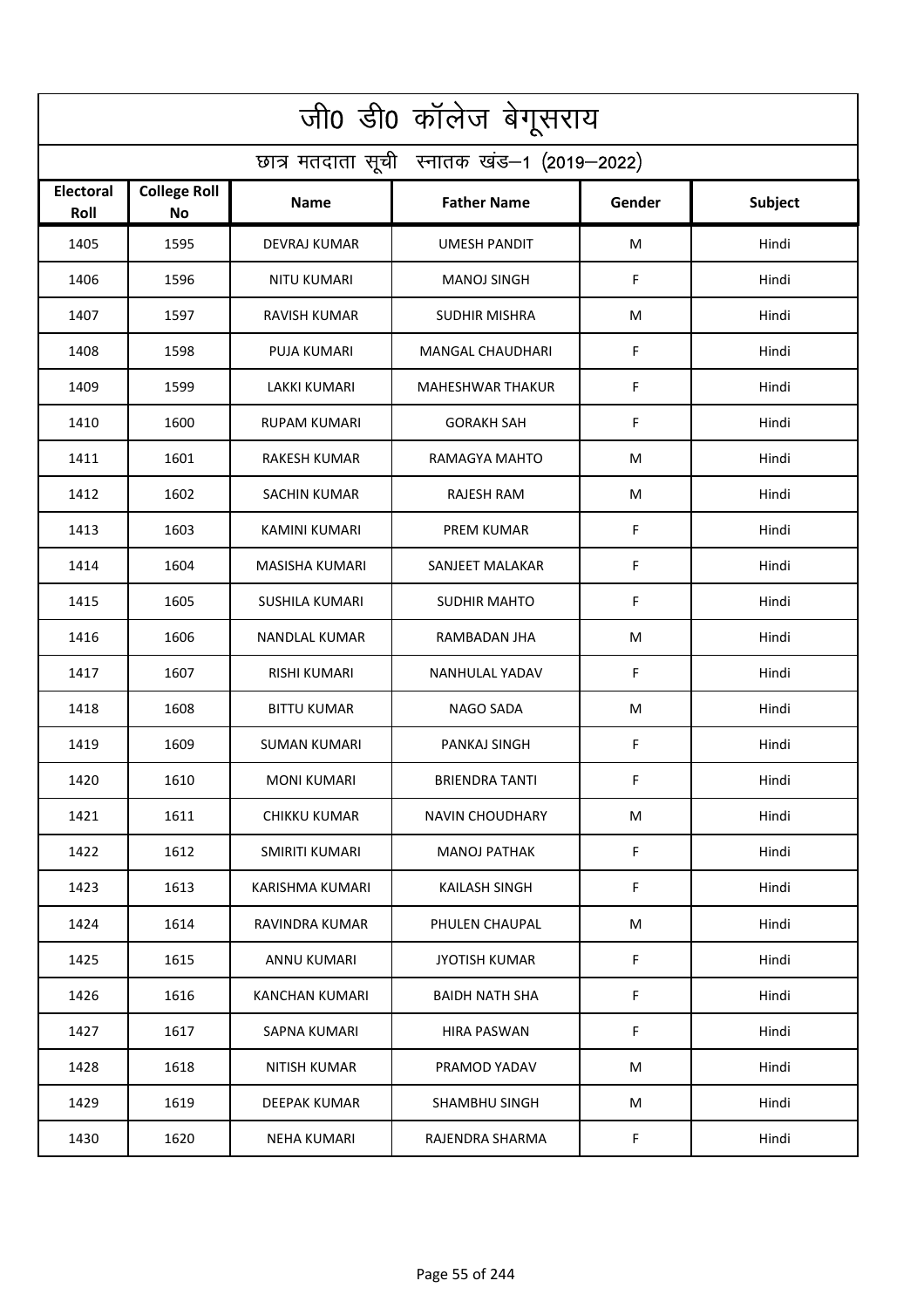# जी0 डी0 कॉलेज बेगूसराय

## छात्र मतदाता सूची स्नातक खंड–1 (2019–2022)

| Electoral Roll | College Roll No | Name | Father Name | Gender | Subject |
|---|---|---|---|---|---|
| 1405 | 1595 | DEVRAJ KUMAR | UMESH PANDIT | M | Hindi |
| 1406 | 1596 | NITU KUMARI | MANOJ SINGH | F | Hindi |
| 1407 | 1597 | RAVISH KUMAR | SUDHIR MISHRA | M | Hindi |
| 1408 | 1598 | PUJA KUMARI | MANGAL CHAUDHARI | F | Hindi |
| 1409 | 1599 | LAKKI KUMARI | MAHESHWAR THAKUR | F | Hindi |
| 1410 | 1600 | RUPAM KUMARI | GORAKH SAH | F | Hindi |
| 1411 | 1601 | RAKESH KUMAR | RAMAGYA MAHTO | M | Hindi |
| 1412 | 1602 | SACHIN KUMAR | RAJESH RAM | M | Hindi |
| 1413 | 1603 | KAMINI KUMARI | PREM KUMAR | F | Hindi |
| 1414 | 1604 | MASISHA KUMARI | SANJEET MALAKAR | F | Hindi |
| 1415 | 1605 | SUSHILA KUMARI | SUDHIR MAHTO | F | Hindi |
| 1416 | 1606 | NANDLAL KUMAR | RAMBADAN JHA | M | Hindi |
| 1417 | 1607 | RISHI KUMARI | NANHULAL YADAV | F | Hindi |
| 1418 | 1608 | BITTU KUMAR | NAGO SADA | M | Hindi |
| 1419 | 1609 | SUMAN KUMARI | PANKAJ SINGH | F | Hindi |
| 1420 | 1610 | MONI KUMARI | BRIENDRA TANTI | F | Hindi |
| 1421 | 1611 | CHIKKU KUMAR | NAVIN CHOUDHARY | M | Hindi |
| 1422 | 1612 | SMIRITI KUMARI | MANOJ PATHAK | F | Hindi |
| 1423 | 1613 | KARISHMA KUMARI | KAILASH SINGH | F | Hindi |
| 1424 | 1614 | RAVINDRA KUMAR | PHULEN CHAUPAL | M | Hindi |
| 1425 | 1615 | ANNU KUMARI | JYOTISH KUMAR | F | Hindi |
| 1426 | 1616 | KANCHAN KUMARI | BAIDH NATH SHA | F | Hindi |
| 1427 | 1617 | SAPNA KUMARI | HIRA PASWAN | F | Hindi |
| 1428 | 1618 | NITISH KUMAR | PRAMOD YADAV | M | Hindi |
| 1429 | 1619 | DEEPAK KUMAR | SHAMBHU SINGH | M | Hindi |
| 1430 | 1620 | NEHA KUMARI | RAJENDRA SHARMA | F | Hindi |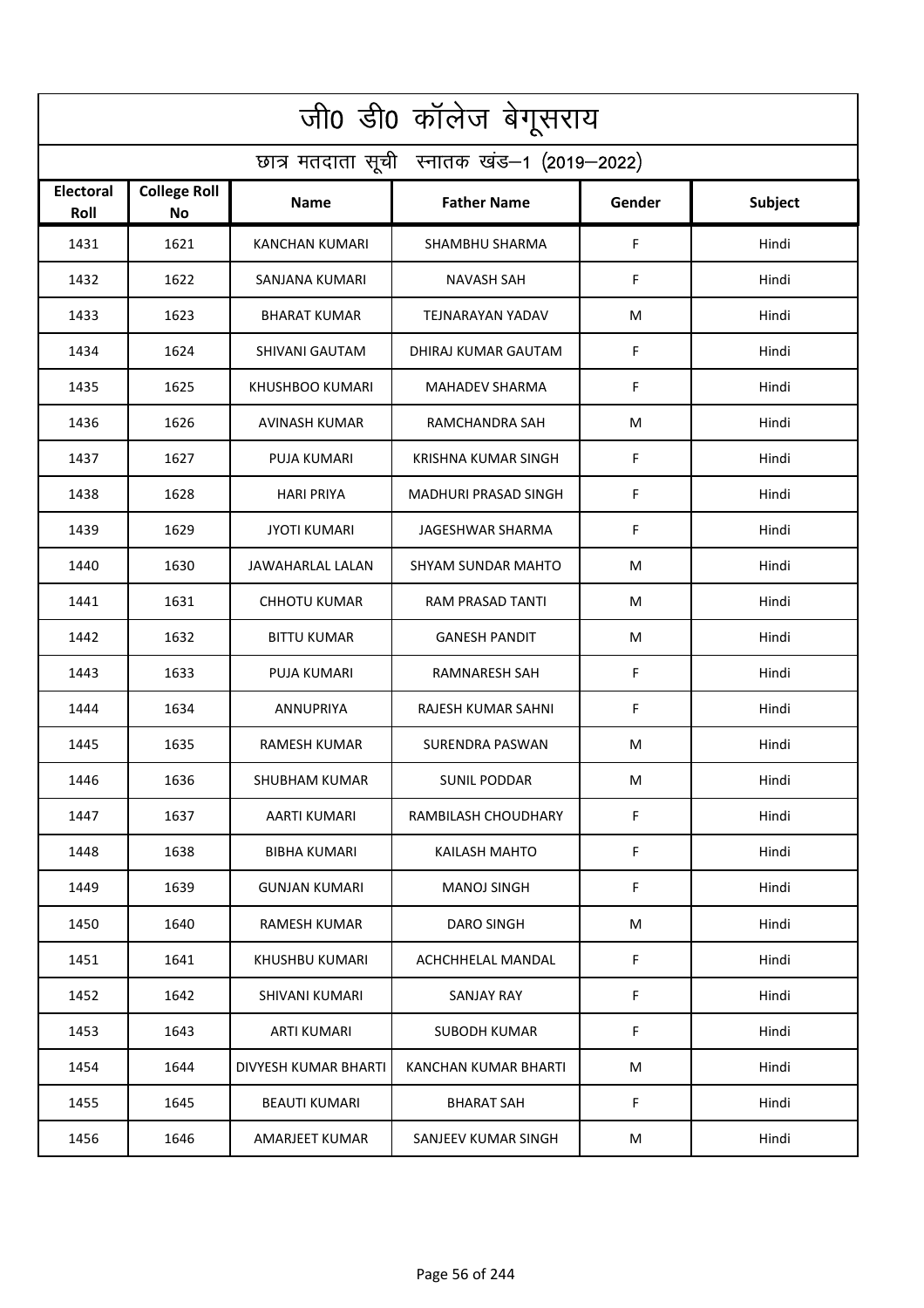# जी0 डी0 कॉलेज बेगूसराय

## छात्र मतदाता सूची स्नातक खंड–1 (2019–2022)

| Electoral Roll | College Roll No | Name | Father Name | Gender | Subject |
|---|---|---|---|---|---|
| 1431 | 1621 | KANCHAN KUMARI | SHAMBHU SHARMA | F | Hindi |
| 1432 | 1622 | SANJANA KUMARI | NAVASH SAH | F | Hindi |
| 1433 | 1623 | BHARAT KUMAR | TEJNARAYAN YADAV | M | Hindi |
| 1434 | 1624 | SHIVANI GAUTAM | DHIRAJ KUMAR GAUTAM | F | Hindi |
| 1435 | 1625 | KHUSHBOO KUMARI | MAHADEV SHARMA | F | Hindi |
| 1436 | 1626 | AVINASH KUMAR | RAMCHANDRA SAH | M | Hindi |
| 1437 | 1627 | PUJA KUMARI | KRISHNA KUMAR SINGH | F | Hindi |
| 1438 | 1628 | HARI PRIYA | MADHURI PRASAD SINGH | F | Hindi |
| 1439 | 1629 | JYOTI KUMARI | JAGESHWAR SHARMA | F | Hindi |
| 1440 | 1630 | JAWAHARLAL LALAN | SHYAM SUNDAR MAHTO | M | Hindi |
| 1441 | 1631 | CHHOTU KUMAR | RAM PRASAD TANTI | M | Hindi |
| 1442 | 1632 | BITTU KUMAR | GANESH PANDIT | M | Hindi |
| 1443 | 1633 | PUJA KUMARI | RAMNARESH SAH | F | Hindi |
| 1444 | 1634 | ANNUPRIYA | RAJESH KUMAR SAHNI | F | Hindi |
| 1445 | 1635 | RAMESH KUMAR | SURENDRA PASWAN | M | Hindi |
| 1446 | 1636 | SHUBHAM KUMAR | SUNIL PODDAR | M | Hindi |
| 1447 | 1637 | AARTI KUMARI | RAMBILASH CHOUDHARY | F | Hindi |
| 1448 | 1638 | BIBHA KUMARI | KAILASH MAHTO | F | Hindi |
| 1449 | 1639 | GUNJAN KUMARI | MANOJ SINGH | F | Hindi |
| 1450 | 1640 | RAMESH KUMAR | DARO SINGH | M | Hindi |
| 1451 | 1641 | KHUSHBU KUMARI | ACHCHHELAL MANDAL | F | Hindi |
| 1452 | 1642 | SHIVANI KUMARI | SANJAY RAY | F | Hindi |
| 1453 | 1643 | ARTI KUMARI | SUBODH KUMAR | F | Hindi |
| 1454 | 1644 | DIVYESH KUMAR BHARTI | KANCHAN KUMAR BHARTI | M | Hindi |
| 1455 | 1645 | BEAUTI KUMARI | BHARAT SAH | F | Hindi |
| 1456 | 1646 | AMARJEET KUMAR | SANJEEV KUMAR SINGH | M | Hindi |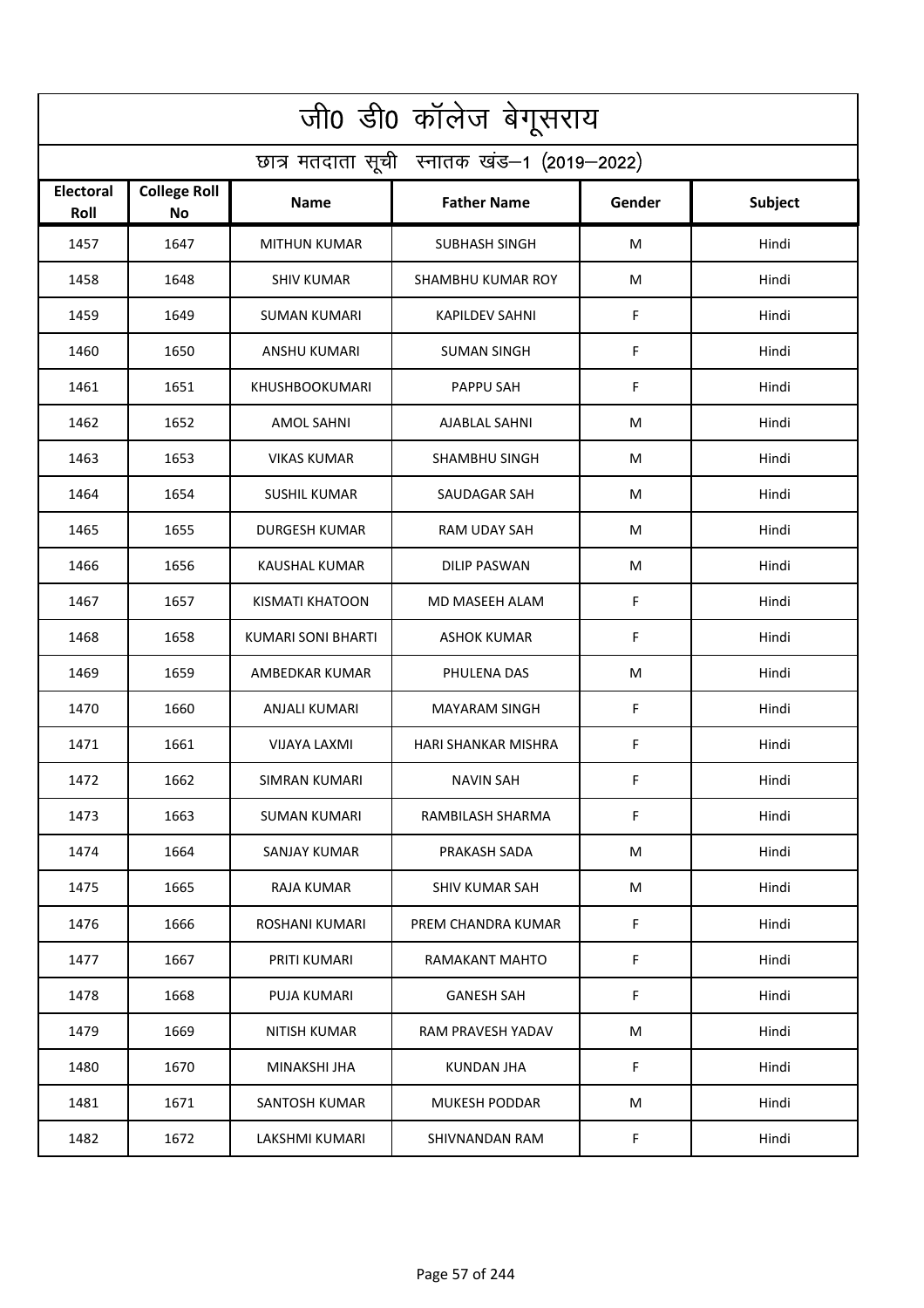# जी0 डी0 कॉलेज बेगूसराय

## छात्र मतदाता सूची स्नातक खंड–1 (2019–2022)

| Electoral Roll | College Roll No | Name | Father Name | Gender | Subject |
|---|---|---|---|---|---|
| 1457 | 1647 | MITHUN KUMAR | SUBHASH SINGH | M | Hindi |
| 1458 | 1648 | SHIV KUMAR | SHAMBHU KUMAR ROY | M | Hindi |
| 1459 | 1649 | SUMAN KUMARI | KAPILDEV SAHNI | F | Hindi |
| 1460 | 1650 | ANSHU KUMARI | SUMAN SINGH | F | Hindi |
| 1461 | 1651 | KHUSHBOOKUMARI | PAPPU SAH | F | Hindi |
| 1462 | 1652 | AMOL SAHNI | AJABLAL SAHNI | M | Hindi |
| 1463 | 1653 | VIKAS KUMAR | SHAMBHU SINGH | M | Hindi |
| 1464 | 1654 | SUSHIL KUMAR | SAUDAGAR SAH | M | Hindi |
| 1465 | 1655 | DURGESH KUMAR | RAM UDAY SAH | M | Hindi |
| 1466 | 1656 | KAUSHAL KUMAR | DILIP PASWAN | M | Hindi |
| 1467 | 1657 | KISMATI KHATOON | MD MASEEH ALAM | F | Hindi |
| 1468 | 1658 | KUMARI SONI BHARTI | ASHOK KUMAR | F | Hindi |
| 1469 | 1659 | AMBEDKAR KUMAR | PHULENA DAS | M | Hindi |
| 1470 | 1660 | ANJALI KUMARI | MAYARAM SINGH | F | Hindi |
| 1471 | 1661 | VIJAYA LAXMI | HARI SHANKAR MISHRA | F | Hindi |
| 1472 | 1662 | SIMRAN KUMARI | NAVIN SAH | F | Hindi |
| 1473 | 1663 | SUMAN KUMARI | RAMBILASH SHARMA | F | Hindi |
| 1474 | 1664 | SANJAY KUMAR | PRAKASH SADA | M | Hindi |
| 1475 | 1665 | RAJA KUMAR | SHIV KUMAR SAH | M | Hindi |
| 1476 | 1666 | ROSHANI KUMARI | PREM CHANDRA KUMAR | F | Hindi |
| 1477 | 1667 | PRITI KUMARI | RAMAKANT MAHTO | F | Hindi |
| 1478 | 1668 | PUJA KUMARI | GANESH SAH | F | Hindi |
| 1479 | 1669 | NITISH KUMAR | RAM PRAVESH YADAV | M | Hindi |
| 1480 | 1670 | MINAKSHI JHA | KUNDAN JHA | F | Hindi |
| 1481 | 1671 | SANTOSH KUMAR | MUKESH PODDAR | M | Hindi |
| 1482 | 1672 | LAKSHMI KUMARI | SHIVNANDAN RAM | F | Hindi |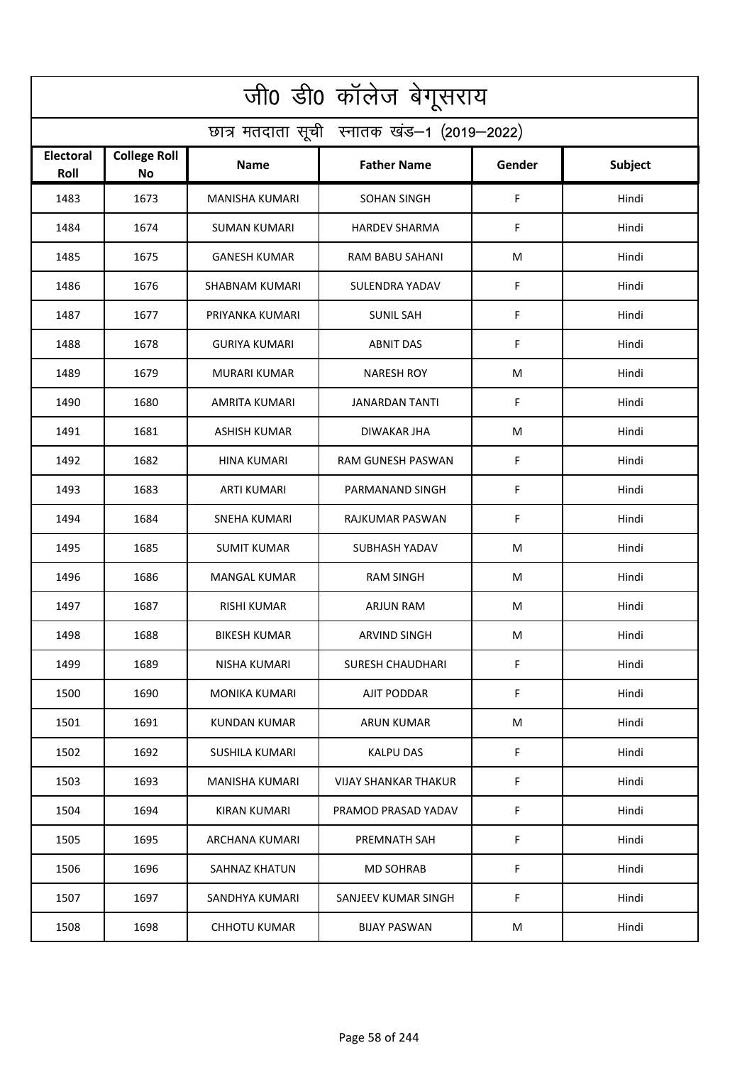# जी0 डी0 कॉलेज बेगूसराय

## छात्र मतदाता सूची स्नातक खंड–1 (2019–2022)

| Electoral Roll | College Roll No | Name | Father Name | Gender | Subject |
|---|---|---|---|---|---|
| 1483 | 1673 | MANISHA KUMARI | SOHAN SINGH | F | Hindi |
| 1484 | 1674 | SUMAN KUMARI | HARDEV SHARMA | F | Hindi |
| 1485 | 1675 | GANESH KUMAR | RAM BABU SAHANI | M | Hindi |
| 1486 | 1676 | SHABNAM KUMARI | SULENDRA YADAV | F | Hindi |
| 1487 | 1677 | PRIYANKA KUMARI | SUNIL SAH | F | Hindi |
| 1488 | 1678 | GURIYA KUMARI | ABNIT DAS | F | Hindi |
| 1489 | 1679 | MURARI KUMAR | NARESH ROY | M | Hindi |
| 1490 | 1680 | AMRITA KUMARI | JANARDAN TANTI | F | Hindi |
| 1491 | 1681 | ASHISH KUMAR | DIWAKAR JHA | M | Hindi |
| 1492 | 1682 | HINA KUMARI | RAM GUNESH PASWAN | F | Hindi |
| 1493 | 1683 | ARTI KUMARI | PARMANAND SINGH | F | Hindi |
| 1494 | 1684 | SNEHA KUMARI | RAJKUMAR PASWAN | F | Hindi |
| 1495 | 1685 | SUMIT KUMAR | SUBHASH YADAV | M | Hindi |
| 1496 | 1686 | MANGAL KUMAR | RAM SINGH | M | Hindi |
| 1497 | 1687 | RISHI KUMAR | ARJUN RAM | M | Hindi |
| 1498 | 1688 | BIKESH KUMAR | ARVIND SINGH | M | Hindi |
| 1499 | 1689 | NISHA KUMARI | SURESH CHAUDHARI | F | Hindi |
| 1500 | 1690 | MONIKA KUMARI | AJIT PODDAR | F | Hindi |
| 1501 | 1691 | KUNDAN KUMAR | ARUN KUMAR | M | Hindi |
| 1502 | 1692 | SUSHILA KUMARI | KALPU DAS | F | Hindi |
| 1503 | 1693 | MANISHA KUMARI | VIJAY SHANKAR THAKUR | F | Hindi |
| 1504 | 1694 | KIRAN KUMARI | PRAMOD PRASAD YADAV | F | Hindi |
| 1505 | 1695 | ARCHANA KUMARI | PREMNATH SAH | F | Hindi |
| 1506 | 1696 | SAHNAZ KHATUN | MD SOHRAB | F | Hindi |
| 1507 | 1697 | SANDHYA KUMARI | SANJEEV KUMAR SINGH | F | Hindi |
| 1508 | 1698 | CHHOTU KUMAR | BIJAY PASWAN | M | Hindi |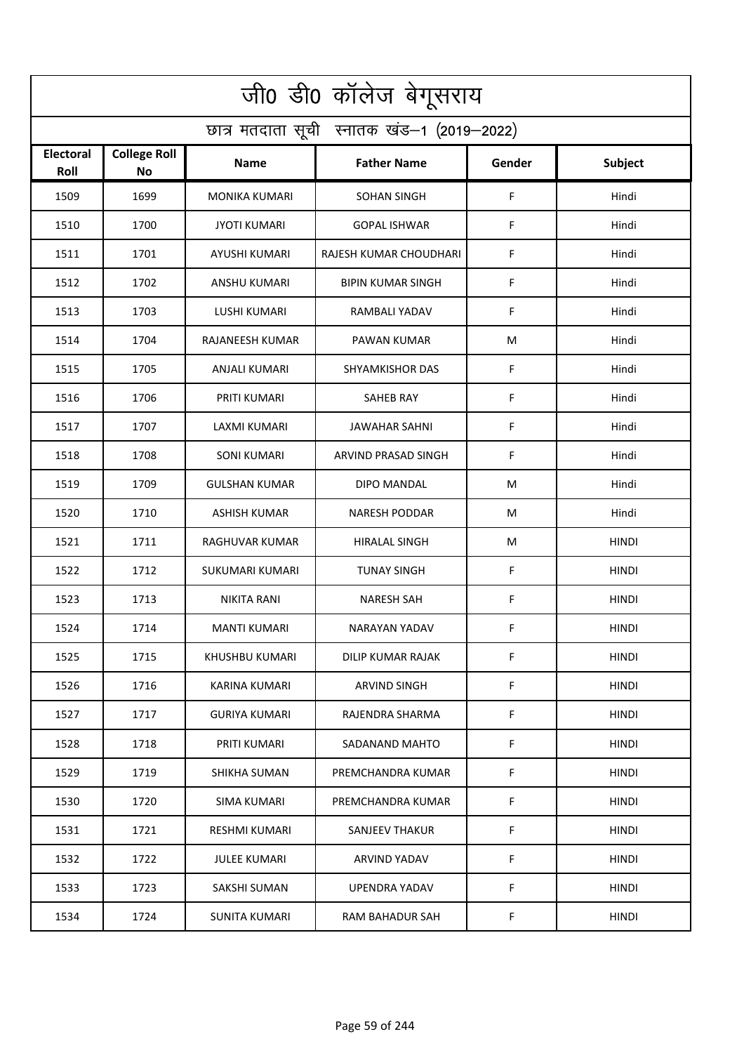# जी0 डी0 कॉलेज बेगूसराय

## छात्र मतदाता सूची स्नातक खंड–1 (2019–2022)

| Electoral Roll | College Roll No | Name | Father Name | Gender | Subject |
|---|---|---|---|---|---|
| 1509 | 1699 | MONIKA KUMARI | SOHAN SINGH | F | Hindi |
| 1510 | 1700 | JYOTI KUMARI | GOPAL ISHWAR | F | Hindi |
| 1511 | 1701 | AYUSHI KUMARI | RAJESH KUMAR CHOUDHARI | F | Hindi |
| 1512 | 1702 | ANSHU KUMARI | BIPIN KUMAR SINGH | F | Hindi |
| 1513 | 1703 | LUSHI KUMARI | RAMBALI YADAV | F | Hindi |
| 1514 | 1704 | RAJANEESH KUMAR | PAWAN KUMAR | M | Hindi |
| 1515 | 1705 | ANJALI KUMARI | SHYAMKISHOR DAS | F | Hindi |
| 1516 | 1706 | PRITI KUMARI | SAHEB RAY | F | Hindi |
| 1517 | 1707 | LAXMI KUMARI | JAWAHAR SAHNI | F | Hindi |
| 1518 | 1708 | SONI KUMARI | ARVIND PRASAD SINGH | F | Hindi |
| 1519 | 1709 | GULSHAN KUMAR | DIPO MANDAL | M | Hindi |
| 1520 | 1710 | ASHISH KUMAR | NARESH PODDAR | M | Hindi |
| 1521 | 1711 | RAGHUVAR KUMAR | HIRALAL SINGH | M | HINDI |
| 1522 | 1712 | SUKUMARI KUMARI | TUNAY SINGH | F | HINDI |
| 1523 | 1713 | NIKITA RANI | NARESH SAH | F | HINDI |
| 1524 | 1714 | MANTI KUMARI | NARAYAN YADAV | F | HINDI |
| 1525 | 1715 | KHUSHBU KUMARI | DILIP KUMAR RAJAK | F | HINDI |
| 1526 | 1716 | KARINA KUMARI | ARVIND SINGH | F | HINDI |
| 1527 | 1717 | GURIYA KUMARI | RAJENDRA SHARMA | F | HINDI |
| 1528 | 1718 | PRITI KUMARI | SADANAND MAHTO | F | HINDI |
| 1529 | 1719 | SHIKHA SUMAN | PREMCHANDRA KUMAR | F | HINDI |
| 1530 | 1720 | SIMA KUMARI | PREMCHANDRA KUMAR | F | HINDI |
| 1531 | 1721 | RESHMI KUMARI | SANJEEV THAKUR | F | HINDI |
| 1532 | 1722 | JULEE KUMARI | ARVIND YADAV | F | HINDI |
| 1533 | 1723 | SAKSHI SUMAN | UPENDRA YADAV | F | HINDI |
| 1534 | 1724 | SUNITA KUMARI | RAM BAHADUR SAH | F | HINDI |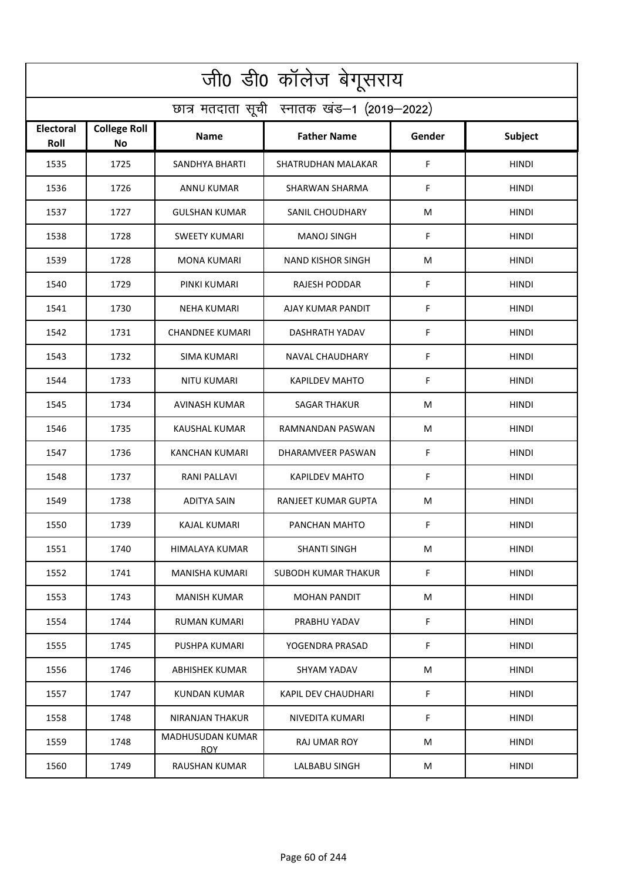# जी0 डी0 कॉलेज बेगूसराय

## छात्र मतदाता सूची स्नातक खंड–1 (2019–2022)

| Electoral Roll | College Roll No | Name | Father Name | Gender | Subject |
|---|---|---|---|---|---|
| 1535 | 1725 | SANDHYA BHARTI | SHATRUDHAN MALAKAR | F | HINDI |
| 1536 | 1726 | ANNU KUMAR | SHARWAN SHARMA | F | HINDI |
| 1537 | 1727 | GULSHAN KUMAR | SANIL CHOUDHARY | M | HINDI |
| 1538 | 1728 | SWEETY KUMARI | MANOJ SINGH | F | HINDI |
| 1539 | 1728 | MONA KUMARI | NAND KISHOR SINGH | M | HINDI |
| 1540 | 1729 | PINKI KUMARI | RAJESH PODDAR | F | HINDI |
| 1541 | 1730 | NEHA KUMARI | AJAY KUMAR PANDIT | F | HINDI |
| 1542 | 1731 | CHANDNEE KUMARI | DASHRATH YADAV | F | HINDI |
| 1543 | 1732 | SIMA KUMARI | NAVAL CHAUDHARY | F | HINDI |
| 1544 | 1733 | NITU KUMARI | KAPILDEV MAHTO | F | HINDI |
| 1545 | 1734 | AVINASH KUMAR | SAGAR THAKUR | M | HINDI |
| 1546 | 1735 | KAUSHAL KUMAR | RAMNANDAN PASWAN | M | HINDI |
| 1547 | 1736 | KANCHAN KUMARI | DHARAMVEER PASWAN | F | HINDI |
| 1548 | 1737 | RANI PALLAVI | KAPILDEV MAHTO | F | HINDI |
| 1549 | 1738 | ADITYA SAIN | RANJEET KUMAR GUPTA | M | HINDI |
| 1550 | 1739 | KAJAL KUMARI | PANCHAN MAHTO | F | HINDI |
| 1551 | 1740 | HIMALAYA KUMAR | SHANTI SINGH | M | HINDI |
| 1552 | 1741 | MANISHA KUMARI | SUBODH KUMAR THAKUR | F | HINDI |
| 1553 | 1743 | MANISH KUMAR | MOHAN PANDIT | M | HINDI |
| 1554 | 1744 | RUMAN KUMARI | PRABHU YADAV | F | HINDI |
| 1555 | 1745 | PUSHPA KUMARI | YOGENDRA PRASAD | F | HINDI |
| 1556 | 1746 | ABHISHEK KUMAR | SHYAM YADAV | M | HINDI |
| 1557 | 1747 | KUNDAN KUMAR | KAPIL DEV CHAUDHARI | F | HINDI |
| 1558 | 1748 | NIRANJAN THAKUR | NIVEDITA KUMARI | F | HINDI |
| 1559 | 1748 | MADHUSUDAN KUMAR ROY | RAJ UMAR ROY | M | HINDI |
| 1560 | 1749 | RAUSHAN KUMAR | LALBABU SINGH | M | HINDI |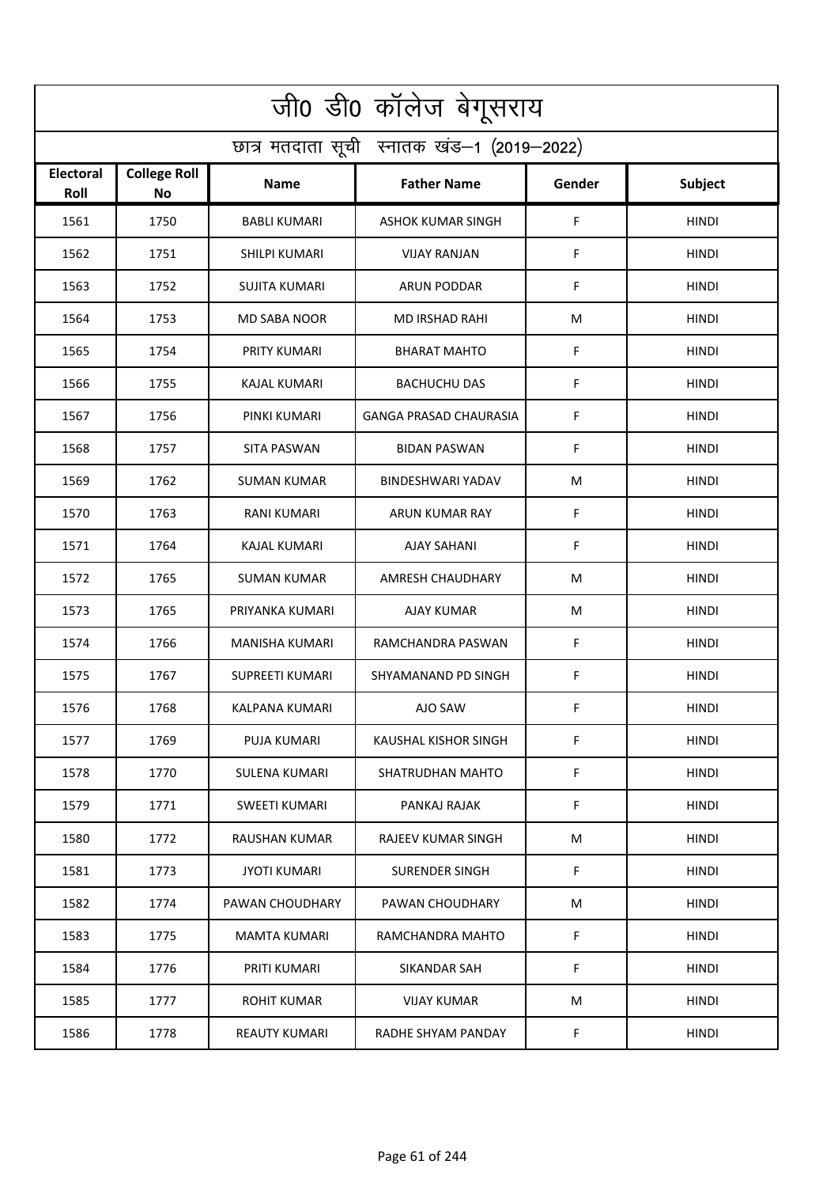# जी0 डी0 कॉलेज बेगूसराय

## छात्र मतदाता सूची स्नातक खंड–1 (2019–2022)

| Electoral Roll | College Roll No | Name | Father Name | Gender | Subject |
|---|---|---|---|---|---|
| 1561 | 1750 | BABLI KUMARI | ASHOK KUMAR SINGH | F | HINDI |
| 1562 | 1751 | SHILPI KUMARI | VIJAY RANJAN | F | HINDI |
| 1563 | 1752 | SUJITA KUMARI | ARUN PODDAR | F | HINDI |
| 1564 | 1753 | MD SABA NOOR | MD IRSHAD RAHI | M | HINDI |
| 1565 | 1754 | PRITY KUMARI | BHARAT MAHTO | F | HINDI |
| 1566 | 1755 | KAJAL KUMARI | BACHUCHU DAS | F | HINDI |
| 1567 | 1756 | PINKI KUMARI | GANGA PRASAD CHAURASIA | F | HINDI |
| 1568 | 1757 | SITA PASWAN | BIDAN PASWAN | F | HINDI |
| 1569 | 1762 | SUMAN KUMAR | BINDESHWARI YADAV | M | HINDI |
| 1570 | 1763 | RANI KUMARI | ARUN KUMAR RAY | F | HINDI |
| 1571 | 1764 | KAJAL KUMARI | AJAY SAHANI | F | HINDI |
| 1572 | 1765 | SUMAN KUMAR | AMRESH CHAUDHARY | M | HINDI |
| 1573 | 1765 | PRIYANKA KUMARI | AJAY KUMAR | M | HINDI |
| 1574 | 1766 | MANISHA KUMARI | RAMCHANDRA PASWAN | F | HINDI |
| 1575 | 1767 | SUPREETI KUMARI | SHYAMANAND PD SINGH | F | HINDI |
| 1576 | 1768 | KALPANA KUMARI | AJO SAW | F | HINDI |
| 1577 | 1769 | PUJA KUMARI | KAUSHAL KISHOR SINGH | F | HINDI |
| 1578 | 1770 | SULENA KUMARI | SHATRUDHAN MAHTO | F | HINDI |
| 1579 | 1771 | SWEETI KUMARI | PANKAJ RAJAK | F | HINDI |
| 1580 | 1772 | RAUSHAN KUMAR | RAJEEV KUMAR SINGH | M | HINDI |
| 1581 | 1773 | JYOTI KUMARI | SURENDER SINGH | F | HINDI |
| 1582 | 1774 | PAWAN CHOUDHARY | PAWAN CHOUDHARY | M | HINDI |
| 1583 | 1775 | MAMTA KUMARI | RAMCHANDRA MAHTO | F | HINDI |
| 1584 | 1776 | PRITI KUMARI | SIKANDAR SAH | F | HINDI |
| 1585 | 1777 | ROHIT KUMAR | VIJAY KUMAR | M | HINDI |
| 1586 | 1778 | REAUTY KUMARI | RADHE SHYAM PANDAY | F | HINDI |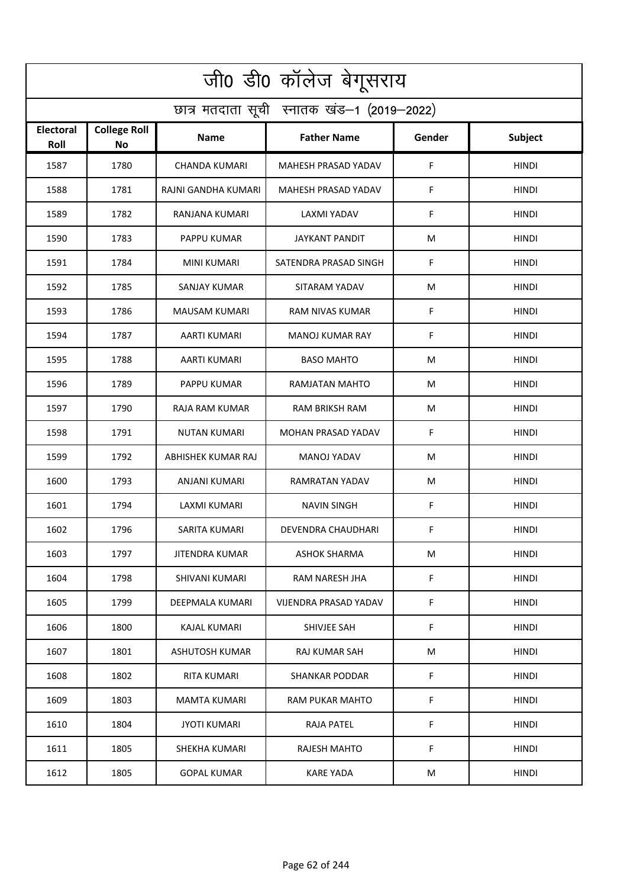# जी0 डी0 कॉलेज बेगूसराय

## छात्र मतदाता सूची स्नातक खंड–1 (2019–2022)

| Electoral Roll | College Roll No | Name | Father Name | Gender | Subject |
|---|---|---|---|---|---|
| 1587 | 1780 | CHANDA KUMARI | MAHESH PRASAD YADAV | F | HINDI |
| 1588 | 1781 | RAJNI GANDHA KUMARI | MAHESH PRASAD YADAV | F | HINDI |
| 1589 | 1782 | RANJANA KUMARI | LAXMI YADAV | F | HINDI |
| 1590 | 1783 | PAPPU KUMAR | JAYKANT PANDIT | M | HINDI |
| 1591 | 1784 | MINI KUMARI | SATENDRA PRASAD SINGH | F | HINDI |
| 1592 | 1785 | SANJAY KUMAR | SITARAM YADAV | M | HINDI |
| 1593 | 1786 | MAUSAM KUMARI | RAM NIVAS KUMAR | F | HINDI |
| 1594 | 1787 | AARTI KUMARI | MANOJ KUMAR RAY | F | HINDI |
| 1595 | 1788 | AARTI KUMARI | BASO MAHTO | M | HINDI |
| 1596 | 1789 | PAPPU KUMAR | RAMJATAN MAHTO | M | HINDI |
| 1597 | 1790 | RAJA RAM KUMAR | RAM BRIKSH RAM | M | HINDI |
| 1598 | 1791 | NUTAN KUMARI | MOHAN PRASAD YADAV | F | HINDI |
| 1599 | 1792 | ABHISHEK KUMAR RAJ | MANOJ YADAV | M | HINDI |
| 1600 | 1793 | ANJANI KUMARI | RAMRATAN YADAV | M | HINDI |
| 1601 | 1794 | LAXMI KUMARI | NAVIN SINGH | F | HINDI |
| 1602 | 1796 | SARITA KUMARI | DEVENDRA CHAUDHARI | F | HINDI |
| 1603 | 1797 | JITENDRA KUMAR | ASHOK SHARMA | M | HINDI |
| 1604 | 1798 | SHIVANI KUMARI | RAM NARESH JHA | F | HINDI |
| 1605 | 1799 | DEEPMALA KUMARI | VIJENDRA PRASAD YADAV | F | HINDI |
| 1606 | 1800 | KAJAL KUMARI | SHIVJEE SAH | F | HINDI |
| 1607 | 1801 | ASHUTOSH KUMAR | RAJ KUMAR SAH | M | HINDI |
| 1608 | 1802 | RITA KUMARI | SHANKAR PODDAR | F | HINDI |
| 1609 | 1803 | MAMTA KUMARI | RAM PUKAR MAHTO | F | HINDI |
| 1610 | 1804 | JYOTI KUMARI | RAJA PATEL | F | HINDI |
| 1611 | 1805 | SHEKHA KUMARI | RAJESH MAHTO | F | HINDI |
| 1612 | 1805 | GOPAL KUMAR | KARE YADA | M | HINDI |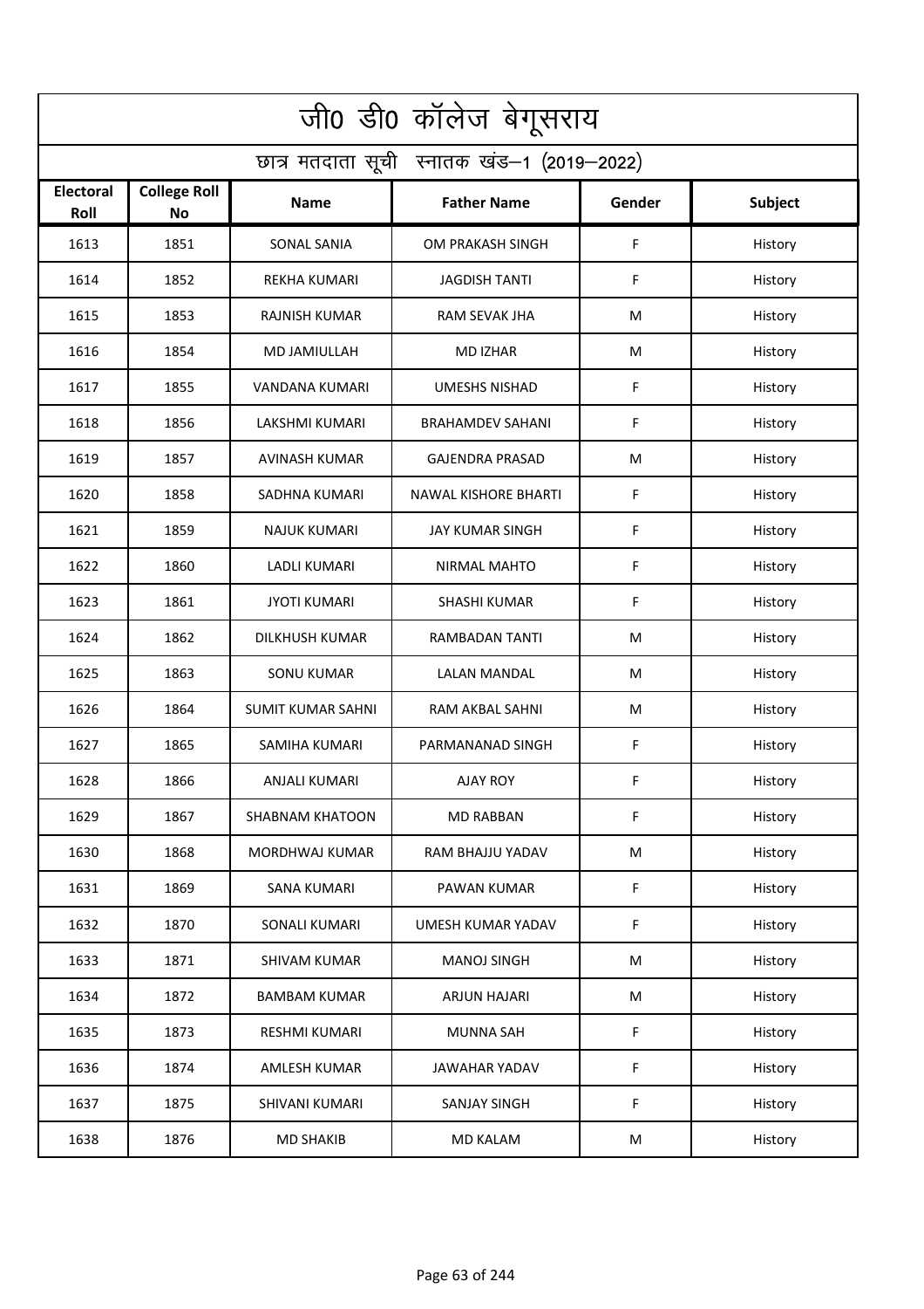| जी0 डी0 कॉलेज बेगूसराय | | | | | |
|---|---|---|---|---|---|
| छात्र मतदाता सूची स्नातक खंड–1 (2019–2022) | | | | | |
| **Electoral Roll** | **College Roll No** | **Name** | **Father Name** | **Gender** | **Subject** |
| 1613 | 1851 | SONAL SANIA | OM PRAKASH SINGH | F | History |
| 1614 | 1852 | REKHA KUMARI | JAGDISH TANTI | F | History |
| 1615 | 1853 | RAJNISH KUMAR | RAM SEVAK JHA | M | History |
| 1616 | 1854 | MD JAMIULLAH | MD IZHAR | M | History |
| 1617 | 1855 | VANDANA KUMARI | UMESHS NISHAD | F | History |
| 1618 | 1856 | LAKSHMI KUMARI | BRAHAMDEV SAHANI | F | History |
| 1619 | 1857 | AVINASH KUMAR | GAJENDRA PRASAD | M | History |
| 1620 | 1858 | SADHNA KUMARI | NAWAL KISHORE BHARTI | F | History |
| 1621 | 1859 | NAJUK KUMARI | JAY KUMAR SINGH | F | History |
| 1622 | 1860 | LADLI KUMARI | NIRMAL MAHTO | F | History |
| 1623 | 1861 | JYOTI KUMARI | SHASHI KUMAR | F | History |
| 1624 | 1862 | DILKHUSH KUMAR | RAMBADAN TANTI | M | History |
| 1625 | 1863 | SONU KUMAR | LALAN MANDAL | M | History |
| 1626 | 1864 | SUMIT KUMAR SAHNI | RAM AKBAL SAHNI | M | History |
| 1627 | 1865 | SAMIHA KUMARI | PARMANANAD SINGH | F | History |
| 1628 | 1866 | ANJALI KUMARI | AJAY ROY | F | History |
| 1629 | 1867 | SHABNAM KHATOON | MD RABBAN | F | History |
| 1630 | 1868 | MORDHWAJ KUMAR | RAM BHAJJU YADAV | M | History |
| 1631 | 1869 | SANA KUMARI | PAWAN KUMAR | F | History |
| 1632 | 1870 | SONALI KUMARI | UMESH KUMAR YADAV | F | History |
| 1633 | 1871 | SHIVAM KUMAR | MANOJ SINGH | M | History |
| 1634 | 1872 | BAMBAM KUMAR | ARJUN HAJARI | M | History |
| 1635 | 1873 | RESHMI KUMARI | MUNNA SAH | F | History |
| 1636 | 1874 | AMLESH KUMAR | JAWAHAR YADAV | F | History |
| 1637 | 1875 | SHIVANI KUMARI | SANJAY SINGH | F | History |
| 1638 | 1876 | MD SHAKIB | MD KALAM | M | History |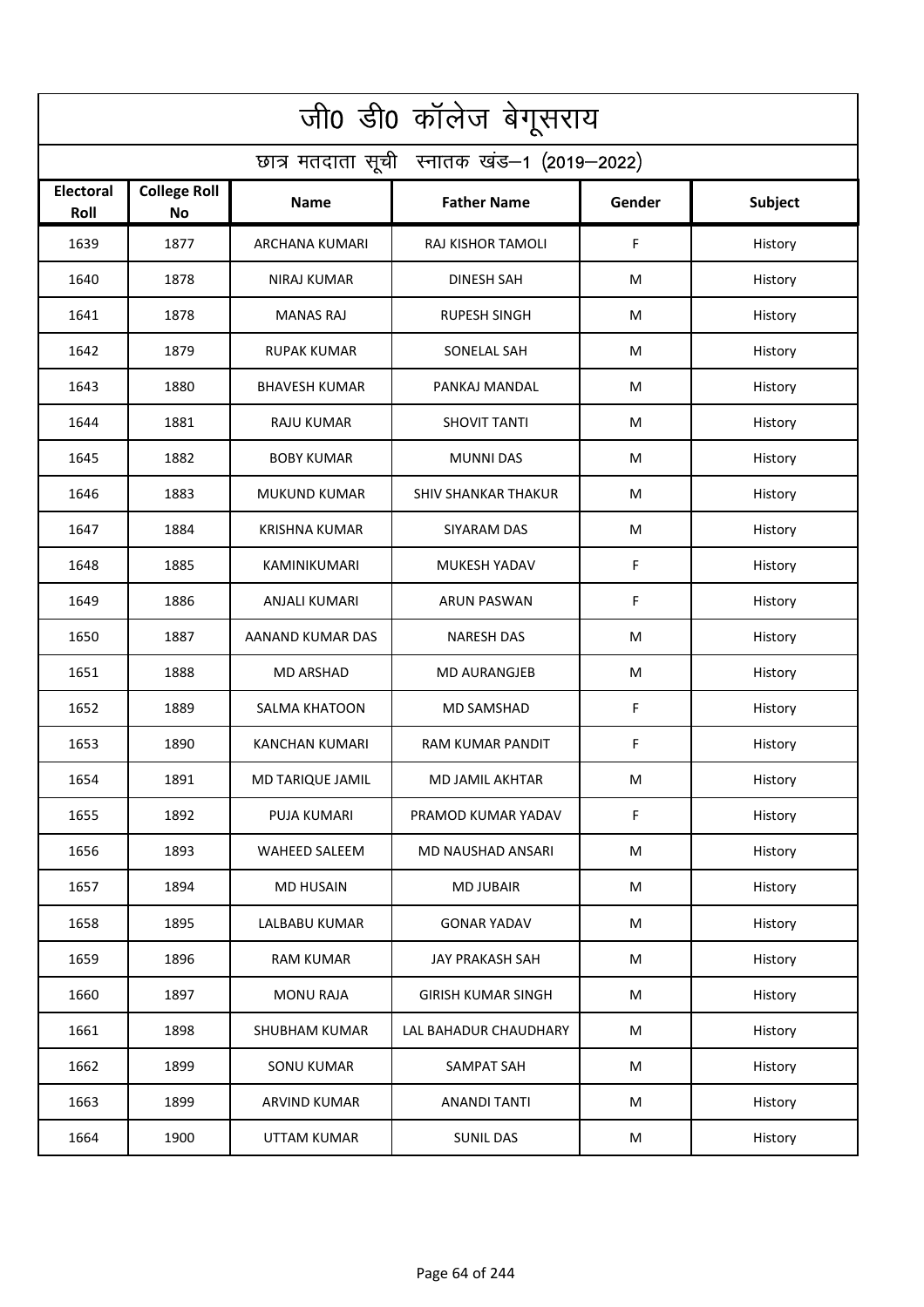# जी0 डी0 कॉलेज बेगूसराय

## छात्र मतदाता सूची स्नातक खंड–1 (2019–2022)

| Electoral Roll | College Roll No | Name | Father Name | Gender | Subject |
|---|---|---|---|---|---|
| 1639 | 1877 | ARCHANA KUMARI | RAJ KISHOR TAMOLI | F | History |
| 1640 | 1878 | NIRAJ KUMAR | DINESH SAH | M | History |
| 1641 | 1878 | MANAS RAJ | RUPESH SINGH | M | History |
| 1642 | 1879 | RUPAK KUMAR | SONELAL SAH | M | History |
| 1643 | 1880 | BHAVESH KUMAR | PANKAJ MANDAL | M | History |
| 1644 | 1881 | RAJU KUMAR | SHOVIT TANTI | M | History |
| 1645 | 1882 | BOBY KUMAR | MUNNI DAS | M | History |
| 1646 | 1883 | MUKUND KUMAR | SHIV SHANKAR THAKUR | M | History |
| 1647 | 1884 | KRISHNA KUMAR | SIYARAM DAS | M | History |
| 1648 | 1885 | KAMINIKUMARI | MUKESH YADAV | F | History |
| 1649 | 1886 | ANJALI KUMARI | ARUN PASWAN | F | History |
| 1650 | 1887 | AANAND KUMAR DAS | NARESH DAS | M | History |
| 1651 | 1888 | MD ARSHAD | MD AURANGJEB | M | History |
| 1652 | 1889 | SALMA KHATOON | MD SAMSHAD | F | History |
| 1653 | 1890 | KANCHAN KUMARI | RAM KUMAR PANDIT | F | History |
| 1654 | 1891 | MD TARIQUE JAMIL | MD JAMIL AKHTAR | M | History |
| 1655 | 1892 | PUJA KUMARI | PRAMOD KUMAR YADAV | F | History |
| 1656 | 1893 | WAHEED SALEEM | MD NAUSHAD ANSARI | M | History |
| 1657 | 1894 | MD HUSAIN | MD JUBAIR | M | History |
| 1658 | 1895 | LALBABU KUMAR | GONAR YADAV | M | History |
| 1659 | 1896 | RAM KUMAR | JAY PRAKASH SAH | M | History |
| 1660 | 1897 | MONU RAJA | GIRISH KUMAR SINGH | M | History |
| 1661 | 1898 | SHUBHAM KUMAR | LAL BAHADUR CHAUDHARY | M | History |
| 1662 | 1899 | SONU KUMAR | SAMPAT SAH | M | History |
| 1663 | 1899 | ARVIND KUMAR | ANANDI TANTI | M | History |
| 1664 | 1900 | UTTAM KUMAR | SUNIL DAS | M | History |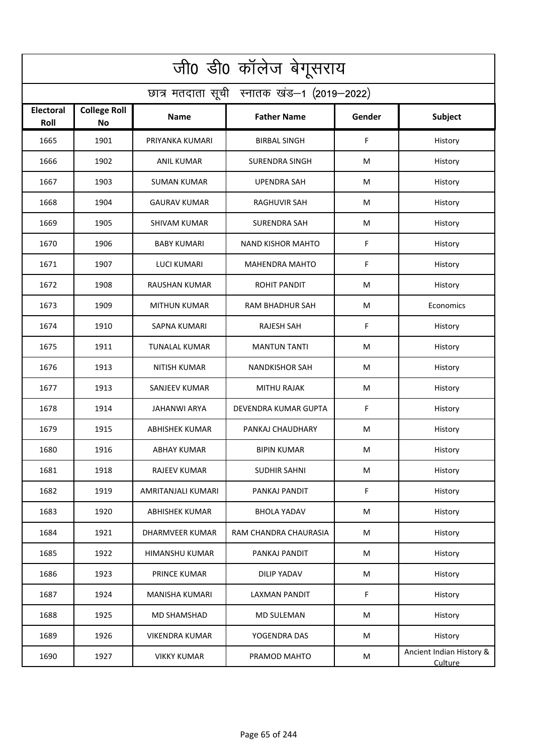# जी0 डी0 कॉलेज बेगूसराय

## छात्र मतदाता सूची स्नातक खंड–1 (2019–2022)

| Electoral Roll | College Roll No | Name | Father Name | Gender | Subject |
|---|---|---|---|---|---|
| 1665 | 1901 | PRIYANKA KUMARI | BIRBAL SINGH | F | History |
| 1666 | 1902 | ANIL KUMAR | SURENDRA SINGH | M | History |
| 1667 | 1903 | SUMAN KUMAR | UPENDRA SAH | M | History |
| 1668 | 1904 | GAURAV KUMAR | RAGHUVIR SAH | M | History |
| 1669 | 1905 | SHIVAM KUMAR | SURENDRA SAH | M | History |
| 1670 | 1906 | BABY KUMARI | NAND KISHOR MAHTO | F | History |
| 1671 | 1907 | LUCI KUMARI | MAHENDRA MAHTO | F | History |
| 1672 | 1908 | RAUSHAN KUMAR | ROHIT PANDIT | M | History |
| 1673 | 1909 | MITHUN KUMAR | RAM BHADHUR SAH | M | Economics |
| 1674 | 1910 | SAPNA KUMARI | RAJESH SAH | F | History |
| 1675 | 1911 | TUNALAL KUMAR | MANTUN TANTI | M | History |
| 1676 | 1913 | NITISH KUMAR | NANDKISHOR SAH | M | History |
| 1677 | 1913 | SANJEEV KUMAR | MITHU RAJAK | M | History |
| 1678 | 1914 | JAHANWI ARYA | DEVENDRA KUMAR GUPTA | F | History |
| 1679 | 1915 | ABHISHEK KUMAR | PANKAJ CHAUDHARY | M | History |
| 1680 | 1916 | ABHAY KUMAR | BIPIN KUMAR | M | History |
| 1681 | 1918 | RAJEEV KUMAR | SUDHIR SAHNI | M | History |
| 1682 | 1919 | AMRITANJALI KUMARI | PANKAJ PANDIT | F | History |
| 1683 | 1920 | ABHISHEK KUMAR | BHOLA YADAV | M | History |
| 1684 | 1921 | DHARMVEER KUMAR | RAM CHANDRA CHAURASIA | M | History |
| 1685 | 1922 | HIMANSHU KUMAR | PANKAJ PANDIT | M | History |
| 1686 | 1923 | PRINCE KUMAR | DILIP YADAV | M | History |
| 1687 | 1924 | MANISHA KUMARI | LAXMAN PANDIT | F | History |
| 1688 | 1925 | MD SHAMSHAD | MD SULEMAN | M | History |
| 1689 | 1926 | VIKENDRA KUMAR | YOGENDRA DAS | M | History |
| 1690 | 1927 | VIKKY KUMAR | PRAMOD MAHTO | M | Ancient Indian History & Culture |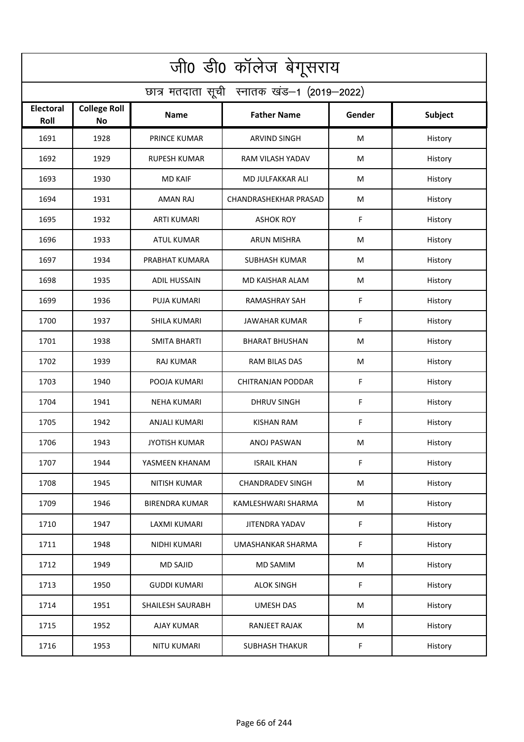# जी0 डी0 कॉलेज बेगूसराय

## छात्र मतदाता सूची स्नातक खंड–1 (2019–2022)

| Electoral Roll | College Roll No | Name | Father Name | Gender | Subject |
|---|---|---|---|---|---|
| 1691 | 1928 | PRINCE KUMAR | ARVIND SINGH | M | History |
| 1692 | 1929 | RUPESH KUMAR | RAM VILASH YADAV | M | History |
| 1693 | 1930 | MD KAIF | MD JULFAKKAR ALI | M | History |
| 1694 | 1931 | AMAN RAJ | CHANDRASHEKHAR PRASAD | M | History |
| 1695 | 1932 | ARTI KUMARI | ASHOK ROY | F | History |
| 1696 | 1933 | ATUL KUMAR | ARUN MISHRA | M | History |
| 1697 | 1934 | PRABHAT KUMARA | SUBHASH KUMAR | M | History |
| 1698 | 1935 | ADIL HUSSAIN | MD KAISHAR ALAM | M | History |
| 1699 | 1936 | PUJA KUMARI | RAMASHRAY SAH | F | History |
| 1700 | 1937 | SHILA KUMARI | JAWAHAR KUMAR | F | History |
| 1701 | 1938 | SMITA BHARTI | BHARAT BHUSHAN | M | History |
| 1702 | 1939 | RAJ KUMAR | RAM BILAS DAS | M | History |
| 1703 | 1940 | POOJA KUMARI | CHITRANJAN PODDAR | F | History |
| 1704 | 1941 | NEHA KUMARI | DHRUV SINGH | F | History |
| 1705 | 1942 | ANJALI KUMARI | KISHAN RAM | F | History |
| 1706 | 1943 | JYOTISH KUMAR | ANOJ PASWAN | M | History |
| 1707 | 1944 | YASMEEN KHANAM | ISRAIL KHAN | F | History |
| 1708 | 1945 | NITISH KUMAR | CHANDRADEV SINGH | M | History |
| 1709 | 1946 | BIRENDRA KUMAR | KAMLESHWARI SHARMA | M | History |
| 1710 | 1947 | LAXMI KUMARI | JITENDRA YADAV | F | History |
| 1711 | 1948 | NIDHI KUMARI | UMASHANKAR SHARMA | F | History |
| 1712 | 1949 | MD SAJID | MD SAMIM | M | History |
| 1713 | 1950 | GUDDI KUMARI | ALOK SINGH | F | History |
| 1714 | 1951 | SHAILESH SAURABH | UMESH DAS | M | History |
| 1715 | 1952 | AJAY KUMAR | RANJEET RAJAK | M | History |
| 1716 | 1953 | NITU KUMARI | SUBHASH THAKUR | F | History |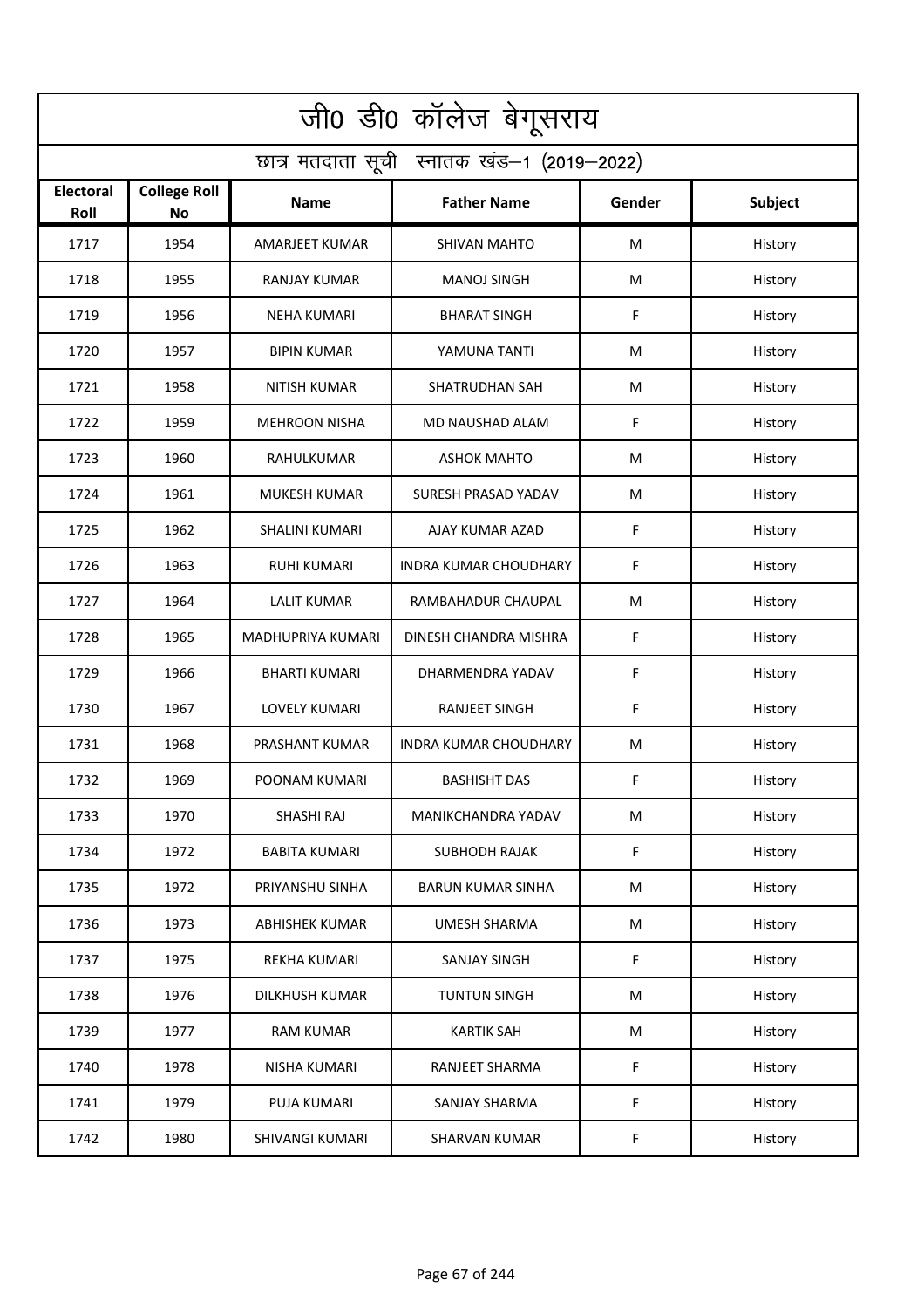# जी0 डी0 कॉलेज बेगूसराय

## छात्र मतदाता सूची स्नातक खंड–1 (2019–2022)

| Electoral Roll | College Roll No | Name | Father Name | Gender | Subject |
|---|---|---|---|---|---|
| 1717 | 1954 | AMARJEET KUMAR | SHIVAN MAHTO | M | History |
| 1718 | 1955 | RANJAY KUMAR | MANOJ SINGH | M | History |
| 1719 | 1956 | NEHA KUMARI | BHARAT SINGH | F | History |
| 1720 | 1957 | BIPIN KUMAR | YAMUNA TANTI | M | History |
| 1721 | 1958 | NITISH KUMAR | SHATRUDHAN SAH | M | History |
| 1722 | 1959 | MEHROON NISHA | MD NAUSHAD ALAM | F | History |
| 1723 | 1960 | RAHULKUMAR | ASHOK MAHTO | M | History |
| 1724 | 1961 | MUKESH KUMAR | SURESH PRASAD YADAV | M | History |
| 1725 | 1962 | SHALINI KUMARI | AJAY KUMAR AZAD | F | History |
| 1726 | 1963 | RUHI KUMARI | INDRA KUMAR CHOUDHARY | F | History |
| 1727 | 1964 | LALIT KUMAR | RAMBAHADUR CHAUPAL | M | History |
| 1728 | 1965 | MADHUPRIYA KUMARI | DINESH CHANDRA MISHRA | F | History |
| 1729 | 1966 | BHARTI KUMARI | DHARMENDRA YADAV | F | History |
| 1730 | 1967 | LOVELY KUMARI | RANJEET SINGH | F | History |
| 1731 | 1968 | PRASHANT KUMAR | INDRA KUMAR CHOUDHARY | M | History |
| 1732 | 1969 | POONAM KUMARI | BASHISHT DAS | F | History |
| 1733 | 1970 | SHASHI RAJ | MANIKCHANDRA YADAV | M | History |
| 1734 | 1972 | BABITA KUMARI | SUBHODH RAJAK | F | History |
| 1735 | 1972 | PRIYANSHU SINHA | BARUN KUMAR SINHA | M | History |
| 1736 | 1973 | ABHISHEK KUMAR | UMESH SHARMA | M | History |
| 1737 | 1975 | REKHA KUMARI | SANJAY SINGH | F | History |
| 1738 | 1976 | DILKHUSH KUMAR | TUNTUN SINGH | M | History |
| 1739 | 1977 | RAM KUMAR | KARTIK SAH | M | History |
| 1740 | 1978 | NISHA KUMARI | RANJEET SHARMA | F | History |
| 1741 | 1979 | PUJA KUMARI | SANJAY SHARMA | F | History |
| 1742 | 1980 | SHIVANGI KUMARI | SHARVAN KUMAR | F | History |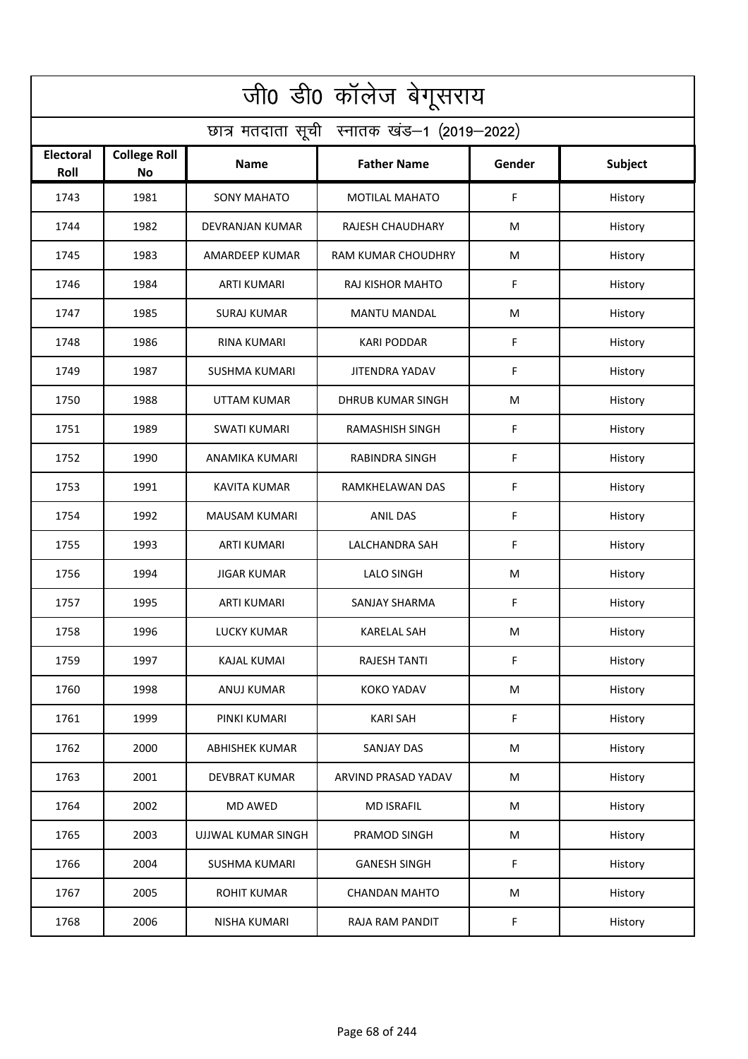# जी0 डी0 कॉलेज बेगूसराय

## छात्र मतदाता सूची स्नातक खंड–1 (2019–2022)

| Electoral Roll | College Roll No | Name | Father Name | Gender | Subject |
|---|---|---|---|---|---|
| 1743 | 1981 | SONY MAHATO | MOTILAL MAHATO | F | History |
| 1744 | 1982 | DEVRANJAN KUMAR | RAJESH CHAUDHARY | M | History |
| 1745 | 1983 | AMARDEEP KUMAR | RAM KUMAR CHOUDHRY | M | History |
| 1746 | 1984 | ARTI KUMARI | RAJ KISHOR MAHTO | F | History |
| 1747 | 1985 | SURAJ KUMAR | MANTU MANDAL | M | History |
| 1748 | 1986 | RINA KUMARI | KARI PODDAR | F | History |
| 1749 | 1987 | SUSHMA KUMARI | JITENDRA YADAV | F | History |
| 1750 | 1988 | UTTAM KUMAR | DHRUB KUMAR SINGH | M | History |
| 1751 | 1989 | SWATI KUMARI | RAMASHISH SINGH | F | History |
| 1752 | 1990 | ANAMIKA KUMARI | RABINDRA SINGH | F | History |
| 1753 | 1991 | KAVITA KUMAR | RAMKHELAWAN DAS | F | History |
| 1754 | 1992 | MAUSAM KUMARI | ANIL DAS | F | History |
| 1755 | 1993 | ARTI KUMARI | LALCHANDRA SAH | F | History |
| 1756 | 1994 | JIGAR KUMAR | LALO SINGH | M | History |
| 1757 | 1995 | ARTI KUMARI | SANJAY SHARMA | F | History |
| 1758 | 1996 | LUCKY KUMAR | KARELAL SAH | M | History |
| 1759 | 1997 | KAJAL KUMAI | RAJESH TANTI | F | History |
| 1760 | 1998 | ANUJ KUMAR | KOKO YADAV | M | History |
| 1761 | 1999 | PINKI KUMARI | KARI SAH | F | History |
| 1762 | 2000 | ABHISHEK KUMAR | SANJAY DAS | M | History |
| 1763 | 2001 | DEVBRAT KUMAR | ARVIND PRASAD YADAV | M | History |
| 1764 | 2002 | MD AWED | MD ISRAFIL | M | History |
| 1765 | 2003 | UJJWAL KUMAR SINGH | PRAMOD SINGH | M | History |
| 1766 | 2004 | SUSHMA KUMARI | GANESH SINGH | F | History |
| 1767 | 2005 | ROHIT KUMAR | CHANDAN MAHTO | M | History |
| 1768 | 2006 | NISHA KUMARI | RAJA RAM PANDIT | F | History |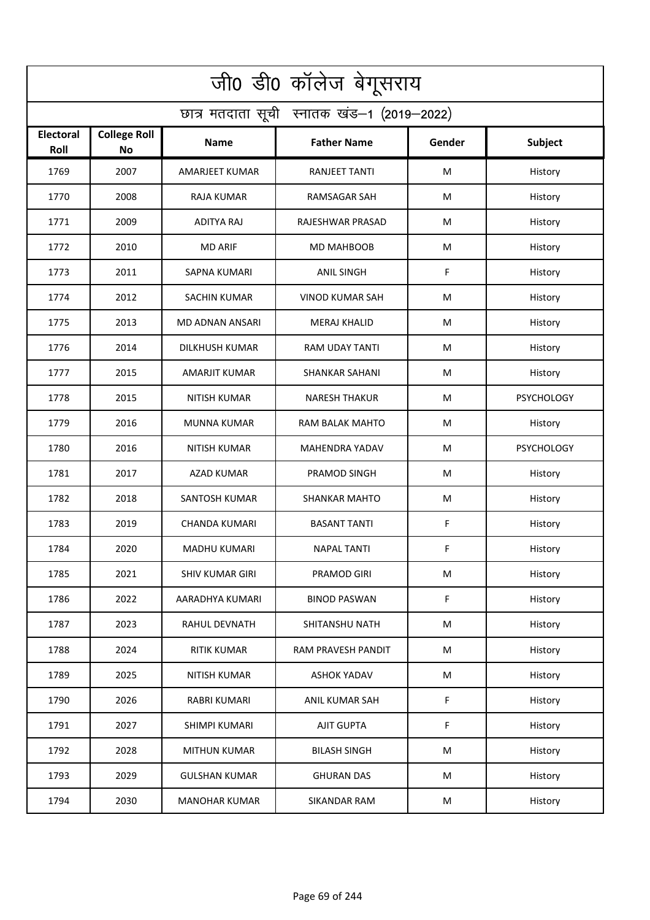# जी0 डी0 कॉलेज बेगूसराय

## छात्र मतदाता सूची स्नातक खंड–1 (2019–2022)

| Electoral Roll | College Roll No | Name | Father Name | Gender | Subject |
|---|---|---|---|---|---|
| 1769 | 2007 | AMARJEET KUMAR | RANJEET TANTI | M | History |
| 1770 | 2008 | RAJA KUMAR | RAMSAGAR SAH | M | History |
| 1771 | 2009 | ADITYA RAJ | RAJESHWAR PRASAD | M | History |
| 1772 | 2010 | MD ARIF | MD MAHBOOB | M | History |
| 1773 | 2011 | SAPNA KUMARI | ANIL SINGH | F | History |
| 1774 | 2012 | SACHIN KUMAR | VINOD KUMAR SAH | M | History |
| 1775 | 2013 | MD ADNAN ANSARI | MERAJ KHALID | M | History |
| 1776 | 2014 | DILKHUSH KUMAR | RAM UDAY TANTI | M | History |
| 1777 | 2015 | AMARJIT KUMAR | SHANKAR SAHANI | M | History |
| 1778 | 2015 | NITISH KUMAR | NARESH THAKUR | M | PSYCHOLOGY |
| 1779 | 2016 | MUNNA KUMAR | RAM BALAK MAHTO | M | History |
| 1780 | 2016 | NITISH KUMAR | MAHENDRA YADAV | M | PSYCHOLOGY |
| 1781 | 2017 | AZAD KUMAR | PRAMOD SINGH | M | History |
| 1782 | 2018 | SANTOSH KUMAR | SHANKAR MAHTO | M | History |
| 1783 | 2019 | CHANDA KUMARI | BASANT TANTI | F | History |
| 1784 | 2020 | MADHU KUMARI | NAPAL TANTI | F | History |
| 1785 | 2021 | SHIV KUMAR GIRI | PRAMOD GIRI | M | History |
| 1786 | 2022 | AARADHYA KUMARI | BINOD PASWAN | F | History |
| 1787 | 2023 | RAHUL DEVNATH | SHITANSHU NATH | M | History |
| 1788 | 2024 | RITIK KUMAR | RAM PRAVESH PANDIT | M | History |
| 1789 | 2025 | NITISH KUMAR | ASHOK YADAV | M | History |
| 1790 | 2026 | RABRI KUMARI | ANIL KUMAR SAH | F | History |
| 1791 | 2027 | SHIMPI KUMARI | AJIT GUPTA | F | History |
| 1792 | 2028 | MITHUN KUMAR | BILASH SINGH | M | History |
| 1793 | 2029 | GULSHAN KUMAR | GHURAN DAS | M | History |
| 1794 | 2030 | MANOHAR KUMAR | SIKANDAR RAM | M | History |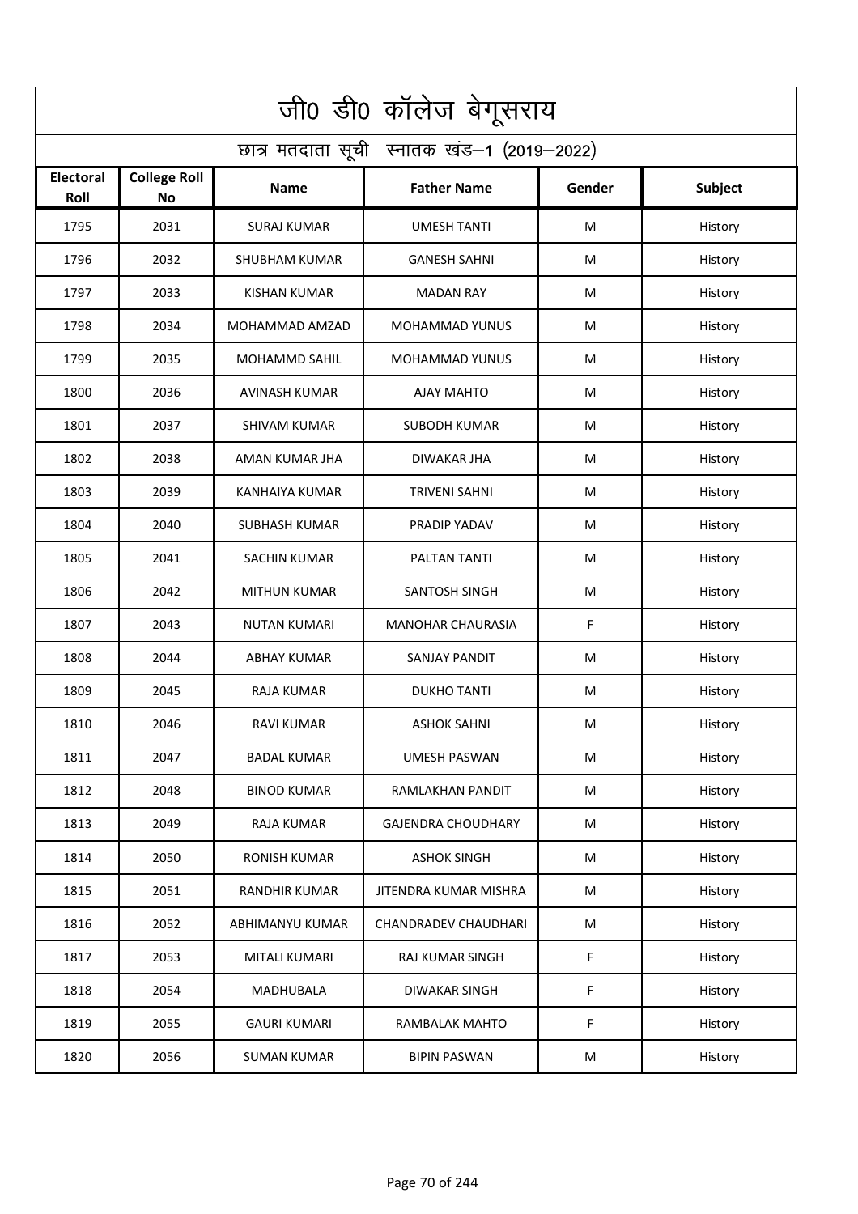| जी0 डी0 कॉलेज बेगूसराय | | | | | |
|---|---|---|---|---|---|
| छात्र मतदाता सूची स्नातक खंड–1 (2019–2022) | | | | | |
| **Electoral Roll** | **College Roll No** | **Name** | **Father Name** | **Gender** | **Subject** |
| 1795 | 2031 | SURAJ KUMAR | UMESH TANTI | M | History |
| 1796 | 2032 | SHUBHAM KUMAR | GANESH SAHNI | M | History |
| 1797 | 2033 | KISHAN KUMAR | MADAN RAY | M | History |
| 1798 | 2034 | MOHAMMAD AMZAD | MOHAMMAD YUNUS | M | History |
| 1799 | 2035 | MOHAMMD SAHIL | MOHAMMAD YUNUS | M | History |
| 1800 | 2036 | AVINASH KUMAR | AJAY MAHTO | M | History |
| 1801 | 2037 | SHIVAM KUMAR | SUBODH KUMAR | M | History |
| 1802 | 2038 | AMAN KUMAR JHA | DIWAKAR JHA | M | History |
| 1803 | 2039 | KANHAIYA KUMAR | TRIVENI SAHNI | M | History |
| 1804 | 2040 | SUBHASH KUMAR | PRADIP YADAV | M | History |
| 1805 | 2041 | SACHIN KUMAR | PALTAN TANTI | M | History |
| 1806 | 2042 | MITHUN KUMAR | SANTOSH SINGH | M | History |
| 1807 | 2043 | NUTAN KUMARI | MANOHAR CHAURASIA | F | History |
| 1808 | 2044 | ABHAY KUMAR | SANJAY PANDIT | M | History |
| 1809 | 2045 | RAJA KUMAR | DUKHO TANTI | M | History |
| 1810 | 2046 | RAVI KUMAR | ASHOK SAHNI | M | History |
| 1811 | 2047 | BADAL KUMAR | UMESH PASWAN | M | History |
| 1812 | 2048 | BINOD KUMAR | RAMLAKHAN PANDIT | M | History |
| 1813 | 2049 | RAJA KUMAR | GAJENDRA CHOUDHARY | M | History |
| 1814 | 2050 | RONISH KUMAR | ASHOK SINGH | M | History |
| 1815 | 2051 | RANDHIR KUMAR | JITENDRA KUMAR MISHRA | M | History |
| 1816 | 2052 | ABHIMANYU KUMAR | CHANDRADEV CHAUDHARI | M | History |
| 1817 | 2053 | MITALI KUMARI | RAJ KUMAR SINGH | F | History |
| 1818 | 2054 | MADHUBALA | DIWAKAR SINGH | F | History |
| 1819 | 2055 | GAURI KUMARI | RAMBALAK MAHTO | F | History |
| 1820 | 2056 | SUMAN KUMAR | BIPIN PASWAN | M | History |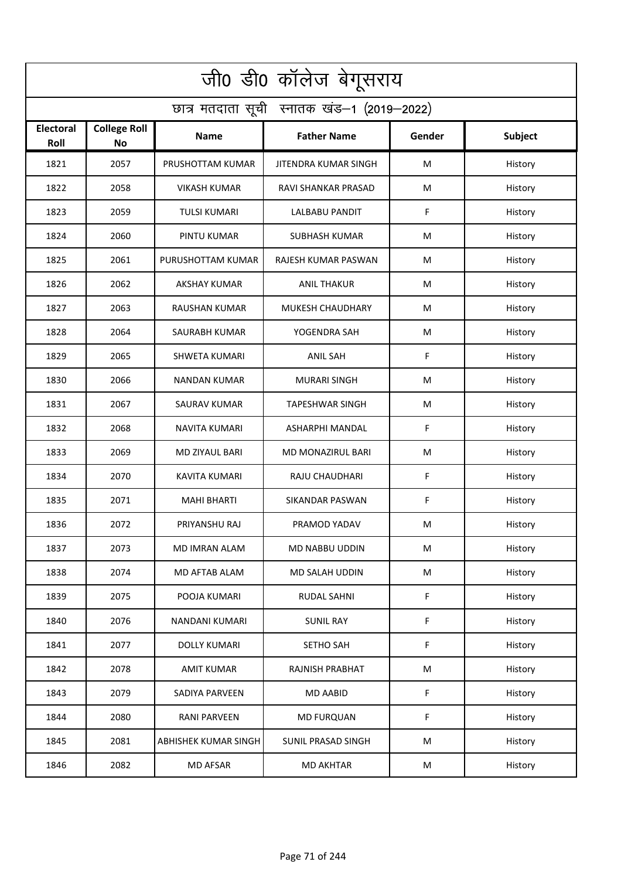# जी0 डी0 कॉलेज बेगूसराय

## छात्र मतदाता सूची स्नातक खंड–1 (2019–2022)

| Electoral Roll | College Roll No | Name | Father Name | Gender | Subject |
|---|---|---|---|---|---|
| 1821 | 2057 | PRUSHOTTAM KUMAR | JITENDRA KUMAR SINGH | M | History |
| 1822 | 2058 | VIKASH KUMAR | RAVI SHANKAR PRASAD | M | History |
| 1823 | 2059 | TULSI KUMARI | LALBABU PANDIT | F | History |
| 1824 | 2060 | PINTU KUMAR | SUBHASH KUMAR | M | History |
| 1825 | 2061 | PURUSHOTTAM KUMAR | RAJESH KUMAR PASWAN | M | History |
| 1826 | 2062 | AKSHAY KUMAR | ANIL THAKUR | M | History |
| 1827 | 2063 | RAUSHAN KUMAR | MUKESH CHAUDHARY | M | History |
| 1828 | 2064 | SAURABH KUMAR | YOGENDRA SAH | M | History |
| 1829 | 2065 | SHWETA KUMARI | ANIL SAH | F | History |
| 1830 | 2066 | NANDAN KUMAR | MURARI SINGH | M | History |
| 1831 | 2067 | SAURAV KUMAR | TAPESHWAR SINGH | M | History |
| 1832 | 2068 | NAVITA KUMARI | ASHARPHI MANDAL | F | History |
| 1833 | 2069 | MD ZIYAUL BARI | MD MONAZIRUL BARI | M | History |
| 1834 | 2070 | KAVITA KUMARI | RAJU CHAUDHARI | F | History |
| 1835 | 2071 | MAHI BHARTI | SIKANDAR PASWAN | F | History |
| 1836 | 2072 | PRIYANSHU RAJ | PRAMOD YADAV | M | History |
| 1837 | 2073 | MD IMRAN ALAM | MD NABBU UDDIN | M | History |
| 1838 | 2074 | MD AFTAB ALAM | MD SALAH UDDIN | M | History |
| 1839 | 2075 | POOJA KUMARI | RUDAL SAHNI | F | History |
| 1840 | 2076 | NANDANI KUMARI | SUNIL RAY | F | History |
| 1841 | 2077 | DOLLY KUMARI | SETHO SAH | F | History |
| 1842 | 2078 | AMIT KUMAR | RAJNISH PRABHAT | M | History |
| 1843 | 2079 | SADIYA PARVEEN | MD AABID | F | History |
| 1844 | 2080 | RANI PARVEEN | MD FURQUAN | F | History |
| 1845 | 2081 | ABHISHEK KUMAR SINGH | SUNIL PRASAD SINGH | M | History |
| 1846 | 2082 | MD AFSAR | MD AKHTAR | M | History |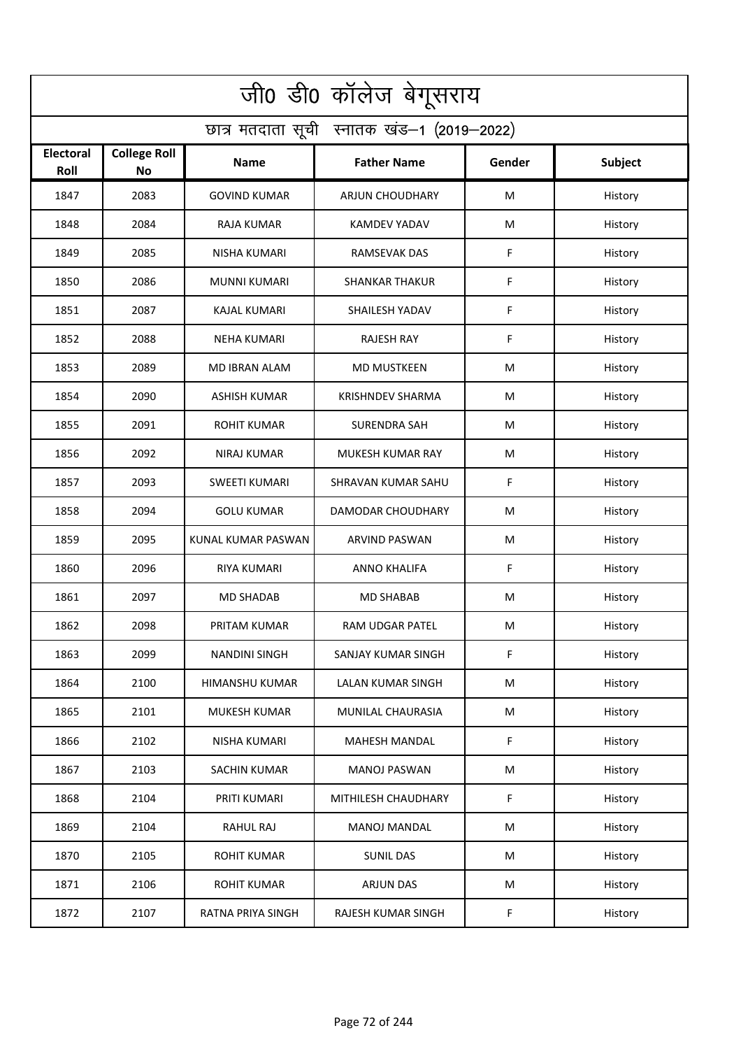| जी0 डी0 कॉलेज बेगूसराय | | | | | |
|---|---|---|---|---|---|
| छात्र मतदाता सूची स्नातक खंड–1 (2019–2022) | | | | | |
| **Electoral Roll** | **College Roll No** | **Name** | **Father Name** | **Gender** | **Subject** |
| 1847 | 2083 | GOVIND KUMAR | ARJUN CHOUDHARY | M | History |
| 1848 | 2084 | RAJA KUMAR | KAMDEV YADAV | M | History |
| 1849 | 2085 | NISHA KUMARI | RAMSEVAK DAS | F | History |
| 1850 | 2086 | MUNNI KUMARI | SHANKAR THAKUR | F | History |
| 1851 | 2087 | KAJAL KUMARI | SHAILESH YADAV | F | History |
| 1852 | 2088 | NEHA KUMARI | RAJESH RAY | F | History |
| 1853 | 2089 | MD IBRAN ALAM | MD MUSTKEEN | M | History |
| 1854 | 2090 | ASHISH KUMAR | KRISHNDEV SHARMA | M | History |
| 1855 | 2091 | ROHIT KUMAR | SURENDRA SAH | M | History |
| 1856 | 2092 | NIRAJ KUMAR | MUKESH KUMAR RAY | M | History |
| 1857 | 2093 | SWEETI KUMARI | SHRAVAN KUMAR SAHU | F | History |
| 1858 | 2094 | GOLU KUMAR | DAMODAR CHOUDHARY | M | History |
| 1859 | 2095 | KUNAL KUMAR PASWAN | ARVIND PASWAN | M | History |
| 1860 | 2096 | RIYA KUMARI | ANNO KHALIFA | F | History |
| 1861 | 2097 | MD SHADAB | MD SHABAB | M | History |
| 1862 | 2098 | PRITAM KUMAR | RAM UDGAR PATEL | M | History |
| 1863 | 2099 | NANDINI SINGH | SANJAY KUMAR SINGH | F | History |
| 1864 | 2100 | HIMANSHU KUMAR | LALAN KUMAR SINGH | M | History |
| 1865 | 2101 | MUKESH KUMAR | MUNILAL CHAURASIA | M | History |
| 1866 | 2102 | NISHA KUMARI | MAHESH MANDAL | F | History |
| 1867 | 2103 | SACHIN KUMAR | MANOJ PASWAN | M | History |
| 1868 | 2104 | PRITI KUMARI | MITHILESH CHAUDHARY | F | History |
| 1869 | 2104 | RAHUL RAJ | MANOJ MANDAL | M | History |
| 1870 | 2105 | ROHIT KUMAR | SUNIL DAS | M | History |
| 1871 | 2106 | ROHIT KUMAR | ARJUN DAS | M | History |
| 1872 | 2107 | RATNA PRIYA SINGH | RAJESH KUMAR SINGH | F | History |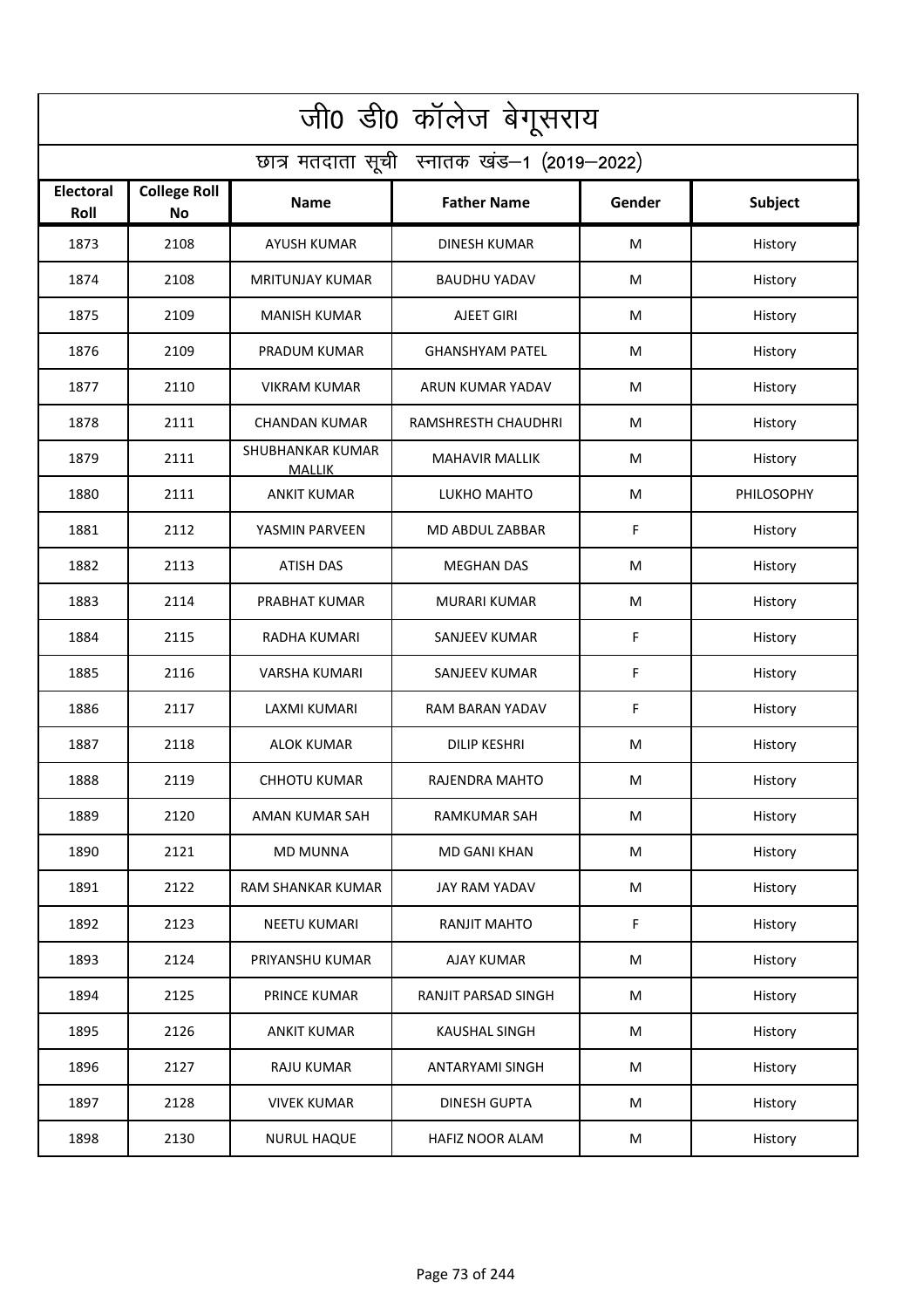# जी0 डी0 कॉलेज बेगूसराय

## छात्र मतदाता सूची स्नातक खंड–1 (2019–2022)

| Electoral Roll | College Roll No | Name | Father Name | Gender | Subject |
|---|---|---|---|---|---|
| 1873 | 2108 | AYUSH KUMAR | DINESH KUMAR | M | History |
| 1874 | 2108 | MRITUNJAY KUMAR | BAUDHU YADAV | M | History |
| 1875 | 2109 | MANISH KUMAR | AJEET GIRI | M | History |
| 1876 | 2109 | PRADUM KUMAR | GHANSHYAM PATEL | M | History |
| 1877 | 2110 | VIKRAM KUMAR | ARUN KUMAR YADAV | M | History |
| 1878 | 2111 | CHANDAN KUMAR | RAMSHRESTH CHAUDHRI | M | History |
| 1879 | 2111 | SHUBHANKAR KUMAR MALLIK | MAHAVIR MALLIK | M | History |
| 1880 | 2111 | ANKIT KUMAR | LUKHO MAHTO | M | PHILOSOPHY |
| 1881 | 2112 | YASMIN PARVEEN | MD ABDUL ZABBAR | F | History |
| 1882 | 2113 | ATISH DAS | MEGHAN DAS | M | History |
| 1883 | 2114 | PRABHAT KUMAR | MURARI KUMAR | M | History |
| 1884 | 2115 | RADHA KUMARI | SANJEEV KUMAR | F | History |
| 1885 | 2116 | VARSHA KUMARI | SANJEEV KUMAR | F | History |
| 1886 | 2117 | LAXMI KUMARI | RAM BARAN YADAV | F | History |
| 1887 | 2118 | ALOK KUMAR | DILIP KESHRI | M | History |
| 1888 | 2119 | CHHOTU KUMAR | RAJENDRA MAHTO | M | History |
| 1889 | 2120 | AMAN KUMAR SAH | RAMKUMAR SAH | M | History |
| 1890 | 2121 | MD MUNNA | MD GANI KHAN | M | History |
| 1891 | 2122 | RAM SHANKAR KUMAR | JAY RAM YADAV | M | History |
| 1892 | 2123 | NEETU KUMARI | RANJIT MAHTO | F | History |
| 1893 | 2124 | PRIYANSHU KUMAR | AJAY KUMAR | M | History |
| 1894 | 2125 | PRINCE KUMAR | RANJIT PARSAD SINGH | M | History |
| 1895 | 2126 | ANKIT KUMAR | KAUSHAL SINGH | M | History |
| 1896 | 2127 | RAJU KUMAR | ANTARYAMI SINGH | M | History |
| 1897 | 2128 | VIVEK KUMAR | DINESH GUPTA | M | History |
| 1898 | 2130 | NURUL HAQUE | HAFIZ NOOR ALAM | M | History |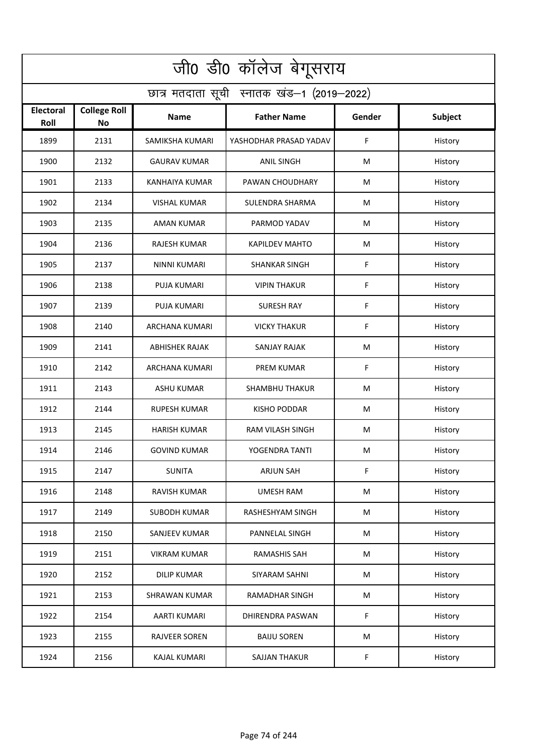# जी0 डी0 कॉलेज बेगूसराय

## छात्र मतदाता सूची स्नातक खंड–1 (2019–2022)

| Electoral Roll | College Roll No | Name | Father Name | Gender | Subject |
|---|---|---|---|---|---|
| 1899 | 2131 | SAMIKSHA KUMARI | YASHODHAR PRASAD YADAV | F | History |
| 1900 | 2132 | GAURAV KUMAR | ANIL SINGH | M | History |
| 1901 | 2133 | KANHAIYA KUMAR | PAWAN CHOUDHARY | M | History |
| 1902 | 2134 | VISHAL KUMAR | SULENDRA SHARMA | M | History |
| 1903 | 2135 | AMAN KUMAR | PARMOD YADAV | M | History |
| 1904 | 2136 | RAJESH KUMAR | KAPILDEV MAHTO | M | History |
| 1905 | 2137 | NINNI KUMARI | SHANKAR SINGH | F | History |
| 1906 | 2138 | PUJA KUMARI | VIPIN THAKUR | F | History |
| 1907 | 2139 | PUJA KUMARI | SURESH RAY | F | History |
| 1908 | 2140 | ARCHANA KUMARI | VICKY THAKUR | F | History |
| 1909 | 2141 | ABHISHEK RAJAK | SANJAY RAJAK | M | History |
| 1910 | 2142 | ARCHANA KUMARI | PREM KUMAR | F | History |
| 1911 | 2143 | ASHU KUMAR | SHAMBHU THAKUR | M | History |
| 1912 | 2144 | RUPESH KUMAR | KISHO PODDAR | M | History |
| 1913 | 2145 | HARISH KUMAR | RAM VILASH SINGH | M | History |
| 1914 | 2146 | GOVIND KUMAR | YOGENDRA TANTI | M | History |
| 1915 | 2147 | SUNITA | ARJUN SAH | F | History |
| 1916 | 2148 | RAVISH KUMAR | UMESH RAM | M | History |
| 1917 | 2149 | SUBODH KUMAR | RASHESHYAM SINGH | M | History |
| 1918 | 2150 | SANJEEV KUMAR | PANNELAL SINGH | M | History |
| 1919 | 2151 | VIKRAM KUMAR | RAMASHIS SAH | M | History |
| 1920 | 2152 | DILIP KUMAR | SIYARAM SAHNI | M | History |
| 1921 | 2153 | SHRAWAN KUMAR | RAMADHAR SINGH | M | History |
| 1922 | 2154 | AARTI KUMARI | DHIRENDRA PASWAN | F | History |
| 1923 | 2155 | RAJVEER SOREN | BAIJU SOREN | M | History |
| 1924 | 2156 | KAJAL KUMARI | SAJJAN THAKUR | F | History |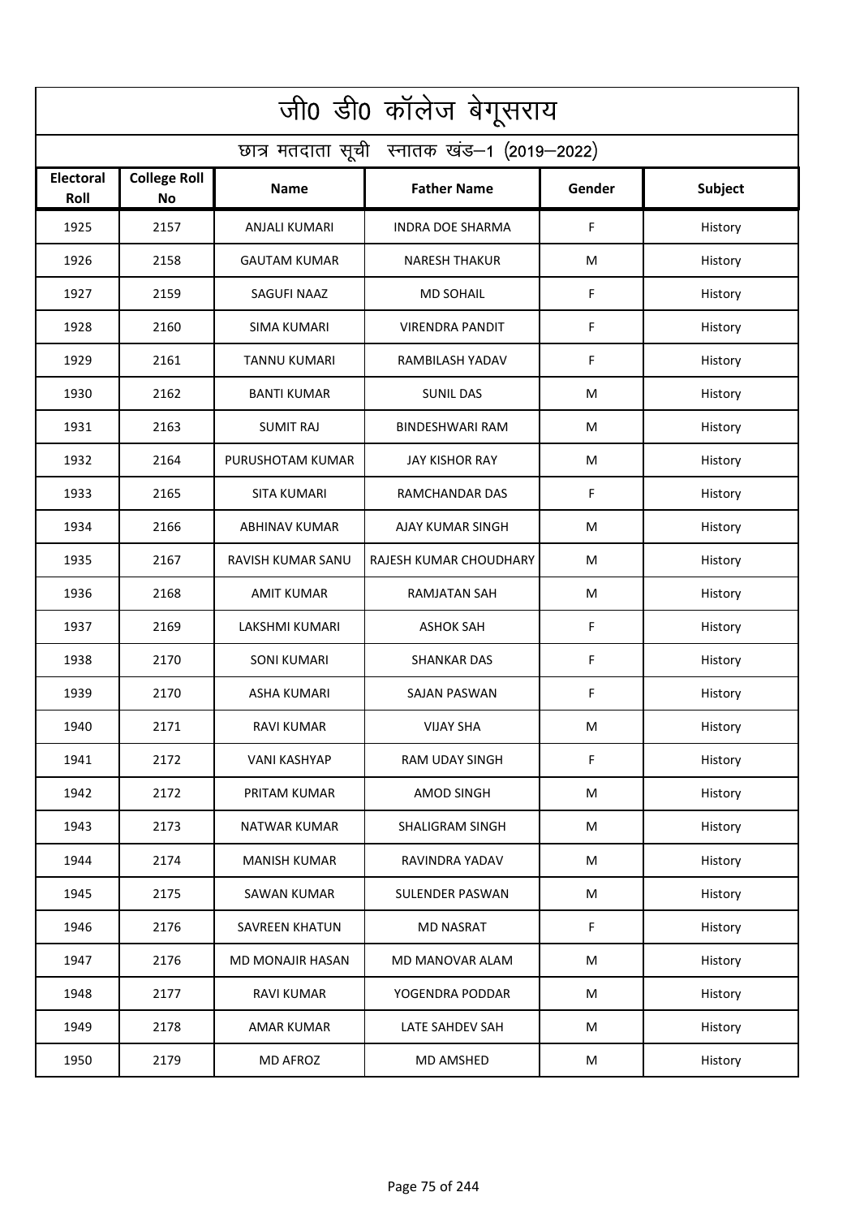# जी0 डी0 कॉलेज बेगूसराय

## छात्र मतदाता सूची स्नातक खंड–1 (2019–2022)

| Electoral Roll | College Roll No | Name | Father Name | Gender | Subject |
|---|---|---|---|---|---|
| 1925 | 2157 | ANJALI KUMARI | INDRA DOE SHARMA | F | History |
| 1926 | 2158 | GAUTAM KUMAR | NARESH THAKUR | M | History |
| 1927 | 2159 | SAGUFI NAAZ | MD SOHAIL | F | History |
| 1928 | 2160 | SIMA KUMARI | VIRENDRA PANDIT | F | History |
| 1929 | 2161 | TANNU KUMARI | RAMBILASH YADAV | F | History |
| 1930 | 2162 | BANTI KUMAR | SUNIL DAS | M | History |
| 1931 | 2163 | SUMIT RAJ | BINDESHWARI RAM | M | History |
| 1932 | 2164 | PURUSHOTAM KUMAR | JAY KISHOR RAY | M | History |
| 1933 | 2165 | SITA KUMARI | RAMCHANDAR DAS | F | History |
| 1934 | 2166 | ABHINAV KUMAR | AJAY KUMAR SINGH | M | History |
| 1935 | 2167 | RAVISH KUMAR SANU | RAJESH KUMAR CHOUDHARY | M | History |
| 1936 | 2168 | AMIT KUMAR | RAMJATAN SAH | M | History |
| 1937 | 2169 | LAKSHMI KUMARI | ASHOK SAH | F | History |
| 1938 | 2170 | SONI KUMARI | SHANKAR DAS | F | History |
| 1939 | 2170 | ASHA KUMARI | SAJAN PASWAN | F | History |
| 1940 | 2171 | RAVI KUMAR | VIJAY SHA | M | History |
| 1941 | 2172 | VANI KASHYAP | RAM UDAY SINGH | F | History |
| 1942 | 2172 | PRITAM KUMAR | AMOD SINGH | M | History |
| 1943 | 2173 | NATWAR KUMAR | SHALIGRAM SINGH | M | History |
| 1944 | 2174 | MANISH KUMAR | RAVINDRA YADAV | M | History |
| 1945 | 2175 | SAWAN KUMAR | SULENDER PASWAN | M | History |
| 1946 | 2176 | SAVREEN KHATUN | MD NASRAT | F | History |
| 1947 | 2176 | MD MONAJIR HASAN | MD MANOVAR ALAM | M | History |
| 1948 | 2177 | RAVI KUMAR | YOGENDRA PODDAR | M | History |
| 1949 | 2178 | AMAR KUMAR | LATE SAHDEV SAH | M | History |
| 1950 | 2179 | MD AFROZ | MD AMSHED | M | History |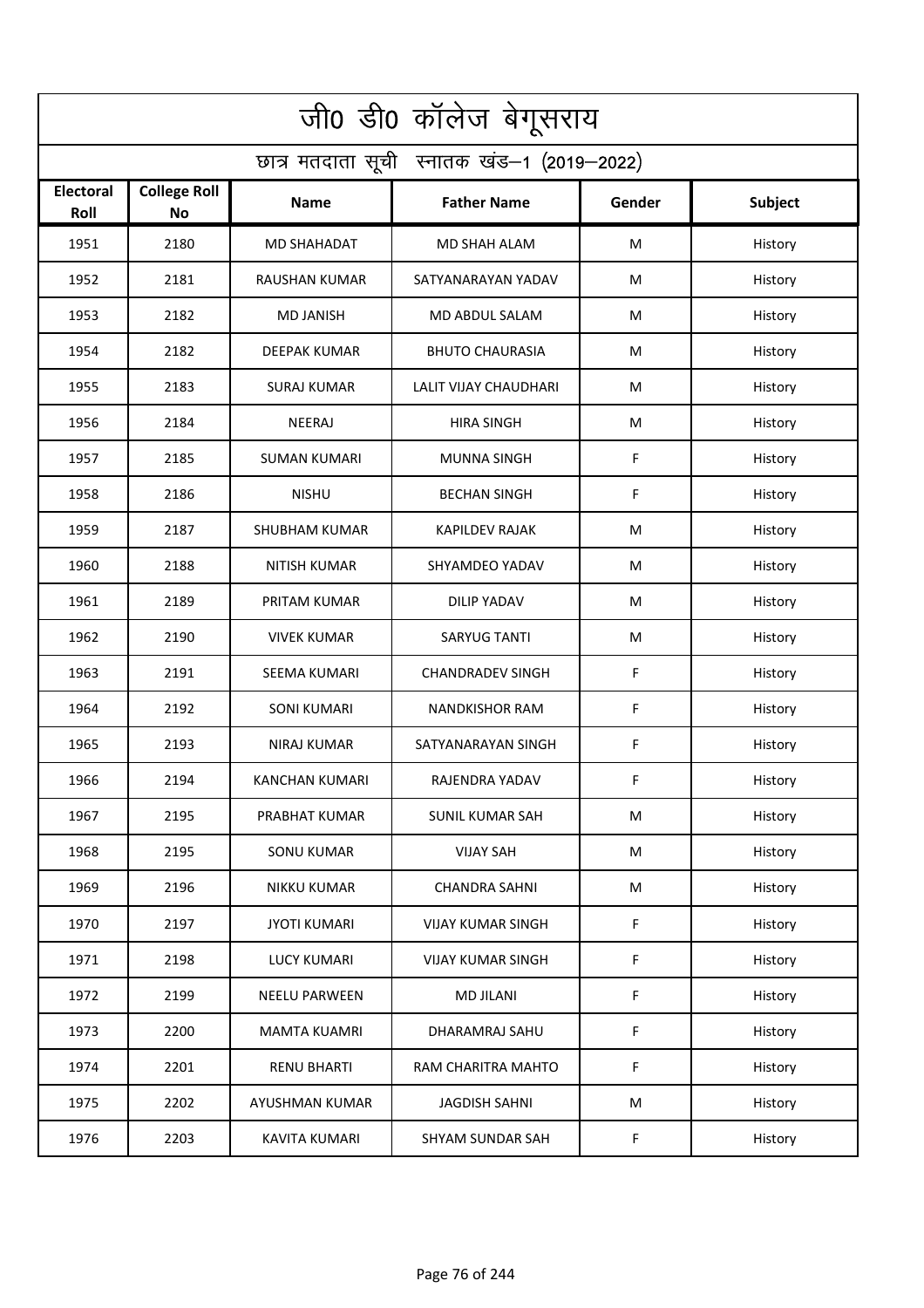| जी0 डी0 कॉलेज बेगूसराय | | | | | |
|---|---|---|---|---|---|
| छात्र मतदाता सूची स्नातक खंड–1 (2019–2022) | | | | | |
| **Electoral Roll** | **College Roll No** | **Name** | **Father Name** | **Gender** | **Subject** |
| 1951 | 2180 | MD SHAHADAT | MD SHAH ALAM | M | History |
| 1952 | 2181 | RAUSHAN KUMAR | SATYANARAYAN YADAV | M | History |
| 1953 | 2182 | MD JANISH | MD ABDUL SALAM | M | History |
| 1954 | 2182 | DEEPAK KUMAR | BHUTO CHAURASIA | M | History |
| 1955 | 2183 | SURAJ KUMAR | LALIT VIJAY CHAUDHARI | M | History |
| 1956 | 2184 | NEERAJ | HIRA SINGH | M | History |
| 1957 | 2185 | SUMAN KUMARI | MUNNA SINGH | F | History |
| 1958 | 2186 | NISHU | BECHAN SINGH | F | History |
| 1959 | 2187 | SHUBHAM KUMAR | KAPILDEV RAJAK | M | History |
| 1960 | 2188 | NITISH KUMAR | SHYAMDEO YADAV | M | History |
| 1961 | 2189 | PRITAM KUMAR | DILIP YADAV | M | History |
| 1962 | 2190 | VIVEK KUMAR | SARYUG TANTI | M | History |
| 1963 | 2191 | SEEMA KUMARI | CHANDRADEV SINGH | F | History |
| 1964 | 2192 | SONI KUMARI | NANDKISHOR RAM | F | History |
| 1965 | 2193 | NIRAJ KUMAR | SATYANARAYAN SINGH | F | History |
| 1966 | 2194 | KANCHAN KUMARI | RAJENDRA YADAV | F | History |
| 1967 | 2195 | PRABHAT KUMAR | SUNIL KUMAR SAH | M | History |
| 1968 | 2195 | SONU KUMAR | VIJAY SAH | M | History |
| 1969 | 2196 | NIKKU KUMAR | CHANDRA SAHNI | M | History |
| 1970 | 2197 | JYOTI KUMARI | VIJAY KUMAR SINGH | F | History |
| 1971 | 2198 | LUCY KUMARI | VIJAY KUMAR SINGH | F | History |
| 1972 | 2199 | NEELU PARWEEN | MD JILANI | F | History |
| 1973 | 2200 | MAMTA KUAMRI | DHARAMRAJ SAHU | F | History |
| 1974 | 2201 | RENU BHARTI | RAM CHARITRA MAHTO | F | History |
| 1975 | 2202 | AYUSHMAN KUMAR | JAGDISH SAHNI | M | History |
| 1976 | 2203 | KAVITA KUMARI | SHYAM SUNDAR SAH | F | History |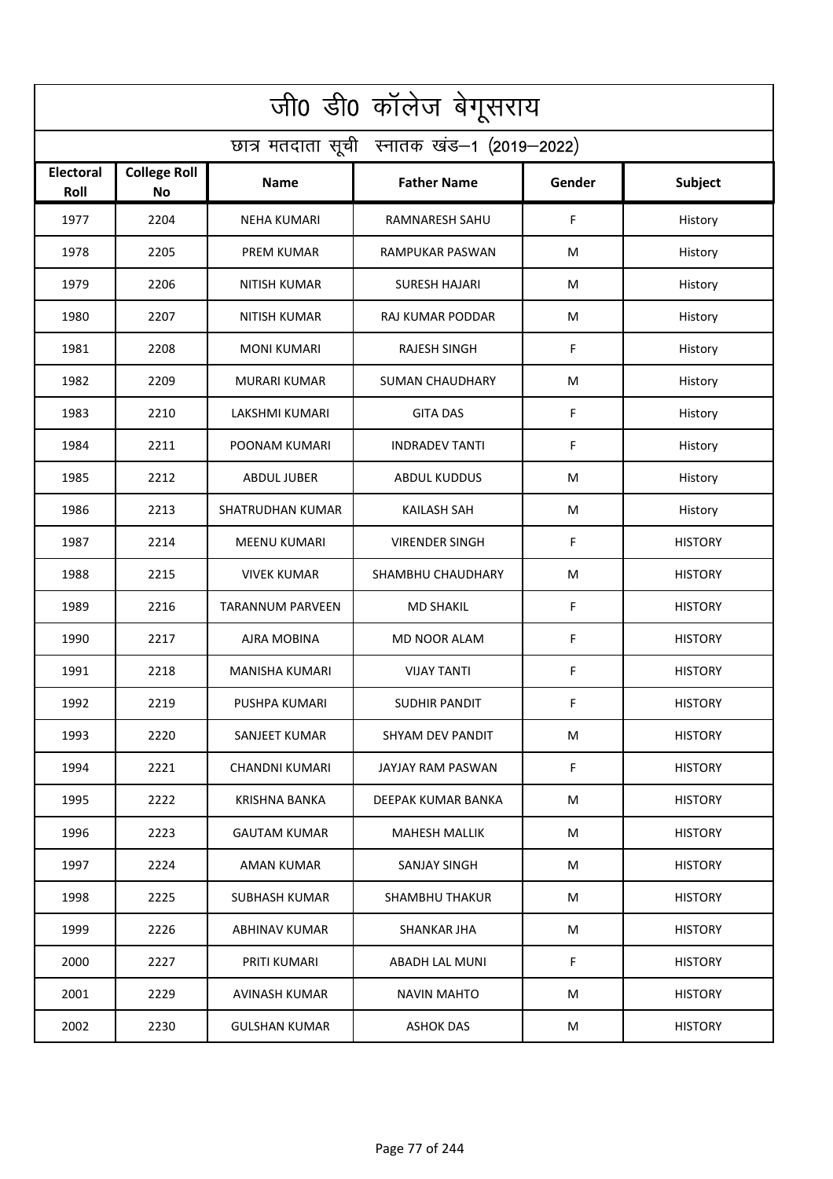# जी0 डी0 कॉलेज बेगूसराय

## छात्र मतदाता सूची स्नातक खंड–1 (2019–2022)

| Electoral Roll | College Roll No | Name | Father Name | Gender | Subject |
|---|---|---|---|---|---|
| 1977 | 2204 | NEHA KUMARI | RAMNARESH SAHU | F | History |
| 1978 | 2205 | PREM KUMAR | RAMPUKAR PASWAN | M | History |
| 1979 | 2206 | NITISH KUMAR | SURESH HAJARI | M | History |
| 1980 | 2207 | NITISH KUMAR | RAJ KUMAR PODDAR | M | History |
| 1981 | 2208 | MONI KUMARI | RAJESH SINGH | F | History |
| 1982 | 2209 | MURARI KUMAR | SUMAN CHAUDHARY | M | History |
| 1983 | 2210 | LAKSHMI KUMARI | GITA DAS | F | History |
| 1984 | 2211 | POONAM KUMARI | INDRADEV TANTI | F | History |
| 1985 | 2212 | ABDUL JUBER | ABDUL KUDDUS | M | History |
| 1986 | 2213 | SHATRUDHAN KUMAR | KAILASH SAH | M | History |
| 1987 | 2214 | MEENU KUMARI | VIRENDER SINGH | F | HISTORY |
| 1988 | 2215 | VIVEK KUMAR | SHAMBHU CHAUDHARY | M | HISTORY |
| 1989 | 2216 | TARANNUM PARVEEN | MD SHAKIL | F | HISTORY |
| 1990 | 2217 | AJRA MOBINA | MD NOOR ALAM | F | HISTORY |
| 1991 | 2218 | MANISHA KUMARI | VIJAY TANTI | F | HISTORY |
| 1992 | 2219 | PUSHPA KUMARI | SUDHIR PANDIT | F | HISTORY |
| 1993 | 2220 | SANJEET KUMAR | SHYAM DEV PANDIT | M | HISTORY |
| 1994 | 2221 | CHANDNI KUMARI | JAYJAY RAM PASWAN | F | HISTORY |
| 1995 | 2222 | KRISHNA BANKA | DEEPAK KUMAR BANKA | M | HISTORY |
| 1996 | 2223 | GAUTAM KUMAR | MAHESH MALLIK | M | HISTORY |
| 1997 | 2224 | AMAN KUMAR | SANJAY SINGH | M | HISTORY |
| 1998 | 2225 | SUBHASH KUMAR | SHAMBHU THAKUR | M | HISTORY |
| 1999 | 2226 | ABHINAV KUMAR | SHANKAR JHA | M | HISTORY |
| 2000 | 2227 | PRITI KUMARI | ABADH LAL MUNI | F | HISTORY |
| 2001 | 2229 | AVINASH KUMAR | NAVIN MAHTO | M | HISTORY |
| 2002 | 2230 | GULSHAN KUMAR | ASHOK DAS | M | HISTORY |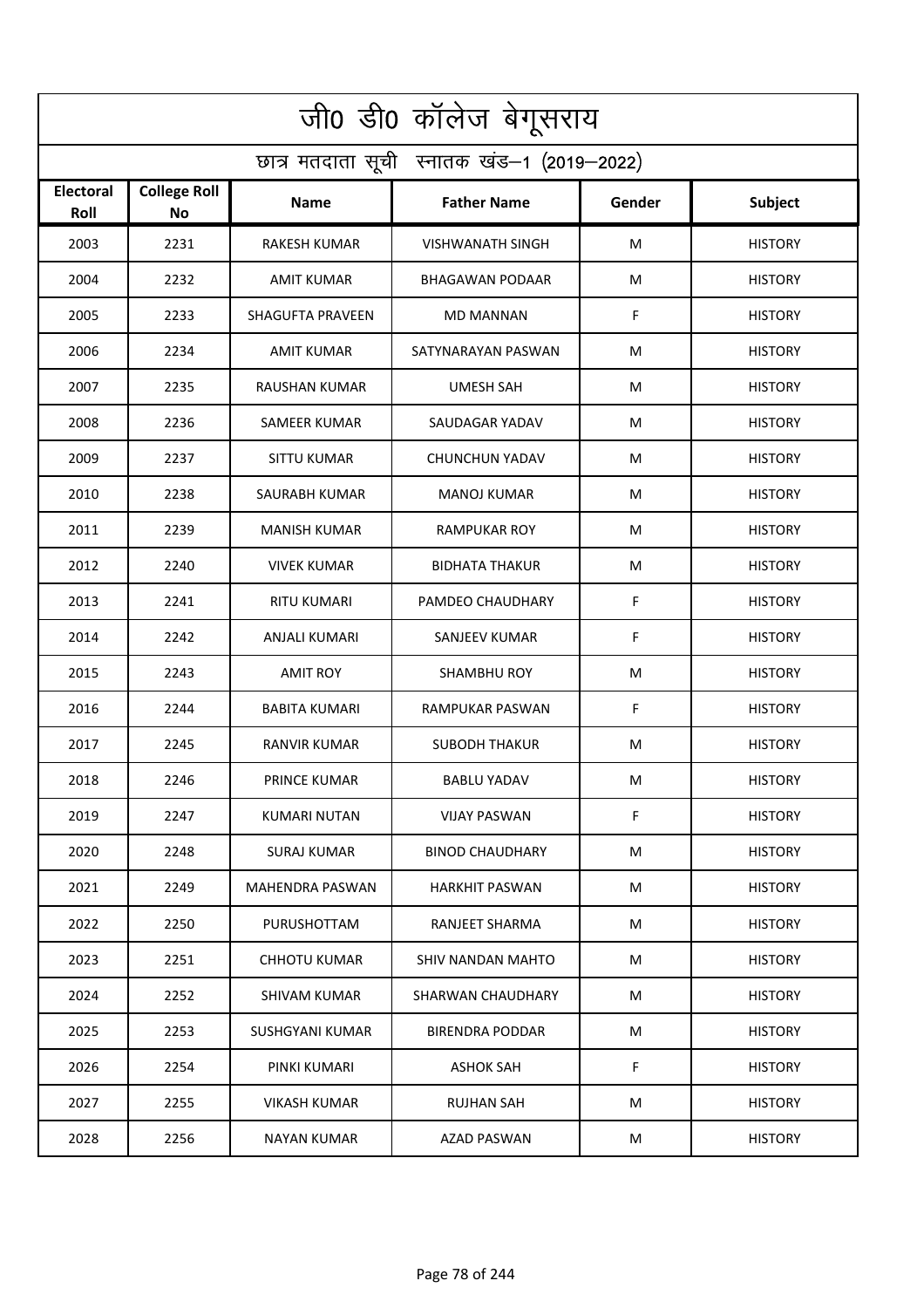# जी0 डी0 कॉलेज बेगूसराय

## छात्र मतदाता सूची स्नातक खंड–1 (2019–2022)

| Electoral Roll | College Roll No | Name | Father Name | Gender | Subject |
|---|---|---|---|---|---|
| 2003 | 2231 | RAKESH KUMAR | VISHWANATH SINGH | M | HISTORY |
| 2004 | 2232 | AMIT KUMAR | BHAGAWAN PODAAR | M | HISTORY |
| 2005 | 2233 | SHAGUFTA PRAVEEN | MD MANNAN | F | HISTORY |
| 2006 | 2234 | AMIT KUMAR | SATYNARAYAN PASWAN | M | HISTORY |
| 2007 | 2235 | RAUSHAN KUMAR | UMESH SAH | M | HISTORY |
| 2008 | 2236 | SAMEER KUMAR | SAUDAGAR YADAV | M | HISTORY |
| 2009 | 2237 | SITTU KUMAR | CHUNCHUN YADAV | M | HISTORY |
| 2010 | 2238 | SAURABH KUMAR | MANOJ KUMAR | M | HISTORY |
| 2011 | 2239 | MANISH KUMAR | RAMPUKAR ROY | M | HISTORY |
| 2012 | 2240 | VIVEK KUMAR | BIDHATA THAKUR | M | HISTORY |
| 2013 | 2241 | RITU KUMARI | PAMDEO CHAUDHARY | F | HISTORY |
| 2014 | 2242 | ANJALI KUMARI | SANJEEV KUMAR | F | HISTORY |
| 2015 | 2243 | AMIT ROY | SHAMBHU ROY | M | HISTORY |
| 2016 | 2244 | BABITA KUMARI | RAMPUKAR PASWAN | F | HISTORY |
| 2017 | 2245 | RANVIR KUMAR | SUBODH THAKUR | M | HISTORY |
| 2018 | 2246 | PRINCE KUMAR | BABLU YADAV | M | HISTORY |
| 2019 | 2247 | KUMARI NUTAN | VIJAY PASWAN | F | HISTORY |
| 2020 | 2248 | SURAJ KUMAR | BINOD CHAUDHARY | M | HISTORY |
| 2021 | 2249 | MAHENDRA PASWAN | HARKHIT PASWAN | M | HISTORY |
| 2022 | 2250 | PURUSHOTTAM | RANJEET SHARMA | M | HISTORY |
| 2023 | 2251 | CHHOTU KUMAR | SHIV NANDAN MAHTO | M | HISTORY |
| 2024 | 2252 | SHIVAM KUMAR | SHARWAN CHAUDHARY | M | HISTORY |
| 2025 | 2253 | SUSHGYANI KUMAR | BIRENDRA PODDAR | M | HISTORY |
| 2026 | 2254 | PINKI KUMARI | ASHOK SAH | F | HISTORY |
| 2027 | 2255 | VIKASH KUMAR | RUJHAN SAH | M | HISTORY |
| 2028 | 2256 | NAYAN KUMAR | AZAD PASWAN | M | HISTORY |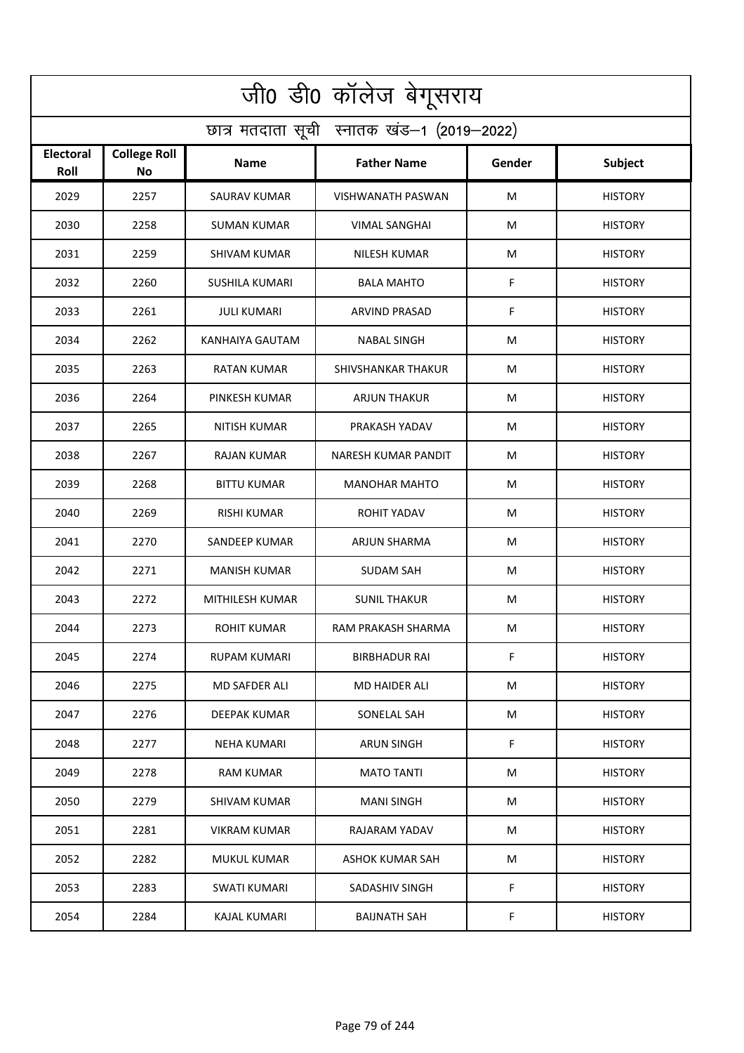# जी0 डी0 कॉलेज बेगूसराय

## छात्र मतदाता सूची स्नातक खंड–1 (2019–2022)

| Electoral Roll | College Roll No | Name | Father Name | Gender | Subject |
|---|---|---|---|---|---|
| 2029 | 2257 | SAURAV KUMAR | VISHWANATH PASWAN | M | HISTORY |
| 2030 | 2258 | SUMAN KUMAR | VIMAL SANGHAI | M | HISTORY |
| 2031 | 2259 | SHIVAM KUMAR | NILESH KUMAR | M | HISTORY |
| 2032 | 2260 | SUSHILA KUMARI | BALA MAHTO | F | HISTORY |
| 2033 | 2261 | JULI KUMARI | ARVIND PRASAD | F | HISTORY |
| 2034 | 2262 | KANHAIYA GAUTAM | NABAL SINGH | M | HISTORY |
| 2035 | 2263 | RATAN KUMAR | SHIVSHANKAR THAKUR | M | HISTORY |
| 2036 | 2264 | PINKESH KUMAR | ARJUN THAKUR | M | HISTORY |
| 2037 | 2265 | NITISH KUMAR | PRAKASH YADAV | M | HISTORY |
| 2038 | 2267 | RAJAN KUMAR | NARESH KUMAR PANDIT | M | HISTORY |
| 2039 | 2268 | BITTU KUMAR | MANOHAR MAHTO | M | HISTORY |
| 2040 | 2269 | RISHI KUMAR | ROHIT YADAV | M | HISTORY |
| 2041 | 2270 | SANDEEP KUMAR | ARJUN SHARMA | M | HISTORY |
| 2042 | 2271 | MANISH KUMAR | SUDAM SAH | M | HISTORY |
| 2043 | 2272 | MITHILESH KUMAR | SUNIL THAKUR | M | HISTORY |
| 2044 | 2273 | ROHIT KUMAR | RAM PRAKASH SHARMA | M | HISTORY |
| 2045 | 2274 | RUPAM KUMARI | BIRBHADUR RAI | F | HISTORY |
| 2046 | 2275 | MD SAFDER ALI | MD HAIDER ALI | M | HISTORY |
| 2047 | 2276 | DEEPAK KUMAR | SONELAL SAH | M | HISTORY |
| 2048 | 2277 | NEHA KUMARI | ARUN SINGH | F | HISTORY |
| 2049 | 2278 | RAM KUMAR | MATO TANTI | M | HISTORY |
| 2050 | 2279 | SHIVAM KUMAR | MANI SINGH | M | HISTORY |
| 2051 | 2281 | VIKRAM KUMAR | RAJARAM YADAV | M | HISTORY |
| 2052 | 2282 | MUKUL KUMAR | ASHOK KUMAR SAH | M | HISTORY |
| 2053 | 2283 | SWATI KUMARI | SADASHIV SINGH | F | HISTORY |
| 2054 | 2284 | KAJAL KUMARI | BAIJNATH SAH | F | HISTORY |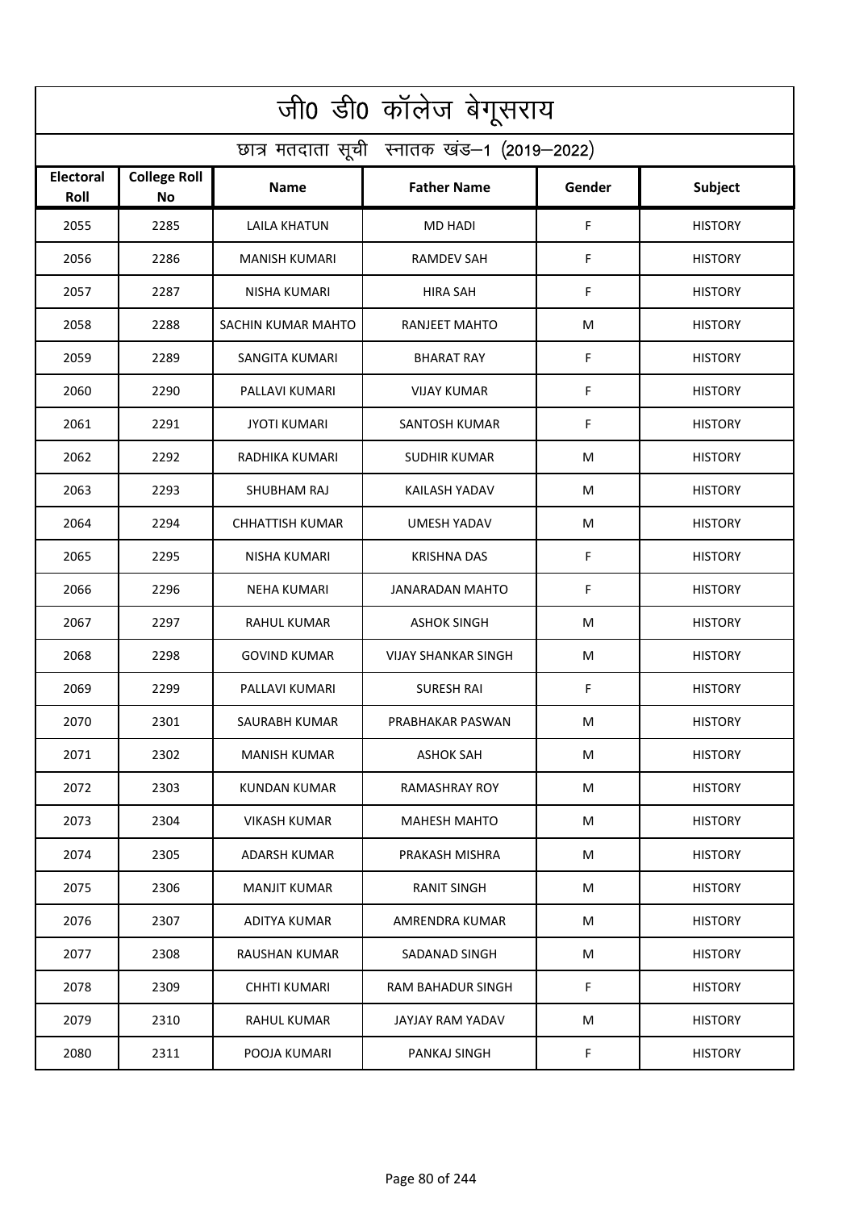# जी0 डी0 कॉलेज बेगूसराय

## छात्र मतदाता सूची स्नातक खंड–1 (2019–2022)

| Electoral Roll | College Roll No | Name | Father Name | Gender | Subject |
|---|---|---|---|---|---|
| 2055 | 2285 | LAILA KHATUN | MD HADI | F | HISTORY |
| 2056 | 2286 | MANISH KUMARI | RAMDEV SAH | F | HISTORY |
| 2057 | 2287 | NISHA KUMARI | HIRA SAH | F | HISTORY |
| 2058 | 2288 | SACHIN KUMAR MAHTO | RANJEET MAHTO | M | HISTORY |
| 2059 | 2289 | SANGITA KUMARI | BHARAT RAY | F | HISTORY |
| 2060 | 2290 | PALLAVI KUMARI | VIJAY KUMAR | F | HISTORY |
| 2061 | 2291 | JYOTI KUMARI | SANTOSH KUMAR | F | HISTORY |
| 2062 | 2292 | RADHIKA KUMARI | SUDHIR KUMAR | M | HISTORY |
| 2063 | 2293 | SHUBHAM RAJ | KAILASH YADAV | M | HISTORY |
| 2064 | 2294 | CHHATTISH KUMAR | UMESH YADAV | M | HISTORY |
| 2065 | 2295 | NISHA KUMARI | KRISHNA DAS | F | HISTORY |
| 2066 | 2296 | NEHA KUMARI | JANARADAN MAHTO | F | HISTORY |
| 2067 | 2297 | RAHUL KUMAR | ASHOK SINGH | M | HISTORY |
| 2068 | 2298 | GOVIND KUMAR | VIJAY SHANKAR SINGH | M | HISTORY |
| 2069 | 2299 | PALLAVI KUMARI | SURESH RAI | F | HISTORY |
| 2070 | 2301 | SAURABH KUMAR | PRABHAKAR PASWAN | M | HISTORY |
| 2071 | 2302 | MANISH KUMAR | ASHOK SAH | M | HISTORY |
| 2072 | 2303 | KUNDAN KUMAR | RAMASHRAY ROY | M | HISTORY |
| 2073 | 2304 | VIKASH KUMAR | MAHESH MAHTO | M | HISTORY |
| 2074 | 2305 | ADARSH KUMAR | PRAKASH MISHRA | M | HISTORY |
| 2075 | 2306 | MANJIT KUMAR | RANIT SINGH | M | HISTORY |
| 2076 | 2307 | ADITYA KUMAR | AMRENDRA KUMAR | M | HISTORY |
| 2077 | 2308 | RAUSHAN KUMAR | SADANAD SINGH | M | HISTORY |
| 2078 | 2309 | CHHTI KUMARI | RAM BAHADUR SINGH | F | HISTORY |
| 2079 | 2310 | RAHUL KUMAR | JAYJAY RAM YADAV | M | HISTORY |
| 2080 | 2311 | POOJA KUMARI | PANKAJ SINGH | F | HISTORY |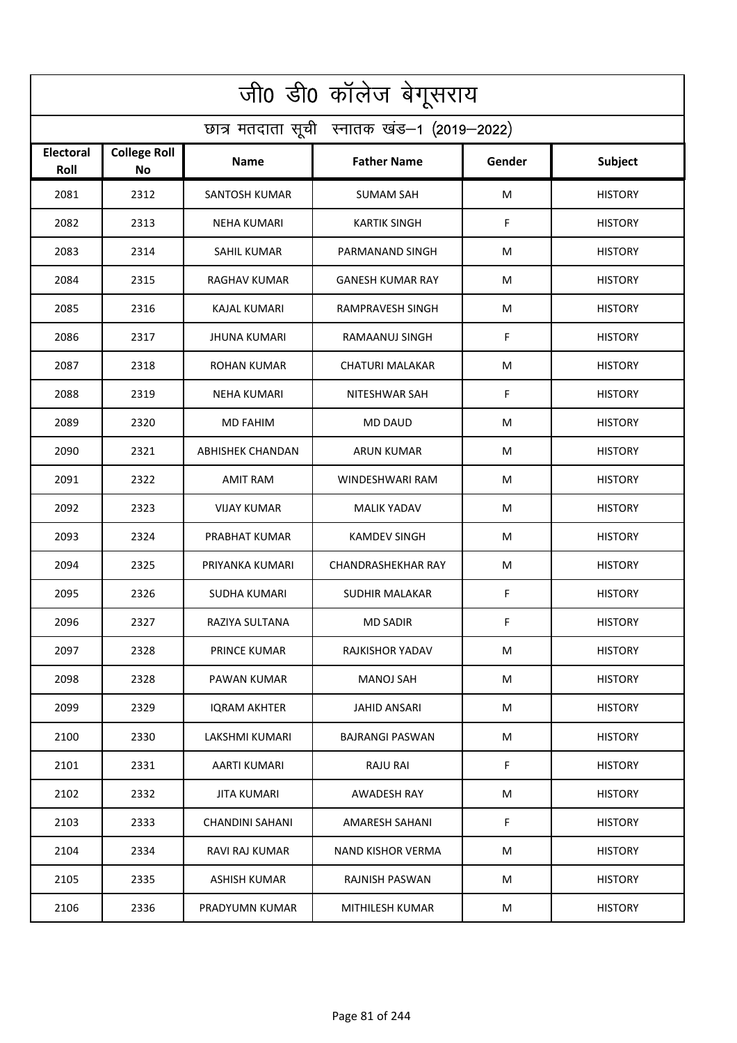# जी0 डी0 कॉलेज बेगूसराय

## छात्र मतदाता सूची स्नातक खंड–1 (2019–2022)

| Electoral Roll | College Roll No | Name | Father Name | Gender | Subject |
|---|---|---|---|---|---|
| 2081 | 2312 | SANTOSH KUMAR | SUMAM SAH | M | HISTORY |
| 2082 | 2313 | NEHA KUMARI | KARTIK SINGH | F | HISTORY |
| 2083 | 2314 | SAHIL KUMAR | PARMANAND SINGH | M | HISTORY |
| 2084 | 2315 | RAGHAV KUMAR | GANESH KUMAR RAY | M | HISTORY |
| 2085 | 2316 | KAJAL KUMARI | RAMPRAVESH SINGH | M | HISTORY |
| 2086 | 2317 | JHUNA KUMARI | RAMAANUJ SINGH | F | HISTORY |
| 2087 | 2318 | ROHAN KUMAR | CHATURI MALAKAR | M | HISTORY |
| 2088 | 2319 | NEHA KUMARI | NITESHWAR SAH | F | HISTORY |
| 2089 | 2320 | MD FAHIM | MD DAUD | M | HISTORY |
| 2090 | 2321 | ABHISHEK CHANDAN | ARUN KUMAR | M | HISTORY |
| 2091 | 2322 | AMIT RAM | WINDESHWARI RAM | M | HISTORY |
| 2092 | 2323 | VIJAY KUMAR | MALIK YADAV | M | HISTORY |
| 2093 | 2324 | PRABHAT KUMAR | KAMDEV SINGH | M | HISTORY |
| 2094 | 2325 | PRIYANKA KUMARI | CHANDRASHEKHAR RAY | M | HISTORY |
| 2095 | 2326 | SUDHA KUMARI | SUDHIR MALAKAR | F | HISTORY |
| 2096 | 2327 | RAZIYA SULTANA | MD SADIR | F | HISTORY |
| 2097 | 2328 | PRINCE KUMAR | RAJKISHOR YADAV | M | HISTORY |
| 2098 | 2328 | PAWAN KUMAR | MANOJ SAH | M | HISTORY |
| 2099 | 2329 | IQRAM AKHTER | JAHID ANSARI | M | HISTORY |
| 2100 | 2330 | LAKSHMI KUMARI | BAJRANGI PASWAN | M | HISTORY |
| 2101 | 2331 | AARTI KUMARI | RAJU RAI | F | HISTORY |
| 2102 | 2332 | JITA KUMARI | AWADESH RAY | M | HISTORY |
| 2103 | 2333 | CHANDINI SAHANI | AMARESH SAHANI | F | HISTORY |
| 2104 | 2334 | RAVI RAJ KUMAR | NAND KISHOR VERMA | M | HISTORY |
| 2105 | 2335 | ASHISH KUMAR | RAJNISH PASWAN | M | HISTORY |
| 2106 | 2336 | PRADYUMN KUMAR | MITHILESH KUMAR | M | HISTORY |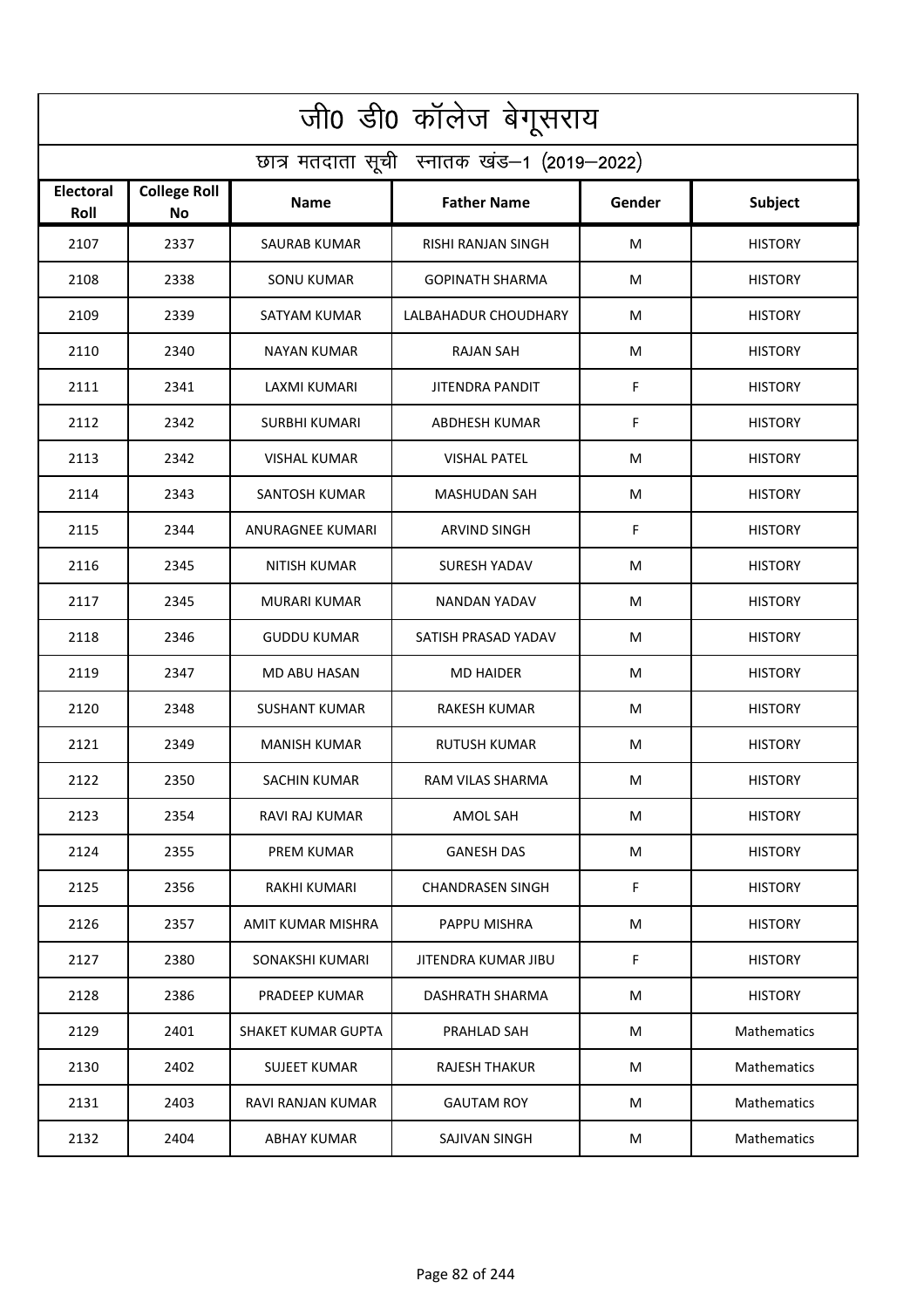# जी0 डी0 कॉलेज बेगूसराय

## छात्र मतदाता सूची स्नातक खंड–1 (2019–2022)

| Electoral Roll | College Roll No | Name | Father Name | Gender | Subject |
|---|---|---|---|---|---|
| 2107 | 2337 | SAURAB KUMAR | RISHI RANJAN SINGH | M | HISTORY |
| 2108 | 2338 | SONU KUMAR | GOPINATH SHARMA | M | HISTORY |
| 2109 | 2339 | SATYAM KUMAR | LALBAHADUR CHOUDHARY | M | HISTORY |
| 2110 | 2340 | NAYAN KUMAR | RAJAN SAH | M | HISTORY |
| 2111 | 2341 | LAXMI KUMARI | JITENDRA PANDIT | F | HISTORY |
| 2112 | 2342 | SURBHI KUMARI | ABDHESH KUMAR | F | HISTORY |
| 2113 | 2342 | VISHAL KUMAR | VISHAL PATEL | M | HISTORY |
| 2114 | 2343 | SANTOSH KUMAR | MASHUDAN SAH | M | HISTORY |
| 2115 | 2344 | ANURAGNEE KUMARI | ARVIND SINGH | F | HISTORY |
| 2116 | 2345 | NITISH KUMAR | SURESH YADAV | M | HISTORY |
| 2117 | 2345 | MURARI KUMAR | NANDAN YADAV | M | HISTORY |
| 2118 | 2346 | GUDDU KUMAR | SATISH PRASAD YADAV | M | HISTORY |
| 2119 | 2347 | MD ABU HASAN | MD HAIDER | M | HISTORY |
| 2120 | 2348 | SUSHANT KUMAR | RAKESH KUMAR | M | HISTORY |
| 2121 | 2349 | MANISH KUMAR | RUTUSH KUMAR | M | HISTORY |
| 2122 | 2350 | SACHIN KUMAR | RAM VILAS SHARMA | M | HISTORY |
| 2123 | 2354 | RAVI RAJ KUMAR | AMOL SAH | M | HISTORY |
| 2124 | 2355 | PREM KUMAR | GANESH DAS | M | HISTORY |
| 2125 | 2356 | RAKHI KUMARI | CHANDRASEN SINGH | F | HISTORY |
| 2126 | 2357 | AMIT KUMAR MISHRA | PAPPU MISHRA | M | HISTORY |
| 2127 | 2380 | SONAKSHI KUMARI | JITENDRA KUMAR JIBU | F | HISTORY |
| 2128 | 2386 | PRADEEP KUMAR | DASHRATH SHARMA | M | HISTORY |
| 2129 | 2401 | SHAKET KUMAR GUPTA | PRAHLAD SAH | M | Mathematics |
| 2130 | 2402 | SUJEET KUMAR | RAJESH THAKUR | M | Mathematics |
| 2131 | 2403 | RAVI RANJAN KUMAR | GAUTAM ROY | M | Mathematics |
| 2132 | 2404 | ABHAY KUMAR | SAJIVAN SINGH | M | Mathematics |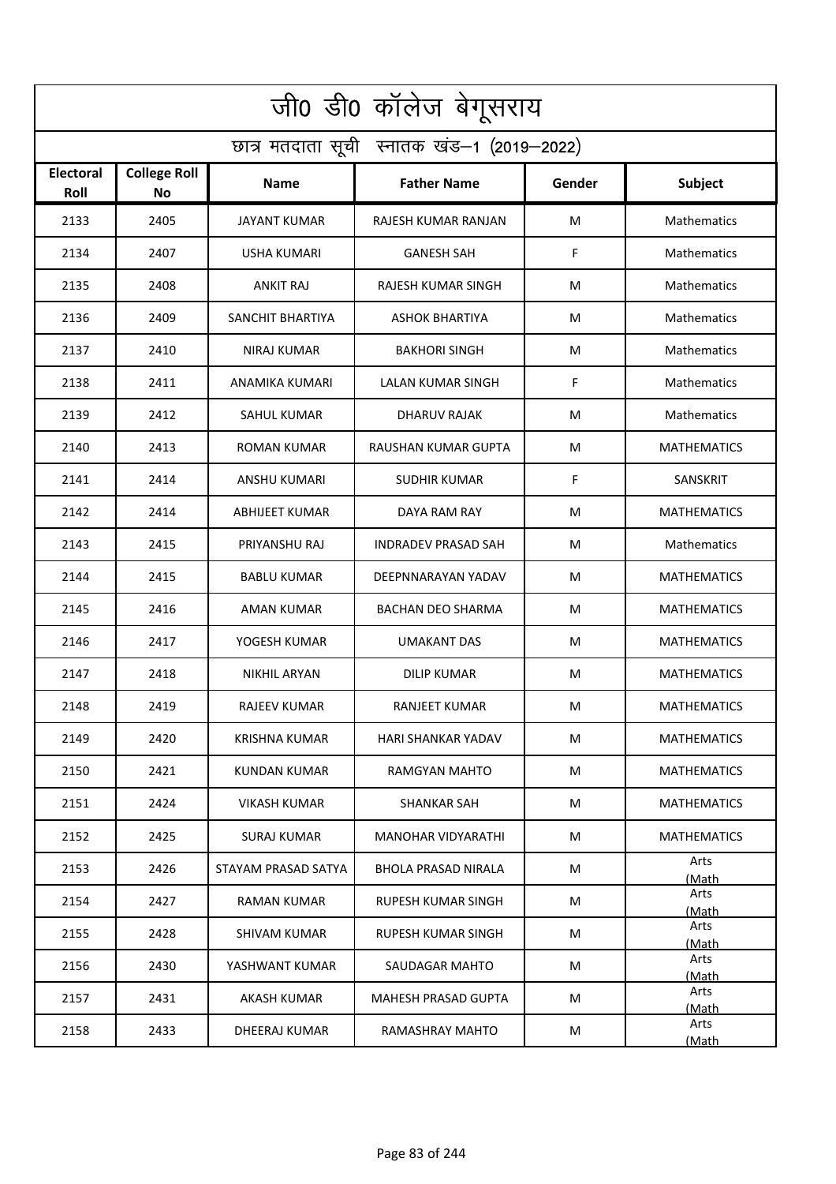# जी0 डी0 कॉलेज बेगूसराय

## छात्र मतदाता सूची स्नातक खंड–1 (2019–2022)

| Electoral Roll | College Roll No | Name | Father Name | Gender | Subject |
|---|---|---|---|---|---|
| 2133 | 2405 | JAYANT KUMAR | RAJESH KUMAR RANJAN | M | Mathematics |
| 2134 | 2407 | USHA KUMARI | GANESH SAH | F | Mathematics |
| 2135 | 2408 | ANKIT RAJ | RAJESH KUMAR SINGH | M | Mathematics |
| 2136 | 2409 | SANCHIT BHARTIYA | ASHOK BHARTIYA | M | Mathematics |
| 2137 | 2410 | NIRAJ KUMAR | BAKHORI SINGH | M | Mathematics |
| 2138 | 2411 | ANAMIKA KUMARI | LALAN KUMAR SINGH | F | Mathematics |
| 2139 | 2412 | SAHUL KUMAR | DHARUV RAJAK | M | Mathematics |
| 2140 | 2413 | ROMAN KUMAR | RAUSHAN KUMAR GUPTA | M | MATHEMATICS |
| 2141 | 2414 | ANSHU KUMARI | SUDHIR KUMAR | F | SANSKRIT |
| 2142 | 2414 | ABHIJEET KUMAR | DAYA RAM RAY | M | MATHEMATICS |
| 2143 | 2415 | PRIYANSHU RAJ | INDRADEV PRASAD SAH | M | Mathematics |
| 2144 | 2415 | BABLU KUMAR | DEEPNNARAYAN YADAV | M | MATHEMATICS |
| 2145 | 2416 | AMAN KUMAR | BACHAN DEO SHARMA | M | MATHEMATICS |
| 2146 | 2417 | YOGESH KUMAR | UMAKANT DAS | M | MATHEMATICS |
| 2147 | 2418 | NIKHIL ARYAN | DILIP KUMAR | M | MATHEMATICS |
| 2148 | 2419 | RAJEEV KUMAR | RANJEET KUMAR | M | MATHEMATICS |
| 2149 | 2420 | KRISHNA KUMAR | HARI SHANKAR YADAV | M | MATHEMATICS |
| 2150 | 2421 | KUNDAN KUMAR | RAMGYAN MAHTO | M | MATHEMATICS |
| 2151 | 2424 | VIKASH KUMAR | SHANKAR SAH | M | MATHEMATICS |
| 2152 | 2425 | SURAJ KUMAR | MANOHAR VIDYARATHI | M | MATHEMATICS |
| 2153 | 2426 | STAYAM PRASAD SATYA | BHOLA PRASAD NIRALA | M | Arts (Math |
| 2154 | 2427 | RAMAN KUMAR | RUPESH KUMAR SINGH | M | Arts (Math |
| 2155 | 2428 | SHIVAM KUMAR | RUPESH KUMAR SINGH | M | Arts (Math |
| 2156 | 2430 | YASHWANT KUMAR | SAUDAGAR MAHTO | M | Arts (Math |
| 2157 | 2431 | AKASH KUMAR | MAHESH PRASAD GUPTA | M | Arts (Math |
| 2158 | 2433 | DHEERAJ KUMAR | RAMASHRAY MAHTO | M | Arts (Math |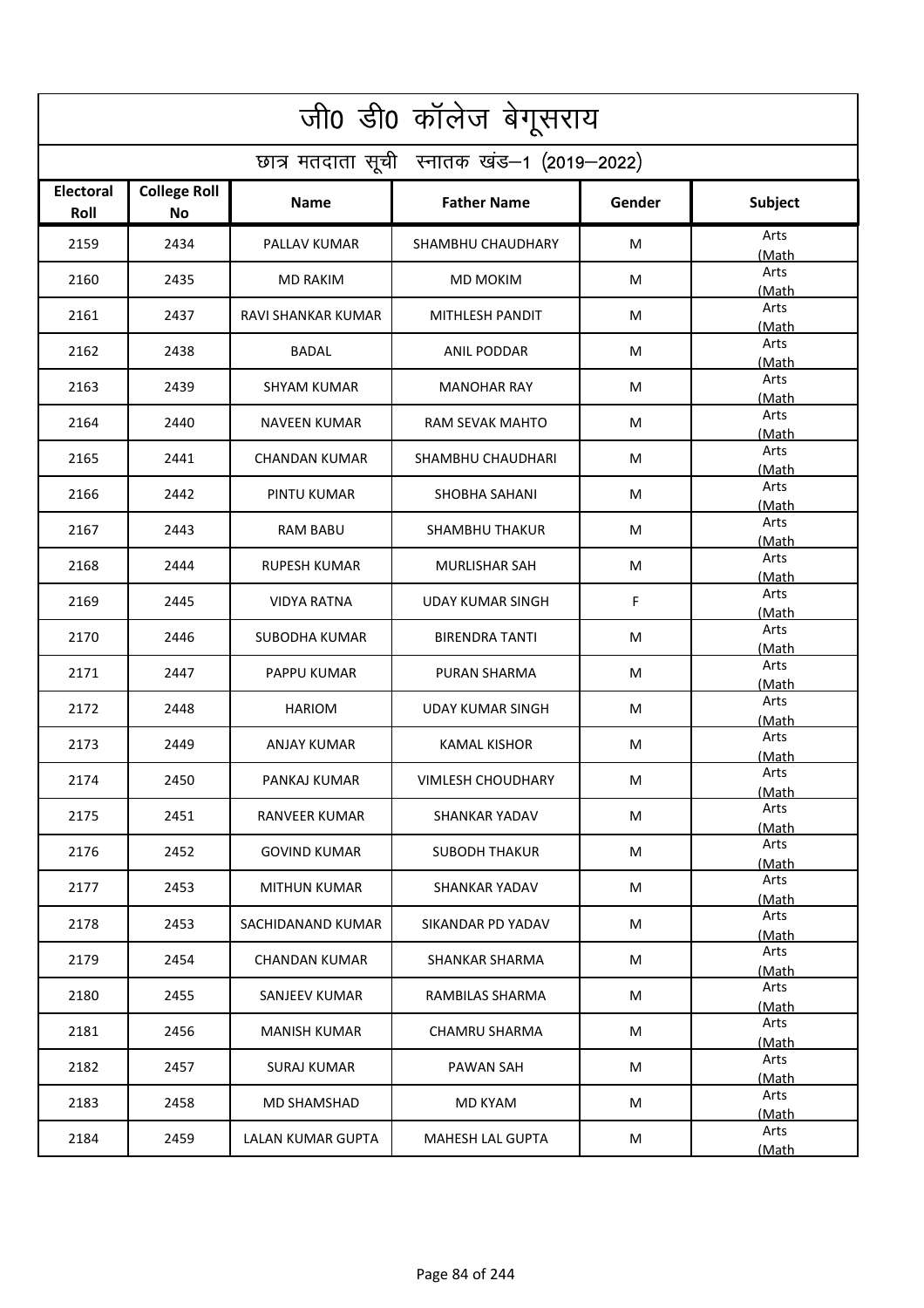# जी0 डी0 कॉलेज बेगूसराय

## छात्र मतदाता सूची स्नातक खंड–1 (2019–2022)

| Electoral Roll | College Roll No | Name | Father Name | Gender | Subject |
|---|---|---|---|---|---|
| 2159 | 2434 | PALLAV KUMAR | SHAMBHU CHAUDHARY | M | Arts (Math |
| 2160 | 2435 | MD RAKIM | MD MOKIM | M | Arts (Math |
| 2161 | 2437 | RAVI SHANKAR KUMAR | MITHLESH PANDIT | M | Arts (Math |
| 2162 | 2438 | BADAL | ANIL PODDAR | M | Arts (Math |
| 2163 | 2439 | SHYAM KUMAR | MANOHAR RAY | M | Arts (Math |
| 2164 | 2440 | NAVEEN KUMAR | RAM SEVAK MAHTO | M | Arts (Math |
| 2165 | 2441 | CHANDAN KUMAR | SHAMBHU CHAUDHARI | M | Arts (Math |
| 2166 | 2442 | PINTU KUMAR | SHOBHA SAHANI | M | Arts (Math |
| 2167 | 2443 | RAM BABU | SHAMBHU THAKUR | M | Arts (Math |
| 2168 | 2444 | RUPESH KUMAR | MURLISHAR SAH | M | Arts (Math |
| 2169 | 2445 | VIDYA RATNA | UDAY KUMAR SINGH | F | Arts (Math |
| 2170 | 2446 | SUBODHA KUMAR | BIRENDRA TANTI | M | Arts (Math |
| 2171 | 2447 | PAPPU KUMAR | PURAN SHARMA | M | Arts (Math |
| 2172 | 2448 | HARIOM | UDAY KUMAR SINGH | M | Arts (Math |
| 2173 | 2449 | ANJAY KUMAR | KAMAL KISHOR | M | Arts (Math |
| 2174 | 2450 | PANKAJ KUMAR | VIMLESH CHOUDHARY | M | Arts (Math |
| 2175 | 2451 | RANVEER KUMAR | SHANKAR YADAV | M | Arts (Math |
| 2176 | 2452 | GOVIND KUMAR | SUBODH THAKUR | M | Arts (Math |
| 2177 | 2453 | MITHUN KUMAR | SHANKAR YADAV | M | Arts (Math |
| 2178 | 2453 | SACHIDANAND KUMAR | SIKANDAR PD YADAV | M | Arts (Math |
| 2179 | 2454 | CHANDAN KUMAR | SHANKAR SHARMA | M | Arts (Math |
| 2180 | 2455 | SANJEEV KUMAR | RAMBILAS SHARMA | M | Arts (Math |
| 2181 | 2456 | MANISH KUMAR | CHAMRU SHARMA | M | Arts (Math |
| 2182 | 2457 | SURAJ KUMAR | PAWAN SAH | M | Arts (Math |
| 2183 | 2458 | MD SHAMSHAD | MD KYAM | M | Arts (Math |
| 2184 | 2459 | LALAN KUMAR GUPTA | MAHESH LAL GUPTA | M | Arts (Math |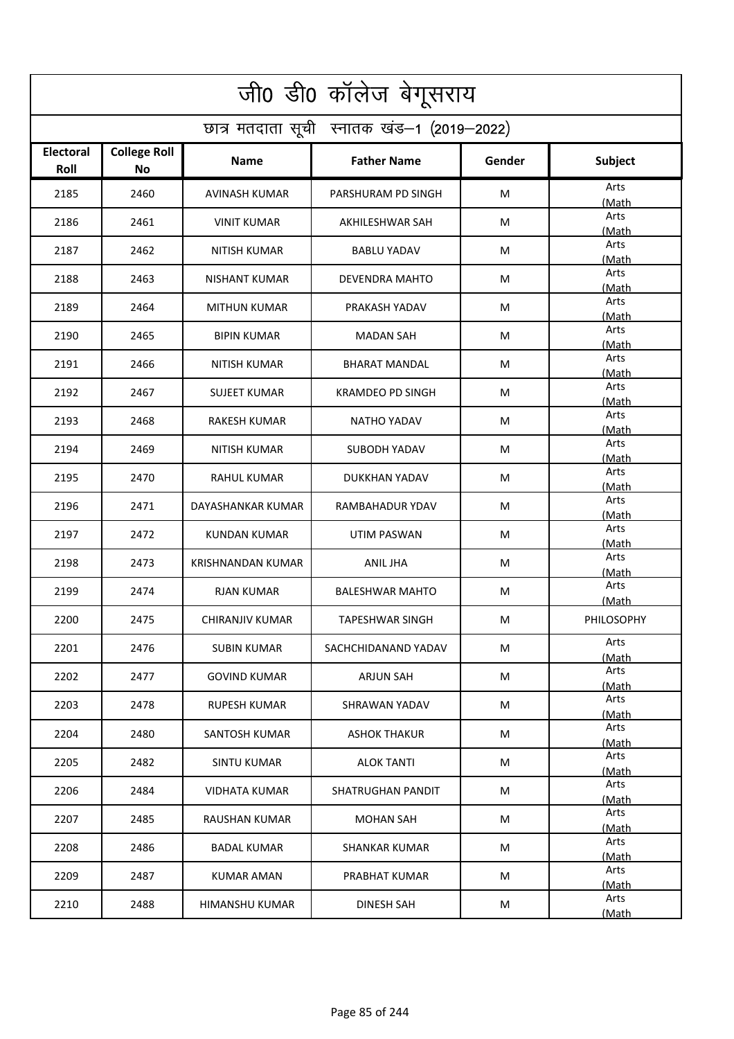# जी0 डी0 कॉलेज बेगूसराय

## छात्र मतदाता सूची स्नातक खंड–1 (2019–2022)

| Electoral Roll | College Roll No | Name | Father Name | Gender | Subject |
|---|---|---|---|---|---|
| 2185 | 2460 | AVINASH KUMAR | PARSHURAM PD SINGH | M | Arts (Math |
| 2186 | 2461 | VINIT KUMAR | AKHILESHWAR SAH | M | Arts (Math |
| 2187 | 2462 | NITISH KUMAR | BABLU YADAV | M | Arts (Math |
| 2188 | 2463 | NISHANT KUMAR | DEVENDRA MAHTO | M | Arts (Math |
| 2189 | 2464 | MITHUN KUMAR | PRAKASH YADAV | M | Arts (Math |
| 2190 | 2465 | BIPIN KUMAR | MADAN SAH | M | Arts (Math |
| 2191 | 2466 | NITISH KUMAR | BHARAT MANDAL | M | Arts (Math |
| 2192 | 2467 | SUJEET KUMAR | KRAMDEO PD SINGH | M | Arts (Math |
| 2193 | 2468 | RAKESH KUMAR | NATHO YADAV | M | Arts (Math |
| 2194 | 2469 | NITISH KUMAR | SUBODH YADAV | M | Arts (Math |
| 2195 | 2470 | RAHUL KUMAR | DUKKHAN YADAV | M | Arts (Math |
| 2196 | 2471 | DAYASHANKAR KUMAR | RAMBAHADUR YDAV | M | Arts (Math |
| 2197 | 2472 | KUNDAN KUMAR | UTIM PASWAN | M | Arts (Math |
| 2198 | 2473 | KRISHNANDAN KUMAR | ANIL JHA | M | Arts (Math |
| 2199 | 2474 | RJAN KUMAR | BALESHWAR MAHTO | M | Arts (Math |
| 2200 | 2475 | CHIRANJIV KUMAR | TAPESHWAR SINGH | M | PHILOSOPHY |
| 2201 | 2476 | SUBIN KUMAR | SACHCHIDANAND YADAV | M | Arts (Math |
| 2202 | 2477 | GOVIND KUMAR | ARJUN SAH | M | Arts (Math |
| 2203 | 2478 | RUPESH KUMAR | SHRAWAN YADAV | M | Arts (Math |
| 2204 | 2480 | SANTOSH KUMAR | ASHOK THAKUR | M | Arts (Math |
| 2205 | 2482 | SINTU KUMAR | ALOK TANTI | M | Arts (Math |
| 2206 | 2484 | VIDHATA KUMAR | SHATRUGHAN PANDIT | M | Arts (Math |
| 2207 | 2485 | RAUSHAN KUMAR | MOHAN SAH | M | Arts (Math |
| 2208 | 2486 | BADAL KUMAR | SHANKAR KUMAR | M | Arts (Math |
| 2209 | 2487 | KUMAR AMAN | PRABHAT KUMAR | M | Arts (Math |
| 2210 | 2488 | HIMANSHU KUMAR | DINESH SAH | M | Arts (Math |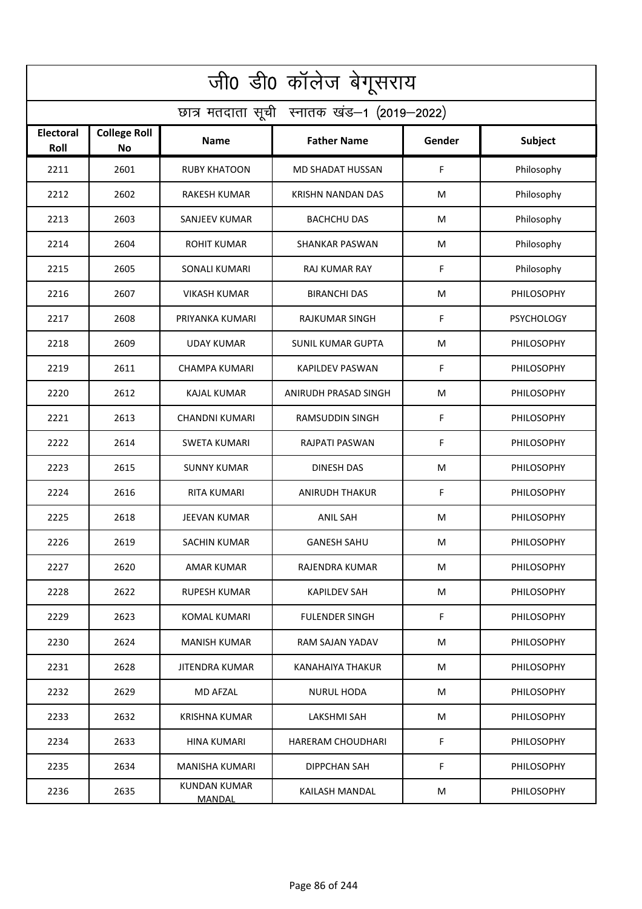# जी0 डी0 कॉलेज बेगूसराय

## छात्र मतदाता सूची स्नातक खंड–1 (2019–2022)

| Electoral Roll | College Roll No | Name | Father Name | Gender | Subject |
|---|---|---|---|---|---|
| 2211 | 2601 | RUBY KHATOON | MD SHADAT HUSSAN | F | Philosophy |
| 2212 | 2602 | RAKESH KUMAR | KRISHN NANDAN DAS | M | Philosophy |
| 2213 | 2603 | SANJEEV KUMAR | BACHCHU DAS | M | Philosophy |
| 2214 | 2604 | ROHIT KUMAR | SHANKAR PASWAN | M | Philosophy |
| 2215 | 2605 | SONALI KUMARI | RAJ KUMAR RAY | F | Philosophy |
| 2216 | 2607 | VIKASH KUMAR | BIRANCHI DAS | M | PHILOSOPHY |
| 2217 | 2608 | PRIYANKA KUMARI | RAJKUMAR SINGH | F | PSYCHOLOGY |
| 2218 | 2609 | UDAY KUMAR | SUNIL KUMAR GUPTA | M | PHILOSOPHY |
| 2219 | 2611 | CHAMPA KUMARI | KAPILDEV PASWAN | F | PHILOSOPHY |
| 2220 | 2612 | KAJAL KUMAR | ANIRUDH PRASAD SINGH | M | PHILOSOPHY |
| 2221 | 2613 | CHANDNI KUMARI | RAMSUDDIN SINGH | F | PHILOSOPHY |
| 2222 | 2614 | SWETA KUMARI | RAJPATI PASWAN | F | PHILOSOPHY |
| 2223 | 2615 | SUNNY KUMAR | DINESH DAS | M | PHILOSOPHY |
| 2224 | 2616 | RITA KUMARI | ANIRUDH THAKUR | F | PHILOSOPHY |
| 2225 | 2618 | JEEVAN KUMAR | ANIL SAH | M | PHILOSOPHY |
| 2226 | 2619 | SACHIN KUMAR | GANESH SAHU | M | PHILOSOPHY |
| 2227 | 2620 | AMAR KUMAR | RAJENDRA KUMAR | M | PHILOSOPHY |
| 2228 | 2622 | RUPESH KUMAR | KAPILDEV SAH | M | PHILOSOPHY |
| 2229 | 2623 | KOMAL KUMARI | FULENDER SINGH | F | PHILOSOPHY |
| 2230 | 2624 | MANISH KUMAR | RAM SAJAN YADAV | M | PHILOSOPHY |
| 2231 | 2628 | JITENDRA KUMAR | KANAHAIYA THAKUR | M | PHILOSOPHY |
| 2232 | 2629 | MD AFZAL | NURUL HODA | M | PHILOSOPHY |
| 2233 | 2632 | KRISHNA KUMAR | LAKSHMI SAH | M | PHILOSOPHY |
| 2234 | 2633 | HINA KUMARI | HARERAM CHOUDHARI | F | PHILOSOPHY |
| 2235 | 2634 | MANISHA KUMARI | DIPPCHAN SAH | F | PHILOSOPHY |
| 2236 | 2635 | KUNDAN KUMAR MANDAL | KAILASH MANDAL | M | PHILOSOPHY |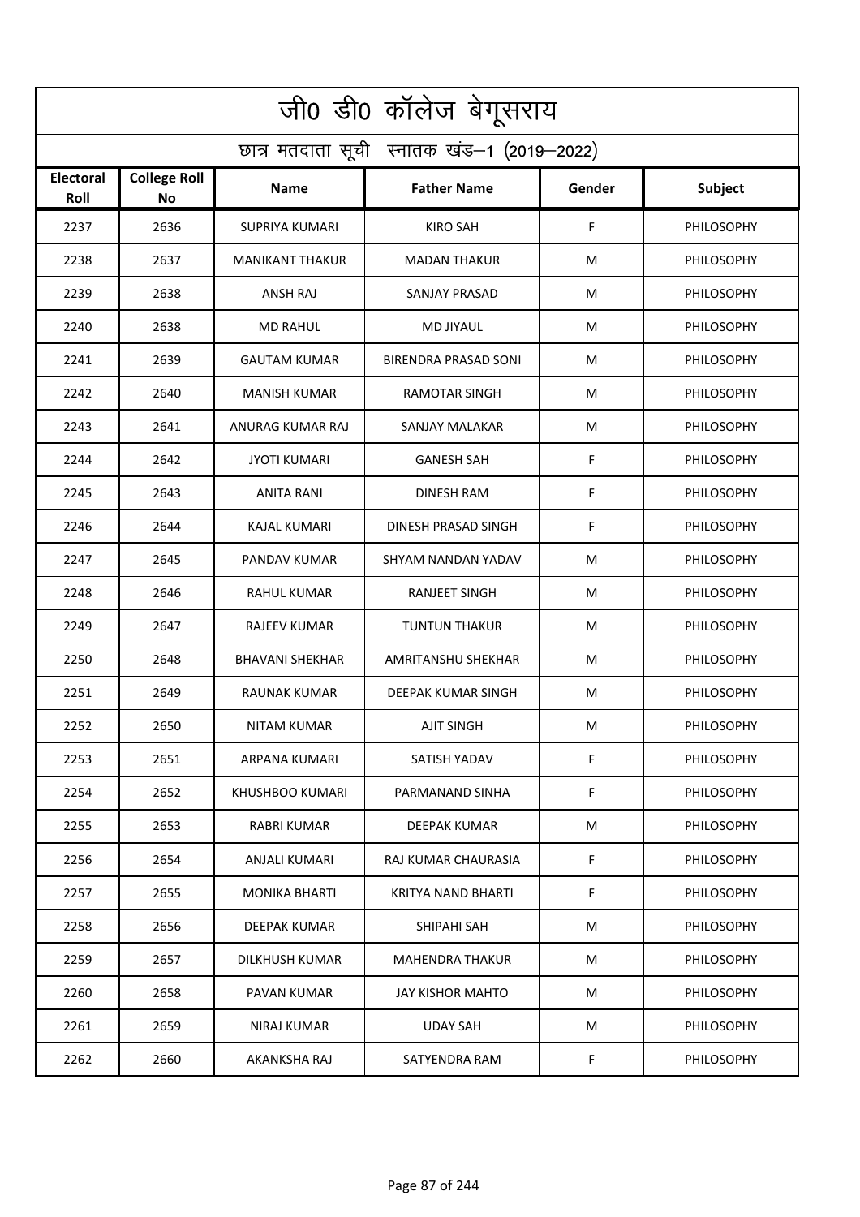# जी0 डी0 कॉलेज बेगूसराय

## छात्र मतदाता सूची स्नातक खंड–1 (2019–2022)

| Electoral Roll | College Roll No | Name | Father Name | Gender | Subject |
|---|---|---|---|---|---|
| 2237 | 2636 | SUPRIYA KUMARI | KIRO SAH | F | PHILOSOPHY |
| 2238 | 2637 | MANIKANT THAKUR | MADAN THAKUR | M | PHILOSOPHY |
| 2239 | 2638 | ANSH RAJ | SANJAY PRASAD | M | PHILOSOPHY |
| 2240 | 2638 | MD RAHUL | MD JIYAUL | M | PHILOSOPHY |
| 2241 | 2639 | GAUTAM KUMAR | BIRENDRA PRASAD SONI | M | PHILOSOPHY |
| 2242 | 2640 | MANISH KUMAR | RAMOTAR SINGH | M | PHILOSOPHY |
| 2243 | 2641 | ANURAG KUMAR RAJ | SANJAY MALAKAR | M | PHILOSOPHY |
| 2244 | 2642 | JYOTI KUMARI | GANESH SAH | F | PHILOSOPHY |
| 2245 | 2643 | ANITA RANI | DINESH RAM | F | PHILOSOPHY |
| 2246 | 2644 | KAJAL KUMARI | DINESH PRASAD SINGH | F | PHILOSOPHY |
| 2247 | 2645 | PANDAV KUMAR | SHYAM NANDAN YADAV | M | PHILOSOPHY |
| 2248 | 2646 | RAHUL KUMAR | RANJEET SINGH | M | PHILOSOPHY |
| 2249 | 2647 | RAJEEV KUMAR | TUNTUN THAKUR | M | PHILOSOPHY |
| 2250 | 2648 | BHAVANI SHEKHAR | AMRITANSHU SHEKHAR | M | PHILOSOPHY |
| 2251 | 2649 | RAUNAK KUMAR | DEEPAK KUMAR SINGH | M | PHILOSOPHY |
| 2252 | 2650 | NITAM KUMAR | AJIT SINGH | M | PHILOSOPHY |
| 2253 | 2651 | ARPANA KUMARI | SATISH YADAV | F | PHILOSOPHY |
| 2254 | 2652 | KHUSHBOO KUMARI | PARMANAND SINHA | F | PHILOSOPHY |
| 2255 | 2653 | RABRI KUMAR | DEEPAK KUMAR | M | PHILOSOPHY |
| 2256 | 2654 | ANJALI KUMARI | RAJ KUMAR CHAURASIA | F | PHILOSOPHY |
| 2257 | 2655 | MONIKA BHARTI | KRITYA NAND BHARTI | F | PHILOSOPHY |
| 2258 | 2656 | DEEPAK KUMAR | SHIPAHI SAH | M | PHILOSOPHY |
| 2259 | 2657 | DILKHUSH KUMAR | MAHENDRA THAKUR | M | PHILOSOPHY |
| 2260 | 2658 | PAVAN KUMAR | JAY KISHOR MAHTO | M | PHILOSOPHY |
| 2261 | 2659 | NIRAJ KUMAR | UDAY SAH | M | PHILOSOPHY |
| 2262 | 2660 | AKANKSHA RAJ | SATYENDRA RAM | F | PHILOSOPHY |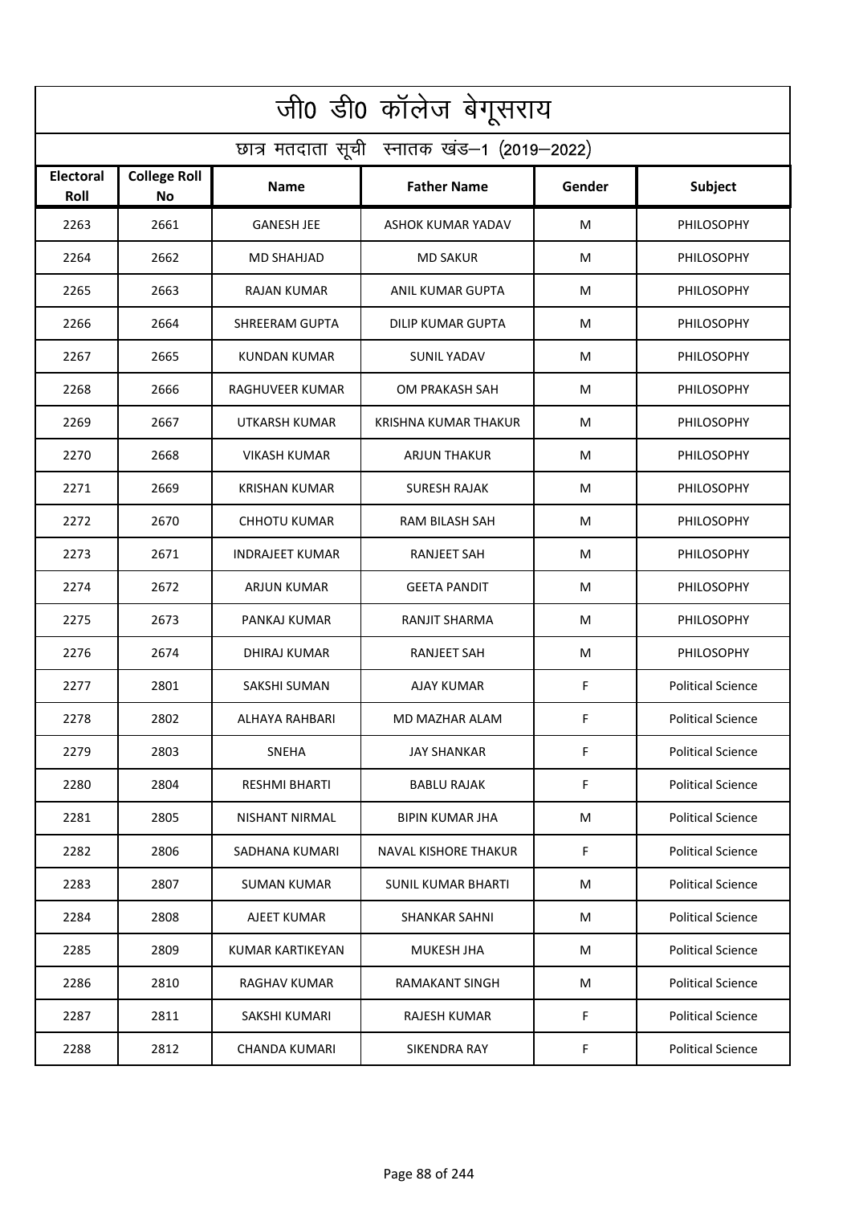# जी0 डी0 कॉलेज बेगूसराय

## छात्र मतदाता सूची स्नातक खंड–1 (2019–2022)

| Electoral Roll | College Roll No | Name | Father Name | Gender | Subject |
|---|---|---|---|---|---|
| 2263 | 2661 | GANESH JEE | ASHOK KUMAR YADAV | M | PHILOSOPHY |
| 2264 | 2662 | MD SHAHJAD | MD SAKUR | M | PHILOSOPHY |
| 2265 | 2663 | RAJAN KUMAR | ANIL KUMAR GUPTA | M | PHILOSOPHY |
| 2266 | 2664 | SHREERAM GUPTA | DILIP KUMAR GUPTA | M | PHILOSOPHY |
| 2267 | 2665 | KUNDAN KUMAR | SUNIL YADAV | M | PHILOSOPHY |
| 2268 | 2666 | RAGHUVEER KUMAR | OM PRAKASH SAH | M | PHILOSOPHY |
| 2269 | 2667 | UTKARSH KUMAR | KRISHNA KUMAR THAKUR | M | PHILOSOPHY |
| 2270 | 2668 | VIKASH KUMAR | ARJUN THAKUR | M | PHILOSOPHY |
| 2271 | 2669 | KRISHAN KUMAR | SURESH RAJAK | M | PHILOSOPHY |
| 2272 | 2670 | CHHOTU KUMAR | RAM BILASH SAH | M | PHILOSOPHY |
| 2273 | 2671 | INDRAJEET KUMAR | RANJEET SAH | M | PHILOSOPHY |
| 2274 | 2672 | ARJUN KUMAR | GEETA PANDIT | M | PHILOSOPHY |
| 2275 | 2673 | PANKAJ KUMAR | RANJIT SHARMA | M | PHILOSOPHY |
| 2276 | 2674 | DHIRAJ KUMAR | RANJEET SAH | M | PHILOSOPHY |
| 2277 | 2801 | SAKSHI SUMAN | AJAY KUMAR | F | Political Science |
| 2278 | 2802 | ALHAYA RAHBARI | MD MAZHAR ALAM | F | Political Science |
| 2279 | 2803 | SNEHA | JAY SHANKAR | F | Political Science |
| 2280 | 2804 | RESHMI BHARTI | BABLU RAJAK | F | Political Science |
| 2281 | 2805 | NISHANT NIRMAL | BIPIN KUMAR JHA | M | Political Science |
| 2282 | 2806 | SADHANA KUMARI | NAVAL KISHORE THAKUR | F | Political Science |
| 2283 | 2807 | SUMAN KUMAR | SUNIL KUMAR BHARTI | M | Political Science |
| 2284 | 2808 | AJEET KUMAR | SHANKAR SAHNI | M | Political Science |
| 2285 | 2809 | KUMAR KARTIKEYAN | MUKESH JHA | M | Political Science |
| 2286 | 2810 | RAGHAV KUMAR | RAMAKANT SINGH | M | Political Science |
| 2287 | 2811 | SAKSHI KUMARI | RAJESH KUMAR | F | Political Science |
| 2288 | 2812 | CHANDA KUMARI | SIKENDRA RAY | F | Political Science |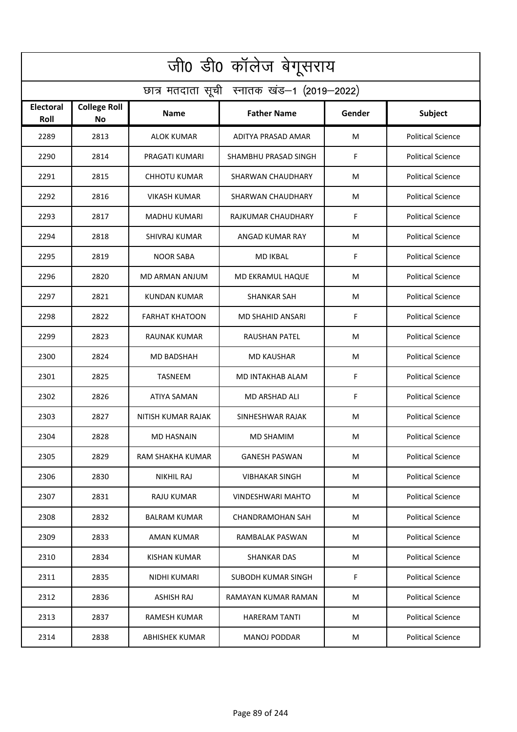# जी0 डी0 कॉलेज बेगूसराय

## छात्र मतदाता सूची स्नातक खंड–1 (2019–2022)

| Electoral Roll | College Roll No | Name | Father Name | Gender | Subject |
|---|---|---|---|---|---|
| 2289 | 2813 | ALOK KUMAR | ADITYA PRASAD AMAR | M | Political Science |
| 2290 | 2814 | PRAGATI KUMARI | SHAMBHU PRASAD SINGH | F | Political Science |
| 2291 | 2815 | CHHOTU KUMAR | SHARWAN CHAUDHARY | M | Political Science |
| 2292 | 2816 | VIKASH KUMAR | SHARWAN CHAUDHARY | M | Political Science |
| 2293 | 2817 | MADHU KUMARI | RAJKUMAR CHAUDHARY | F | Political Science |
| 2294 | 2818 | SHIVRAJ KUMAR | ANGAD KUMAR RAY | M | Political Science |
| 2295 | 2819 | NOOR SABA | MD IKBAL | F | Political Science |
| 2296 | 2820 | MD ARMAN ANJUM | MD EKRAMUL HAQUE | M | Political Science |
| 2297 | 2821 | KUNDAN KUMAR | SHANKAR SAH | M | Political Science |
| 2298 | 2822 | FARHAT KHATOON | MD SHAHID ANSARI | F | Political Science |
| 2299 | 2823 | RAUNAK KUMAR | RAUSHAN PATEL | M | Political Science |
| 2300 | 2824 | MD BADSHAH | MD KAUSHAR | M | Political Science |
| 2301 | 2825 | TASNEEM | MD INTAKHAB ALAM | F | Political Science |
| 2302 | 2826 | ATIYA SAMAN | MD ARSHAD ALI | F | Political Science |
| 2303 | 2827 | NITISH KUMAR RAJAK | SINHESHWAR RAJAK | M | Political Science |
| 2304 | 2828 | MD HASNAIN | MD SHAMIM | M | Political Science |
| 2305 | 2829 | RAM SHAKHA KUMAR | GANESH PASWAN | M | Political Science |
| 2306 | 2830 | NIKHIL RAJ | VIBHAKAR SINGH | M | Political Science |
| 2307 | 2831 | RAJU KUMAR | VINDESHWARI MAHTO | M | Political Science |
| 2308 | 2832 | BALRAM KUMAR | CHANDRAMOHAN SAH | M | Political Science |
| 2309 | 2833 | AMAN KUMAR | RAMBALAK PASWAN | M | Political Science |
| 2310 | 2834 | KISHAN KUMAR | SHANKAR DAS | M | Political Science |
| 2311 | 2835 | NIDHI KUMARI | SUBODH KUMAR SINGH | F | Political Science |
| 2312 | 2836 | ASHISH RAJ | RAMAYAN KUMAR RAMAN | M | Political Science |
| 2313 | 2837 | RAMESH KUMAR | HARERAM TANTI | M | Political Science |
| 2314 | 2838 | ABHISHEK KUMAR | MANOJ PODDAR | M | Political Science |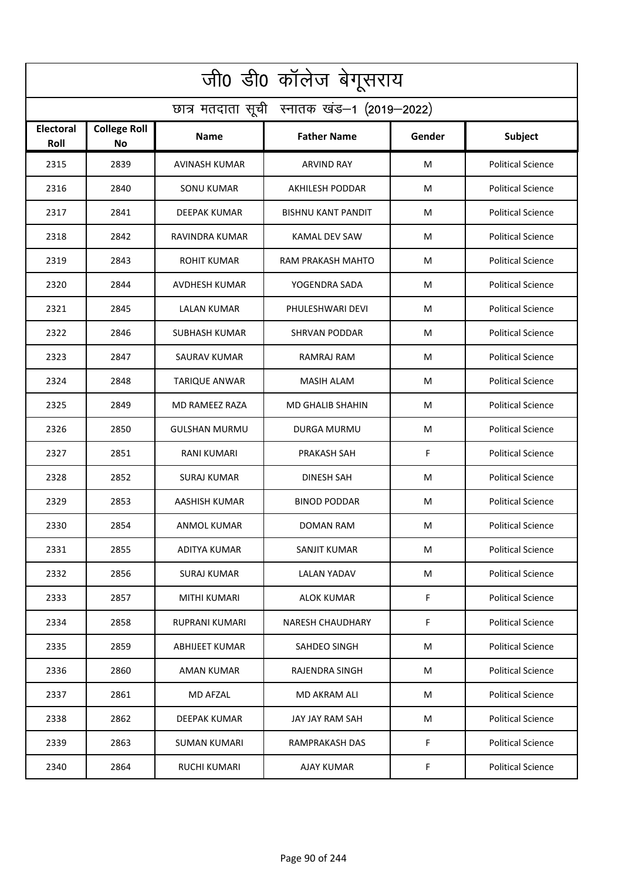# जी0 डी0 कॉलेज बेगूसराय

## छात्र मतदाता सूची स्नातक खंड–1 (2019–2022)

| Electoral Roll | College Roll No | Name | Father Name | Gender | Subject |
|---|---|---|---|---|---|
| 2315 | 2839 | AVINASH KUMAR | ARVIND RAY | M | Political Science |
| 2316 | 2840 | SONU KUMAR | AKHILESH PODDAR | M | Political Science |
| 2317 | 2841 | DEEPAK KUMAR | BISHNU KANT PANDIT | M | Political Science |
| 2318 | 2842 | RAVINDRA KUMAR | KAMAL DEV SAW | M | Political Science |
| 2319 | 2843 | ROHIT KUMAR | RAM PRAKASH MAHTO | M | Political Science |
| 2320 | 2844 | AVDHESH KUMAR | YOGENDRA SADA | M | Political Science |
| 2321 | 2845 | LALAN KUMAR | PHULESHWARI DEVI | M | Political Science |
| 2322 | 2846 | SUBHASH KUMAR | SHRVAN PODDAR | M | Political Science |
| 2323 | 2847 | SAURAV KUMAR | RAMRAJ RAM | M | Political Science |
| 2324 | 2848 | TARIQUE ANWAR | MASIH ALAM | M | Political Science |
| 2325 | 2849 | MD RAMEEZ RAZA | MD GHALIB SHAHIN | M | Political Science |
| 2326 | 2850 | GULSHAN MURMU | DURGA MURMU | M | Political Science |
| 2327 | 2851 | RANI KUMARI | PRAKASH SAH | F | Political Science |
| 2328 | 2852 | SURAJ KUMAR | DINESH SAH | M | Political Science |
| 2329 | 2853 | AASHISH KUMAR | BINOD PODDAR | M | Political Science |
| 2330 | 2854 | ANMOL KUMAR | DOMAN RAM | M | Political Science |
| 2331 | 2855 | ADITYA KUMAR | SANJIT KUMAR | M | Political Science |
| 2332 | 2856 | SURAJ KUMAR | LALAN YADAV | M | Political Science |
| 2333 | 2857 | MITHI KUMARI | ALOK KUMAR | F | Political Science |
| 2334 | 2858 | RUPRANI KUMARI | NARESH CHAUDHARY | F | Political Science |
| 2335 | 2859 | ABHIJEET KUMAR | SAHDEO SINGH | M | Political Science |
| 2336 | 2860 | AMAN KUMAR | RAJENDRA SINGH | M | Political Science |
| 2337 | 2861 | MD AFZAL | MD AKRAM ALI | M | Political Science |
| 2338 | 2862 | DEEPAK KUMAR | JAY JAY RAM SAH | M | Political Science |
| 2339 | 2863 | SUMAN KUMARI | RAMPRAKASH DAS | F | Political Science |
| 2340 | 2864 | RUCHI KUMARI | AJAY KUMAR | F | Political Science |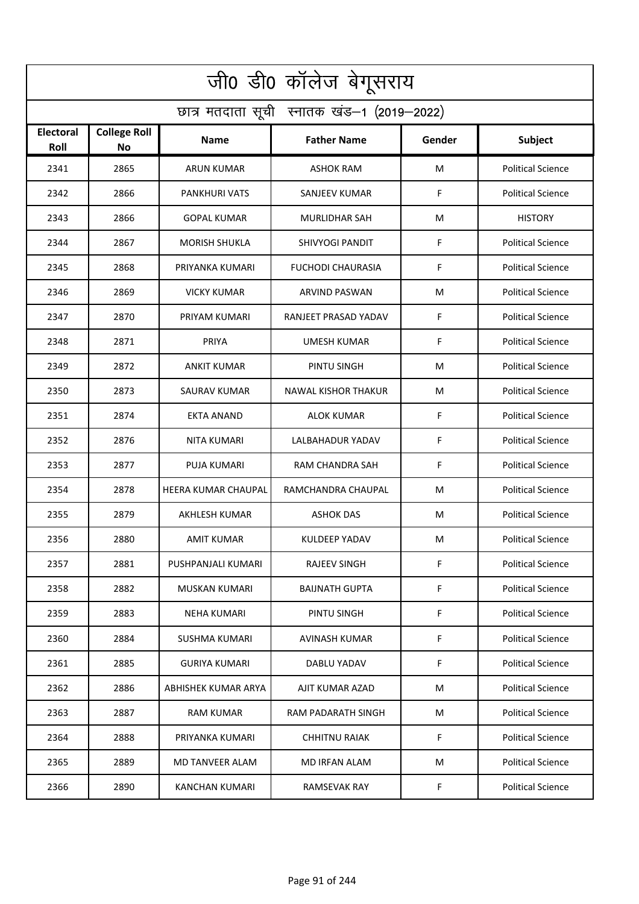# जी0 डी0 कॉलेज बेगूसराय

## छात्र मतदाता सूची स्नातक खंड–1 (2019–2022)

| Electoral Roll | College Roll No | Name | Father Name | Gender | Subject |
|---|---|---|---|---|---|
| 2341 | 2865 | ARUN KUMAR | ASHOK RAM | M | Political Science |
| 2342 | 2866 | PANKHURI VATS | SANJEEV KUMAR | F | Political Science |
| 2343 | 2866 | GOPAL KUMAR | MURLIDHAR SAH | M | HISTORY |
| 2344 | 2867 | MORISH SHUKLA | SHIVYOGI PANDIT | F | Political Science |
| 2345 | 2868 | PRIYANKA KUMARI | FUCHODI CHAURASIA | F | Political Science |
| 2346 | 2869 | VICKY KUMAR | ARVIND PASWAN | M | Political Science |
| 2347 | 2870 | PRIYAM KUMARI | RANJEET PRASAD YADAV | F | Political Science |
| 2348 | 2871 | PRIYA | UMESH KUMAR | F | Political Science |
| 2349 | 2872 | ANKIT KUMAR | PINTU SINGH | M | Political Science |
| 2350 | 2873 | SAURAV KUMAR | NAWAL KISHOR THAKUR | M | Political Science |
| 2351 | 2874 | EKTA ANAND | ALOK KUMAR | F | Political Science |
| 2352 | 2876 | NITA KUMARI | LALBAHADUR YADAV | F | Political Science |
| 2353 | 2877 | PUJA KUMARI | RAM CHANDRA SAH | F | Political Science |
| 2354 | 2878 | HEERA KUMAR CHAUPAL | RAMCHANDRA CHAUPAL | M | Political Science |
| 2355 | 2879 | AKHLESH KUMAR | ASHOK DAS | M | Political Science |
| 2356 | 2880 | AMIT KUMAR | KULDEEP YADAV | M | Political Science |
| 2357 | 2881 | PUSHPANJALI KUMARI | RAJEEV SINGH | F | Political Science |
| 2358 | 2882 | MUSKAN KUMARI | BAIJNATH GUPTA | F | Political Science |
| 2359 | 2883 | NEHA KUMARI | PINTU SINGH | F | Political Science |
| 2360 | 2884 | SUSHMA KUMARI | AVINASH KUMAR | F | Political Science |
| 2361 | 2885 | GURIYA KUMARI | DABLU YADAV | F | Political Science |
| 2362 | 2886 | ABHISHEK KUMAR ARYA | AJIT KUMAR AZAD | M | Political Science |
| 2363 | 2887 | RAM KUMAR | RAM PADARATH SINGH | M | Political Science |
| 2364 | 2888 | PRIYANKA KUMARI | CHHITNU RAIAK | F | Political Science |
| 2365 | 2889 | MD TANVEER ALAM | MD IRFAN ALAM | M | Political Science |
| 2366 | 2890 | KANCHAN KUMARI | RAMSEVAK RAY | F | Political Science |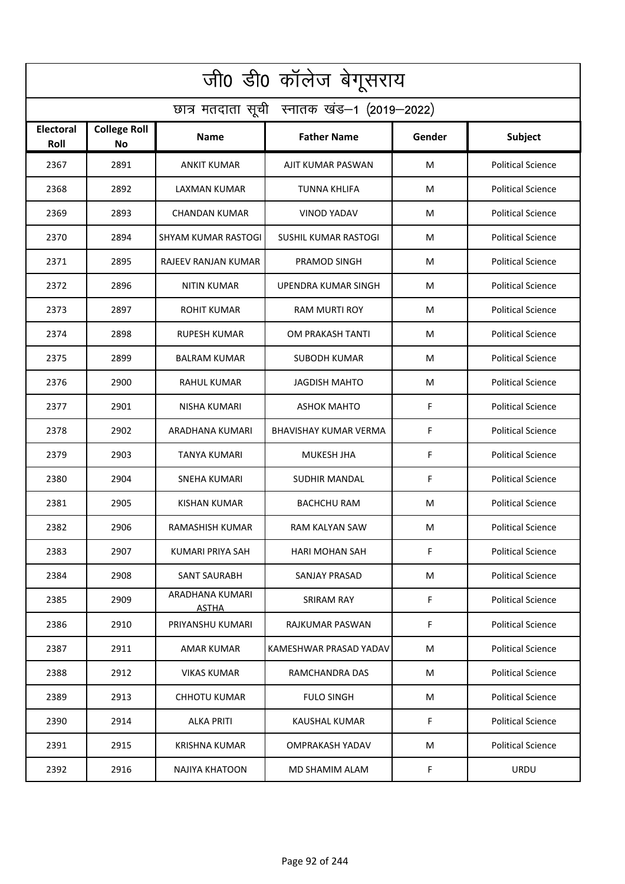# जी0 डी0 कॉलेज बेगूसराय

## छात्र मतदाता सूची स्नातक खंड–1 (2019–2022)

| Electoral Roll | College Roll No | Name | Father Name | Gender | Subject |
|---|---|---|---|---|---|
| 2367 | 2891 | ANKIT KUMAR | AJIT KUMAR PASWAN | M | Political Science |
| 2368 | 2892 | LAXMAN KUMAR | TUNNA KHLIFA | M | Political Science |
| 2369 | 2893 | CHANDAN KUMAR | VINOD YADAV | M | Political Science |
| 2370 | 2894 | SHYAM KUMAR RASTOGI | SUSHIL KUMAR RASTOGI | M | Political Science |
| 2371 | 2895 | RAJEEV RANJAN KUMAR | PRAMOD SINGH | M | Political Science |
| 2372 | 2896 | NITIN KUMAR | UPENDRA KUMAR SINGH | M | Political Science |
| 2373 | 2897 | ROHIT KUMAR | RAM MURTI ROY | M | Political Science |
| 2374 | 2898 | RUPESH KUMAR | OM PRAKASH TANTI | M | Political Science |
| 2375 | 2899 | BALRAM KUMAR | SUBODH KUMAR | M | Political Science |
| 2376 | 2900 | RAHUL KUMAR | JAGDISH MAHTO | M | Political Science |
| 2377 | 2901 | NISHA KUMARI | ASHOK MAHTO | F | Political Science |
| 2378 | 2902 | ARADHANA KUMARI | BHAVISHAY KUMAR VERMA | F | Political Science |
| 2379 | 2903 | TANYA KUMARI | MUKESH JHA | F | Political Science |
| 2380 | 2904 | SNEHA KUMARI | SUDHIR MANDAL | F | Political Science |
| 2381 | 2905 | KISHAN KUMAR | BACHCHU RAM | M | Political Science |
| 2382 | 2906 | RAMASHISH KUMAR | RAM KALYAN SAW | M | Political Science |
| 2383 | 2907 | KUMARI PRIYA SAH | HARI MOHAN SAH | F | Political Science |
| 2384 | 2908 | SANT SAURABH | SANJAY PRASAD | M | Political Science |
| 2385 | 2909 | ARADHANA KUMARI ASTHA | SRIRAM RAY | F | Political Science |
| 2386 | 2910 | PRIYANSHU KUMARI | RAJKUMAR PASWAN | F | Political Science |
| 2387 | 2911 | AMAR KUMAR | KAMESHWAR PRASAD YADAV | M | Political Science |
| 2388 | 2912 | VIKAS KUMAR | RAMCHANDRA DAS | M | Political Science |
| 2389 | 2913 | CHHOTU KUMAR | FULO SINGH | M | Political Science |
| 2390 | 2914 | ALKA PRITI | KAUSHAL KUMAR | F | Political Science |
| 2391 | 2915 | KRISHNA KUMAR | OMPRAKASH YADAV | M | Political Science |
| 2392 | 2916 | NAJIYA KHATOON | MD SHAMIM ALAM | F | URDU |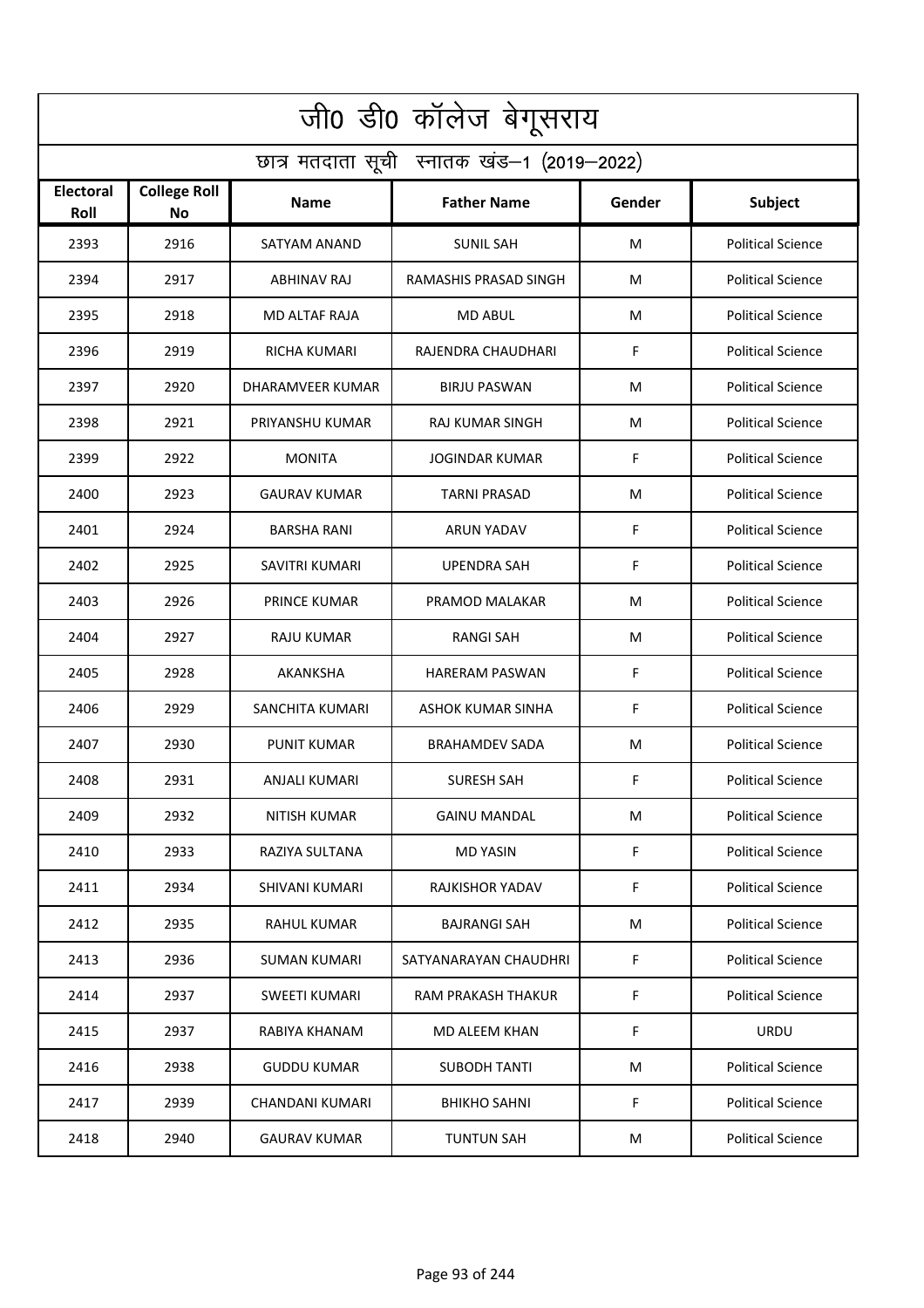# जी0 डी0 कॉलेज बेगूसराय

## छात्र मतदाता सूची स्नातक खंड–1 (2019–2022)

| Electoral Roll | College Roll No | Name | Father Name | Gender | Subject |
|---|---|---|---|---|---|
| 2393 | 2916 | SATYAM ANAND | SUNIL SAH | M | Political Science |
| 2394 | 2917 | ABHINAV RAJ | RAMASHIS PRASAD SINGH | M | Political Science |
| 2395 | 2918 | MD ALTAF RAJA | MD ABUL | M | Political Science |
| 2396 | 2919 | RICHA KUMARI | RAJENDRA CHAUDHARI | F | Political Science |
| 2397 | 2920 | DHARAMVEER KUMAR | BIRJU PASWAN | M | Political Science |
| 2398 | 2921 | PRIYANSHU KUMAR | RAJ KUMAR SINGH | M | Political Science |
| 2399 | 2922 | MONITA | JOGINDAR KUMAR | F | Political Science |
| 2400 | 2923 | GAURAV KUMAR | TARNI PRASAD | M | Political Science |
| 2401 | 2924 | BARSHA RANI | ARUN YADAV | F | Political Science |
| 2402 | 2925 | SAVITRI KUMARI | UPENDRA SAH | F | Political Science |
| 2403 | 2926 | PRINCE KUMAR | PRAMOD MALAKAR | M | Political Science |
| 2404 | 2927 | RAJU KUMAR | RANGI SAH | M | Political Science |
| 2405 | 2928 | AKANKSHA | HARERAM PASWAN | F | Political Science |
| 2406 | 2929 | SANCHITA KUMARI | ASHOK KUMAR SINHA | F | Political Science |
| 2407 | 2930 | PUNIT KUMAR | BRAHAMDEV SADA | M | Political Science |
| 2408 | 2931 | ANJALI KUMARI | SURESH SAH | F | Political Science |
| 2409 | 2932 | NITISH KUMAR | GAINU MANDAL | M | Political Science |
| 2410 | 2933 | RAZIYA SULTANA | MD YASIN | F | Political Science |
| 2411 | 2934 | SHIVANI KUMARI | RAJKISHOR YADAV | F | Political Science |
| 2412 | 2935 | RAHUL KUMAR | BAJRANGI SAH | M | Political Science |
| 2413 | 2936 | SUMAN KUMARI | SATYANARAYAN CHAUDHRI | F | Political Science |
| 2414 | 2937 | SWEETI KUMARI | RAM PRAKASH THAKUR | F | Political Science |
| 2415 | 2937 | RABIYA KHANAM | MD ALEEM KHAN | F | URDU |
| 2416 | 2938 | GUDDU KUMAR | SUBODH TANTI | M | Political Science |
| 2417 | 2939 | CHANDANI KUMARI | BHIKHO SAHNI | F | Political Science |
| 2418 | 2940 | GAURAV KUMAR | TUNTUN SAH | M | Political Science |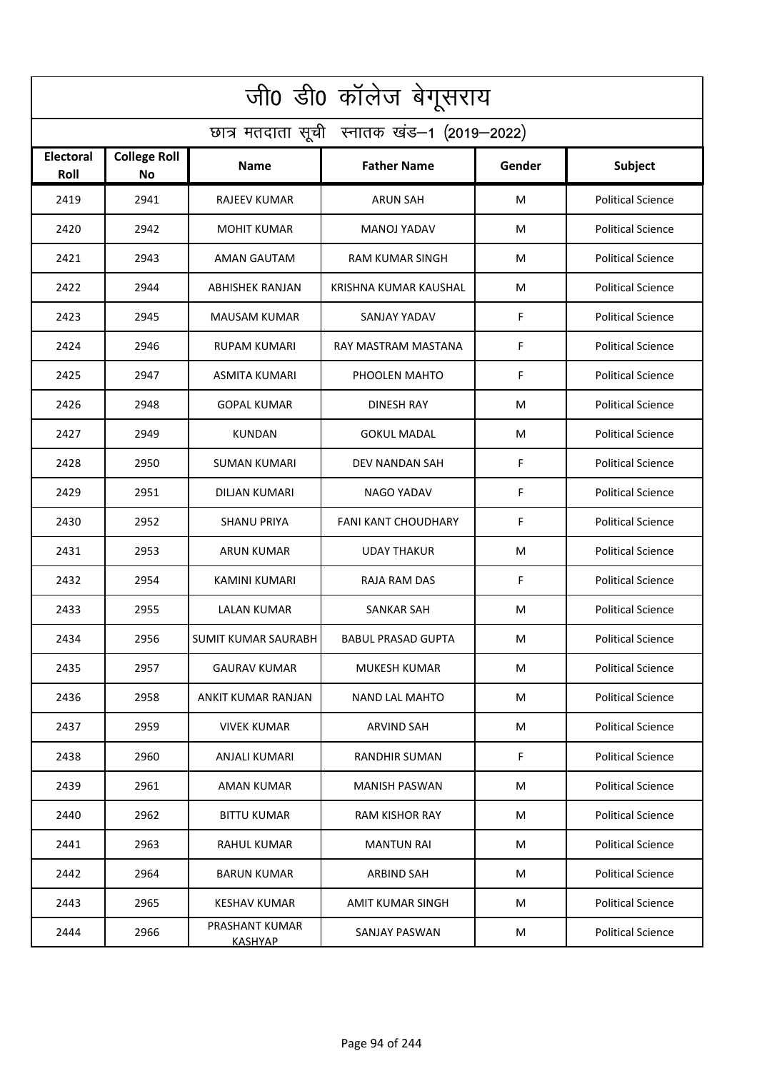# जी0 डी0 कॉलेज बेगूसराय

## छात्र मतदाता सूची स्नातक खंड–1 (2019–2022)

| Electoral Roll | College Roll No | Name | Father Name | Gender | Subject |
|---|---|---|---|---|---|
| 2419 | 2941 | RAJEEV KUMAR | ARUN SAH | M | Political Science |
| 2420 | 2942 | MOHIT KUMAR | MANOJ YADAV | M | Political Science |
| 2421 | 2943 | AMAN GAUTAM | RAM KUMAR SINGH | M | Political Science |
| 2422 | 2944 | ABHISHEK RANJAN | KRISHNA KUMAR KAUSHAL | M | Political Science |
| 2423 | 2945 | MAUSAM KUMAR | SANJAY YADAV | F | Political Science |
| 2424 | 2946 | RUPAM KUMARI | RAY MASTRAM MASTANA | F | Political Science |
| 2425 | 2947 | ASMITA KUMARI | PHOOLEN MAHTO | F | Political Science |
| 2426 | 2948 | GOPAL KUMAR | DINESH RAY | M | Political Science |
| 2427 | 2949 | KUNDAN | GOKUL MADAL | M | Political Science |
| 2428 | 2950 | SUMAN KUMARI | DEV NANDAN SAH | F | Political Science |
| 2429 | 2951 | DILJAN KUMARI | NAGO YADAV | F | Political Science |
| 2430 | 2952 | SHANU PRIYA | FANI KANT CHOUDHARY | F | Political Science |
| 2431 | 2953 | ARUN KUMAR | UDAY THAKUR | M | Political Science |
| 2432 | 2954 | KAMINI KUMARI | RAJA RAM DAS | F | Political Science |
| 2433 | 2955 | LALAN KUMAR | SANKAR SAH | M | Political Science |
| 2434 | 2956 | SUMIT KUMAR SAURABH | BABUL PRASAD GUPTA | M | Political Science |
| 2435 | 2957 | GAURAV KUMAR | MUKESH KUMAR | M | Political Science |
| 2436 | 2958 | ANKIT KUMAR RANJAN | NAND LAL MAHTO | M | Political Science |
| 2437 | 2959 | VIVEK KUMAR | ARVIND SAH | M | Political Science |
| 2438 | 2960 | ANJALI KUMARI | RANDHIR SUMAN | F | Political Science |
| 2439 | 2961 | AMAN KUMAR | MANISH PASWAN | M | Political Science |
| 2440 | 2962 | BITTU KUMAR | RAM KISHOR RAY | M | Political Science |
| 2441 | 2963 | RAHUL KUMAR | MANTUN RAI | M | Political Science |
| 2442 | 2964 | BARUN KUMAR | ARBIND SAH | M | Political Science |
| 2443 | 2965 | KESHAV KUMAR | AMIT KUMAR SINGH | M | Political Science |
| 2444 | 2966 | PRASHANT KUMAR KASHYAP | SANJAY PASWAN | M | Political Science |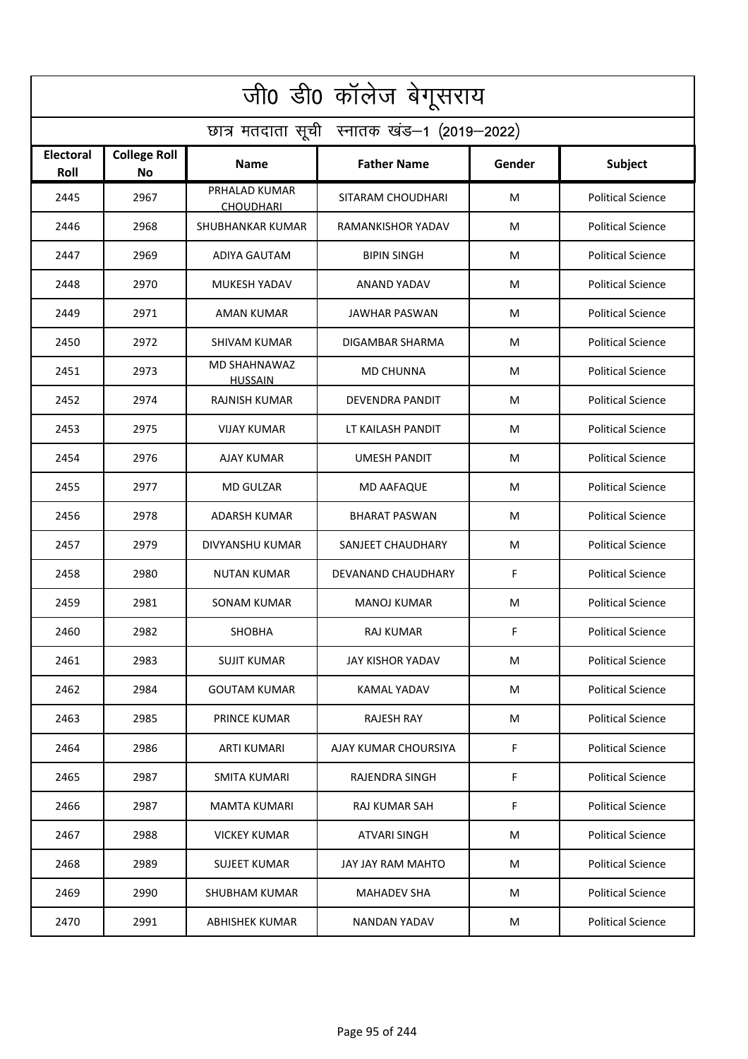# जी0 डी0 कॉलेज बेगूसराय

## छात्र मतदाता सूची स्नातक खंड–1 (2019–2022)

| Electoral Roll | College Roll No | Name | Father Name | Gender | Subject |
|---|---|---|---|---|---|
| 2445 | 2967 | PRHALAD KUMAR CHOUDHARI | SITARAM CHOUDHARI | M | Political Science |
| 2446 | 2968 | SHUBHANKAR KUMAR | RAMANKISHOR YADAV | M | Political Science |
| 2447 | 2969 | ADIYA GAUTAM | BIPIN SINGH | M | Political Science |
| 2448 | 2970 | MUKESH YADAV | ANAND YADAV | M | Political Science |
| 2449 | 2971 | AMAN KUMAR | JAWHAR PASWAN | M | Political Science |
| 2450 | 2972 | SHIVAM KUMAR | DIGAMBAR SHARMA | M | Political Science |
| 2451 | 2973 | MD SHAHNAWAZ HUSSAIN | MD CHUNNA | M | Political Science |
| 2452 | 2974 | RAJNISH KUMAR | DEVENDRA PANDIT | M | Political Science |
| 2453 | 2975 | VIJAY KUMAR | LT KAILASH PANDIT | M | Political Science |
| 2454 | 2976 | AJAY KUMAR | UMESH PANDIT | M | Political Science |
| 2455 | 2977 | MD GULZAR | MD AAFAQUE | M | Political Science |
| 2456 | 2978 | ADARSH KUMAR | BHARAT PASWAN | M | Political Science |
| 2457 | 2979 | DIVYANSHU KUMAR | SANJEET CHAUDHARY | M | Political Science |
| 2458 | 2980 | NUTAN KUMAR | DEVANAND CHAUDHARY | F | Political Science |
| 2459 | 2981 | SONAM KUMAR | MANOJ KUMAR | M | Political Science |
| 2460 | 2982 | SHOBHA | RAJ KUMAR | F | Political Science |
| 2461 | 2983 | SUJIT KUMAR | JAY KISHOR YADAV | M | Political Science |
| 2462 | 2984 | GOUTAM KUMAR | KAMAL YADAV | M | Political Science |
| 2463 | 2985 | PRINCE KUMAR | RAJESH RAY | M | Political Science |
| 2464 | 2986 | ARTI KUMARI | AJAY KUMAR CHOURSIYA | F | Political Science |
| 2465 | 2987 | SMITA KUMARI | RAJENDRA SINGH | F | Political Science |
| 2466 | 2987 | MAMTA KUMARI | RAJ KUMAR SAH | F | Political Science |
| 2467 | 2988 | VICKEY KUMAR | ATVARI SINGH | M | Political Science |
| 2468 | 2989 | SUJEET KUMAR | JAY JAY RAM MAHTO | M | Political Science |
| 2469 | 2990 | SHUBHAM KUMAR | MAHADEV SHA | M | Political Science |
| 2470 | 2991 | ABHISHEK KUMAR | NANDAN YADAV | M | Political Science |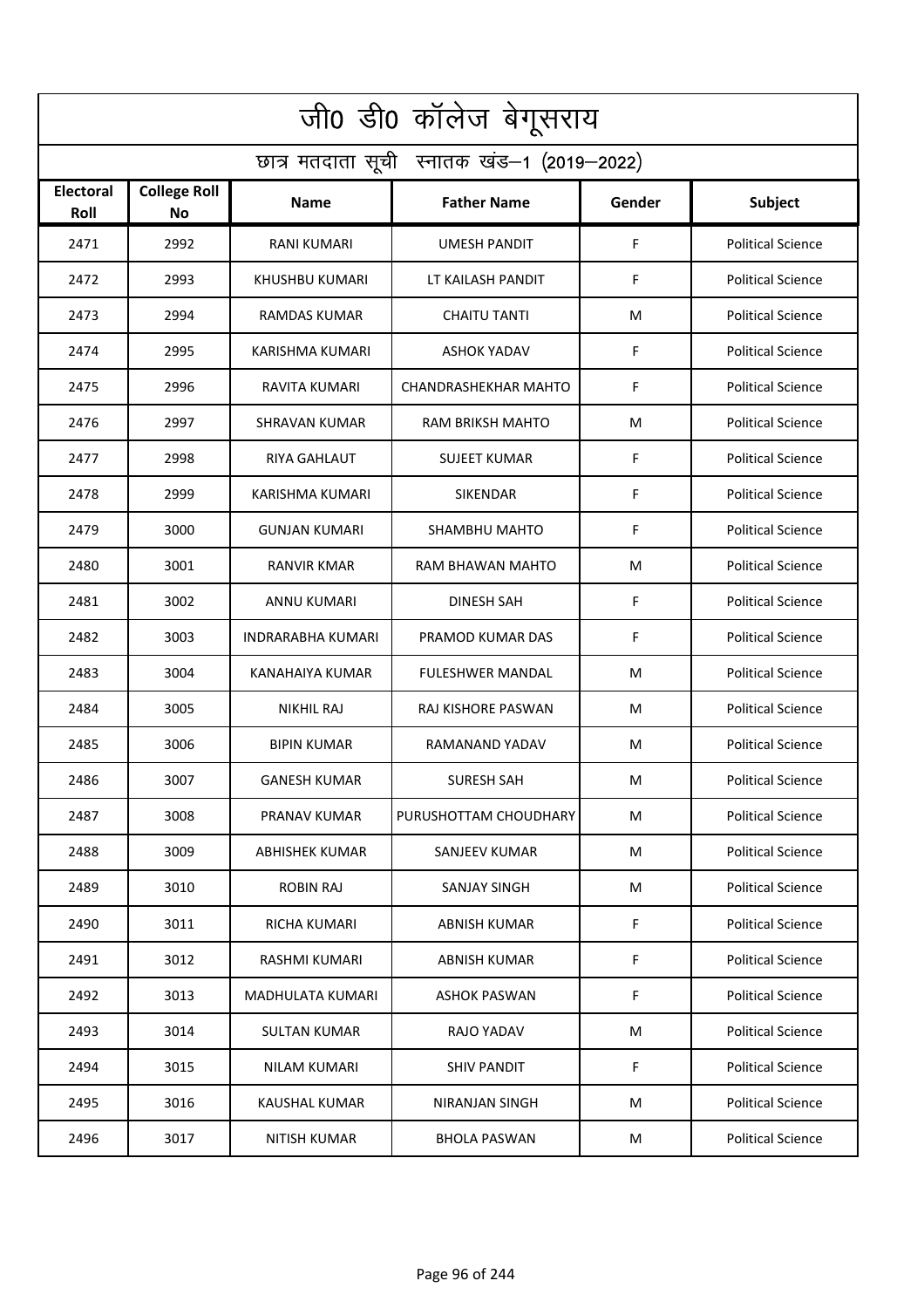# जी0 डी0 कॉलेज बेगूसराय

## छात्र मतदाता सूची स्नातक खंड–1 (2019–2022)

| Electoral Roll | College Roll No | Name | Father Name | Gender | Subject |
|---|---|---|---|---|---|
| 2471 | 2992 | RANI KUMARI | UMESH PANDIT | F | Political Science |
| 2472 | 2993 | KHUSHBU KUMARI | LT KAILASH PANDIT | F | Political Science |
| 2473 | 2994 | RAMDAS KUMAR | CHAITU TANTI | M | Political Science |
| 2474 | 2995 | KARISHMA KUMARI | ASHOK YADAV | F | Political Science |
| 2475 | 2996 | RAVITA KUMARI | CHANDRASHEKHAR MAHTO | F | Political Science |
| 2476 | 2997 | SHRAVAN KUMAR | RAM BRIKSH MAHTO | M | Political Science |
| 2477 | 2998 | RIYA GAHLAUT | SUJEET KUMAR | F | Political Science |
| 2478 | 2999 | KARISHMA KUMARI | SIKENDAR | F | Political Science |
| 2479 | 3000 | GUNJAN KUMARI | SHAMBHU MAHTO | F | Political Science |
| 2480 | 3001 | RANVIR KMAR | RAM BHAWAN MAHTO | M | Political Science |
| 2481 | 3002 | ANNU KUMARI | DINESH SAH | F | Political Science |
| 2482 | 3003 | INDRARABHA KUMARI | PRAMOD KUMAR DAS | F | Political Science |
| 2483 | 3004 | KANAHAIYA KUMAR | FULESHWER MANDAL | M | Political Science |
| 2484 | 3005 | NIKHIL RAJ | RAJ KISHORE PASWAN | M | Political Science |
| 2485 | 3006 | BIPIN KUMAR | RAMANAND YADAV | M | Political Science |
| 2486 | 3007 | GANESH KUMAR | SURESH SAH | M | Political Science |
| 2487 | 3008 | PRANAV KUMAR | PURUSHOTTAM CHOUDHARY | M | Political Science |
| 2488 | 3009 | ABHISHEK KUMAR | SANJEEV KUMAR | M | Political Science |
| 2489 | 3010 | ROBIN RAJ | SANJAY SINGH | M | Political Science |
| 2490 | 3011 | RICHA KUMARI | ABNISH KUMAR | F | Political Science |
| 2491 | 3012 | RASHMI KUMARI | ABNISH KUMAR | F | Political Science |
| 2492 | 3013 | MADHULATA KUMARI | ASHOK PASWAN | F | Political Science |
| 2493 | 3014 | SULTAN KUMAR | RAJO YADAV | M | Political Science |
| 2494 | 3015 | NILAM KUMARI | SHIV PANDIT | F | Political Science |
| 2495 | 3016 | KAUSHAL KUMAR | NIRANJAN SINGH | M | Political Science |
| 2496 | 3017 | NITISH KUMAR | BHOLA PASWAN | M | Political Science |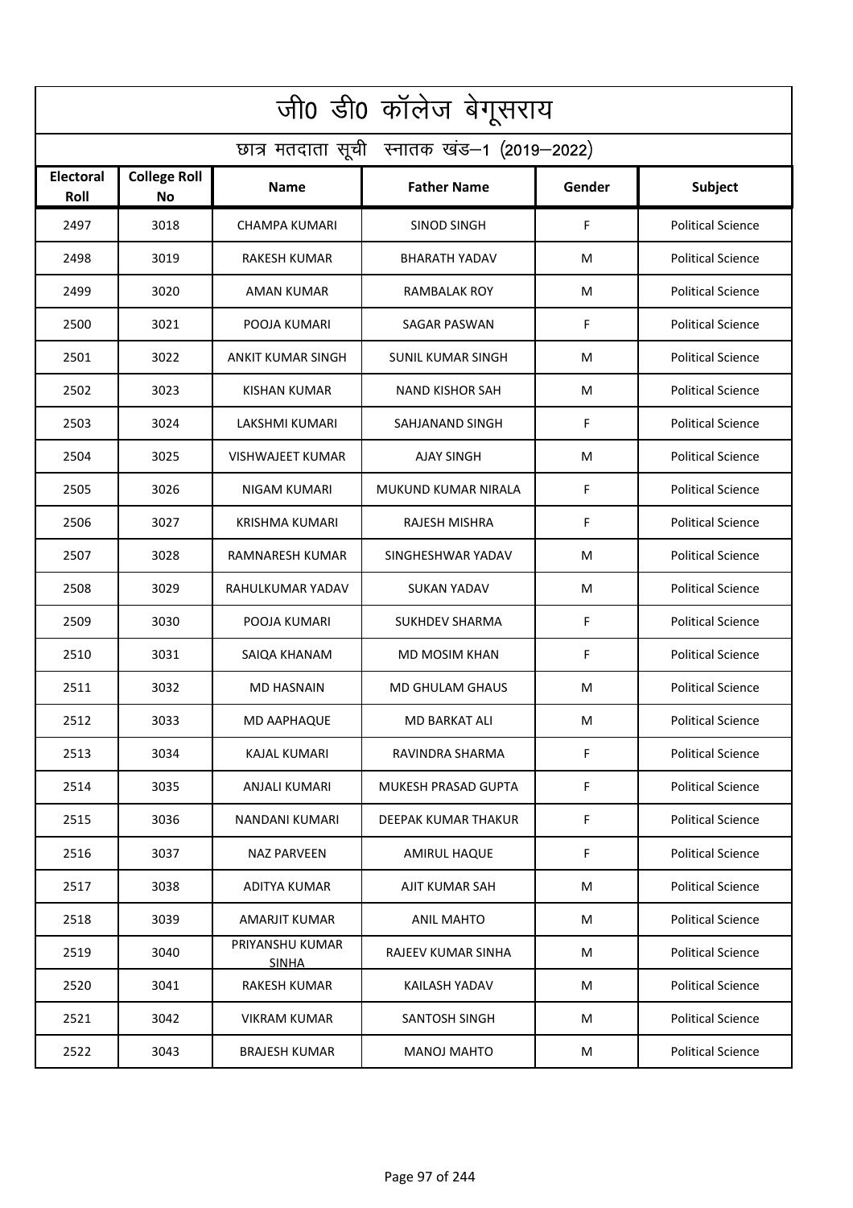# जी0 डी0 कॉलेज बेगूसराय

## छात्र मतदाता सूची स्नातक खंड–1 (2019–2022)

| Electoral Roll | College Roll No | Name | Father Name | Gender | Subject |
|---|---|---|---|---|---|
| 2497 | 3018 | CHAMPA KUMARI | SINOD SINGH | F | Political Science |
| 2498 | 3019 | RAKESH KUMAR | BHARATH YADAV | M | Political Science |
| 2499 | 3020 | AMAN KUMAR | RAMBALAK ROY | M | Political Science |
| 2500 | 3021 | POOJA KUMARI | SAGAR PASWAN | F | Political Science |
| 2501 | 3022 | ANKIT KUMAR SINGH | SUNIL KUMAR SINGH | M | Political Science |
| 2502 | 3023 | KISHAN KUMAR | NAND KISHOR SAH | M | Political Science |
| 2503 | 3024 | LAKSHMI KUMARI | SAHJANAND SINGH | F | Political Science |
| 2504 | 3025 | VISHWAJEET KUMAR | AJAY SINGH | M | Political Science |
| 2505 | 3026 | NIGAM KUMARI | MUKUND KUMAR NIRALA | F | Political Science |
| 2506 | 3027 | KRISHMA KUMARI | RAJESH MISHRA | F | Political Science |
| 2507 | 3028 | RAMNARESH KUMAR | SINGHESHWAR YADAV | M | Political Science |
| 2508 | 3029 | RAHULKUMAR YADAV | SUKAN YADAV | M | Political Science |
| 2509 | 3030 | POOJA KUMARI | SUKHDEV SHARMA | F | Political Science |
| 2510 | 3031 | SAIQA KHANAM | MD MOSIM KHAN | F | Political Science |
| 2511 | 3032 | MD HASNAIN | MD GHULAM GHAUS | M | Political Science |
| 2512 | 3033 | MD AAPHAQUE | MD BARKAT ALI | M | Political Science |
| 2513 | 3034 | KAJAL KUMARI | RAVINDRA SHARMA | F | Political Science |
| 2514 | 3035 | ANJALI KUMARI | MUKESH PRASAD GUPTA | F | Political Science |
| 2515 | 3036 | NANDANI KUMARI | DEEPAK KUMAR THAKUR | F | Political Science |
| 2516 | 3037 | NAZ PARVEEN | AMIRUL HAQUE | F | Political Science |
| 2517 | 3038 | ADITYA KUMAR | AJIT KUMAR SAH | M | Political Science |
| 2518 | 3039 | AMARJIT KUMAR | ANIL MAHTO | M | Political Science |
| 2519 | 3040 | PRIYANSHU KUMAR SINHA | RAJEEV KUMAR SINHA | M | Political Science |
| 2520 | 3041 | RAKESH KUMAR | KAILASH YADAV | M | Political Science |
| 2521 | 3042 | VIKRAM KUMAR | SANTOSH SINGH | M | Political Science |
| 2522 | 3043 | BRAJESH KUMAR | MANOJ MAHTO | M | Political Science |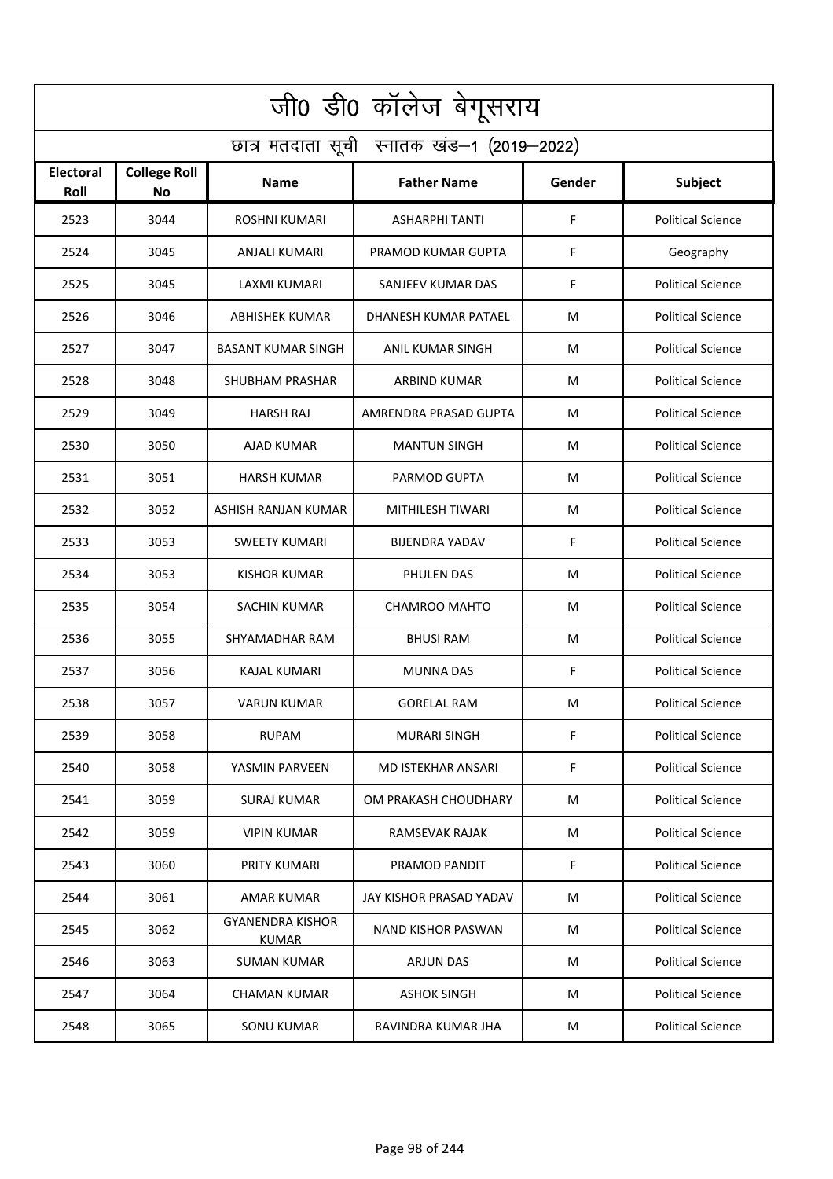# जी0 डी0 कॉलेज बेगूसराय

## छात्र मतदाता सूची स्नातक खंड–1 (2019–2022)

| Electoral Roll | College Roll No | Name | Father Name | Gender | Subject |
|---|---|---|---|---|---|
| 2523 | 3044 | ROSHNI KUMARI | ASHARPHI TANTI | F | Political Science |
| 2524 | 3045 | ANJALI KUMARI | PRAMOD KUMAR GUPTA | F | Geography |
| 2525 | 3045 | LAXMI KUMARI | SANJEEV KUMAR DAS | F | Political Science |
| 2526 | 3046 | ABHISHEK KUMAR | DHANESH KUMAR PATAEL | M | Political Science |
| 2527 | 3047 | BASANT KUMAR SINGH | ANIL KUMAR SINGH | M | Political Science |
| 2528 | 3048 | SHUBHAM PRASHAR | ARBIND KUMAR | M | Political Science |
| 2529 | 3049 | HARSH RAJ | AMRENDRA PRASAD GUPTA | M | Political Science |
| 2530 | 3050 | AJAD KUMAR | MANTUN SINGH | M | Political Science |
| 2531 | 3051 | HARSH KUMAR | PARMOD GUPTA | M | Political Science |
| 2532 | 3052 | ASHISH RANJAN KUMAR | MITHILESH TIWARI | M | Political Science |
| 2533 | 3053 | SWEETY KUMARI | BIJENDRA YADAV | F | Political Science |
| 2534 | 3053 | KISHOR KUMAR | PHULEN DAS | M | Political Science |
| 2535 | 3054 | SACHIN KUMAR | CHAMROO MAHTO | M | Political Science |
| 2536 | 3055 | SHYAMADHAR RAM | BHUSI RAM | M | Political Science |
| 2537 | 3056 | KAJAL KUMARI | MUNNA DAS | F | Political Science |
| 2538 | 3057 | VARUN KUMAR | GORELAL RAM | M | Political Science |
| 2539 | 3058 | RUPAM | MURARI SINGH | F | Political Science |
| 2540 | 3058 | YASMIN PARVEEN | MD ISTEKHAR ANSARI | F | Political Science |
| 2541 | 3059 | SURAJ KUMAR | OM PRAKASH CHOUDHARY | M | Political Science |
| 2542 | 3059 | VIPIN KUMAR | RAMSEVAK RAJAK | M | Political Science |
| 2543 | 3060 | PRITY KUMARI | PRAMOD PANDIT | F | Political Science |
| 2544 | 3061 | AMAR KUMAR | JAY KISHOR PRASAD YADAV | M | Political Science |
| 2545 | 3062 | GYANENDRA KISHOR KUMAR | NAND KISHOR PASWAN | M | Political Science |
| 2546 | 3063 | SUMAN KUMAR | ARJUN DAS | M | Political Science |
| 2547 | 3064 | CHAMAN KUMAR | ASHOK SINGH | M | Political Science |
| 2548 | 3065 | SONU KUMAR | RAVINDRA KUMAR JHA | M | Political Science |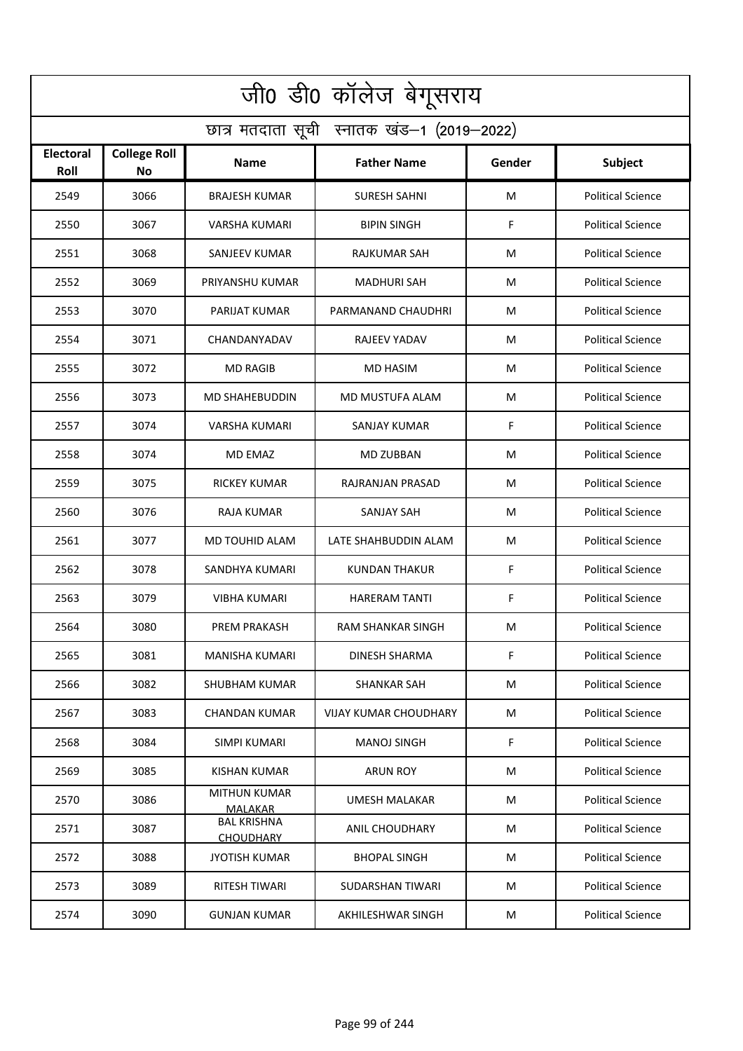# जी0 डी0 कॉलेज बेगूसराय

## छात्र मतदाता सूची स्नातक खंड–1 (2019–2022)

| Electoral Roll | College Roll No | Name | Father Name | Gender | Subject |
|---|---|---|---|---|---|
| 2549 | 3066 | BRAJESH KUMAR | SURESH SAHNI | M | Political Science |
| 2550 | 3067 | VARSHA KUMARI | BIPIN SINGH | F | Political Science |
| 2551 | 3068 | SANJEEV KUMAR | RAJKUMAR SAH | M | Political Science |
| 2552 | 3069 | PRIYANSHU KUMAR | MADHURI SAH | M | Political Science |
| 2553 | 3070 | PARIJAT KUMAR | PARMANAND CHAUDHRI | M | Political Science |
| 2554 | 3071 | CHANDANYADAV | RAJEEV YADAV | M | Political Science |
| 2555 | 3072 | MD RAGIB | MD HASIM | M | Political Science |
| 2556 | 3073 | MD SHAHEBUDDIN | MD MUSTUFA ALAM | M | Political Science |
| 2557 | 3074 | VARSHA KUMARI | SANJAY KUMAR | F | Political Science |
| 2558 | 3074 | MD EMAZ | MD ZUBBAN | M | Political Science |
| 2559 | 3075 | RICKEY KUMAR | RAJRANJAN PRASAD | M | Political Science |
| 2560 | 3076 | RAJA KUMAR | SANJAY SAH | M | Political Science |
| 2561 | 3077 | MD TOUHID ALAM | LATE SHAHBUDDIN ALAM | M | Political Science |
| 2562 | 3078 | SANDHYA KUMARI | KUNDAN THAKUR | F | Political Science |
| 2563 | 3079 | VIBHA KUMARI | HARERAM TANTI | F | Political Science |
| 2564 | 3080 | PREM PRAKASH | RAM SHANKAR SINGH | M | Political Science |
| 2565 | 3081 | MANISHA KUMARI | DINESH SHARMA | F | Political Science |
| 2566 | 3082 | SHUBHAM KUMAR | SHANKAR SAH | M | Political Science |
| 2567 | 3083 | CHANDAN KUMAR | VIJAY KUMAR CHOUDHARY | M | Political Science |
| 2568 | 3084 | SIMPI KUMARI | MANOJ SINGH | F | Political Science |
| 2569 | 3085 | KISHAN KUMAR | ARUN ROY | M | Political Science |
| 2570 | 3086 | MITHUN KUMAR MALAKAR | UMESH MALAKAR | M | Political Science |
| 2571 | 3087 | BAL KRISHNA CHOUDHARY | ANIL CHOUDHARY | M | Political Science |
| 2572 | 3088 | JYOTISH KUMAR | BHOPAL SINGH | M | Political Science |
| 2573 | 3089 | RITESH TIWARI | SUDARSHAN TIWARI | M | Political Science |
| 2574 | 3090 | GUNJAN KUMAR | AKHILESHWAR SINGH | M | Political Science |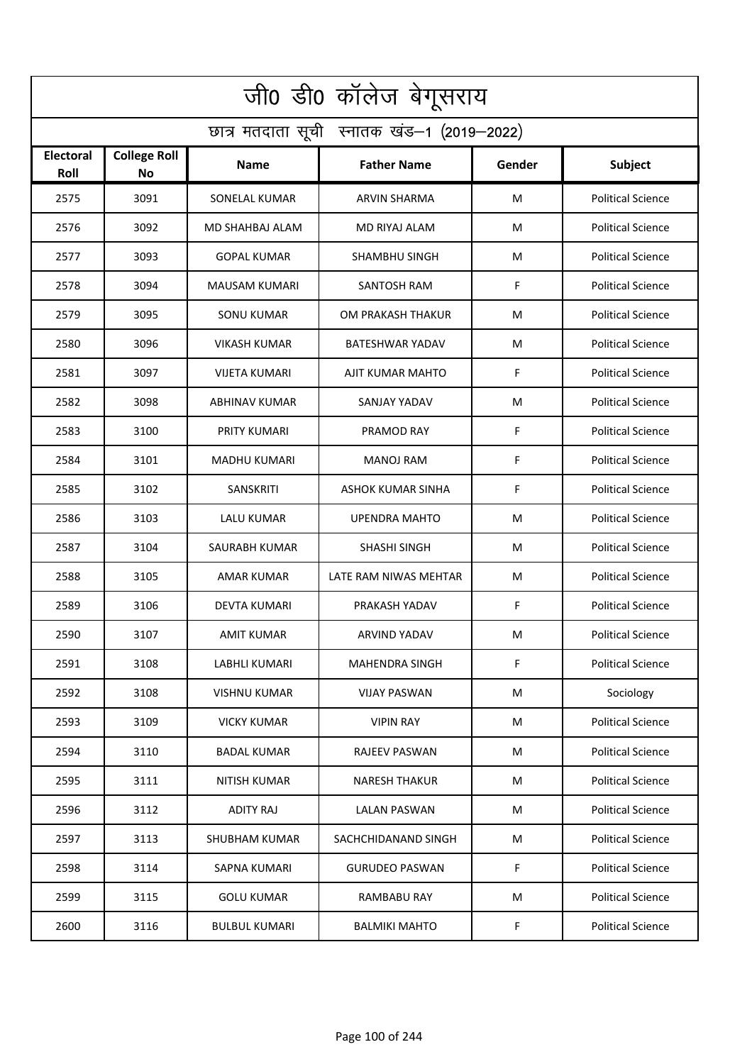# जी0 डी0 कॉलेज बेगूसराय

## छात्र मतदाता सूची स्नातक खंड–1 (2019–2022)

| Electoral Roll | College Roll No | Name | Father Name | Gender | Subject |
|---|---|---|---|---|---|
| 2575 | 3091 | SONELAL KUMAR | ARVIN SHARMA | M | Political Science |
| 2576 | 3092 | MD SHAHBAJ ALAM | MD RIYAJ ALAM | M | Political Science |
| 2577 | 3093 | GOPAL KUMAR | SHAMBHU SINGH | M | Political Science |
| 2578 | 3094 | MAUSAM KUMARI | SANTOSH RAM | F | Political Science |
| 2579 | 3095 | SONU KUMAR | OM PRAKASH THAKUR | M | Political Science |
| 2580 | 3096 | VIKASH KUMAR | BATESHWAR YADAV | M | Political Science |
| 2581 | 3097 | VIJETA KUMARI | AJIT KUMAR MAHTO | F | Political Science |
| 2582 | 3098 | ABHINAV KUMAR | SANJAY YADAV | M | Political Science |
| 2583 | 3100 | PRITY KUMARI | PRAMOD RAY | F | Political Science |
| 2584 | 3101 | MADHU KUMARI | MANOJ RAM | F | Political Science |
| 2585 | 3102 | SANSKRITI | ASHOK KUMAR SINHA | F | Political Science |
| 2586 | 3103 | LALU KUMAR | UPENDRA MAHTO | M | Political Science |
| 2587 | 3104 | SAURABH KUMAR | SHASHI SINGH | M | Political Science |
| 2588 | 3105 | AMAR KUMAR | LATE RAM NIWAS MEHTAR | M | Political Science |
| 2589 | 3106 | DEVTA KUMARI | PRAKASH YADAV | F | Political Science |
| 2590 | 3107 | AMIT KUMAR | ARVIND YADAV | M | Political Science |
| 2591 | 3108 | LABHLI KUMARI | MAHENDRA SINGH | F | Political Science |
| 2592 | 3108 | VISHNU KUMAR | VIJAY PASWAN | M | Sociology |
| 2593 | 3109 | VICKY KUMAR | VIPIN RAY | M | Political Science |
| 2594 | 3110 | BADAL KUMAR | RAJEEV PASWAN | M | Political Science |
| 2595 | 3111 | NITISH KUMAR | NARESH THAKUR | M | Political Science |
| 2596 | 3112 | ADITY RAJ | LALAN PASWAN | M | Political Science |
| 2597 | 3113 | SHUBHAM KUMAR | SACHCHIDANAND SINGH | M | Political Science |
| 2598 | 3114 | SAPNA KUMARI | GURUDEO PASWAN | F | Political Science |
| 2599 | 3115 | GOLU KUMAR | RAMBABU RAY | M | Political Science |
| 2600 | 3116 | BULBUL KUMARI | BALMIKI MAHTO | F | Political Science |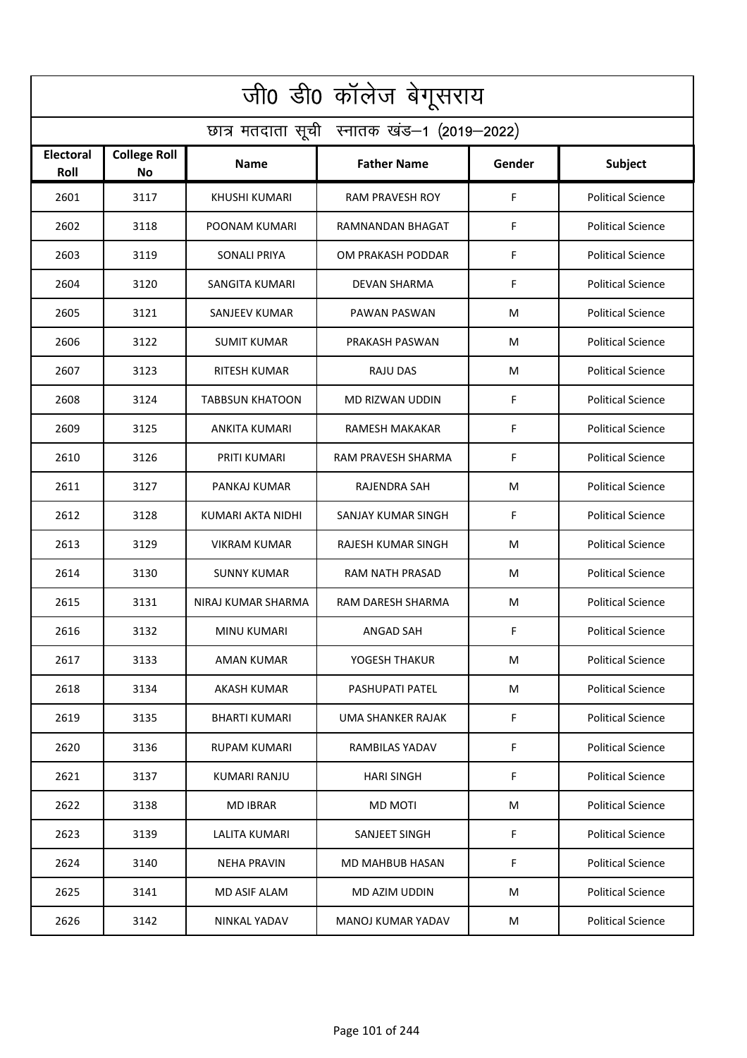# जी0 डी0 कॉलेज बेगूसराय

## छात्र मतदाता सूची स्नातक खंड–1 (2019–2022)

| Electoral Roll | College Roll No | Name | Father Name | Gender | Subject |
|---|---|---|---|---|---|
| 2601 | 3117 | KHUSHI KUMARI | RAM PRAVESH ROY | F | Political Science |
| 2602 | 3118 | POONAM KUMARI | RAMNANDAN BHAGAT | F | Political Science |
| 2603 | 3119 | SONALI PRIYA | OM PRAKASH PODDAR | F | Political Science |
| 2604 | 3120 | SANGITA KUMARI | DEVAN SHARMA | F | Political Science |
| 2605 | 3121 | SANJEEV KUMAR | PAWAN PASWAN | M | Political Science |
| 2606 | 3122 | SUMIT KUMAR | PRAKASH PASWAN | M | Political Science |
| 2607 | 3123 | RITESH KUMAR | RAJU DAS | M | Political Science |
| 2608 | 3124 | TABBSUN KHATOON | MD RIZWAN UDDIN | F | Political Science |
| 2609 | 3125 | ANKITA KUMARI | RAMESH MAKAKAR | F | Political Science |
| 2610 | 3126 | PRITI KUMARI | RAM PRAVESH SHARMA | F | Political Science |
| 2611 | 3127 | PANKAJ KUMAR | RAJENDRA SAH | M | Political Science |
| 2612 | 3128 | KUMARI AKTA NIDHI | SANJAY KUMAR SINGH | F | Political Science |
| 2613 | 3129 | VIKRAM KUMAR | RAJESH KUMAR SINGH | M | Political Science |
| 2614 | 3130 | SUNNY KUMAR | RAM NATH PRASAD | M | Political Science |
| 2615 | 3131 | NIRAJ KUMAR SHARMA | RAM DARESH SHARMA | M | Political Science |
| 2616 | 3132 | MINU KUMARI | ANGAD SAH | F | Political Science |
| 2617 | 3133 | AMAN KUMAR | YOGESH THAKUR | M | Political Science |
| 2618 | 3134 | AKASH KUMAR | PASHUPATI PATEL | M | Political Science |
| 2619 | 3135 | BHARTI KUMARI | UMA SHANKER RAJAK | F | Political Science |
| 2620 | 3136 | RUPAM KUMARI | RAMBILAS YADAV | F | Political Science |
| 2621 | 3137 | KUMARI RANJU | HARI SINGH | F | Political Science |
| 2622 | 3138 | MD IBRAR | MD MOTI | M | Political Science |
| 2623 | 3139 | LALITA KUMARI | SANJEET SINGH | F | Political Science |
| 2624 | 3140 | NEHA PRAVIN | MD MAHBUB HASAN | F | Political Science |
| 2625 | 3141 | MD ASIF ALAM | MD AZIM UDDIN | M | Political Science |
| 2626 | 3142 | NINKAL YADAV | MANOJ KUMAR YADAV | M | Political Science |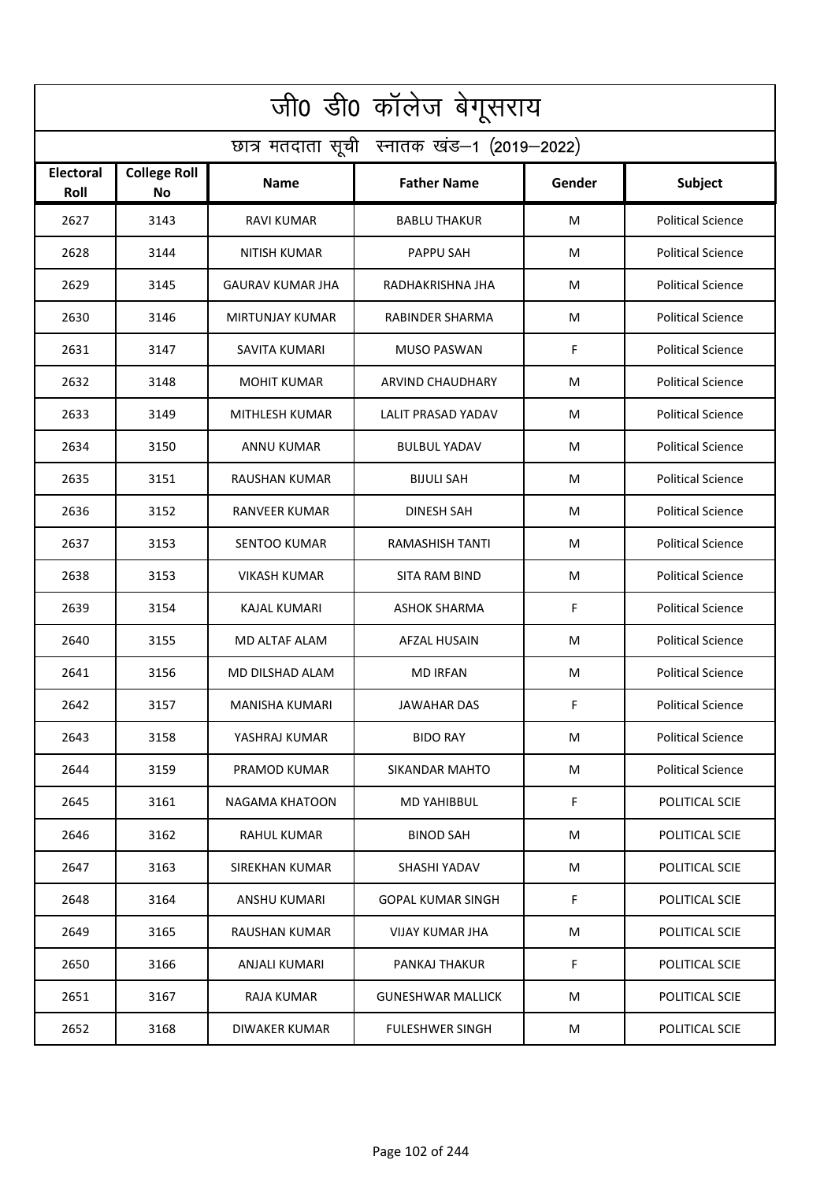# जी0 डी0 कॉलेज बेगूसराय

## छात्र मतदाता सूची स्नातक खंड–1 (2019–2022)

| Electoral Roll | College Roll No | Name | Father Name | Gender | Subject |
|---|---|---|---|---|---|
| 2627 | 3143 | RAVI KUMAR | BABLU THAKUR | M | Political Science |
| 2628 | 3144 | NITISH KUMAR | PAPPU SAH | M | Political Science |
| 2629 | 3145 | GAURAV KUMAR JHA | RADHAKRISHNA JHA | M | Political Science |
| 2630 | 3146 | MIRTUNJAY KUMAR | RABINDER SHARMA | M | Political Science |
| 2631 | 3147 | SAVITA KUMARI | MUSO PASWAN | F | Political Science |
| 2632 | 3148 | MOHIT KUMAR | ARVIND CHAUDHARY | M | Political Science |
| 2633 | 3149 | MITHLESH KUMAR | LALIT PRASAD YADAV | M | Political Science |
| 2634 | 3150 | ANNU KUMAR | BULBUL YADAV | M | Political Science |
| 2635 | 3151 | RAUSHAN KUMAR | BIJULI SAH | M | Political Science |
| 2636 | 3152 | RANVEER KUMAR | DINESH SAH | M | Political Science |
| 2637 | 3153 | SENTOO KUMAR | RAMASHISH TANTI | M | Political Science |
| 2638 | 3153 | VIKASH KUMAR | SITA RAM BIND | M | Political Science |
| 2639 | 3154 | KAJAL KUMARI | ASHOK SHARMA | F | Political Science |
| 2640 | 3155 | MD ALTAF ALAM | AFZAL HUSAIN | M | Political Science |
| 2641 | 3156 | MD DILSHAD ALAM | MD IRFAN | M | Political Science |
| 2642 | 3157 | MANISHA KUMARI | JAWAHAR DAS | F | Political Science |
| 2643 | 3158 | YASHRAJ KUMAR | BIDO RAY | M | Political Science |
| 2644 | 3159 | PRAMOD KUMAR | SIKANDAR MAHTO | M | Political Science |
| 2645 | 3161 | NAGAMA KHATOON | MD YAHIBBUL | F | POLITICAL SCIE |
| 2646 | 3162 | RAHUL KUMAR | BINOD SAH | M | POLITICAL SCIE |
| 2647 | 3163 | SIREKHAN KUMAR | SHASHI YADAV | M | POLITICAL SCIE |
| 2648 | 3164 | ANSHU KUMARI | GOPAL KUMAR SINGH | F | POLITICAL SCIE |
| 2649 | 3165 | RAUSHAN KUMAR | VIJAY KUMAR JHA | M | POLITICAL SCIE |
| 2650 | 3166 | ANJALI KUMARI | PANKAJ THAKUR | F | POLITICAL SCIE |
| 2651 | 3167 | RAJA KUMAR | GUNESHWAR MALLICK | M | POLITICAL SCIE |
| 2652 | 3168 | DIWAKER KUMAR | FULESHWER SINGH | M | POLITICAL SCIE |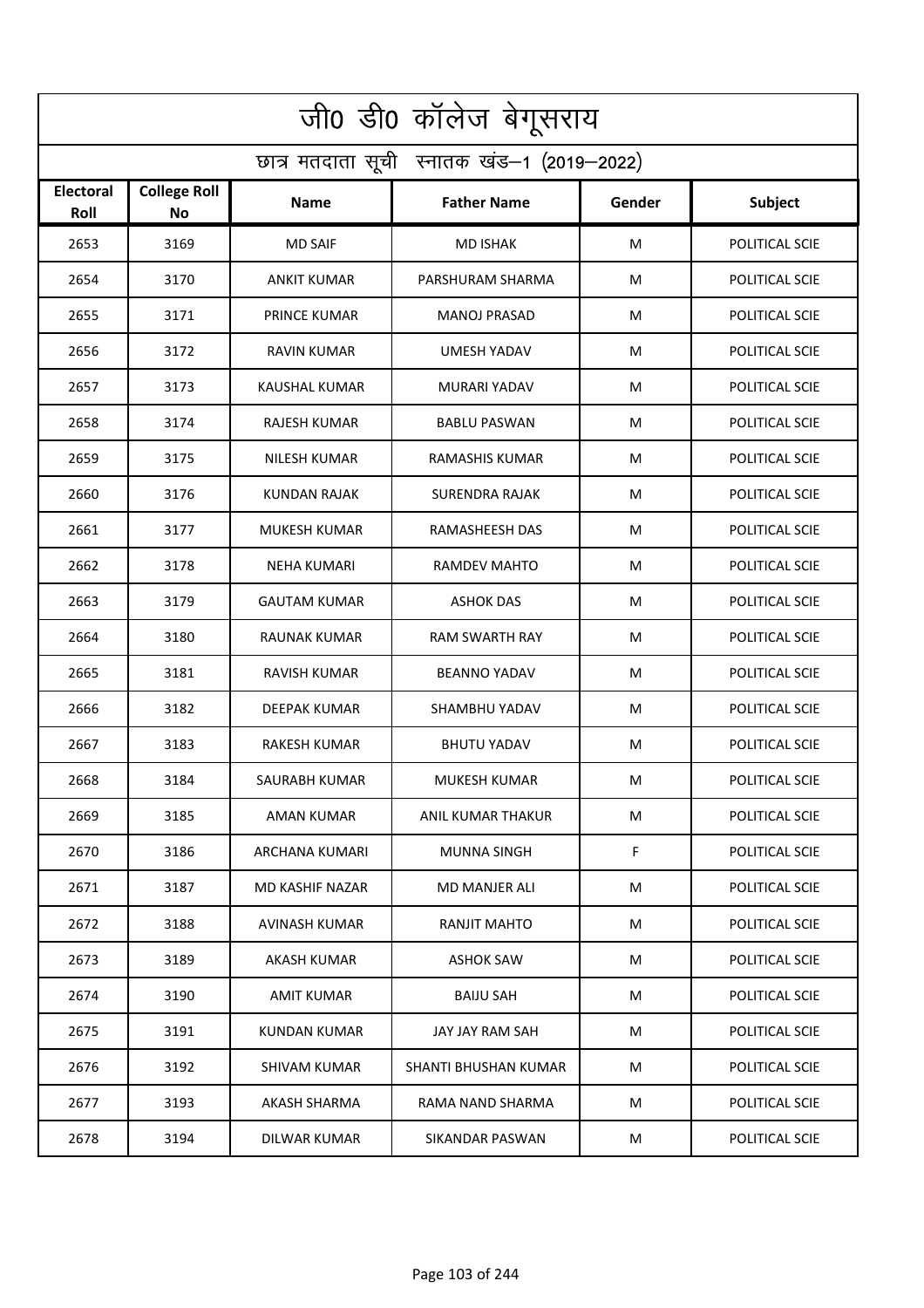# जी0 डी0 कॉलेज बेगूसराय

## छात्र मतदाता सूची स्नातक खंड–1 (2019–2022)

| Electoral Roll | College Roll No | Name | Father Name | Gender | Subject |
|---|---|---|---|---|---|
| 2653 | 3169 | MD SAIF | MD ISHAK | M | POLITICAL SCIE |
| 2654 | 3170 | ANKIT KUMAR | PARSHURAM SHARMA | M | POLITICAL SCIE |
| 2655 | 3171 | PRINCE KUMAR | MANOJ PRASAD | M | POLITICAL SCIE |
| 2656 | 3172 | RAVIN KUMAR | UMESH YADAV | M | POLITICAL SCIE |
| 2657 | 3173 | KAUSHAL KUMAR | MURARI YADAV | M | POLITICAL SCIE |
| 2658 | 3174 | RAJESH KUMAR | BABLU PASWAN | M | POLITICAL SCIE |
| 2659 | 3175 | NILESH KUMAR | RAMASHIS KUMAR | M | POLITICAL SCIE |
| 2660 | 3176 | KUNDAN RAJAK | SURENDRA RAJAK | M | POLITICAL SCIE |
| 2661 | 3177 | MUKESH KUMAR | RAMASHEESH DAS | M | POLITICAL SCIE |
| 2662 | 3178 | NEHA KUMARI | RAMDEV MAHTO | M | POLITICAL SCIE |
| 2663 | 3179 | GAUTAM KUMAR | ASHOK DAS | M | POLITICAL SCIE |
| 2664 | 3180 | RAUNAK KUMAR | RAM SWARTH RAY | M | POLITICAL SCIE |
| 2665 | 3181 | RAVISH KUMAR | BEANNO YADAV | M | POLITICAL SCIE |
| 2666 | 3182 | DEEPAK KUMAR | SHAMBHU YADAV | M | POLITICAL SCIE |
| 2667 | 3183 | RAKESH KUMAR | BHUTU YADAV | M | POLITICAL SCIE |
| 2668 | 3184 | SAURABH KUMAR | MUKESH KUMAR | M | POLITICAL SCIE |
| 2669 | 3185 | AMAN KUMAR | ANIL KUMAR THAKUR | M | POLITICAL SCIE |
| 2670 | 3186 | ARCHANA KUMARI | MUNNA SINGH | F | POLITICAL SCIE |
| 2671 | 3187 | MD KASHIF NAZAR | MD MANJER ALI | M | POLITICAL SCIE |
| 2672 | 3188 | AVINASH KUMAR | RANJIT MAHTO | M | POLITICAL SCIE |
| 2673 | 3189 | AKASH KUMAR | ASHOK SAW | M | POLITICAL SCIE |
| 2674 | 3190 | AMIT KUMAR | BAIJU SAH | M | POLITICAL SCIE |
| 2675 | 3191 | KUNDAN KUMAR | JAY JAY RAM SAH | M | POLITICAL SCIE |
| 2676 | 3192 | SHIVAM KUMAR | SHANTI BHUSHAN KUMAR | M | POLITICAL SCIE |
| 2677 | 3193 | AKASH SHARMA | RAMA NAND SHARMA | M | POLITICAL SCIE |
| 2678 | 3194 | DILWAR KUMAR | SIKANDAR PASWAN | M | POLITICAL SCIE |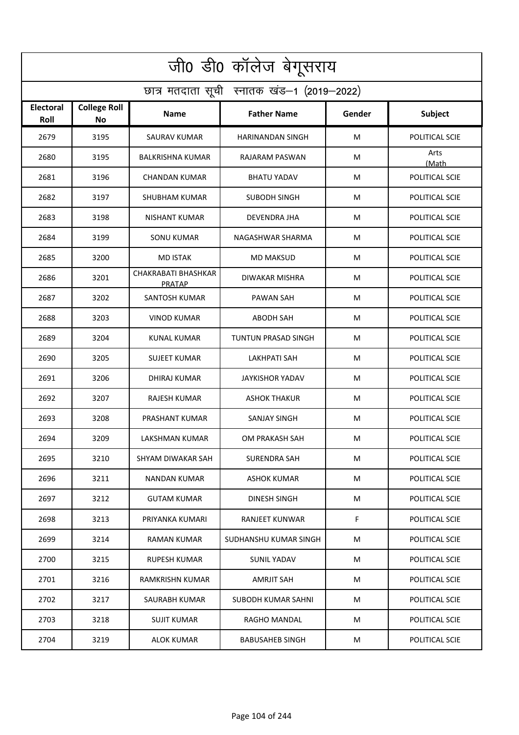# जी0 डी0 कॉलेज बेगूसराय

## छात्र मतदाता सूची स्नातक खंड–1 (2019–2022)

| Electoral Roll | College Roll No | Name | Father Name | Gender | Subject |
|---|---|---|---|---|---|
| 2679 | 3195 | SAURAV KUMAR | HARINANDAN SINGH | M | POLITICAL SCIE |
| 2680 | 3195 | BALKRISHNA KUMAR | RAJARAM PASWAN | M | Arts (Math |
| 2681 | 3196 | CHANDAN KUMAR | BHATU YADAV | M | POLITICAL SCIE |
| 2682 | 3197 | SHUBHAM KUMAR | SUBODH SINGH | M | POLITICAL SCIE |
| 2683 | 3198 | NISHANT KUMAR | DEVENDRA JHA | M | POLITICAL SCIE |
| 2684 | 3199 | SONU KUMAR | NAGASHWAR SHARMA | M | POLITICAL SCIE |
| 2685 | 3200 | MD ISTAK | MD MAKSUD | M | POLITICAL SCIE |
| 2686 | 3201 | CHAKRABATI BHASHKAR PRATAP | DIWAKAR MISHRA | M | POLITICAL SCIE |
| 2687 | 3202 | SANTOSH KUMAR | PAWAN SAH | M | POLITICAL SCIE |
| 2688 | 3203 | VINOD KUMAR | ABODH SAH | M | POLITICAL SCIE |
| 2689 | 3204 | KUNAL KUMAR | TUNTUN PRASAD SINGH | M | POLITICAL SCIE |
| 2690 | 3205 | SUJEET KUMAR | LAKHPATI SAH | M | POLITICAL SCIE |
| 2691 | 3206 | DHIRAJ KUMAR | JAYKISHOR YADAV | M | POLITICAL SCIE |
| 2692 | 3207 | RAJESH KUMAR | ASHOK THAKUR | M | POLITICAL SCIE |
| 2693 | 3208 | PRASHANT KUMAR | SANJAY SINGH | M | POLITICAL SCIE |
| 2694 | 3209 | LAKSHMAN KUMAR | OM PRAKASH SAH | M | POLITICAL SCIE |
| 2695 | 3210 | SHYAM DIWAKAR SAH | SURENDRA SAH | M | POLITICAL SCIE |
| 2696 | 3211 | NANDAN KUMAR | ASHOK KUMAR | M | POLITICAL SCIE |
| 2697 | 3212 | GUTAM KUMAR | DINESH SINGH | M | POLITICAL SCIE |
| 2698 | 3213 | PRIYANKA KUMARI | RANJEET KUNWAR | F | POLITICAL SCIE |
| 2699 | 3214 | RAMAN KUMAR | SUDHANSHU KUMAR SINGH | M | POLITICAL SCIE |
| 2700 | 3215 | RUPESH KUMAR | SUNIL YADAV | M | POLITICAL SCIE |
| 2701 | 3216 | RAMKRISHN KUMAR | AMRJIT SAH | M | POLITICAL SCIE |
| 2702 | 3217 | SAURABH KUMAR | SUBODH KUMAR SAHNI | M | POLITICAL SCIE |
| 2703 | 3218 | SUJIT KUMAR | RAGHO MANDAL | M | POLITICAL SCIE |
| 2704 | 3219 | ALOK KUMAR | BABUSAHEB SINGH | M | POLITICAL SCIE |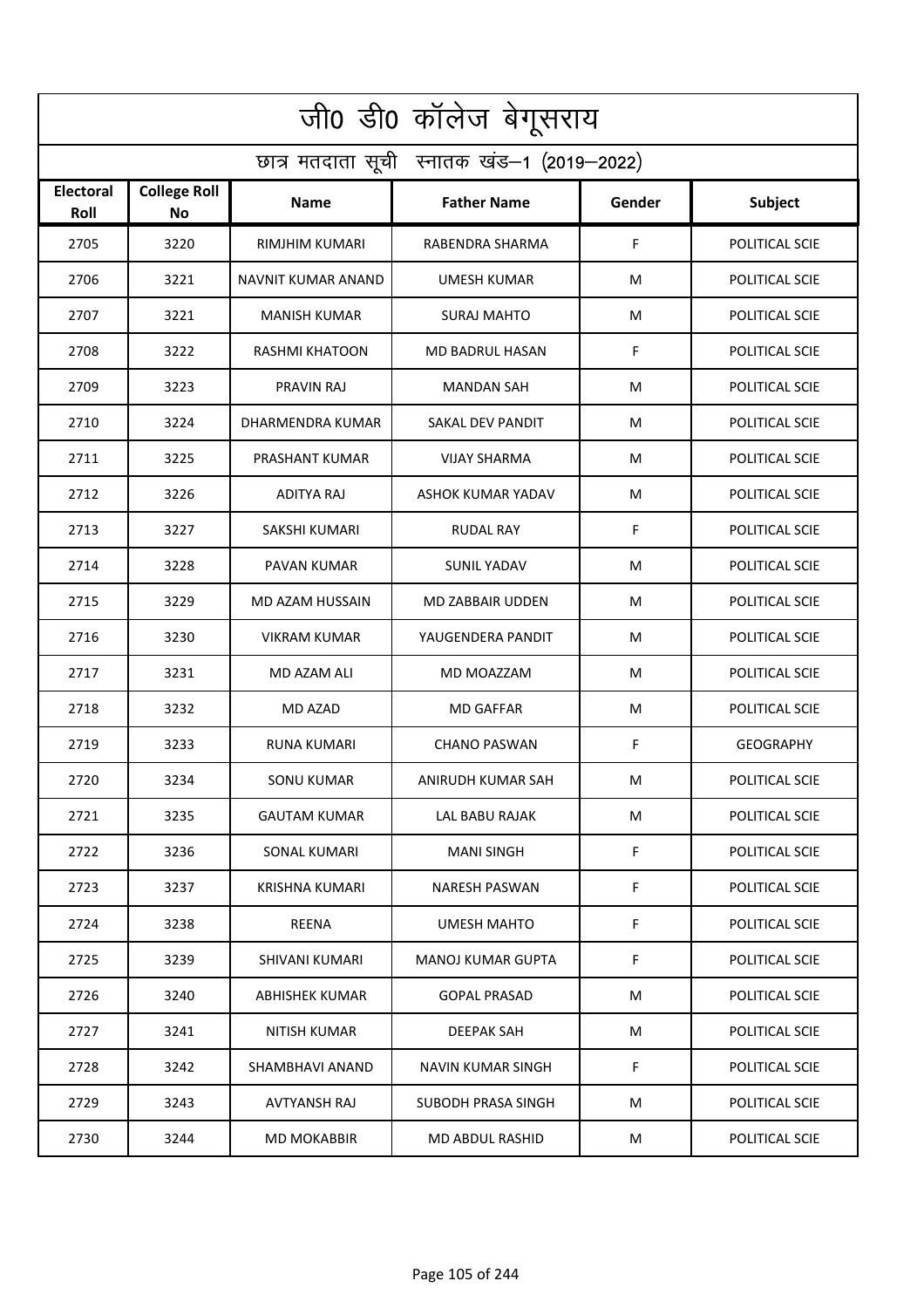# जी0 डी0 कॉलेज बेगूसराय

## छात्र मतदाता सूची स्नातक खंड–1 (2019–2022)

| Electoral Roll | College Roll No | Name | Father Name | Gender | Subject |
|---|---|---|---|---|---|
| 2705 | 3220 | RIMJHIM KUMARI | RABENDRA SHARMA | F | POLITICAL SCIE |
| 2706 | 3221 | NAVNIT KUMAR ANAND | UMESH KUMAR | M | POLITICAL SCIE |
| 2707 | 3221 | MANISH KUMAR | SURAJ MAHTO | M | POLITICAL SCIE |
| 2708 | 3222 | RASHMI KHATOON | MD BADRUL HASAN | F | POLITICAL SCIE |
| 2709 | 3223 | PRAVIN RAJ | MANDAN SAH | M | POLITICAL SCIE |
| 2710 | 3224 | DHARMENDRA KUMAR | SAKAL DEV PANDIT | M | POLITICAL SCIE |
| 2711 | 3225 | PRASHANT KUMAR | VIJAY SHARMA | M | POLITICAL SCIE |
| 2712 | 3226 | ADITYA RAJ | ASHOK KUMAR YADAV | M | POLITICAL SCIE |
| 2713 | 3227 | SAKSHI KUMARI | RUDAL RAY | F | POLITICAL SCIE |
| 2714 | 3228 | PAVAN KUMAR | SUNIL YADAV | M | POLITICAL SCIE |
| 2715 | 3229 | MD AZAM HUSSAIN | MD ZABBAIR UDDEN | M | POLITICAL SCIE |
| 2716 | 3230 | VIKRAM KUMAR | YAUGENDERA PANDIT | M | POLITICAL SCIE |
| 2717 | 3231 | MD AZAM ALI | MD MOAZZAM | M | POLITICAL SCIE |
| 2718 | 3232 | MD AZAD | MD GAFFAR | M | POLITICAL SCIE |
| 2719 | 3233 | RUNA KUMARI | CHANO PASWAN | F | GEOGRAPHY |
| 2720 | 3234 | SONU KUMAR | ANIRUDH KUMAR SAH | M | POLITICAL SCIE |
| 2721 | 3235 | GAUTAM KUMAR | LAL BABU RAJAK | M | POLITICAL SCIE |
| 2722 | 3236 | SONAL KUMARI | MANI SINGH | F | POLITICAL SCIE |
| 2723 | 3237 | KRISHNA KUMARI | NARESH PASWAN | F | POLITICAL SCIE |
| 2724 | 3238 | REENA | UMESH MAHTO | F | POLITICAL SCIE |
| 2725 | 3239 | SHIVANI KUMARI | MANOJ KUMAR GUPTA | F | POLITICAL SCIE |
| 2726 | 3240 | ABHISHEK KUMAR | GOPAL PRASAD | M | POLITICAL SCIE |
| 2727 | 3241 | NITISH KUMAR | DEEPAK SAH | M | POLITICAL SCIE |
| 2728 | 3242 | SHAMBHAVI ANAND | NAVIN KUMAR SINGH | F | POLITICAL SCIE |
| 2729 | 3243 | AVTYANSH RAJ | SUBODH PRASA SINGH | M | POLITICAL SCIE |
| 2730 | 3244 | MD MOKABBIR | MD ABDUL RASHID | M | POLITICAL SCIE |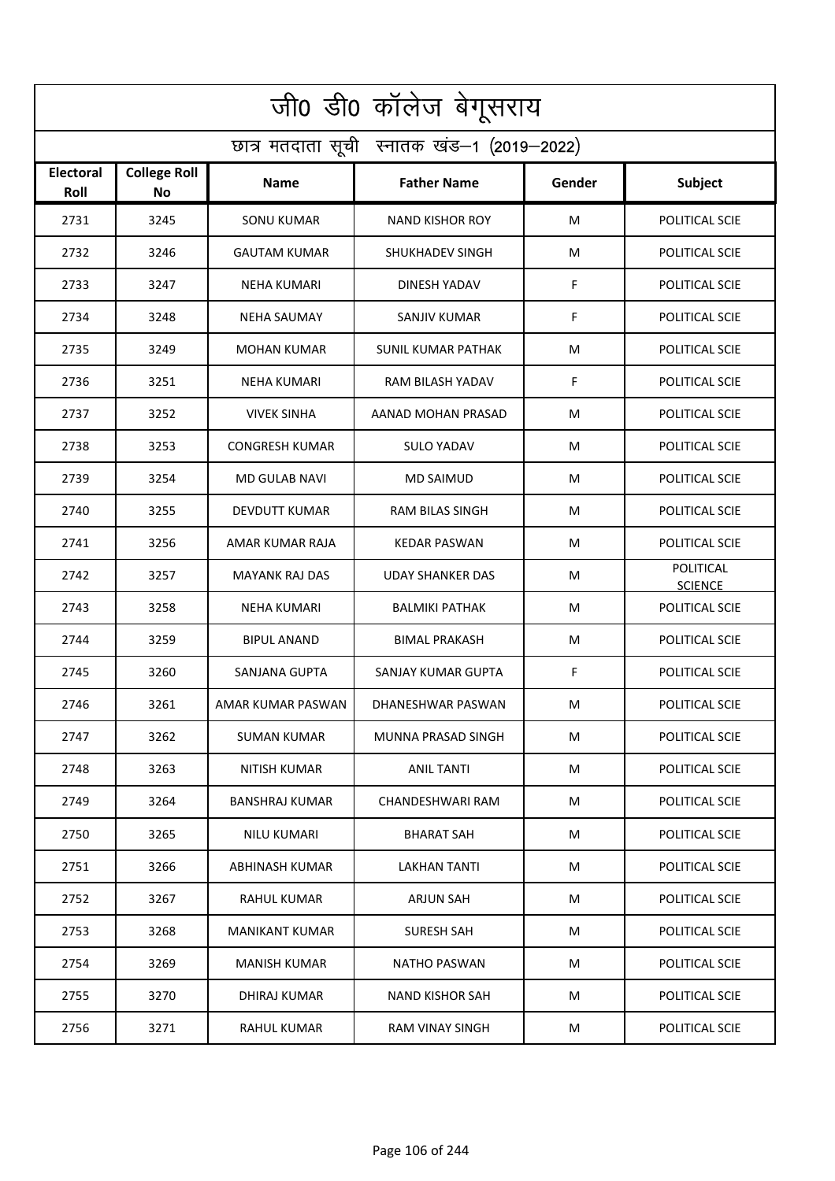# जी0 डी0 कॉलेज बेगूसराय

## छात्र मतदाता सूची स्नातक खंड–1 (2019–2022)

| Electoral Roll | College Roll No | Name | Father Name | Gender | Subject |
|---|---|---|---|---|---|
| 2731 | 3245 | SONU KUMAR | NAND KISHOR ROY | M | POLITICAL SCIE |
| 2732 | 3246 | GAUTAM KUMAR | SHUKHADEV SINGH | M | POLITICAL SCIE |
| 2733 | 3247 | NEHA KUMARI | DINESH YADAV | F | POLITICAL SCIE |
| 2734 | 3248 | NEHA SAUMAY | SANJIV KUMAR | F | POLITICAL SCIE |
| 2735 | 3249 | MOHAN KUMAR | SUNIL KUMAR PATHAK | M | POLITICAL SCIE |
| 2736 | 3251 | NEHA KUMARI | RAM BILASH YADAV | F | POLITICAL SCIE |
| 2737 | 3252 | VIVEK SINHA | AANAD MOHAN PRASAD | M | POLITICAL SCIE |
| 2738 | 3253 | CONGRESH KUMAR | SULO YADAV | M | POLITICAL SCIE |
| 2739 | 3254 | MD GULAB NAVI | MD SAIMUD | M | POLITICAL SCIE |
| 2740 | 3255 | DEVDUTT KUMAR | RAM BILAS SINGH | M | POLITICAL SCIE |
| 2741 | 3256 | AMAR KUMAR RAJA | KEDAR PASWAN | M | POLITICAL SCIE |
| 2742 | 3257 | MAYANK RAJ DAS | UDAY SHANKER DAS | M | POLITICAL SCIENCE |
| 2743 | 3258 | NEHA KUMARI | BALMIKI PATHAK | M | POLITICAL SCIE |
| 2744 | 3259 | BIPUL ANAND | BIMAL PRAKASH | M | POLITICAL SCIE |
| 2745 | 3260 | SANJANA GUPTA | SANJAY KUMAR GUPTA | F | POLITICAL SCIE |
| 2746 | 3261 | AMAR KUMAR PASWAN | DHANESHWAR PASWAN | M | POLITICAL SCIE |
| 2747 | 3262 | SUMAN KUMAR | MUNNA PRASAD SINGH | M | POLITICAL SCIE |
| 2748 | 3263 | NITISH KUMAR | ANIL TANTI | M | POLITICAL SCIE |
| 2749 | 3264 | BANSHRAJ KUMAR | CHANDESHWARI RAM | M | POLITICAL SCIE |
| 2750 | 3265 | NILU KUMARI | BHARAT SAH | M | POLITICAL SCIE |
| 2751 | 3266 | ABHINASH KUMAR | LAKHAN TANTI | M | POLITICAL SCIE |
| 2752 | 3267 | RAHUL KUMAR | ARJUN SAH | M | POLITICAL SCIE |
| 2753 | 3268 | MANIKANT KUMAR | SURESH SAH | M | POLITICAL SCIE |
| 2754 | 3269 | MANISH KUMAR | NATHO PASWAN | M | POLITICAL SCIE |
| 2755 | 3270 | DHIRAJ KUMAR | NAND KISHOR SAH | M | POLITICAL SCIE |
| 2756 | 3271 | RAHUL KUMAR | RAM VINAY SINGH | M | POLITICAL SCIE |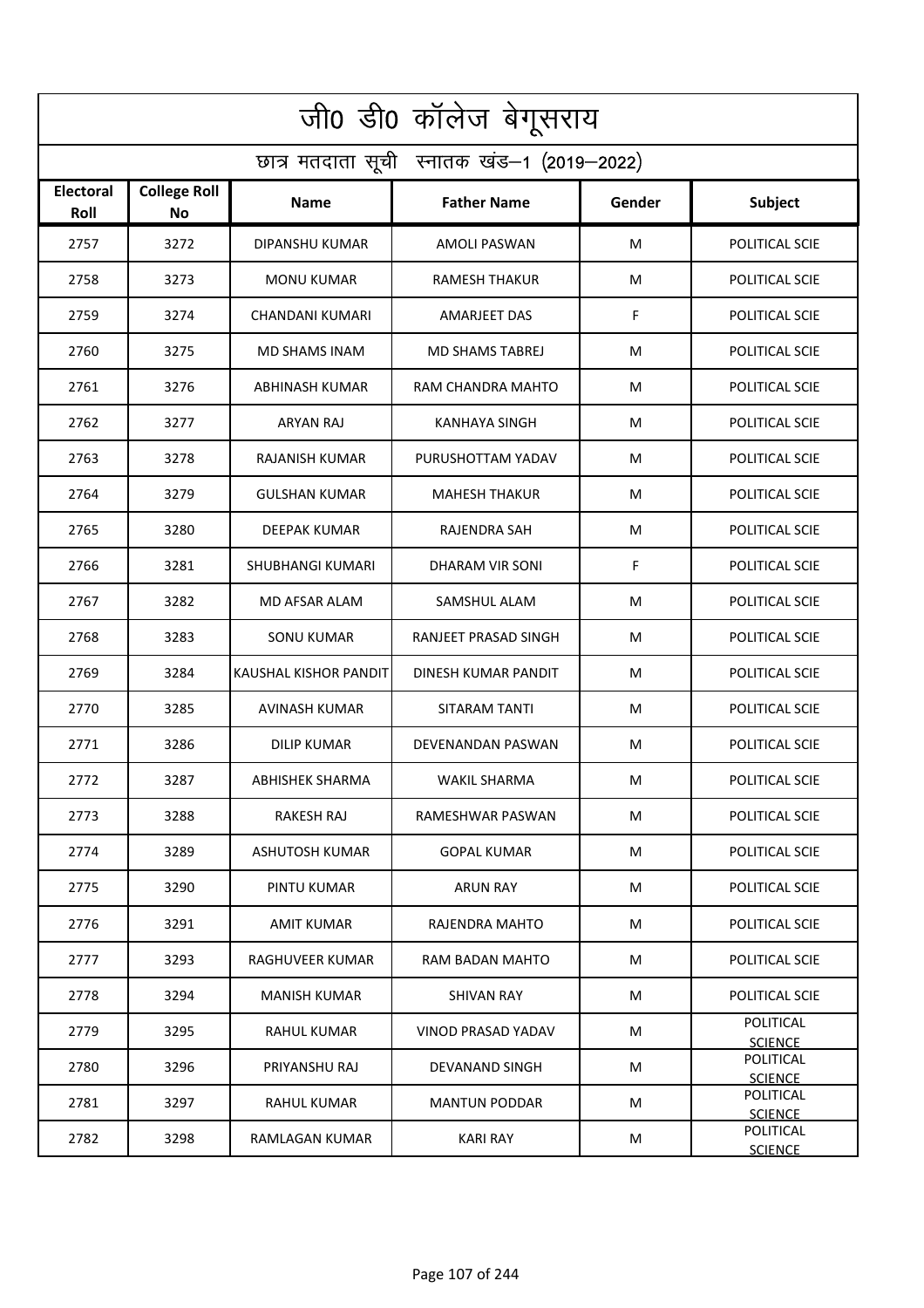# जी0 डी0 कॉलेज बेगूसराय

## छात्र मतदाता सूची स्नातक खंड–1 (2019–2022)

| Electoral Roll | College Roll No | Name | Father Name | Gender | Subject |
|---|---|---|---|---|---|
| 2757 | 3272 | DIPANSHU KUMAR | AMOLI PASWAN | M | POLITICAL SCIE |
| 2758 | 3273 | MONU KUMAR | RAMESH THAKUR | M | POLITICAL SCIE |
| 2759 | 3274 | CHANDANI KUMARI | AMARJEET DAS | F | POLITICAL SCIE |
| 2760 | 3275 | MD SHAMS INAM | MD SHAMS TABREJ | M | POLITICAL SCIE |
| 2761 | 3276 | ABHINASH KUMAR | RAM CHANDRA MAHTO | M | POLITICAL SCIE |
| 2762 | 3277 | ARYAN RAJ | KANHAYA SINGH | M | POLITICAL SCIE |
| 2763 | 3278 | RAJANISH KUMAR | PURUSHOTTAM YADAV | M | POLITICAL SCIE |
| 2764 | 3279 | GULSHAN KUMAR | MAHESH THAKUR | M | POLITICAL SCIE |
| 2765 | 3280 | DEEPAK KUMAR | RAJENDRA SAH | M | POLITICAL SCIE |
| 2766 | 3281 | SHUBHANGI KUMARI | DHARAM VIR SONI | F | POLITICAL SCIE |
| 2767 | 3282 | MD AFSAR ALAM | SAMSHUL ALAM | M | POLITICAL SCIE |
| 2768 | 3283 | SONU KUMAR | RANJEET PRASAD SINGH | M | POLITICAL SCIE |
| 2769 | 3284 | KAUSHAL KISHOR PANDIT | DINESH KUMAR PANDIT | M | POLITICAL SCIE |
| 2770 | 3285 | AVINASH KUMAR | SITARAM TANTI | M | POLITICAL SCIE |
| 2771 | 3286 | DILIP KUMAR | DEVENANDAN PASWAN | M | POLITICAL SCIE |
| 2772 | 3287 | ABHISHEK SHARMA | WAKIL SHARMA | M | POLITICAL SCIE |
| 2773 | 3288 | RAKESH RAJ | RAMESHWAR PASWAN | M | POLITICAL SCIE |
| 2774 | 3289 | ASHUTOSH KUMAR | GOPAL KUMAR | M | POLITICAL SCIE |
| 2775 | 3290 | PINTU KUMAR | ARUN RAY | M | POLITICAL SCIE |
| 2776 | 3291 | AMIT KUMAR | RAJENDRA MAHTO | M | POLITICAL SCIE |
| 2777 | 3293 | RAGHUVEER KUMAR | RAM BADAN MAHTO | M | POLITICAL SCIE |
| 2778 | 3294 | MANISH KUMAR | SHIVAN RAY | M | POLITICAL SCIE |
| 2779 | 3295 | RAHUL KUMAR | VINOD PRASAD YADAV | M | POLITICAL SCIENCE |
| 2780 | 3296 | PRIYANSHU RAJ | DEVANAND SINGH | M | POLITICAL SCIENCE |
| 2781 | 3297 | RAHUL KUMAR | MANTUN PODDAR | M | POLITICAL SCIENCE |
| 2782 | 3298 | RAMLAGAN KUMAR | KARI RAY | M | POLITICAL SCIENCE |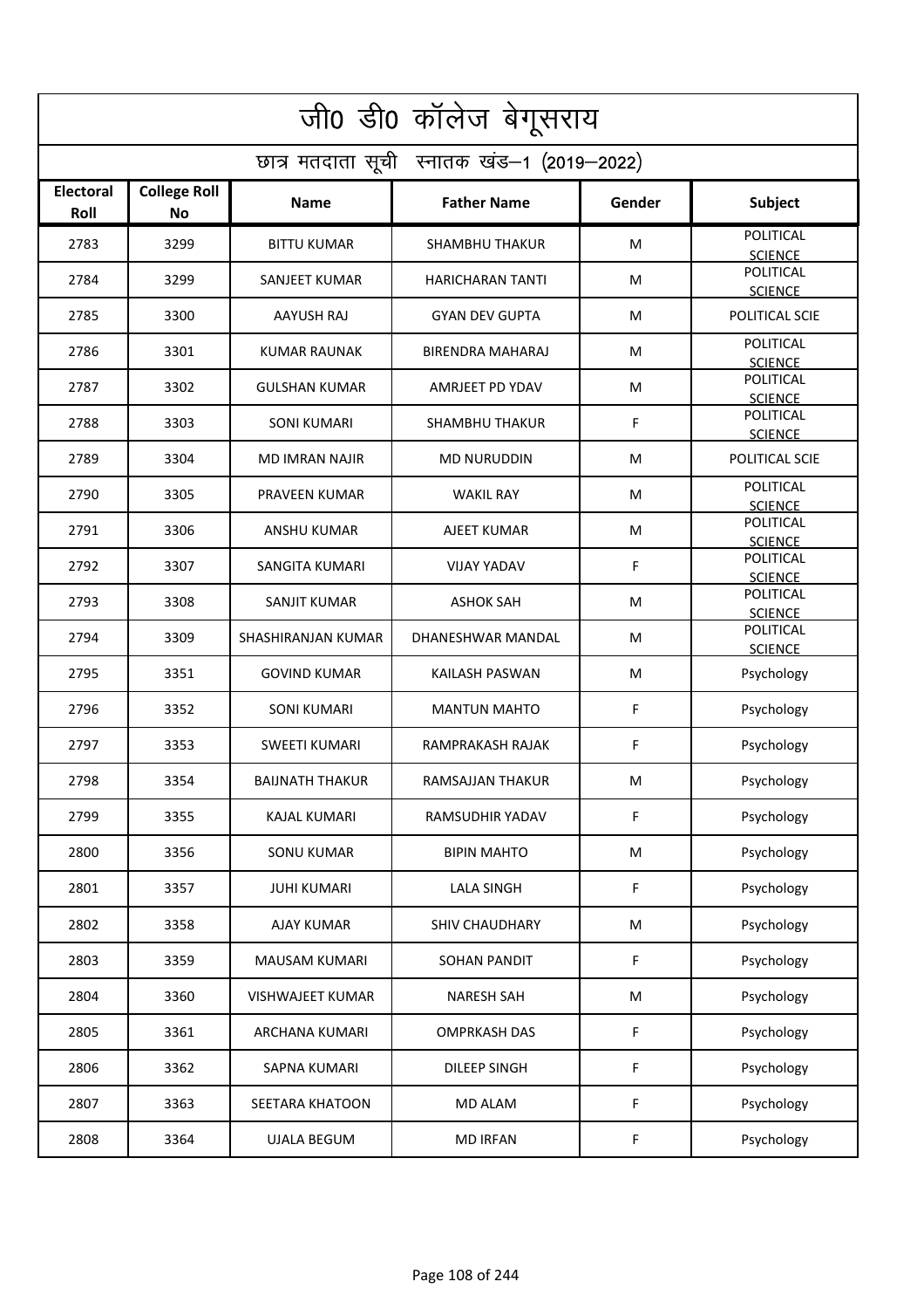# जी0 डी0 कॉलेज बेगूसराय

## छात्र मतदाता सूची स्नातक खंड–1 (2019–2022)

| Electoral Roll | College Roll No | Name | Father Name | Gender | Subject |
|---|---|---|---|---|---|
| 2783 | 3299 | BITTU KUMAR | SHAMBHU THAKUR | M | POLITICAL SCIENCE |
| 2784 | 3299 | SANJEET KUMAR | HARICHARAN TANTI | M | POLITICAL SCIENCE |
| 2785 | 3300 | AAYUSH RAJ | GYAN DEV GUPTA | M | POLITICAL SCIE |
| 2786 | 3301 | KUMAR RAUNAK | BIRENDRA MAHARAJ | M | POLITICAL SCIENCE |
| 2787 | 3302 | GULSHAN KUMAR | AMRJEET PD YDAV | M | POLITICAL SCIENCE |
| 2788 | 3303 | SONI KUMARI | SHAMBHU THAKUR | F | POLITICAL SCIENCE |
| 2789 | 3304 | MD IMRAN NAJIR | MD NURUDDIN | M | POLITICAL SCIE |
| 2790 | 3305 | PRAVEEN KUMAR | WAKIL RAY | M | POLITICAL SCIENCE |
| 2791 | 3306 | ANSHU KUMAR | AJEET KUMAR | M | POLITICAL SCIENCE |
| 2792 | 3307 | SANGITA KUMARI | VIJAY YADAV | F | POLITICAL SCIENCE |
| 2793 | 3308 | SANJIT KUMAR | ASHOK SAH | M | POLITICAL SCIENCE |
| 2794 | 3309 | SHASHIRANJAN KUMAR | DHANESHWAR MANDAL | M | POLITICAL SCIENCE |
| 2795 | 3351 | GOVIND KUMAR | KAILASH PASWAN | M | Psychology |
| 2796 | 3352 | SONI KUMARI | MANTUN MAHTO | F | Psychology |
| 2797 | 3353 | SWEETI KUMARI | RAMPRAKASH RAJAK | F | Psychology |
| 2798 | 3354 | BAIJNATH THAKUR | RAMSAJJAN THAKUR | M | Psychology |
| 2799 | 3355 | KAJAL KUMARI | RAMSUDHIR YADAV | F | Psychology |
| 2800 | 3356 | SONU KUMAR | BIPIN MAHTO | M | Psychology |
| 2801 | 3357 | JUHI KUMARI | LALA SINGH | F | Psychology |
| 2802 | 3358 | AJAY KUMAR | SHIV CHAUDHARY | M | Psychology |
| 2803 | 3359 | MAUSAM KUMARI | SOHAN PANDIT | F | Psychology |
| 2804 | 3360 | VISHWAJEET KUMAR | NARESH SAH | M | Psychology |
| 2805 | 3361 | ARCHANA KUMARI | OMPRKASH DAS | F | Psychology |
| 2806 | 3362 | SAPNA KUMARI | DILEEP SINGH | F | Psychology |
| 2807 | 3363 | SEETARA KHATOON | MD ALAM | F | Psychology |
| 2808 | 3364 | UJALA BEGUM | MD IRFAN | F | Psychology |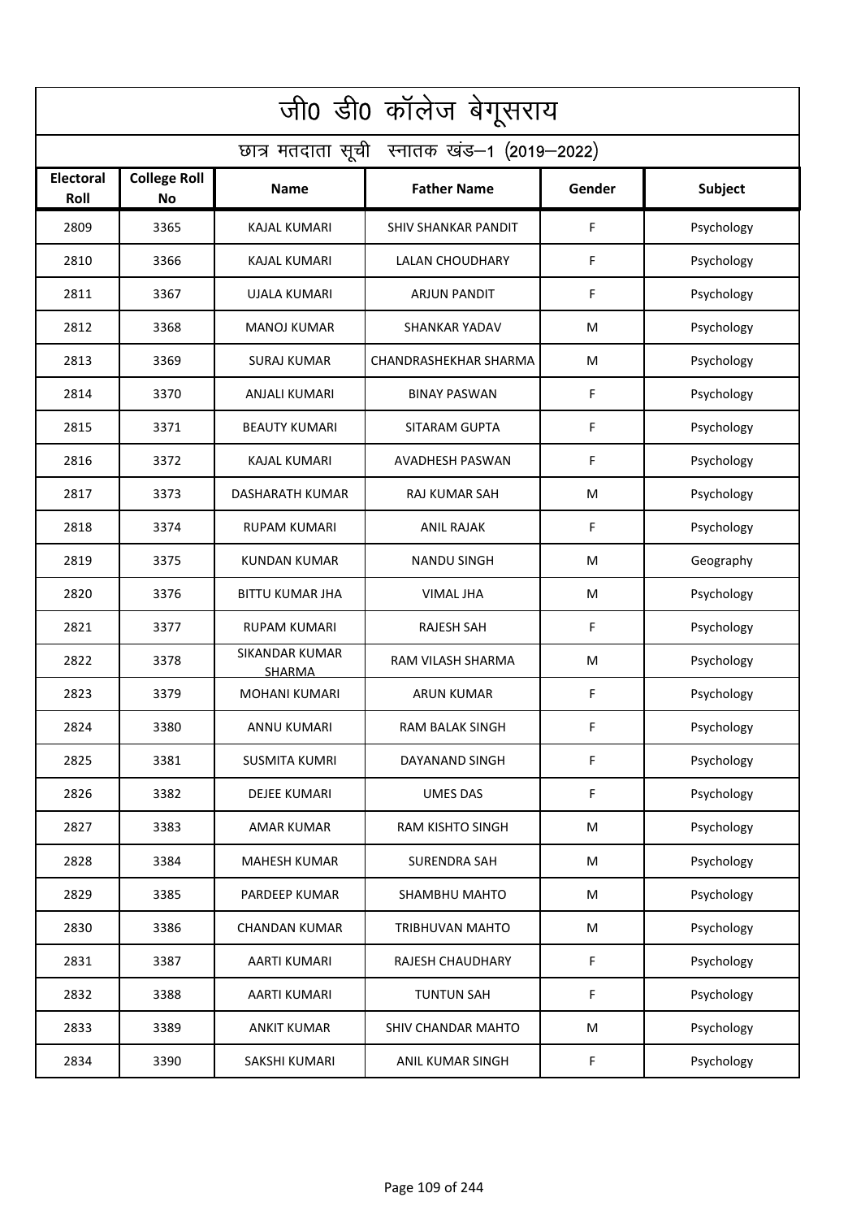# जी0 डी0 कॉलेज बेगूसराय

## छात्र मतदाता सूची स्नातक खंड–1 (2019–2022)

| Electoral Roll | College Roll No | Name | Father Name | Gender | Subject |
|---|---|---|---|---|---|
| 2809 | 3365 | KAJAL KUMARI | SHIV SHANKAR PANDIT | F | Psychology |
| 2810 | 3366 | KAJAL KUMARI | LALAN CHOUDHARY | F | Psychology |
| 2811 | 3367 | UJALA KUMARI | ARJUN PANDIT | F | Psychology |
| 2812 | 3368 | MANOJ KUMAR | SHANKAR YADAV | M | Psychology |
| 2813 | 3369 | SURAJ KUMAR | CHANDRASHEKHAR SHARMA | M | Psychology |
| 2814 | 3370 | ANJALI KUMARI | BINAY PASWAN | F | Psychology |
| 2815 | 3371 | BEAUTY KUMARI | SITARAM GUPTA | F | Psychology |
| 2816 | 3372 | KAJAL KUMARI | AVADHESH PASWAN | F | Psychology |
| 2817 | 3373 | DASHARATH KUMAR | RAJ KUMAR SAH | M | Psychology |
| 2818 | 3374 | RUPAM KUMARI | ANIL RAJAK | F | Psychology |
| 2819 | 3375 | KUNDAN KUMAR | NANDU SINGH | M | Geography |
| 2820 | 3376 | BITTU KUMAR JHA | VIMAL JHA | M | Psychology |
| 2821 | 3377 | RUPAM KUMARI | RAJESH SAH | F | Psychology |
| 2822 | 3378 | SIKANDAR KUMAR SHARMA | RAM VILASH SHARMA | M | Psychology |
| 2823 | 3379 | MOHANI KUMARI | ARUN KUMAR | F | Psychology |
| 2824 | 3380 | ANNU KUMARI | RAM BALAK SINGH | F | Psychology |
| 2825 | 3381 | SUSMITA KUMRI | DAYANAND SINGH | F | Psychology |
| 2826 | 3382 | DEJEE KUMARI | UMES DAS | F | Psychology |
| 2827 | 3383 | AMAR KUMAR | RAM KISHTO SINGH | M | Psychology |
| 2828 | 3384 | MAHESH KUMAR | SURENDRA SAH | M | Psychology |
| 2829 | 3385 | PARDEEP KUMAR | SHAMBHU MAHTO | M | Psychology |
| 2830 | 3386 | CHANDAN KUMAR | TRIBHUVAN MAHTO | M | Psychology |
| 2831 | 3387 | AARTI KUMARI | RAJESH CHAUDHARY | F | Psychology |
| 2832 | 3388 | AARTI KUMARI | TUNTUN SAH | F | Psychology |
| 2833 | 3389 | ANKIT KUMAR | SHIV CHANDAR MAHTO | M | Psychology |
| 2834 | 3390 | SAKSHI KUMARI | ANIL KUMAR SINGH | F | Psychology |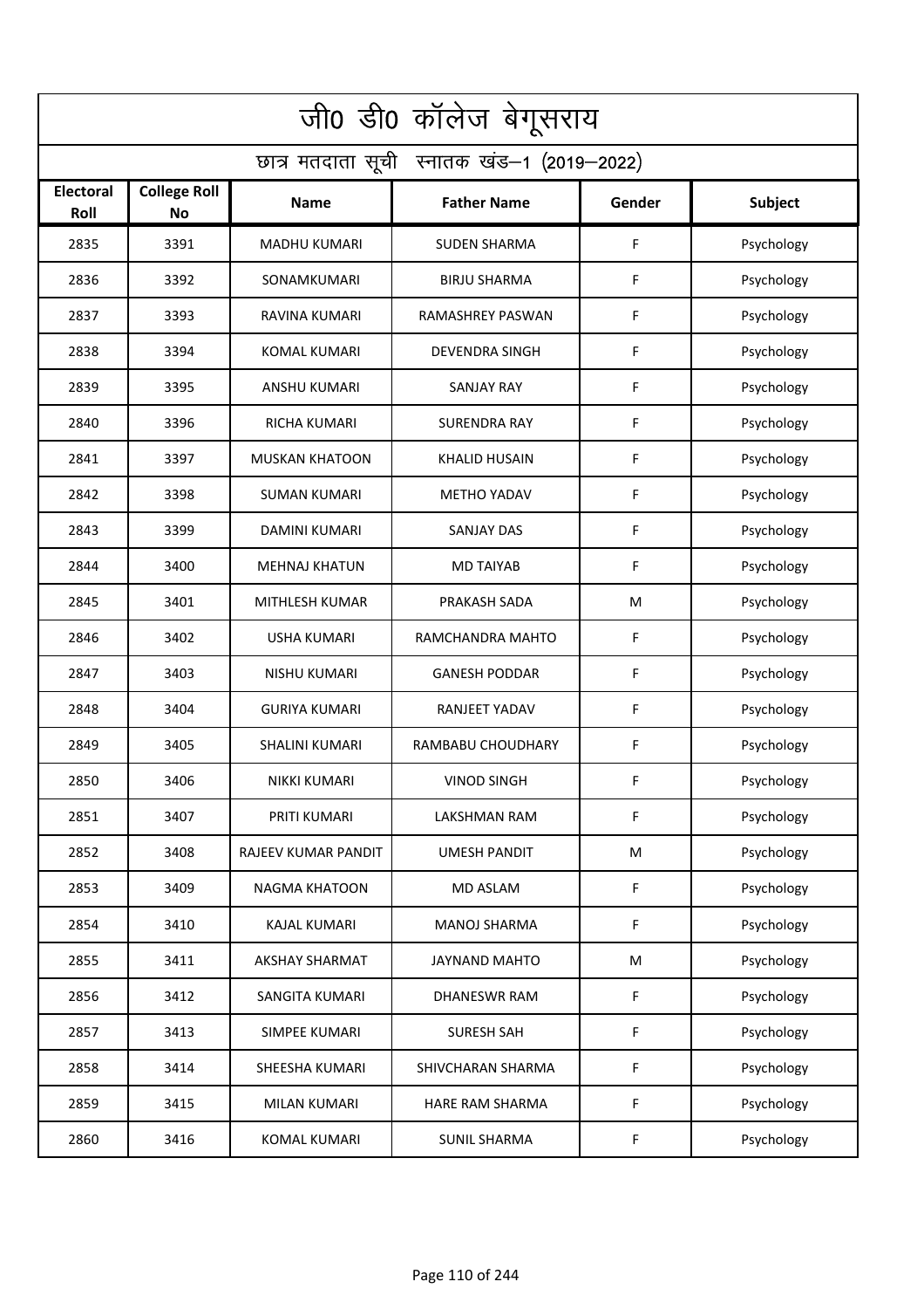# जी0 डी0 कॉलेज बेगूसराय

## छात्र मतदाता सूची स्नातक खंड–1 (2019–2022)

| Electoral Roll | College Roll No | Name | Father Name | Gender | Subject |
|---|---|---|---|---|---|
| 2835 | 3391 | MADHU KUMARI | SUDEN SHARMA | F | Psychology |
| 2836 | 3392 | SONAMKUMARI | BIRJU SHARMA | F | Psychology |
| 2837 | 3393 | RAVINA KUMARI | RAMASHREY PASWAN | F | Psychology |
| 2838 | 3394 | KOMAL KUMARI | DEVENDRA SINGH | F | Psychology |
| 2839 | 3395 | ANSHU KUMARI | SANJAY RAY | F | Psychology |
| 2840 | 3396 | RICHA KUMARI | SURENDRA RAY | F | Psychology |
| 2841 | 3397 | MUSKAN KHATOON | KHALID HUSAIN | F | Psychology |
| 2842 | 3398 | SUMAN KUMARI | METHO YADAV | F | Psychology |
| 2843 | 3399 | DAMINI KUMARI | SANJAY DAS | F | Psychology |
| 2844 | 3400 | MEHNAJ KHATUN | MD TAIYAB | F | Psychology |
| 2845 | 3401 | MITHLESH KUMAR | PRAKASH SADA | M | Psychology |
| 2846 | 3402 | USHA KUMARI | RAMCHANDRA MAHTO | F | Psychology |
| 2847 | 3403 | NISHU KUMARI | GANESH PODDAR | F | Psychology |
| 2848 | 3404 | GURIYA KUMARI | RANJEET YADAV | F | Psychology |
| 2849 | 3405 | SHALINI KUMARI | RAMBABU CHOUDHARY | F | Psychology |
| 2850 | 3406 | NIKKI KUMARI | VINOD SINGH | F | Psychology |
| 2851 | 3407 | PRITI KUMARI | LAKSHMAN RAM | F | Psychology |
| 2852 | 3408 | RAJEEV KUMAR PANDIT | UMESH PANDIT | M | Psychology |
| 2853 | 3409 | NAGMA KHATOON | MD ASLAM | F | Psychology |
| 2854 | 3410 | KAJAL KUMARI | MANOJ SHARMA | F | Psychology |
| 2855 | 3411 | AKSHAY SHARMAT | JAYNAND MAHTO | M | Psychology |
| 2856 | 3412 | SANGITA KUMARI | DHANESWR RAM | F | Psychology |
| 2857 | 3413 | SIMPEE KUMARI | SURESH SAH | F | Psychology |
| 2858 | 3414 | SHEESHA KUMARI | SHIVCHARAN SHARMA | F | Psychology |
| 2859 | 3415 | MILAN KUMARI | HARE RAM SHARMA | F | Psychology |
| 2860 | 3416 | KOMAL KUMARI | SUNIL SHARMA | F | Psychology |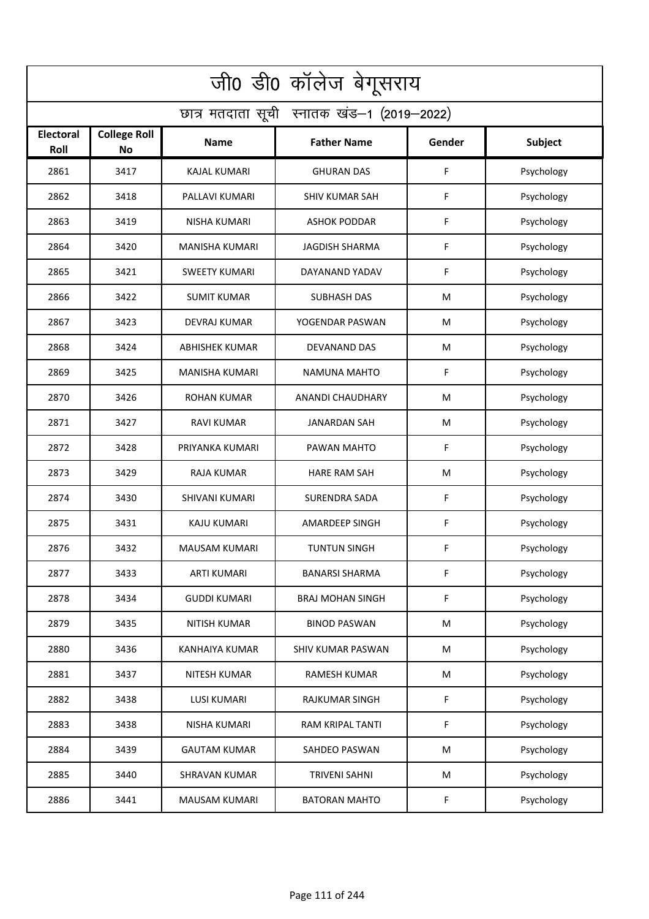| जी0 डी0 कॉलेज बेगूसराय | | | | | |
|---|---|---|---|---|---|
| छात्र मतदाता सूची स्नातक खंड–1 (2019–2022) | | | | | |
| **Electoral Roll** | **College Roll No** | **Name** | **Father Name** | **Gender** | **Subject** |
| 2861 | 3417 | KAJAL KUMARI | GHURAN DAS | F | Psychology |
| 2862 | 3418 | PALLAVI KUMARI | SHIV KUMAR SAH | F | Psychology |
| 2863 | 3419 | NISHA KUMARI | ASHOK PODDAR | F | Psychology |
| 2864 | 3420 | MANISHA KUMARI | JAGDISH SHARMA | F | Psychology |
| 2865 | 3421 | SWEETY KUMARI | DAYANAND YADAV | F | Psychology |
| 2866 | 3422 | SUMIT KUMAR | SUBHASH DAS | M | Psychology |
| 2867 | 3423 | DEVRAJ KUMAR | YOGENDAR PASWAN | M | Psychology |
| 2868 | 3424 | ABHISHEK KUMAR | DEVANAND DAS | M | Psychology |
| 2869 | 3425 | MANISHA KUMARI | NAMUNA MAHTO | F | Psychology |
| 2870 | 3426 | ROHAN KUMAR | ANANDI CHAUDHARY | M | Psychology |
| 2871 | 3427 | RAVI KUMAR | JANARDAN SAH | M | Psychology |
| 2872 | 3428 | PRIYANKA KUMARI | PAWAN MAHTO | F | Psychology |
| 2873 | 3429 | RAJA KUMAR | HARE RAM SAH | M | Psychology |
| 2874 | 3430 | SHIVANI KUMARI | SURENDRA SADA | F | Psychology |
| 2875 | 3431 | KAJU KUMARI | AMARDEEP SINGH | F | Psychology |
| 2876 | 3432 | MAUSAM KUMARI | TUNTUN SINGH | F | Psychology |
| 2877 | 3433 | ARTI KUMARI | BANARSI SHARMA | F | Psychology |
| 2878 | 3434 | GUDDI KUMARI | BRAJ MOHAN SINGH | F | Psychology |
| 2879 | 3435 | NITISH KUMAR | BINOD PASWAN | M | Psychology |
| 2880 | 3436 | KANHAIYA KUMAR | SHIV KUMAR PASWAN | M | Psychology |
| 2881 | 3437 | NITESH KUMAR | RAMESH KUMAR | M | Psychology |
| 2882 | 3438 | LUSI KUMARI | RAJKUMAR SINGH | F | Psychology |
| 2883 | 3438 | NISHA KUMARI | RAM KRIPAL TANTI | F | Psychology |
| 2884 | 3439 | GAUTAM KUMAR | SAHDEO PASWAN | M | Psychology |
| 2885 | 3440 | SHRAVAN KUMAR | TRIVENI SAHNI | M | Psychology |
| 2886 | 3441 | MAUSAM KUMARI | BATORAN MAHTO | F | Psychology |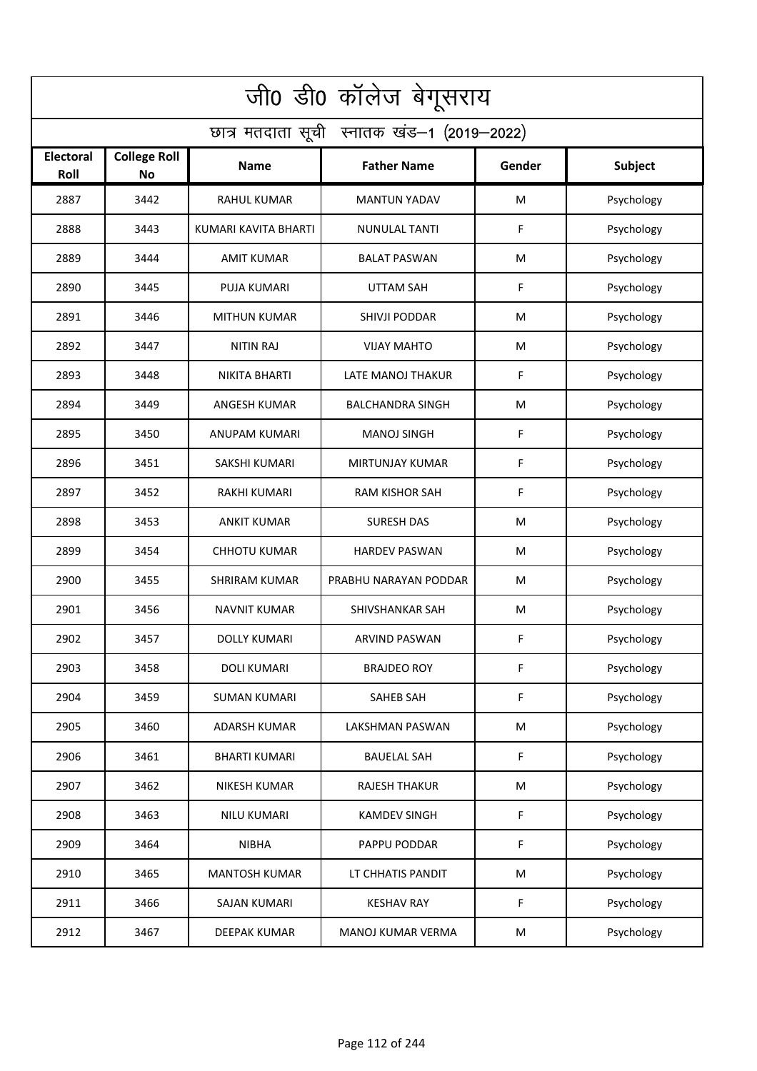# जी0 डी0 कॉलेज बेगूसराय

## छात्र मतदाता सूची स्नातक खंड–1 (2019–2022)

| Electoral Roll | College Roll No | Name | Father Name | Gender | Subject |
|---|---|---|---|---|---|
| 2887 | 3442 | RAHUL KUMAR | MANTUN YADAV | M | Psychology |
| 2888 | 3443 | KUMARI KAVITA BHARTI | NUNULAL TANTI | F | Psychology |
| 2889 | 3444 | AMIT KUMAR | BALAT PASWAN | M | Psychology |
| 2890 | 3445 | PUJA KUMARI | UTTAM SAH | F | Psychology |
| 2891 | 3446 | MITHUN KUMAR | SHIVJI PODDAR | M | Psychology |
| 2892 | 3447 | NITIN RAJ | VIJAY MAHTO | M | Psychology |
| 2893 | 3448 | NIKITA BHARTI | LATE MANOJ THAKUR | F | Psychology |
| 2894 | 3449 | ANGESH KUMAR | BALCHANDRA SINGH | M | Psychology |
| 2895 | 3450 | ANUPAM KUMARI | MANOJ SINGH | F | Psychology |
| 2896 | 3451 | SAKSHI KUMARI | MIRTUNJAY KUMAR | F | Psychology |
| 2897 | 3452 | RAKHI KUMARI | RAM KISHOR SAH | F | Psychology |
| 2898 | 3453 | ANKIT KUMAR | SURESH DAS | M | Psychology |
| 2899 | 3454 | CHHOTU KUMAR | HARDEV PASWAN | M | Psychology |
| 2900 | 3455 | SHRIRAM KUMAR | PRABHU NARAYAN PODDAR | M | Psychology |
| 2901 | 3456 | NAVNIT KUMAR | SHIVSHANKAR SAH | M | Psychology |
| 2902 | 3457 | DOLLY KUMARI | ARVIND PASWAN | F | Psychology |
| 2903 | 3458 | DOLI KUMARI | BRAJDEO ROY | F | Psychology |
| 2904 | 3459 | SUMAN KUMARI | SAHEB SAH | F | Psychology |
| 2905 | 3460 | ADARSH KUMAR | LAKSHMAN PASWAN | M | Psychology |
| 2906 | 3461 | BHARTI KUMARI | BAUELAL SAH | F | Psychology |
| 2907 | 3462 | NIKESH KUMAR | RAJESH THAKUR | M | Psychology |
| 2908 | 3463 | NILU KUMARI | KAMDEV SINGH | F | Psychology |
| 2909 | 3464 | NIBHA | PAPPU PODDAR | F | Psychology |
| 2910 | 3465 | MANTOSH KUMAR | LT CHHATIS PANDIT | M | Psychology |
| 2911 | 3466 | SAJAN KUMARI | KESHAV RAY | F | Psychology |
| 2912 | 3467 | DEEPAK KUMAR | MANOJ KUMAR VERMA | M | Psychology |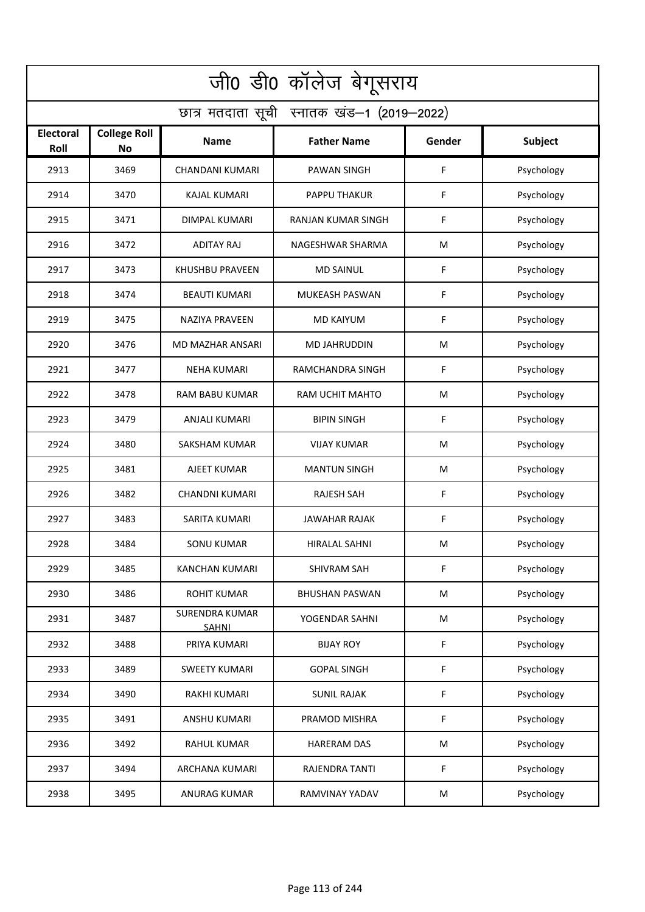# जी0 डी0 कॉलेज बेगूसराय

## छात्र मतदाता सूची स्नातक खंड–1 (2019–2022)

| Electoral Roll | College Roll No | Name | Father Name | Gender | Subject |
|---|---|---|---|---|---|
| 2913 | 3469 | CHANDANI KUMARI | PAWAN SINGH | F | Psychology |
| 2914 | 3470 | KAJAL KUMARI | PAPPU THAKUR | F | Psychology |
| 2915 | 3471 | DIMPAL KUMARI | RANJAN KUMAR SINGH | F | Psychology |
| 2916 | 3472 | ADITAY RAJ | NAGESHWAR SHARMA | M | Psychology |
| 2917 | 3473 | KHUSHBU PRAVEEN | MD SAINUL | F | Psychology |
| 2918 | 3474 | BEAUTI KUMARI | MUKEASH PASWAN | F | Psychology |
| 2919 | 3475 | NAZIYA PRAVEEN | MD KAIYUM | F | Psychology |
| 2920 | 3476 | MD MAZHAR ANSARI | MD JAHRUDDIN | M | Psychology |
| 2921 | 3477 | NEHA KUMARI | RAMCHANDRA SINGH | F | Psychology |
| 2922 | 3478 | RAM BABU KUMAR | RAM UCHIT MAHTO | M | Psychology |
| 2923 | 3479 | ANJALI KUMARI | BIPIN SINGH | F | Psychology |
| 2924 | 3480 | SAKSHAM KUMAR | VIJAY KUMAR | M | Psychology |
| 2925 | 3481 | AJEET KUMAR | MANTUN SINGH | M | Psychology |
| 2926 | 3482 | CHANDNI KUMARI | RAJESH SAH | F | Psychology |
| 2927 | 3483 | SARITA KUMARI | JAWAHAR RAJAK | F | Psychology |
| 2928 | 3484 | SONU KUMAR | HIRALAL SAHNI | M | Psychology |
| 2929 | 3485 | KANCHAN KUMARI | SHIVRAM SAH | F | Psychology |
| 2930 | 3486 | ROHIT KUMAR | BHUSHAN PASWAN | M | Psychology |
| 2931 | 3487 | SURENDRA KUMAR SAHNI | YOGENDAR SAHNI | M | Psychology |
| 2932 | 3488 | PRIYA KUMARI | BIJAY ROY | F | Psychology |
| 2933 | 3489 | SWEETY KUMARI | GOPAL SINGH | F | Psychology |
| 2934 | 3490 | RAKHI KUMARI | SUNIL RAJAK | F | Psychology |
| 2935 | 3491 | ANSHU KUMARI | PRAMOD MISHRA | F | Psychology |
| 2936 | 3492 | RAHUL KUMAR | HARERAM DAS | M | Psychology |
| 2937 | 3494 | ARCHANA KUMARI | RAJENDRA TANTI | F | Psychology |
| 2938 | 3495 | ANURAG KUMAR | RAMVINAY YADAV | M | Psychology |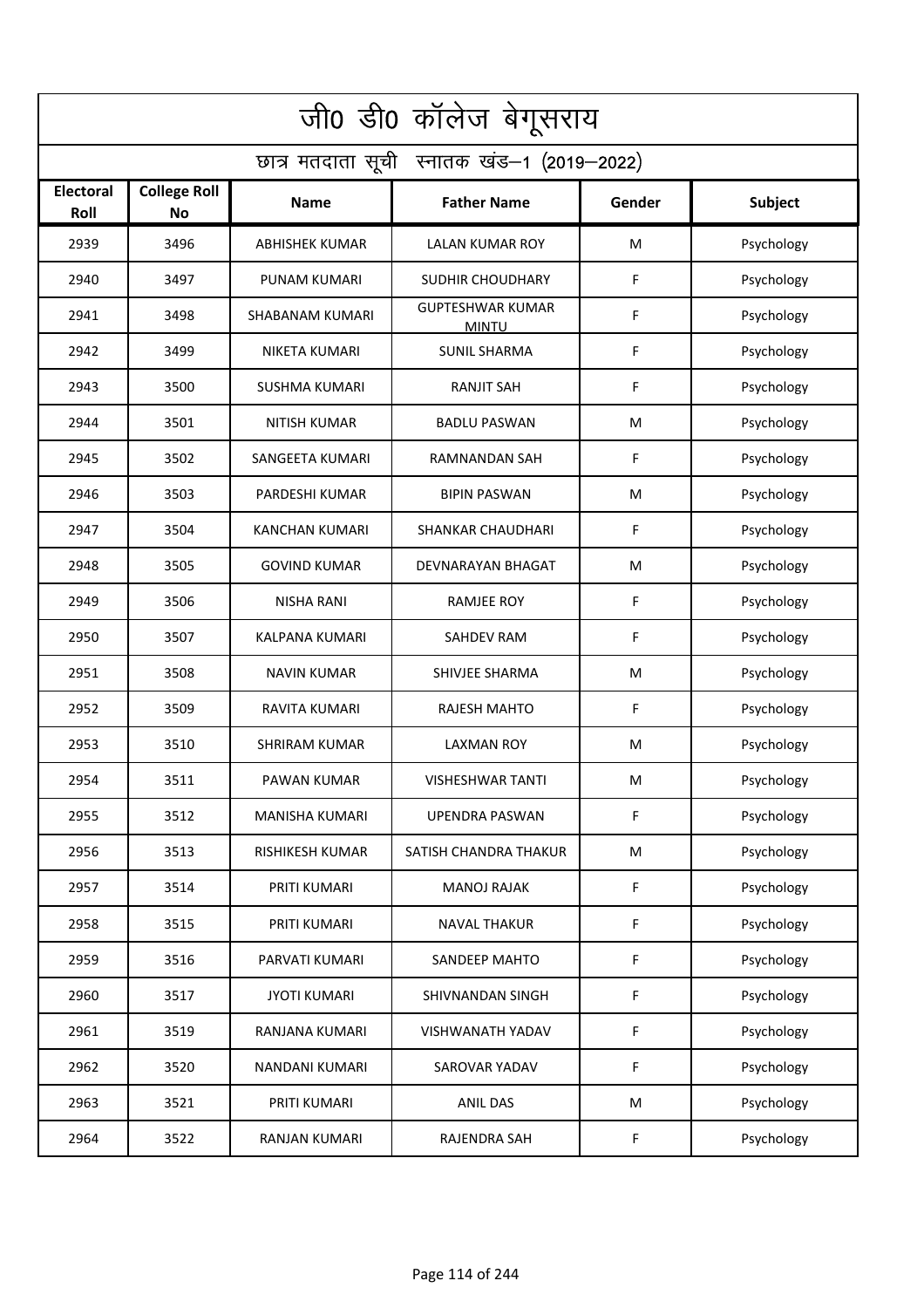# जी0 डी0 कॉलेज बेगूसराय

## छात्र मतदाता सूची स्नातक खंड–1 (2019–2022)

| Electoral Roll | College Roll No | Name | Father Name | Gender | Subject |
|---|---|---|---|---|---|
| 2939 | 3496 | ABHISHEK KUMAR | LALAN KUMAR ROY | M | Psychology |
| 2940 | 3497 | PUNAM KUMARI | SUDHIR CHOUDHARY | F | Psychology |
| 2941 | 3498 | SHABANAM KUMARI | GUPTESHWAR KUMAR MINTU | F | Psychology |
| 2942 | 3499 | NIKETA KUMARI | SUNIL SHARMA | F | Psychology |
| 2943 | 3500 | SUSHMA KUMARI | RANJIT SAH | F | Psychology |
| 2944 | 3501 | NITISH KUMAR | BADLU PASWAN | M | Psychology |
| 2945 | 3502 | SANGEETA KUMARI | RAMNANDAN SAH | F | Psychology |
| 2946 | 3503 | PARDESHI KUMAR | BIPIN PASWAN | M | Psychology |
| 2947 | 3504 | KANCHAN KUMARI | SHANKAR CHAUDHARI | F | Psychology |
| 2948 | 3505 | GOVIND KUMAR | DEVNARAYAN BHAGAT | M | Psychology |
| 2949 | 3506 | NISHA RANI | RAMJEE ROY | F | Psychology |
| 2950 | 3507 | KALPANA KUMARI | SAHDEV RAM | F | Psychology |
| 2951 | 3508 | NAVIN KUMAR | SHIVJEE SHARMA | M | Psychology |
| 2952 | 3509 | RAVITA KUMARI | RAJESH MAHTO | F | Psychology |
| 2953 | 3510 | SHRIRAM KUMAR | LAXMAN ROY | M | Psychology |
| 2954 | 3511 | PAWAN KUMAR | VISHESHWAR TANTI | M | Psychology |
| 2955 | 3512 | MANISHA KUMARI | UPENDRA PASWAN | F | Psychology |
| 2956 | 3513 | RISHIKESH KUMAR | SATISH CHANDRA THAKUR | M | Psychology |
| 2957 | 3514 | PRITI KUMARI | MANOJ RAJAK | F | Psychology |
| 2958 | 3515 | PRITI KUMARI | NAVAL THAKUR | F | Psychology |
| 2959 | 3516 | PARVATI KUMARI | SANDEEP MAHTO | F | Psychology |
| 2960 | 3517 | JYOTI KUMARI | SHIVNANDAN SINGH | F | Psychology |
| 2961 | 3519 | RANJANA KUMARI | VISHWANATH YADAV | F | Psychology |
| 2962 | 3520 | NANDANI KUMARI | SAROVAR YADAV | F | Psychology |
| 2963 | 3521 | PRITI KUMARI | ANIL DAS | M | Psychology |
| 2964 | 3522 | RANJAN KUMARI | RAJENDRA SAH | F | Psychology |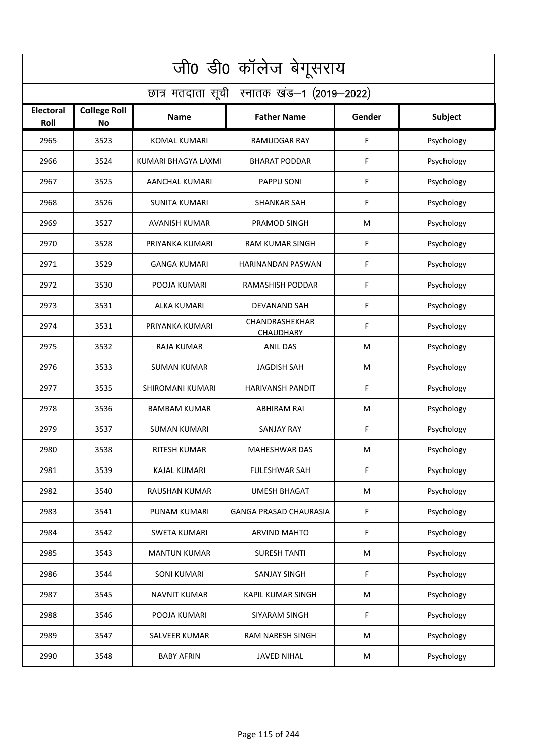# जी0 डी0 कॉलेज बेगूसराय

## छात्र मतदाता सूची स्नातक खंड–1 (2019–2022)

| Electoral Roll | College Roll No | Name | Father Name | Gender | Subject |
|---|---|---|---|---|---|
| 2965 | 3523 | KOMAL KUMARI | RAMUDGAR RAY | F | Psychology |
| 2966 | 3524 | KUMARI BHAGYA LAXMI | BHARAT PODDAR | F | Psychology |
| 2967 | 3525 | AANCHAL KUMARI | PAPPU SONI | F | Psychology |
| 2968 | 3526 | SUNITA KUMARI | SHANKAR SAH | F | Psychology |
| 2969 | 3527 | AVANISH KUMAR | PRAMOD SINGH | M | Psychology |
| 2970 | 3528 | PRIYANKA KUMARI | RAM KUMAR SINGH | F | Psychology |
| 2971 | 3529 | GANGA KUMARI | HARINANDAN PASWAN | F | Psychology |
| 2972 | 3530 | POOJA KUMARI | RAMASHISH PODDAR | F | Psychology |
| 2973 | 3531 | ALKA KUMARI | DEVANAND SAH | F | Psychology |
| 2974 | 3531 | PRIYANKA KUMARI | CHANDRASHEKHAR CHAUDHARY | F | Psychology |
| 2975 | 3532 | RAJA KUMAR | ANIL DAS | M | Psychology |
| 2976 | 3533 | SUMAN KUMAR | JAGDISH SAH | M | Psychology |
| 2977 | 3535 | SHIROMANI KUMARI | HARIVANSH PANDIT | F | Psychology |
| 2978 | 3536 | BAMBAM KUMAR | ABHIRAM RAI | M | Psychology |
| 2979 | 3537 | SUMAN KUMARI | SANJAY RAY | F | Psychology |
| 2980 | 3538 | RITESH KUMAR | MAHESHWAR DAS | M | Psychology |
| 2981 | 3539 | KAJAL KUMARI | FULESHWAR SAH | F | Psychology |
| 2982 | 3540 | RAUSHAN KUMAR | UMESH BHAGAT | M | Psychology |
| 2983 | 3541 | PUNAM KUMARI | GANGA PRASAD CHAURASIA | F | Psychology |
| 2984 | 3542 | SWETA KUMARI | ARVIND MAHTO | F | Psychology |
| 2985 | 3543 | MANTUN KUMAR | SURESH TANTI | M | Psychology |
| 2986 | 3544 | SONI KUMARI | SANJAY SINGH | F | Psychology |
| 2987 | 3545 | NAVNIT KUMAR | KAPIL KUMAR SINGH | M | Psychology |
| 2988 | 3546 | POOJA KUMARI | SIYARAM SINGH | F | Psychology |
| 2989 | 3547 | SALVEER KUMAR | RAM NARESH SINGH | M | Psychology |
| 2990 | 3548 | BABY AFRIN | JAVED NIHAL | M | Psychology |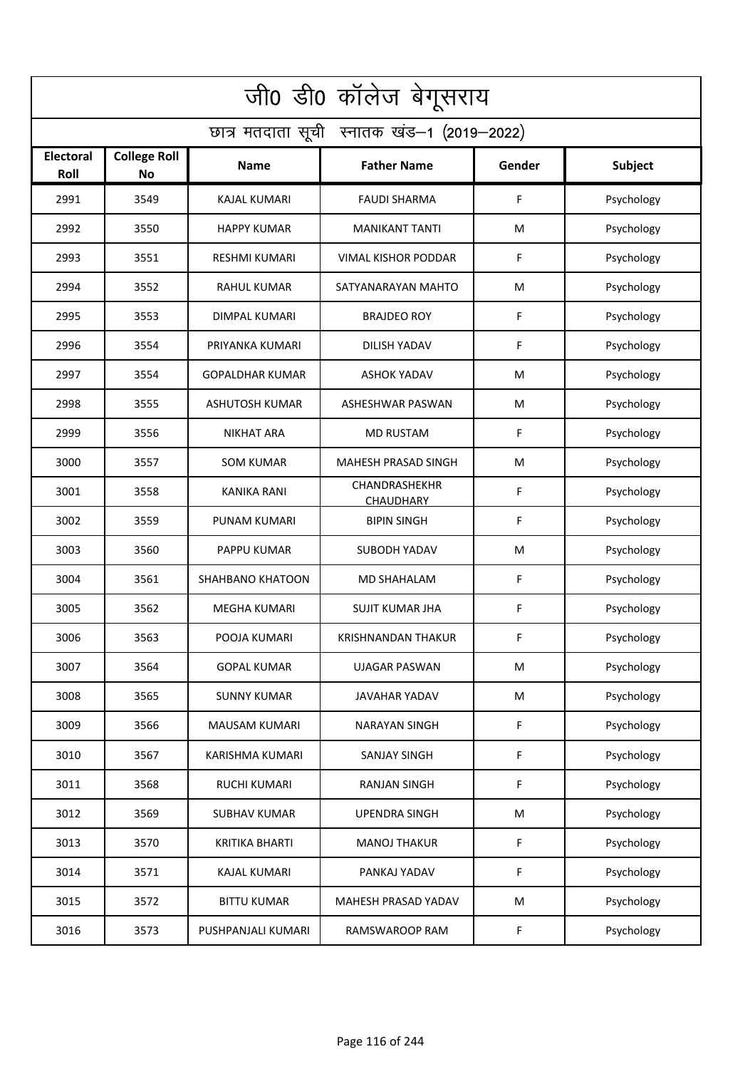# जी0 डी0 कॉलेज बेगूसराय

## छात्र मतदाता सूची स्नातक खंड–1 (2019–2022)

| Electoral Roll | College Roll No | Name | Father Name | Gender | Subject |
|---|---|---|---|---|---|
| 2991 | 3549 | KAJAL KUMARI | FAUDI SHARMA | F | Psychology |
| 2992 | 3550 | HAPPY KUMAR | MANIKANT TANTI | M | Psychology |
| 2993 | 3551 | RESHMI KUMARI | VIMAL KISHOR PODDAR | F | Psychology |
| 2994 | 3552 | RAHUL KUMAR | SATYANARAYAN MAHTO | M | Psychology |
| 2995 | 3553 | DIMPAL KUMARI | BRAJDEO ROY | F | Psychology |
| 2996 | 3554 | PRIYANKA KUMARI | DILISH YADAV | F | Psychology |
| 2997 | 3554 | GOPALDHAR KUMAR | ASHOK YADAV | M | Psychology |
| 2998 | 3555 | ASHUTOSH KUMAR | ASHESHWAR PASWAN | M | Psychology |
| 2999 | 3556 | NIKHAT ARA | MD RUSTAM | F | Psychology |
| 3000 | 3557 | SOM KUMAR | MAHESH PRASAD SINGH | M | Psychology |
| 3001 | 3558 | KANIKA RANI | CHANDRASHEKHR CHAUDHARY | F | Psychology |
| 3002 | 3559 | PUNAM KUMARI | BIPIN SINGH | F | Psychology |
| 3003 | 3560 | PAPPU KUMAR | SUBODH YADAV | M | Psychology |
| 3004 | 3561 | SHAHBANO KHATOON | MD SHAHALAM | F | Psychology |
| 3005 | 3562 | MEGHA KUMARI | SUJIT KUMAR JHA | F | Psychology |
| 3006 | 3563 | POOJA KUMARI | KRISHNANDAN THAKUR | F | Psychology |
| 3007 | 3564 | GOPAL KUMAR | UJAGAR PASWAN | M | Psychology |
| 3008 | 3565 | SUNNY KUMAR | JAVAHAR YADAV | M | Psychology |
| 3009 | 3566 | MAUSAM KUMARI | NARAYAN SINGH | F | Psychology |
| 3010 | 3567 | KARISHMA KUMARI | SANJAY SINGH | F | Psychology |
| 3011 | 3568 | RUCHI KUMARI | RANJAN SINGH | F | Psychology |
| 3012 | 3569 | SUBHAV KUMAR | UPENDRA SINGH | M | Psychology |
| 3013 | 3570 | KRITIKA BHARTI | MANOJ THAKUR | F | Psychology |
| 3014 | 3571 | KAJAL KUMARI | PANKAJ YADAV | F | Psychology |
| 3015 | 3572 | BITTU KUMAR | MAHESH PRASAD YADAV | M | Psychology |
| 3016 | 3573 | PUSHPANJALI KUMARI | RAMSWAROOP RAM | F | Psychology |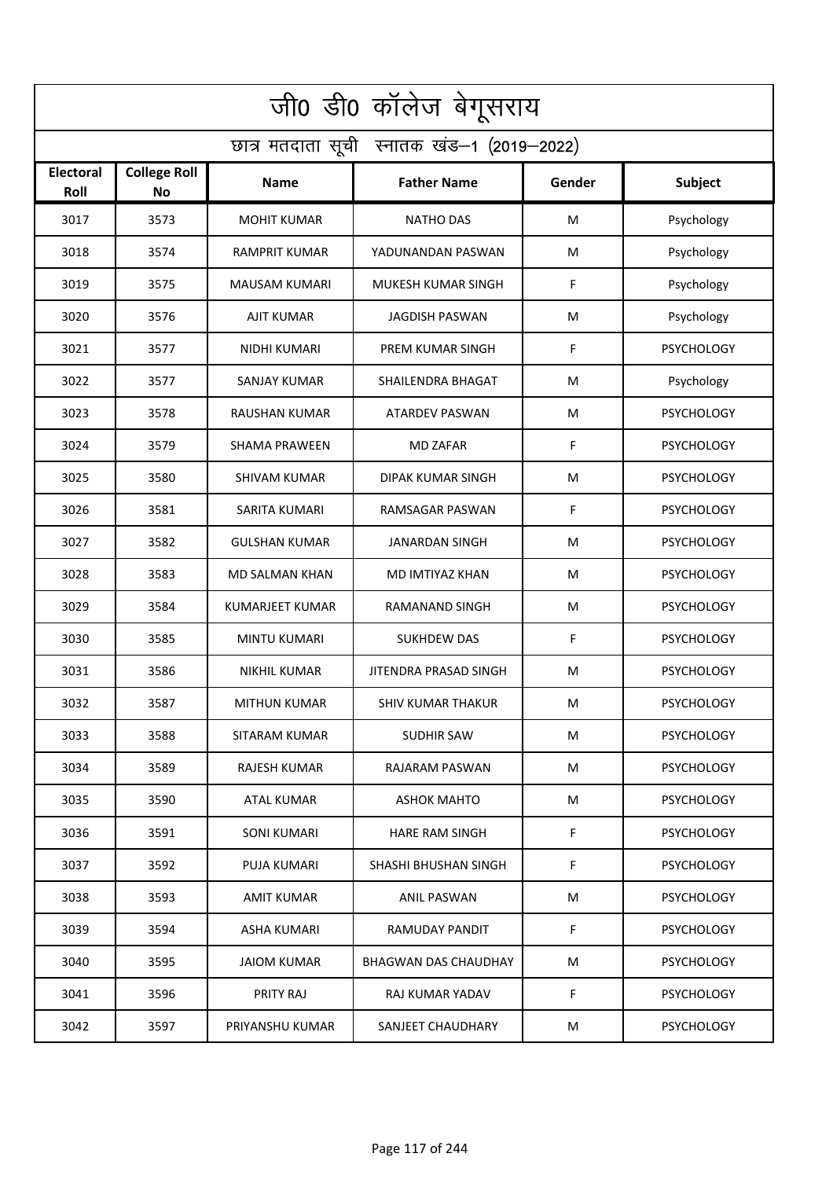# जी0 डी0 कॉलेज बेगूसराय

## छात्र मतदाता सूची स्नातक खंड–1 (2019–2022)

| Electoral Roll | College Roll No | Name | Father Name | Gender | Subject |
|---|---|---|---|---|---|
| 3017 | 3573 | MOHIT KUMAR | NATHO DAS | M | Psychology |
| 3018 | 3574 | RAMPRIT KUMAR | YADUNANDAN PASWAN | M | Psychology |
| 3019 | 3575 | MAUSAM KUMARI | MUKESH KUMAR SINGH | F | Psychology |
| 3020 | 3576 | AJIT KUMAR | JAGDISH PASWAN | M | Psychology |
| 3021 | 3577 | NIDHI KUMARI | PREM KUMAR SINGH | F | PSYCHOLOGY |
| 3022 | 3577 | SANJAY KUMAR | SHAILENDRA BHAGAT | M | Psychology |
| 3023 | 3578 | RAUSHAN KUMAR | ATARDEV PASWAN | M | PSYCHOLOGY |
| 3024 | 3579 | SHAMA PRAWEEN | MD ZAFAR | F | PSYCHOLOGY |
| 3025 | 3580 | SHIVAM KUMAR | DIPAK KUMAR SINGH | M | PSYCHOLOGY |
| 3026 | 3581 | SARITA KUMARI | RAMSAGAR PASWAN | F | PSYCHOLOGY |
| 3027 | 3582 | GULSHAN KUMAR | JANARDAN SINGH | M | PSYCHOLOGY |
| 3028 | 3583 | MD SALMAN KHAN | MD IMTIYAZ KHAN | M | PSYCHOLOGY |
| 3029 | 3584 | KUMARJEET KUMAR | RAMANAND SINGH | M | PSYCHOLOGY |
| 3030 | 3585 | MINTU KUMARI | SUKHDEW DAS | F | PSYCHOLOGY |
| 3031 | 3586 | NIKHIL KUMAR | JITENDRA PRASAD SINGH | M | PSYCHOLOGY |
| 3032 | 3587 | MITHUN KUMAR | SHIV KUMAR THAKUR | M | PSYCHOLOGY |
| 3033 | 3588 | SITARAM KUMAR | SUDHIR SAW | M | PSYCHOLOGY |
| 3034 | 3589 | RAJESH KUMAR | RAJARAM PASWAN | M | PSYCHOLOGY |
| 3035 | 3590 | ATAL KUMAR | ASHOK MAHTO | M | PSYCHOLOGY |
| 3036 | 3591 | SONI KUMARI | HARE RAM SINGH | F | PSYCHOLOGY |
| 3037 | 3592 | PUJA KUMARI | SHASHI BHUSHAN SINGH | F | PSYCHOLOGY |
| 3038 | 3593 | AMIT KUMAR | ANIL PASWAN | M | PSYCHOLOGY |
| 3039 | 3594 | ASHA KUMARI | RAMUDAY PANDIT | F | PSYCHOLOGY |
| 3040 | 3595 | JAIOM KUMAR | BHAGWAN DAS CHAUDHAY | M | PSYCHOLOGY |
| 3041 | 3596 | PRITY RAJ | RAJ KUMAR YADAV | F | PSYCHOLOGY |
| 3042 | 3597 | PRIYANSHU KUMAR | SANJEET CHAUDHARY | M | PSYCHOLOGY |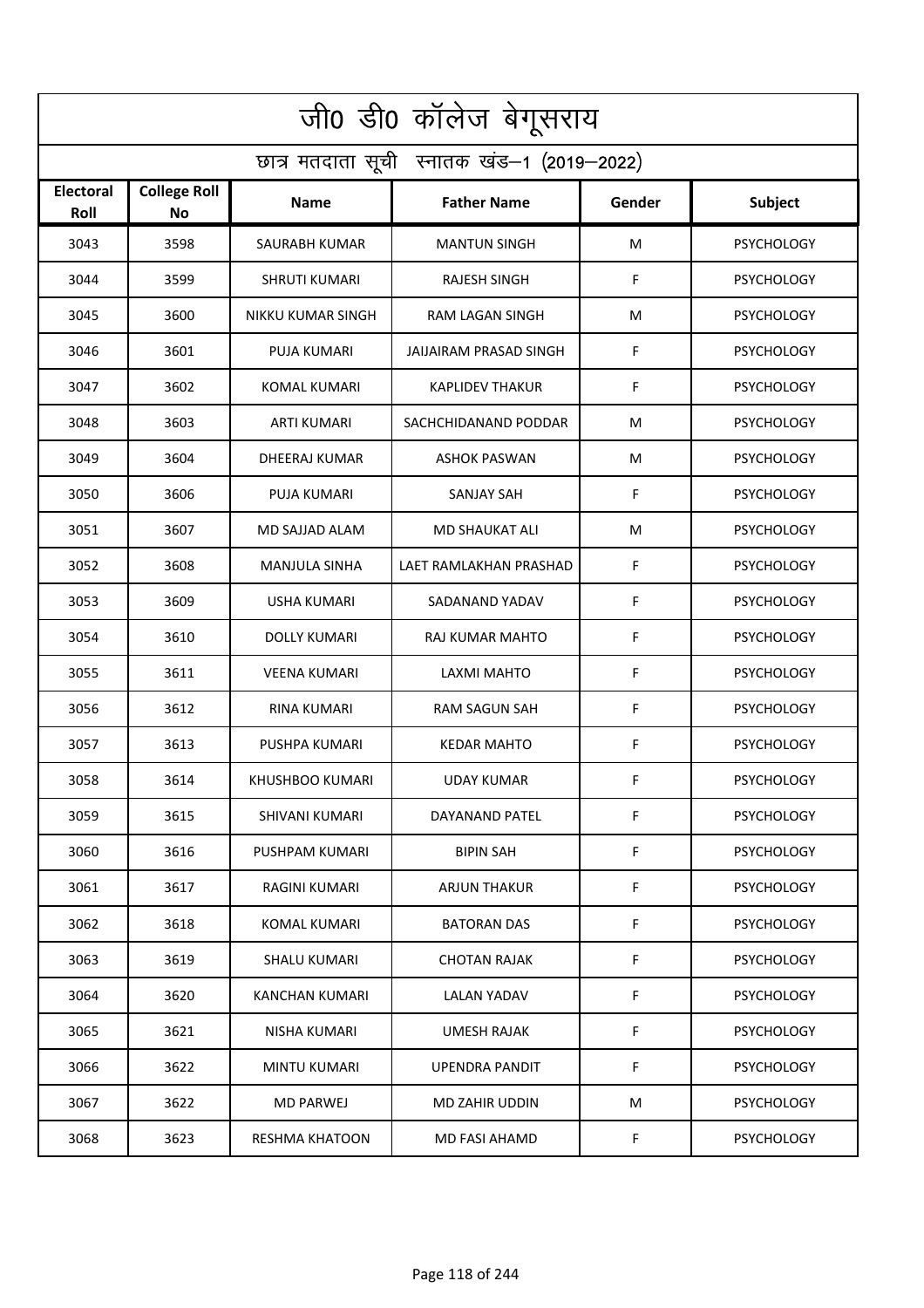# जी0 डी0 कॉलेज बेगूसराय

## छात्र मतदाता सूची स्नातक खंड–1 (2019–2022)

| Electoral Roll | College Roll No | Name | Father Name | Gender | Subject |
|---|---|---|---|---|---|
| 3043 | 3598 | SAURABH KUMAR | MANTUN SINGH | M | PSYCHOLOGY |
| 3044 | 3599 | SHRUTI KUMARI | RAJESH SINGH | F | PSYCHOLOGY |
| 3045 | 3600 | NIKKU KUMAR SINGH | RAM LAGAN SINGH | M | PSYCHOLOGY |
| 3046 | 3601 | PUJA KUMARI | JAIJAIRAM PRASAD SINGH | F | PSYCHOLOGY |
| 3047 | 3602 | KOMAL KUMARI | KAPLIDEV THAKUR | F | PSYCHOLOGY |
| 3048 | 3603 | ARTI KUMARI | SACHCHIDANAND PODDAR | M | PSYCHOLOGY |
| 3049 | 3604 | DHEERAJ KUMAR | ASHOK PASWAN | M | PSYCHOLOGY |
| 3050 | 3606 | PUJA KUMARI | SANJAY SAH | F | PSYCHOLOGY |
| 3051 | 3607 | MD SAJJAD ALAM | MD SHAUKAT ALI | M | PSYCHOLOGY |
| 3052 | 3608 | MANJULA SINHA | LAET RAMLAKHAN PRASHAD | F | PSYCHOLOGY |
| 3053 | 3609 | USHA KUMARI | SADANAND YADAV | F | PSYCHOLOGY |
| 3054 | 3610 | DOLLY KUMARI | RAJ KUMAR MAHTO | F | PSYCHOLOGY |
| 3055 | 3611 | VEENA KUMARI | LAXMI MAHTO | F | PSYCHOLOGY |
| 3056 | 3612 | RINA KUMARI | RAM SAGUN SAH | F | PSYCHOLOGY |
| 3057 | 3613 | PUSHPA KUMARI | KEDAR MAHTO | F | PSYCHOLOGY |
| 3058 | 3614 | KHUSHBOO KUMARI | UDAY KUMAR | F | PSYCHOLOGY |
| 3059 | 3615 | SHIVANI KUMARI | DAYANAND PATEL | F | PSYCHOLOGY |
| 3060 | 3616 | PUSHPAM KUMARI | BIPIN SAH | F | PSYCHOLOGY |
| 3061 | 3617 | RAGINI KUMARI | ARJUN THAKUR | F | PSYCHOLOGY |
| 3062 | 3618 | KOMAL KUMARI | BATORAN DAS | F | PSYCHOLOGY |
| 3063 | 3619 | SHALU KUMARI | CHOTAN RAJAK | F | PSYCHOLOGY |
| 3064 | 3620 | KANCHAN KUMARI | LALAN YADAV | F | PSYCHOLOGY |
| 3065 | 3621 | NISHA KUMARI | UMESH RAJAK | F | PSYCHOLOGY |
| 3066 | 3622 | MINTU KUMARI | UPENDRA PANDIT | F | PSYCHOLOGY |
| 3067 | 3622 | MD PARWEJ | MD ZAHIR UDDIN | M | PSYCHOLOGY |
| 3068 | 3623 | RESHMA KHATOON | MD FASI AHAMD | F | PSYCHOLOGY |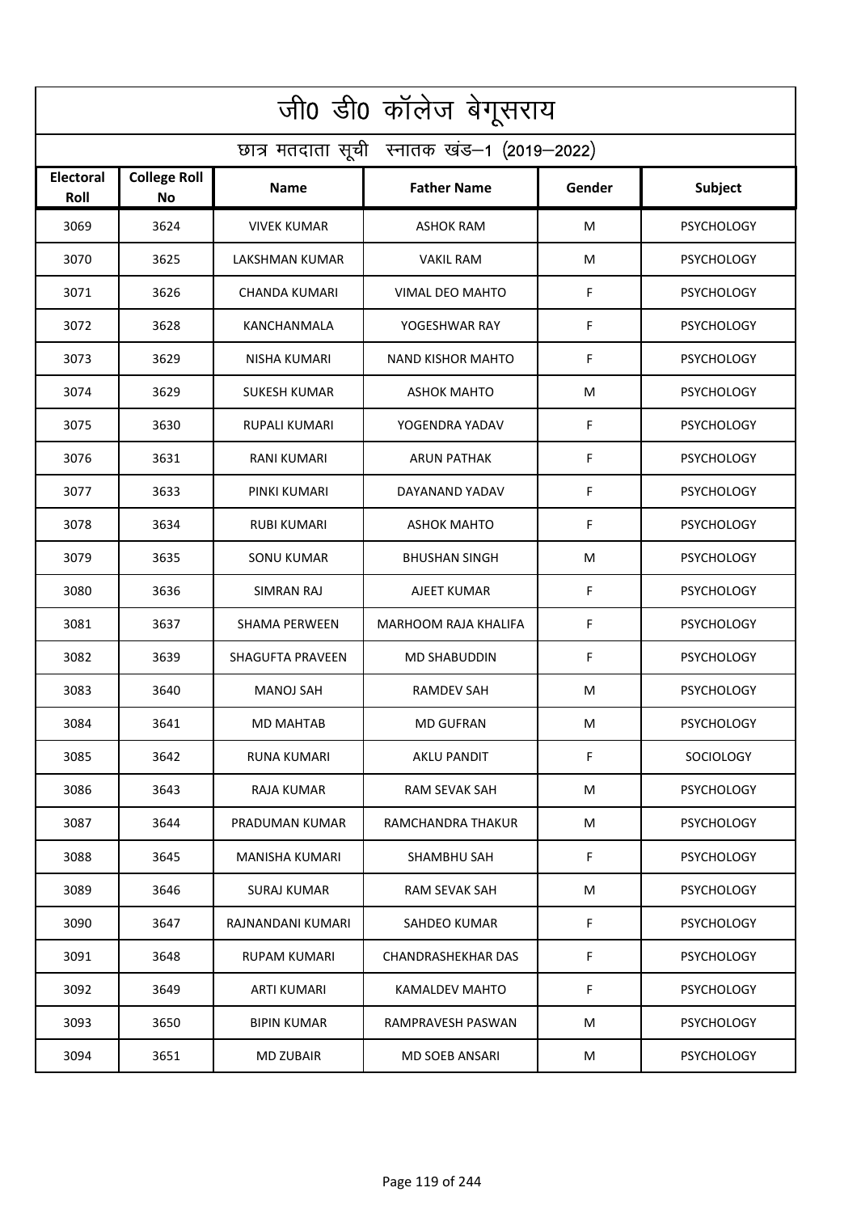# जी0 डी0 कॉलेज बेगूसराय

## छात्र मतदाता सूची स्नातक खंड–1 (2019–2022)

| Electoral Roll | College Roll No | Name | Father Name | Gender | Subject |
|---|---|---|---|---|---|
| 3069 | 3624 | VIVEK KUMAR | ASHOK RAM | M | PSYCHOLOGY |
| 3070 | 3625 | LAKSHMAN KUMAR | VAKIL RAM | M | PSYCHOLOGY |
| 3071 | 3626 | CHANDA KUMARI | VIMAL DEO MAHTO | F | PSYCHOLOGY |
| 3072 | 3628 | KANCHANMALA | YOGESHWAR RAY | F | PSYCHOLOGY |
| 3073 | 3629 | NISHA KUMARI | NAND KISHOR MAHTO | F | PSYCHOLOGY |
| 3074 | 3629 | SUKESH KUMAR | ASHOK MAHTO | M | PSYCHOLOGY |
| 3075 | 3630 | RUPALI KUMARI | YOGENDRA YADAV | F | PSYCHOLOGY |
| 3076 | 3631 | RANI KUMARI | ARUN PATHAK | F | PSYCHOLOGY |
| 3077 | 3633 | PINKI KUMARI | DAYANAND YADAV | F | PSYCHOLOGY |
| 3078 | 3634 | RUBI KUMARI | ASHOK MAHTO | F | PSYCHOLOGY |
| 3079 | 3635 | SONU KUMAR | BHUSHAN SINGH | M | PSYCHOLOGY |
| 3080 | 3636 | SIMRAN RAJ | AJEET KUMAR | F | PSYCHOLOGY |
| 3081 | 3637 | SHAMA PERWEEN | MARHOOM RAJA KHALIFA | F | PSYCHOLOGY |
| 3082 | 3639 | SHAGUFTA PRAVEEN | MD SHABUDDIN | F | PSYCHOLOGY |
| 3083 | 3640 | MANOJ SAH | RAMDEV SAH | M | PSYCHOLOGY |
| 3084 | 3641 | MD MAHTAB | MD GUFRAN | M | PSYCHOLOGY |
| 3085 | 3642 | RUNA KUMARI | AKLU PANDIT | F | SOCIOLOGY |
| 3086 | 3643 | RAJA KUMAR | RAM SEVAK SAH | M | PSYCHOLOGY |
| 3087 | 3644 | PRADUMAN KUMAR | RAMCHANDRA THAKUR | M | PSYCHOLOGY |
| 3088 | 3645 | MANISHA KUMARI | SHAMBHU SAH | F | PSYCHOLOGY |
| 3089 | 3646 | SURAJ KUMAR | RAM SEVAK SAH | M | PSYCHOLOGY |
| 3090 | 3647 | RAJNANDANI KUMARI | SAHDEO KUMAR | F | PSYCHOLOGY |
| 3091 | 3648 | RUPAM KUMARI | CHANDRASHEKHAR DAS | F | PSYCHOLOGY |
| 3092 | 3649 | ARTI KUMARI | KAMALDEV MAHTO | F | PSYCHOLOGY |
| 3093 | 3650 | BIPIN KUMAR | RAMPRAVESH PASWAN | M | PSYCHOLOGY |
| 3094 | 3651 | MD ZUBAIR | MD SOEB ANSARI | M | PSYCHOLOGY |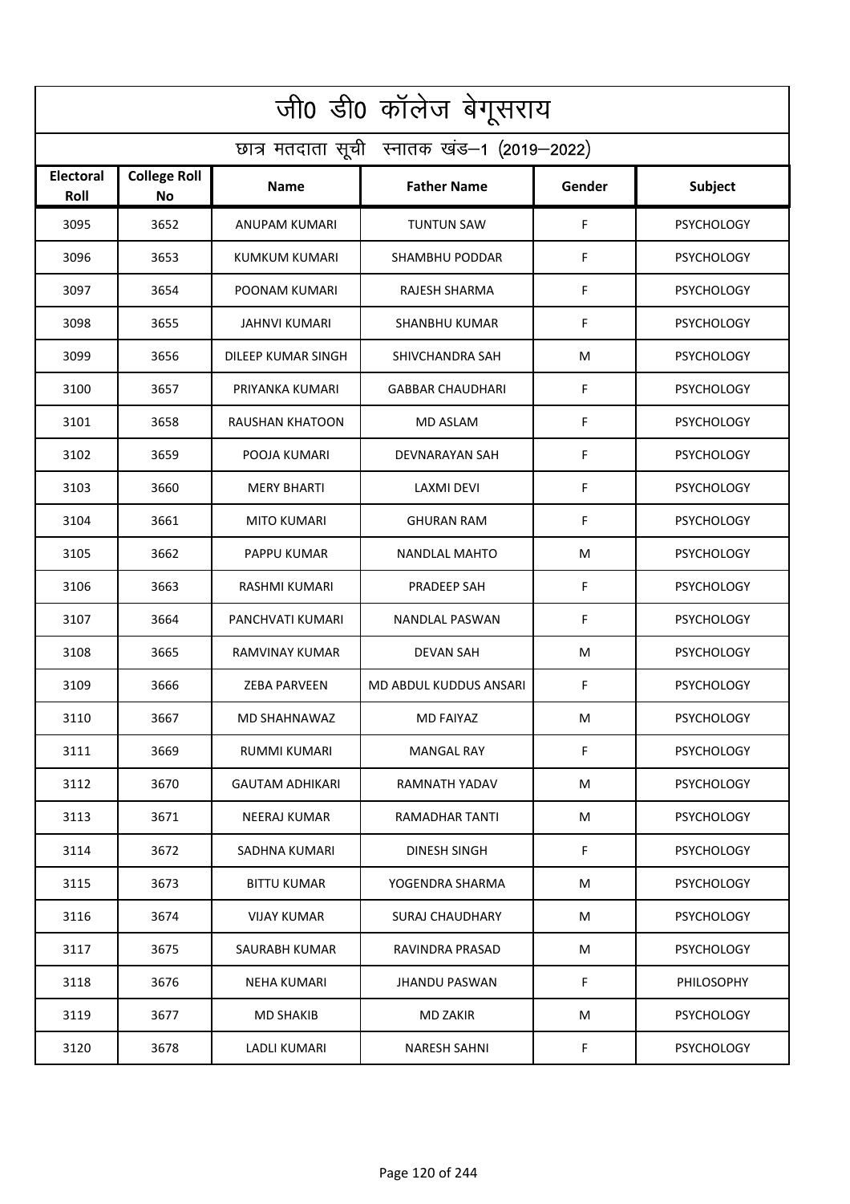# जी0 डी0 कॉलेज बेगूसराय

## छात्र मतदाता सूची स्नातक खंड–1 (2019–2022)

| Electoral Roll | College Roll No | Name | Father Name | Gender | Subject |
|---|---|---|---|---|---|
| 3095 | 3652 | ANUPAM KUMARI | TUNTUN SAW | F | PSYCHOLOGY |
| 3096 | 3653 | KUMKUM KUMARI | SHAMBHU PODDAR | F | PSYCHOLOGY |
| 3097 | 3654 | POONAM KUMARI | RAJESH SHARMA | F | PSYCHOLOGY |
| 3098 | 3655 | JAHNVI KUMARI | SHANBHU KUMAR | F | PSYCHOLOGY |
| 3099 | 3656 | DILEEP KUMAR SINGH | SHIVCHANDRA SAH | M | PSYCHOLOGY |
| 3100 | 3657 | PRIYANKA KUMARI | GABBAR CHAUDHARI | F | PSYCHOLOGY |
| 3101 | 3658 | RAUSHAN KHATOON | MD ASLAM | F | PSYCHOLOGY |
| 3102 | 3659 | POOJA KUMARI | DEVNARAYAN SAH | F | PSYCHOLOGY |
| 3103 | 3660 | MERY BHARTI | LAXMI DEVI | F | PSYCHOLOGY |
| 3104 | 3661 | MITO KUMARI | GHURAN RAM | F | PSYCHOLOGY |
| 3105 | 3662 | PAPPU KUMAR | NANDLAL MAHTO | M | PSYCHOLOGY |
| 3106 | 3663 | RASHMI KUMARI | PRADEEP SAH | F | PSYCHOLOGY |
| 3107 | 3664 | PANCHVATI KUMARI | NANDLAL PASWAN | F | PSYCHOLOGY |
| 3108 | 3665 | RAMVINAY KUMAR | DEVAN SAH | M | PSYCHOLOGY |
| 3109 | 3666 | ZEBA PARVEEN | MD ABDUL KUDDUS ANSARI | F | PSYCHOLOGY |
| 3110 | 3667 | MD SHAHNAWAZ | MD FAIYAZ | M | PSYCHOLOGY |
| 3111 | 3669 | RUMMI KUMARI | MANGAL RAY | F | PSYCHOLOGY |
| 3112 | 3670 | GAUTAM ADHIKARI | RAMNATH YADAV | M | PSYCHOLOGY |
| 3113 | 3671 | NEERAJ KUMAR | RAMADHAR TANTI | M | PSYCHOLOGY |
| 3114 | 3672 | SADHNA KUMARI | DINESH SINGH | F | PSYCHOLOGY |
| 3115 | 3673 | BITTU KUMAR | YOGENDRA SHARMA | M | PSYCHOLOGY |
| 3116 | 3674 | VIJAY KUMAR | SURAJ CHAUDHARY | M | PSYCHOLOGY |
| 3117 | 3675 | SAURABH KUMAR | RAVINDRA PRASAD | M | PSYCHOLOGY |
| 3118 | 3676 | NEHA KUMARI | JHANDU PASWAN | F | PHILOSOPHY |
| 3119 | 3677 | MD SHAKIB | MD ZAKIR | M | PSYCHOLOGY |
| 3120 | 3678 | LADLI KUMARI | NARESH SAHNI | F | PSYCHOLOGY |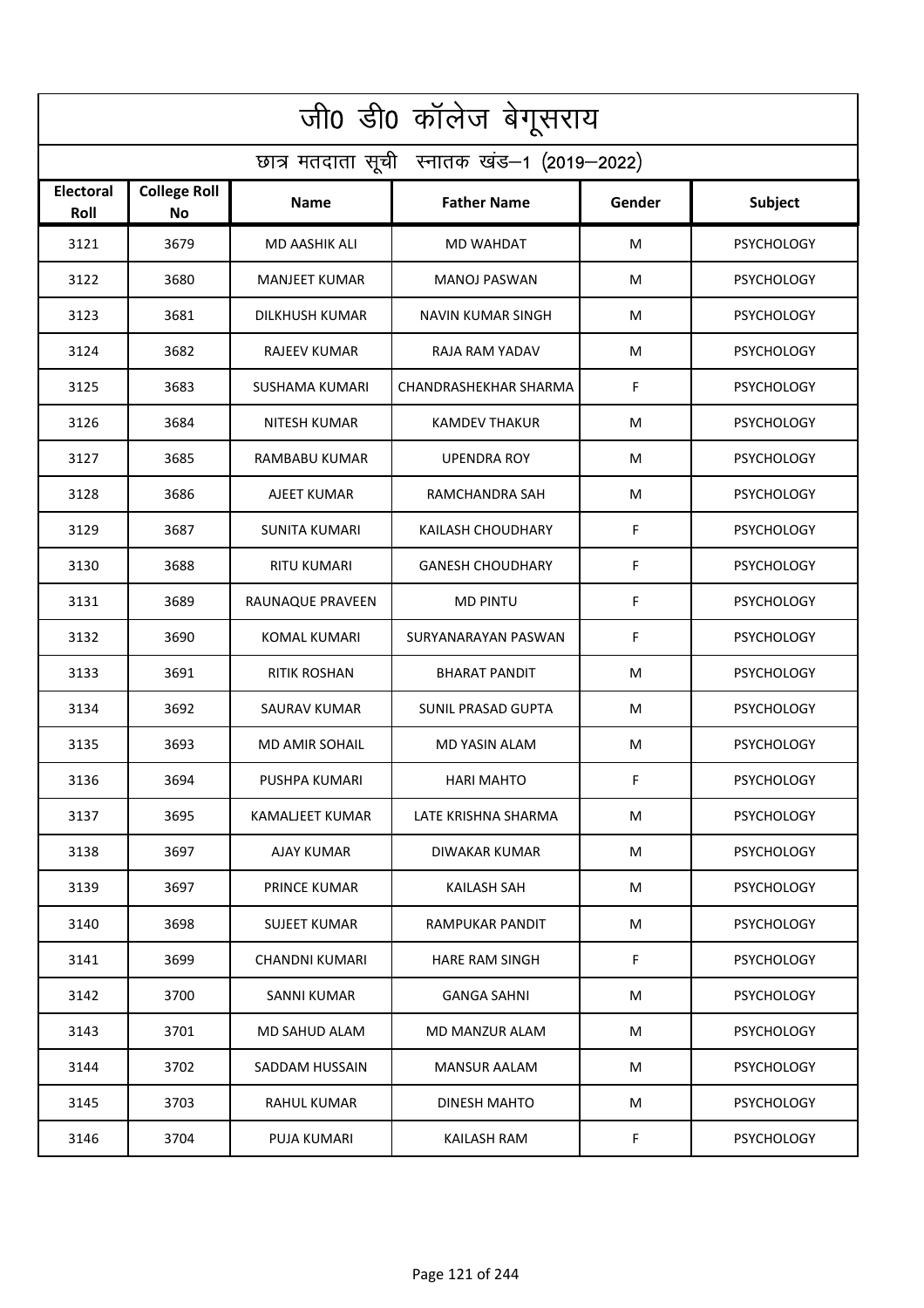# जी0 डी0 कॉलेज बेगूसराय

## छात्र मतदाता सूची स्नातक खंड–1 (2019–2022)

| Electoral Roll | College Roll No | Name | Father Name | Gender | Subject |
|---|---|---|---|---|---|
| 3121 | 3679 | MD AASHIK ALI | MD WAHDAT | M | PSYCHOLOGY |
| 3122 | 3680 | MANJEET KUMAR | MANOJ PASWAN | M | PSYCHOLOGY |
| 3123 | 3681 | DILKHUSH KUMAR | NAVIN KUMAR SINGH | M | PSYCHOLOGY |
| 3124 | 3682 | RAJEEV KUMAR | RAJA RAM YADAV | M | PSYCHOLOGY |
| 3125 | 3683 | SUSHAMA KUMARI | CHANDRASHEKHAR SHARMA | F | PSYCHOLOGY |
| 3126 | 3684 | NITESH KUMAR | KAMDEV THAKUR | M | PSYCHOLOGY |
| 3127 | 3685 | RAMBABU KUMAR | UPENDRA ROY | M | PSYCHOLOGY |
| 3128 | 3686 | AJEET KUMAR | RAMCHANDRA SAH | M | PSYCHOLOGY |
| 3129 | 3687 | SUNITA KUMARI | KAILASH CHOUDHARY | F | PSYCHOLOGY |
| 3130 | 3688 | RITU KUMARI | GANESH CHOUDHARY | F | PSYCHOLOGY |
| 3131 | 3689 | RAUNAQUE PRAVEEN | MD PINTU | F | PSYCHOLOGY |
| 3132 | 3690 | KOMAL KUMARI | SURYANARAYAN PASWAN | F | PSYCHOLOGY |
| 3133 | 3691 | RITIK ROSHAN | BHARAT PANDIT | M | PSYCHOLOGY |
| 3134 | 3692 | SAURAV KUMAR | SUNIL PRASAD GUPTA | M | PSYCHOLOGY |
| 3135 | 3693 | MD AMIR SOHAIL | MD YASIN ALAM | M | PSYCHOLOGY |
| 3136 | 3694 | PUSHPA KUMARI | HARI MAHTO | F | PSYCHOLOGY |
| 3137 | 3695 | KAMALJEET KUMAR | LATE KRISHNA SHARMA | M | PSYCHOLOGY |
| 3138 | 3697 | AJAY KUMAR | DIWAKAR KUMAR | M | PSYCHOLOGY |
| 3139 | 3697 | PRINCE KUMAR | KAILASH SAH | M | PSYCHOLOGY |
| 3140 | 3698 | SUJEET KUMAR | RAMPUKAR PANDIT | M | PSYCHOLOGY |
| 3141 | 3699 | CHANDNI KUMARI | HARE RAM SINGH | F | PSYCHOLOGY |
| 3142 | 3700 | SANNI KUMAR | GANGA SAHNI | M | PSYCHOLOGY |
| 3143 | 3701 | MD SAHUD ALAM | MD MANZUR ALAM | M | PSYCHOLOGY |
| 3144 | 3702 | SADDAM HUSSAIN | MANSUR AALAM | M | PSYCHOLOGY |
| 3145 | 3703 | RAHUL KUMAR | DINESH MAHTO | M | PSYCHOLOGY |
| 3146 | 3704 | PUJA KUMARI | KAILASH RAM | F | PSYCHOLOGY |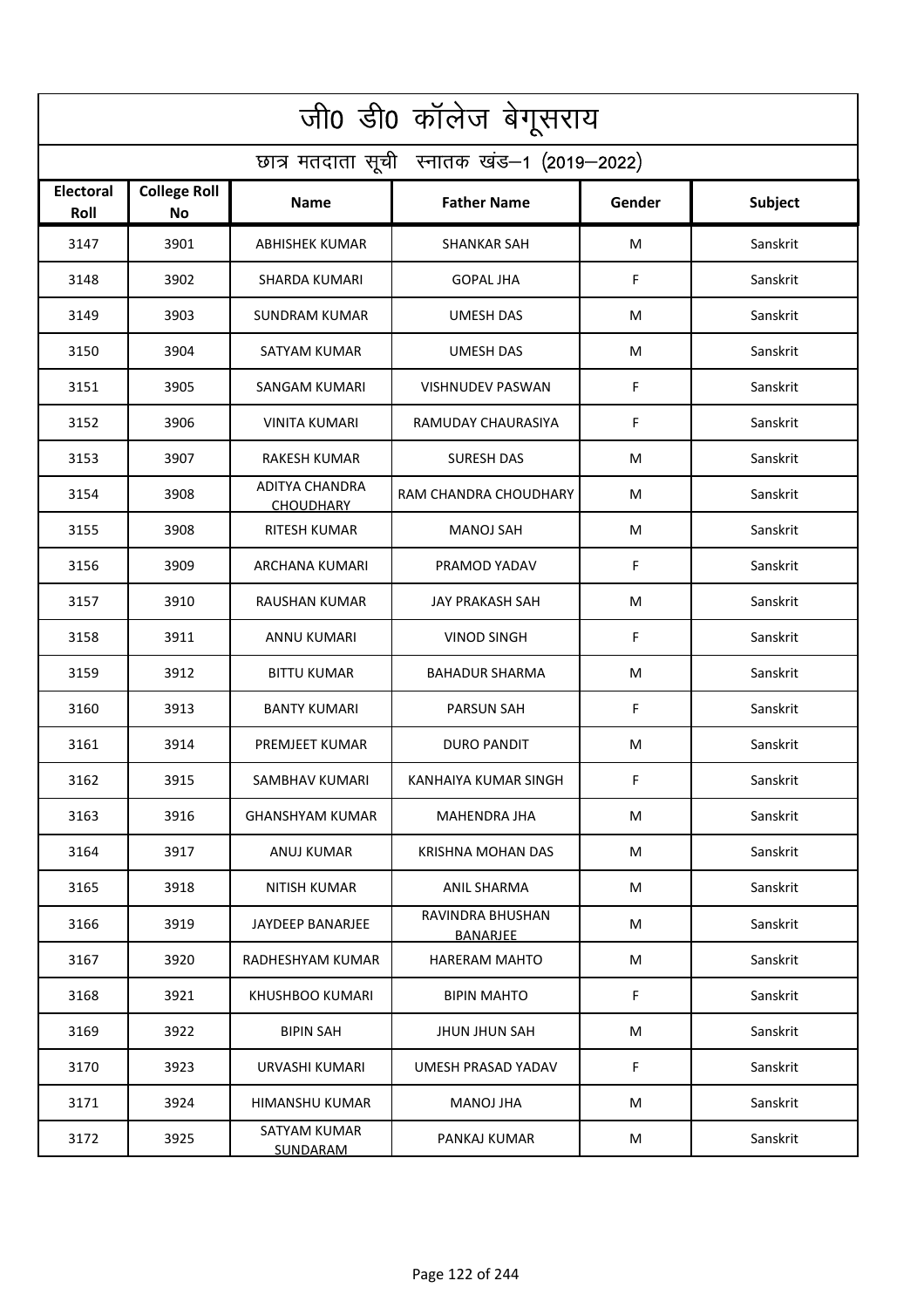# जी0 डी0 कॉलेज बेगूसराय

## छात्र मतदाता सूची स्नातक खंड–1 (2019–2022)

| Electoral Roll | College Roll No | Name | Father Name | Gender | Subject |
|---|---|---|---|---|---|
| 3147 | 3901 | ABHISHEK KUMAR | SHANKAR SAH | M | Sanskrit |
| 3148 | 3902 | SHARDA KUMARI | GOPAL JHA | F | Sanskrit |
| 3149 | 3903 | SUNDRAM KUMAR | UMESH DAS | M | Sanskrit |
| 3150 | 3904 | SATYAM KUMAR | UMESH DAS | M | Sanskrit |
| 3151 | 3905 | SANGAM KUMARI | VISHNUDEV PASWAN | F | Sanskrit |
| 3152 | 3906 | VINITA KUMARI | RAMUDAY CHAURASIYA | F | Sanskrit |
| 3153 | 3907 | RAKESH KUMAR | SURESH DAS | M | Sanskrit |
| 3154 | 3908 | ADITYA CHANDRA CHOUDHARY | RAM CHANDRA CHOUDHARY | M | Sanskrit |
| 3155 | 3908 | RITESH KUMAR | MANOJ SAH | M | Sanskrit |
| 3156 | 3909 | ARCHANA KUMARI | PRAMOD YADAV | F | Sanskrit |
| 3157 | 3910 | RAUSHAN KUMAR | JAY PRAKASH SAH | M | Sanskrit |
| 3158 | 3911 | ANNU KUMARI | VINOD SINGH | F | Sanskrit |
| 3159 | 3912 | BITTU KUMAR | BAHADUR SHARMA | M | Sanskrit |
| 3160 | 3913 | BANTY KUMARI | PARSUN SAH | F | Sanskrit |
| 3161 | 3914 | PREMJEET KUMAR | DURO PANDIT | M | Sanskrit |
| 3162 | 3915 | SAMBHAV KUMARI | KANHAIYA KUMAR SINGH | F | Sanskrit |
| 3163 | 3916 | GHANSHYAM KUMAR | MAHENDRA JHA | M | Sanskrit |
| 3164 | 3917 | ANUJ KUMAR | KRISHNA MOHAN DAS | M | Sanskrit |
| 3165 | 3918 | NITISH KUMAR | ANIL SHARMA | M | Sanskrit |
| 3166 | 3919 | JAYDEEP BANARJEE | RAVINDRA BHUSHAN BANARJEE | M | Sanskrit |
| 3167 | 3920 | RADHESHYAM KUMAR | HARERAM MAHTO | M | Sanskrit |
| 3168 | 3921 | KHUSHBOO KUMARI | BIPIN MAHTO | F | Sanskrit |
| 3169 | 3922 | BIPIN SAH | JHUN JHUN SAH | M | Sanskrit |
| 3170 | 3923 | URVASHI KUMARI | UMESH PRASAD YADAV | F | Sanskrit |
| 3171 | 3924 | HIMANSHU KUMAR | MANOJ JHA | M | Sanskrit |
| 3172 | 3925 | SATYAM KUMAR SUNDARAM | PANKAJ KUMAR | M | Sanskrit |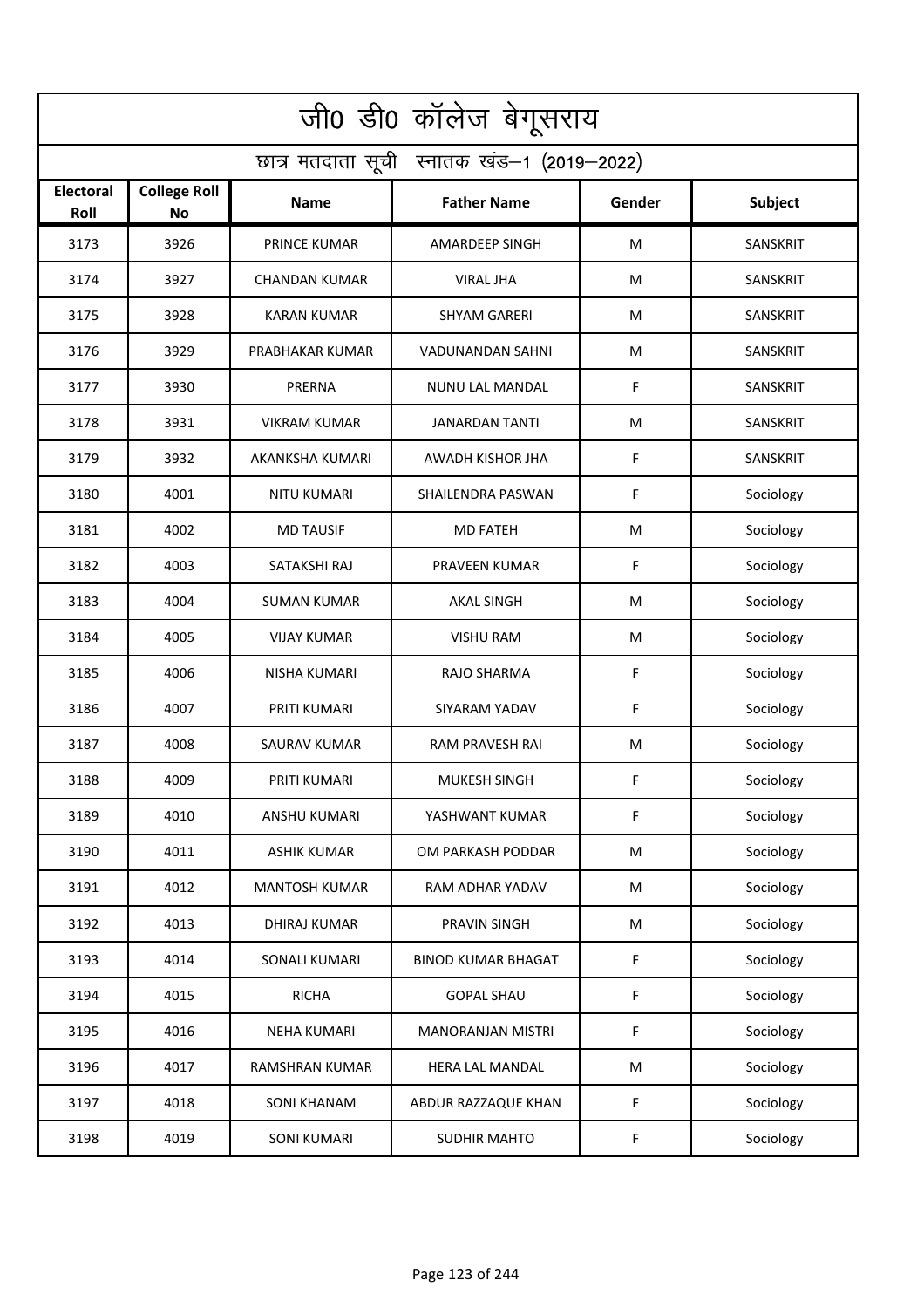# जी0 डी0 कॉलेज बेगूसराय

## छात्र मतदाता सूची स्नातक खंड–1 (2019–2022)

| Electoral Roll | College Roll No | Name | Father Name | Gender | Subject |
|---|---|---|---|---|---|
| 3173 | 3926 | PRINCE KUMAR | AMARDEEP SINGH | M | SANSKRIT |
| 3174 | 3927 | CHANDAN KUMAR | VIRAL JHA | M | SANSKRIT |
| 3175 | 3928 | KARAN KUMAR | SHYAM GARERI | M | SANSKRIT |
| 3176 | 3929 | PRABHAKAR KUMAR | VADUNANDAN SAHNI | M | SANSKRIT |
| 3177 | 3930 | PRERNA | NUNU LAL MANDAL | F | SANSKRIT |
| 3178 | 3931 | VIKRAM KUMAR | JANARDAN TANTI | M | SANSKRIT |
| 3179 | 3932 | AKANKSHA KUMARI | AWADH KISHOR JHA | F | SANSKRIT |
| 3180 | 4001 | NITU KUMARI | SHAILENDRA PASWAN | F | Sociology |
| 3181 | 4002 | MD TAUSIF | MD FATEH | M | Sociology |
| 3182 | 4003 | SATAKSHI RAJ | PRAVEEN KUMAR | F | Sociology |
| 3183 | 4004 | SUMAN KUMAR | AKAL SINGH | M | Sociology |
| 3184 | 4005 | VIJAY KUMAR | VISHU RAM | M | Sociology |
| 3185 | 4006 | NISHA KUMARI | RAJO SHARMA | F | Sociology |
| 3186 | 4007 | PRITI KUMARI | SIYARAM YADAV | F | Sociology |
| 3187 | 4008 | SAURAV KUMAR | RAM PRAVESH RAI | M | Sociology |
| 3188 | 4009 | PRITI KUMARI | MUKESH SINGH | F | Sociology |
| 3189 | 4010 | ANSHU KUMARI | YASHWANT KUMAR | F | Sociology |
| 3190 | 4011 | ASHIK KUMAR | OM PARKASH PODDAR | M | Sociology |
| 3191 | 4012 | MANTOSH KUMAR | RAM ADHAR YADAV | M | Sociology |
| 3192 | 4013 | DHIRAJ KUMAR | PRAVIN SINGH | M | Sociology |
| 3193 | 4014 | SONALI KUMARI | BINOD KUMAR BHAGAT | F | Sociology |
| 3194 | 4015 | RICHA | GOPAL SHAU | F | Sociology |
| 3195 | 4016 | NEHA KUMARI | MANORANJAN MISTRI | F | Sociology |
| 3196 | 4017 | RAMSHRAN KUMAR | HERA LAL MANDAL | M | Sociology |
| 3197 | 4018 | SONI KHANAM | ABDUR RAZZAQUE KHAN | F | Sociology |
| 3198 | 4019 | SONI KUMARI | SUDHIR MAHTO | F | Sociology |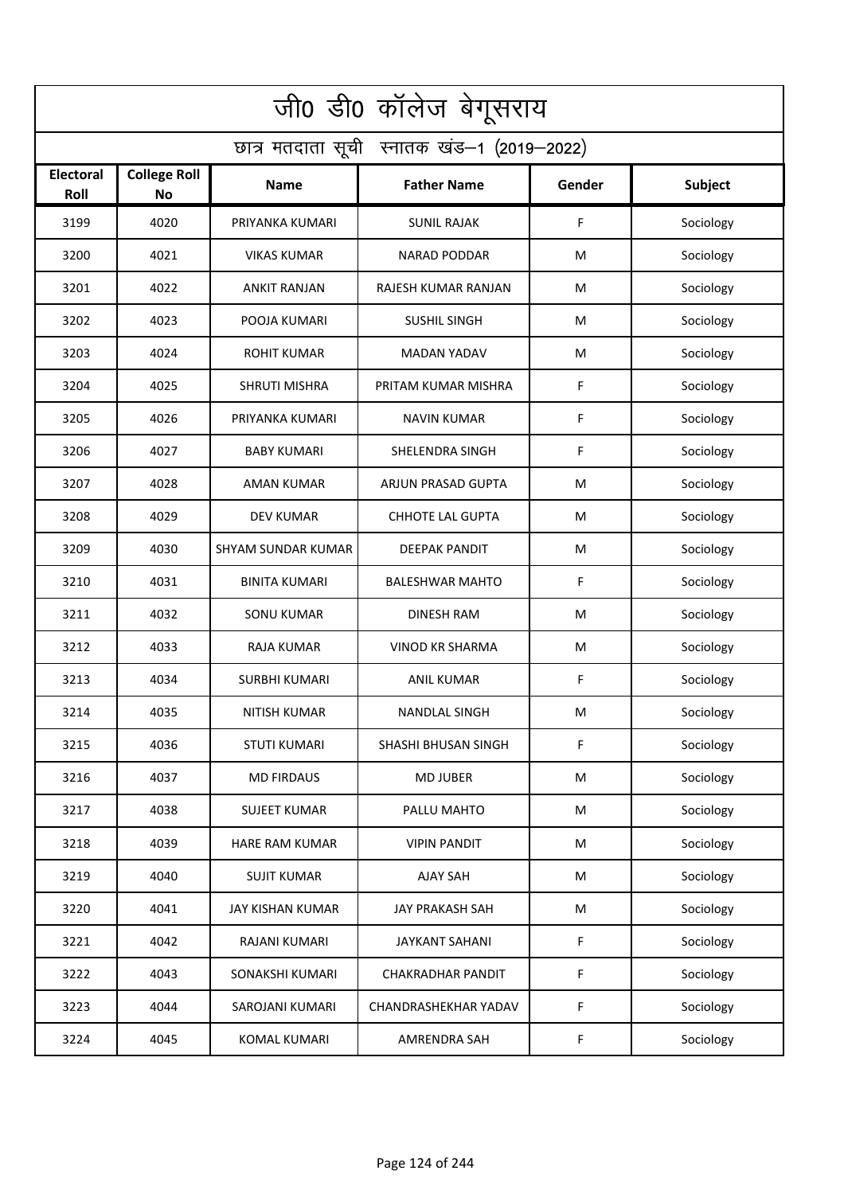# जी0 डी0 कॉलेज बेगूसराय

## छात्र मतदाता सूची स्नातक खंड–1 (2019–2022)

| Electoral Roll | College Roll No | Name | Father Name | Gender | Subject |
|---|---|---|---|---|---|
| 3199 | 4020 | PRIYANKA KUMARI | SUNIL RAJAK | F | Sociology |
| 3200 | 4021 | VIKAS KUMAR | NARAD PODDAR | M | Sociology |
| 3201 | 4022 | ANKIT RANJAN | RAJESH KUMAR RANJAN | M | Sociology |
| 3202 | 4023 | POOJA KUMARI | SUSHIL SINGH | M | Sociology |
| 3203 | 4024 | ROHIT KUMAR | MADAN YADAV | M | Sociology |
| 3204 | 4025 | SHRUTI MISHRA | PRITAM KUMAR MISHRA | F | Sociology |
| 3205 | 4026 | PRIYANKA KUMARI | NAVIN KUMAR | F | Sociology |
| 3206 | 4027 | BABY KUMARI | SHELENDRA SINGH | F | Sociology |
| 3207 | 4028 | AMAN KUMAR | ARJUN PRASAD GUPTA | M | Sociology |
| 3208 | 4029 | DEV KUMAR | CHHOTE LAL GUPTA | M | Sociology |
| 3209 | 4030 | SHYAM SUNDAR KUMAR | DEEPAK PANDIT | M | Sociology |
| 3210 | 4031 | BINITA KUMARI | BALESHWAR MAHTO | F | Sociology |
| 3211 | 4032 | SONU KUMAR | DINESH RAM | M | Sociology |
| 3212 | 4033 | RAJA KUMAR | VINOD KR SHARMA | M | Sociology |
| 3213 | 4034 | SURBHI KUMARI | ANIL KUMAR | F | Sociology |
| 3214 | 4035 | NITISH KUMAR | NANDLAL SINGH | M | Sociology |
| 3215 | 4036 | STUTI KUMARI | SHASHI BHUSAN SINGH | F | Sociology |
| 3216 | 4037 | MD FIRDAUS | MD JUBER | M | Sociology |
| 3217 | 4038 | SUJEET KUMAR | PALLU MAHTO | M | Sociology |
| 3218 | 4039 | HARE RAM KUMAR | VIPIN PANDIT | M | Sociology |
| 3219 | 4040 | SUJIT KUMAR | AJAY SAH | M | Sociology |
| 3220 | 4041 | JAY KISHAN KUMAR | JAY PRAKASH SAH | M | Sociology |
| 3221 | 4042 | RAJANI KUMARI | JAYKANT SAHANI | F | Sociology |
| 3222 | 4043 | SONAKSHI KUMARI | CHAKRADHAR PANDIT | F | Sociology |
| 3223 | 4044 | SAROJANI KUMARI | CHANDRASHEKHAR YADAV | F | Sociology |
| 3224 | 4045 | KOMAL KUMARI | AMRENDRA SAH | F | Sociology |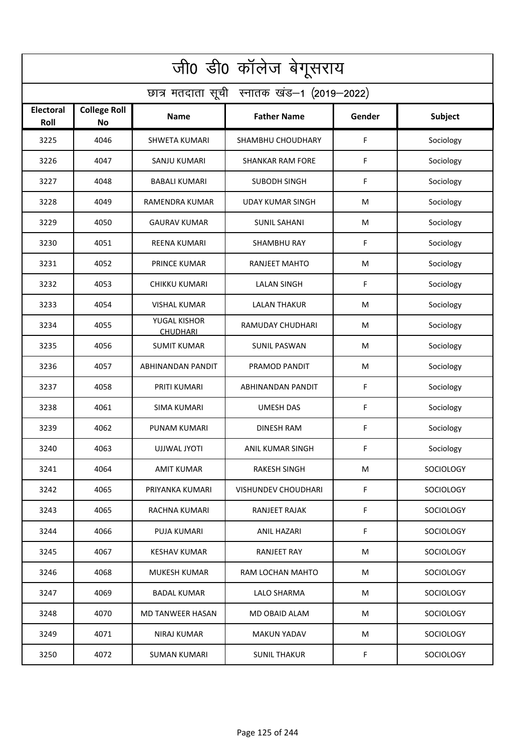# जी0 डी0 कॉलेज बेगूसराय

## छात्र मतदाता सूची स्नातक खंड–1 (2019–2022)

| Electoral Roll | College Roll No | Name | Father Name | Gender | Subject |
|---|---|---|---|---|---|
| 3225 | 4046 | SHWETA KUMARI | SHAMBHU CHOUDHARY | F | Sociology |
| 3226 | 4047 | SANJU KUMARI | SHANKAR RAM FORE | F | Sociology |
| 3227 | 4048 | BABALI KUMARI | SUBODH SINGH | F | Sociology |
| 3228 | 4049 | RAMENDRA KUMAR | UDAY KUMAR SINGH | M | Sociology |
| 3229 | 4050 | GAURAV KUMAR | SUNIL SAHANI | M | Sociology |
| 3230 | 4051 | REENA KUMARI | SHAMBHU RAY | F | Sociology |
| 3231 | 4052 | PRINCE KUMAR | RANJEET MAHTO | M | Sociology |
| 3232 | 4053 | CHIKKU KUMARI | LALAN SINGH | F | Sociology |
| 3233 | 4054 | VISHAL KUMAR | LALAN THAKUR | M | Sociology |
| 3234 | 4055 | YUGAL KISHOR CHUDHARI | RAMUDAY CHUDHARI | M | Sociology |
| 3235 | 4056 | SUMIT KUMAR | SUNIL PASWAN | M | Sociology |
| 3236 | 4057 | ABHINANDAN PANDIT | PRAMOD PANDIT | M | Sociology |
| 3237 | 4058 | PRITI KUMARI | ABHINANDAN PANDIT | F | Sociology |
| 3238 | 4061 | SIMA KUMARI | UMESH DAS | F | Sociology |
| 3239 | 4062 | PUNAM KUMARI | DINESH RAM | F | Sociology |
| 3240 | 4063 | UJJWAL JYOTI | ANIL KUMAR SINGH | F | Sociology |
| 3241 | 4064 | AMIT KUMAR | RAKESH SINGH | M | SOCIOLOGY |
| 3242 | 4065 | PRIYANKA KUMARI | VISHUNDEV CHOUDHARI | F | SOCIOLOGY |
| 3243 | 4065 | RACHNA KUMARI | RANJEET RAJAK | F | SOCIOLOGY |
| 3244 | 4066 | PUJA KUMARI | ANIL HAZARI | F | SOCIOLOGY |
| 3245 | 4067 | KESHAV KUMAR | RANJEET RAY | M | SOCIOLOGY |
| 3246 | 4068 | MUKESH KUMAR | RAM LOCHAN MAHTO | M | SOCIOLOGY |
| 3247 | 4069 | BADAL KUMAR | LALO SHARMA | M | SOCIOLOGY |
| 3248 | 4070 | MD TANWEER HASAN | MD OBAID ALAM | M | SOCIOLOGY |
| 3249 | 4071 | NIRAJ KUMAR | MAKUN YADAV | M | SOCIOLOGY |
| 3250 | 4072 | SUMAN KUMARI | SUNIL THAKUR | F | SOCIOLOGY |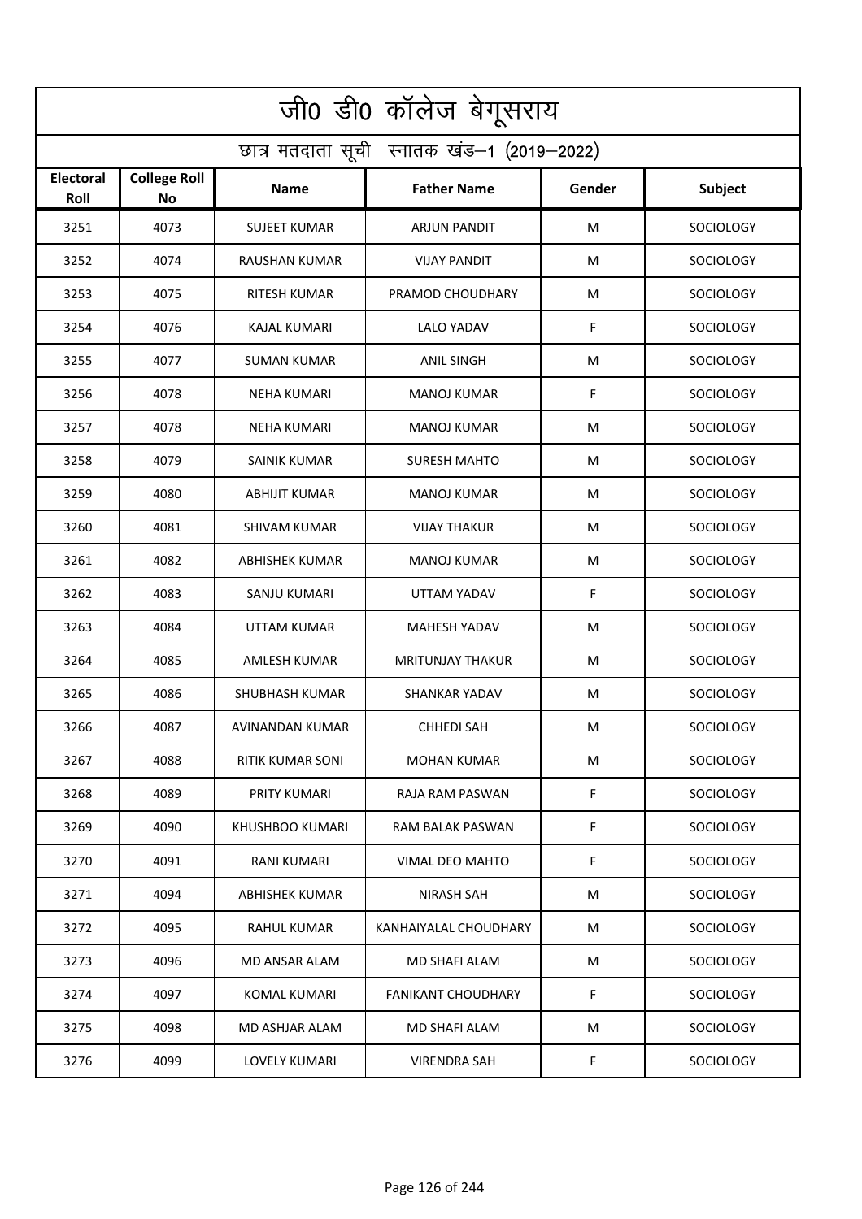# जी0 डी0 कॉलेज बेगूसराय

## छात्र मतदाता सूची स्नातक खंड–1 (2019–2022)

| Electoral Roll | College Roll No | Name | Father Name | Gender | Subject |
|---|---|---|---|---|---|
| 3251 | 4073 | SUJEET KUMAR | ARJUN PANDIT | M | SOCIOLOGY |
| 3252 | 4074 | RAUSHAN KUMAR | VIJAY PANDIT | M | SOCIOLOGY |
| 3253 | 4075 | RITESH KUMAR | PRAMOD CHOUDHARY | M | SOCIOLOGY |
| 3254 | 4076 | KAJAL KUMARI | LALO YADAV | F | SOCIOLOGY |
| 3255 | 4077 | SUMAN KUMAR | ANIL SINGH | M | SOCIOLOGY |
| 3256 | 4078 | NEHA KUMARI | MANOJ KUMAR | F | SOCIOLOGY |
| 3257 | 4078 | NEHA KUMARI | MANOJ KUMAR | M | SOCIOLOGY |
| 3258 | 4079 | SAINIK KUMAR | SURESH MAHTO | M | SOCIOLOGY |
| 3259 | 4080 | ABHIJIT KUMAR | MANOJ KUMAR | M | SOCIOLOGY |
| 3260 | 4081 | SHIVAM KUMAR | VIJAY THAKUR | M | SOCIOLOGY |
| 3261 | 4082 | ABHISHEK KUMAR | MANOJ KUMAR | M | SOCIOLOGY |
| 3262 | 4083 | SANJU KUMARI | UTTAM YADAV | F | SOCIOLOGY |
| 3263 | 4084 | UTTAM KUMAR | MAHESH YADAV | M | SOCIOLOGY |
| 3264 | 4085 | AMLESH KUMAR | MRITUNJAY THAKUR | M | SOCIOLOGY |
| 3265 | 4086 | SHUBHASH KUMAR | SHANKAR YADAV | M | SOCIOLOGY |
| 3266 | 4087 | AVINANDAN KUMAR | CHHEDI SAH | M | SOCIOLOGY |
| 3267 | 4088 | RITIK KUMAR SONI | MOHAN KUMAR | M | SOCIOLOGY |
| 3268 | 4089 | PRITY KUMARI | RAJA RAM PASWAN | F | SOCIOLOGY |
| 3269 | 4090 | KHUSHBOO KUMARI | RAM BALAK PASWAN | F | SOCIOLOGY |
| 3270 | 4091 | RANI KUMARI | VIMAL DEO MAHTO | F | SOCIOLOGY |
| 3271 | 4094 | ABHISHEK KUMAR | NIRASH SAH | M | SOCIOLOGY |
| 3272 | 4095 | RAHUL KUMAR | KANHAIYALAL CHOUDHARY | M | SOCIOLOGY |
| 3273 | 4096 | MD ANSAR ALAM | MD SHAFI ALAM | M | SOCIOLOGY |
| 3274 | 4097 | KOMAL KUMARI | FANIKANT CHOUDHARY | F | SOCIOLOGY |
| 3275 | 4098 | MD ASHJAR ALAM | MD SHAFI ALAM | M | SOCIOLOGY |
| 3276 | 4099 | LOVELY KUMARI | VIRENDRA SAH | F | SOCIOLOGY |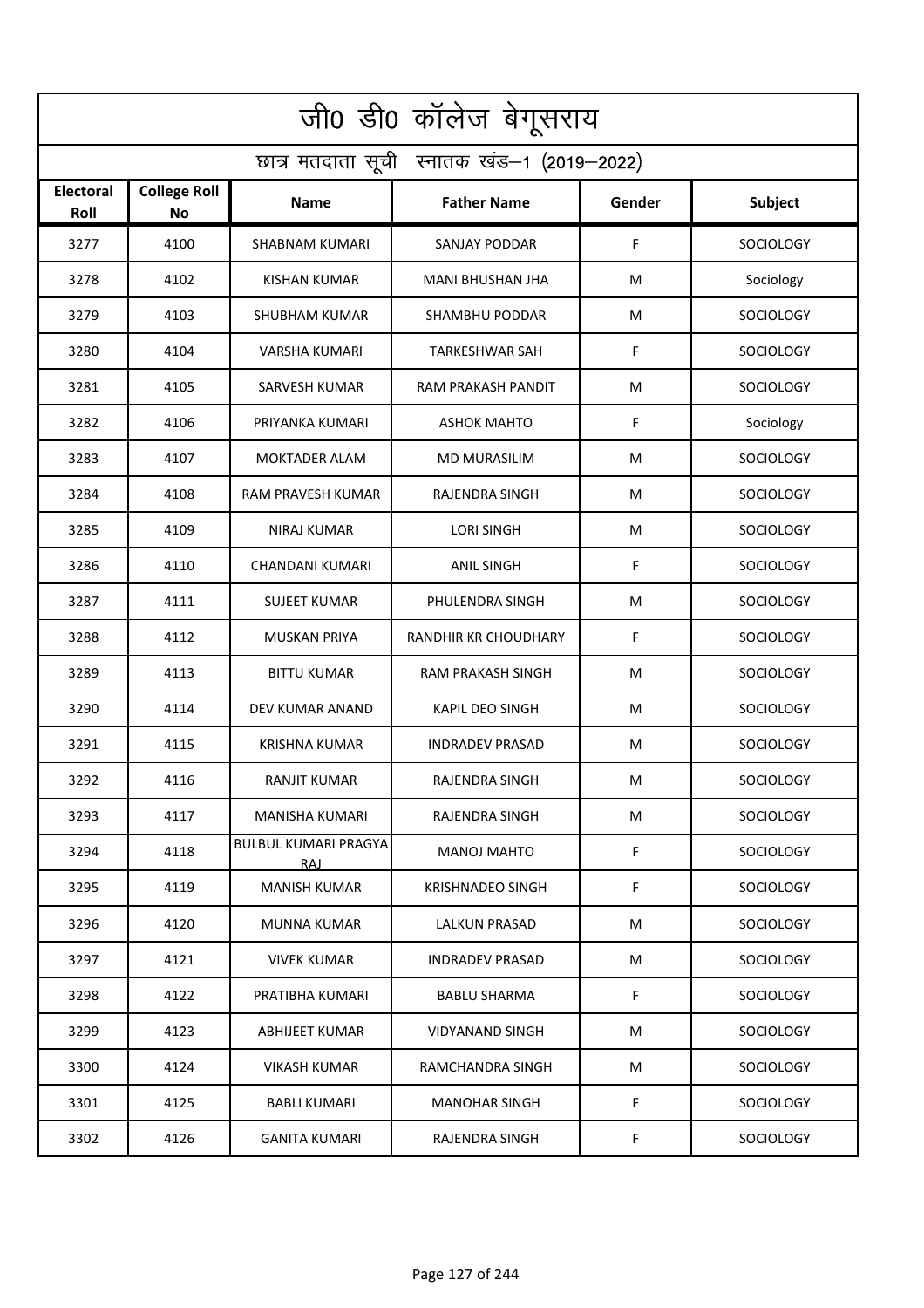# जी0 डी0 कॉलेज बेगूसराय

## छात्र मतदाता सूची स्नातक खंड–1 (2019–2022)

| Electoral Roll | College Roll No | Name | Father Name | Gender | Subject |
|---|---|---|---|---|---|
| 3277 | 4100 | SHABNAM KUMARI | SANJAY PODDAR | F | SOCIOLOGY |
| 3278 | 4102 | KISHAN KUMAR | MANI BHUSHAN JHA | M | Sociology |
| 3279 | 4103 | SHUBHAM KUMAR | SHAMBHU PODDAR | M | SOCIOLOGY |
| 3280 | 4104 | VARSHA KUMARI | TARKESHWAR SAH | F | SOCIOLOGY |
| 3281 | 4105 | SARVESH KUMAR | RAM PRAKASH PANDIT | M | SOCIOLOGY |
| 3282 | 4106 | PRIYANKA KUMARI | ASHOK MAHTO | F | Sociology |
| 3283 | 4107 | MOKTADER ALAM | MD MURASILIM | M | SOCIOLOGY |
| 3284 | 4108 | RAM PRAVESH KUMAR | RAJENDRA SINGH | M | SOCIOLOGY |
| 3285 | 4109 | NIRAJ KUMAR | LORI SINGH | M | SOCIOLOGY |
| 3286 | 4110 | CHANDANI KUMARI | ANIL SINGH | F | SOCIOLOGY |
| 3287 | 4111 | SUJEET KUMAR | PHULENDRA SINGH | M | SOCIOLOGY |
| 3288 | 4112 | MUSKAN PRIYA | RANDHIR KR CHOUDHARY | F | SOCIOLOGY |
| 3289 | 4113 | BITTU KUMAR | RAM PRAKASH SINGH | M | SOCIOLOGY |
| 3290 | 4114 | DEV KUMAR ANAND | KAPIL DEO SINGH | M | SOCIOLOGY |
| 3291 | 4115 | KRISHNA KUMAR | INDRADEV PRASAD | M | SOCIOLOGY |
| 3292 | 4116 | RANJIT KUMAR | RAJENDRA SINGH | M | SOCIOLOGY |
| 3293 | 4117 | MANISHA KUMARI | RAJENDRA SINGH | M | SOCIOLOGY |
| 3294 | 4118 | BULBUL KUMARI PRAGYA RAJ | MANOJ MAHTO | F | SOCIOLOGY |
| 3295 | 4119 | MANISH KUMAR | KRISHNADEO SINGH | F | SOCIOLOGY |
| 3296 | 4120 | MUNNA KUMAR | LALKUN PRASAD | M | SOCIOLOGY |
| 3297 | 4121 | VIVEK KUMAR | INDRADEV PRASAD | M | SOCIOLOGY |
| 3298 | 4122 | PRATIBHA KUMARI | BABLU SHARMA | F | SOCIOLOGY |
| 3299 | 4123 | ABHIJEET KUMAR | VIDYANAND SINGH | M | SOCIOLOGY |
| 3300 | 4124 | VIKASH KUMAR | RAMCHANDRA SINGH | M | SOCIOLOGY |
| 3301 | 4125 | BABLI KUMARI | MANOHAR SINGH | F | SOCIOLOGY |
| 3302 | 4126 | GANITA KUMARI | RAJENDRA SINGH | F | SOCIOLOGY |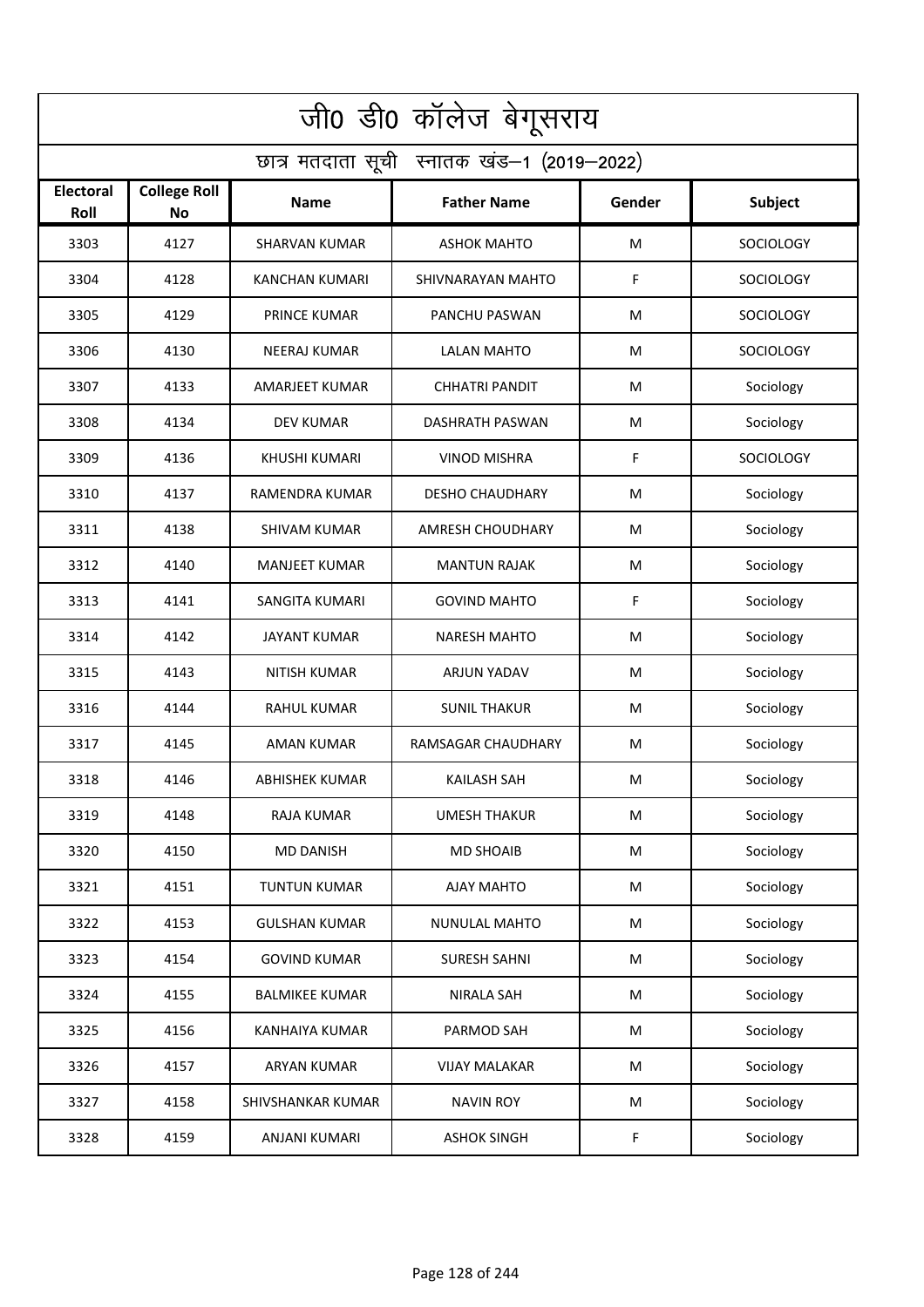| जी0 डी0 कॉलेज बेगूसराय | | | | | |
|---|---|---|---|---|---|
| छात्र मतदाता सूची स्नातक खंड–1 (2019–2022) | | | | | |
| **Electoral Roll** | **College Roll No** | **Name** | **Father Name** | **Gender** | **Subject** |
| 3303 | 4127 | SHARVAN KUMAR | ASHOK MAHTO | M | SOCIOLOGY |
| 3304 | 4128 | KANCHAN KUMARI | SHIVNARAYAN MAHTO | F | SOCIOLOGY |
| 3305 | 4129 | PRINCE KUMAR | PANCHU PASWAN | M | SOCIOLOGY |
| 3306 | 4130 | NEERAJ KUMAR | LALAN MAHTO | M | SOCIOLOGY |
| 3307 | 4133 | AMARJEET KUMAR | CHHATRI PANDIT | M | Sociology |
| 3308 | 4134 | DEV KUMAR | DASHRATH PASWAN | M | Sociology |
| 3309 | 4136 | KHUSHI KUMARI | VINOD MISHRA | F | SOCIOLOGY |
| 3310 | 4137 | RAMENDRA KUMAR | DESHO CHAUDHARY | M | Sociology |
| 3311 | 4138 | SHIVAM KUMAR | AMRESH CHOUDHARY | M | Sociology |
| 3312 | 4140 | MANJEET KUMAR | MANTUN RAJAK | M | Sociology |
| 3313 | 4141 | SANGITA KUMARI | GOVIND MAHTO | F | Sociology |
| 3314 | 4142 | JAYANT KUMAR | NARESH MAHTO | M | Sociology |
| 3315 | 4143 | NITISH KUMAR | ARJUN YADAV | M | Sociology |
| 3316 | 4144 | RAHUL KUMAR | SUNIL THAKUR | M | Sociology |
| 3317 | 4145 | AMAN KUMAR | RAMSAGAR CHAUDHARY | M | Sociology |
| 3318 | 4146 | ABHISHEK KUMAR | KAILASH SAH | M | Sociology |
| 3319 | 4148 | RAJA KUMAR | UMESH THAKUR | M | Sociology |
| 3320 | 4150 | MD DANISH | MD SHOAIB | M | Sociology |
| 3321 | 4151 | TUNTUN KUMAR | AJAY MAHTO | M | Sociology |
| 3322 | 4153 | GULSHAN KUMAR | NUNULAL MAHTO | M | Sociology |
| 3323 | 4154 | GOVIND KUMAR | SURESH SAHNI | M | Sociology |
| 3324 | 4155 | BALMIKEE KUMAR | NIRALA SAH | M | Sociology |
| 3325 | 4156 | KANHAIYA KUMAR | PARMOD SAH | M | Sociology |
| 3326 | 4157 | ARYAN KUMAR | VIJAY MALAKAR | M | Sociology |
| 3327 | 4158 | SHIVSHANKAR KUMAR | NAVIN ROY | M | Sociology |
| 3328 | 4159 | ANJANI KUMARI | ASHOK SINGH | F | Sociology |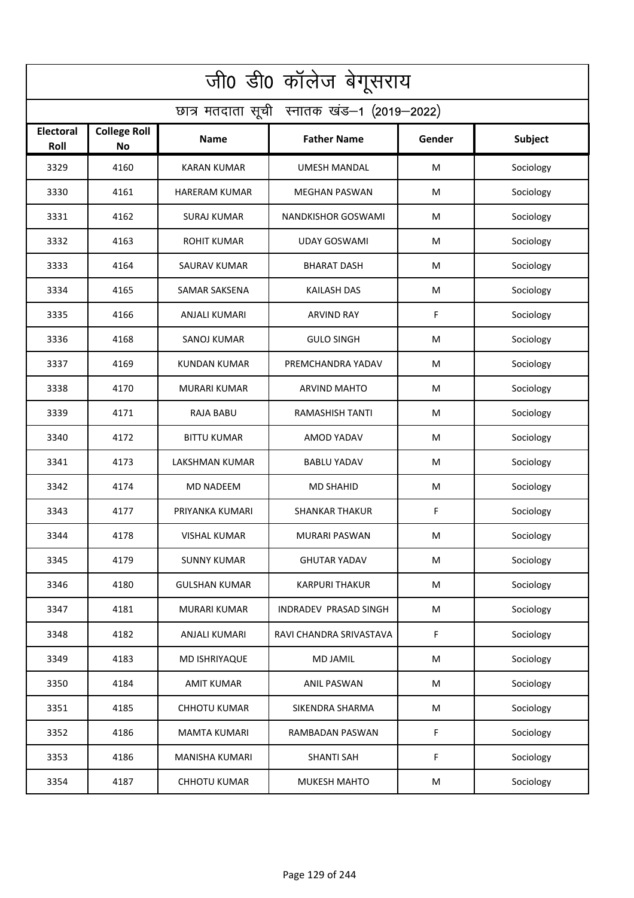# जी0 डी0 कॉलेज बेगूसराय

## छात्र मतदाता सूची स्नातक खंड–1 (2019–2022)

| Electoral Roll | College Roll No | Name | Father Name | Gender | Subject |
|---|---|---|---|---|---|
| 3329 | 4160 | KARAN KUMAR | UMESH MANDAL | M | Sociology |
| 3330 | 4161 | HARERAM KUMAR | MEGHAN PASWAN | M | Sociology |
| 3331 | 4162 | SURAJ KUMAR | NANDKISHOR GOSWAMI | M | Sociology |
| 3332 | 4163 | ROHIT KUMAR | UDAY GOSWAMI | M | Sociology |
| 3333 | 4164 | SAURAV KUMAR | BHARAT DASH | M | Sociology |
| 3334 | 4165 | SAMAR SAKSENA | KAILASH DAS | M | Sociology |
| 3335 | 4166 | ANJALI KUMARI | ARVIND RAY | F | Sociology |
| 3336 | 4168 | SANOJ KUMAR | GULO SINGH | M | Sociology |
| 3337 | 4169 | KUNDAN KUMAR | PREMCHANDRA YADAV | M | Sociology |
| 3338 | 4170 | MURARI KUMAR | ARVIND MAHTO | M | Sociology |
| 3339 | 4171 | RAJA BABU | RAMASHISH TANTI | M | Sociology |
| 3340 | 4172 | BITTU KUMAR | AMOD YADAV | M | Sociology |
| 3341 | 4173 | LAKSHMAN KUMAR | BABLU YADAV | M | Sociology |
| 3342 | 4174 | MD NADEEM | MD SHAHID | M | Sociology |
| 3343 | 4177 | PRIYANKA KUMARI | SHANKAR THAKUR | F | Sociology |
| 3344 | 4178 | VISHAL KUMAR | MURARI PASWAN | M | Sociology |
| 3345 | 4179 | SUNNY KUMAR | GHUTAR YADAV | M | Sociology |
| 3346 | 4180 | GULSHAN KUMAR | KARPURI THAKUR | M | Sociology |
| 3347 | 4181 | MURARI KUMAR | INDRADEV PRASAD SINGH | M | Sociology |
| 3348 | 4182 | ANJALI KUMARI | RAVI CHANDRA SRIVASTAVA | F | Sociology |
| 3349 | 4183 | MD ISHRIYAQUE | MD JAMIL | M | Sociology |
| 3350 | 4184 | AMIT KUMAR | ANIL PASWAN | M | Sociology |
| 3351 | 4185 | CHHOTU KUMAR | SIKENDRA SHARMA | M | Sociology |
| 3352 | 4186 | MAMTA KUMARI | RAMBADAN PASWAN | F | Sociology |
| 3353 | 4186 | MANISHA KUMARI | SHANTI SAH | F | Sociology |
| 3354 | 4187 | CHHOTU KUMAR | MUKESH MAHTO | M | Sociology |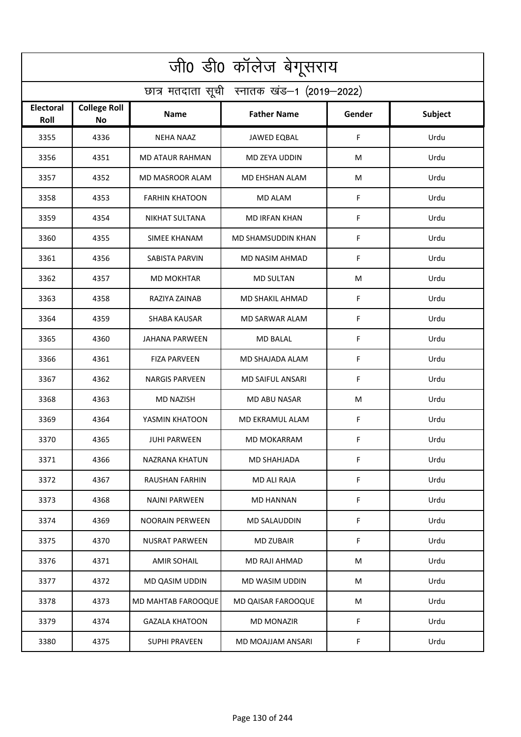# जी0 डी0 कॉलेज बेगूसराय

## छात्र मतदाता सूची स्नातक खंड–1 (2019–2022)

| Electoral Roll | College Roll No | Name | Father Name | Gender | Subject |
|---|---|---|---|---|---|
| 3355 | 4336 | NEHA NAAZ | JAWED EQBAL | F | Urdu |
| 3356 | 4351 | MD ATAUR RAHMAN | MD ZEYA UDDIN | M | Urdu |
| 3357 | 4352 | MD MASROOR ALAM | MD EHSHAN ALAM | M | Urdu |
| 3358 | 4353 | FARHIN KHATOON | MD ALAM | F | Urdu |
| 3359 | 4354 | NIKHAT SULTANA | MD IRFAN KHAN | F | Urdu |
| 3360 | 4355 | SIMEE KHANAM | MD SHAMSUDDIN KHAN | F | Urdu |
| 3361 | 4356 | SABISTA PARVIN | MD NASIM AHMAD | F | Urdu |
| 3362 | 4357 | MD MOKHTAR | MD SULTAN | M | Urdu |
| 3363 | 4358 | RAZIYA ZAINAB | MD SHAKIL AHMAD | F | Urdu |
| 3364 | 4359 | SHABA KAUSAR | MD SARWAR ALAM | F | Urdu |
| 3365 | 4360 | JAHANA PARWEEN | MD BALAL | F | Urdu |
| 3366 | 4361 | FIZA PARVEEN | MD SHAJADA ALAM | F | Urdu |
| 3367 | 4362 | NARGIS PARVEEN | MD SAIFUL ANSARI | F | Urdu |
| 3368 | 4363 | MD NAZISH | MD ABU NASAR | M | Urdu |
| 3369 | 4364 | YASMIN KHATOON | MD EKRAMUL ALAM | F | Urdu |
| 3370 | 4365 | JUHI PARWEEN | MD MOKARRAM | F | Urdu |
| 3371 | 4366 | NAZRANA KHATUN | MD SHAHJADA | F | Urdu |
| 3372 | 4367 | RAUSHAN FARHIN | MD ALI RAJA | F | Urdu |
| 3373 | 4368 | NAJNI PARWEEN | MD HANNAN | F | Urdu |
| 3374 | 4369 | NOORAIN PERWEEN | MD SALAUDDIN | F | Urdu |
| 3375 | 4370 | NUSRAT PARWEEN | MD ZUBAIR | F | Urdu |
| 3376 | 4371 | AMIR SOHAIL | MD RAJI AHMAD | M | Urdu |
| 3377 | 4372 | MD QASIM UDDIN | MD WASIM UDDIN | M | Urdu |
| 3378 | 4373 | MD MAHTAB FAROOQUE | MD QAISAR FAROOQUE | M | Urdu |
| 3379 | 4374 | GAZALA KHATOON | MD MONAZIR | F | Urdu |
| 3380 | 4375 | SUPHI PRAVEEN | MD MOAJJAM ANSARI | F | Urdu |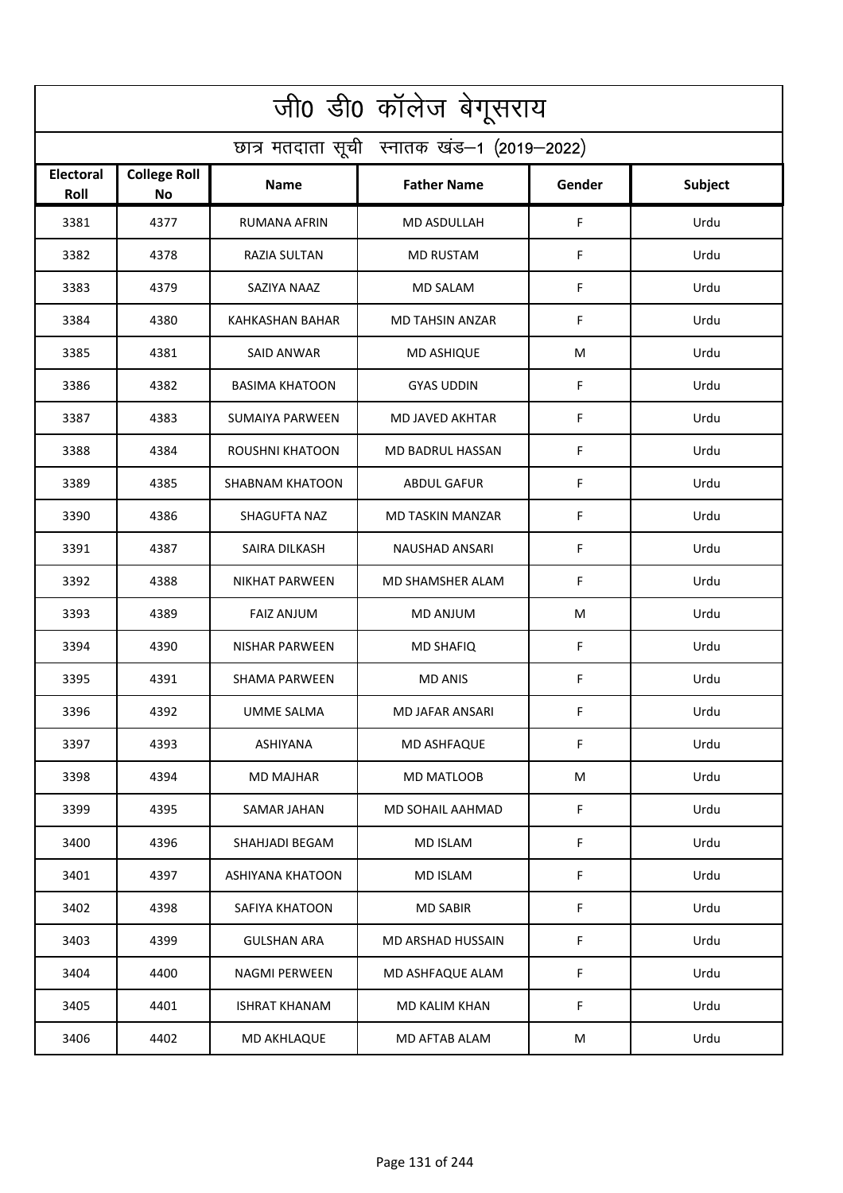# जी0 डी0 कॉलेज बेगूसराय

## छात्र मतदाता सूची स्नातक खंड–1 (2019–2022)

| Electoral Roll | College Roll No | Name | Father Name | Gender | Subject |
|---|---|---|---|---|---|
| 3381 | 4377 | RUMANA AFRIN | MD ASDULLAH | F | Urdu |
| 3382 | 4378 | RAZIA SULTAN | MD RUSTAM | F | Urdu |
| 3383 | 4379 | SAZIYA NAAZ | MD SALAM | F | Urdu |
| 3384 | 4380 | KAHKASHAN BAHAR | MD TAHSIN ANZAR | F | Urdu |
| 3385 | 4381 | SAID ANWAR | MD ASHIQUE | M | Urdu |
| 3386 | 4382 | BASIMA KHATOON | GYAS UDDIN | F | Urdu |
| 3387 | 4383 | SUMAIYA PARWEEN | MD JAVED AKHTAR | F | Urdu |
| 3388 | 4384 | ROUSHNI KHATOON | MD BADRUL HASSAN | F | Urdu |
| 3389 | 4385 | SHABNAM KHATOON | ABDUL GAFUR | F | Urdu |
| 3390 | 4386 | SHAGUFTA NAZ | MD TASKIN MANZAR | F | Urdu |
| 3391 | 4387 | SAIRA DILKASH | NAUSHAD ANSARI | F | Urdu |
| 3392 | 4388 | NIKHAT PARWEEN | MD SHAMSHER ALAM | F | Urdu |
| 3393 | 4389 | FAIZ ANJUM | MD ANJUM | M | Urdu |
| 3394 | 4390 | NISHAR PARWEEN | MD SHAFIQ | F | Urdu |
| 3395 | 4391 | SHAMA PARWEEN | MD ANIS | F | Urdu |
| 3396 | 4392 | UMME SALMA | MD JAFAR ANSARI | F | Urdu |
| 3397 | 4393 | ASHIYANA | MD ASHFAQUE | F | Urdu |
| 3398 | 4394 | MD MAJHAR | MD MATLOOB | M | Urdu |
| 3399 | 4395 | SAMAR JAHAN | MD SOHAIL AAHMAD | F | Urdu |
| 3400 | 4396 | SHAHJADI BEGAM | MD ISLAM | F | Urdu |
| 3401 | 4397 | ASHIYANA KHATOON | MD ISLAM | F | Urdu |
| 3402 | 4398 | SAFIYA KHATOON | MD SABIR | F | Urdu |
| 3403 | 4399 | GULSHAN ARA | MD ARSHAD HUSSAIN | F | Urdu |
| 3404 | 4400 | NAGMI PERWEEN | MD ASHFAQUE ALAM | F | Urdu |
| 3405 | 4401 | ISHRAT KHANAM | MD KALIM KHAN | F | Urdu |
| 3406 | 4402 | MD AKHLAQUE | MD AFTAB ALAM | M | Urdu |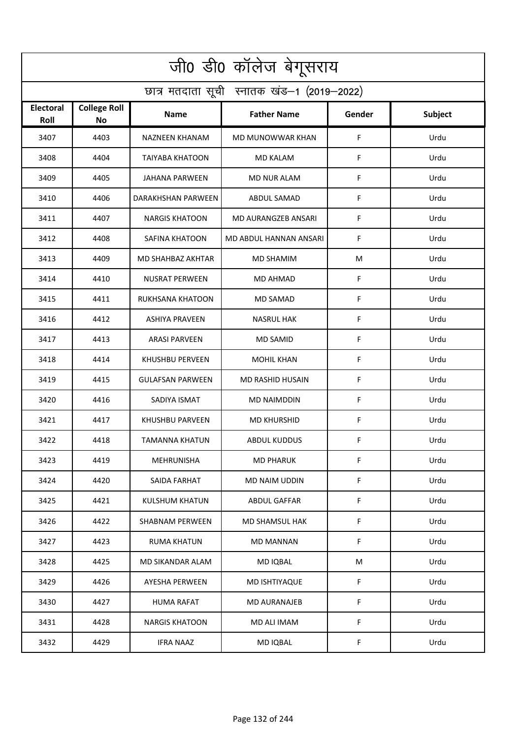# जी0 डी0 कॉलेज बेगूसराय

## छात्र मतदाता सूची स्नातक खंड–1 (2019–2022)

| Electoral Roll | College Roll No | Name | Father Name | Gender | Subject |
|---|---|---|---|---|---|
| 3407 | 4403 | NAZNEEN KHANAM | MD MUNOWWAR KHAN | F | Urdu |
| 3408 | 4404 | TAIYABA KHATOON | MD KALAM | F | Urdu |
| 3409 | 4405 | JAHANA PARWEEN | MD NUR ALAM | F | Urdu |
| 3410 | 4406 | DARAKHSHAN PARWEEN | ABDUL SAMAD | F | Urdu |
| 3411 | 4407 | NARGIS KHATOON | MD AURANGZEB ANSARI | F | Urdu |
| 3412 | 4408 | SAFINA KHATOON | MD ABDUL HANNAN ANSARI | F | Urdu |
| 3413 | 4409 | MD SHAHBAZ AKHTAR | MD SHAMIM | M | Urdu |
| 3414 | 4410 | NUSRAT PERWEEN | MD AHMAD | F | Urdu |
| 3415 | 4411 | RUKHSANA KHATOON | MD SAMAD | F | Urdu |
| 3416 | 4412 | ASHIYA PRAVEEN | NASRUL HAK | F | Urdu |
| 3417 | 4413 | ARASI PARVEEN | MD SAMID | F | Urdu |
| 3418 | 4414 | KHUSHBU PERVEEN | MOHIL KHAN | F | Urdu |
| 3419 | 4415 | GULAFSAN PARWEEN | MD RASHID HUSAIN | F | Urdu |
| 3420 | 4416 | SADIYA ISMAT | MD NAIMDDIN | F | Urdu |
| 3421 | 4417 | KHUSHBU PARVEEN | MD KHURSHID | F | Urdu |
| 3422 | 4418 | TAMANNA KHATUN | ABDUL KUDDUS | F | Urdu |
| 3423 | 4419 | MEHRUNISHA | MD PHARUK | F | Urdu |
| 3424 | 4420 | SAIDA FARHAT | MD NAIM UDDIN | F | Urdu |
| 3425 | 4421 | KULSHUM KHATUN | ABDUL GAFFAR | F | Urdu |
| 3426 | 4422 | SHABNAM PERWEEN | MD SHAMSUL HAK | F | Urdu |
| 3427 | 4423 | RUMA KHATUN | MD MANNAN | F | Urdu |
| 3428 | 4425 | MD SIKANDAR ALAM | MD IQBAL | M | Urdu |
| 3429 | 4426 | AYESHA PERWEEN | MD ISHTIYAQUE | F | Urdu |
| 3430 | 4427 | HUMA RAFAT | MD AURANAJEB | F | Urdu |
| 3431 | 4428 | NARGIS KHATOON | MD ALI IMAM | F | Urdu |
| 3432 | 4429 | IFRA NAAZ | MD IQBAL | F | Urdu |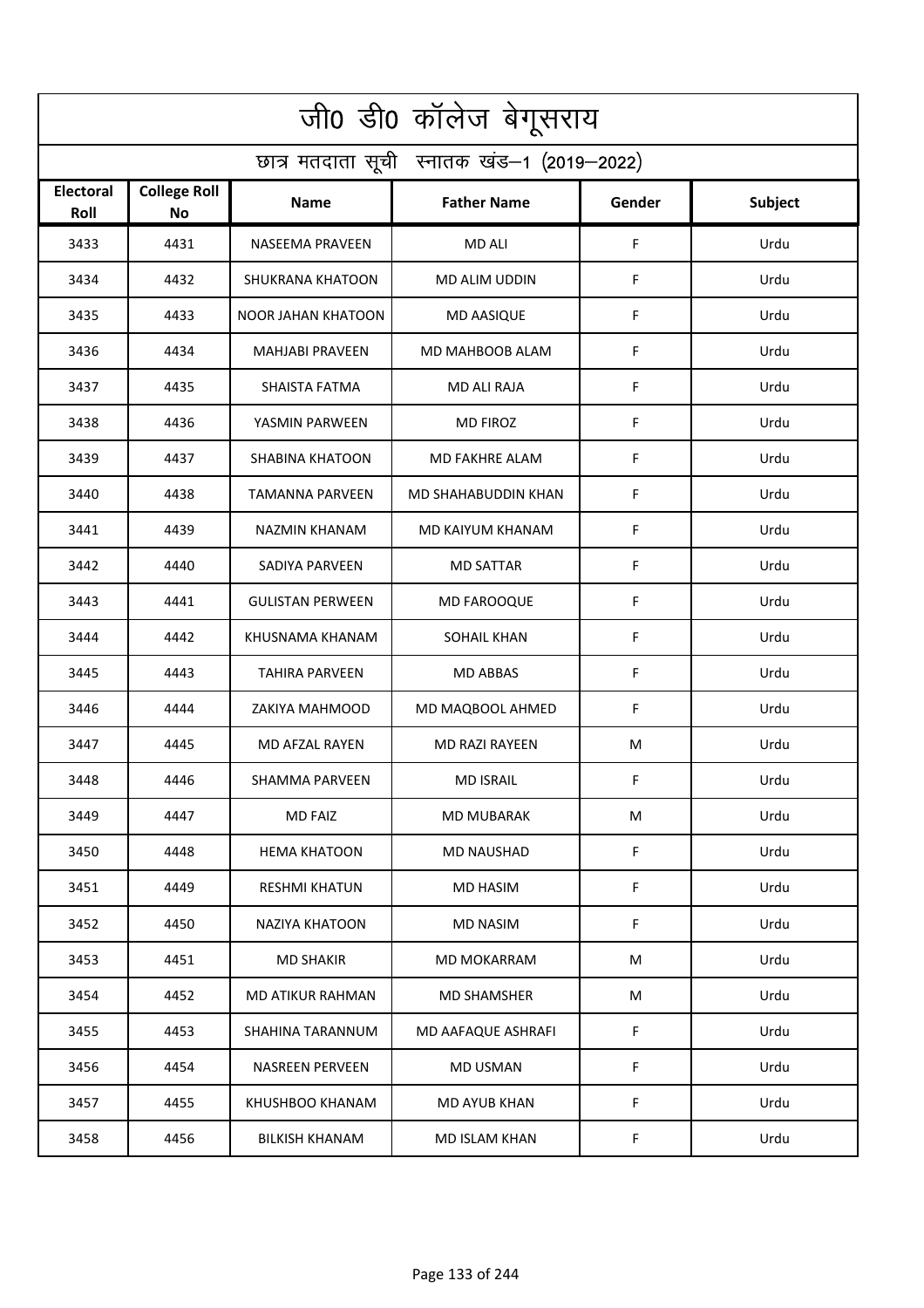# जी0 डी0 कॉलेज बेगूसराय

## छात्र मतदाता सूची स्नातक खंड–1 (2019–2022)

| Electoral Roll | College Roll No | Name | Father Name | Gender | Subject |
|---|---|---|---|---|---|
| 3433 | 4431 | NASEEMA PRAVEEN | MD ALI | F | Urdu |
| 3434 | 4432 | SHUKRANA KHATOON | MD ALIM UDDIN | F | Urdu |
| 3435 | 4433 | NOOR JAHAN KHATOON | MD AASIQUE | F | Urdu |
| 3436 | 4434 | MAHJABI PRAVEEN | MD MAHBOOB ALAM | F | Urdu |
| 3437 | 4435 | SHAISTA FATMA | MD ALI RAJA | F | Urdu |
| 3438 | 4436 | YASMIN PARWEEN | MD FIROZ | F | Urdu |
| 3439 | 4437 | SHABINA KHATOON | MD FAKHRE ALAM | F | Urdu |
| 3440 | 4438 | TAMANNA PARVEEN | MD SHAHABUDDIN KHAN | F | Urdu |
| 3441 | 4439 | NAZMIN KHANAM | MD KAIYUM KHANAM | F | Urdu |
| 3442 | 4440 | SADIYA PARVEEN | MD SATTAR | F | Urdu |
| 3443 | 4441 | GULISTAN PERWEEN | MD FAROOQUE | F | Urdu |
| 3444 | 4442 | KHUSNAMA KHANAM | SOHAIL KHAN | F | Urdu |
| 3445 | 4443 | TAHIRA PARVEEN | MD ABBAS | F | Urdu |
| 3446 | 4444 | ZAKIYA MAHMOOD | MD MAQBOOL AHMED | F | Urdu |
| 3447 | 4445 | MD AFZAL RAYEN | MD RAZI RAYEEN | M | Urdu |
| 3448 | 4446 | SHAMMA PARVEEN | MD ISRAIL | F | Urdu |
| 3449 | 4447 | MD FAIZ | MD MUBARAK | M | Urdu |
| 3450 | 4448 | HEMA KHATOON | MD NAUSHAD | F | Urdu |
| 3451 | 4449 | RESHMI KHATUN | MD HASIM | F | Urdu |
| 3452 | 4450 | NAZIYA KHATOON | MD NASIM | F | Urdu |
| 3453 | 4451 | MD SHAKIR | MD MOKARRAM | M | Urdu |
| 3454 | 4452 | MD ATIKUR RAHMAN | MD SHAMSHER | M | Urdu |
| 3455 | 4453 | SHAHINA TARANNUM | MD AAFAQUE ASHRAFI | F | Urdu |
| 3456 | 4454 | NASREEN PERVEEN | MD USMAN | F | Urdu |
| 3457 | 4455 | KHUSHBOO KHANAM | MD AYUB KHAN | F | Urdu |
| 3458 | 4456 | BILKISH KHANAM | MD ISLAM KHAN | F | Urdu |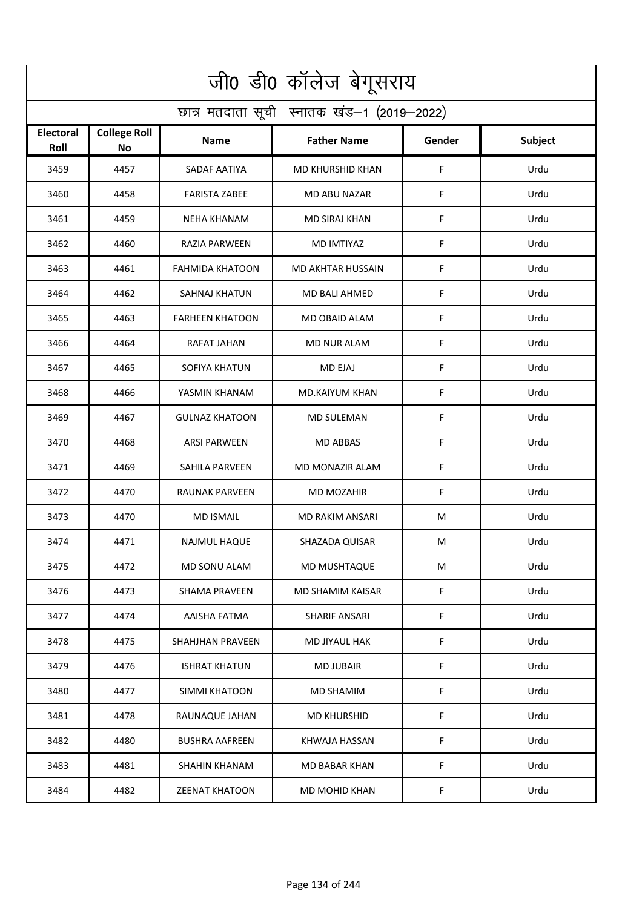# जी0 डी0 कॉलेज बेगूसराय

## छात्र मतदाता सूची स्नातक खंड–1 (2019–2022)

| Electoral Roll | College Roll No | Name | Father Name | Gender | Subject |
|---|---|---|---|---|---|
| 3459 | 4457 | SADAF AATIYA | MD KHURSHID KHAN | F | Urdu |
| 3460 | 4458 | FARISTA ZABEE | MD ABU NAZAR | F | Urdu |
| 3461 | 4459 | NEHA KHANAM | MD SIRAJ KHAN | F | Urdu |
| 3462 | 4460 | RAZIA PARWEEN | MD IMTIYAZ | F | Urdu |
| 3463 | 4461 | FAHMIDA KHATOON | MD AKHTAR HUSSAIN | F | Urdu |
| 3464 | 4462 | SAHNAJ KHATUN | MD BALI AHMED | F | Urdu |
| 3465 | 4463 | FARHEEN KHATOON | MD OBAID ALAM | F | Urdu |
| 3466 | 4464 | RAFAT JAHAN | MD NUR ALAM | F | Urdu |
| 3467 | 4465 | SOFIYA KHATUN | MD EJAJ | F | Urdu |
| 3468 | 4466 | YASMIN KHANAM | MD.KAIYUM KHAN | F | Urdu |
| 3469 | 4467 | GULNAZ KHATOON | MD SULEMAN | F | Urdu |
| 3470 | 4468 | ARSI PARWEEN | MD ABBAS | F | Urdu |
| 3471 | 4469 | SAHILA PARVEEN | MD MONAZIR ALAM | F | Urdu |
| 3472 | 4470 | RAUNAK PARVEEN | MD MOZAHIR | F | Urdu |
| 3473 | 4470 | MD ISMAIL | MD RAKIM ANSARI | M | Urdu |
| 3474 | 4471 | NAJMUL HAQUE | SHAZADA QUISAR | M | Urdu |
| 3475 | 4472 | MD SONU ALAM | MD MUSHTAQUE | M | Urdu |
| 3476 | 4473 | SHAMA PRAVEEN | MD SHAMIM KAISAR | F | Urdu |
| 3477 | 4474 | AAISHA FATMA | SHARIF ANSARI | F | Urdu |
| 3478 | 4475 | SHAHJHAN PRAVEEN | MD JIYAUL HAK | F | Urdu |
| 3479 | 4476 | ISHRAT KHATUN | MD JUBAIR | F | Urdu |
| 3480 | 4477 | SIMMI KHATOON | MD SHAMIM | F | Urdu |
| 3481 | 4478 | RAUNAQUE JAHAN | MD KHURSHID | F | Urdu |
| 3482 | 4480 | BUSHRA AAFREEN | KHWAJA HASSAN | F | Urdu |
| 3483 | 4481 | SHAHIN KHANAM | MD BABAR KHAN | F | Urdu |
| 3484 | 4482 | ZEENAT KHATOON | MD MOHID KHAN | F | Urdu |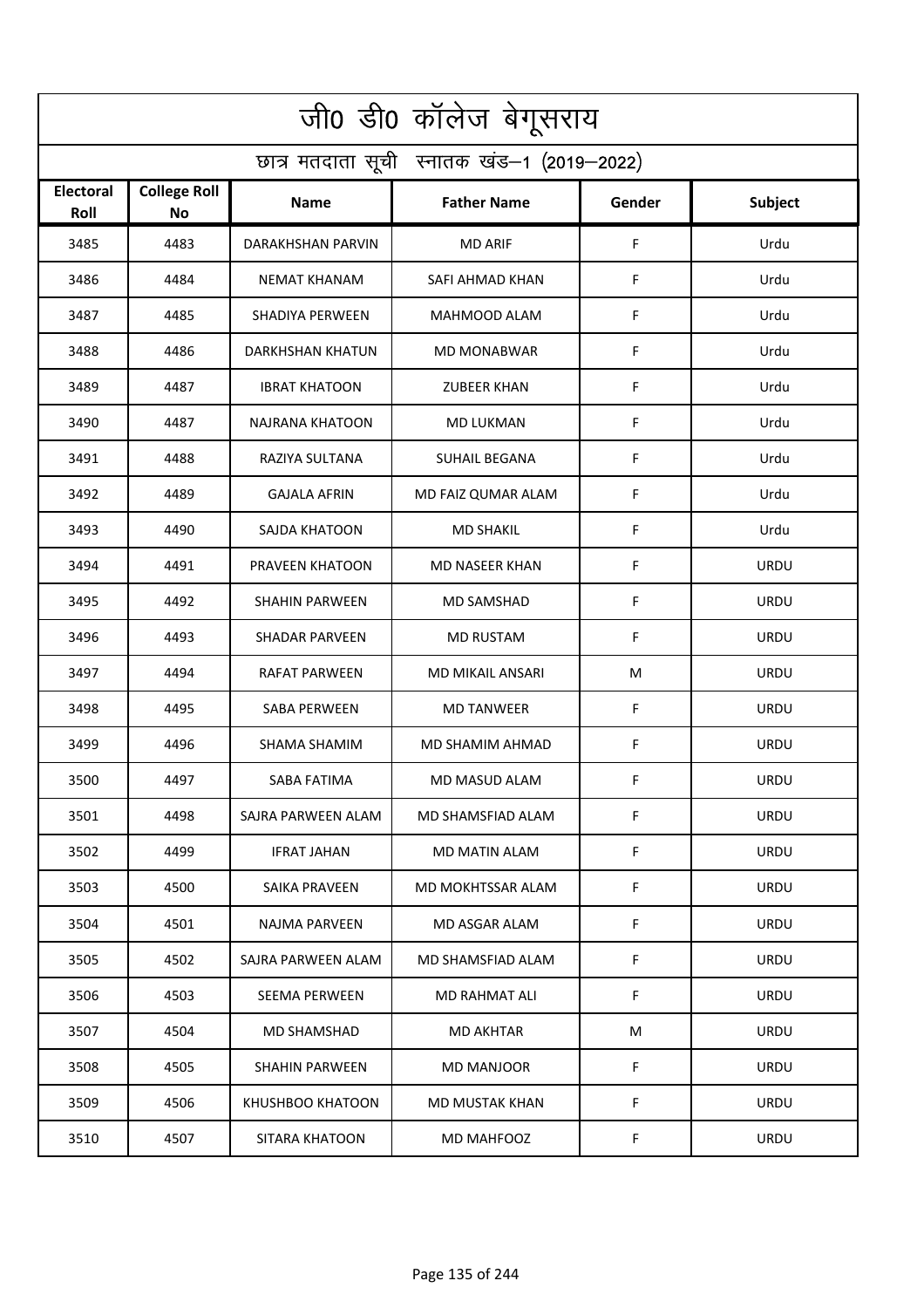# जी0 डी0 कॉलेज बेगूसराय

## छात्र मतदाता सूची स्नातक खंड–1 (2019–2022)

| Electoral Roll | College Roll No | Name | Father Name | Gender | Subject |
|---|---|---|---|---|---|
| 3485 | 4483 | DARAKHSHAN PARVIN | MD ARIF | F | Urdu |
| 3486 | 4484 | NEMAT KHANAM | SAFI AHMAD KHAN | F | Urdu |
| 3487 | 4485 | SHADIYA PERWEEN | MAHMOOD ALAM | F | Urdu |
| 3488 | 4486 | DARKHSHAN KHATUN | MD MONABWAR | F | Urdu |
| 3489 | 4487 | IBRAT KHATOON | ZUBEER KHAN | F | Urdu |
| 3490 | 4487 | NAJRANA KHATOON | MD LUKMAN | F | Urdu |
| 3491 | 4488 | RAZIYA SULTANA | SUHAIL BEGANA | F | Urdu |
| 3492 | 4489 | GAJALA AFRIN | MD FAIZ QUMAR ALAM | F | Urdu |
| 3493 | 4490 | SAJDA KHATOON | MD SHAKIL | F | Urdu |
| 3494 | 4491 | PRAVEEN KHATOON | MD NASEER KHAN | F | URDU |
| 3495 | 4492 | SHAHIN PARWEEN | MD SAMSHAD | F | URDU |
| 3496 | 4493 | SHADAR PARVEEN | MD RUSTAM | F | URDU |
| 3497 | 4494 | RAFAT PARWEEN | MD MIKAIL ANSARI | M | URDU |
| 3498 | 4495 | SABA PERWEEN | MD TANWEER | F | URDU |
| 3499 | 4496 | SHAMA SHAMIM | MD SHAMIM AHMAD | F | URDU |
| 3500 | 4497 | SABA FATIMA | MD MASUD ALAM | F | URDU |
| 3501 | 4498 | SAJRA PARWEEN ALAM | MD SHAMSFIAD ALAM | F | URDU |
| 3502 | 4499 | IFRAT JAHAN | MD MATIN ALAM | F | URDU |
| 3503 | 4500 | SAIKA PRAVEEN | MD MOKHTSSAR ALAM | F | URDU |
| 3504 | 4501 | NAJMA PARVEEN | MD ASGAR ALAM | F | URDU |
| 3505 | 4502 | SAJRA PARWEEN ALAM | MD SHAMSFIAD ALAM | F | URDU |
| 3506 | 4503 | SEEMA PERWEEN | MD RAHMAT ALI | F | URDU |
| 3507 | 4504 | MD SHAMSHAD | MD AKHTAR | M | URDU |
| 3508 | 4505 | SHAHIN PARWEEN | MD MANJOOR | F | URDU |
| 3509 | 4506 | KHUSHBOO KHATOON | MD MUSTAK KHAN | F | URDU |
| 3510 | 4507 | SITARA KHATOON | MD MAHFOOZ | F | URDU |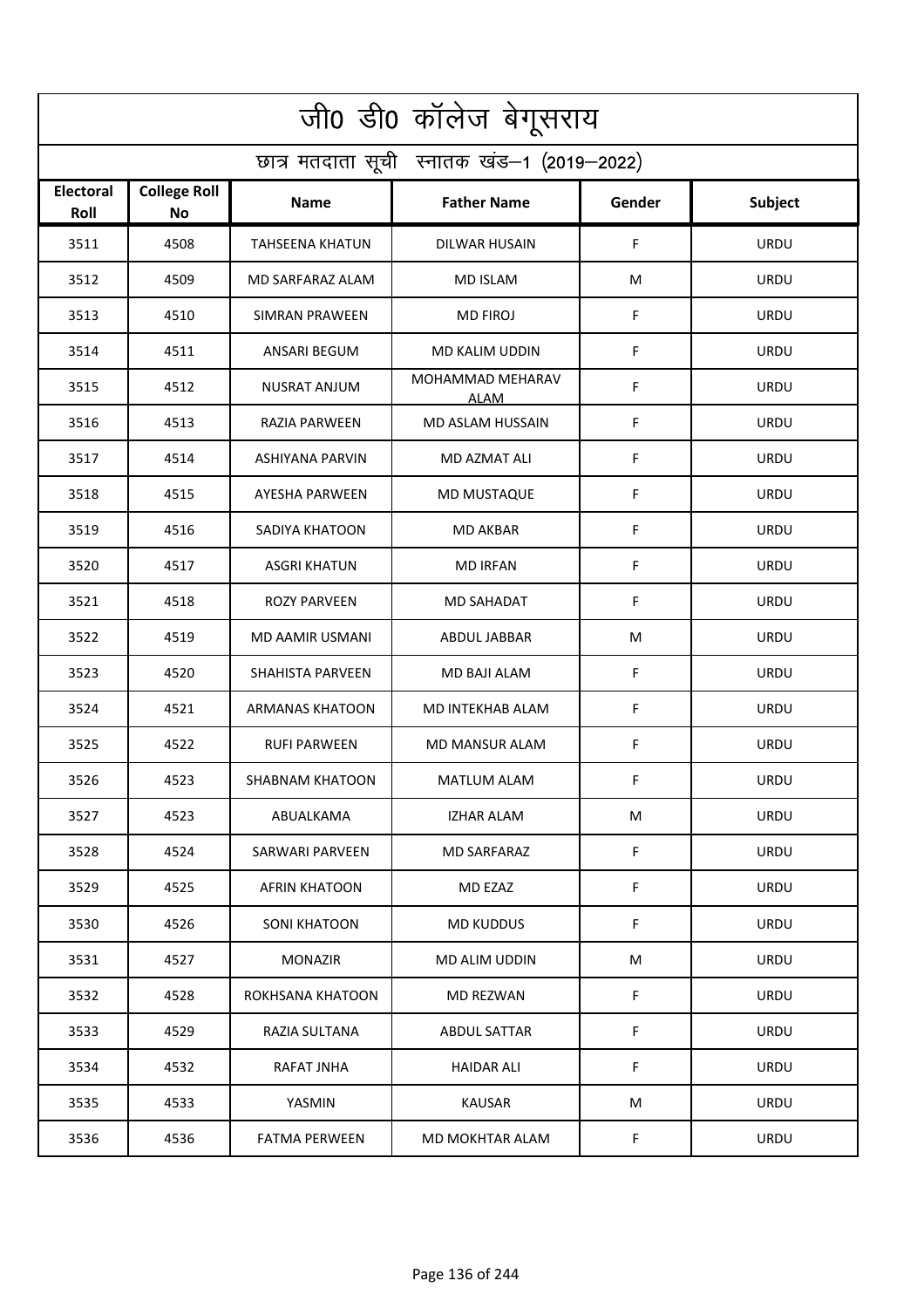# जी0 डी0 कॉलेज बेगूसराय

## छात्र मतदाता सूची स्नातक खंड–1 (2019–2022)

| Electoral Roll | College Roll No | Name | Father Name | Gender | Subject |
|---|---|---|---|---|---|
| 3511 | 4508 | TAHSEENA KHATUN | DILWAR HUSAIN | F | URDU |
| 3512 | 4509 | MD SARFARAZ ALAM | MD ISLAM | M | URDU |
| 3513 | 4510 | SIMRAN PRAWEEN | MD FIROJ | F | URDU |
| 3514 | 4511 | ANSARI BEGUM | MD KALIM UDDIN | F | URDU |
| 3515 | 4512 | NUSRAT ANJUM | MOHAMMAD MEHARAV ALAM | F | URDU |
| 3516 | 4513 | RAZIA PARWEEN | MD ASLAM HUSSAIN | F | URDU |
| 3517 | 4514 | ASHIYANA PARVIN | MD AZMAT ALI | F | URDU |
| 3518 | 4515 | AYESHA PARWEEN | MD MUSTAQUE | F | URDU |
| 3519 | 4516 | SADIYA KHATOON | MD AKBAR | F | URDU |
| 3520 | 4517 | ASGRI KHATUN | MD IRFAN | F | URDU |
| 3521 | 4518 | ROZY PARVEEN | MD SAHADAT | F | URDU |
| 3522 | 4519 | MD AAMIR USMANI | ABDUL JABBAR | M | URDU |
| 3523 | 4520 | SHAHISTA PARVEEN | MD BAJI ALAM | F | URDU |
| 3524 | 4521 | ARMANAS KHATOON | MD INTEKHAB ALAM | F | URDU |
| 3525 | 4522 | RUFI PARWEEN | MD MANSUR ALAM | F | URDU |
| 3526 | 4523 | SHABNAM KHATOON | MATLUM ALAM | F | URDU |
| 3527 | 4523 | ABUALKAMA | IZHAR ALAM | M | URDU |
| 3528 | 4524 | SARWARI PARVEEN | MD SARFARAZ | F | URDU |
| 3529 | 4525 | AFRIN KHATOON | MD EZAZ | F | URDU |
| 3530 | 4526 | SONI KHATOON | MD KUDDUS | F | URDU |
| 3531 | 4527 | MONAZIR | MD ALIM UDDIN | M | URDU |
| 3532 | 4528 | ROKHSANA KHATOON | MD REZWAN | F | URDU |
| 3533 | 4529 | RAZIA SULTANA | ABDUL SATTAR | F | URDU |
| 3534 | 4532 | RAFAT JNHA | HAIDAR ALI | F | URDU |
| 3535 | 4533 | YASMIN | KAUSAR | M | URDU |
| 3536 | 4536 | FATMA PERWEEN | MD MOKHTAR ALAM | F | URDU |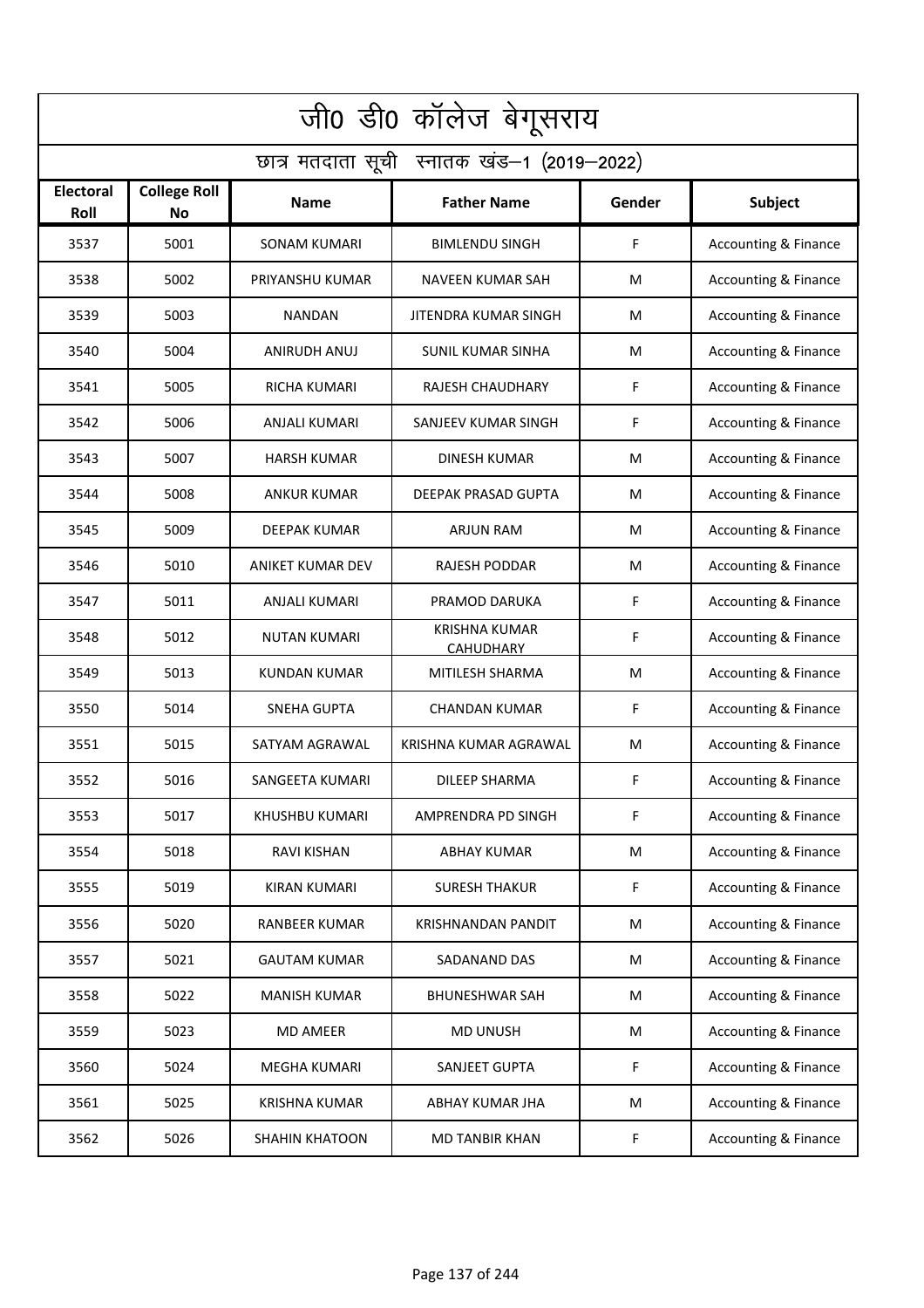# जी0 डी0 कॉलेज बेगूसराय

## छात्र मतदाता सूची स्नातक खंड–1 (2019–2022)

| Electoral Roll | College Roll No | Name | Father Name | Gender | Subject |
|---|---|---|---|---|---|
| 3537 | 5001 | SONAM KUMARI | BIMLENDU SINGH | F | Accounting & Finance |
| 3538 | 5002 | PRIYANSHU KUMAR | NAVEEN KUMAR SAH | M | Accounting & Finance |
| 3539 | 5003 | NANDAN | JITENDRA KUMAR SINGH | M | Accounting & Finance |
| 3540 | 5004 | ANIRUDH ANUJ | SUNIL KUMAR SINHA | M | Accounting & Finance |
| 3541 | 5005 | RICHA KUMARI | RAJESH CHAUDHARY | F | Accounting & Finance |
| 3542 | 5006 | ANJALI KUMARI | SANJEEV KUMAR SINGH | F | Accounting & Finance |
| 3543 | 5007 | HARSH KUMAR | DINESH KUMAR | M | Accounting & Finance |
| 3544 | 5008 | ANKUR KUMAR | DEEPAK PRASAD GUPTA | M | Accounting & Finance |
| 3545 | 5009 | DEEPAK KUMAR | ARJUN RAM | M | Accounting & Finance |
| 3546 | 5010 | ANIKET KUMAR DEV | RAJESH PODDAR | M | Accounting & Finance |
| 3547 | 5011 | ANJALI KUMARI | PRAMOD DARUKA | F | Accounting & Finance |
| 3548 | 5012 | NUTAN KUMARI | KRISHNA KUMAR CAHUDHARY | F | Accounting & Finance |
| 3549 | 5013 | KUNDAN KUMAR | MITILESH SHARMA | M | Accounting & Finance |
| 3550 | 5014 | SNEHA GUPTA | CHANDAN KUMAR | F | Accounting & Finance |
| 3551 | 5015 | SATYAM AGRAWAL | KRISHNA KUMAR AGRAWAL | M | Accounting & Finance |
| 3552 | 5016 | SANGEETA KUMARI | DILEEP SHARMA | F | Accounting & Finance |
| 3553 | 5017 | KHUSHBU KUMARI | AMPRENDRA PD SINGH | F | Accounting & Finance |
| 3554 | 5018 | RAVI KISHAN | ABHAY KUMAR | M | Accounting & Finance |
| 3555 | 5019 | KIRAN KUMARI | SURESH THAKUR | F | Accounting & Finance |
| 3556 | 5020 | RANBEER KUMAR | KRISHNANDAN PANDIT | M | Accounting & Finance |
| 3557 | 5021 | GAUTAM KUMAR | SADANAND DAS | M | Accounting & Finance |
| 3558 | 5022 | MANISH KUMAR | BHUNESHWAR SAH | M | Accounting & Finance |
| 3559 | 5023 | MD AMEER | MD UNUSH | M | Accounting & Finance |
| 3560 | 5024 | MEGHA KUMARI | SANJEET GUPTA | F | Accounting & Finance |
| 3561 | 5025 | KRISHNA KUMAR | ABHAY KUMAR JHA | M | Accounting & Finance |
| 3562 | 5026 | SHAHIN KHATOON | MD TANBIR KHAN | F | Accounting & Finance |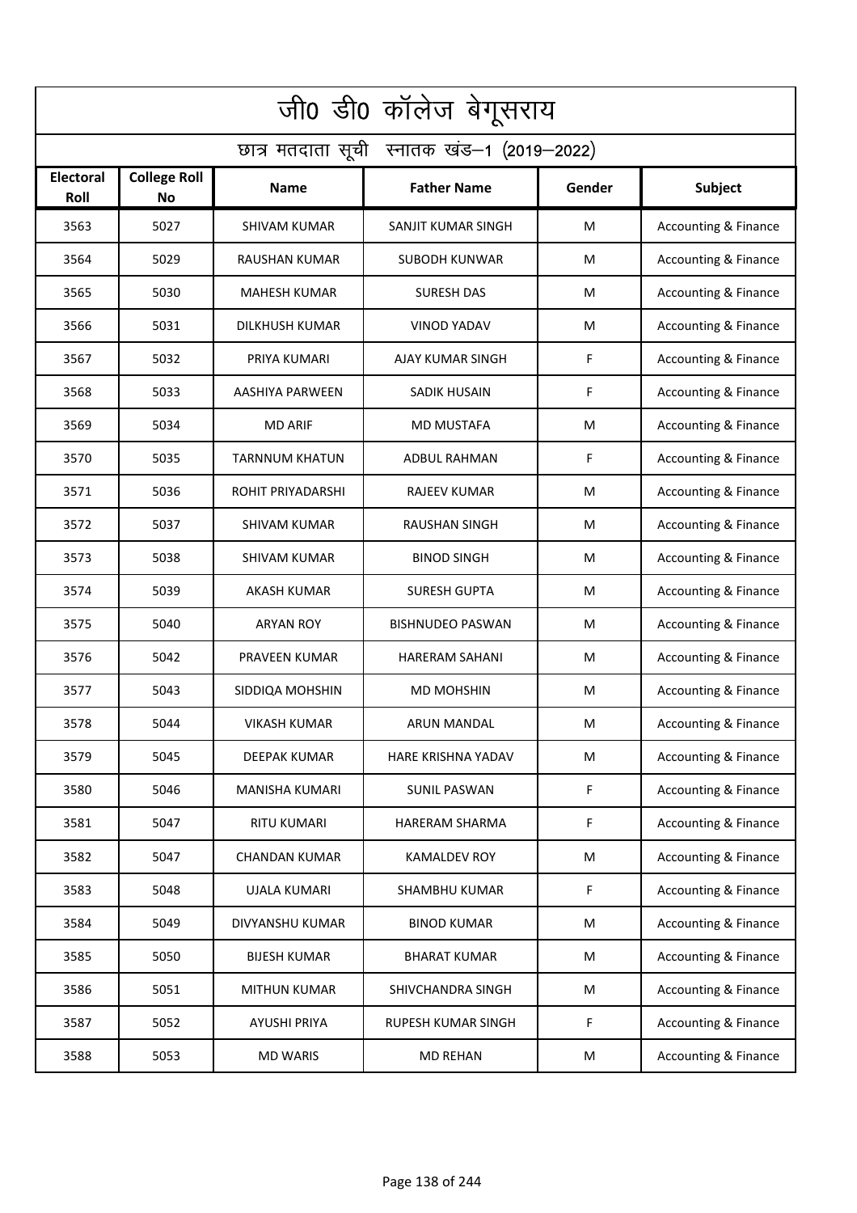# जी0 डी0 कॉलेज बेगूसराय

## छात्र मतदाता सूची स्नातक खंड–1 (2019–2022)

| Electoral Roll | College Roll No | Name | Father Name | Gender | Subject |
|---|---|---|---|---|---|
| 3563 | 5027 | SHIVAM KUMAR | SANJIT KUMAR SINGH | M | Accounting & Finance |
| 3564 | 5029 | RAUSHAN KUMAR | SUBODH KUNWAR | M | Accounting & Finance |
| 3565 | 5030 | MAHESH KUMAR | SURESH DAS | M | Accounting & Finance |
| 3566 | 5031 | DILKHUSH KUMAR | VINOD YADAV | M | Accounting & Finance |
| 3567 | 5032 | PRIYA KUMARI | AJAY KUMAR SINGH | F | Accounting & Finance |
| 3568 | 5033 | AASHIYA PARWEEN | SADIK HUSAIN | F | Accounting & Finance |
| 3569 | 5034 | MD ARIF | MD MUSTAFA | M | Accounting & Finance |
| 3570 | 5035 | TARNNUM KHATUN | ADBUL RAHMAN | F | Accounting & Finance |
| 3571 | 5036 | ROHIT PRIYADARSHI | RAJEEV KUMAR | M | Accounting & Finance |
| 3572 | 5037 | SHIVAM KUMAR | RAUSHAN SINGH | M | Accounting & Finance |
| 3573 | 5038 | SHIVAM KUMAR | BINOD SINGH | M | Accounting & Finance |
| 3574 | 5039 | AKASH KUMAR | SURESH GUPTA | M | Accounting & Finance |
| 3575 | 5040 | ARYAN ROY | BISHNUDEO PASWAN | M | Accounting & Finance |
| 3576 | 5042 | PRAVEEN KUMAR | HARERAM SAHANI | M | Accounting & Finance |
| 3577 | 5043 | SIDDIQA MOHSHIN | MD MOHSHIN | M | Accounting & Finance |
| 3578 | 5044 | VIKASH KUMAR | ARUN MANDAL | M | Accounting & Finance |
| 3579 | 5045 | DEEPAK KUMAR | HARE KRISHNA YADAV | M | Accounting & Finance |
| 3580 | 5046 | MANISHA KUMARI | SUNIL PASWAN | F | Accounting & Finance |
| 3581 | 5047 | RITU KUMARI | HARERAM SHARMA | F | Accounting & Finance |
| 3582 | 5047 | CHANDAN KUMAR | KAMALDEV ROY | M | Accounting & Finance |
| 3583 | 5048 | UJALA KUMARI | SHAMBHU KUMAR | F | Accounting & Finance |
| 3584 | 5049 | DIVYANSHU KUMAR | BINOD KUMAR | M | Accounting & Finance |
| 3585 | 5050 | BIJESH KUMAR | BHARAT KUMAR | M | Accounting & Finance |
| 3586 | 5051 | MITHUN KUMAR | SHIVCHANDRA SINGH | M | Accounting & Finance |
| 3587 | 5052 | AYUSHI PRIYA | RUPESH KUMAR SINGH | F | Accounting & Finance |
| 3588 | 5053 | MD WARIS | MD REHAN | M | Accounting & Finance |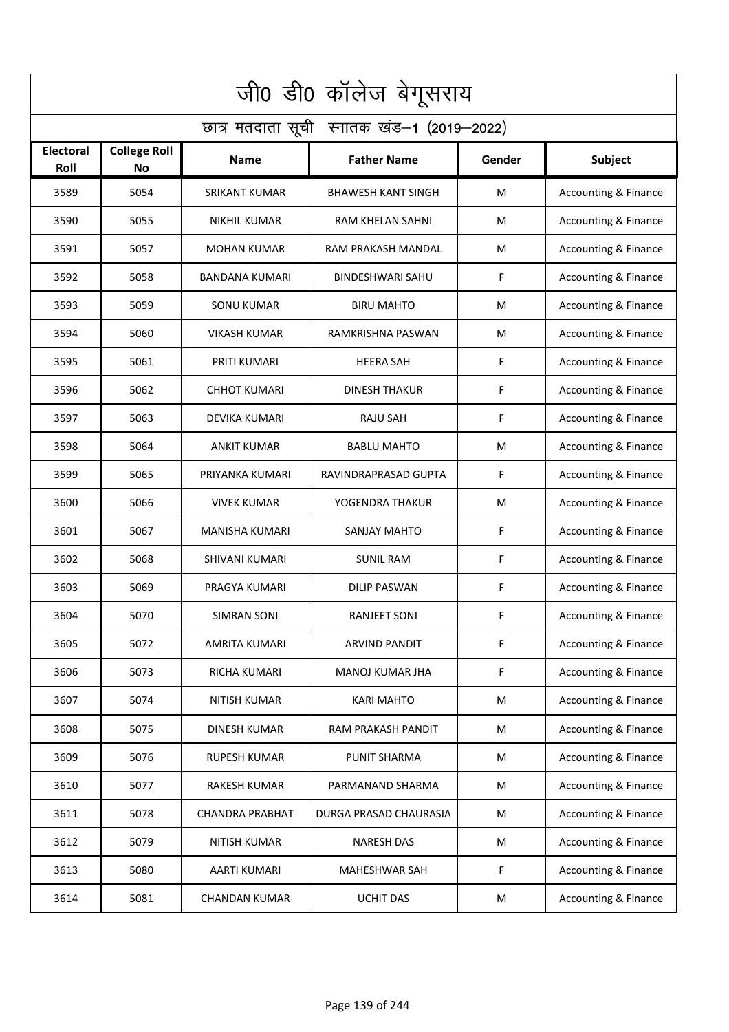| जी0 डी0 कॉलेज बेगूसराय | | | | | |
|---|---|---|---|---|---|
| छात्र मतदाता सूची स्नातक खंड–1 (2019–2022) | | | | | |
| **Electoral Roll** | **College Roll No** | **Name** | **Father Name** | **Gender** | **Subject** |
| 3589 | 5054 | SRIKANT KUMAR | BHAWESH KANT SINGH | M | Accounting & Finance |
| 3590 | 5055 | NIKHIL KUMAR | RAM KHELAN SAHNI | M | Accounting & Finance |
| 3591 | 5057 | MOHAN KUMAR | RAM PRAKASH MANDAL | M | Accounting & Finance |
| 3592 | 5058 | BANDANA KUMARI | BINDESHWARI SAHU | F | Accounting & Finance |
| 3593 | 5059 | SONU KUMAR | BIRU MAHTO | M | Accounting & Finance |
| 3594 | 5060 | VIKASH KUMAR | RAMKRISHNA PASWAN | M | Accounting & Finance |
| 3595 | 5061 | PRITI KUMARI | HEERA SAH | F | Accounting & Finance |
| 3596 | 5062 | CHHOT KUMARI | DINESH THAKUR | F | Accounting & Finance |
| 3597 | 5063 | DEVIKA KUMARI | RAJU SAH | F | Accounting & Finance |
| 3598 | 5064 | ANKIT KUMAR | BABLU MAHTO | M | Accounting & Finance |
| 3599 | 5065 | PRIYANKA KUMARI | RAVINDRAPRASAD GUPTA | F | Accounting & Finance |
| 3600 | 5066 | VIVEK KUMAR | YOGENDRA THAKUR | M | Accounting & Finance |
| 3601 | 5067 | MANISHA KUMARI | SANJAY MAHTO | F | Accounting & Finance |
| 3602 | 5068 | SHIVANI KUMARI | SUNIL RAM | F | Accounting & Finance |
| 3603 | 5069 | PRAGYA KUMARI | DILIP PASWAN | F | Accounting & Finance |
| 3604 | 5070 | SIMRAN SONI | RANJEET SONI | F | Accounting & Finance |
| 3605 | 5072 | AMRITA KUMARI | ARVIND PANDIT | F | Accounting & Finance |
| 3606 | 5073 | RICHA KUMARI | MANOJ KUMAR JHA | F | Accounting & Finance |
| 3607 | 5074 | NITISH KUMAR | KARI MAHTO | M | Accounting & Finance |
| 3608 | 5075 | DINESH KUMAR | RAM PRAKASH PANDIT | M | Accounting & Finance |
| 3609 | 5076 | RUPESH KUMAR | PUNIT SHARMA | M | Accounting & Finance |
| 3610 | 5077 | RAKESH KUMAR | PARMANAND SHARMA | M | Accounting & Finance |
| 3611 | 5078 | CHANDRA PRABHAT | DURGA PRASAD CHAURASIA | M | Accounting & Finance |
| 3612 | 5079 | NITISH KUMAR | NARESH DAS | M | Accounting & Finance |
| 3613 | 5080 | AARTI KUMARI | MAHESHWAR SAH | F | Accounting & Finance |
| 3614 | 5081 | CHANDAN KUMAR | UCHIT DAS | M | Accounting & Finance |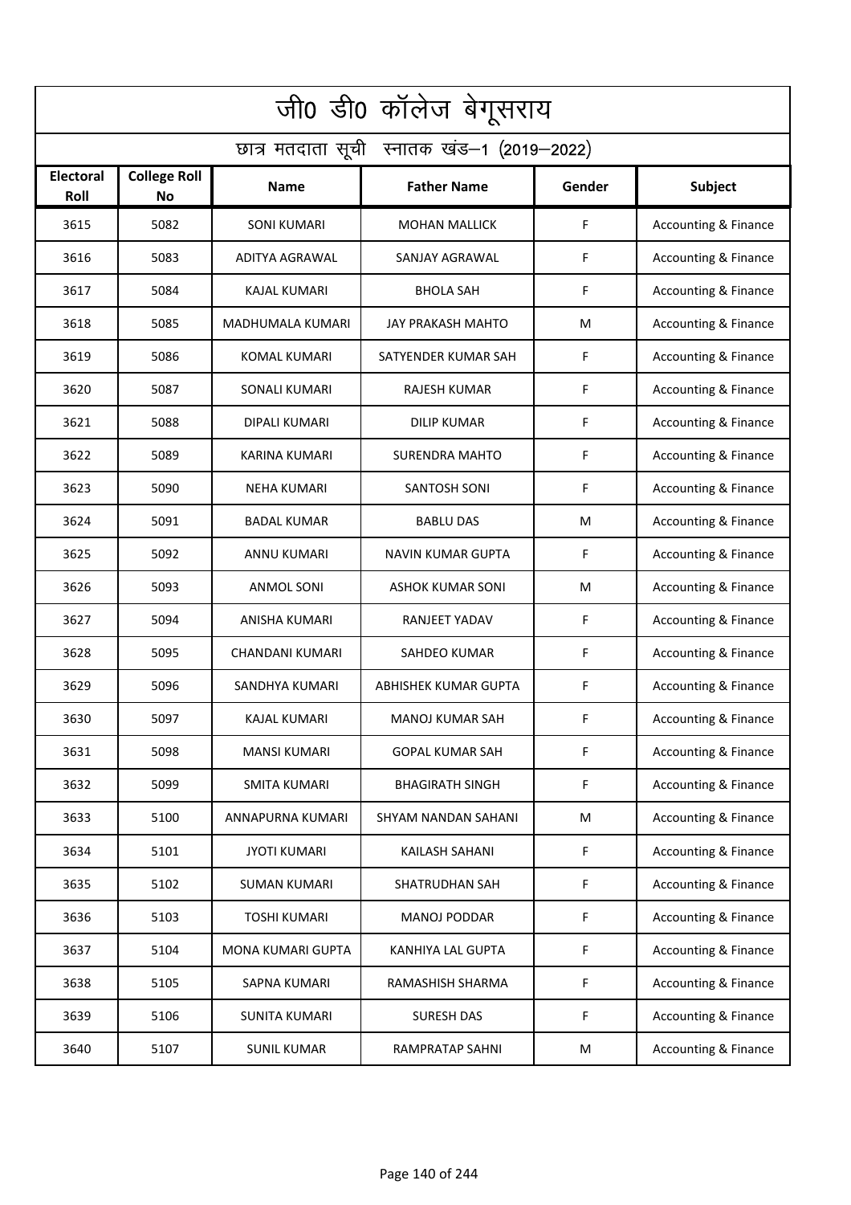# जी0 डी0 कॉलेज बेगूसराय

## छात्र मतदाता सूची स्नातक खंड–1 (2019–2022)

| Electoral Roll | College Roll No | Name | Father Name | Gender | Subject |
|---|---|---|---|---|---|
| 3615 | 5082 | SONI KUMARI | MOHAN MALLICK | F | Accounting & Finance |
| 3616 | 5083 | ADITYA AGRAWAL | SANJAY AGRAWAL | F | Accounting & Finance |
| 3617 | 5084 | KAJAL KUMARI | BHOLA SAH | F | Accounting & Finance |
| 3618 | 5085 | MADHUMALA KUMARI | JAY PRAKASH MAHTO | M | Accounting & Finance |
| 3619 | 5086 | KOMAL KUMARI | SATYENDER KUMAR SAH | F | Accounting & Finance |
| 3620 | 5087 | SONALI KUMARI | RAJESH KUMAR | F | Accounting & Finance |
| 3621 | 5088 | DIPALI KUMARI | DILIP KUMAR | F | Accounting & Finance |
| 3622 | 5089 | KARINA KUMARI | SURENDRA MAHTO | F | Accounting & Finance |
| 3623 | 5090 | NEHA KUMARI | SANTOSH SONI | F | Accounting & Finance |
| 3624 | 5091 | BADAL KUMAR | BABLU DAS | M | Accounting & Finance |
| 3625 | 5092 | ANNU KUMARI | NAVIN KUMAR GUPTA | F | Accounting & Finance |
| 3626 | 5093 | ANMOL SONI | ASHOK KUMAR SONI | M | Accounting & Finance |
| 3627 | 5094 | ANISHA KUMARI | RANJEET YADAV | F | Accounting & Finance |
| 3628 | 5095 | CHANDANI KUMARI | SAHDEO KUMAR | F | Accounting & Finance |
| 3629 | 5096 | SANDHYA KUMARI | ABHISHEK KUMAR GUPTA | F | Accounting & Finance |
| 3630 | 5097 | KAJAL KUMARI | MANOJ KUMAR SAH | F | Accounting & Finance |
| 3631 | 5098 | MANSI KUMARI | GOPAL KUMAR SAH | F | Accounting & Finance |
| 3632 | 5099 | SMITA KUMARI | BHAGIRATH SINGH | F | Accounting & Finance |
| 3633 | 5100 | ANNAPURNA KUMARI | SHYAM NANDAN SAHANI | M | Accounting & Finance |
| 3634 | 5101 | JYOTI KUMARI | KAILASH SAHANI | F | Accounting & Finance |
| 3635 | 5102 | SUMAN KUMARI | SHATRUDHAN SAH | F | Accounting & Finance |
| 3636 | 5103 | TOSHI KUMARI | MANOJ PODDAR | F | Accounting & Finance |
| 3637 | 5104 | MONA KUMARI GUPTA | KANHIYA LAL GUPTA | F | Accounting & Finance |
| 3638 | 5105 | SAPNA KUMARI | RAMASHISH SHARMA | F | Accounting & Finance |
| 3639 | 5106 | SUNITA KUMARI | SURESH DAS | F | Accounting & Finance |
| 3640 | 5107 | SUNIL KUMAR | RAMPRATAP SAHNI | M | Accounting & Finance |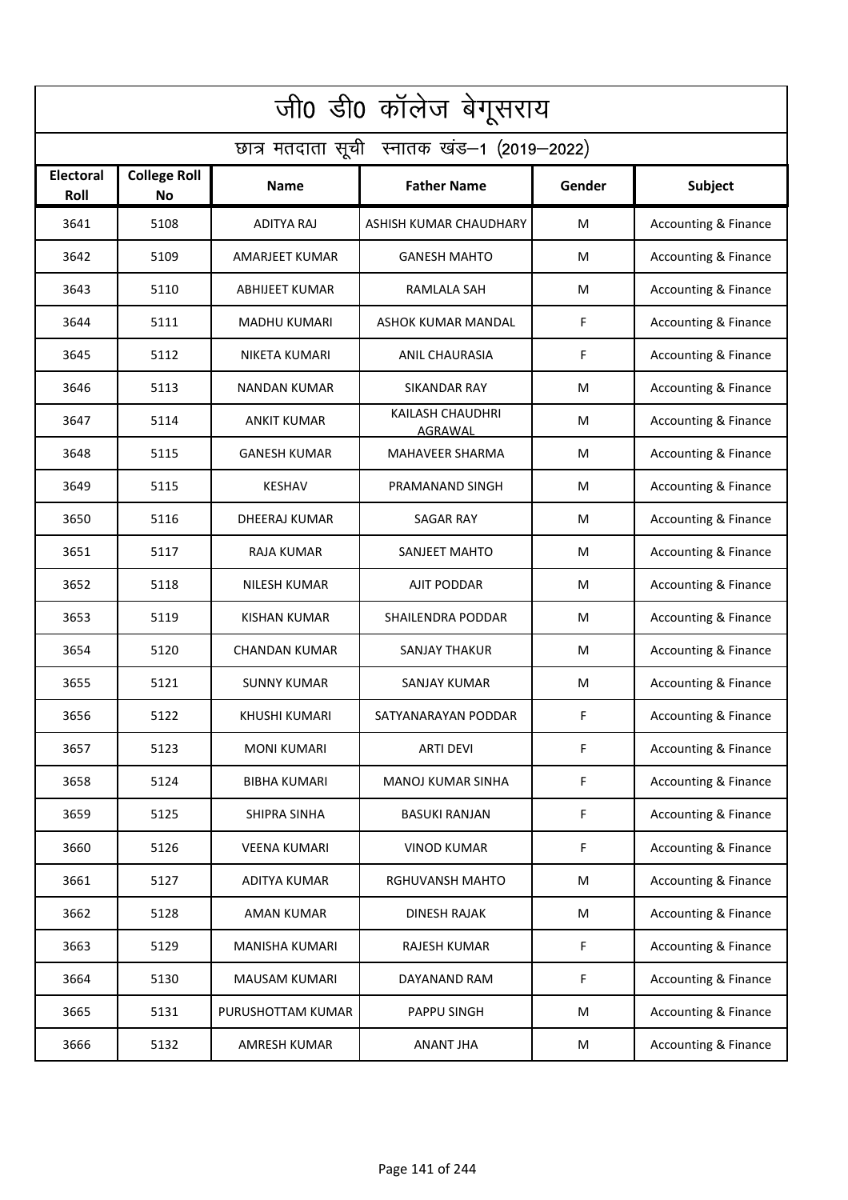# जी0 डी0 कॉलेज बेगूसराय

## छात्र मतदाता सूची स्नातक खंड–1 (2019–2022)

| Electoral Roll | College Roll No | Name | Father Name | Gender | Subject |
|---|---|---|---|---|---|
| 3641 | 5108 | ADITYA RAJ | ASHISH KUMAR CHAUDHARY | M | Accounting & Finance |
| 3642 | 5109 | AMARJEET KUMAR | GANESH MAHTO | M | Accounting & Finance |
| 3643 | 5110 | ABHIJEET KUMAR | RAMLALA SAH | M | Accounting & Finance |
| 3644 | 5111 | MADHU KUMARI | ASHOK KUMAR MANDAL | F | Accounting & Finance |
| 3645 | 5112 | NIKETA KUMARI | ANIL CHAURASIA | F | Accounting & Finance |
| 3646 | 5113 | NANDAN KUMAR | SIKANDAR RAY | M | Accounting & Finance |
| 3647 | 5114 | ANKIT KUMAR | KAILASH CHAUDHRI AGRAWAL | M | Accounting & Finance |
| 3648 | 5115 | GANESH KUMAR | MAHAVEER SHARMA | M | Accounting & Finance |
| 3649 | 5115 | KESHAV | PRAMANAND SINGH | M | Accounting & Finance |
| 3650 | 5116 | DHEERAJ KUMAR | SAGAR RAY | M | Accounting & Finance |
| 3651 | 5117 | RAJA KUMAR | SANJEET MAHTO | M | Accounting & Finance |
| 3652 | 5118 | NILESH KUMAR | AJIT PODDAR | M | Accounting & Finance |
| 3653 | 5119 | KISHAN KUMAR | SHAILENDRA PODDAR | M | Accounting & Finance |
| 3654 | 5120 | CHANDAN KUMAR | SANJAY THAKUR | M | Accounting & Finance |
| 3655 | 5121 | SUNNY KUMAR | SANJAY KUMAR | M | Accounting & Finance |
| 3656 | 5122 | KHUSHI KUMARI | SATYANARAYAN PODDAR | F | Accounting & Finance |
| 3657 | 5123 | MONI KUMARI | ARTI DEVI | F | Accounting & Finance |
| 3658 | 5124 | BIBHA KUMARI | MANOJ KUMAR SINHA | F | Accounting & Finance |
| 3659 | 5125 | SHIPRA SINHA | BASUKI RANJAN | F | Accounting & Finance |
| 3660 | 5126 | VEENA KUMARI | VINOD KUMAR | F | Accounting & Finance |
| 3661 | 5127 | ADITYA KUMAR | RGHUVANSH MAHTO | M | Accounting & Finance |
| 3662 | 5128 | AMAN KUMAR | DINESH RAJAK | M | Accounting & Finance |
| 3663 | 5129 | MANISHA KUMARI | RAJESH KUMAR | F | Accounting & Finance |
| 3664 | 5130 | MAUSAM KUMARI | DAYANAND RAM | F | Accounting & Finance |
| 3665 | 5131 | PURUSHOTTAM KUMAR | PAPPU SINGH | M | Accounting & Finance |
| 3666 | 5132 | AMRESH KUMAR | ANANT JHA | M | Accounting & Finance |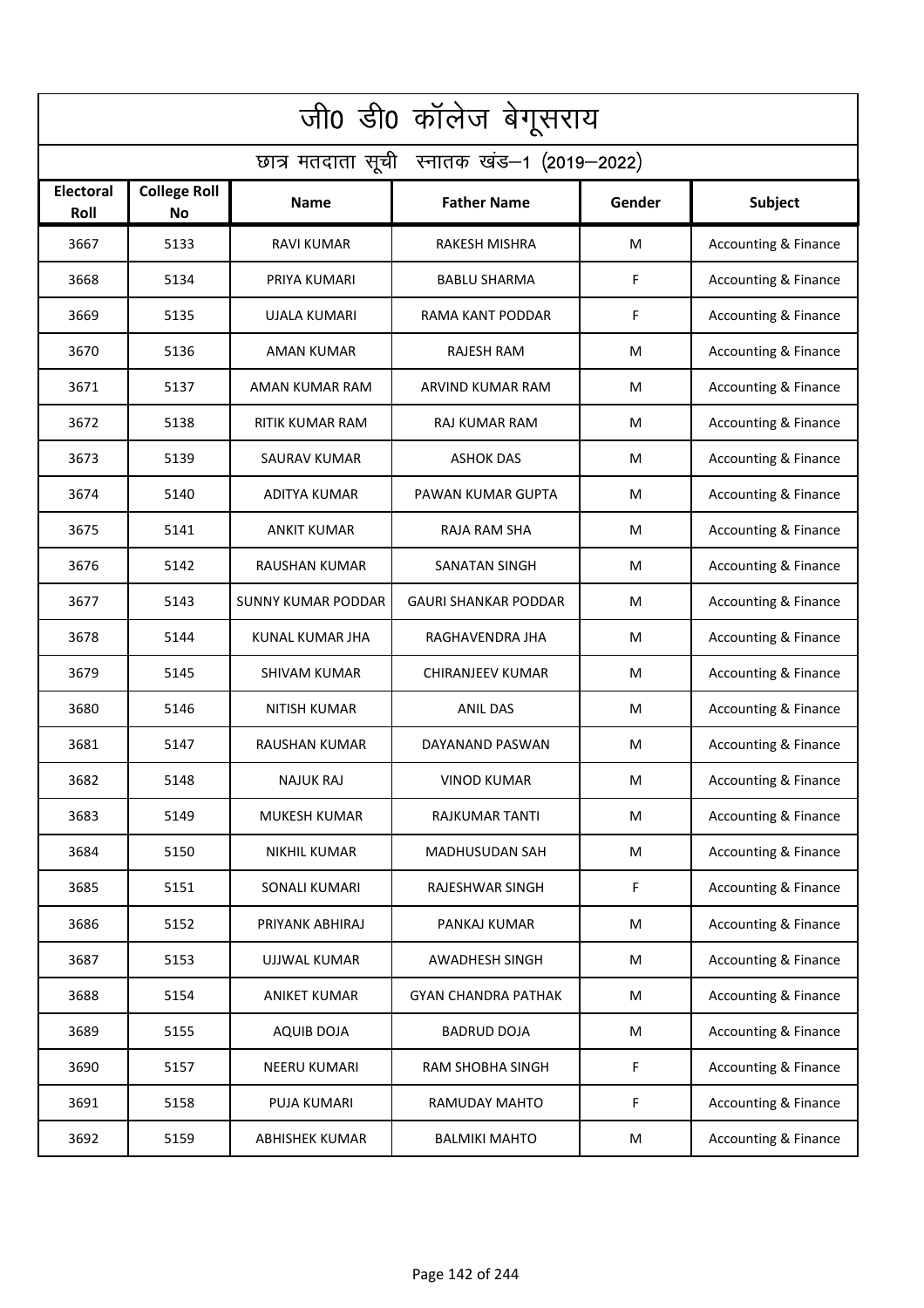# जी0 डी0 कॉलेज बेगूसराय

## छात्र मतदाता सूची स्नातक खंड–1 (2019–2022)

| Electoral Roll | College Roll No | Name | Father Name | Gender | Subject |
|---|---|---|---|---|---|
| 3667 | 5133 | RAVI KUMAR | RAKESH MISHRA | M | Accounting & Finance |
| 3668 | 5134 | PRIYA KUMARI | BABLU SHARMA | F | Accounting & Finance |
| 3669 | 5135 | UJALA KUMARI | RAMA KANT PODDAR | F | Accounting & Finance |
| 3670 | 5136 | AMAN KUMAR | RAJESH RAM | M | Accounting & Finance |
| 3671 | 5137 | AMAN KUMAR RAM | ARVIND KUMAR RAM | M | Accounting & Finance |
| 3672 | 5138 | RITIK KUMAR RAM | RAJ KUMAR RAM | M | Accounting & Finance |
| 3673 | 5139 | SAURAV KUMAR | ASHOK DAS | M | Accounting & Finance |
| 3674 | 5140 | ADITYA KUMAR | PAWAN KUMAR GUPTA | M | Accounting & Finance |
| 3675 | 5141 | ANKIT KUMAR | RAJA RAM SHA | M | Accounting & Finance |
| 3676 | 5142 | RAUSHAN KUMAR | SANATAN SINGH | M | Accounting & Finance |
| 3677 | 5143 | SUNNY KUMAR PODDAR | GAURI SHANKAR PODDAR | M | Accounting & Finance |
| 3678 | 5144 | KUNAL KUMAR JHA | RAGHAVENDRA JHA | M | Accounting & Finance |
| 3679 | 5145 | SHIVAM KUMAR | CHIRANJEEV KUMAR | M | Accounting & Finance |
| 3680 | 5146 | NITISH KUMAR | ANIL DAS | M | Accounting & Finance |
| 3681 | 5147 | RAUSHAN KUMAR | DAYANAND PASWAN | M | Accounting & Finance |
| 3682 | 5148 | NAJUK RAJ | VINOD KUMAR | M | Accounting & Finance |
| 3683 | 5149 | MUKESH KUMAR | RAJKUMAR TANTI | M | Accounting & Finance |
| 3684 | 5150 | NIKHIL KUMAR | MADHUSUDAN SAH | M | Accounting & Finance |
| 3685 | 5151 | SONALI KUMARI | RAJESHWAR SINGH | F | Accounting & Finance |
| 3686 | 5152 | PRIYANK ABHIRAJ | PANKAJ KUMAR | M | Accounting & Finance |
| 3687 | 5153 | UJJWAL KUMAR | AWADHESH SINGH | M | Accounting & Finance |
| 3688 | 5154 | ANIKET KUMAR | GYAN CHANDRA PATHAK | M | Accounting & Finance |
| 3689 | 5155 | AQUIB DOJA | BADRUD DOJA | M | Accounting & Finance |
| 3690 | 5157 | NEERU KUMARI | RAM SHOBHA SINGH | F | Accounting & Finance |
| 3691 | 5158 | PUJA KUMARI | RAMUDAY MAHTO | F | Accounting & Finance |
| 3692 | 5159 | ABHISHEK KUMAR | BALMIKI MAHTO | M | Accounting & Finance |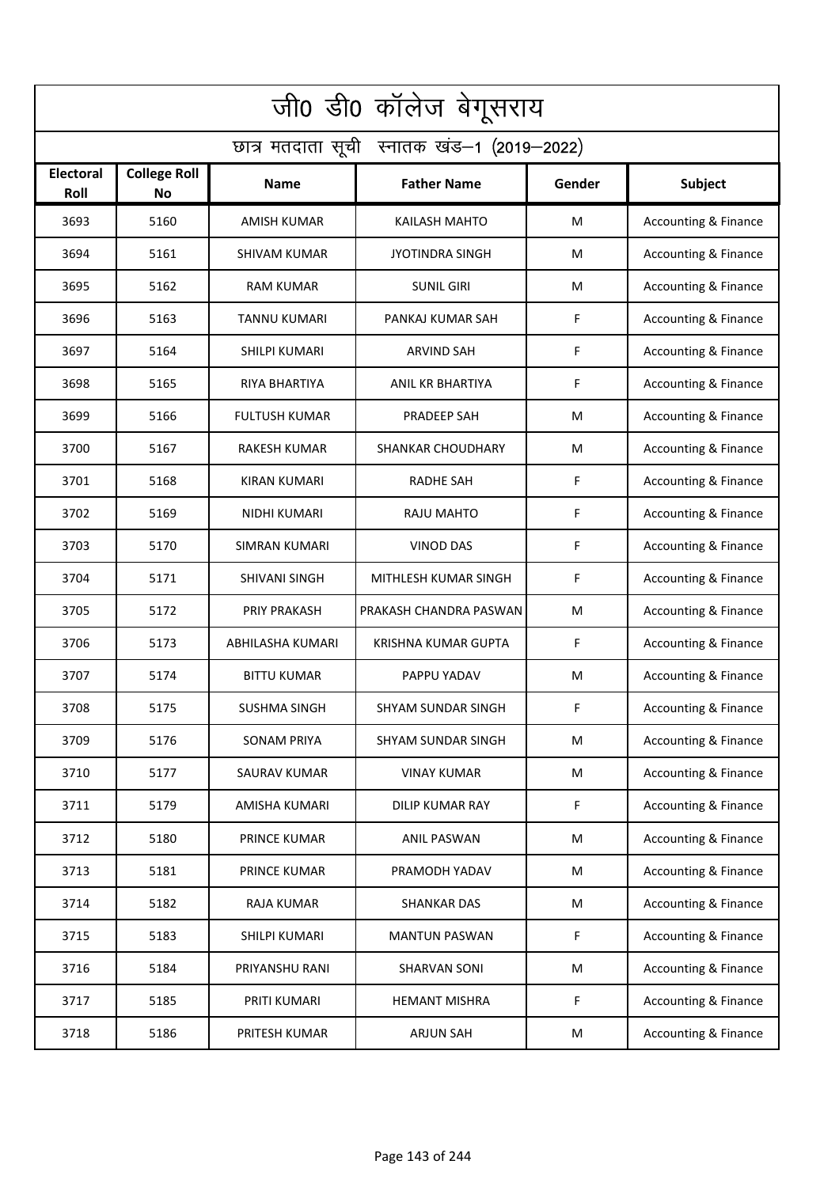# जी0 डी0 कॉलेज बेगूसराय

## छात्र मतदाता सूची स्नातक खंड–1 (2019–2022)

| Electoral Roll | College Roll No | Name | Father Name | Gender | Subject |
|---|---|---|---|---|---|
| 3693 | 5160 | AMISH KUMAR | KAILASH MAHTO | M | Accounting & Finance |
| 3694 | 5161 | SHIVAM KUMAR | JYOTINDRA SINGH | M | Accounting & Finance |
| 3695 | 5162 | RAM KUMAR | SUNIL GIRI | M | Accounting & Finance |
| 3696 | 5163 | TANNU KUMARI | PANKAJ KUMAR SAH | F | Accounting & Finance |
| 3697 | 5164 | SHILPI KUMARI | ARVIND SAH | F | Accounting & Finance |
| 3698 | 5165 | RIYA BHARTIYA | ANIL KR BHARTIYA | F | Accounting & Finance |
| 3699 | 5166 | FULTUSH KUMAR | PRADEEP SAH | M | Accounting & Finance |
| 3700 | 5167 | RAKESH KUMAR | SHANKAR CHOUDHARY | M | Accounting & Finance |
| 3701 | 5168 | KIRAN KUMARI | RADHE SAH | F | Accounting & Finance |
| 3702 | 5169 | NIDHI KUMARI | RAJU MAHTO | F | Accounting & Finance |
| 3703 | 5170 | SIMRAN KUMARI | VINOD DAS | F | Accounting & Finance |
| 3704 | 5171 | SHIVANI SINGH | MITHLESH KUMAR SINGH | F | Accounting & Finance |
| 3705 | 5172 | PRIY PRAKASH | PRAKASH CHANDRA PASWAN | M | Accounting & Finance |
| 3706 | 5173 | ABHILASHA KUMARI | KRISHNA KUMAR GUPTA | F | Accounting & Finance |
| 3707 | 5174 | BITTU KUMAR | PAPPU YADAV | M | Accounting & Finance |
| 3708 | 5175 | SUSHMA SINGH | SHYAM SUNDAR SINGH | F | Accounting & Finance |
| 3709 | 5176 | SONAM PRIYA | SHYAM SUNDAR SINGH | M | Accounting & Finance |
| 3710 | 5177 | SAURAV KUMAR | VINAY KUMAR | M | Accounting & Finance |
| 3711 | 5179 | AMISHA KUMARI | DILIP KUMAR RAY | F | Accounting & Finance |
| 3712 | 5180 | PRINCE KUMAR | ANIL PASWAN | M | Accounting & Finance |
| 3713 | 5181 | PRINCE KUMAR | PRAMODH YADAV | M | Accounting & Finance |
| 3714 | 5182 | RAJA KUMAR | SHANKAR DAS | M | Accounting & Finance |
| 3715 | 5183 | SHILPI KUMARI | MANTUN PASWAN | F | Accounting & Finance |
| 3716 | 5184 | PRIYANSHU RANI | SHARVAN SONI | M | Accounting & Finance |
| 3717 | 5185 | PRITI KUMARI | HEMANT MISHRA | F | Accounting & Finance |
| 3718 | 5186 | PRITESH KUMAR | ARJUN SAH | M | Accounting & Finance |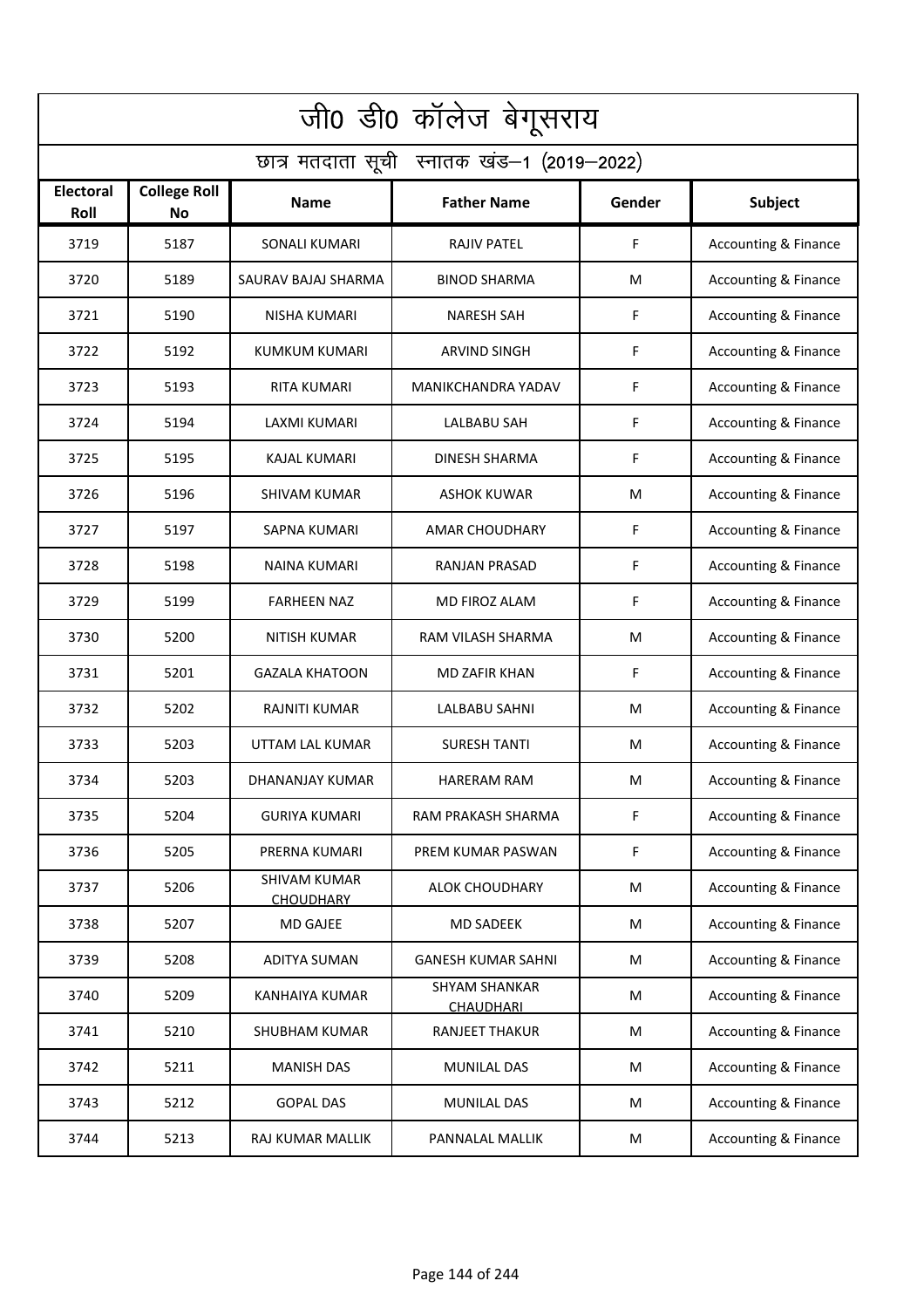# जी0 डी0 कॉलेज बेगूसराय

## छात्र मतदाता सूची स्नातक खंड–1 (2019–2022)

| Electoral Roll | College Roll No | Name | Father Name | Gender | Subject |
|---|---|---|---|---|---|
| 3719 | 5187 | SONALI KUMARI | RAJIV PATEL | F | Accounting & Finance |
| 3720 | 5189 | SAURAV BAJAJ SHARMA | BINOD SHARMA | M | Accounting & Finance |
| 3721 | 5190 | NISHA KUMARI | NARESH SAH | F | Accounting & Finance |
| 3722 | 5192 | KUMKUM KUMARI | ARVIND SINGH | F | Accounting & Finance |
| 3723 | 5193 | RITA KUMARI | MANIKCHANDRA YADAV | F | Accounting & Finance |
| 3724 | 5194 | LAXMI KUMARI | LALBABU SAH | F | Accounting & Finance |
| 3725 | 5195 | KAJAL KUMARI | DINESH SHARMA | F | Accounting & Finance |
| 3726 | 5196 | SHIVAM KUMAR | ASHOK KUWAR | M | Accounting & Finance |
| 3727 | 5197 | SAPNA KUMARI | AMAR CHOUDHARY | F | Accounting & Finance |
| 3728 | 5198 | NAINA KUMARI | RANJAN PRASAD | F | Accounting & Finance |
| 3729 | 5199 | FARHEEN NAZ | MD FIROZ ALAM | F | Accounting & Finance |
| 3730 | 5200 | NITISH KUMAR | RAM VILASH SHARMA | M | Accounting & Finance |
| 3731 | 5201 | GAZALA KHATOON | MD ZAFIR KHAN | F | Accounting & Finance |
| 3732 | 5202 | RAJNITI KUMAR | LALBABU SAHNI | M | Accounting & Finance |
| 3733 | 5203 | UTTAM LAL KUMAR | SURESH TANTI | M | Accounting & Finance |
| 3734 | 5203 | DHANANJAY KUMAR | HARERAM RAM | M | Accounting & Finance |
| 3735 | 5204 | GURIYA KUMARI | RAM PRAKASH SHARMA | F | Accounting & Finance |
| 3736 | 5205 | PRERNA KUMARI | PREM KUMAR PASWAN | F | Accounting & Finance |
| 3737 | 5206 | SHIVAM KUMAR CHOUDHARY | ALOK CHOUDHARY | M | Accounting & Finance |
| 3738 | 5207 | MD GAJEE | MD SADEEK | M | Accounting & Finance |
| 3739 | 5208 | ADITYA SUMAN | GANESH KUMAR SAHNI | M | Accounting & Finance |
| 3740 | 5209 | KANHAIYA KUMAR | SHYAM SHANKAR CHAUDHARI | M | Accounting & Finance |
| 3741 | 5210 | SHUBHAM KUMAR | RANJEET THAKUR | M | Accounting & Finance |
| 3742 | 5211 | MANISH DAS | MUNILAL DAS | M | Accounting & Finance |
| 3743 | 5212 | GOPAL DAS | MUNILAL DAS | M | Accounting & Finance |
| 3744 | 5213 | RAJ KUMAR MALLIK | PANNALAL MALLIK | M | Accounting & Finance |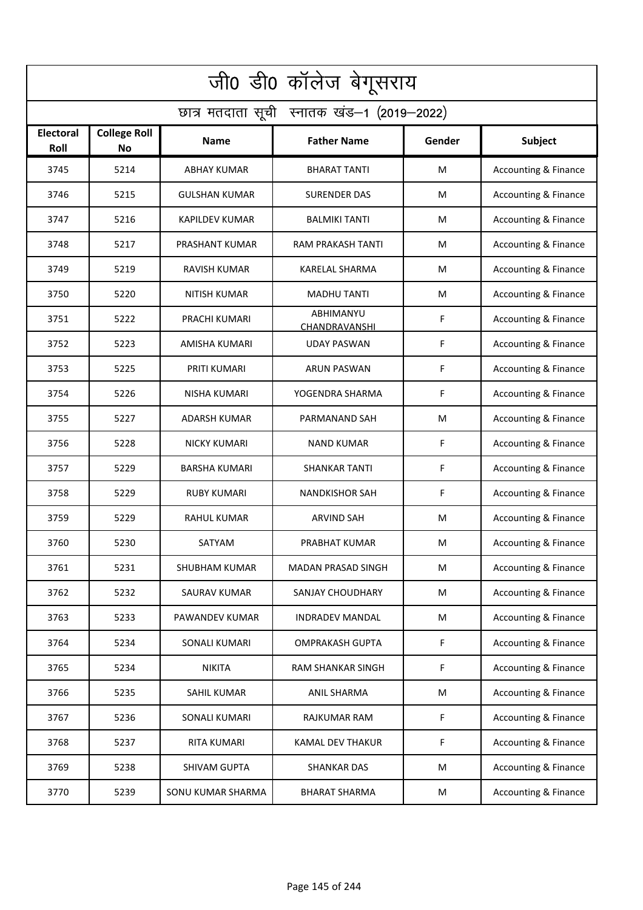# जी0 डी0 कॉलेज बेगूसराय

## छात्र मतदाता सूची स्नातक खंड–1 (2019–2022)

| Electoral Roll | College Roll No | Name | Father Name | Gender | Subject |
|---|---|---|---|---|---|
| 3745 | 5214 | ABHAY KUMAR | BHARAT TANTI | M | Accounting & Finance |
| 3746 | 5215 | GULSHAN KUMAR | SURENDER DAS | M | Accounting & Finance |
| 3747 | 5216 | KAPILDEV KUMAR | BALMIKI TANTI | M | Accounting & Finance |
| 3748 | 5217 | PRASHANT KUMAR | RAM PRAKASH TANTI | M | Accounting & Finance |
| 3749 | 5219 | RAVISH KUMAR | KARELAL SHARMA | M | Accounting & Finance |
| 3750 | 5220 | NITISH KUMAR | MADHU TANTI | M | Accounting & Finance |
| 3751 | 5222 | PRACHI KUMARI | ABHIMANYU CHANDRAVANSHI | F | Accounting & Finance |
| 3752 | 5223 | AMISHA KUMARI | UDAY PASWAN | F | Accounting & Finance |
| 3753 | 5225 | PRITI KUMARI | ARUN PASWAN | F | Accounting & Finance |
| 3754 | 5226 | NISHA KUMARI | YOGENDRA SHARMA | F | Accounting & Finance |
| 3755 | 5227 | ADARSH KUMAR | PARMANAND SAH | M | Accounting & Finance |
| 3756 | 5228 | NICKY KUMARI | NAND KUMAR | F | Accounting & Finance |
| 3757 | 5229 | BARSHA KUMARI | SHANKAR TANTI | F | Accounting & Finance |
| 3758 | 5229 | RUBY KUMARI | NANDKISHOR SAH | F | Accounting & Finance |
| 3759 | 5229 | RAHUL KUMAR | ARVIND SAH | M | Accounting & Finance |
| 3760 | 5230 | SATYAM | PRABHAT KUMAR | M | Accounting & Finance |
| 3761 | 5231 | SHUBHAM KUMAR | MADAN PRASAD SINGH | M | Accounting & Finance |
| 3762 | 5232 | SAURAV KUMAR | SANJAY CHOUDHARY | M | Accounting & Finance |
| 3763 | 5233 | PAWANDEV KUMAR | INDRADEV MANDAL | M | Accounting & Finance |
| 3764 | 5234 | SONALI KUMARI | OMPRAKASH GUPTA | F | Accounting & Finance |
| 3765 | 5234 | NIKITA | RAM SHANKAR SINGH | F | Accounting & Finance |
| 3766 | 5235 | SAHIL KUMAR | ANIL SHARMA | M | Accounting & Finance |
| 3767 | 5236 | SONALI KUMARI | RAJKUMAR RAM | F | Accounting & Finance |
| 3768 | 5237 | RITA KUMARI | KAMAL DEV THAKUR | F | Accounting & Finance |
| 3769 | 5238 | SHIVAM GUPTA | SHANKAR DAS | M | Accounting & Finance |
| 3770 | 5239 | SONU KUMAR SHARMA | BHARAT SHARMA | M | Accounting & Finance |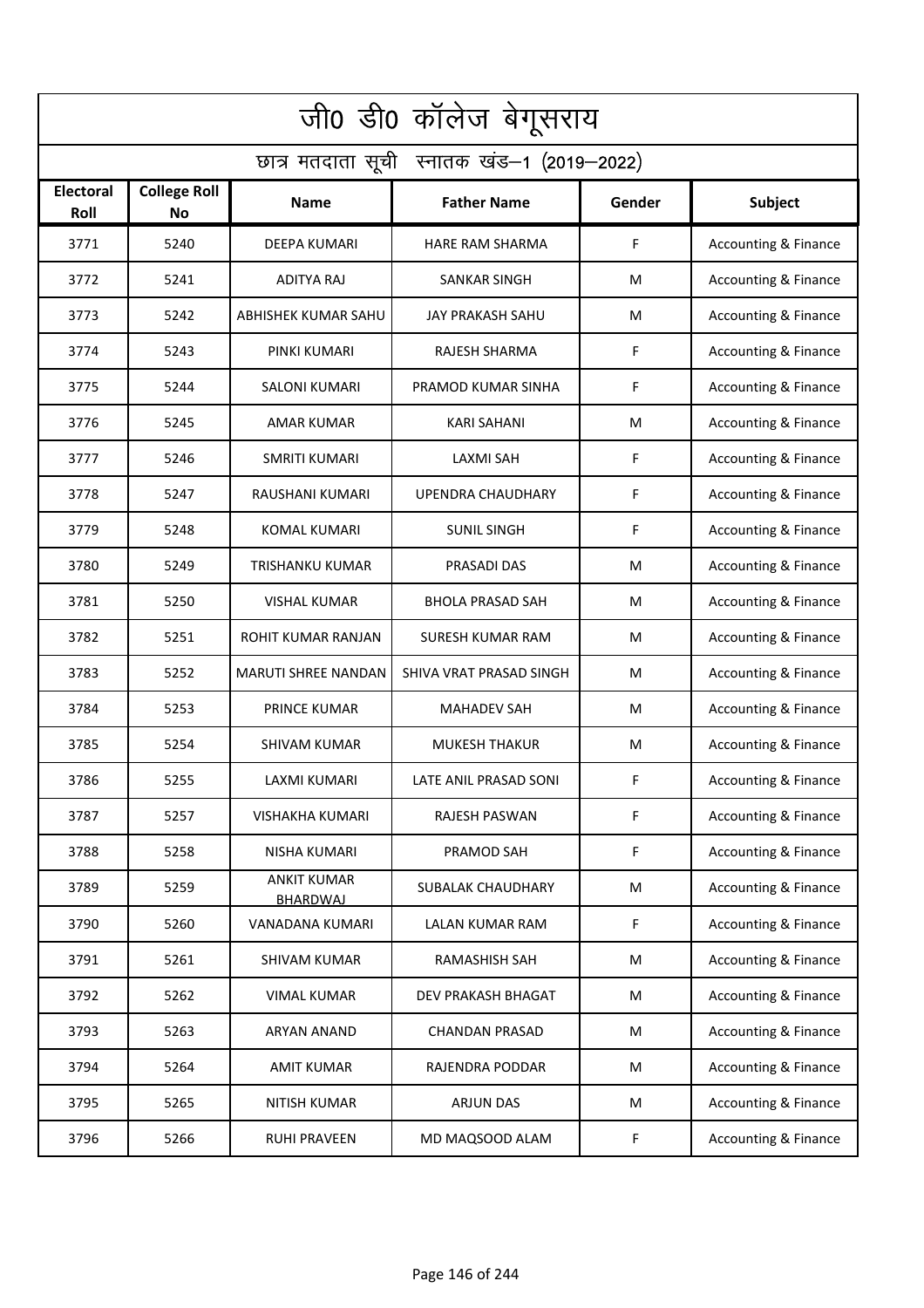# जी0 डी0 कॉलेज बेगूसराय

## छात्र मतदाता सूची स्नातक खंड–1 (2019–2022)

| Electoral Roll | College Roll No | Name | Father Name | Gender | Subject |
|---|---|---|---|---|---|
| 3771 | 5240 | DEEPA KUMARI | HARE RAM SHARMA | F | Accounting & Finance |
| 3772 | 5241 | ADITYA RAJ | SANKAR SINGH | M | Accounting & Finance |
| 3773 | 5242 | ABHISHEK KUMAR SAHU | JAY PRAKASH SAHU | M | Accounting & Finance |
| 3774 | 5243 | PINKI KUMARI | RAJESH SHARMA | F | Accounting & Finance |
| 3775 | 5244 | SALONI KUMARI | PRAMOD KUMAR SINHA | F | Accounting & Finance |
| 3776 | 5245 | AMAR KUMAR | KARI SAHANI | M | Accounting & Finance |
| 3777 | 5246 | SMRITI KUMARI | LAXMI SAH | F | Accounting & Finance |
| 3778 | 5247 | RAUSHANI KUMARI | UPENDRA CHAUDHARY | F | Accounting & Finance |
| 3779 | 5248 | KOMAL KUMARI | SUNIL SINGH | F | Accounting & Finance |
| 3780 | 5249 | TRISHANKU KUMAR | PRASADI DAS | M | Accounting & Finance |
| 3781 | 5250 | VISHAL KUMAR | BHOLA PRASAD SAH | M | Accounting & Finance |
| 3782 | 5251 | ROHIT KUMAR RANJAN | SURESH KUMAR RAM | M | Accounting & Finance |
| 3783 | 5252 | MARUTI SHREE NANDAN | SHIVA VRAT PRASAD SINGH | M | Accounting & Finance |
| 3784 | 5253 | PRINCE KUMAR | MAHADEV SAH | M | Accounting & Finance |
| 3785 | 5254 | SHIVAM KUMAR | MUKESH THAKUR | M | Accounting & Finance |
| 3786 | 5255 | LAXMI KUMARI | LATE ANIL PRASAD SONI | F | Accounting & Finance |
| 3787 | 5257 | VISHAKHA KUMARI | RAJESH PASWAN | F | Accounting & Finance |
| 3788 | 5258 | NISHA KUMARI | PRAMOD SAH | F | Accounting & Finance |
| 3789 | 5259 | ANKIT KUMAR BHARDWAJ | SUBALAK CHAUDHARY | M | Accounting & Finance |
| 3790 | 5260 | VANADANA KUMARI | LALAN KUMAR RAM | F | Accounting & Finance |
| 3791 | 5261 | SHIVAM KUMAR | RAMASHISH SAH | M | Accounting & Finance |
| 3792 | 5262 | VIMAL KUMAR | DEV PRAKASH BHAGAT | M | Accounting & Finance |
| 3793 | 5263 | ARYAN ANAND | CHANDAN PRASAD | M | Accounting & Finance |
| 3794 | 5264 | AMIT KUMAR | RAJENDRA PODDAR | M | Accounting & Finance |
| 3795 | 5265 | NITISH KUMAR | ARJUN DAS | M | Accounting & Finance |
| 3796 | 5266 | RUHI PRAVEEN | MD MAQSOOD ALAM | F | Accounting & Finance |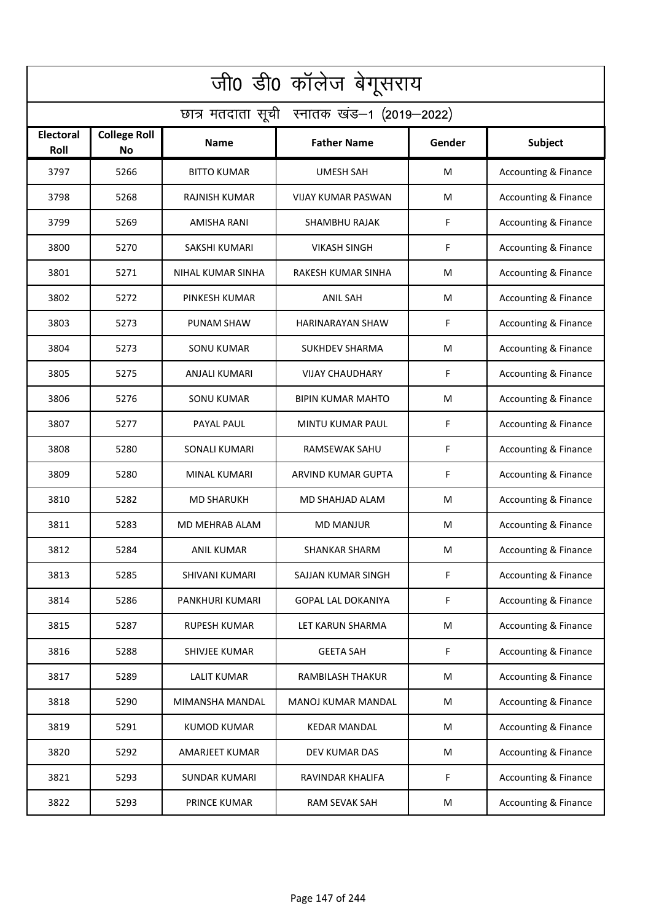# जी0 डी0 कॉलेज बेगूसराय

## छात्र मतदाता सूची स्नातक खंड–1 (2019–2022)

| Electoral Roll | College Roll No | Name | Father Name | Gender | Subject |
|---|---|---|---|---|---|
| 3797 | 5266 | BITTO KUMAR | UMESH SAH | M | Accounting & Finance |
| 3798 | 5268 | RAJNISH KUMAR | VIJAY KUMAR PASWAN | M | Accounting & Finance |
| 3799 | 5269 | AMISHA RANI | SHAMBHU RAJAK | F | Accounting & Finance |
| 3800 | 5270 | SAKSHI KUMARI | VIKASH SINGH | F | Accounting & Finance |
| 3801 | 5271 | NIHAL KUMAR SINHA | RAKESH KUMAR SINHA | M | Accounting & Finance |
| 3802 | 5272 | PINKESH KUMAR | ANIL SAH | M | Accounting & Finance |
| 3803 | 5273 | PUNAM SHAW | HARINARAYAN SHAW | F | Accounting & Finance |
| 3804 | 5273 | SONU KUMAR | SUKHDEV SHARMA | M | Accounting & Finance |
| 3805 | 5275 | ANJALI KUMARI | VIJAY CHAUDHARY | F | Accounting & Finance |
| 3806 | 5276 | SONU KUMAR | BIPIN KUMAR MAHTO | M | Accounting & Finance |
| 3807 | 5277 | PAYAL PAUL | MINTU KUMAR PAUL | F | Accounting & Finance |
| 3808 | 5280 | SONALI KUMARI | RAMSEWAK SAHU | F | Accounting & Finance |
| 3809 | 5280 | MINAL KUMARI | ARVIND KUMAR GUPTA | F | Accounting & Finance |
| 3810 | 5282 | MD SHARUKH | MD SHAHJAD ALAM | M | Accounting & Finance |
| 3811 | 5283 | MD MEHRAB ALAM | MD MANJUR | M | Accounting & Finance |
| 3812 | 5284 | ANIL KUMAR | SHANKAR SHARM | M | Accounting & Finance |
| 3813 | 5285 | SHIVANI KUMARI | SAJJAN KUMAR SINGH | F | Accounting & Finance |
| 3814 | 5286 | PANKHURI KUMARI | GOPAL LAL DOKANIYA | F | Accounting & Finance |
| 3815 | 5287 | RUPESH KUMAR | LET KARUN SHARMA | M | Accounting & Finance |
| 3816 | 5288 | SHIVJEE KUMAR | GEETA SAH | F | Accounting & Finance |
| 3817 | 5289 | LALIT KUMAR | RAMBILASH THAKUR | M | Accounting & Finance |
| 3818 | 5290 | MIMANSHA MANDAL | MANOJ KUMAR MANDAL | M | Accounting & Finance |
| 3819 | 5291 | KUMOD KUMAR | KEDAR MANDAL | M | Accounting & Finance |
| 3820 | 5292 | AMARJEET KUMAR | DEV KUMAR DAS | M | Accounting & Finance |
| 3821 | 5293 | SUNDAR KUMARI | RAVINDAR KHALIFA | F | Accounting & Finance |
| 3822 | 5293 | PRINCE KUMAR | RAM SEVAK SAH | M | Accounting & Finance |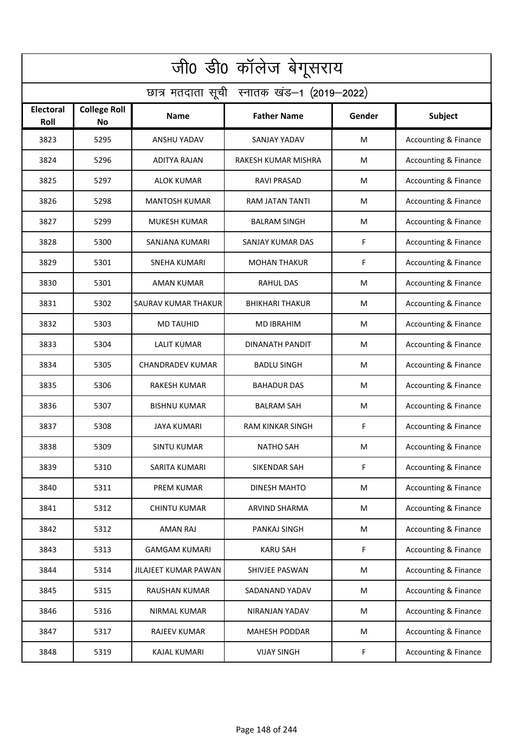# जी0 डी0 कॉलेज बेगूसराय

## छात्र मतदाता सूची स्नातक खंड–1 (2019–2022)

| Electoral Roll | College Roll No | Name | Father Name | Gender | Subject |
|---|---|---|---|---|---|
| 3823 | 5295 | ANSHU YADAV | SANJAY YADAV | M | Accounting & Finance |
| 3824 | 5296 | ADITYA RAJAN | RAKESH KUMAR MISHRA | M | Accounting & Finance |
| 3825 | 5297 | ALOK KUMAR | RAVI PRASAD | M | Accounting & Finance |
| 3826 | 5298 | MANTOSH KUMAR | RAM JATAN TANTI | M | Accounting & Finance |
| 3827 | 5299 | MUKESH KUMAR | BALRAM SINGH | M | Accounting & Finance |
| 3828 | 5300 | SANJANA KUMARI | SANJAY KUMAR DAS | F | Accounting & Finance |
| 3829 | 5301 | SNEHA KUMARI | MOHAN THAKUR | F | Accounting & Finance |
| 3830 | 5301 | AMAN KUMAR | RAHUL DAS | M | Accounting & Finance |
| 3831 | 5302 | SAURAV KUMAR THAKUR | BHIKHARI THAKUR | M | Accounting & Finance |
| 3832 | 5303 | MD TAUHID | MD IBRAHIM | M | Accounting & Finance |
| 3833 | 5304 | LALIT KUMAR | DINANATH PANDIT | M | Accounting & Finance |
| 3834 | 5305 | CHANDRADEV KUMAR | BADLU SINGH | M | Accounting & Finance |
| 3835 | 5306 | RAKESH KUMAR | BAHADUR DAS | M | Accounting & Finance |
| 3836 | 5307 | BISHNU KUMAR | BALRAM SAH | M | Accounting & Finance |
| 3837 | 5308 | JAYA KUMARI | RAM KINKAR SINGH | F | Accounting & Finance |
| 3838 | 5309 | SINTU KUMAR | NATHO SAH | M | Accounting & Finance |
| 3839 | 5310 | SARITA KUMARI | SIKENDAR SAH | F | Accounting & Finance |
| 3840 | 5311 | PREM KUMAR | DINESH MAHTO | M | Accounting & Finance |
| 3841 | 5312 | CHINTU KUMAR | ARVIND SHARMA | M | Accounting & Finance |
| 3842 | 5312 | AMAN RAJ | PANKAJ SINGH | M | Accounting & Finance |
| 3843 | 5313 | GAMGAM KUMARI | KARU SAH | F | Accounting & Finance |
| 3844 | 5314 | JILAJEET KUMAR PAWAN | SHIVJEE PASWAN | M | Accounting & Finance |
| 3845 | 5315 | RAUSHAN KUMAR | SADANAND YADAV | M | Accounting & Finance |
| 3846 | 5316 | NIRMAL KUMAR | NIRANJAN YADAV | M | Accounting & Finance |
| 3847 | 5317 | RAJEEV KUMAR | MAHESH PODDAR | M | Accounting & Finance |
| 3848 | 5319 | KAJAL KUMARI | VIJAY SINGH | F | Accounting & Finance |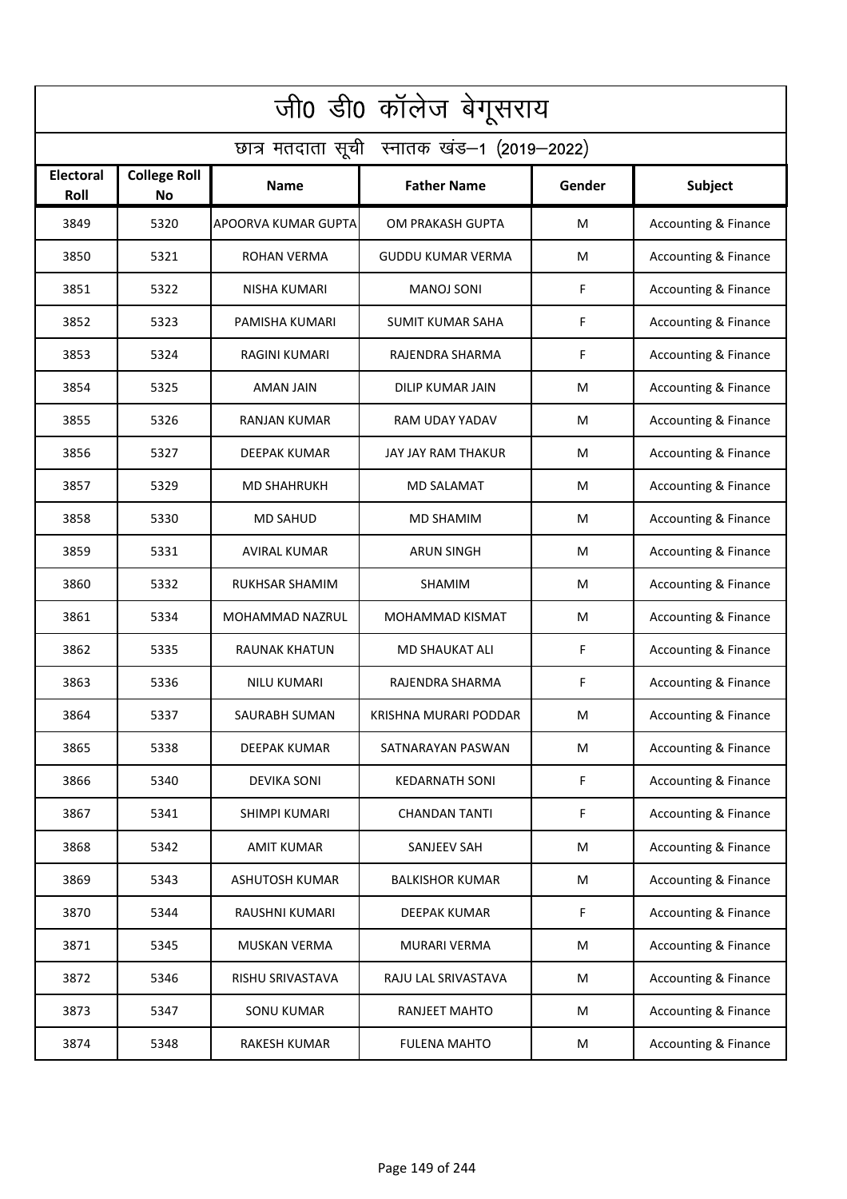# जी0 डी0 कॉलेज बेगूसराय

## छात्र मतदाता सूची स्नातक खंड–1 (2019–2022)

| Electoral Roll | College Roll No | Name | Father Name | Gender | Subject |
|---|---|---|---|---|---|
| 3849 | 5320 | APOORVA KUMAR GUPTA | OM PRAKASH GUPTA | M | Accounting & Finance |
| 3850 | 5321 | ROHAN VERMA | GUDDU KUMAR VERMA | M | Accounting & Finance |
| 3851 | 5322 | NISHA KUMARI | MANOJ SONI | F | Accounting & Finance |
| 3852 | 5323 | PAMISHA KUMARI | SUMIT KUMAR SAHA | F | Accounting & Finance |
| 3853 | 5324 | RAGINI KUMARI | RAJENDRA SHARMA | F | Accounting & Finance |
| 3854 | 5325 | AMAN JAIN | DILIP KUMAR JAIN | M | Accounting & Finance |
| 3855 | 5326 | RANJAN KUMAR | RAM UDAY YADAV | M | Accounting & Finance |
| 3856 | 5327 | DEEPAK KUMAR | JAY JAY RAM THAKUR | M | Accounting & Finance |
| 3857 | 5329 | MD SHAHRUKH | MD SALAMAT | M | Accounting & Finance |
| 3858 | 5330 | MD SAHUD | MD SHAMIM | M | Accounting & Finance |
| 3859 | 5331 | AVIRAL KUMAR | ARUN SINGH | M | Accounting & Finance |
| 3860 | 5332 | RUKHSAR SHAMIM | SHAMIM | M | Accounting & Finance |
| 3861 | 5334 | MOHAMMAD NAZRUL | MOHAMMAD KISMAT | M | Accounting & Finance |
| 3862 | 5335 | RAUNAK KHATUN | MD SHAUKAT ALI | F | Accounting & Finance |
| 3863 | 5336 | NILU KUMARI | RAJENDRA SHARMA | F | Accounting & Finance |
| 3864 | 5337 | SAURABH SUMAN | KRISHNA MURARI PODDAR | M | Accounting & Finance |
| 3865 | 5338 | DEEPAK KUMAR | SATNARAYAN PASWAN | M | Accounting & Finance |
| 3866 | 5340 | DEVIKA SONI | KEDARNATH SONI | F | Accounting & Finance |
| 3867 | 5341 | SHIMPI KUMARI | CHANDAN TANTI | F | Accounting & Finance |
| 3868 | 5342 | AMIT KUMAR | SANJEEV SAH | M | Accounting & Finance |
| 3869 | 5343 | ASHUTOSH KUMAR | BALKISHOR KUMAR | M | Accounting & Finance |
| 3870 | 5344 | RAUSHNI KUMARI | DEEPAK KUMAR | F | Accounting & Finance |
| 3871 | 5345 | MUSKAN VERMA | MURARI VERMA | M | Accounting & Finance |
| 3872 | 5346 | RISHU SRIVASTAVA | RAJU LAL SRIVASTAVA | M | Accounting & Finance |
| 3873 | 5347 | SONU KUMAR | RANJEET MAHTO | M | Accounting & Finance |
| 3874 | 5348 | RAKESH KUMAR | FULENA MAHTO | M | Accounting & Finance |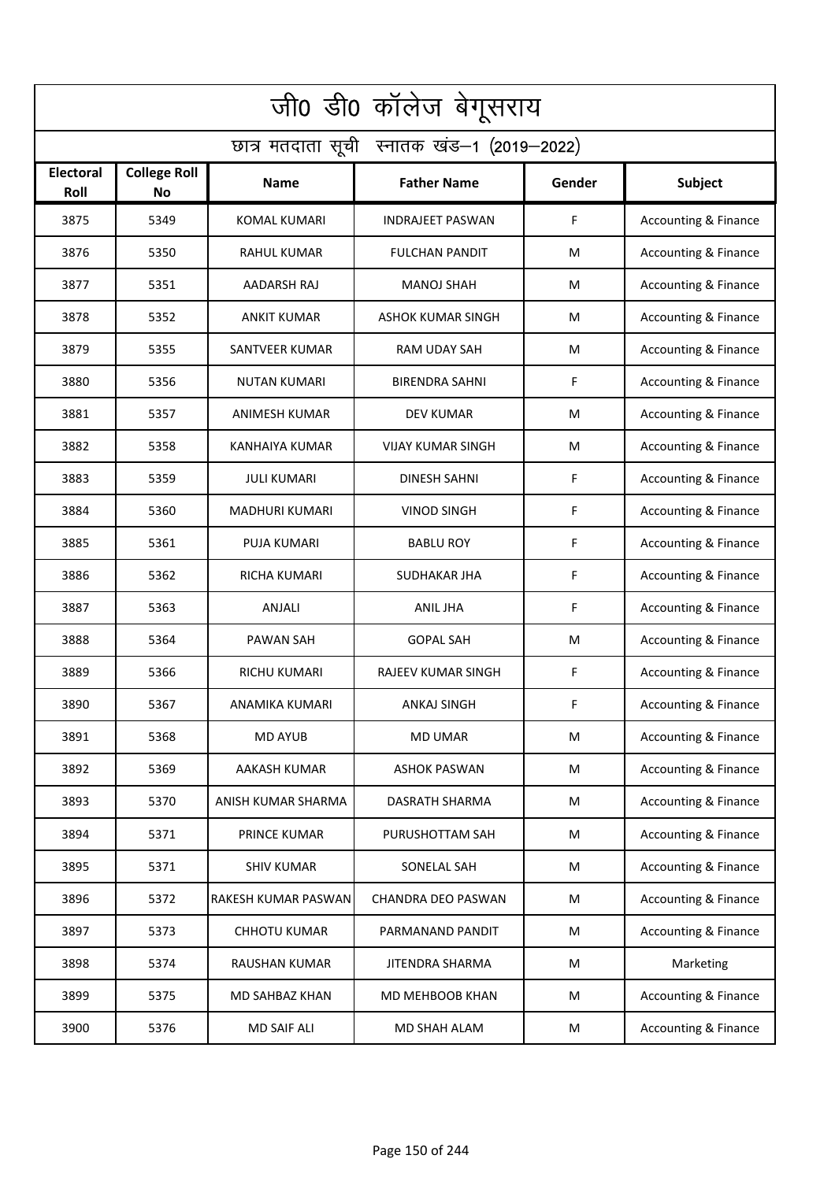# जी0 डी0 कॉलेज बेगूसराय

## छात्र मतदाता सूची स्नातक खंड–1 (2019–2022)

| Electoral Roll | College Roll No | Name | Father Name | Gender | Subject |
|---|---|---|---|---|---|
| 3875 | 5349 | KOMAL KUMARI | INDRAJEET PASWAN | F | Accounting & Finance |
| 3876 | 5350 | RAHUL KUMAR | FULCHAN PANDIT | M | Accounting & Finance |
| 3877 | 5351 | AADARSH RAJ | MANOJ SHAH | M | Accounting & Finance |
| 3878 | 5352 | ANKIT KUMAR | ASHOK KUMAR SINGH | M | Accounting & Finance |
| 3879 | 5355 | SANTVEER KUMAR | RAM UDAY SAH | M | Accounting & Finance |
| 3880 | 5356 | NUTAN KUMARI | BIRENDRA SAHNI | F | Accounting & Finance |
| 3881 | 5357 | ANIMESH KUMAR | DEV KUMAR | M | Accounting & Finance |
| 3882 | 5358 | KANHAIYA KUMAR | VIJAY KUMAR SINGH | M | Accounting & Finance |
| 3883 | 5359 | JULI KUMARI | DINESH SAHNI | F | Accounting & Finance |
| 3884 | 5360 | MADHURI KUMARI | VINOD SINGH | F | Accounting & Finance |
| 3885 | 5361 | PUJA KUMARI | BABLU ROY | F | Accounting & Finance |
| 3886 | 5362 | RICHA KUMARI | SUDHAKAR JHA | F | Accounting & Finance |
| 3887 | 5363 | ANJALI | ANIL JHA | F | Accounting & Finance |
| 3888 | 5364 | PAWAN SAH | GOPAL SAH | M | Accounting & Finance |
| 3889 | 5366 | RICHU KUMARI | RAJEEV KUMAR SINGH | F | Accounting & Finance |
| 3890 | 5367 | ANAMIKA KUMARI | ANKAJ SINGH | F | Accounting & Finance |
| 3891 | 5368 | MD AYUB | MD UMAR | M | Accounting & Finance |
| 3892 | 5369 | AAKASH KUMAR | ASHOK PASWAN | M | Accounting & Finance |
| 3893 | 5370 | ANISH KUMAR SHARMA | DASRATH SHARMA | M | Accounting & Finance |
| 3894 | 5371 | PRINCE KUMAR | PURUSHOTTAM SAH | M | Accounting & Finance |
| 3895 | 5371 | SHIV KUMAR | SONELAL SAH | M | Accounting & Finance |
| 3896 | 5372 | RAKESH KUMAR PASWAN | CHANDRA DEO PASWAN | M | Accounting & Finance |
| 3897 | 5373 | CHHOTU KUMAR | PARMANAND PANDIT | M | Accounting & Finance |
| 3898 | 5374 | RAUSHAN KUMAR | JITENDRA SHARMA | M | Marketing |
| 3899 | 5375 | MD SAHBAZ KHAN | MD MEHBOOB KHAN | M | Accounting & Finance |
| 3900 | 5376 | MD SAIF ALI | MD SHAH ALAM | M | Accounting & Finance |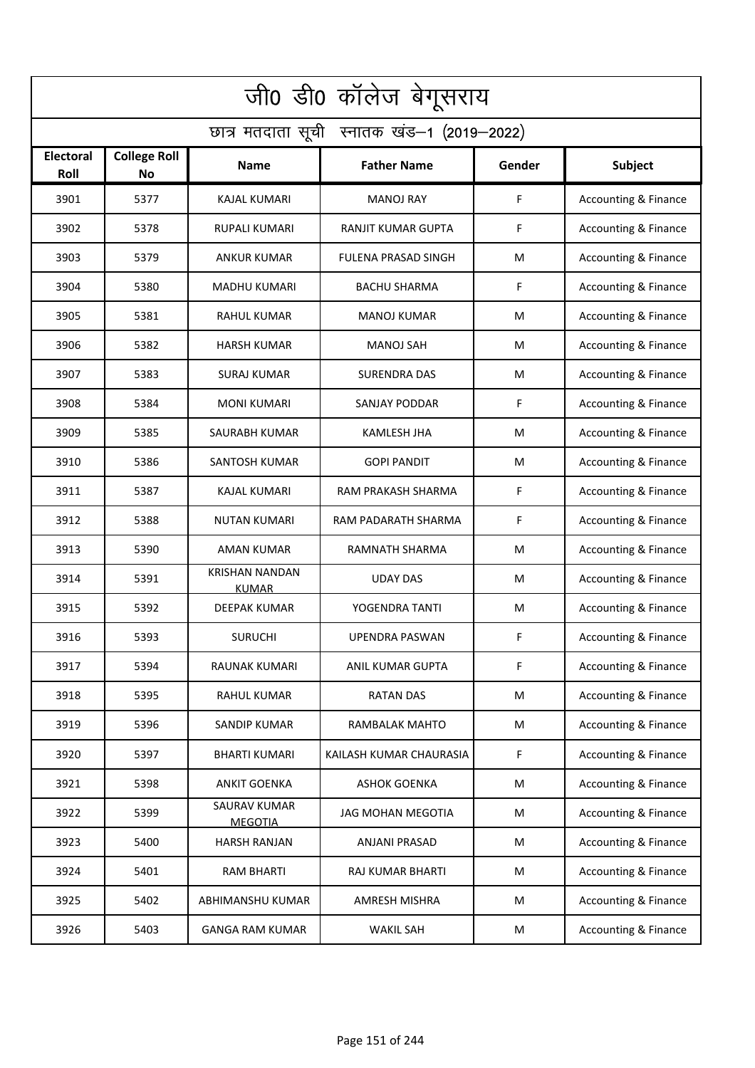# जी0 डी0 कॉलेज बेगूसराय

## छात्र मतदाता सूची स्नातक खंड–1 (2019–2022)

| Electoral Roll | College Roll No | Name | Father Name | Gender | Subject |
|---|---|---|---|---|---|
| 3901 | 5377 | KAJAL KUMARI | MANOJ RAY | F | Accounting & Finance |
| 3902 | 5378 | RUPALI KUMARI | RANJIT KUMAR GUPTA | F | Accounting & Finance |
| 3903 | 5379 | ANKUR KUMAR | FULENA PRASAD SINGH | M | Accounting & Finance |
| 3904 | 5380 | MADHU KUMARI | BACHU SHARMA | F | Accounting & Finance |
| 3905 | 5381 | RAHUL KUMAR | MANOJ KUMAR | M | Accounting & Finance |
| 3906 | 5382 | HARSH KUMAR | MANOJ SAH | M | Accounting & Finance |
| 3907 | 5383 | SURAJ KUMAR | SURENDRA DAS | M | Accounting & Finance |
| 3908 | 5384 | MONI KUMARI | SANJAY PODDAR | F | Accounting & Finance |
| 3909 | 5385 | SAURABH KUMAR | KAMLESH JHA | M | Accounting & Finance |
| 3910 | 5386 | SANTOSH KUMAR | GOPI PANDIT | M | Accounting & Finance |
| 3911 | 5387 | KAJAL KUMARI | RAM PRAKASH SHARMA | F | Accounting & Finance |
| 3912 | 5388 | NUTAN KUMARI | RAM PADARATH SHARMA | F | Accounting & Finance |
| 3913 | 5390 | AMAN KUMAR | RAMNATH SHARMA | M | Accounting & Finance |
| 3914 | 5391 | KRISHAN NANDAN KUMAR | UDAY DAS | M | Accounting & Finance |
| 3915 | 5392 | DEEPAK KUMAR | YOGENDRA TANTI | M | Accounting & Finance |
| 3916 | 5393 | SURUCHI | UPENDRA PASWAN | F | Accounting & Finance |
| 3917 | 5394 | RAUNAK KUMARI | ANIL KUMAR GUPTA | F | Accounting & Finance |
| 3918 | 5395 | RAHUL KUMAR | RATAN DAS | M | Accounting & Finance |
| 3919 | 5396 | SANDIP KUMAR | RAMBALAK MAHTO | M | Accounting & Finance |
| 3920 | 5397 | BHARTI KUMARI | KAILASH KUMAR CHAURASIA | F | Accounting & Finance |
| 3921 | 5398 | ANKIT GOENKA | ASHOK GOENKA | M | Accounting & Finance |
| 3922 | 5399 | SAURAV KUMAR MEGOTIA | JAG MOHAN MEGOTIA | M | Accounting & Finance |
| 3923 | 5400 | HARSH RANJAN | ANJANI PRASAD | M | Accounting & Finance |
| 3924 | 5401 | RAM BHARTI | RAJ KUMAR BHARTI | M | Accounting & Finance |
| 3925 | 5402 | ABHIMANSHU KUMAR | AMRESH MISHRA | M | Accounting & Finance |
| 3926 | 5403 | GANGA RAM KUMAR | WAKIL SAH | M | Accounting & Finance |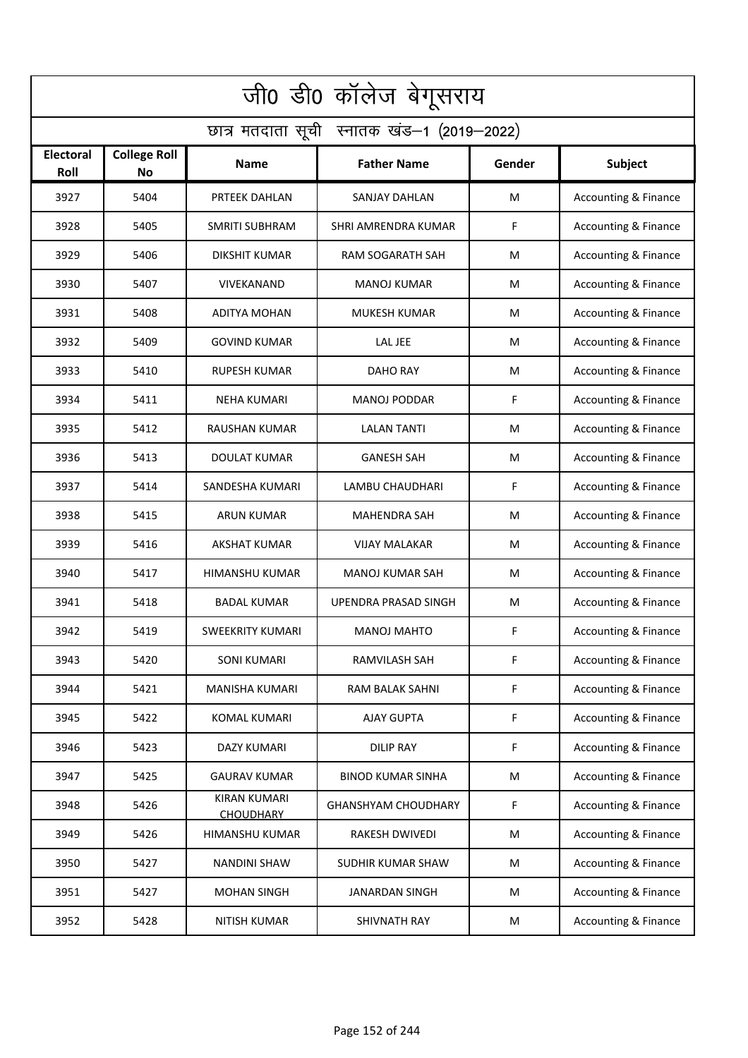# जी0 डी0 कॉलेज बेगूसराय

## छात्र मतदाता सूची स्नातक खंड–1 (2019–2022)

| Electoral Roll | College Roll No | Name | Father Name | Gender | Subject |
|---|---|---|---|---|---|
| 3927 | 5404 | PRTEEK DAHLAN | SANJAY DAHLAN | M | Accounting & Finance |
| 3928 | 5405 | SMRITI SUBHRAM | SHRI AMRENDRA KUMAR | F | Accounting & Finance |
| 3929 | 5406 | DIKSHIT KUMAR | RAM SOGARATH SAH | M | Accounting & Finance |
| 3930 | 5407 | VIVEKANAND | MANOJ KUMAR | M | Accounting & Finance |
| 3931 | 5408 | ADITYA MOHAN | MUKESH KUMAR | M | Accounting & Finance |
| 3932 | 5409 | GOVIND KUMAR | LAL JEE | M | Accounting & Finance |
| 3933 | 5410 | RUPESH KUMAR | DAHO RAY | M | Accounting & Finance |
| 3934 | 5411 | NEHA KUMARI | MANOJ PODDAR | F | Accounting & Finance |
| 3935 | 5412 | RAUSHAN KUMAR | LALAN TANTI | M | Accounting & Finance |
| 3936 | 5413 | DOULAT KUMAR | GANESH SAH | M | Accounting & Finance |
| 3937 | 5414 | SANDESHA KUMARI | LAMBU CHAUDHARI | F | Accounting & Finance |
| 3938 | 5415 | ARUN KUMAR | MAHENDRA SAH | M | Accounting & Finance |
| 3939 | 5416 | AKSHAT KUMAR | VIJAY MALAKAR | M | Accounting & Finance |
| 3940 | 5417 | HIMANSHU KUMAR | MANOJ KUMAR SAH | M | Accounting & Finance |
| 3941 | 5418 | BADAL KUMAR | UPENDRA PRASAD SINGH | M | Accounting & Finance |
| 3942 | 5419 | SWEEKRITY KUMARI | MANOJ MAHTO | F | Accounting & Finance |
| 3943 | 5420 | SONI KUMARI | RAMVILASH SAH | F | Accounting & Finance |
| 3944 | 5421 | MANISHA KUMARI | RAM BALAK SAHNI | F | Accounting & Finance |
| 3945 | 5422 | KOMAL KUMARI | AJAY GUPTA | F | Accounting & Finance |
| 3946 | 5423 | DAZY KUMARI | DILIP RAY | F | Accounting & Finance |
| 3947 | 5425 | GAURAV KUMAR | BINOD KUMAR SINHA | M | Accounting & Finance |
| 3948 | 5426 | KIRAN KUMARI CHOUDHARY | GHANSHYAM CHOUDHARY | F | Accounting & Finance |
| 3949 | 5426 | HIMANSHU KUMAR | RAKESH DWIVEDI | M | Accounting & Finance |
| 3950 | 5427 | NANDINI SHAW | SUDHIR KUMAR SHAW | M | Accounting & Finance |
| 3951 | 5427 | MOHAN SINGH | JANARDAN SINGH | M | Accounting & Finance |
| 3952 | 5428 | NITISH KUMAR | SHIVNATH RAY | M | Accounting & Finance |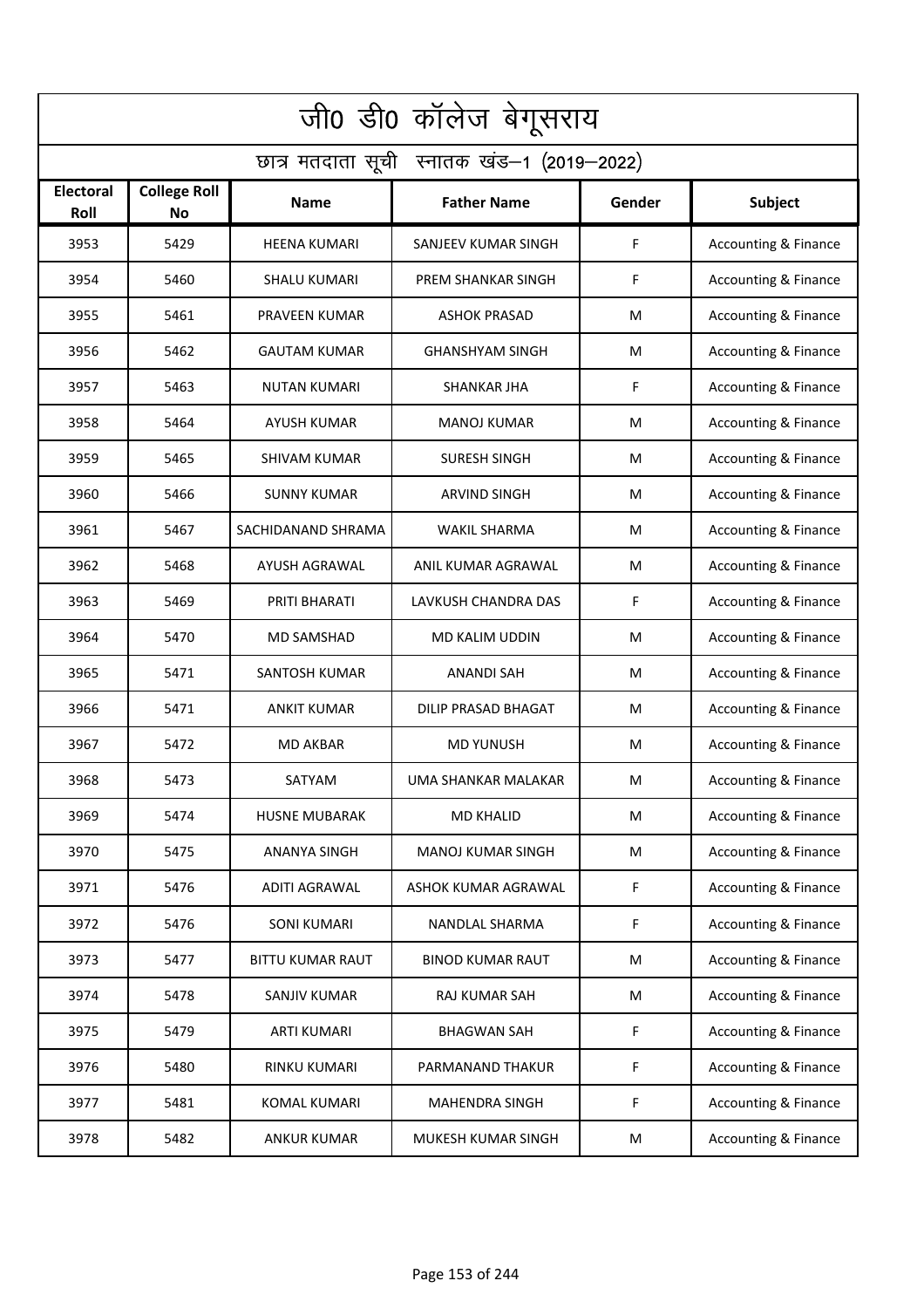# जी0 डी0 कॉलेज बेगूसराय

## छात्र मतदाता सूची स्नातक खंड–1 (2019–2022)

| Electoral Roll | College Roll No | Name | Father Name | Gender | Subject |
|---|---|---|---|---|---|
| 3953 | 5429 | HEENA KUMARI | SANJEEV KUMAR SINGH | F | Accounting & Finance |
| 3954 | 5460 | SHALU KUMARI | PREM SHANKAR SINGH | F | Accounting & Finance |
| 3955 | 5461 | PRAVEEN KUMAR | ASHOK PRASAD | M | Accounting & Finance |
| 3956 | 5462 | GAUTAM KUMAR | GHANSHYAM SINGH | M | Accounting & Finance |
| 3957 | 5463 | NUTAN KUMARI | SHANKAR JHA | F | Accounting & Finance |
| 3958 | 5464 | AYUSH KUMAR | MANOJ KUMAR | M | Accounting & Finance |
| 3959 | 5465 | SHIVAM KUMAR | SURESH SINGH | M | Accounting & Finance |
| 3960 | 5466 | SUNNY KUMAR | ARVIND SINGH | M | Accounting & Finance |
| 3961 | 5467 | SACHIDANAND SHRAMA | WAKIL SHARMA | M | Accounting & Finance |
| 3962 | 5468 | AYUSH AGRAWAL | ANIL KUMAR AGRAWAL | M | Accounting & Finance |
| 3963 | 5469 | PRITI BHARATI | LAVKUSH CHANDRA DAS | F | Accounting & Finance |
| 3964 | 5470 | MD SAMSHAD | MD KALIM UDDIN | M | Accounting & Finance |
| 3965 | 5471 | SANTOSH KUMAR | ANANDI SAH | M | Accounting & Finance |
| 3966 | 5471 | ANKIT KUMAR | DILIP PRASAD BHAGAT | M | Accounting & Finance |
| 3967 | 5472 | MD AKBAR | MD YUNUSH | M | Accounting & Finance |
| 3968 | 5473 | SATYAM | UMA SHANKAR MALAKAR | M | Accounting & Finance |
| 3969 | 5474 | HUSNE MUBARAK | MD KHALID | M | Accounting & Finance |
| 3970 | 5475 | ANANYA SINGH | MANOJ KUMAR SINGH | M | Accounting & Finance |
| 3971 | 5476 | ADITI AGRAWAL | ASHOK KUMAR AGRAWAL | F | Accounting & Finance |
| 3972 | 5476 | SONI KUMARI | NANDLAL SHARMA | F | Accounting & Finance |
| 3973 | 5477 | BITTU KUMAR RAUT | BINOD KUMAR RAUT | M | Accounting & Finance |
| 3974 | 5478 | SANJIV KUMAR | RAJ KUMAR SAH | M | Accounting & Finance |
| 3975 | 5479 | ARTI KUMARI | BHAGWAN SAH | F | Accounting & Finance |
| 3976 | 5480 | RINKU KUMARI | PARMANAND THAKUR | F | Accounting & Finance |
| 3977 | 5481 | KOMAL KUMARI | MAHENDRA SINGH | F | Accounting & Finance |
| 3978 | 5482 | ANKUR KUMAR | MUKESH KUMAR SINGH | M | Accounting & Finance |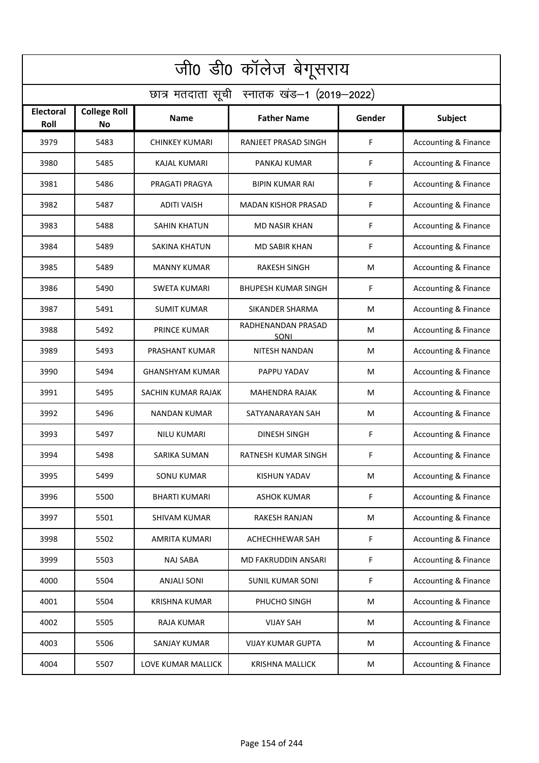# जी0 डी0 कॉलेज बेगूसराय

## छात्र मतदाता सूची स्नातक खंड–1 (2019–2022)

| Electoral Roll | College Roll No | Name | Father Name | Gender | Subject |
|---|---|---|---|---|---|
| 3979 | 5483 | CHINKEY KUMARI | RANJEET PRASAD SINGH | F | Accounting & Finance |
| 3980 | 5485 | KAJAL KUMARI | PANKAJ KUMAR | F | Accounting & Finance |
| 3981 | 5486 | PRAGATI PRAGYA | BIPIN KUMAR RAI | F | Accounting & Finance |
| 3982 | 5487 | ADITI VAISH | MADAN KISHOR PRASAD | F | Accounting & Finance |
| 3983 | 5488 | SAHIN KHATUN | MD NASIR KHAN | F | Accounting & Finance |
| 3984 | 5489 | SAKINA KHATUN | MD SABIR KHAN | F | Accounting & Finance |
| 3985 | 5489 | MANNY KUMAR | RAKESH SINGH | M | Accounting & Finance |
| 3986 | 5490 | SWETA KUMARI | BHUPESH KUMAR SINGH | F | Accounting & Finance |
| 3987 | 5491 | SUMIT KUMAR | SIKANDER SHARMA | M | Accounting & Finance |
| 3988 | 5492 | PRINCE KUMAR | RADHENANDAN PRASAD SONI | M | Accounting & Finance |
| 3989 | 5493 | PRASHANT KUMAR | NITESH NANDAN | M | Accounting & Finance |
| 3990 | 5494 | GHANSHYAM KUMAR | PAPPU YADAV | M | Accounting & Finance |
| 3991 | 5495 | SACHIN KUMAR RAJAK | MAHENDRA RAJAK | M | Accounting & Finance |
| 3992 | 5496 | NANDAN KUMAR | SATYANARAYAN SAH | M | Accounting & Finance |
| 3993 | 5497 | NILU KUMARI | DINESH SINGH | F | Accounting & Finance |
| 3994 | 5498 | SARIKA SUMAN | RATNESH KUMAR SINGH | F | Accounting & Finance |
| 3995 | 5499 | SONU KUMAR | KISHUN YADAV | M | Accounting & Finance |
| 3996 | 5500 | BHARTI KUMARI | ASHOK KUMAR | F | Accounting & Finance |
| 3997 | 5501 | SHIVAM KUMAR | RAKESH RANJAN | M | Accounting & Finance |
| 3998 | 5502 | AMRITA KUMARI | ACHECHHEWAR SAH | F | Accounting & Finance |
| 3999 | 5503 | NAJ SABA | MD FAKRUDDIN ANSARI | F | Accounting & Finance |
| 4000 | 5504 | ANJALI SONI | SUNIL KUMAR SONI | F | Accounting & Finance |
| 4001 | 5504 | KRISHNA KUMAR | PHUCHO SINGH | M | Accounting & Finance |
| 4002 | 5505 | RAJA KUMAR | VIJAY SAH | M | Accounting & Finance |
| 4003 | 5506 | SANJAY KUMAR | VIJAY KUMAR GUPTA | M | Accounting & Finance |
| 4004 | 5507 | LOVE KUMAR MALLICK | KRISHNA MALLICK | M | Accounting & Finance |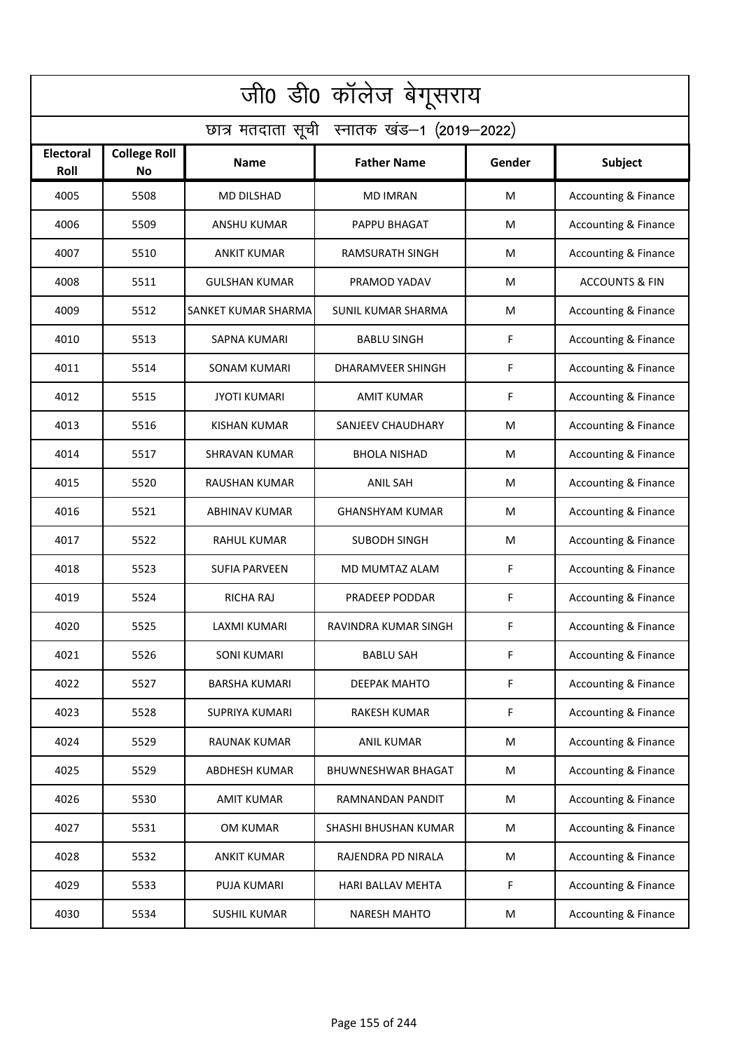# जी0 डी0 कॉलेज बेगूसराय

## छात्र मतदाता सूची स्नातक खंड–1 (2019–2022)

| Electoral Roll | College Roll No | Name | Father Name | Gender | Subject |
|---|---|---|---|---|---|
| 4005 | 5508 | MD DILSHAD | MD IMRAN | M | Accounting & Finance |
| 4006 | 5509 | ANSHU KUMAR | PAPPU BHAGAT | M | Accounting & Finance |
| 4007 | 5510 | ANKIT KUMAR | RAMSURATH SINGH | M | Accounting & Finance |
| 4008 | 5511 | GULSHAN KUMAR | PRAMOD YADAV | M | ACCOUNTS & FIN |
| 4009 | 5512 | SANKET KUMAR SHARMA | SUNIL KUMAR SHARMA | M | Accounting & Finance |
| 4010 | 5513 | SAPNA KUMARI | BABLU SINGH | F | Accounting & Finance |
| 4011 | 5514 | SONAM KUMARI | DHARAMVEER SHINGH | F | Accounting & Finance |
| 4012 | 5515 | JYOTI KUMARI | AMIT KUMAR | F | Accounting & Finance |
| 4013 | 5516 | KISHAN KUMAR | SANJEEV CHAUDHARY | M | Accounting & Finance |
| 4014 | 5517 | SHRAVAN KUMAR | BHOLA NISHAD | M | Accounting & Finance |
| 4015 | 5520 | RAUSHAN KUMAR | ANIL SAH | M | Accounting & Finance |
| 4016 | 5521 | ABHINAV KUMAR | GHANSHYAM KUMAR | M | Accounting & Finance |
| 4017 | 5522 | RAHUL KUMAR | SUBODH SINGH | M | Accounting & Finance |
| 4018 | 5523 | SUFIA PARVEEN | MD MUMTAZ ALAM | F | Accounting & Finance |
| 4019 | 5524 | RICHA RAJ | PRADEEP PODDAR | F | Accounting & Finance |
| 4020 | 5525 | LAXMI KUMARI | RAVINDRA KUMAR SINGH | F | Accounting & Finance |
| 4021 | 5526 | SONI KUMARI | BABLU SAH | F | Accounting & Finance |
| 4022 | 5527 | BARSHA KUMARI | DEEPAK MAHTO | F | Accounting & Finance |
| 4023 | 5528 | SUPRIYA KUMARI | RAKESH KUMAR | F | Accounting & Finance |
| 4024 | 5529 | RAUNAK KUMAR | ANIL KUMAR | M | Accounting & Finance |
| 4025 | 5529 | ABDHESH KUMAR | BHUWNESHWAR BHAGAT | M | Accounting & Finance |
| 4026 | 5530 | AMIT KUMAR | RAMNANDAN PANDIT | M | Accounting & Finance |
| 4027 | 5531 | OM KUMAR | SHASHI BHUSHAN KUMAR | M | Accounting & Finance |
| 4028 | 5532 | ANKIT KUMAR | RAJENDRA PD NIRALA | M | Accounting & Finance |
| 4029 | 5533 | PUJA KUMARI | HARI BALLAV MEHTA | F | Accounting & Finance |
| 4030 | 5534 | SUSHIL KUMAR | NARESH MAHTO | M | Accounting & Finance |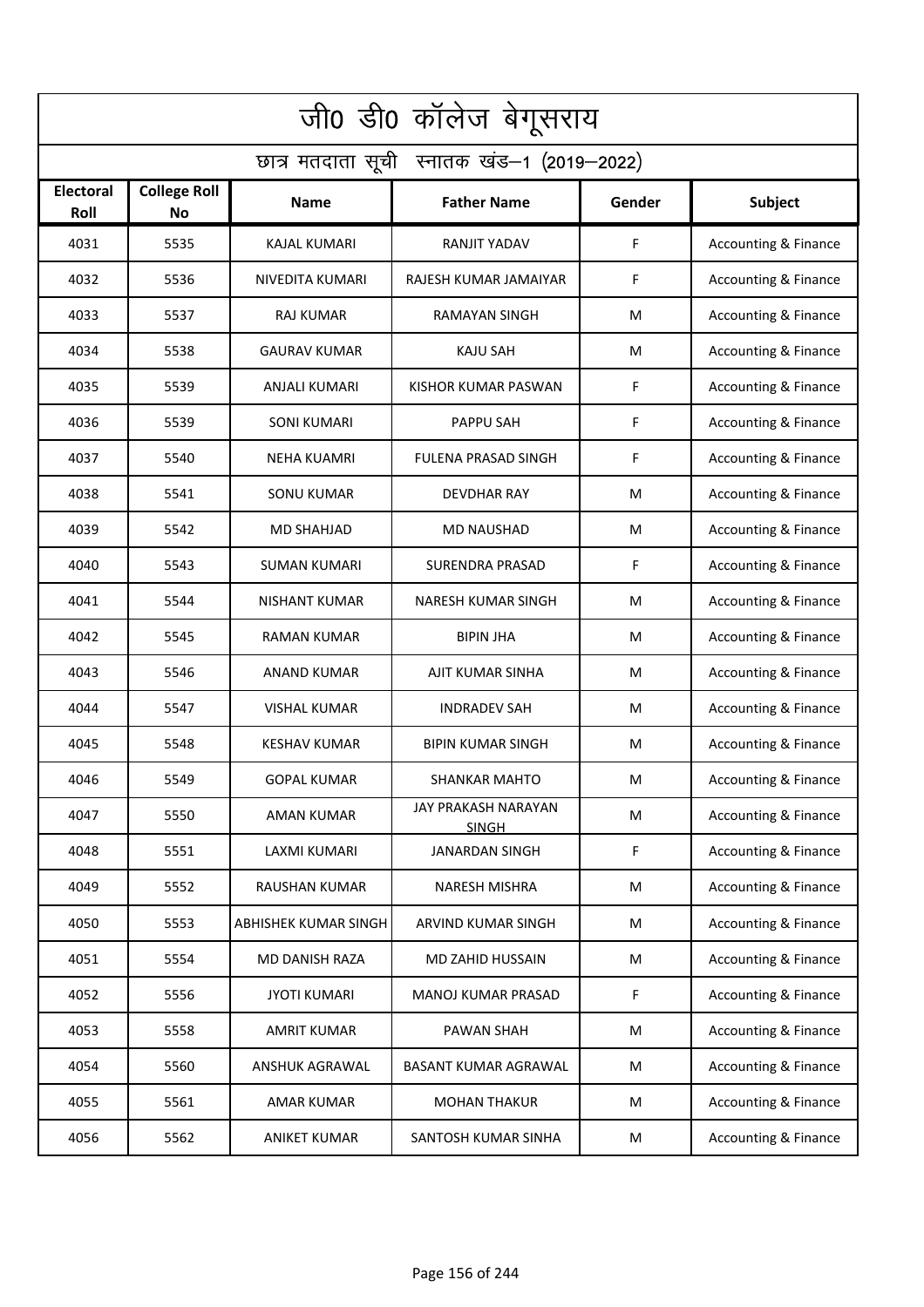# जी0 डी0 कॉलेज बेगूसराय

## छात्र मतदाता सूची स्नातक खंड–1 (2019–2022)

| Electoral Roll | College Roll No | Name | Father Name | Gender | Subject |
|---|---|---|---|---|---|
| 4031 | 5535 | KAJAL KUMARI | RANJIT YADAV | F | Accounting & Finance |
| 4032 | 5536 | NIVEDITA KUMARI | RAJESH KUMAR JAMAIYAR | F | Accounting & Finance |
| 4033 | 5537 | RAJ KUMAR | RAMAYAN SINGH | M | Accounting & Finance |
| 4034 | 5538 | GAURAV KUMAR | KAJU SAH | M | Accounting & Finance |
| 4035 | 5539 | ANJALI KUMARI | KISHOR KUMAR PASWAN | F | Accounting & Finance |
| 4036 | 5539 | SONI KUMARI | PAPPU SAH | F | Accounting & Finance |
| 4037 | 5540 | NEHA KUAMRI | FULENA PRASAD SINGH | F | Accounting & Finance |
| 4038 | 5541 | SONU KUMAR | DEVDHAR RAY | M | Accounting & Finance |
| 4039 | 5542 | MD SHAHJAD | MD NAUSHAD | M | Accounting & Finance |
| 4040 | 5543 | SUMAN KUMARI | SURENDRA PRASAD | F | Accounting & Finance |
| 4041 | 5544 | NISHANT KUMAR | NARESH KUMAR SINGH | M | Accounting & Finance |
| 4042 | 5545 | RAMAN KUMAR | BIPIN JHA | M | Accounting & Finance |
| 4043 | 5546 | ANAND KUMAR | AJIT KUMAR SINHA | M | Accounting & Finance |
| 4044 | 5547 | VISHAL KUMAR | INDRADEV SAH | M | Accounting & Finance |
| 4045 | 5548 | KESHAV KUMAR | BIPIN KUMAR SINGH | M | Accounting & Finance |
| 4046 | 5549 | GOPAL KUMAR | SHANKAR MAHTO | M | Accounting & Finance |
| 4047 | 5550 | AMAN KUMAR | JAY PRAKASH NARAYAN SINGH | M | Accounting & Finance |
| 4048 | 5551 | LAXMI KUMARI | JANARDAN SINGH | F | Accounting & Finance |
| 4049 | 5552 | RAUSHAN KUMAR | NARESH MISHRA | M | Accounting & Finance |
| 4050 | 5553 | ABHISHEK KUMAR SINGH | ARVIND KUMAR SINGH | M | Accounting & Finance |
| 4051 | 5554 | MD DANISH RAZA | MD ZAHID HUSSAIN | M | Accounting & Finance |
| 4052 | 5556 | JYOTI KUMARI | MANOJ KUMAR PRASAD | F | Accounting & Finance |
| 4053 | 5558 | AMRIT KUMAR | PAWAN SHAH | M | Accounting & Finance |
| 4054 | 5560 | ANSHUK AGRAWAL | BASANT KUMAR AGRAWAL | M | Accounting & Finance |
| 4055 | 5561 | AMAR KUMAR | MOHAN THAKUR | M | Accounting & Finance |
| 4056 | 5562 | ANIKET KUMAR | SANTOSH KUMAR SINHA | M | Accounting & Finance |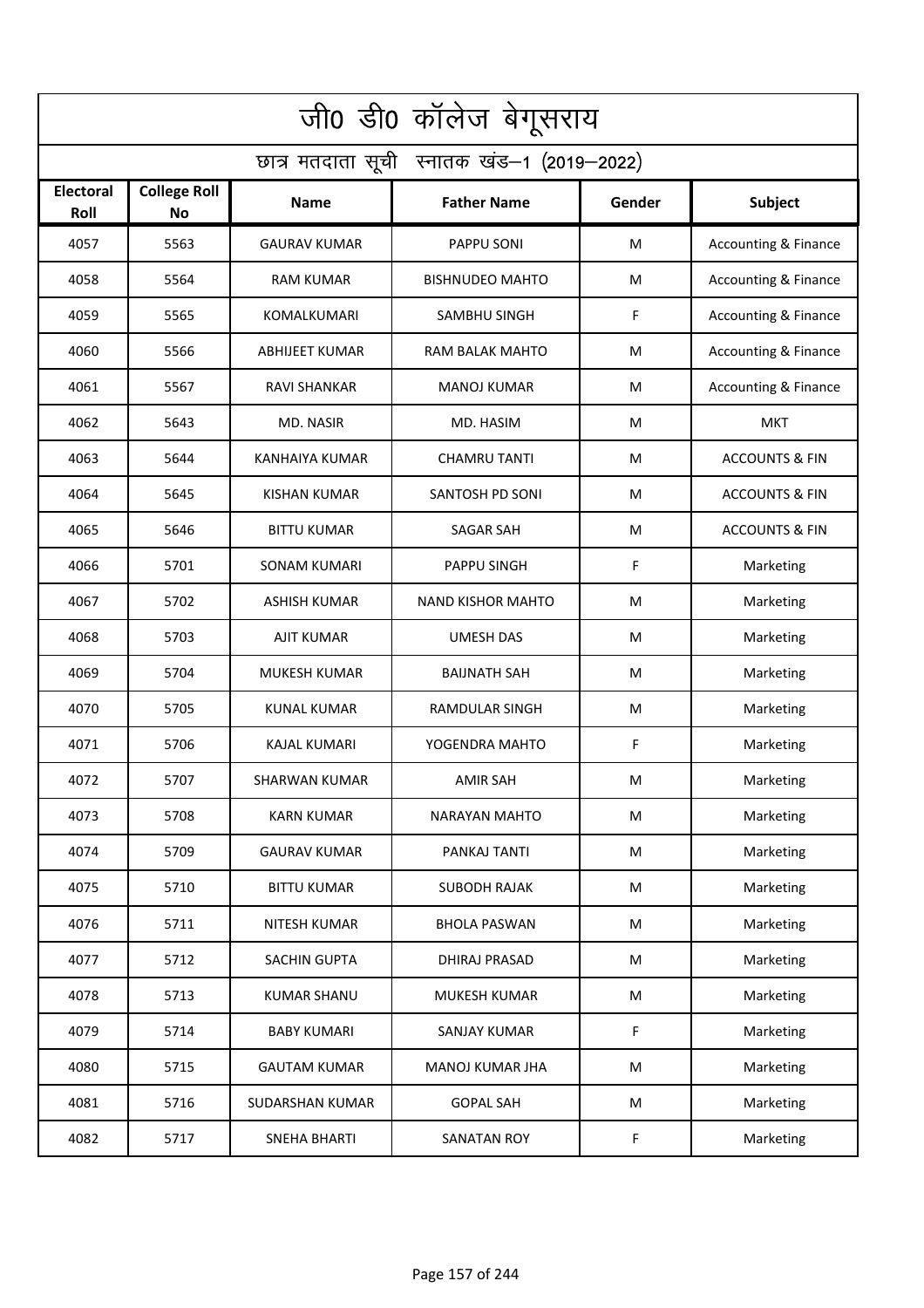# जी0 डी0 कॉलेज बेगूसराय

## छात्र मतदाता सूची स्नातक खंड–1 (2019–2022)

| Electoral Roll | College Roll No | Name | Father Name | Gender | Subject |
|---|---|---|---|---|---|
| 4057 | 5563 | GAURAV KUMAR | PAPPU SONI | M | Accounting & Finance |
| 4058 | 5564 | RAM KUMAR | BISHNUDEO MAHTO | M | Accounting & Finance |
| 4059 | 5565 | KOMALKUMARI | SAMBHU SINGH | F | Accounting & Finance |
| 4060 | 5566 | ABHIJEET KUMAR | RAM BALAK MAHTO | M | Accounting & Finance |
| 4061 | 5567 | RAVI SHANKAR | MANOJ KUMAR | M | Accounting & Finance |
| 4062 | 5643 | MD. NASIR | MD. HASIM | M | MKT |
| 4063 | 5644 | KANHAIYA KUMAR | CHAMRU TANTI | M | ACCOUNTS & FIN |
| 4064 | 5645 | KISHAN KUMAR | SANTOSH PD SONI | M | ACCOUNTS & FIN |
| 4065 | 5646 | BITTU KUMAR | SAGAR SAH | M | ACCOUNTS & FIN |
| 4066 | 5701 | SONAM KUMARI | PAPPU SINGH | F | Marketing |
| 4067 | 5702 | ASHISH KUMAR | NAND KISHOR MAHTO | M | Marketing |
| 4068 | 5703 | AJIT KUMAR | UMESH DAS | M | Marketing |
| 4069 | 5704 | MUKESH KUMAR | BAIJNATH SAH | M | Marketing |
| 4070 | 5705 | KUNAL KUMAR | RAMDULAR SINGH | M | Marketing |
| 4071 | 5706 | KAJAL KUMARI | YOGENDRA MAHTO | F | Marketing |
| 4072 | 5707 | SHARWAN KUMAR | AMIR SAH | M | Marketing |
| 4073 | 5708 | KARN KUMAR | NARAYAN MAHTO | M | Marketing |
| 4074 | 5709 | GAURAV KUMAR | PANKAJ TANTI | M | Marketing |
| 4075 | 5710 | BITTU KUMAR | SUBODH RAJAK | M | Marketing |
| 4076 | 5711 | NITESH KUMAR | BHOLA PASWAN | M | Marketing |
| 4077 | 5712 | SACHIN GUPTA | DHIRAJ PRASAD | M | Marketing |
| 4078 | 5713 | KUMAR SHANU | MUKESH KUMAR | M | Marketing |
| 4079 | 5714 | BABY KUMARI | SANJAY KUMAR | F | Marketing |
| 4080 | 5715 | GAUTAM KUMAR | MANOJ KUMAR JHA | M | Marketing |
| 4081 | 5716 | SUDARSHAN KUMAR | GOPAL SAH | M | Marketing |
| 4082 | 5717 | SNEHA BHARTI | SANATAN ROY | F | Marketing |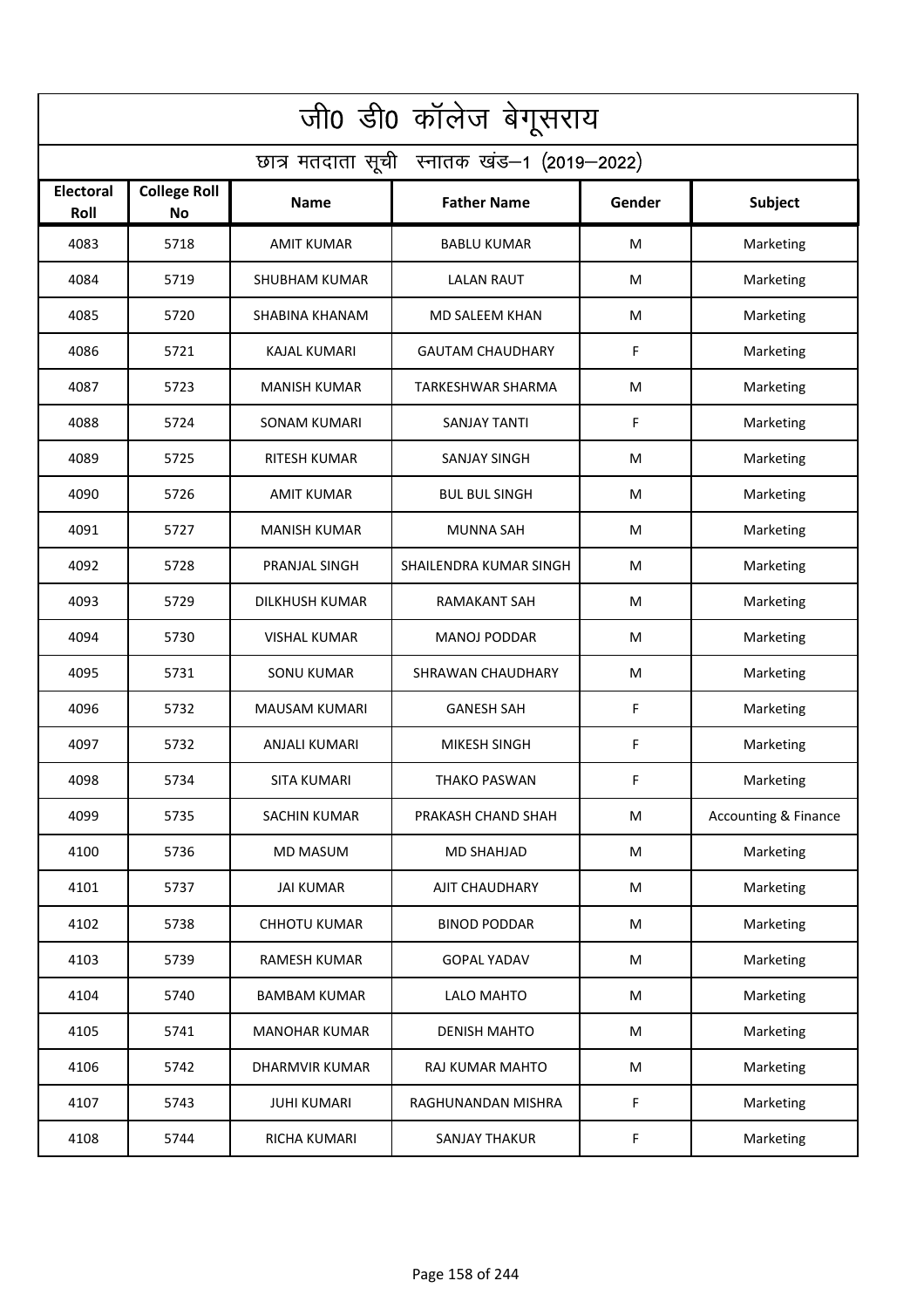# जी0 डी0 कॉलेज बेगूसराय

## छात्र मतदाता सूची स्नातक खंड–1 (2019–2022)

| Electoral Roll | College Roll No | Name | Father Name | Gender | Subject |
|---|---|---|---|---|---|
| 4083 | 5718 | AMIT KUMAR | BABLU KUMAR | M | Marketing |
| 4084 | 5719 | SHUBHAM KUMAR | LALAN RAUT | M | Marketing |
| 4085 | 5720 | SHABINA KHANAM | MD SALEEM KHAN | M | Marketing |
| 4086 | 5721 | KAJAL KUMARI | GAUTAM CHAUDHARY | F | Marketing |
| 4087 | 5723 | MANISH KUMAR | TARKESHWAR SHARMA | M | Marketing |
| 4088 | 5724 | SONAM KUMARI | SANJAY TANTI | F | Marketing |
| 4089 | 5725 | RITESH KUMAR | SANJAY SINGH | M | Marketing |
| 4090 | 5726 | AMIT KUMAR | BUL BUL SINGH | M | Marketing |
| 4091 | 5727 | MANISH KUMAR | MUNNA SAH | M | Marketing |
| 4092 | 5728 | PRANJAL SINGH | SHAILENDRA KUMAR SINGH | M | Marketing |
| 4093 | 5729 | DILKHUSH KUMAR | RAMAKANT SAH | M | Marketing |
| 4094 | 5730 | VISHAL KUMAR | MANOJ PODDAR | M | Marketing |
| 4095 | 5731 | SONU KUMAR | SHRAWAN CHAUDHARY | M | Marketing |
| 4096 | 5732 | MAUSAM KUMARI | GANESH SAH | F | Marketing |
| 4097 | 5732 | ANJALI KUMARI | MIKESH SINGH | F | Marketing |
| 4098 | 5734 | SITA KUMARI | THAKO PASWAN | F | Marketing |
| 4099 | 5735 | SACHIN KUMAR | PRAKASH CHAND SHAH | M | Accounting & Finance |
| 4100 | 5736 | MD MASUM | MD SHAHJAD | M | Marketing |
| 4101 | 5737 | JAI KUMAR | AJIT CHAUDHARY | M | Marketing |
| 4102 | 5738 | CHHOTU KUMAR | BINOD PODDAR | M | Marketing |
| 4103 | 5739 | RAMESH KUMAR | GOPAL YADAV | M | Marketing |
| 4104 | 5740 | BAMBAM KUMAR | LALO MAHTO | M | Marketing |
| 4105 | 5741 | MANOHAR KUMAR | DENISH MAHTO | M | Marketing |
| 4106 | 5742 | DHARMVIR KUMAR | RAJ KUMAR MAHTO | M | Marketing |
| 4107 | 5743 | JUHI KUMARI | RAGHUNANDAN MISHRA | F | Marketing |
| 4108 | 5744 | RICHA KUMARI | SANJAY THAKUR | F | Marketing |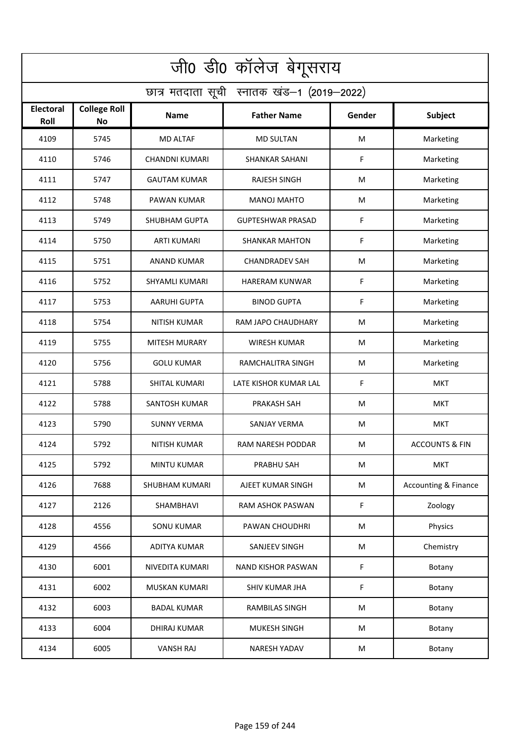| जी0 डी0 कॉलेज बेगूसराय | | | | | |
|---|---|---|---|---|---|
| छात्र मतदाता सूची स्नातक खंड–1 (2019–2022) | | | | | |
| **Electoral Roll** | **College Roll No** | **Name** | **Father Name** | **Gender** | **Subject** |
| 4109 | 5745 | MD ALTAF | MD SULTAN | M | Marketing |
| 4110 | 5746 | CHANDNI KUMARI | SHANKAR SAHANI | F | Marketing |
| 4111 | 5747 | GAUTAM KUMAR | RAJESH SINGH | M | Marketing |
| 4112 | 5748 | PAWAN KUMAR | MANOJ MAHTO | M | Marketing |
| 4113 | 5749 | SHUBHAM GUPTA | GUPTESHWAR PRASAD | F | Marketing |
| 4114 | 5750 | ARTI KUMARI | SHANKAR MAHTON | F | Marketing |
| 4115 | 5751 | ANAND KUMAR | CHANDRADEV SAH | M | Marketing |
| 4116 | 5752 | SHYAMLI KUMARI | HARERAM KUNWAR | F | Marketing |
| 4117 | 5753 | AARUHI GUPTA | BINOD GUPTA | F | Marketing |
| 4118 | 5754 | NITISH KUMAR | RAM JAPO CHAUDHARY | M | Marketing |
| 4119 | 5755 | MITESH MURARY | WIRESH KUMAR | M | Marketing |
| 4120 | 5756 | GOLU KUMAR | RAMCHALITRA SINGH | M | Marketing |
| 4121 | 5788 | SHITAL KUMARI | LATE KISHOR KUMAR LAL | F | MKT |
| 4122 | 5788 | SANTOSH KUMAR | PRAKASH SAH | M | MKT |
| 4123 | 5790 | SUNNY VERMA | SANJAY VERMA | M | MKT |
| 4124 | 5792 | NITISH KUMAR | RAM NARESH PODDAR | M | ACCOUNTS & FIN |
| 4125 | 5792 | MINTU KUMAR | PRABHU SAH | M | MKT |
| 4126 | 7688 | SHUBHAM KUMARI | AJEET KUMAR SINGH | M | Accounting & Finance |
| 4127 | 2126 | SHAMBHAVI | RAM ASHOK PASWAN | F | Zoology |
| 4128 | 4556 | SONU KUMAR | PAWAN CHOUDHRI | M | Physics |
| 4129 | 4566 | ADITYA KUMAR | SANJEEV SINGH | M | Chemistry |
| 4130 | 6001 | NIVEDITA KUMARI | NAND KISHOR PASWAN | F | Botany |
| 4131 | 6002 | MUSKAN KUMARI | SHIV KUMAR JHA | F | Botany |
| 4132 | 6003 | BADAL KUMAR | RAMBILAS SINGH | M | Botany |
| 4133 | 6004 | DHIRAJ KUMAR | MUKESH SINGH | M | Botany |
| 4134 | 6005 | VANSH RAJ | NARESH YADAV | M | Botany |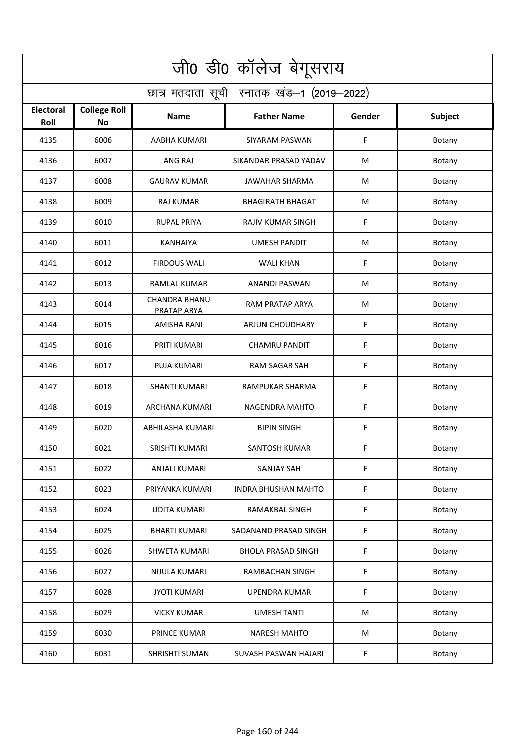| जी0 डी0 कॉलेज बेगूसराय | | | | | |
|---|---|---|---|---|---|
| छात्र मतदाता सूची स्नातक खंड–1 (2019–2022) | | | | | |
| **Electoral Roll** | **College Roll No** | **Name** | **Father Name** | **Gender** | **Subject** |
| 4135 | 6006 | AABHA KUMARI | SIYARAM PASWAN | F | Botany |
| 4136 | 6007 | ANG RAJ | SIKANDAR PRASAD YADAV | M | Botany |
| 4137 | 6008 | GAURAV KUMAR | JAWAHAR SHARMA | M | Botany |
| 4138 | 6009 | RAJ KUMAR | BHAGIRATH BHAGAT | M | Botany |
| 4139 | 6010 | RUPAL PRIYA | RAJIV KUMAR SINGH | F | Botany |
| 4140 | 6011 | KANHAIYA | UMESH PANDIT | M | Botany |
| 4141 | 6012 | FIRDOUS WALI | WALI KHAN | F | Botany |
| 4142 | 6013 | RAMLAL KUMAR | ANANDI PASWAN | M | Botany |
| 4143 | 6014 | CHANDRA BHANU PRATAP ARYA | RAM PRATAP ARYA | M | Botany |
| 4144 | 6015 | AMISHA RANI | ARJUN CHOUDHARY | F | Botany |
| 4145 | 6016 | PRITI KUMARI | CHAMRU PANDIT | F | Botany |
| 4146 | 6017 | PUJA KUMARI | RAM SAGAR SAH | F | Botany |
| 4147 | 6018 | SHANTI KUMARI | RAMPUKAR SHARMA | F | Botany |
| 4148 | 6019 | ARCHANA KUMARI | NAGENDRA MAHTO | F | Botany |
| 4149 | 6020 | ABHILASHA KUMARI | BIPIN SINGH | F | Botany |
| 4150 | 6021 | SRISHTI KUMARI | SANTOSH KUMAR | F | Botany |
| 4151 | 6022 | ANJALI KUMARI | SANJAY SAH | F | Botany |
| 4152 | 6023 | PRIYANKA KUMARI | INDRA BHUSHAN MAHTO | F | Botany |
| 4153 | 6024 | UDITA KUMARI | RAMAKBAL SINGH | F | Botany |
| 4154 | 6025 | BHARTI KUMARI | SADANAND PRASAD SINGH | F | Botany |
| 4155 | 6026 | SHWETA KUMARI | BHOLA PRASAD SINGH | F | Botany |
| 4156 | 6027 | NIJULA KUMARI | RAMBACHAN SINGH | F | Botany |
| 4157 | 6028 | JYOTI KUMARI | UPENDRA KUMAR | F | Botany |
| 4158 | 6029 | VICKY KUMAR | UMESH TANTI | M | Botany |
| 4159 | 6030 | PRINCE KUMAR | NARESH MAHTO | M | Botany |
| 4160 | 6031 | SHRISHTI SUMAN | SUVASH PASWAN HAJARI | F | Botany |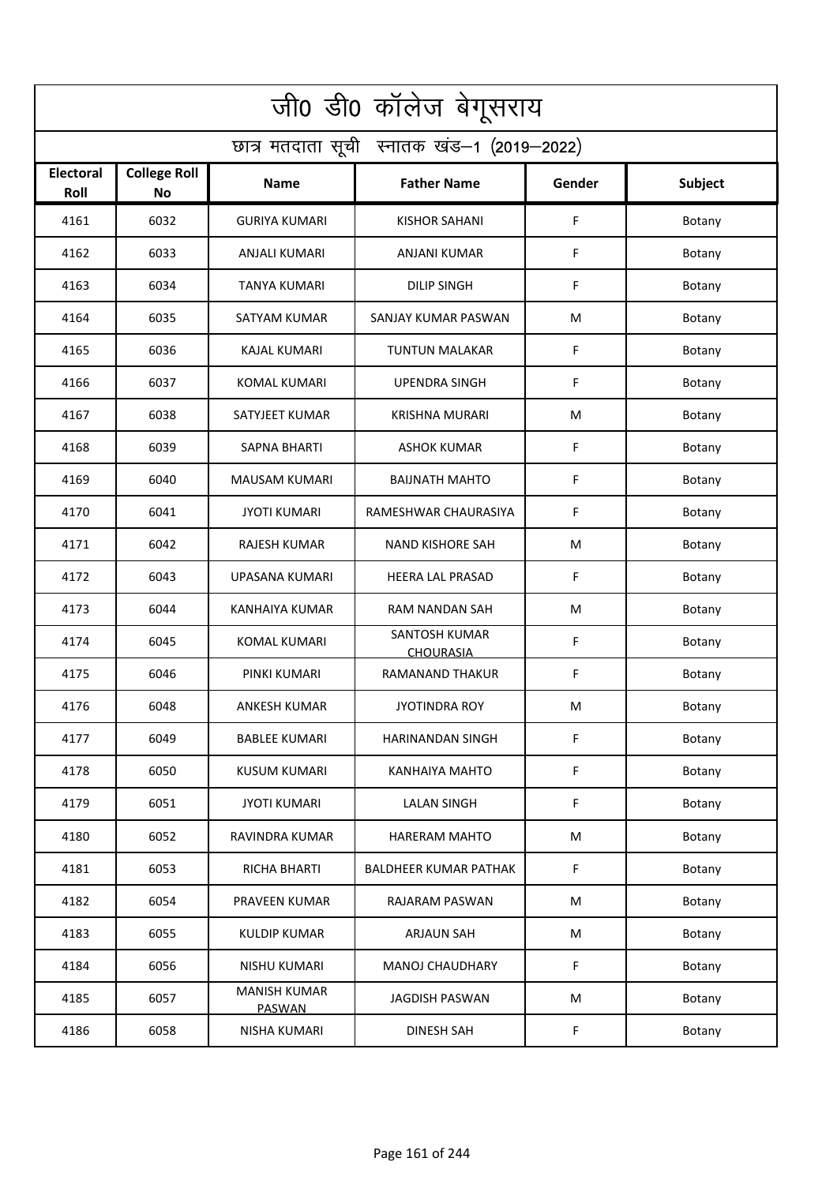# जी0 डी0 कॉलेज बेगूसराय

## छात्र मतदाता सूची स्नातक खंड–1 (2019–2022)

| Electoral Roll | College Roll No | Name | Father Name | Gender | Subject |
|---|---|---|---|---|---|
| 4161 | 6032 | GURIYA KUMARI | KISHOR SAHANI | F | Botany |
| 4162 | 6033 | ANJALI KUMARI | ANJANI KUMAR | F | Botany |
| 4163 | 6034 | TANYA KUMARI | DILIP SINGH | F | Botany |
| 4164 | 6035 | SATYAM KUMAR | SANJAY KUMAR PASWAN | M | Botany |
| 4165 | 6036 | KAJAL KUMARI | TUNTUN MALAKAR | F | Botany |
| 4166 | 6037 | KOMAL KUMARI | UPENDRA SINGH | F | Botany |
| 4167 | 6038 | SATYJEET KUMAR | KRISHNA MURARI | M | Botany |
| 4168 | 6039 | SAPNA BHARTI | ASHOK KUMAR | F | Botany |
| 4169 | 6040 | MAUSAM KUMARI | BAIJNATH MAHTO | F | Botany |
| 4170 | 6041 | JYOTI KUMARI | RAMESHWAR CHAURASIYA | F | Botany |
| 4171 | 6042 | RAJESH KUMAR | NAND KISHORE SAH | M | Botany |
| 4172 | 6043 | UPASANA KUMARI | HEERA LAL PRASAD | F | Botany |
| 4173 | 6044 | KANHAIYA KUMAR | RAM NANDAN SAH | M | Botany |
| 4174 | 6045 | KOMAL KUMARI | SANTOSH KUMAR CHOURASIA | F | Botany |
| 4175 | 6046 | PINKI KUMARI | RAMANAND THAKUR | F | Botany |
| 4176 | 6048 | ANKESH KUMAR | JYOTINDRA ROY | M | Botany |
| 4177 | 6049 | BABLEE KUMARI | HARINANDAN SINGH | F | Botany |
| 4178 | 6050 | KUSUM KUMARI | KANHAIYA MAHTO | F | Botany |
| 4179 | 6051 | JYOTI KUMARI | LALAN SINGH | F | Botany |
| 4180 | 6052 | RAVINDRA KUMAR | HARERAM MAHTO | M | Botany |
| 4181 | 6053 | RICHA BHARTI | BALDHEER KUMAR PATHAK | F | Botany |
| 4182 | 6054 | PRAVEEN KUMAR | RAJARAM PASWAN | M | Botany |
| 4183 | 6055 | KULDIP KUMAR | ARJAUN SAH | M | Botany |
| 4184 | 6056 | NISHU KUMARI | MANOJ CHAUDHARY | F | Botany |
| 4185 | 6057 | MANISH KUMAR PASWAN | JAGDISH PASWAN | M | Botany |
| 4186 | 6058 | NISHA KUMARI | DINESH SAH | F | Botany |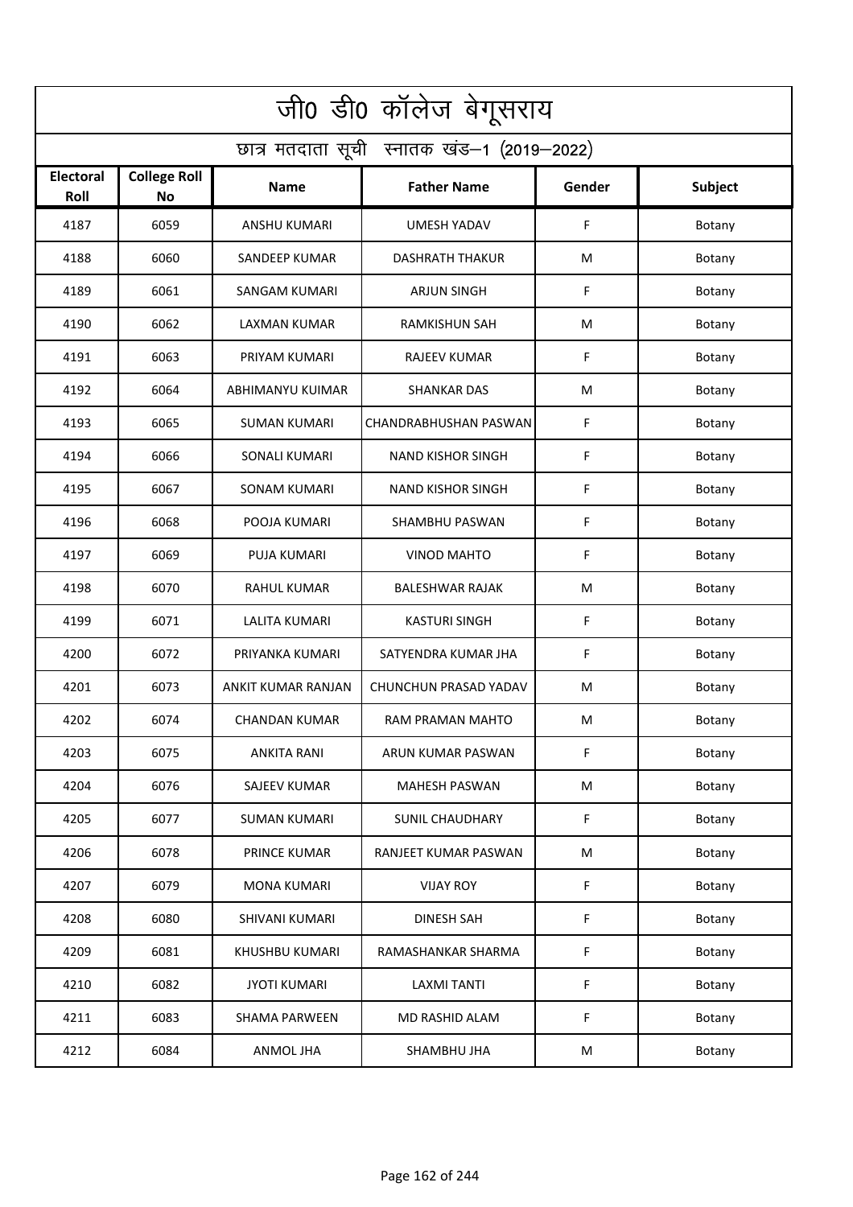# जी0 डी0 कॉलेज बेगूसराय

## छात्र मतदाता सूची स्नातक खंड–1 (2019–2022)

| Electoral Roll | College Roll No | Name | Father Name | Gender | Subject |
|---|---|---|---|---|---|
| 4187 | 6059 | ANSHU KUMARI | UMESH YADAV | F | Botany |
| 4188 | 6060 | SANDEEP KUMAR | DASHRATH THAKUR | M | Botany |
| 4189 | 6061 | SANGAM KUMARI | ARJUN SINGH | F | Botany |
| 4190 | 6062 | LAXMAN KUMAR | RAMKISHUN SAH | M | Botany |
| 4191 | 6063 | PRIYAM KUMARI | RAJEEV KUMAR | F | Botany |
| 4192 | 6064 | ABHIMANYU KUIMAR | SHANKAR DAS | M | Botany |
| 4193 | 6065 | SUMAN KUMARI | CHANDRABHUSHAN PASWAN | F | Botany |
| 4194 | 6066 | SONALI KUMARI | NAND KISHOR SINGH | F | Botany |
| 4195 | 6067 | SONAM KUMARI | NAND KISHOR SINGH | F | Botany |
| 4196 | 6068 | POOJA KUMARI | SHAMBHU PASWAN | F | Botany |
| 4197 | 6069 | PUJA KUMARI | VINOD MAHTO | F | Botany |
| 4198 | 6070 | RAHUL KUMAR | BALESHWAR RAJAK | M | Botany |
| 4199 | 6071 | LALITA KUMARI | KASTURI SINGH | F | Botany |
| 4200 | 6072 | PRIYANKA KUMARI | SATYENDRA KUMAR JHA | F | Botany |
| 4201 | 6073 | ANKIT KUMAR RANJAN | CHUNCHUN PRASAD YADAV | M | Botany |
| 4202 | 6074 | CHANDAN KUMAR | RAM PRAMAN MAHTO | M | Botany |
| 4203 | 6075 | ANKITA RANI | ARUN KUMAR PASWAN | F | Botany |
| 4204 | 6076 | SAJEEV KUMAR | MAHESH PASWAN | M | Botany |
| 4205 | 6077 | SUMAN KUMARI | SUNIL CHAUDHARY | F | Botany |
| 4206 | 6078 | PRINCE KUMAR | RANJEET KUMAR PASWAN | M | Botany |
| 4207 | 6079 | MONA KUMARI | VIJAY ROY | F | Botany |
| 4208 | 6080 | SHIVANI KUMARI | DINESH SAH | F | Botany |
| 4209 | 6081 | KHUSHBU KUMARI | RAMASHANKAR SHARMA | F | Botany |
| 4210 | 6082 | JYOTI KUMARI | LAXMI TANTI | F | Botany |
| 4211 | 6083 | SHAMA PARWEEN | MD RASHID ALAM | F | Botany |
| 4212 | 6084 | ANMOL JHA | SHAMBHU JHA | M | Botany |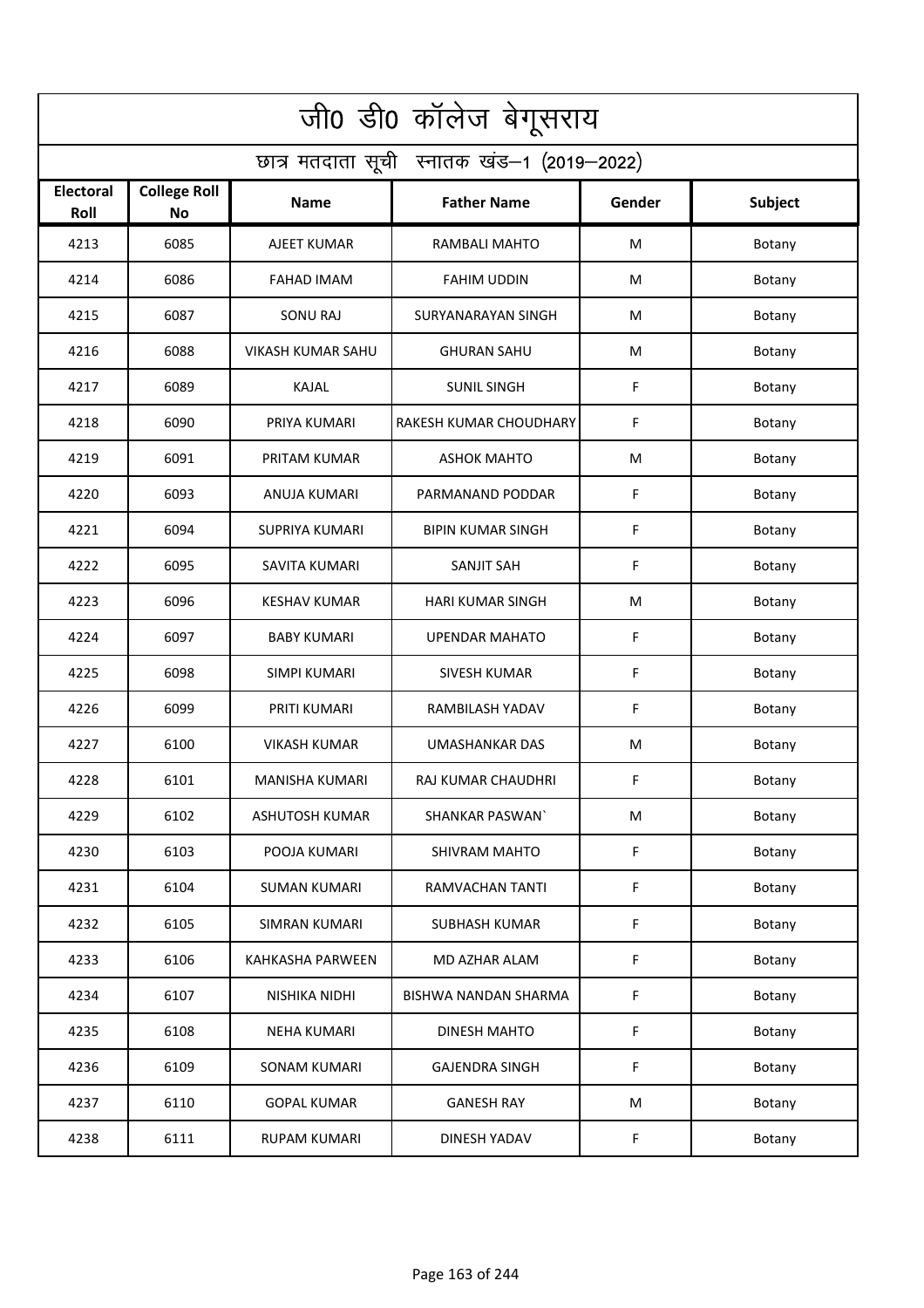# जी0 डी0 कॉलेज बेगूसराय

## छात्र मतदाता सूची स्नातक खंड–1 (2019–2022)

| Electoral Roll | College Roll No | Name | Father Name | Gender | Subject |
|---|---|---|---|---|---|
| 4213 | 6085 | AJEET KUMAR | RAMBALI MAHTO | M | Botany |
| 4214 | 6086 | FAHAD IMAM | FAHIM UDDIN | M | Botany |
| 4215 | 6087 | SONU RAJ | SURYANARAYAN SINGH | M | Botany |
| 4216 | 6088 | VIKASH KUMAR SAHU | GHURAN SAHU | M | Botany |
| 4217 | 6089 | KAJAL | SUNIL SINGH | F | Botany |
| 4218 | 6090 | PRIYA KUMARI | RAKESH KUMAR CHOUDHARY | F | Botany |
| 4219 | 6091 | PRITAM KUMAR | ASHOK MAHTO | M | Botany |
| 4220 | 6093 | ANUJA KUMARI | PARMANAND PODDAR | F | Botany |
| 4221 | 6094 | SUPRIYA KUMARI | BIPIN KUMAR SINGH | F | Botany |
| 4222 | 6095 | SAVITA KUMARI | SANJIT SAH | F | Botany |
| 4223 | 6096 | KESHAV KUMAR | HARI KUMAR SINGH | M | Botany |
| 4224 | 6097 | BABY KUMARI | UPENDAR MAHATO | F | Botany |
| 4225 | 6098 | SIMPI KUMARI | SIVESH KUMAR | F | Botany |
| 4226 | 6099 | PRITI KUMARI | RAMBILASH YADAV | F | Botany |
| 4227 | 6100 | VIKASH KUMAR | UMASHANKAR DAS | M | Botany |
| 4228 | 6101 | MANISHA KUMARI | RAJ KUMAR CHAUDHRI | F | Botany |
| 4229 | 6102 | ASHUTOSH KUMAR | SHANKAR PASWAN` | M | Botany |
| 4230 | 6103 | POOJA KUMARI | SHIVRAM MAHTO | F | Botany |
| 4231 | 6104 | SUMAN KUMARI | RAMVACHAN TANTI | F | Botany |
| 4232 | 6105 | SIMRAN KUMARI | SUBHASH KUMAR | F | Botany |
| 4233 | 6106 | KAHKASHA PARWEEN | MD AZHAR ALAM | F | Botany |
| 4234 | 6107 | NISHIKA NIDHI | BISHWA NANDAN SHARMA | F | Botany |
| 4235 | 6108 | NEHA KUMARI | DINESH MAHTO | F | Botany |
| 4236 | 6109 | SONAM KUMARI | GAJENDRA SINGH | F | Botany |
| 4237 | 6110 | GOPAL KUMAR | GANESH RAY | M | Botany |
| 4238 | 6111 | RUPAM KUMARI | DINESH YADAV | F | Botany |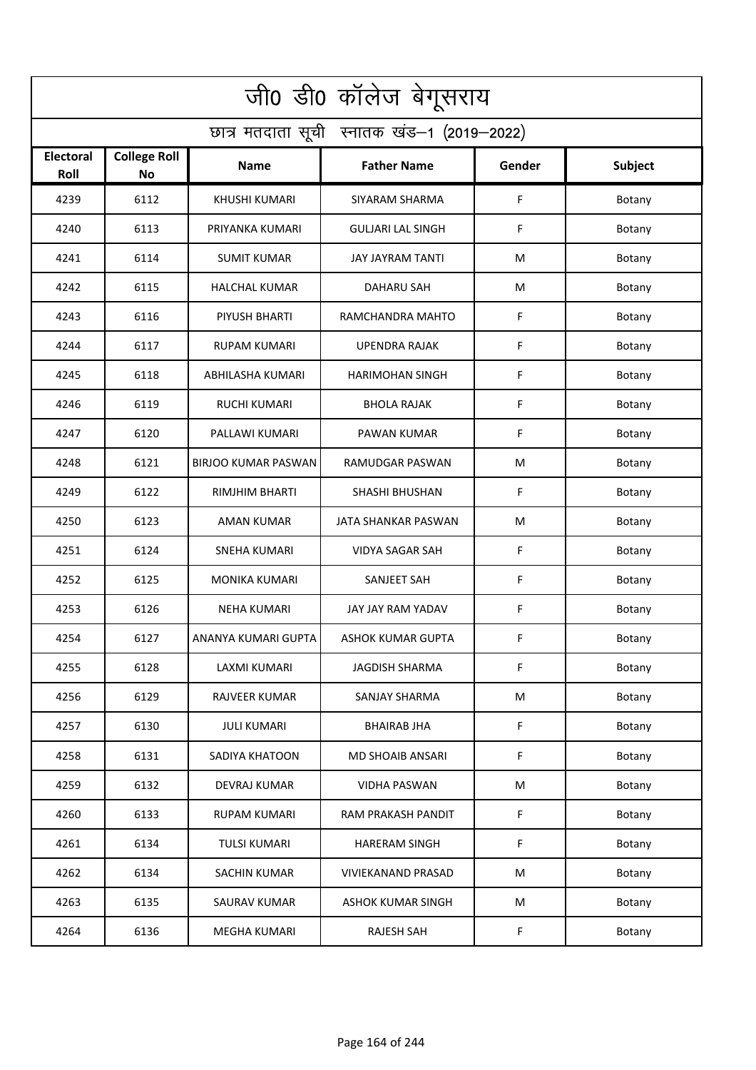# जी0 डी0 कॉलेज बेगूसराय

## छात्र मतदाता सूची स्नातक खंड–1 (2019–2022)

| Electoral Roll | College Roll No | Name | Father Name | Gender | Subject |
|---|---|---|---|---|---|
| 4239 | 6112 | KHUSHI KUMARI | SIYARAM SHARMA | F | Botany |
| 4240 | 6113 | PRIYANKA KUMARI | GULJARI LAL SINGH | F | Botany |
| 4241 | 6114 | SUMIT KUMAR | JAY JAYRAM TANTI | M | Botany |
| 4242 | 6115 | HALCHAL KUMAR | DAHARU SAH | M | Botany |
| 4243 | 6116 | PIYUSH BHARTI | RAMCHANDRA MAHTO | F | Botany |
| 4244 | 6117 | RUPAM KUMARI | UPENDRA RAJAK | F | Botany |
| 4245 | 6118 | ABHILASHA KUMARI | HARIMOHAN SINGH | F | Botany |
| 4246 | 6119 | RUCHI KUMARI | BHOLA RAJAK | F | Botany |
| 4247 | 6120 | PALLAWI KUMARI | PAWAN KUMAR | F | Botany |
| 4248 | 6121 | BIRJOO KUMAR PASWAN | RAMUDGAR PASWAN | M | Botany |
| 4249 | 6122 | RIMJHIM BHARTI | SHASHI BHUSHAN | F | Botany |
| 4250 | 6123 | AMAN KUMAR | JATA SHANKAR PASWAN | M | Botany |
| 4251 | 6124 | SNEHA KUMARI | VIDYA SAGAR SAH | F | Botany |
| 4252 | 6125 | MONIKA KUMARI | SANJEET SAH | F | Botany |
| 4253 | 6126 | NEHA KUMARI | JAY JAY RAM YADAV | F | Botany |
| 4254 | 6127 | ANANYA KUMARI GUPTA | ASHOK KUMAR GUPTA | F | Botany |
| 4255 | 6128 | LAXMI KUMARI | JAGDISH SHARMA | F | Botany |
| 4256 | 6129 | RAJVEER KUMAR | SANJAY SHARMA | M | Botany |
| 4257 | 6130 | JULI KUMARI | BHAIRAB JHA | F | Botany |
| 4258 | 6131 | SADIYA KHATOON | MD SHOAIB ANSARI | F | Botany |
| 4259 | 6132 | DEVRAJ KUMAR | VIDHA PASWAN | M | Botany |
| 4260 | 6133 | RUPAM KUMARI | RAM PRAKASH PANDIT | F | Botany |
| 4261 | 6134 | TULSI KUMARI | HARERAM SINGH | F | Botany |
| 4262 | 6134 | SACHIN KUMAR | VIVIEKANAND PRASAD | M | Botany |
| 4263 | 6135 | SAURAV KUMAR | ASHOK KUMAR SINGH | M | Botany |
| 4264 | 6136 | MEGHA KUMARI | RAJESH SAH | F | Botany |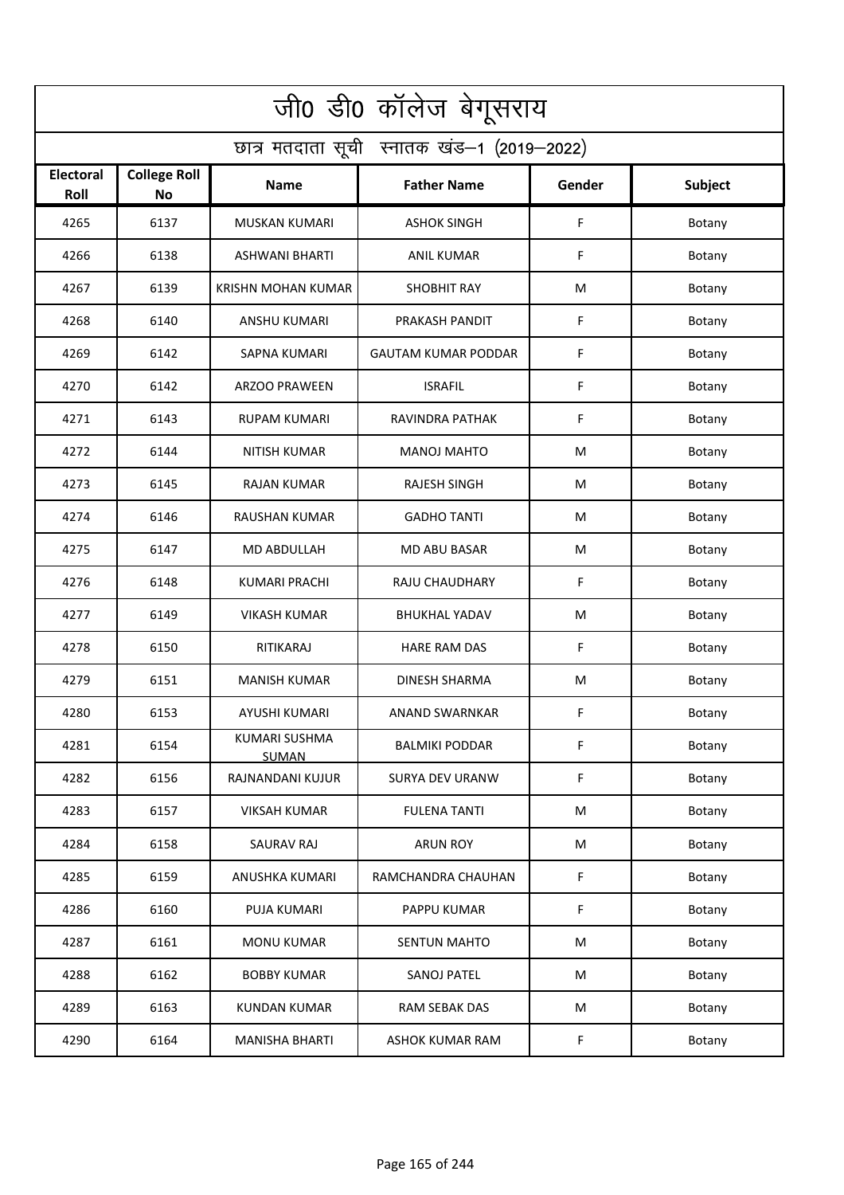# जी0 डी0 कॉलेज बेगूसराय

## छात्र मतदाता सूची स्नातक खंड–1 (2019–2022)

| Electoral Roll | College Roll No | Name | Father Name | Gender | Subject |
|---|---|---|---|---|---|
| 4265 | 6137 | MUSKAN KUMARI | ASHOK SINGH | F | Botany |
| 4266 | 6138 | ASHWANI BHARTI | ANIL KUMAR | F | Botany |
| 4267 | 6139 | KRISHN MOHAN KUMAR | SHOBHIT RAY | M | Botany |
| 4268 | 6140 | ANSHU KUMARI | PRAKASH PANDIT | F | Botany |
| 4269 | 6142 | SAPNA KUMARI | GAUTAM KUMAR PODDAR | F | Botany |
| 4270 | 6142 | ARZOO PRAWEEN | ISRAFIL | F | Botany |
| 4271 | 6143 | RUPAM KUMARI | RAVINDRA PATHAK | F | Botany |
| 4272 | 6144 | NITISH KUMAR | MANOJ MAHTO | M | Botany |
| 4273 | 6145 | RAJAN KUMAR | RAJESH SINGH | M | Botany |
| 4274 | 6146 | RAUSHAN KUMAR | GADHO TANTI | M | Botany |
| 4275 | 6147 | MD ABDULLAH | MD ABU BASAR | M | Botany |
| 4276 | 6148 | KUMARI PRACHI | RAJU CHAUDHARY | F | Botany |
| 4277 | 6149 | VIKASH KUMAR | BHUKHAL YADAV | M | Botany |
| 4278 | 6150 | RITIKARAJ | HARE RAM DAS | F | Botany |
| 4279 | 6151 | MANISH KUMAR | DINESH SHARMA | M | Botany |
| 4280 | 6153 | AYUSHI KUMARI | ANAND SWARNKAR | F | Botany |
| 4281 | 6154 | KUMARI SUSHMA SUMAN | BALMIKI PODDAR | F | Botany |
| 4282 | 6156 | RAJNANDANI KUJUR | SURYA DEV URANW | F | Botany |
| 4283 | 6157 | VIKSAH KUMAR | FULENA TANTI | M | Botany |
| 4284 | 6158 | SAURAV RAJ | ARUN ROY | M | Botany |
| 4285 | 6159 | ANUSHKA KUMARI | RAMCHANDRA CHAUHAN | F | Botany |
| 4286 | 6160 | PUJA KUMARI | PAPPU KUMAR | F | Botany |
| 4287 | 6161 | MONU KUMAR | SENTUN MAHTO | M | Botany |
| 4288 | 6162 | BOBBY KUMAR | SANOJ PATEL | M | Botany |
| 4289 | 6163 | KUNDAN KUMAR | RAM SEBAK DAS | M | Botany |
| 4290 | 6164 | MANISHA BHARTI | ASHOK KUMAR RAM | F | Botany |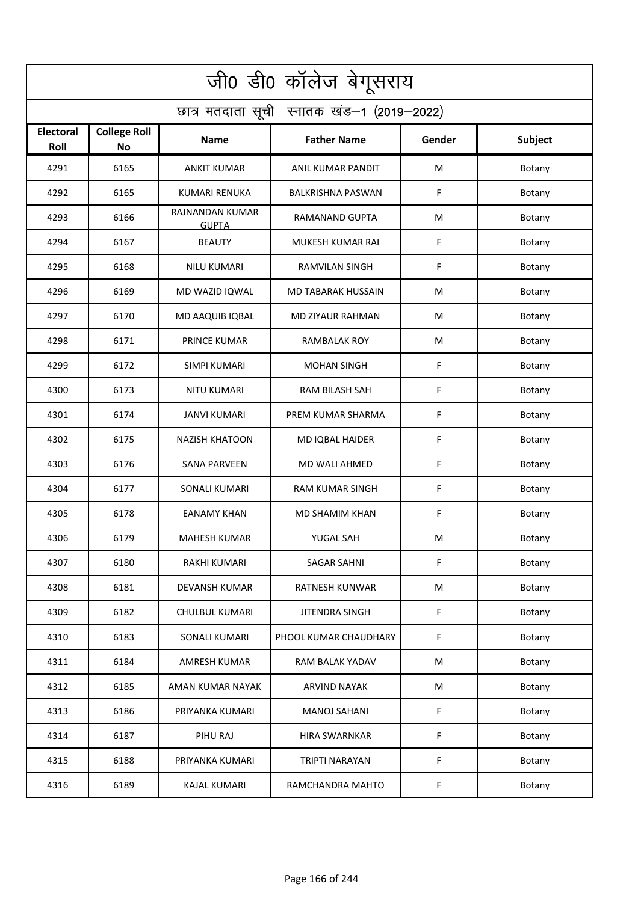# जी0 डी0 कॉलेज बेगूसराय

## छात्र मतदाता सूची स्नातक खंड–1 (2019–2022)

| Electoral Roll | College Roll No | Name | Father Name | Gender | Subject |
|---|---|---|---|---|---|
| 4291 | 6165 | ANKIT KUMAR | ANIL KUMAR PANDIT | M | Botany |
| 4292 | 6165 | KUMARI RENUKA | BALKRISHNA PASWAN | F | Botany |
| 4293 | 6166 | RAJNANDAN KUMAR GUPTA | RAMANAND GUPTA | M | Botany |
| 4294 | 6167 | BEAUTY | MUKESH KUMAR RAI | F | Botany |
| 4295 | 6168 | NILU KUMARI | RAMVILAN SINGH | F | Botany |
| 4296 | 6169 | MD WAZID IQWAL | MD TABARAK HUSSAIN | M | Botany |
| 4297 | 6170 | MD AAQUIB IQBAL | MD ZIYAUR RAHMAN | M | Botany |
| 4298 | 6171 | PRINCE KUMAR | RAMBALAK ROY | M | Botany |
| 4299 | 6172 | SIMPI KUMARI | MOHAN SINGH | F | Botany |
| 4300 | 6173 | NITU KUMARI | RAM BILASH SAH | F | Botany |
| 4301 | 6174 | JANVI KUMARI | PREM KUMAR SHARMA | F | Botany |
| 4302 | 6175 | NAZISH KHATOON | MD IQBAL HAIDER | F | Botany |
| 4303 | 6176 | SANA PARVEEN | MD WALI AHMED | F | Botany |
| 4304 | 6177 | SONALI KUMARI | RAM KUMAR SINGH | F | Botany |
| 4305 | 6178 | EANAMY KHAN | MD SHAMIM KHAN | F | Botany |
| 4306 | 6179 | MAHESH KUMAR | YUGAL SAH | M | Botany |
| 4307 | 6180 | RAKHI KUMARI | SAGAR SAHNI | F | Botany |
| 4308 | 6181 | DEVANSH KUMAR | RATNESH KUNWAR | M | Botany |
| 4309 | 6182 | CHULBUL KUMARI | JITENDRA SINGH | F | Botany |
| 4310 | 6183 | SONALI KUMARI | PHOOL KUMAR CHAUDHARY | F | Botany |
| 4311 | 6184 | AMRESH KUMAR | RAM BALAK YADAV | M | Botany |
| 4312 | 6185 | AMAN KUMAR NAYAK | ARVIND NAYAK | M | Botany |
| 4313 | 6186 | PRIYANKA KUMARI | MANOJ SAHANI | F | Botany |
| 4314 | 6187 | PIHU RAJ | HIRA SWARNKAR | F | Botany |
| 4315 | 6188 | PRIYANKA KUMARI | TRIPTI NARAYAN | F | Botany |
| 4316 | 6189 | KAJAL KUMARI | RAMCHANDRA MAHTO | F | Botany |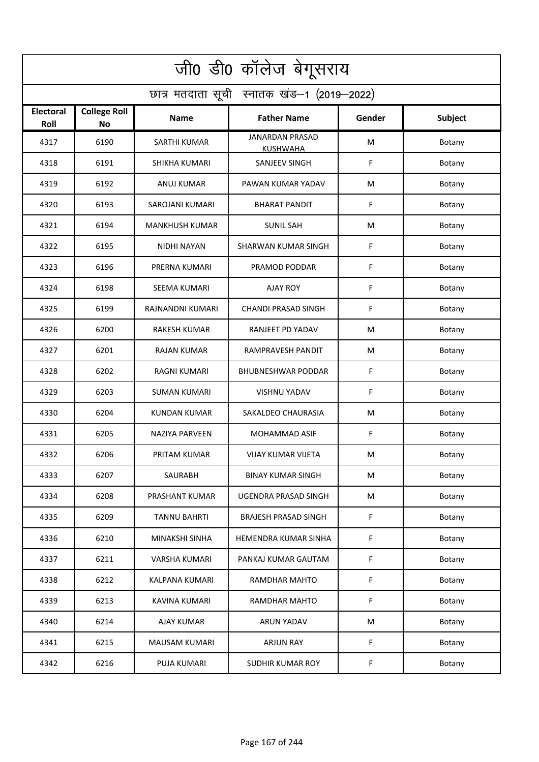# जी0 डी0 कॉलेज बेगूसराय

## छात्र मतदाता सूची स्नातक खंड–1 (2019–2022)

| Electoral Roll | College Roll No | Name | Father Name | Gender | Subject |
|---|---|---|---|---|---|
| 4317 | 6190 | SARTHI KUMAR | JANARDAN PRASAD KUSHWAHA | M | Botany |
| 4318 | 6191 | SHIKHA KUMARI | SANJEEV SINGH | F | Botany |
| 4319 | 6192 | ANUJ KUMAR | PAWAN KUMAR YADAV | M | Botany |
| 4320 | 6193 | SAROJANI KUMARI | BHARAT PANDIT | F | Botany |
| 4321 | 6194 | MANKHUSH KUMAR | SUNIL SAH | M | Botany |
| 4322 | 6195 | NIDHI NAYAN | SHARWAN KUMAR SINGH | F | Botany |
| 4323 | 6196 | PRERNA KUMARI | PRAMOD PODDAR | F | Botany |
| 4324 | 6198 | SEEMA KUMARI | AJAY ROY | F | Botany |
| 4325 | 6199 | RAJNANDNI KUMARI | CHANDI PRASAD SINGH | F | Botany |
| 4326 | 6200 | RAKESH KUMAR | RANJEET PD YADAV | M | Botany |
| 4327 | 6201 | RAJAN KUMAR | RAMPRAVESH PANDIT | M | Botany |
| 4328 | 6202 | RAGNI KUMARI | BHUBNESHWAR PODDAR | F | Botany |
| 4329 | 6203 | SUMAN KUMARI | VISHNU YADAV | F | Botany |
| 4330 | 6204 | KUNDAN KUMAR | SAKALDEO CHAURASIA | M | Botany |
| 4331 | 6205 | NAZIYA PARVEEN | MOHAMMAD ASIF | F | Botany |
| 4332 | 6206 | PRITAM KUMAR | VIJAY KUMAR VIJETA | M | Botany |
| 4333 | 6207 | SAURABH | BINAY KUMAR SINGH | M | Botany |
| 4334 | 6208 | PRASHANT KUMAR | UGENDRA PRASAD SINGH | M | Botany |
| 4335 | 6209 | TANNU BAHRTI | BRAJESH PRASAD SINGH | F | Botany |
| 4336 | 6210 | MINAKSHI SINHA | HEMENDRA KUMAR SINHA | F | Botany |
| 4337 | 6211 | VARSHA KUMARI | PANKAJ KUMAR GAUTAM | F | Botany |
| 4338 | 6212 | KALPANA KUMARI | RAMDHAR MAHTO | F | Botany |
| 4339 | 6213 | KAVINA KUMARI | RAMDHAR MAHTO | F | Botany |
| 4340 | 6214 | AJAY KUMAR | ARUN YADAV | M | Botany |
| 4341 | 6215 | MAUSAM KUMARI | ARJUN RAY | F | Botany |
| 4342 | 6216 | PUJA KUMARI | SUDHIR KUMAR ROY | F | Botany |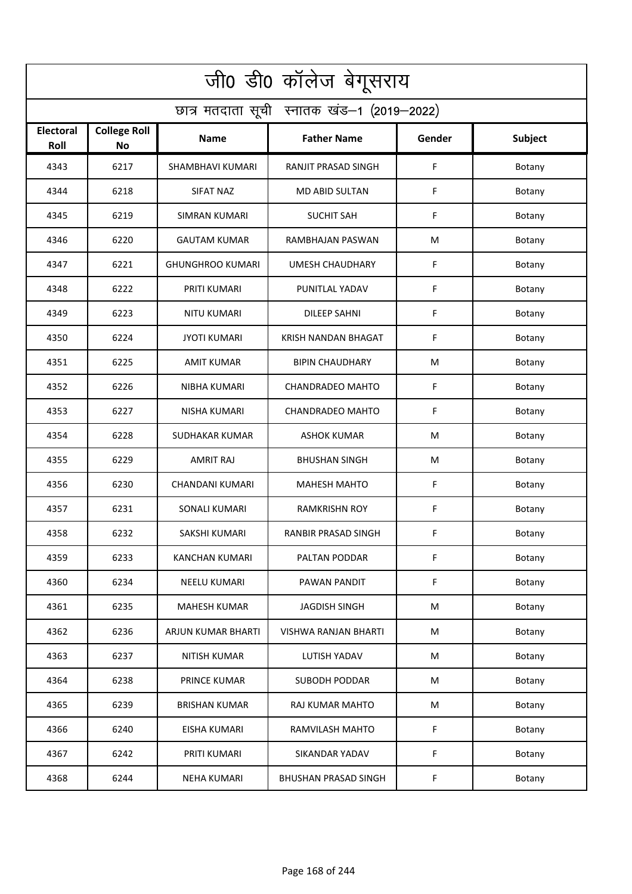# जी0 डी0 कॉलेज बेगूसराय

## छात्र मतदाता सूची स्नातक खंड–1 (2019–2022)

| Electoral Roll | College Roll No | Name | Father Name | Gender | Subject |
|---|---|---|---|---|---|
| 4343 | 6217 | SHAMBHAVI KUMARI | RANJIT PRASAD SINGH | F | Botany |
| 4344 | 6218 | SIFAT NAZ | MD ABID SULTAN | F | Botany |
| 4345 | 6219 | SIMRAN KUMARI | SUCHIT SAH | F | Botany |
| 4346 | 6220 | GAUTAM KUMAR | RAMBHAJAN PASWAN | M | Botany |
| 4347 | 6221 | GHUNGHROO KUMARI | UMESH CHAUDHARY | F | Botany |
| 4348 | 6222 | PRITI KUMARI | PUNITLAL YADAV | F | Botany |
| 4349 | 6223 | NITU KUMARI | DILEEP SAHNI | F | Botany |
| 4350 | 6224 | JYOTI KUMARI | KRISH NANDAN BHAGAT | F | Botany |
| 4351 | 6225 | AMIT KUMAR | BIPIN CHAUDHARY | M | Botany |
| 4352 | 6226 | NIBHA KUMARI | CHANDRADEO MAHTO | F | Botany |
| 4353 | 6227 | NISHA KUMARI | CHANDRADEO MAHTO | F | Botany |
| 4354 | 6228 | SUDHAKAR KUMAR | ASHOK KUMAR | M | Botany |
| 4355 | 6229 | AMRIT RAJ | BHUSHAN SINGH | M | Botany |
| 4356 | 6230 | CHANDANI KUMARI | MAHESH MAHTO | F | Botany |
| 4357 | 6231 | SONALI KUMARI | RAMKRISHN ROY | F | Botany |
| 4358 | 6232 | SAKSHI KUMARI | RANBIR PRASAD SINGH | F | Botany |
| 4359 | 6233 | KANCHAN KUMARI | PALTAN PODDAR | F | Botany |
| 4360 | 6234 | NEELU KUMARI | PAWAN PANDIT | F | Botany |
| 4361 | 6235 | MAHESH KUMAR | JAGDISH SINGH | M | Botany |
| 4362 | 6236 | ARJUN KUMAR BHARTI | VISHWA RANJAN BHARTI | M | Botany |
| 4363 | 6237 | NITISH KUMAR | LUTISH YADAV | M | Botany |
| 4364 | 6238 | PRINCE KUMAR | SUBODH PODDAR | M | Botany |
| 4365 | 6239 | BRISHAN KUMAR | RAJ KUMAR MAHTO | M | Botany |
| 4366 | 6240 | EISHA KUMARI | RAMVILASH MAHTO | F | Botany |
| 4367 | 6242 | PRITI KUMARI | SIKANDAR YADAV | F | Botany |
| 4368 | 6244 | NEHA KUMARI | BHUSHAN PRASAD SINGH | F | Botany |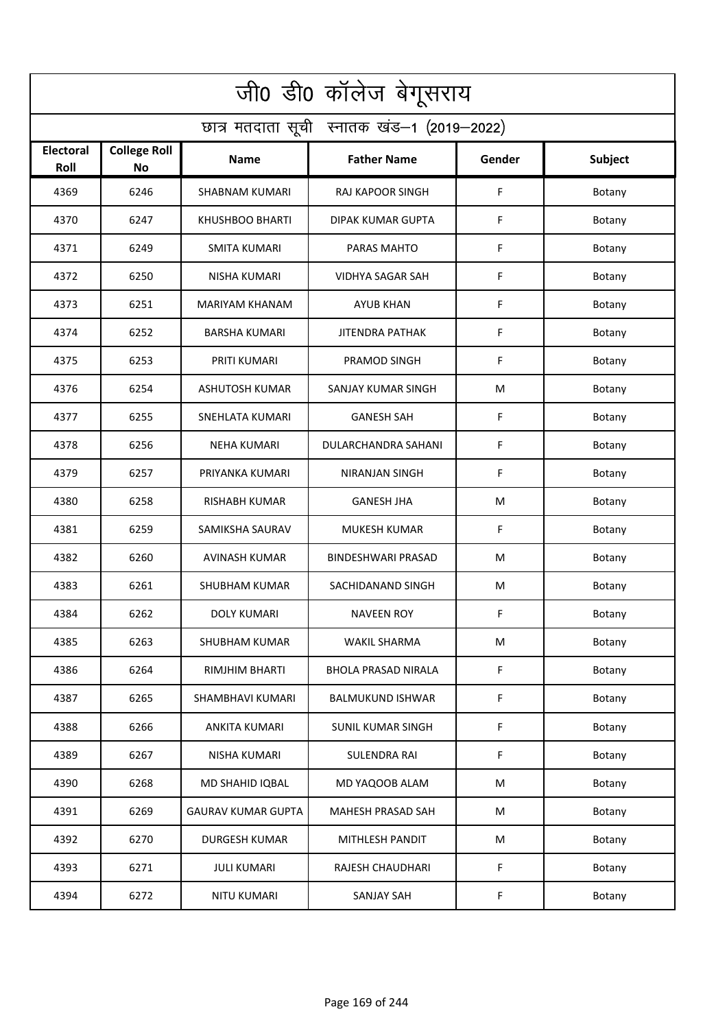# जी0 डी0 कॉलेज बेगूसराय

## छात्र मतदाता सूची स्नातक खंड–1 (2019–2022)

| Electoral Roll | College Roll No | Name | Father Name | Gender | Subject |
|---|---|---|---|---|---|
| 4369 | 6246 | SHABNAM KUMARI | RAJ KAPOOR SINGH | F | Botany |
| 4370 | 6247 | KHUSHBOO BHARTI | DIPAK KUMAR GUPTA | F | Botany |
| 4371 | 6249 | SMITA KUMARI | PARAS MAHTO | F | Botany |
| 4372 | 6250 | NISHA KUMARI | VIDHYA SAGAR SAH | F | Botany |
| 4373 | 6251 | MARIYAM KHANAM | AYUB KHAN | F | Botany |
| 4374 | 6252 | BARSHA KUMARI | JITENDRA PATHAK | F | Botany |
| 4375 | 6253 | PRITI KUMARI | PRAMOD SINGH | F | Botany |
| 4376 | 6254 | ASHUTOSH KUMAR | SANJAY KUMAR SINGH | M | Botany |
| 4377 | 6255 | SNEHLATA KUMARI | GANESH SAH | F | Botany |
| 4378 | 6256 | NEHA KUMARI | DULARCHANDRA SAHANI | F | Botany |
| 4379 | 6257 | PRIYANKA KUMARI | NIRANJAN SINGH | F | Botany |
| 4380 | 6258 | RISHABH KUMAR | GANESH JHA | M | Botany |
| 4381 | 6259 | SAMIKSHA SAURAV | MUKESH KUMAR | F | Botany |
| 4382 | 6260 | AVINASH KUMAR | BINDESHWARI PRASAD | M | Botany |
| 4383 | 6261 | SHUBHAM KUMAR | SACHIDANAND SINGH | M | Botany |
| 4384 | 6262 | DOLY KUMARI | NAVEEN ROY | F | Botany |
| 4385 | 6263 | SHUBHAM KUMAR | WAKIL SHARMA | M | Botany |
| 4386 | 6264 | RIMJHIM BHARTI | BHOLA PRASAD NIRALA | F | Botany |
| 4387 | 6265 | SHAMBHAVI KUMARI | BALMUKUND ISHWAR | F | Botany |
| 4388 | 6266 | ANKITA KUMARI | SUNIL KUMAR SINGH | F | Botany |
| 4389 | 6267 | NISHA KUMARI | SULENDRA RAI | F | Botany |
| 4390 | 6268 | MD SHAHID IQBAL | MD YAQOOB ALAM | M | Botany |
| 4391 | 6269 | GAURAV KUMAR GUPTA | MAHESH PRASAD SAH | M | Botany |
| 4392 | 6270 | DURGESH KUMAR | MITHLESH PANDIT | M | Botany |
| 4393 | 6271 | JULI KUMARI | RAJESH CHAUDHARI | F | Botany |
| 4394 | 6272 | NITU KUMARI | SANJAY SAH | F | Botany |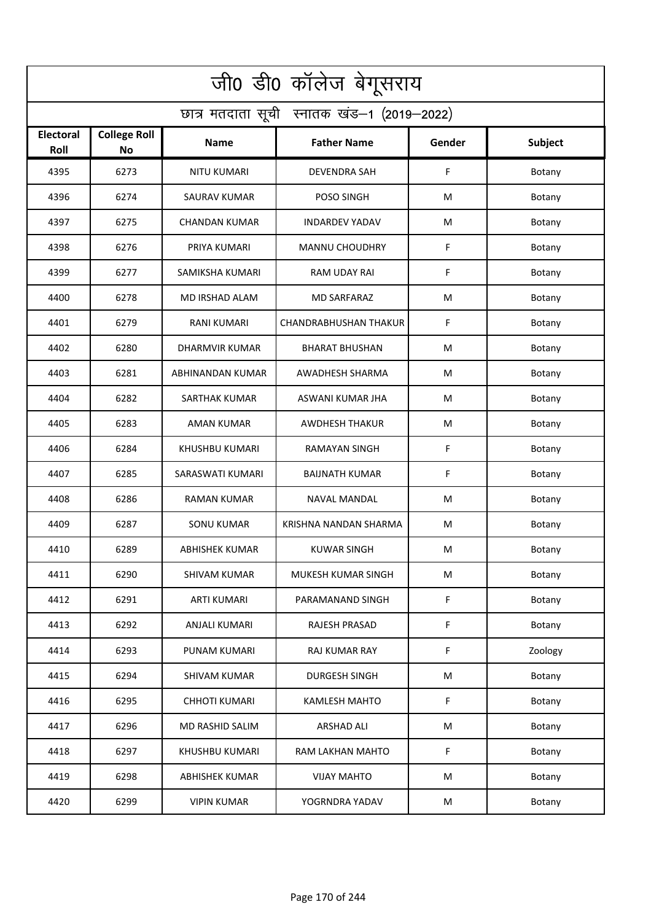# जी0 डी0 कॉलेज बेगूसराय

## छात्र मतदाता सूची स्नातक खंड–1 (2019–2022)

| Electoral Roll | College Roll No | Name | Father Name | Gender | Subject |
|---|---|---|---|---|---|
| 4395 | 6273 | NITU KUMARI | DEVENDRA SAH | F | Botany |
| 4396 | 6274 | SAURAV KUMAR | POSO SINGH | M | Botany |
| 4397 | 6275 | CHANDAN KUMAR | INDARDEV YADAV | M | Botany |
| 4398 | 6276 | PRIYA KUMARI | MANNU CHOUDHRY | F | Botany |
| 4399 | 6277 | SAMIKSHA KUMARI | RAM UDAY RAI | F | Botany |
| 4400 | 6278 | MD IRSHAD ALAM | MD SARFARAZ | M | Botany |
| 4401 | 6279 | RANI KUMARI | CHANDRABHUSHAN THAKUR | F | Botany |
| 4402 | 6280 | DHARMVIR KUMAR | BHARAT BHUSHAN | M | Botany |
| 4403 | 6281 | ABHINANDAN KUMAR | AWADHESH SHARMA | M | Botany |
| 4404 | 6282 | SARTHAK KUMAR | ASWANI KUMAR JHA | M | Botany |
| 4405 | 6283 | AMAN KUMAR | AWDHESH THAKUR | M | Botany |
| 4406 | 6284 | KHUSHBU KUMARI | RAMAYAN SINGH | F | Botany |
| 4407 | 6285 | SARASWATI KUMARI | BAIJNATH KUMAR | F | Botany |
| 4408 | 6286 | RAMAN KUMAR | NAVAL MANDAL | M | Botany |
| 4409 | 6287 | SONU KUMAR | KRISHNA NANDAN SHARMA | M | Botany |
| 4410 | 6289 | ABHISHEK KUMAR | KUWAR SINGH | M | Botany |
| 4411 | 6290 | SHIVAM KUMAR | MUKESH KUMAR SINGH | M | Botany |
| 4412 | 6291 | ARTI KUMARI | PARAMANAND SINGH | F | Botany |
| 4413 | 6292 | ANJALI KUMARI | RAJESH PRASAD | F | Botany |
| 4414 | 6293 | PUNAM KUMARI | RAJ KUMAR RAY | F | Zoology |
| 4415 | 6294 | SHIVAM KUMAR | DURGESH SINGH | M | Botany |
| 4416 | 6295 | CHHOTI KUMARI | KAMLESH MAHTO | F | Botany |
| 4417 | 6296 | MD RASHID SALIM | ARSHAD ALI | M | Botany |
| 4418 | 6297 | KHUSHBU KUMARI | RAM LAKHAN MAHTO | F | Botany |
| 4419 | 6298 | ABHISHEK KUMAR | VIJAY MAHTO | M | Botany |
| 4420 | 6299 | VIPIN KUMAR | YOGRNDRA YADAV | M | Botany |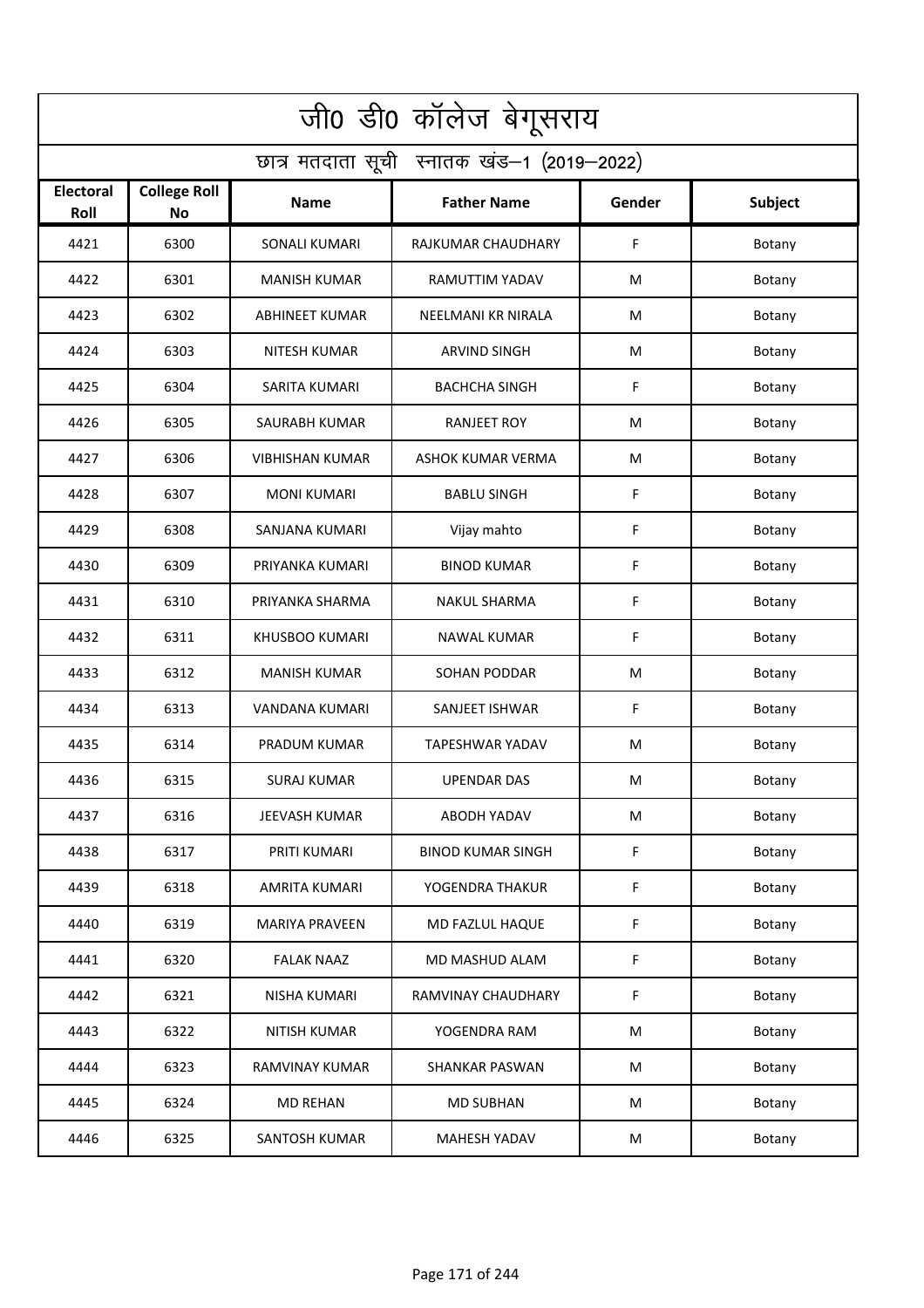# जी0 डी0 कॉलेज बेगूसराय

## छात्र मतदाता सूची स्नातक खंड–1 (2019–2022)

| Electoral Roll | College Roll No | Name | Father Name | Gender | Subject |
|---|---|---|---|---|---|
| 4421 | 6300 | SONALI KUMARI | RAJKUMAR CHAUDHARY | F | Botany |
| 4422 | 6301 | MANISH KUMAR | RAMUTTIM YADAV | M | Botany |
| 4423 | 6302 | ABHINEET KUMAR | NEELMANI KR NIRALA | M | Botany |
| 4424 | 6303 | NITESH KUMAR | ARVIND SINGH | M | Botany |
| 4425 | 6304 | SARITA KUMARI | BACHCHA SINGH | F | Botany |
| 4426 | 6305 | SAURABH KUMAR | RANJEET ROY | M | Botany |
| 4427 | 6306 | VIBHISHAN KUMAR | ASHOK KUMAR VERMA | M | Botany |
| 4428 | 6307 | MONI KUMARI | BABLU SINGH | F | Botany |
| 4429 | 6308 | SANJANA KUMARI | Vijay mahto | F | Botany |
| 4430 | 6309 | PRIYANKA KUMARI | BINOD KUMAR | F | Botany |
| 4431 | 6310 | PRIYANKA SHARMA | NAKUL SHARMA | F | Botany |
| 4432 | 6311 | KHUSBOO KUMARI | NAWAL KUMAR | F | Botany |
| 4433 | 6312 | MANISH KUMAR | SOHAN PODDAR | M | Botany |
| 4434 | 6313 | VANDANA KUMARI | SANJEET ISHWAR | F | Botany |
| 4435 | 6314 | PRADUM KUMAR | TAPESHWAR YADAV | M | Botany |
| 4436 | 6315 | SURAJ KUMAR | UPENDAR DAS | M | Botany |
| 4437 | 6316 | JEEVASH KUMAR | ABODH YADAV | M | Botany |
| 4438 | 6317 | PRITI KUMARI | BINOD KUMAR SINGH | F | Botany |
| 4439 | 6318 | AMRITA KUMARI | YOGENDRA THAKUR | F | Botany |
| 4440 | 6319 | MARIYA PRAVEEN | MD FAZLUL HAQUE | F | Botany |
| 4441 | 6320 | FALAK NAAZ | MD MASHUD ALAM | F | Botany |
| 4442 | 6321 | NISHA KUMARI | RAMVINAY CHAUDHARY | F | Botany |
| 4443 | 6322 | NITISH KUMAR | YOGENDRA RAM | M | Botany |
| 4444 | 6323 | RAMVINAY KUMAR | SHANKAR PASWAN | M | Botany |
| 4445 | 6324 | MD REHAN | MD SUBHAN | M | Botany |
| 4446 | 6325 | SANTOSH KUMAR | MAHESH YADAV | M | Botany |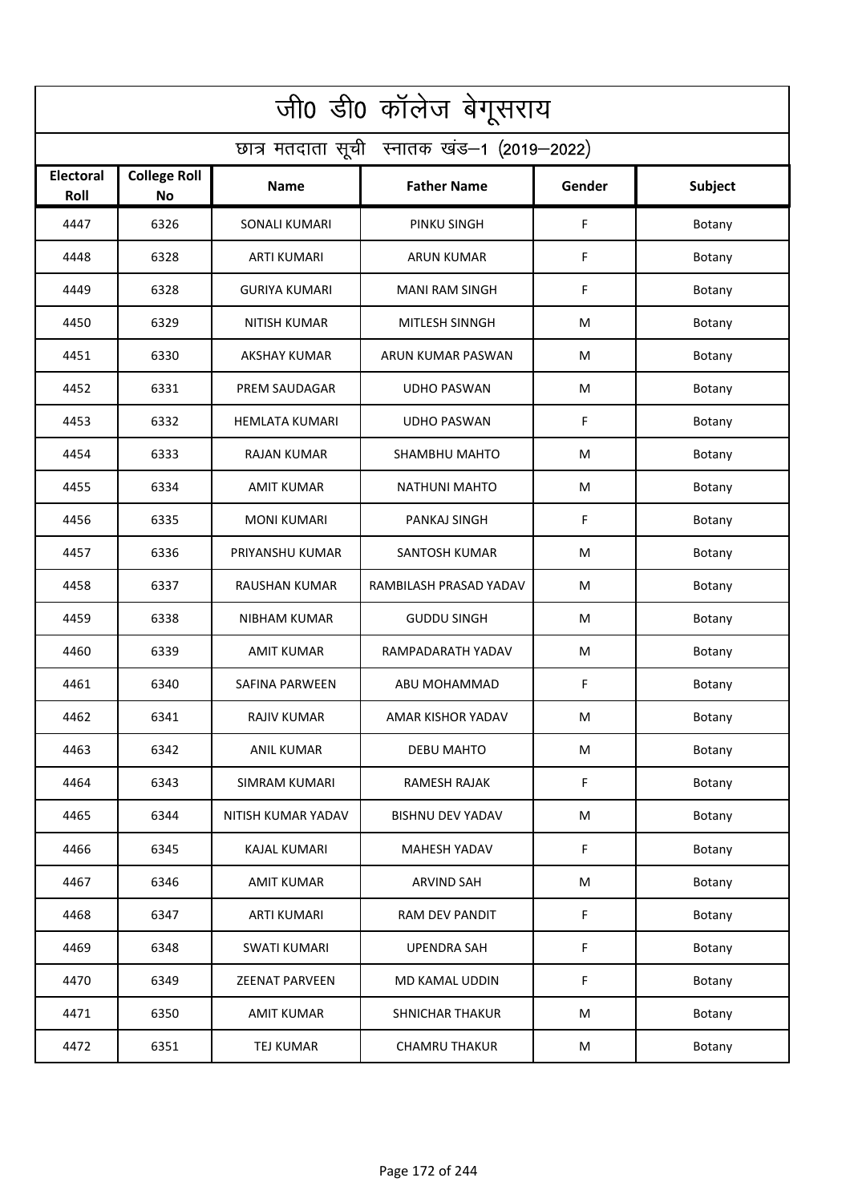| जी0 डी0 कॉलेज बेगूसराय | | | | | |
|---|---|---|---|---|---|
| छात्र मतदाता सूची स्नातक खंड–1 (2019–2022) | | | | | |
| **Electoral Roll** | **College Roll No** | **Name** | **Father Name** | **Gender** | **Subject** |
| 4447 | 6326 | SONALI KUMARI | PINKU SINGH | F | Botany |
| 4448 | 6328 | ARTI KUMARI | ARUN KUMAR | F | Botany |
| 4449 | 6328 | GURIYA KUMARI | MANI RAM SINGH | F | Botany |
| 4450 | 6329 | NITISH KUMAR | MITLESH SINNGH | M | Botany |
| 4451 | 6330 | AKSHAY KUMAR | ARUN KUMAR PASWAN | M | Botany |
| 4452 | 6331 | PREM SAUDAGAR | UDHO PASWAN | M | Botany |
| 4453 | 6332 | HEMLATA KUMARI | UDHO PASWAN | F | Botany |
| 4454 | 6333 | RAJAN KUMAR | SHAMBHU MAHTO | M | Botany |
| 4455 | 6334 | AMIT KUMAR | NATHUNI MAHTO | M | Botany |
| 4456 | 6335 | MONI KUMARI | PANKAJ SINGH | F | Botany |
| 4457 | 6336 | PRIYANSHU KUMAR | SANTOSH KUMAR | M | Botany |
| 4458 | 6337 | RAUSHAN KUMAR | RAMBILASH PRASAD YADAV | M | Botany |
| 4459 | 6338 | NIBHAM KUMAR | GUDDU SINGH | M | Botany |
| 4460 | 6339 | AMIT KUMAR | RAMPADARATH YADAV | M | Botany |
| 4461 | 6340 | SAFINA PARWEEN | ABU MOHAMMAD | F | Botany |
| 4462 | 6341 | RAJIV KUMAR | AMAR KISHOR YADAV | M | Botany |
| 4463 | 6342 | ANIL KUMAR | DEBU MAHTO | M | Botany |
| 4464 | 6343 | SIMRAM KUMARI | RAMESH RAJAK | F | Botany |
| 4465 | 6344 | NITISH KUMAR YADAV | BISHNU DEV YADAV | M | Botany |
| 4466 | 6345 | KAJAL KUMARI | MAHESH YADAV | F | Botany |
| 4467 | 6346 | AMIT KUMAR | ARVIND SAH | M | Botany |
| 4468 | 6347 | ARTI KUMARI | RAM DEV PANDIT | F | Botany |
| 4469 | 6348 | SWATI KUMARI | UPENDRA SAH | F | Botany |
| 4470 | 6349 | ZEENAT PARVEEN | MD KAMAL UDDIN | F | Botany |
| 4471 | 6350 | AMIT KUMAR | SHNICHAR THAKUR | M | Botany |
| 4472 | 6351 | TEJ KUMAR | CHAMRU THAKUR | M | Botany |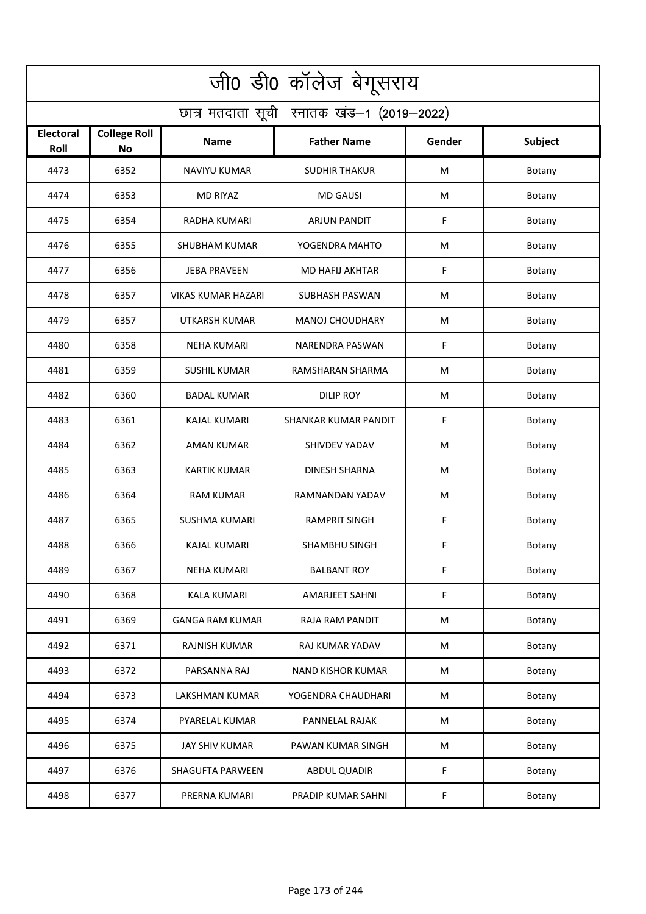# जी0 डी0 कॉलेज बेगूसराय

## छात्र मतदाता सूची स्नातक खंड–1 (2019–2022)

| Electoral Roll | College Roll No | Name | Father Name | Gender | Subject |
|---|---|---|---|---|---|
| 4473 | 6352 | NAVIYU KUMAR | SUDHIR THAKUR | M | Botany |
| 4474 | 6353 | MD RIYAZ | MD GAUSI | M | Botany |
| 4475 | 6354 | RADHA KUMARI | ARJUN PANDIT | F | Botany |
| 4476 | 6355 | SHUBHAM KUMAR | YOGENDRA MAHTO | M | Botany |
| 4477 | 6356 | JEBA PRAVEEN | MD HAFIJ AKHTAR | F | Botany |
| 4478 | 6357 | VIKAS KUMAR HAZARI | SUBHASH PASWAN | M | Botany |
| 4479 | 6357 | UTKARSH KUMAR | MANOJ CHOUDHARY | M | Botany |
| 4480 | 6358 | NEHA KUMARI | NARENDRA PASWAN | F | Botany |
| 4481 | 6359 | SUSHIL KUMAR | RAMSHARAN SHARMA | M | Botany |
| 4482 | 6360 | BADAL KUMAR | DILIP ROY | M | Botany |
| 4483 | 6361 | KAJAL KUMARI | SHANKAR KUMAR PANDIT | F | Botany |
| 4484 | 6362 | AMAN KUMAR | SHIVDEV YADAV | M | Botany |
| 4485 | 6363 | KARTIK KUMAR | DINESH SHARNA | M | Botany |
| 4486 | 6364 | RAM KUMAR | RAMNANDAN YADAV | M | Botany |
| 4487 | 6365 | SUSHMA KUMARI | RAMPRIT SINGH | F | Botany |
| 4488 | 6366 | KAJAL KUMARI | SHAMBHU SINGH | F | Botany |
| 4489 | 6367 | NEHA KUMARI | BALBANT ROY | F | Botany |
| 4490 | 6368 | KALA KUMARI | AMARJEET SAHNI | F | Botany |
| 4491 | 6369 | GANGA RAM KUMAR | RAJA RAM PANDIT | M | Botany |
| 4492 | 6371 | RAJNISH KUMAR | RAJ KUMAR YADAV | M | Botany |
| 4493 | 6372 | PARSANNA RAJ | NAND KISHOR KUMAR | M | Botany |
| 4494 | 6373 | LAKSHMAN KUMAR | YOGENDRA CHAUDHARI | M | Botany |
| 4495 | 6374 | PYARELAL KUMAR | PANNELAL RAJAK | M | Botany |
| 4496 | 6375 | JAY SHIV KUMAR | PAWAN KUMAR SINGH | M | Botany |
| 4497 | 6376 | SHAGUFTA PARWEEN | ABDUL QUADIR | F | Botany |
| 4498 | 6377 | PRERNA KUMARI | PRADIP KUMAR SAHNI | F | Botany |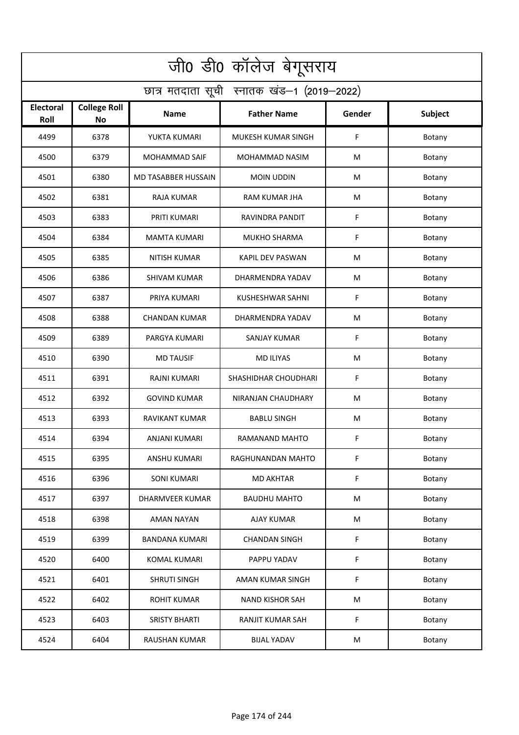# जी0 डी0 कॉलेज बेगूसराय

## छात्र मतदाता सूची स्नातक खंड–1 (2019–2022)

| Electoral Roll | College Roll No | Name | Father Name | Gender | Subject |
|---|---|---|---|---|---|
| 4499 | 6378 | YUKTA KUMARI | MUKESH KUMAR SINGH | F | Botany |
| 4500 | 6379 | MOHAMMAD SAIF | MOHAMMAD NASIM | M | Botany |
| 4501 | 6380 | MD TASABBER HUSSAIN | MOIN UDDIN | M | Botany |
| 4502 | 6381 | RAJA KUMAR | RAM KUMAR JHA | M | Botany |
| 4503 | 6383 | PRITI KUMARI | RAVINDRA PANDIT | F | Botany |
| 4504 | 6384 | MAMTA KUMARI | MUKHO SHARMA | F | Botany |
| 4505 | 6385 | NITISH KUMAR | KAPIL DEV PASWAN | M | Botany |
| 4506 | 6386 | SHIVAM KUMAR | DHARMENDRA YADAV | M | Botany |
| 4507 | 6387 | PRIYA KUMARI | KUSHESHWAR SAHNI | F | Botany |
| 4508 | 6388 | CHANDAN KUMAR | DHARMENDRA YADAV | M | Botany |
| 4509 | 6389 | PARGYA KUMARI | SANJAY KUMAR | F | Botany |
| 4510 | 6390 | MD TAUSIF | MD ILIYAS | M | Botany |
| 4511 | 6391 | RAJNI KUMARI | SHASHIDHAR CHOUDHARI | F | Botany |
| 4512 | 6392 | GOVIND KUMAR | NIRANJAN CHAUDHARY | M | Botany |
| 4513 | 6393 | RAVIKANT KUMAR | BABLU SINGH | M | Botany |
| 4514 | 6394 | ANJANI KUMARI | RAMANAND MAHTO | F | Botany |
| 4515 | 6395 | ANSHU KUMARI | RAGHUNANDAN MAHTO | F | Botany |
| 4516 | 6396 | SONI KUMARI | MD AKHTAR | F | Botany |
| 4517 | 6397 | DHARMVEER KUMAR | BAUDHU MAHTO | M | Botany |
| 4518 | 6398 | AMAN NAYAN | AJAY KUMAR | M | Botany |
| 4519 | 6399 | BANDANA KUMARI | CHANDAN SINGH | F | Botany |
| 4520 | 6400 | KOMAL KUMARI | PAPPU YADAV | F | Botany |
| 4521 | 6401 | SHRUTI SINGH | AMAN KUMAR SINGH | F | Botany |
| 4522 | 6402 | ROHIT KUMAR | NAND KISHOR SAH | M | Botany |
| 4523 | 6403 | SRISTY BHARTI | RANJIT KUMAR SAH | F | Botany |
| 4524 | 6404 | RAUSHAN KUMAR | BIJAL YADAV | M | Botany |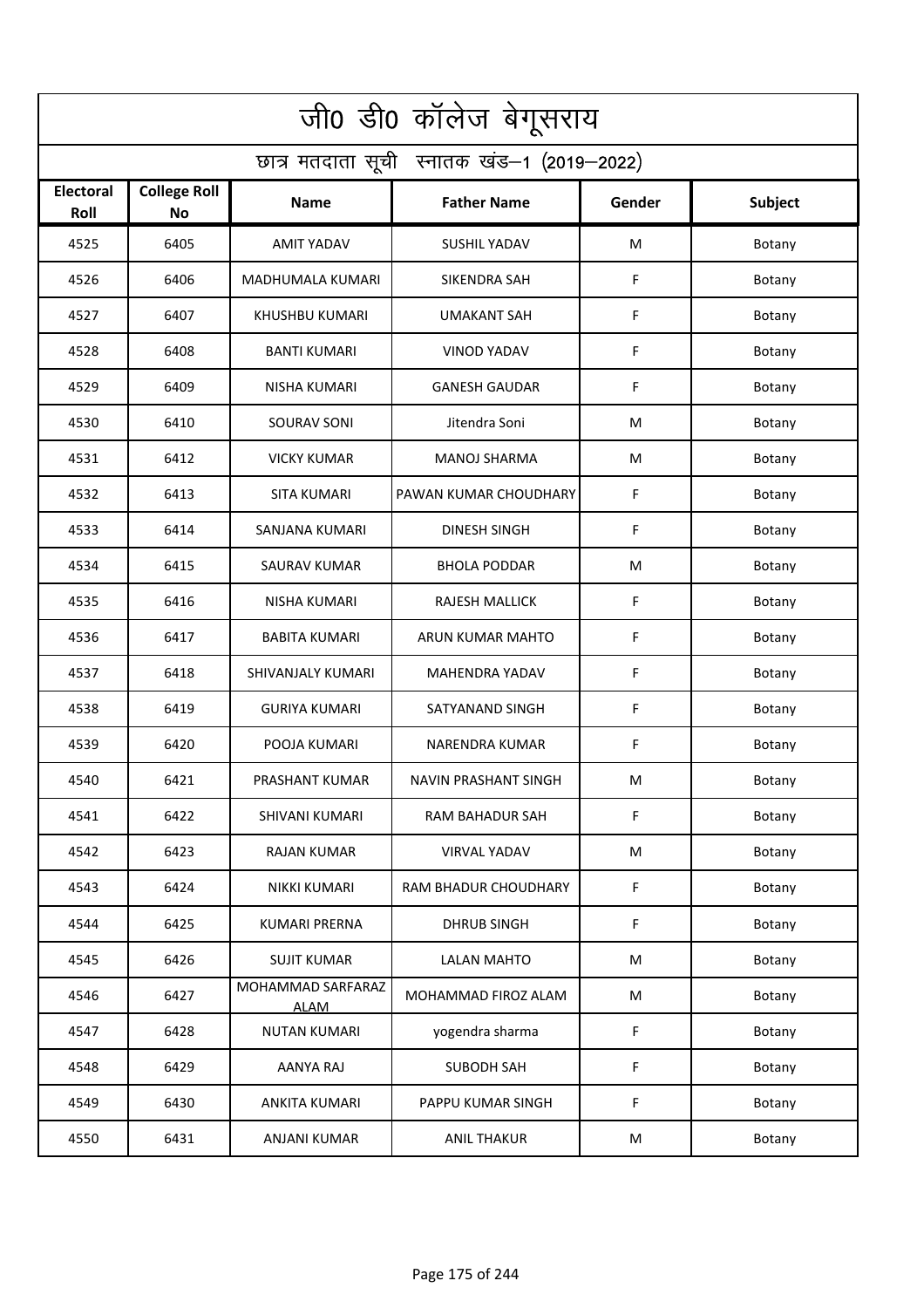# जी0 डी0 कॉलेज बेगूसराय

## छात्र मतदाता सूची स्नातक खंड–1 (2019–2022)

| Electoral Roll | College Roll No | Name | Father Name | Gender | Subject |
|---|---|---|---|---|---|
| 4525 | 6405 | AMIT YADAV | SUSHIL YADAV | M | Botany |
| 4526 | 6406 | MADHUMALA KUMARI | SIKENDRA SAH | F | Botany |
| 4527 | 6407 | KHUSHBU KUMARI | UMAKANT SAH | F | Botany |
| 4528 | 6408 | BANTI KUMARI | VINOD YADAV | F | Botany |
| 4529 | 6409 | NISHA KUMARI | GANESH GAUDAR | F | Botany |
| 4530 | 6410 | SOURAV SONI | Jitendra Soni | M | Botany |
| 4531 | 6412 | VICKY KUMAR | MANOJ SHARMA | M | Botany |
| 4532 | 6413 | SITA KUMARI | PAWAN KUMAR CHOUDHARY | F | Botany |
| 4533 | 6414 | SANJANA KUMARI | DINESH SINGH | F | Botany |
| 4534 | 6415 | SAURAV KUMAR | BHOLA PODDAR | M | Botany |
| 4535 | 6416 | NISHA KUMARI | RAJESH MALLICK | F | Botany |
| 4536 | 6417 | BABITA KUMARI | ARUN KUMAR MAHTO | F | Botany |
| 4537 | 6418 | SHIVANJALY KUMARI | MAHENDRA YADAV | F | Botany |
| 4538 | 6419 | GURIYA KUMARI | SATYANAND SINGH | F | Botany |
| 4539 | 6420 | POOJA KUMARI | NARENDRA KUMAR | F | Botany |
| 4540 | 6421 | PRASHANT KUMAR | NAVIN PRASHANT SINGH | M | Botany |
| 4541 | 6422 | SHIVANI KUMARI | RAM BAHADUR SAH | F | Botany |
| 4542 | 6423 | RAJAN KUMAR | VIRVAL YADAV | M | Botany |
| 4543 | 6424 | NIKKI KUMARI | RAM BHADUR CHOUDHARY | F | Botany |
| 4544 | 6425 | KUMARI PRERNA | DHRUB SINGH | F | Botany |
| 4545 | 6426 | SUJIT KUMAR | LALAN MAHTO | M | Botany |
| 4546 | 6427 | MOHAMMAD SARFARAZ ALAM | MOHAMMAD FIROZ ALAM | M | Botany |
| 4547 | 6428 | NUTAN KUMARI | yogendra sharma | F | Botany |
| 4548 | 6429 | AANYA RAJ | SUBODH SAH | F | Botany |
| 4549 | 6430 | ANKITA KUMARI | PAPPU KUMAR SINGH | F | Botany |
| 4550 | 6431 | ANJANI KUMAR | ANIL THAKUR | M | Botany |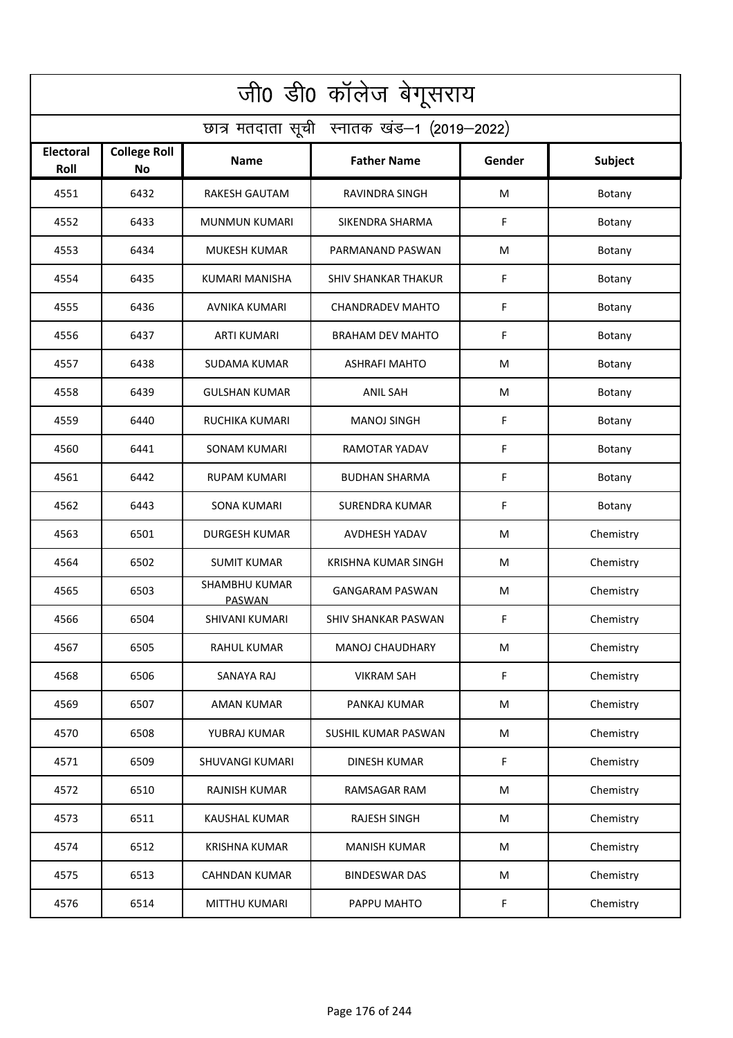# जी0 डी0 कॉलेज बेगूसराय

## छात्र मतदाता सूची स्नातक खंड–1 (2019–2022)

| Electoral Roll | College Roll No | Name | Father Name | Gender | Subject |
|---|---|---|---|---|---|
| 4551 | 6432 | RAKESH GAUTAM | RAVINDRA SINGH | M | Botany |
| 4552 | 6433 | MUNMUN KUMARI | SIKENDRA SHARMA | F | Botany |
| 4553 | 6434 | MUKESH KUMAR | PARMANAND PASWAN | M | Botany |
| 4554 | 6435 | KUMARI MANISHA | SHIV SHANKAR THAKUR | F | Botany |
| 4555 | 6436 | AVNIKA KUMARI | CHANDRADEV MAHTO | F | Botany |
| 4556 | 6437 | ARTI KUMARI | BRAHAM DEV MAHTO | F | Botany |
| 4557 | 6438 | SUDAMA KUMAR | ASHRAFI MAHTO | M | Botany |
| 4558 | 6439 | GULSHAN KUMAR | ANIL SAH | M | Botany |
| 4559 | 6440 | RUCHIKA KUMARI | MANOJ SINGH | F | Botany |
| 4560 | 6441 | SONAM KUMARI | RAMOTAR YADAV | F | Botany |
| 4561 | 6442 | RUPAM KUMARI | BUDHAN SHARMA | F | Botany |
| 4562 | 6443 | SONA KUMARI | SURENDRA KUMAR | F | Botany |
| 4563 | 6501 | DURGESH KUMAR | AVDHESH YADAV | M | Chemistry |
| 4564 | 6502 | SUMIT KUMAR | KRISHNA KUMAR SINGH | M | Chemistry |
| 4565 | 6503 | SHAMBHU KUMAR PASWAN | GANGARAM PASWAN | M | Chemistry |
| 4566 | 6504 | SHIVANI KUMARI | SHIV SHANKAR PASWAN | F | Chemistry |
| 4567 | 6505 | RAHUL KUMAR | MANOJ CHAUDHARY | M | Chemistry |
| 4568 | 6506 | SANAYA RAJ | VIKRAM SAH | F | Chemistry |
| 4569 | 6507 | AMAN KUMAR | PANKAJ KUMAR | M | Chemistry |
| 4570 | 6508 | YUBRAJ KUMAR | SUSHIL KUMAR PASWAN | M | Chemistry |
| 4571 | 6509 | SHUVANGI KUMARI | DINESH KUMAR | F | Chemistry |
| 4572 | 6510 | RAJNISH KUMAR | RAMSAGAR RAM | M | Chemistry |
| 4573 | 6511 | KAUSHAL KUMAR | RAJESH SINGH | M | Chemistry |
| 4574 | 6512 | KRISHNA KUMAR | MANISH KUMAR | M | Chemistry |
| 4575 | 6513 | CAHNDAN KUMAR | BINDESWAR DAS | M | Chemistry |
| 4576 | 6514 | MITTHU KUMARI | PAPPU MAHTO | F | Chemistry |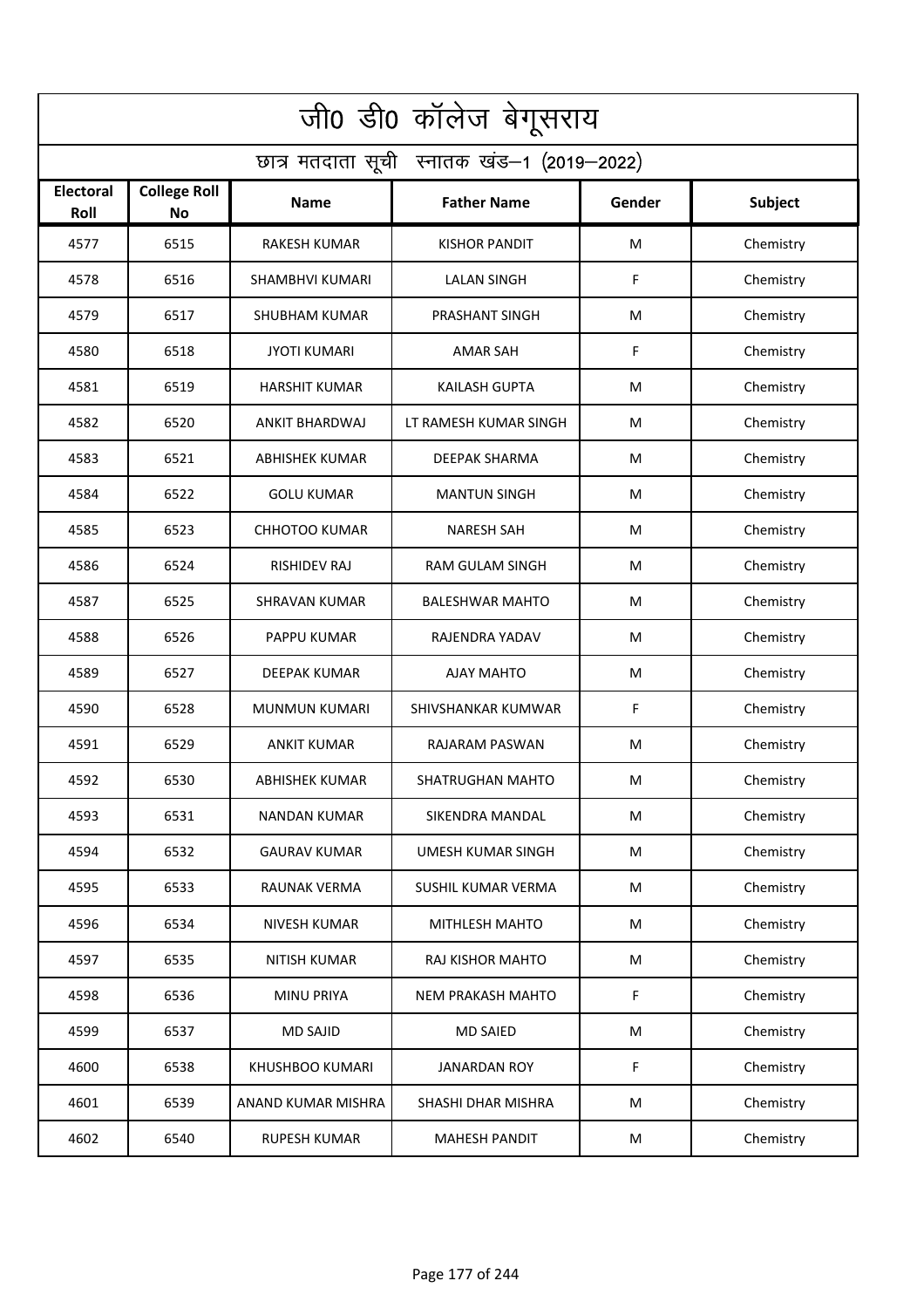# जी0 डी0 कॉलेज बेगूसराय

## छात्र मतदाता सूची स्नातक खंड–1 (2019–2022)

| Electoral Roll | College Roll No | Name | Father Name | Gender | Subject |
|---|---|---|---|---|---|
| 4577 | 6515 | RAKESH KUMAR | KISHOR PANDIT | M | Chemistry |
| 4578 | 6516 | SHAMBHVI KUMARI | LALAN SINGH | F | Chemistry |
| 4579 | 6517 | SHUBHAM KUMAR | PRASHANT SINGH | M | Chemistry |
| 4580 | 6518 | JYOTI KUMARI | AMAR SAH | F | Chemistry |
| 4581 | 6519 | HARSHIT KUMAR | KAILASH GUPTA | M | Chemistry |
| 4582 | 6520 | ANKIT BHARDWAJ | LT RAMESH KUMAR SINGH | M | Chemistry |
| 4583 | 6521 | ABHISHEK KUMAR | DEEPAK SHARMA | M | Chemistry |
| 4584 | 6522 | GOLU KUMAR | MANTUN SINGH | M | Chemistry |
| 4585 | 6523 | CHHOTOO KUMAR | NARESH SAH | M | Chemistry |
| 4586 | 6524 | RISHIDEV RAJ | RAM GULAM SINGH | M | Chemistry |
| 4587 | 6525 | SHRAVAN KUMAR | BALESHWAR MAHTO | M | Chemistry |
| 4588 | 6526 | PAPPU KUMAR | RAJENDRA YADAV | M | Chemistry |
| 4589 | 6527 | DEEPAK KUMAR | AJAY MAHTO | M | Chemistry |
| 4590 | 6528 | MUNMUN KUMARI | SHIVSHANKAR KUMWAR | F | Chemistry |
| 4591 | 6529 | ANKIT KUMAR | RAJARAM PASWAN | M | Chemistry |
| 4592 | 6530 | ABHISHEK KUMAR | SHATRUGHAN MAHTO | M | Chemistry |
| 4593 | 6531 | NANDAN KUMAR | SIKENDRA MANDAL | M | Chemistry |
| 4594 | 6532 | GAURAV KUMAR | UMESH KUMAR SINGH | M | Chemistry |
| 4595 | 6533 | RAUNAK VERMA | SUSHIL KUMAR VERMA | M | Chemistry |
| 4596 | 6534 | NIVESH KUMAR | MITHLESH MAHTO | M | Chemistry |
| 4597 | 6535 | NITISH KUMAR | RAJ KISHOR MAHTO | M | Chemistry |
| 4598 | 6536 | MINU PRIYA | NEM PRAKASH MAHTO | F | Chemistry |
| 4599 | 6537 | MD SAJID | MD SAIED | M | Chemistry |
| 4600 | 6538 | KHUSHBOO KUMARI | JANARDAN ROY | F | Chemistry |
| 4601 | 6539 | ANAND KUMAR MISHRA | SHASHI DHAR MISHRA | M | Chemistry |
| 4602 | 6540 | RUPESH KUMAR | MAHESH PANDIT | M | Chemistry |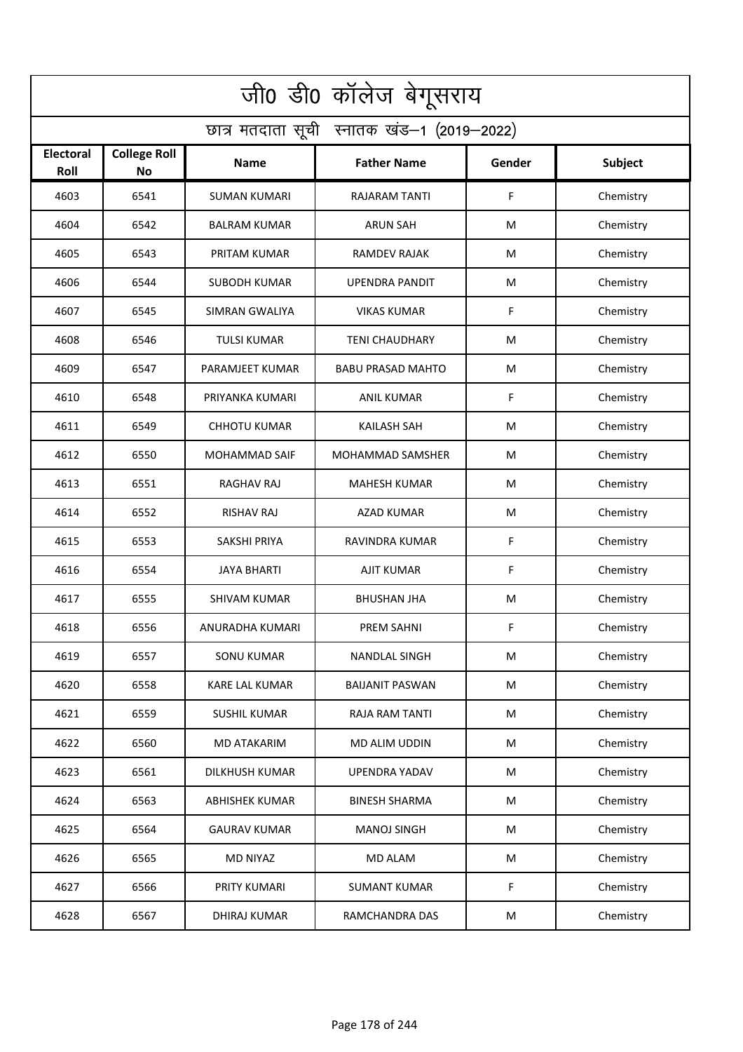# जी0 डी0 कॉलेज बेगूसराय

## छात्र मतदाता सूची स्नातक खंड–1 (2019–2022)

| Electoral Roll | College Roll No | Name | Father Name | Gender | Subject |
|---|---|---|---|---|---|
| 4603 | 6541 | SUMAN KUMARI | RAJARAM TANTI | F | Chemistry |
| 4604 | 6542 | BALRAM KUMAR | ARUN SAH | M | Chemistry |
| 4605 | 6543 | PRITAM KUMAR | RAMDEV RAJAK | M | Chemistry |
| 4606 | 6544 | SUBODH KUMAR | UPENDRA PANDIT | M | Chemistry |
| 4607 | 6545 | SIMRAN GWALIYA | VIKAS KUMAR | F | Chemistry |
| 4608 | 6546 | TULSI KUMAR | TENI CHAUDHARY | M | Chemistry |
| 4609 | 6547 | PARAMJEET KUMAR | BABU PRASAD MAHTO | M | Chemistry |
| 4610 | 6548 | PRIYANKA KUMARI | ANIL KUMAR | F | Chemistry |
| 4611 | 6549 | CHHOTU KUMAR | KAILASH SAH | M | Chemistry |
| 4612 | 6550 | MOHAMMAD SAIF | MOHAMMAD SAMSHER | M | Chemistry |
| 4613 | 6551 | RAGHAV RAJ | MAHESH KUMAR | M | Chemistry |
| 4614 | 6552 | RISHAV RAJ | AZAD KUMAR | M | Chemistry |
| 4615 | 6553 | SAKSHI PRIYA | RAVINDRA KUMAR | F | Chemistry |
| 4616 | 6554 | JAYA BHARTI | AJIT KUMAR | F | Chemistry |
| 4617 | 6555 | SHIVAM KUMAR | BHUSHAN JHA | M | Chemistry |
| 4618 | 6556 | ANURADHA KUMARI | PREM SAHNI | F | Chemistry |
| 4619 | 6557 | SONU KUMAR | NANDLAL SINGH | M | Chemistry |
| 4620 | 6558 | KARE LAL KUMAR | BAIJANIT PASWAN | M | Chemistry |
| 4621 | 6559 | SUSHIL KUMAR | RAJA RAM TANTI | M | Chemistry |
| 4622 | 6560 | MD ATAKARIM | MD ALIM UDDIN | M | Chemistry |
| 4623 | 6561 | DILKHUSH KUMAR | UPENDRA YADAV | M | Chemistry |
| 4624 | 6563 | ABHISHEK KUMAR | BINESH SHARMA | M | Chemistry |
| 4625 | 6564 | GAURAV KUMAR | MANOJ SINGH | M | Chemistry |
| 4626 | 6565 | MD NIYAZ | MD ALAM | M | Chemistry |
| 4627 | 6566 | PRITY KUMARI | SUMANT KUMAR | F | Chemistry |
| 4628 | 6567 | DHIRAJ KUMAR | RAMCHANDRA DAS | M | Chemistry |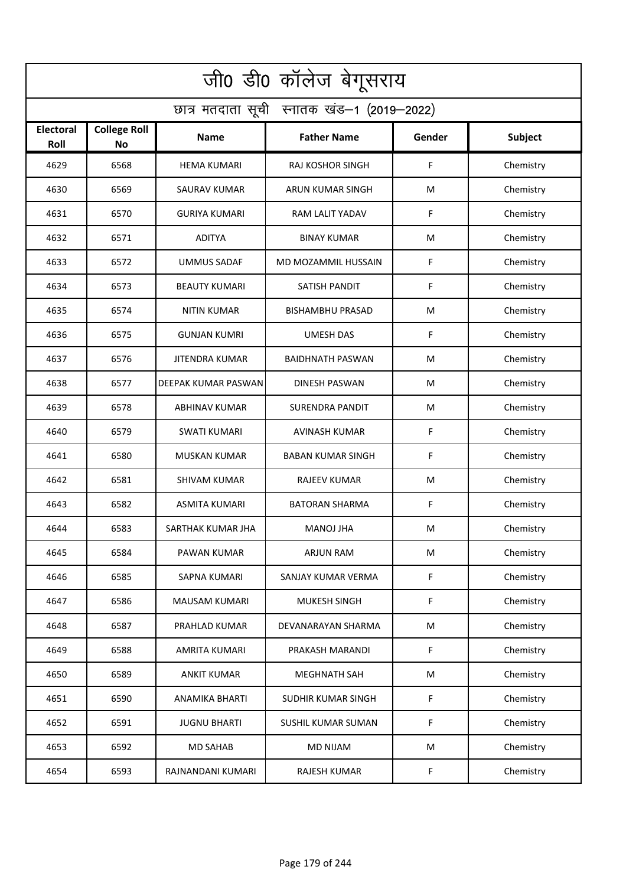# जी0 डी0 कॉलेज बेगूसराय

## छात्र मतदाता सूची स्नातक खंड–1 (2019–2022)

| Electoral Roll | College Roll No | Name | Father Name | Gender | Subject |
|---|---|---|---|---|---|
| 4629 | 6568 | HEMA KUMARI | RAJ KOSHOR SINGH | F | Chemistry |
| 4630 | 6569 | SAURAV KUMAR | ARUN KUMAR SINGH | M | Chemistry |
| 4631 | 6570 | GURIYA KUMARI | RAM LALIT YADAV | F | Chemistry |
| 4632 | 6571 | ADITYA | BINAY KUMAR | M | Chemistry |
| 4633 | 6572 | UMMUS SADAF | MD MOZAMMIL HUSSAIN | F | Chemistry |
| 4634 | 6573 | BEAUTY KUMARI | SATISH PANDIT | F | Chemistry |
| 4635 | 6574 | NITIN KUMAR | BISHAMBHU PRASAD | M | Chemistry |
| 4636 | 6575 | GUNJAN KUMRI | UMESH DAS | F | Chemistry |
| 4637 | 6576 | JITENDRA KUMAR | BAIDHNATH PASWAN | M | Chemistry |
| 4638 | 6577 | DEEPAK KUMAR PASWAN | DINESH PASWAN | M | Chemistry |
| 4639 | 6578 | ABHINAV KUMAR | SURENDRA PANDIT | M | Chemistry |
| 4640 | 6579 | SWATI KUMARI | AVINASH KUMAR | F | Chemistry |
| 4641 | 6580 | MUSKAN KUMAR | BABAN KUMAR SINGH | F | Chemistry |
| 4642 | 6581 | SHIVAM KUMAR | RAJEEV KUMAR | M | Chemistry |
| 4643 | 6582 | ASMITA KUMARI | BATORAN SHARMA | F | Chemistry |
| 4644 | 6583 | SARTHAK KUMAR JHA | MANOJ JHA | M | Chemistry |
| 4645 | 6584 | PAWAN KUMAR | ARJUN RAM | M | Chemistry |
| 4646 | 6585 | SAPNA KUMARI | SANJAY KUMAR VERMA | F | Chemistry |
| 4647 | 6586 | MAUSAM KUMARI | MUKESH SINGH | F | Chemistry |
| 4648 | 6587 | PRAHLAD KUMAR | DEVANARAYAN SHARMA | M | Chemistry |
| 4649 | 6588 | AMRITA KUMARI | PRAKASH MARANDI | F | Chemistry |
| 4650 | 6589 | ANKIT KUMAR | MEGHNATH SAH | M | Chemistry |
| 4651 | 6590 | ANAMIKA BHARTI | SUDHIR KUMAR SINGH | F | Chemistry |
| 4652 | 6591 | JUGNU BHARTI | SUSHIL KUMAR SUMAN | F | Chemistry |
| 4653 | 6592 | MD SAHAB | MD NIJAM | M | Chemistry |
| 4654 | 6593 | RAJNANDANI KUMARI | RAJESH KUMAR | F | Chemistry |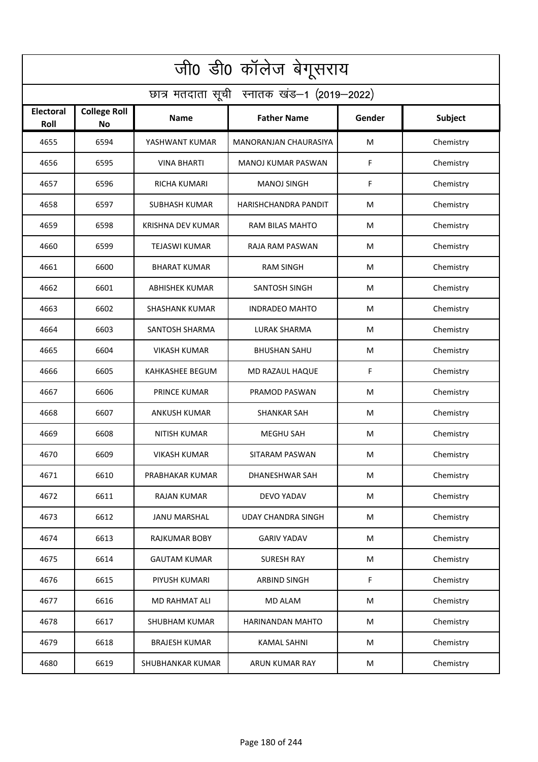# जी0 डी0 कॉलेज बेगूसराय

## छात्र मतदाता सूची स्नातक खंड–1 (2019–2022)

| Electoral Roll | College Roll No | Name | Father Name | Gender | Subject |
|---|---|---|---|---|---|
| 4655 | 6594 | YASHWANT KUMAR | MANORANJAN CHAURASIYA | M | Chemistry |
| 4656 | 6595 | VINA BHARTI | MANOJ KUMAR PASWAN | F | Chemistry |
| 4657 | 6596 | RICHA KUMARI | MANOJ SINGH | F | Chemistry |
| 4658 | 6597 | SUBHASH KUMAR | HARISHCHANDRA PANDIT | M | Chemistry |
| 4659 | 6598 | KRISHNA DEV KUMAR | RAM BILAS MAHTO | M | Chemistry |
| 4660 | 6599 | TEJASWI KUMAR | RAJA RAM PASWAN | M | Chemistry |
| 4661 | 6600 | BHARAT KUMAR | RAM SINGH | M | Chemistry |
| 4662 | 6601 | ABHISHEK KUMAR | SANTOSH SINGH | M | Chemistry |
| 4663 | 6602 | SHASHANK KUMAR | INDRADEO MAHTO | M | Chemistry |
| 4664 | 6603 | SANTOSH SHARMA | LURAK SHARMA | M | Chemistry |
| 4665 | 6604 | VIKASH KUMAR | BHUSHAN SAHU | M | Chemistry |
| 4666 | 6605 | KAHKASHEE BEGUM | MD RAZAUL HAQUE | F | Chemistry |
| 4667 | 6606 | PRINCE KUMAR | PRAMOD PASWAN | M | Chemistry |
| 4668 | 6607 | ANKUSH KUMAR | SHANKAR SAH | M | Chemistry |
| 4669 | 6608 | NITISH KUMAR | MEGHU SAH | M | Chemistry |
| 4670 | 6609 | VIKASH KUMAR | SITARAM PASWAN | M | Chemistry |
| 4671 | 6610 | PRABHAKAR KUMAR | DHANESHWAR SAH | M | Chemistry |
| 4672 | 6611 | RAJAN KUMAR | DEVO YADAV | M | Chemistry |
| 4673 | 6612 | JANU MARSHAL | UDAY CHANDRA SINGH | M | Chemistry |
| 4674 | 6613 | RAJKUMAR BOBY | GARIV YADAV | M | Chemistry |
| 4675 | 6614 | GAUTAM KUMAR | SURESH RAY | M | Chemistry |
| 4676 | 6615 | PIYUSH KUMARI | ARBIND SINGH | F | Chemistry |
| 4677 | 6616 | MD RAHMAT ALI | MD ALAM | M | Chemistry |
| 4678 | 6617 | SHUBHAM KUMAR | HARINANDAN MAHTO | M | Chemistry |
| 4679 | 6618 | BRAJESH KUMAR | KAMAL SAHNI | M | Chemistry |
| 4680 | 6619 | SHUBHANKAR KUMAR | ARUN KUMAR RAY | M | Chemistry |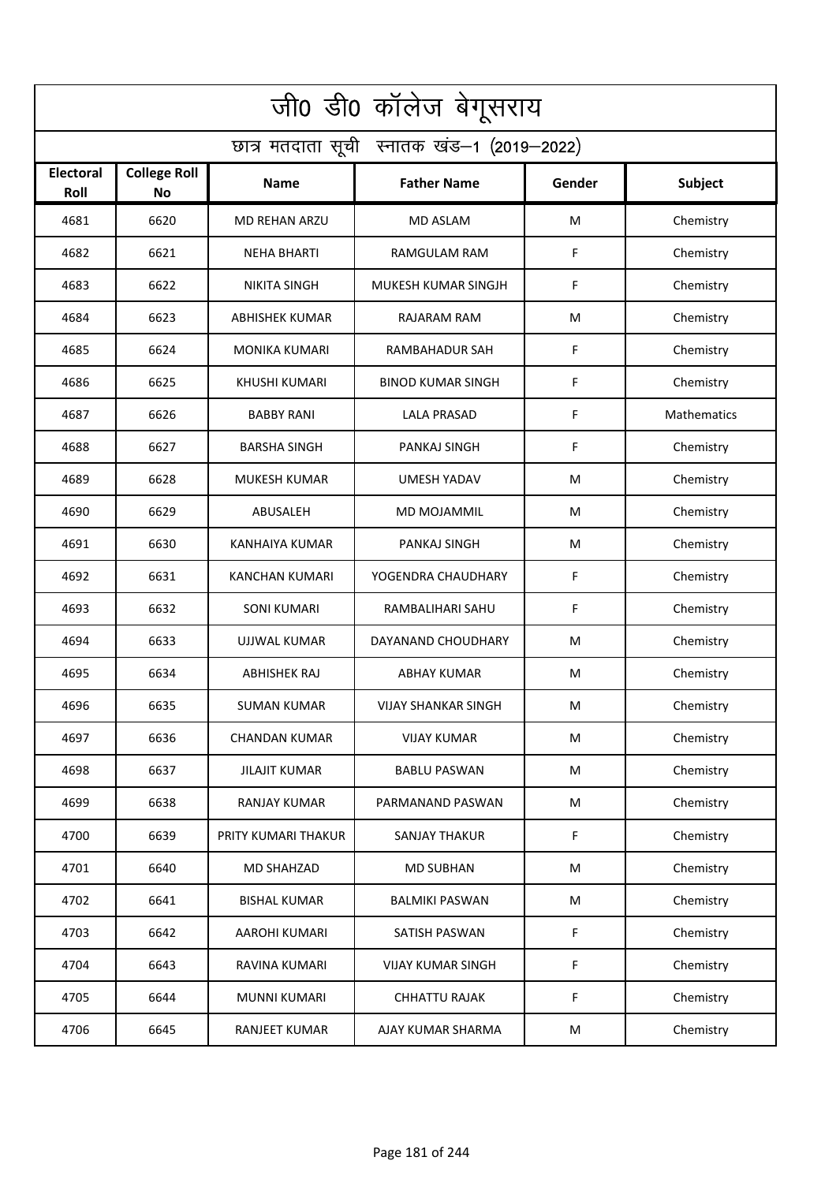# जी0 डी0 कॉलेज बेगूसराय

## छात्र मतदाता सूची स्नातक खंड–1 (2019–2022)

| Electoral Roll | College Roll No | Name | Father Name | Gender | Subject |
|---|---|---|---|---|---|
| 4681 | 6620 | MD REHAN ARZU | MD ASLAM | M | Chemistry |
| 4682 | 6621 | NEHA BHARTI | RAMGULAM RAM | F | Chemistry |
| 4683 | 6622 | NIKITA SINGH | MUKESH KUMAR SINGJH | F | Chemistry |
| 4684 | 6623 | ABHISHEK KUMAR | RAJARAM RAM | M | Chemistry |
| 4685 | 6624 | MONIKA KUMARI | RAMBAHADUR SAH | F | Chemistry |
| 4686 | 6625 | KHUSHI KUMARI | BINOD KUMAR SINGH | F | Chemistry |
| 4687 | 6626 | BABBY RANI | LALA PRASAD | F | Mathematics |
| 4688 | 6627 | BARSHA SINGH | PANKAJ SINGH | F | Chemistry |
| 4689 | 6628 | MUKESH KUMAR | UMESH YADAV | M | Chemistry |
| 4690 | 6629 | ABUSALEH | MD MOJAMMIL | M | Chemistry |
| 4691 | 6630 | KANHAIYA KUMAR | PANKAJ SINGH | M | Chemistry |
| 4692 | 6631 | KANCHAN KUMARI | YOGENDRA CHAUDHARY | F | Chemistry |
| 4693 | 6632 | SONI KUMARI | RAMBALIHARI SAHU | F | Chemistry |
| 4694 | 6633 | UJJWAL KUMAR | DAYANAND CHOUDHARY | M | Chemistry |
| 4695 | 6634 | ABHISHEK RAJ | ABHAY KUMAR | M | Chemistry |
| 4696 | 6635 | SUMAN KUMAR | VIJAY SHANKAR SINGH | M | Chemistry |
| 4697 | 6636 | CHANDAN KUMAR | VIJAY KUMAR | M | Chemistry |
| 4698 | 6637 | JILAJIT KUMAR | BABLU PASWAN | M | Chemistry |
| 4699 | 6638 | RANJAY KUMAR | PARMANAND PASWAN | M | Chemistry |
| 4700 | 6639 | PRITY KUMARI THAKUR | SANJAY THAKUR | F | Chemistry |
| 4701 | 6640 | MD SHAHZAD | MD SUBHAN | M | Chemistry |
| 4702 | 6641 | BISHAL KUMAR | BALMIKI PASWAN | M | Chemistry |
| 4703 | 6642 | AAROHI KUMARI | SATISH PASWAN | F | Chemistry |
| 4704 | 6643 | RAVINA KUMARI | VIJAY KUMAR SINGH | F | Chemistry |
| 4705 | 6644 | MUNNI KUMARI | CHHATTU RAJAK | F | Chemistry |
| 4706 | 6645 | RANJEET KUMAR | AJAY KUMAR SHARMA | M | Chemistry |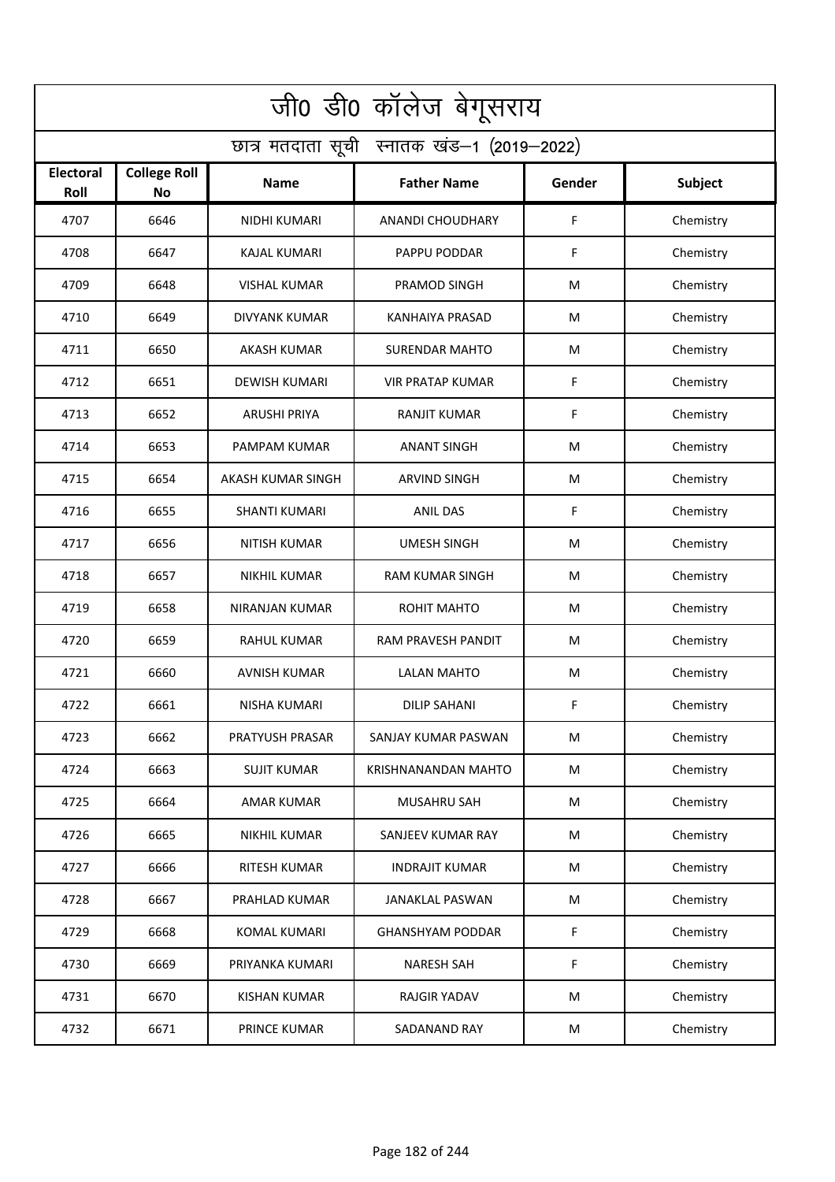# जी0 डी0 कॉलेज बेगूसराय

## छात्र मतदाता सूची स्नातक खंड–1 (2019–2022)

| Electoral Roll | College Roll No | Name | Father Name | Gender | Subject |
|---|---|---|---|---|---|
| 4707 | 6646 | NIDHI KUMARI | ANANDI CHOUDHARY | F | Chemistry |
| 4708 | 6647 | KAJAL KUMARI | PAPPU PODDAR | F | Chemistry |
| 4709 | 6648 | VISHAL KUMAR | PRAMOD SINGH | M | Chemistry |
| 4710 | 6649 | DIVYANK KUMAR | KANHAIYA PRASAD | M | Chemistry |
| 4711 | 6650 | AKASH KUMAR | SURENDAR MAHTO | M | Chemistry |
| 4712 | 6651 | DEWISH KUMARI | VIR PRATAP KUMAR | F | Chemistry |
| 4713 | 6652 | ARUSHI PRIYA | RANJIT KUMAR | F | Chemistry |
| 4714 | 6653 | PAMPAM KUMAR | ANANT SINGH | M | Chemistry |
| 4715 | 6654 | AKASH KUMAR SINGH | ARVIND SINGH | M | Chemistry |
| 4716 | 6655 | SHANTI KUMARI | ANIL DAS | F | Chemistry |
| 4717 | 6656 | NITISH KUMAR | UMESH SINGH | M | Chemistry |
| 4718 | 6657 | NIKHIL KUMAR | RAM KUMAR SINGH | M | Chemistry |
| 4719 | 6658 | NIRANJAN KUMAR | ROHIT MAHTO | M | Chemistry |
| 4720 | 6659 | RAHUL KUMAR | RAM PRAVESH PANDIT | M | Chemistry |
| 4721 | 6660 | AVNISH KUMAR | LALAN MAHTO | M | Chemistry |
| 4722 | 6661 | NISHA KUMARI | DILIP SAHANI | F | Chemistry |
| 4723 | 6662 | PRATYUSH PRASAR | SANJAY KUMAR PASWAN | M | Chemistry |
| 4724 | 6663 | SUJIT KUMAR | KRISHNANANDAN MAHTO | M | Chemistry |
| 4725 | 6664 | AMAR KUMAR | MUSAHRU SAH | M | Chemistry |
| 4726 | 6665 | NIKHIL KUMAR | SANJEEV KUMAR RAY | M | Chemistry |
| 4727 | 6666 | RITESH KUMAR | INDRAJIT KUMAR | M | Chemistry |
| 4728 | 6667 | PRAHLAD KUMAR | JANAKLAL PASWAN | M | Chemistry |
| 4729 | 6668 | KOMAL KUMARI | GHANSHYAM PODDAR | F | Chemistry |
| 4730 | 6669 | PRIYANKA KUMARI | NARESH SAH | F | Chemistry |
| 4731 | 6670 | KISHAN KUMAR | RAJGIR YADAV | M | Chemistry |
| 4732 | 6671 | PRINCE KUMAR | SADANAND RAY | M | Chemistry |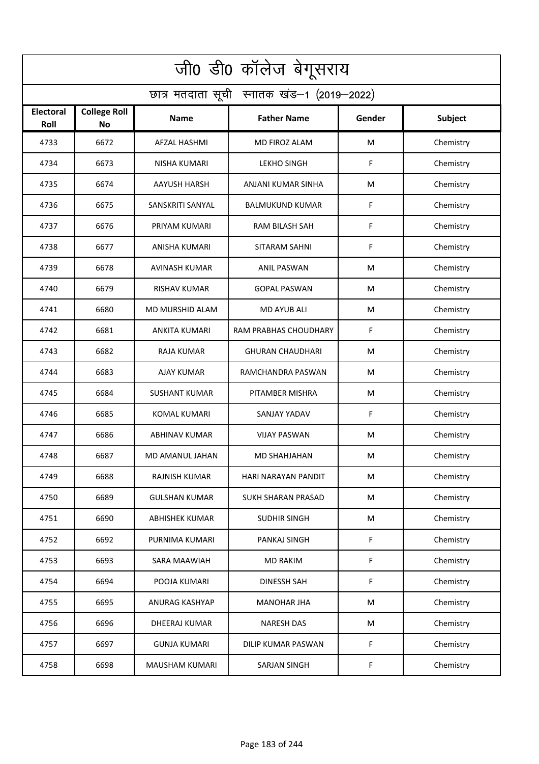# जी0 डी0 कॉलेज बेगूसराय

## छात्र मतदाता सूची स्नातक खंड–1 (2019–2022)

| Electoral Roll | College Roll No | Name | Father Name | Gender | Subject |
|---|---|---|---|---|---|
| 4733 | 6672 | AFZAL HASHMI | MD FIROZ ALAM | M | Chemistry |
| 4734 | 6673 | NISHA KUMARI | LEKHO SINGH | F | Chemistry |
| 4735 | 6674 | AAYUSH HARSH | ANJANI KUMAR SINHA | M | Chemistry |
| 4736 | 6675 | SANSKRITI SANYAL | BALMUKUND KUMAR | F | Chemistry |
| 4737 | 6676 | PRIYAM KUMARI | RAM BILASH SAH | F | Chemistry |
| 4738 | 6677 | ANISHA KUMARI | SITARAM SAHNI | F | Chemistry |
| 4739 | 6678 | AVINASH KUMAR | ANIL PASWAN | M | Chemistry |
| 4740 | 6679 | RISHAV KUMAR | GOPAL PASWAN | M | Chemistry |
| 4741 | 6680 | MD MURSHID ALAM | MD AYUB ALI | M | Chemistry |
| 4742 | 6681 | ANKITA KUMARI | RAM PRABHAS CHOUDHARY | F | Chemistry |
| 4743 | 6682 | RAJA KUMAR | GHURAN CHAUDHARI | M | Chemistry |
| 4744 | 6683 | AJAY KUMAR | RAMCHANDRA PASWAN | M | Chemistry |
| 4745 | 6684 | SUSHANT KUMAR | PITAMBER MISHRA | M | Chemistry |
| 4746 | 6685 | KOMAL KUMARI | SANJAY YADAV | F | Chemistry |
| 4747 | 6686 | ABHINAV KUMAR | VIJAY PASWAN | M | Chemistry |
| 4748 | 6687 | MD AMANUL JAHAN | MD SHAHJAHAN | M | Chemistry |
| 4749 | 6688 | RAJNISH KUMAR | HARI NARAYAN PANDIT | M | Chemistry |
| 4750 | 6689 | GULSHAN KUMAR | SUKH SHARAN PRASAD | M | Chemistry |
| 4751 | 6690 | ABHISHEK KUMAR | SUDHIR SINGH | M | Chemistry |
| 4752 | 6692 | PURNIMA KUMARI | PANKAJ SINGH | F | Chemistry |
| 4753 | 6693 | SARA MAAWIAH | MD RAKIM | F | Chemistry |
| 4754 | 6694 | POOJA KUMARI | DINESSH SAH | F | Chemistry |
| 4755 | 6695 | ANURAG KASHYAP | MANOHAR JHA | M | Chemistry |
| 4756 | 6696 | DHEERAJ KUMAR | NARESH DAS | M | Chemistry |
| 4757 | 6697 | GUNJA KUMARI | DILIP KUMAR PASWAN | F | Chemistry |
| 4758 | 6698 | MAUSHAM KUMARI | SARJAN SINGH | F | Chemistry |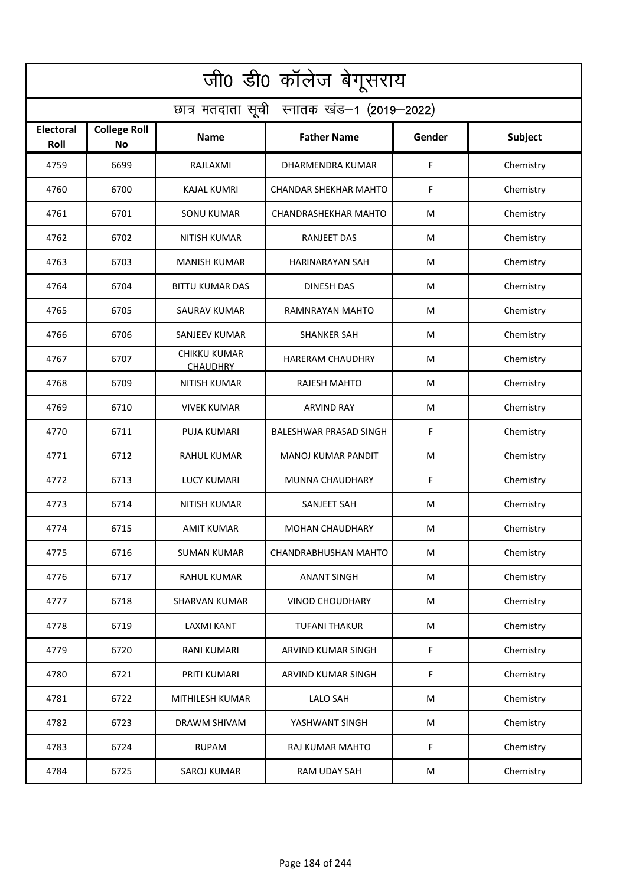# जी0 डी0 कॉलेज बेगूसराय

## छात्र मतदाता सूची स्नातक खंड–1 (2019–2022)

| Electoral Roll | College Roll No | Name | Father Name | Gender | Subject |
|---|---|---|---|---|---|
| 4759 | 6699 | RAJLAXMI | DHARMENDRA KUMAR | F | Chemistry |
| 4760 | 6700 | KAJAL KUMRI | CHANDAR SHEKHAR MAHTO | F | Chemistry |
| 4761 | 6701 | SONU KUMAR | CHANDRASHEKHAR MAHTO | M | Chemistry |
| 4762 | 6702 | NITISH KUMAR | RANJEET DAS | M | Chemistry |
| 4763 | 6703 | MANISH KUMAR | HARINARAYAN SAH | M | Chemistry |
| 4764 | 6704 | BITTU KUMAR DAS | DINESH DAS | M | Chemistry |
| 4765 | 6705 | SAURAV KUMAR | RAMNRAYAN MAHTO | M | Chemistry |
| 4766 | 6706 | SANJEEV KUMAR | SHANKER SAH | M | Chemistry |
| 4767 | 6707 | CHIKKU KUMAR CHAUDHRY | HARERAM CHAUDHRY | M | Chemistry |
| 4768 | 6709 | NITISH KUMAR | RAJESH MAHTO | M | Chemistry |
| 4769 | 6710 | VIVEK KUMAR | ARVIND RAY | M | Chemistry |
| 4770 | 6711 | PUJA KUMARI | BALESHWAR PRASAD SINGH | F | Chemistry |
| 4771 | 6712 | RAHUL KUMAR | MANOJ KUMAR PANDIT | M | Chemistry |
| 4772 | 6713 | LUCY KUMARI | MUNNA CHAUDHARY | F | Chemistry |
| 4773 | 6714 | NITISH KUMAR | SANJEET SAH | M | Chemistry |
| 4774 | 6715 | AMIT KUMAR | MOHAN CHAUDHARY | M | Chemistry |
| 4775 | 6716 | SUMAN KUMAR | CHANDRABHUSHAN MAHTO | M | Chemistry |
| 4776 | 6717 | RAHUL KUMAR | ANANT SINGH | M | Chemistry |
| 4777 | 6718 | SHARVAN KUMAR | VINOD CHOUDHARY | M | Chemistry |
| 4778 | 6719 | LAXMI KANT | TUFANI THAKUR | M | Chemistry |
| 4779 | 6720 | RANI KUMARI | ARVIND KUMAR SINGH | F | Chemistry |
| 4780 | 6721 | PRITI KUMARI | ARVIND KUMAR SINGH | F | Chemistry |
| 4781 | 6722 | MITHILESH KUMAR | LALO SAH | M | Chemistry |
| 4782 | 6723 | DRAWM SHIVAM | YASHWANT SINGH | M | Chemistry |
| 4783 | 6724 | RUPAM | RAJ KUMAR MAHTO | F | Chemistry |
| 4784 | 6725 | SAROJ KUMAR | RAM UDAY SAH | M | Chemistry |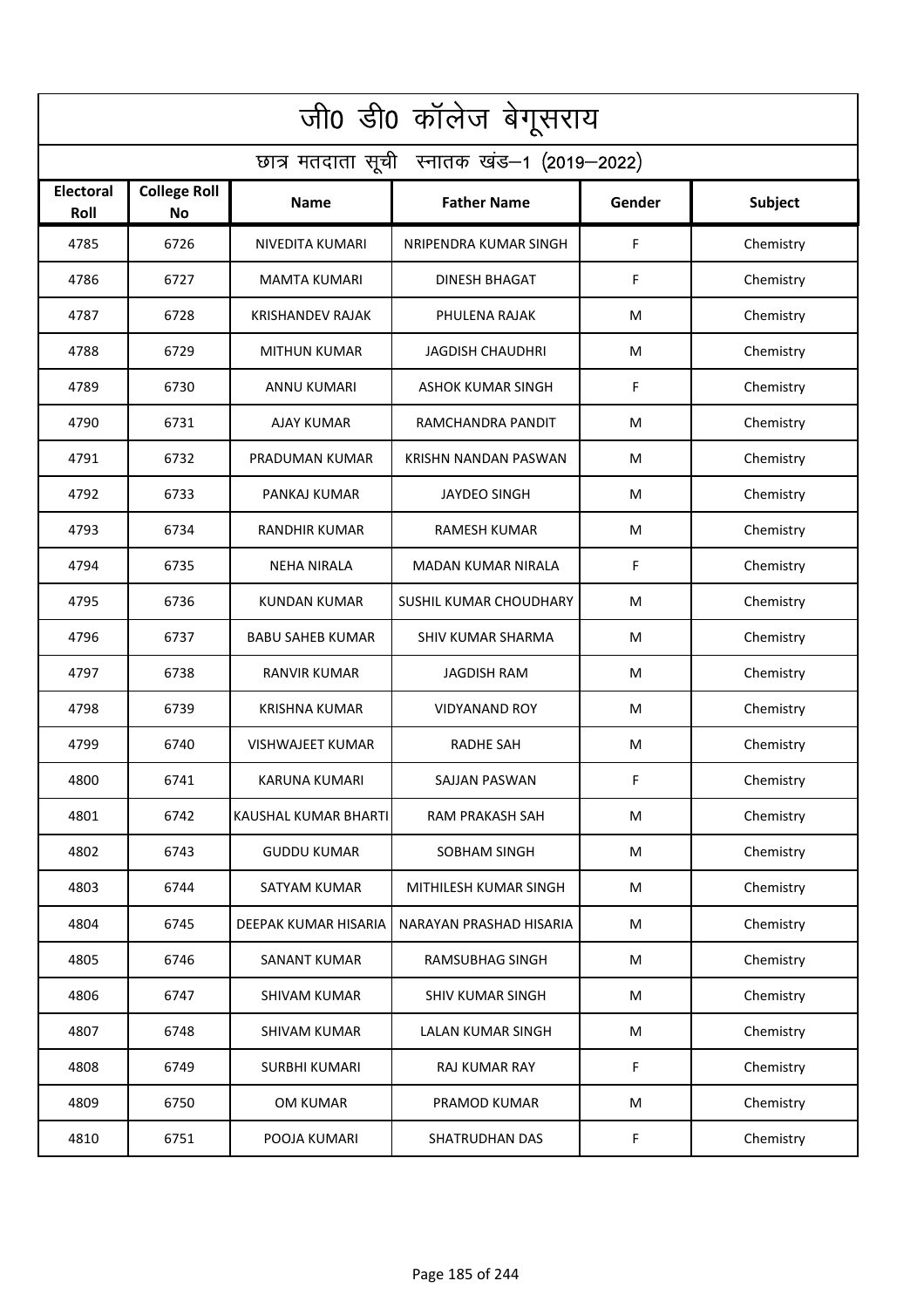# जी0 डी0 कॉलेज बेगूसराय

## छात्र मतदाता सूची स्नातक खंड–1 (2019–2022)

| Electoral Roll | College Roll No | Name | Father Name | Gender | Subject |
|---|---|---|---|---|---|
| 4785 | 6726 | NIVEDITA KUMARI | NRIPENDRA KUMAR SINGH | F | Chemistry |
| 4786 | 6727 | MAMTA KUMARI | DINESH BHAGAT | F | Chemistry |
| 4787 | 6728 | KRISHANDEV RAJAK | PHULENA RAJAK | M | Chemistry |
| 4788 | 6729 | MITHUN KUMAR | JAGDISH CHAUDHRI | M | Chemistry |
| 4789 | 6730 | ANNU KUMARI | ASHOK KUMAR SINGH | F | Chemistry |
| 4790 | 6731 | AJAY KUMAR | RAMCHANDRA PANDIT | M | Chemistry |
| 4791 | 6732 | PRADUMAN KUMAR | KRISHN NANDAN PASWAN | M | Chemistry |
| 4792 | 6733 | PANKAJ KUMAR | JAYDEO SINGH | M | Chemistry |
| 4793 | 6734 | RANDHIR KUMAR | RAMESH KUMAR | M | Chemistry |
| 4794 | 6735 | NEHA NIRALA | MADAN KUMAR NIRALA | F | Chemistry |
| 4795 | 6736 | KUNDAN KUMAR | SUSHIL KUMAR CHOUDHARY | M | Chemistry |
| 4796 | 6737 | BABU SAHEB KUMAR | SHIV KUMAR SHARMA | M | Chemistry |
| 4797 | 6738 | RANVIR KUMAR | JAGDISH RAM | M | Chemistry |
| 4798 | 6739 | KRISHNA KUMAR | VIDYANAND ROY | M | Chemistry |
| 4799 | 6740 | VISHWAJEET KUMAR | RADHE SAH | M | Chemistry |
| 4800 | 6741 | KARUNA KUMARI | SAJJAN PASWAN | F | Chemistry |
| 4801 | 6742 | KAUSHAL KUMAR BHARTI | RAM PRAKASH SAH | M | Chemistry |
| 4802 | 6743 | GUDDU KUMAR | SOBHAM SINGH | M | Chemistry |
| 4803 | 6744 | SATYAM KUMAR | MITHILESH KUMAR SINGH | M | Chemistry |
| 4804 | 6745 | DEEPAK KUMAR HISARIA | NARAYAN PRASHAD HISARIA | M | Chemistry |
| 4805 | 6746 | SANANT KUMAR | RAMSUBHAG SINGH | M | Chemistry |
| 4806 | 6747 | SHIVAM KUMAR | SHIV KUMAR SINGH | M | Chemistry |
| 4807 | 6748 | SHIVAM KUMAR | LALAN KUMAR SINGH | M | Chemistry |
| 4808 | 6749 | SURBHI KUMARI | RAJ KUMAR RAY | F | Chemistry |
| 4809 | 6750 | OM KUMAR | PRAMOD KUMAR | M | Chemistry |
| 4810 | 6751 | POOJA KUMARI | SHATRUDHAN DAS | F | Chemistry |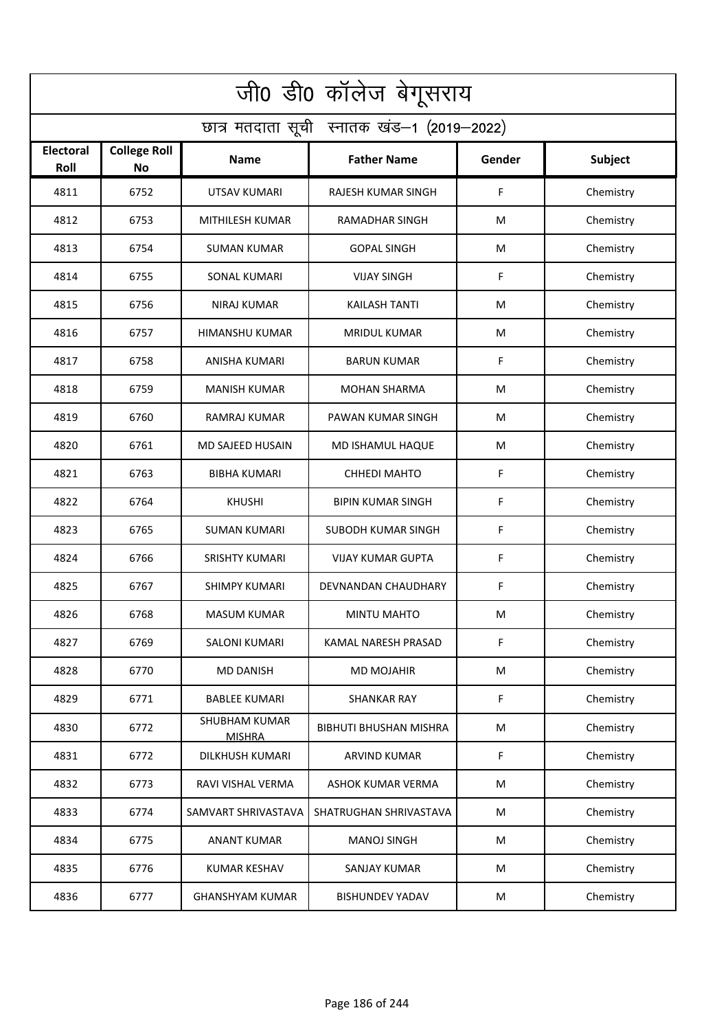# जी0 डी0 कॉलेज बेगूसराय

## छात्र मतदाता सूची स्नातक खंड–1 (2019–2022)

| Electoral Roll | College Roll No | Name | Father Name | Gender | Subject |
|---|---|---|---|---|---|
| 4811 | 6752 | UTSAV KUMARI | RAJESH KUMAR SINGH | F | Chemistry |
| 4812 | 6753 | MITHILESH KUMAR | RAMADHAR SINGH | M | Chemistry |
| 4813 | 6754 | SUMAN KUMAR | GOPAL SINGH | M | Chemistry |
| 4814 | 6755 | SONAL KUMARI | VIJAY SINGH | F | Chemistry |
| 4815 | 6756 | NIRAJ KUMAR | KAILASH TANTI | M | Chemistry |
| 4816 | 6757 | HIMANSHU KUMAR | MRIDUL KUMAR | M | Chemistry |
| 4817 | 6758 | ANISHA KUMARI | BARUN KUMAR | F | Chemistry |
| 4818 | 6759 | MANISH KUMAR | MOHAN SHARMA | M | Chemistry |
| 4819 | 6760 | RAMRAJ KUMAR | PAWAN KUMAR SINGH | M | Chemistry |
| 4820 | 6761 | MD SAJEED HUSAIN | MD ISHAMUL HAQUE | M | Chemistry |
| 4821 | 6763 | BIBHA KUMARI | CHHEDI MAHTO | F | Chemistry |
| 4822 | 6764 | KHUSHI | BIPIN KUMAR SINGH | F | Chemistry |
| 4823 | 6765 | SUMAN KUMARI | SUBODH KUMAR SINGH | F | Chemistry |
| 4824 | 6766 | SRISHTY KUMARI | VIJAY KUMAR GUPTA | F | Chemistry |
| 4825 | 6767 | SHIMPY KUMARI | DEVNANDAN CHAUDHARY | F | Chemistry |
| 4826 | 6768 | MASUM KUMAR | MINTU MAHTO | M | Chemistry |
| 4827 | 6769 | SALONI KUMARI | KAMAL NARESH PRASAD | F | Chemistry |
| 4828 | 6770 | MD DANISH | MD MOJAHIR | M | Chemistry |
| 4829 | 6771 | BABLEE KUMARI | SHANKAR RAY | F | Chemistry |
| 4830 | 6772 | SHUBHAM KUMAR MISHRA | BIBHUTI BHUSHAN MISHRA | M | Chemistry |
| 4831 | 6772 | DILKHUSH KUMARI | ARVIND KUMAR | F | Chemistry |
| 4832 | 6773 | RAVI VISHAL VERMA | ASHOK KUMAR VERMA | M | Chemistry |
| 4833 | 6774 | SAMVART SHRIVASTAVA | SHATRUGHAN SHRIVASTAVA | M | Chemistry |
| 4834 | 6775 | ANANT KUMAR | MANOJ SINGH | M | Chemistry |
| 4835 | 6776 | KUMAR KESHAV | SANJAY KUMAR | M | Chemistry |
| 4836 | 6777 | GHANSHYAM KUMAR | BISHUNDEV YADAV | M | Chemistry |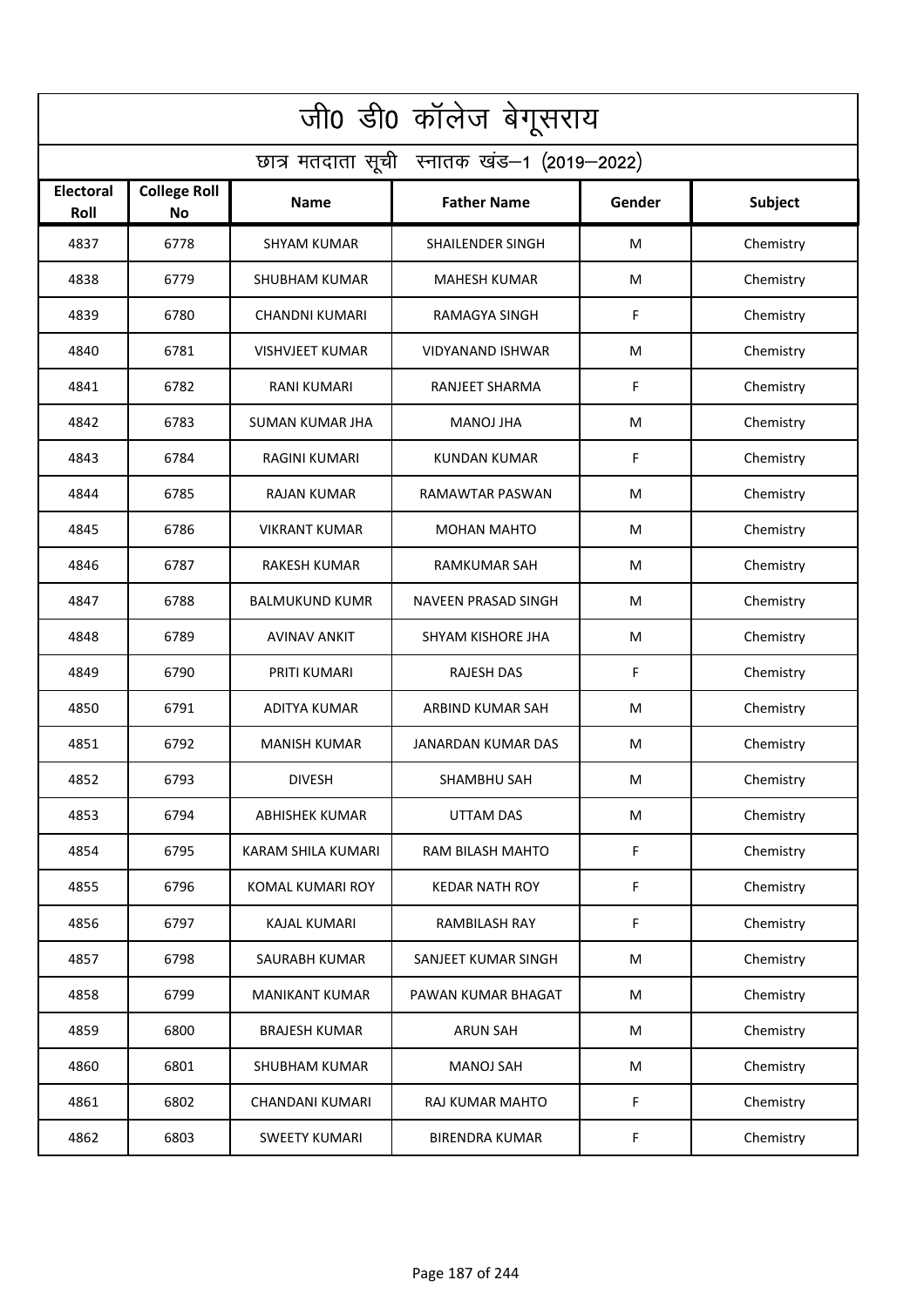# जी0 डी0 कॉलेज बेगूसराय

## छात्र मतदाता सूची स्नातक खंड–1 (2019–2022)

| Electoral Roll | College Roll No | Name | Father Name | Gender | Subject |
|---|---|---|---|---|---|
| 4837 | 6778 | SHYAM KUMAR | SHAILENDER SINGH | M | Chemistry |
| 4838 | 6779 | SHUBHAM KUMAR | MAHESH KUMAR | M | Chemistry |
| 4839 | 6780 | CHANDNI KUMARI | RAMAGYA SINGH | F | Chemistry |
| 4840 | 6781 | VISHVJEET KUMAR | VIDYANAND ISHWAR | M | Chemistry |
| 4841 | 6782 | RANI KUMARI | RANJEET SHARMA | F | Chemistry |
| 4842 | 6783 | SUMAN KUMAR JHA | MANOJ JHA | M | Chemistry |
| 4843 | 6784 | RAGINI KUMARI | KUNDAN KUMAR | F | Chemistry |
| 4844 | 6785 | RAJAN KUMAR | RAMAWTAR PASWAN | M | Chemistry |
| 4845 | 6786 | VIKRANT KUMAR | MOHAN MAHTO | M | Chemistry |
| 4846 | 6787 | RAKESH KUMAR | RAMKUMAR SAH | M | Chemistry |
| 4847 | 6788 | BALMUKUND KUMR | NAVEEN PRASAD SINGH | M | Chemistry |
| 4848 | 6789 | AVINAV ANKIT | SHYAM KISHORE JHA | M | Chemistry |
| 4849 | 6790 | PRITI KUMARI | RAJESH DAS | F | Chemistry |
| 4850 | 6791 | ADITYA KUMAR | ARBIND KUMAR SAH | M | Chemistry |
| 4851 | 6792 | MANISH KUMAR | JANARDAN KUMAR DAS | M | Chemistry |
| 4852 | 6793 | DIVESH | SHAMBHU SAH | M | Chemistry |
| 4853 | 6794 | ABHISHEK KUMAR | UTTAM DAS | M | Chemistry |
| 4854 | 6795 | KARAM SHILA KUMARI | RAM BILASH MAHTO | F | Chemistry |
| 4855 | 6796 | KOMAL KUMARI ROY | KEDAR NATH ROY | F | Chemistry |
| 4856 | 6797 | KAJAL KUMARI | RAMBILASH RAY | F | Chemistry |
| 4857 | 6798 | SAURABH KUMAR | SANJEET KUMAR SINGH | M | Chemistry |
| 4858 | 6799 | MANIKANT KUMAR | PAWAN KUMAR BHAGAT | M | Chemistry |
| 4859 | 6800 | BRAJESH KUMAR | ARUN SAH | M | Chemistry |
| 4860 | 6801 | SHUBHAM KUMAR | MANOJ SAH | M | Chemistry |
| 4861 | 6802 | CHANDANI KUMARI | RAJ KUMAR MAHTO | F | Chemistry |
| 4862 | 6803 | SWEETY KUMARI | BIRENDRA KUMAR | F | Chemistry |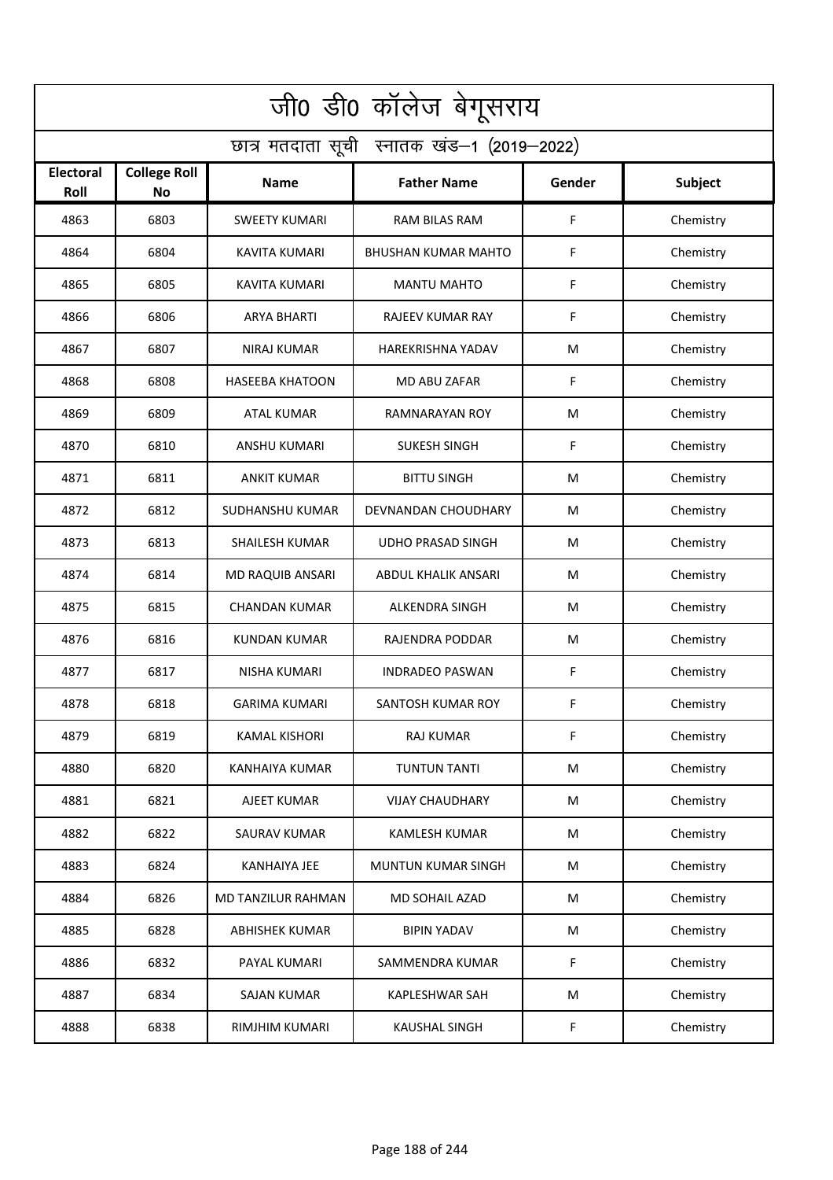# जी0 डी0 कॉलेज बेगूसराय

## छात्र मतदाता सूची स्नातक खंड–1 (2019–2022)

| Electoral Roll | College Roll No | Name | Father Name | Gender | Subject |
|---|---|---|---|---|---|
| 4863 | 6803 | SWEETY KUMARI | RAM BILAS RAM | F | Chemistry |
| 4864 | 6804 | KAVITA KUMARI | BHUSHAN KUMAR MAHTO | F | Chemistry |
| 4865 | 6805 | KAVITA KUMARI | MANTU MAHTO | F | Chemistry |
| 4866 | 6806 | ARYA BHARTI | RAJEEV KUMAR RAY | F | Chemistry |
| 4867 | 6807 | NIRAJ KUMAR | HAREKRISHNA YADAV | M | Chemistry |
| 4868 | 6808 | HASEEBA KHATOON | MD ABU ZAFAR | F | Chemistry |
| 4869 | 6809 | ATAL KUMAR | RAMNARAYAN ROY | M | Chemistry |
| 4870 | 6810 | ANSHU KUMARI | SUKESH SINGH | F | Chemistry |
| 4871 | 6811 | ANKIT KUMAR | BITTU SINGH | M | Chemistry |
| 4872 | 6812 | SUDHANSHU KUMAR | DEVNANDAN CHOUDHARY | M | Chemistry |
| 4873 | 6813 | SHAILESH KUMAR | UDHO PRASAD SINGH | M | Chemistry |
| 4874 | 6814 | MD RAQUIB ANSARI | ABDUL KHALIK ANSARI | M | Chemistry |
| 4875 | 6815 | CHANDAN KUMAR | ALKENDRA SINGH | M | Chemistry |
| 4876 | 6816 | KUNDAN KUMAR | RAJENDRA PODDAR | M | Chemistry |
| 4877 | 6817 | NISHA KUMARI | INDRADEO PASWAN | F | Chemistry |
| 4878 | 6818 | GARIMA KUMARI | SANTOSH KUMAR ROY | F | Chemistry |
| 4879 | 6819 | KAMAL KISHORI | RAJ KUMAR | F | Chemistry |
| 4880 | 6820 | KANHAIYA KUMAR | TUNTUN TANTI | M | Chemistry |
| 4881 | 6821 | AJEET KUMAR | VIJAY CHAUDHARY | M | Chemistry |
| 4882 | 6822 | SAURAV KUMAR | KAMLESH KUMAR | M | Chemistry |
| 4883 | 6824 | KANHAIYA JEE | MUNTUN KUMAR SINGH | M | Chemistry |
| 4884 | 6826 | MD TANZILUR RAHMAN | MD SOHAIL AZAD | M | Chemistry |
| 4885 | 6828 | ABHISHEK KUMAR | BIPIN YADAV | M | Chemistry |
| 4886 | 6832 | PAYAL KUMARI | SAMMENDRA KUMAR | F | Chemistry |
| 4887 | 6834 | SAJAN KUMAR | KAPLESHWAR SAH | M | Chemistry |
| 4888 | 6838 | RIMJHIM KUMARI | KAUSHAL SINGH | F | Chemistry |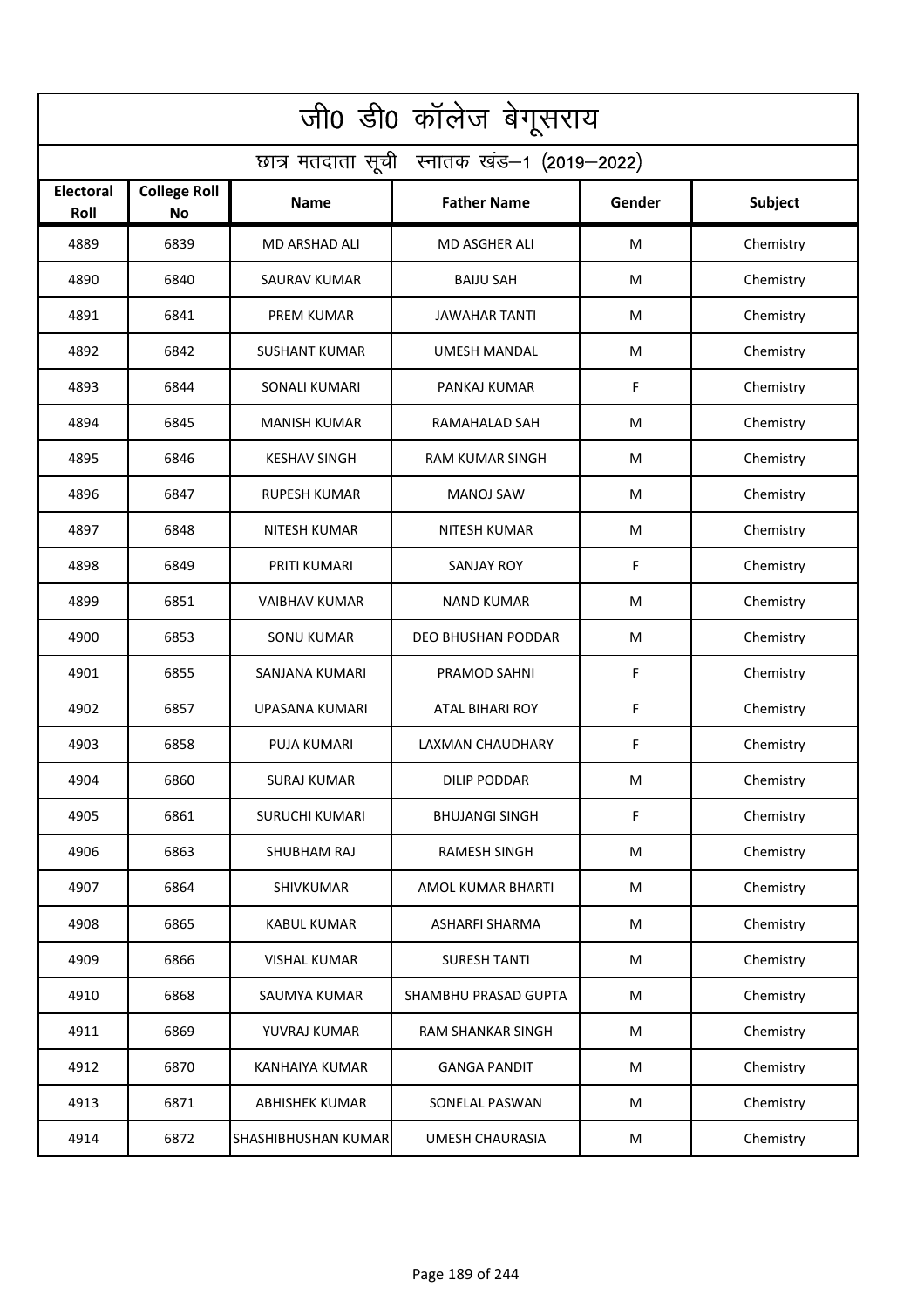# जी0 डी0 कॉलेज बेगूसराय

## छात्र मतदाता सूची स्नातक खंड–1 (2019–2022)

| Electoral Roll | College Roll No | Name | Father Name | Gender | Subject |
|---|---|---|---|---|---|
| 4889 | 6839 | MD ARSHAD ALI | MD ASGHER ALI | M | Chemistry |
| 4890 | 6840 | SAURAV KUMAR | BAIJU SAH | M | Chemistry |
| 4891 | 6841 | PREM KUMAR | JAWAHAR TANTI | M | Chemistry |
| 4892 | 6842 | SUSHANT KUMAR | UMESH MANDAL | M | Chemistry |
| 4893 | 6844 | SONALI KUMARI | PANKAJ KUMAR | F | Chemistry |
| 4894 | 6845 | MANISH KUMAR | RAMAHALAD SAH | M | Chemistry |
| 4895 | 6846 | KESHAV SINGH | RAM KUMAR SINGH | M | Chemistry |
| 4896 | 6847 | RUPESH KUMAR | MANOJ SAW | M | Chemistry |
| 4897 | 6848 | NITESH KUMAR | NITESH KUMAR | M | Chemistry |
| 4898 | 6849 | PRITI KUMARI | SANJAY ROY | F | Chemistry |
| 4899 | 6851 | VAIBHAV KUMAR | NAND KUMAR | M | Chemistry |
| 4900 | 6853 | SONU KUMAR | DEO BHUSHAN PODDAR | M | Chemistry |
| 4901 | 6855 | SANJANA KUMARI | PRAMOD SAHNI | F | Chemistry |
| 4902 | 6857 | UPASANA KUMARI | ATAL BIHARI ROY | F | Chemistry |
| 4903 | 6858 | PUJA KUMARI | LAXMAN CHAUDHARY | F | Chemistry |
| 4904 | 6860 | SURAJ KUMAR | DILIP PODDAR | M | Chemistry |
| 4905 | 6861 | SURUCHI KUMARI | BHUJANGI SINGH | F | Chemistry |
| 4906 | 6863 | SHUBHAM RAJ | RAMESH SINGH | M | Chemistry |
| 4907 | 6864 | SHIVKUMAR | AMOL KUMAR BHARTI | M | Chemistry |
| 4908 | 6865 | KABUL KUMAR | ASHARFI SHARMA | M | Chemistry |
| 4909 | 6866 | VISHAL KUMAR | SURESH TANTI | M | Chemistry |
| 4910 | 6868 | SAUMYA KUMAR | SHAMBHU PRASAD GUPTA | M | Chemistry |
| 4911 | 6869 | YUVRAJ KUMAR | RAM SHANKAR SINGH | M | Chemistry |
| 4912 | 6870 | KANHAIYA KUMAR | GANGA PANDIT | M | Chemistry |
| 4913 | 6871 | ABHISHEK KUMAR | SONELAL PASWAN | M | Chemistry |
| 4914 | 6872 | SHASHIBHUSHAN KUMAR | UMESH CHAURASIA | M | Chemistry |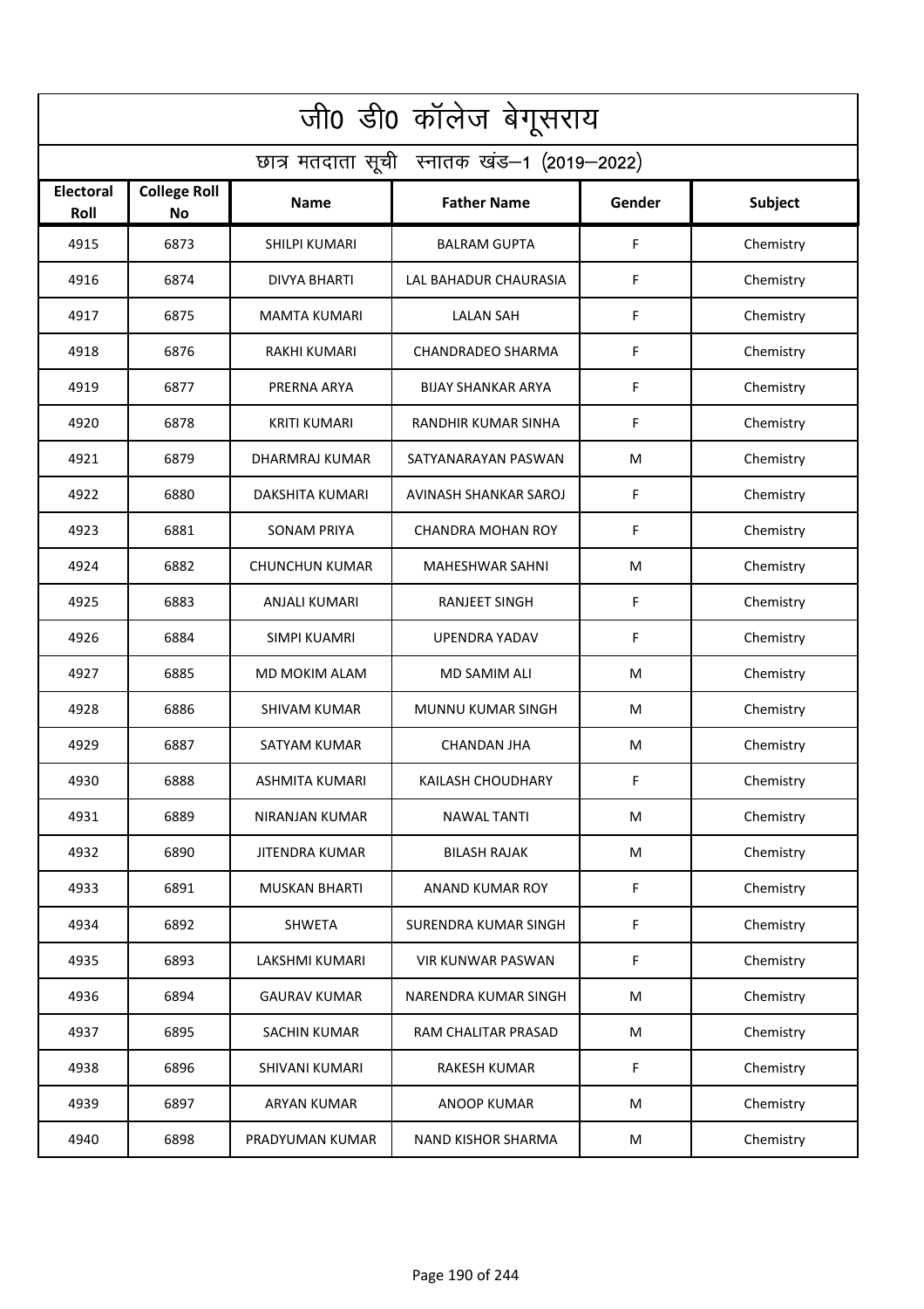# जी0 डी0 कॉलेज बेगूसराय

## छात्र मतदाता सूची स्नातक खंड–1 (2019–2022)

| Electoral Roll | College Roll No | Name | Father Name | Gender | Subject |
|---|---|---|---|---|---|
| 4915 | 6873 | SHILPI KUMARI | BALRAM GUPTA | F | Chemistry |
| 4916 | 6874 | DIVYA BHARTI | LAL BAHADUR CHAURASIA | F | Chemistry |
| 4917 | 6875 | MAMTA KUMARI | LALAN SAH | F | Chemistry |
| 4918 | 6876 | RAKHI KUMARI | CHANDRADEO SHARMA | F | Chemistry |
| 4919 | 6877 | PRERNA ARYA | BIJAY SHANKAR ARYA | F | Chemistry |
| 4920 | 6878 | KRITI KUMARI | RANDHIR KUMAR SINHA | F | Chemistry |
| 4921 | 6879 | DHARMRAJ KUMAR | SATYANARAYAN PASWAN | M | Chemistry |
| 4922 | 6880 | DAKSHITA KUMARI | AVINASH SHANKAR SAROJ | F | Chemistry |
| 4923 | 6881 | SONAM PRIYA | CHANDRA MOHAN ROY | F | Chemistry |
| 4924 | 6882 | CHUNCHUN KUMAR | MAHESHWAR SAHNI | M | Chemistry |
| 4925 | 6883 | ANJALI KUMARI | RANJEET SINGH | F | Chemistry |
| 4926 | 6884 | SIMPI KUAMRI | UPENDRA YADAV | F | Chemistry |
| 4927 | 6885 | MD MOKIM ALAM | MD SAMIM ALI | M | Chemistry |
| 4928 | 6886 | SHIVAM KUMAR | MUNNU KUMAR SINGH | M | Chemistry |
| 4929 | 6887 | SATYAM KUMAR | CHANDAN JHA | M | Chemistry |
| 4930 | 6888 | ASHMITA KUMARI | KAILASH CHOUDHARY | F | Chemistry |
| 4931 | 6889 | NIRANJAN KUMAR | NAWAL TANTI | M | Chemistry |
| 4932 | 6890 | JITENDRA KUMAR | BILASH RAJAK | M | Chemistry |
| 4933 | 6891 | MUSKAN BHARTI | ANAND KUMAR ROY | F | Chemistry |
| 4934 | 6892 | SHWETA | SURENDRA KUMAR SINGH | F | Chemistry |
| 4935 | 6893 | LAKSHMI KUMARI | VIR KUNWAR PASWAN | F | Chemistry |
| 4936 | 6894 | GAURAV KUMAR | NARENDRA KUMAR SINGH | M | Chemistry |
| 4937 | 6895 | SACHIN KUMAR | RAM CHALITAR PRASAD | M | Chemistry |
| 4938 | 6896 | SHIVANI KUMARI | RAKESH KUMAR | F | Chemistry |
| 4939 | 6897 | ARYAN KUMAR | ANOOP KUMAR | M | Chemistry |
| 4940 | 6898 | PRADYUMAN KUMAR | NAND KISHOR SHARMA | M | Chemistry |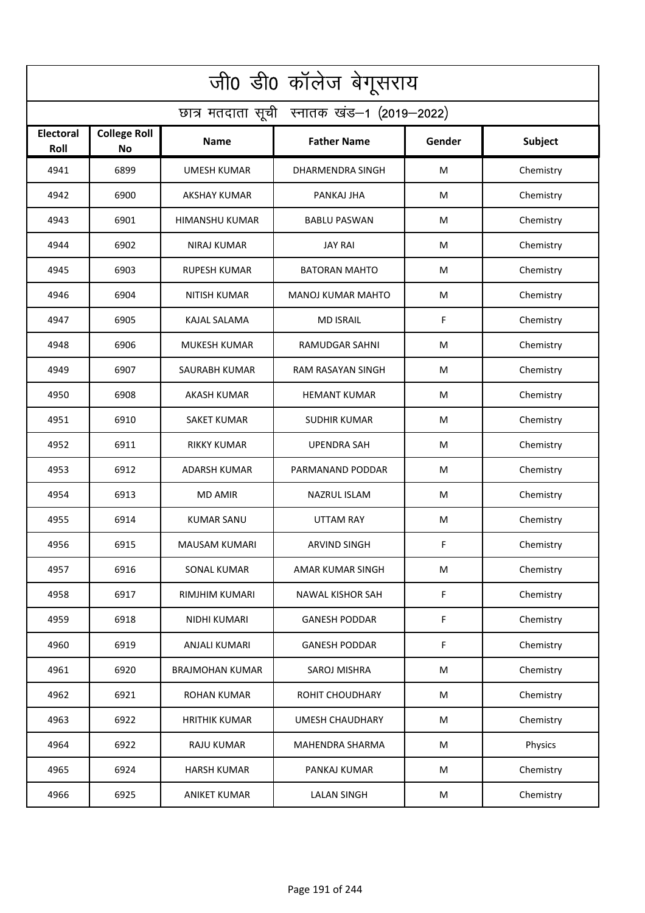# जी0 डी0 कॉलेज बेगूसराय

## छात्र मतदाता सूची स्नातक खंड–1 (2019–2022)

| Electoral Roll | College Roll No | Name | Father Name | Gender | Subject |
|---|---|---|---|---|---|
| 4941 | 6899 | UMESH KUMAR | DHARMENDRA SINGH | M | Chemistry |
| 4942 | 6900 | AKSHAY KUMAR | PANKAJ JHA | M | Chemistry |
| 4943 | 6901 | HIMANSHU KUMAR | BABLU PASWAN | M | Chemistry |
| 4944 | 6902 | NIRAJ KUMAR | JAY RAI | M | Chemistry |
| 4945 | 6903 | RUPESH KUMAR | BATORAN MAHTO | M | Chemistry |
| 4946 | 6904 | NITISH KUMAR | MANOJ KUMAR MAHTO | M | Chemistry |
| 4947 | 6905 | KAJAL SALAMA | MD ISRAIL | F | Chemistry |
| 4948 | 6906 | MUKESH KUMAR | RAMUDGAR SAHNI | M | Chemistry |
| 4949 | 6907 | SAURABH KUMAR | RAM RASAYAN SINGH | M | Chemistry |
| 4950 | 6908 | AKASH KUMAR | HEMANT KUMAR | M | Chemistry |
| 4951 | 6910 | SAKET KUMAR | SUDHIR KUMAR | M | Chemistry |
| 4952 | 6911 | RIKKY KUMAR | UPENDRA SAH | M | Chemistry |
| 4953 | 6912 | ADARSH KUMAR | PARMANAND PODDAR | M | Chemistry |
| 4954 | 6913 | MD AMIR | NAZRUL ISLAM | M | Chemistry |
| 4955 | 6914 | KUMAR SANU | UTTAM RAY | M | Chemistry |
| 4956 | 6915 | MAUSAM KUMARI | ARVIND SINGH | F | Chemistry |
| 4957 | 6916 | SONAL KUMAR | AMAR KUMAR SINGH | M | Chemistry |
| 4958 | 6917 | RIMJHIM KUMARI | NAWAL KISHOR SAH | F | Chemistry |
| 4959 | 6918 | NIDHI KUMARI | GANESH PODDAR | F | Chemistry |
| 4960 | 6919 | ANJALI KUMARI | GANESH PODDAR | F | Chemistry |
| 4961 | 6920 | BRAJMOHAN KUMAR | SAROJ MISHRA | M | Chemistry |
| 4962 | 6921 | ROHAN KUMAR | ROHIT CHOUDHARY | M | Chemistry |
| 4963 | 6922 | HRITHIK KUMAR | UMESH CHAUDHARY | M | Chemistry |
| 4964 | 6922 | RAJU KUMAR | MAHENDRA SHARMA | M | Physics |
| 4965 | 6924 | HARSH KUMAR | PANKAJ KUMAR | M | Chemistry |
| 4966 | 6925 | ANIKET KUMAR | LALAN SINGH | M | Chemistry |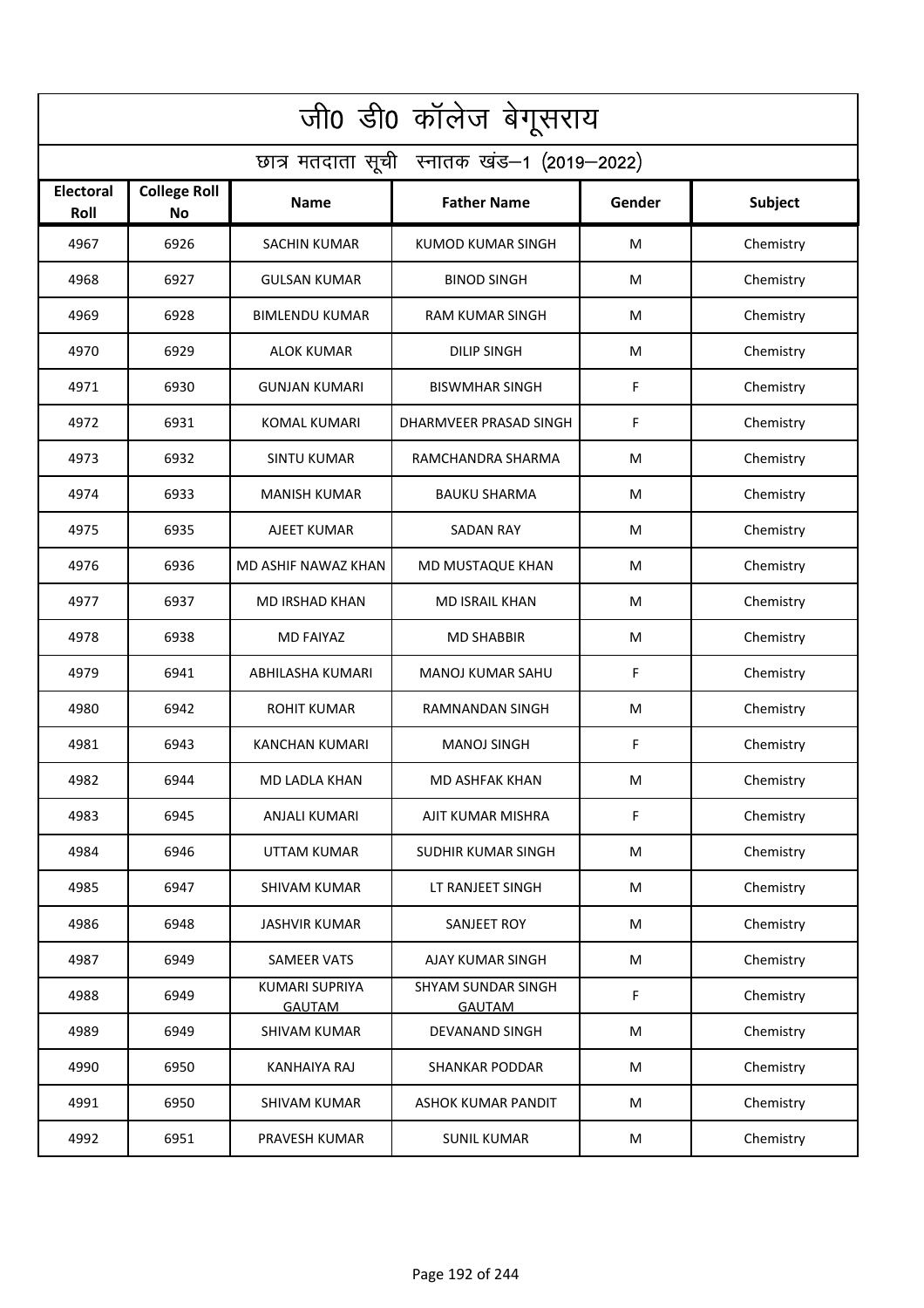# जी0 डी0 कॉलेज बेगूसराय

## छात्र मतदाता सूची स्नातक खंड–1 (2019–2022)

| Electoral Roll | College Roll No | Name | Father Name | Gender | Subject |
|---|---|---|---|---|---|
| 4967 | 6926 | SACHIN KUMAR | KUMOD KUMAR SINGH | M | Chemistry |
| 4968 | 6927 | GULSAN KUMAR | BINOD SINGH | M | Chemistry |
| 4969 | 6928 | BIMLENDU KUMAR | RAM KUMAR SINGH | M | Chemistry |
| 4970 | 6929 | ALOK KUMAR | DILIP SINGH | M | Chemistry |
| 4971 | 6930 | GUNJAN KUMARI | BISWMHAR SINGH | F | Chemistry |
| 4972 | 6931 | KOMAL KUMARI | DHARMVEER PRASAD SINGH | F | Chemistry |
| 4973 | 6932 | SINTU KUMAR | RAMCHANDRA SHARMA | M | Chemistry |
| 4974 | 6933 | MANISH KUMAR | BAUKU SHARMA | M | Chemistry |
| 4975 | 6935 | AJEET KUMAR | SADAN RAY | M | Chemistry |
| 4976 | 6936 | MD ASHIF NAWAZ KHAN | MD MUSTAQUE KHAN | M | Chemistry |
| 4977 | 6937 | MD IRSHAD KHAN | MD ISRAIL KHAN | M | Chemistry |
| 4978 | 6938 | MD FAIYAZ | MD SHABBIR | M | Chemistry |
| 4979 | 6941 | ABHILASHA KUMARI | MANOJ KUMAR SAHU | F | Chemistry |
| 4980 | 6942 | ROHIT KUMAR | RAMNANDAN SINGH | M | Chemistry |
| 4981 | 6943 | KANCHAN KUMARI | MANOJ SINGH | F | Chemistry |
| 4982 | 6944 | MD LADLA KHAN | MD ASHFAK KHAN | M | Chemistry |
| 4983 | 6945 | ANJALI KUMARI | AJIT KUMAR MISHRA | F | Chemistry |
| 4984 | 6946 | UTTAM KUMAR | SUDHIR KUMAR SINGH | M | Chemistry |
| 4985 | 6947 | SHIVAM KUMAR | LT RANJEET SINGH | M | Chemistry |
| 4986 | 6948 | JASHVIR KUMAR | SANJEET ROY | M | Chemistry |
| 4987 | 6949 | SAMEER VATS | AJAY KUMAR SINGH | M | Chemistry |
| 4988 | 6949 | KUMARI SUPRIYA GAUTAM | SHYAM SUNDAR SINGH GAUTAM | F | Chemistry |
| 4989 | 6949 | SHIVAM KUMAR | DEVANAND SINGH | M | Chemistry |
| 4990 | 6950 | KANHAIYA RAJ | SHANKAR PODDAR | M | Chemistry |
| 4991 | 6950 | SHIVAM KUMAR | ASHOK KUMAR PANDIT | M | Chemistry |
| 4992 | 6951 | PRAVESH KUMAR | SUNIL KUMAR | M | Chemistry |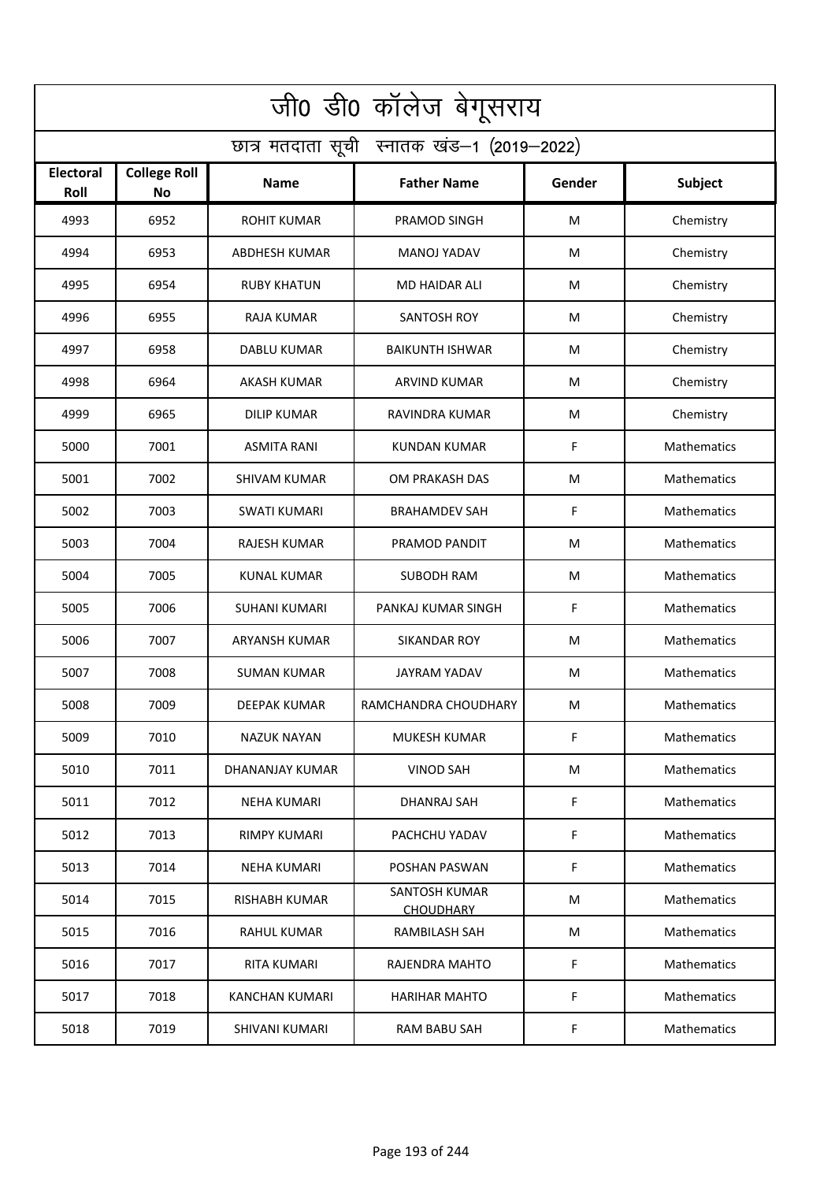# जी0 डी0 कॉलेज बेगूसराय

## छात्र मतदाता सूची स्नातक खंड–1 (2019–2022)

| Electoral Roll | College Roll No | Name | Father Name | Gender | Subject |
|---|---|---|---|---|---|
| 4993 | 6952 | ROHIT KUMAR | PRAMOD SINGH | M | Chemistry |
| 4994 | 6953 | ABDHESH KUMAR | MANOJ YADAV | M | Chemistry |
| 4995 | 6954 | RUBY KHATUN | MD HAIDAR ALI | M | Chemistry |
| 4996 | 6955 | RAJA KUMAR | SANTOSH ROY | M | Chemistry |
| 4997 | 6958 | DABLU KUMAR | BAIKUNTH ISHWAR | M | Chemistry |
| 4998 | 6964 | AKASH KUMAR | ARVIND KUMAR | M | Chemistry |
| 4999 | 6965 | DILIP KUMAR | RAVINDRA KUMAR | M | Chemistry |
| 5000 | 7001 | ASMITA RANI | KUNDAN KUMAR | F | Mathematics |
| 5001 | 7002 | SHIVAM KUMAR | OM PRAKASH DAS | M | Mathematics |
| 5002 | 7003 | SWATI KUMARI | BRAHAMDEV SAH | F | Mathematics |
| 5003 | 7004 | RAJESH KUMAR | PRAMOD PANDIT | M | Mathematics |
| 5004 | 7005 | KUNAL KUMAR | SUBODH RAM | M | Mathematics |
| 5005 | 7006 | SUHANI KUMARI | PANKAJ KUMAR SINGH | F | Mathematics |
| 5006 | 7007 | ARYANSH KUMAR | SIKANDAR ROY | M | Mathematics |
| 5007 | 7008 | SUMAN KUMAR | JAYRAM YADAV | M | Mathematics |
| 5008 | 7009 | DEEPAK KUMAR | RAMCHANDRA CHOUDHARY | M | Mathematics |
| 5009 | 7010 | NAZUK NAYAN | MUKESH KUMAR | F | Mathematics |
| 5010 | 7011 | DHANANJAY KUMAR | VINOD SAH | M | Mathematics |
| 5011 | 7012 | NEHA KUMARI | DHANRAJ SAH | F | Mathematics |
| 5012 | 7013 | RIMPY KUMARI | PACHCHU YADAV | F | Mathematics |
| 5013 | 7014 | NEHA KUMARI | POSHAN PASWAN | F | Mathematics |
| 5014 | 7015 | RISHABH KUMAR | SANTOSH KUMAR CHOUDHARY | M | Mathematics |
| 5015 | 7016 | RAHUL KUMAR | RAMBILASH SAH | M | Mathematics |
| 5016 | 7017 | RITA KUMARI | RAJENDRA MAHTO | F | Mathematics |
| 5017 | 7018 | KANCHAN KUMARI | HARIHAR MAHTO | F | Mathematics |
| 5018 | 7019 | SHIVANI KUMARI | RAM BABU SAH | F | Mathematics |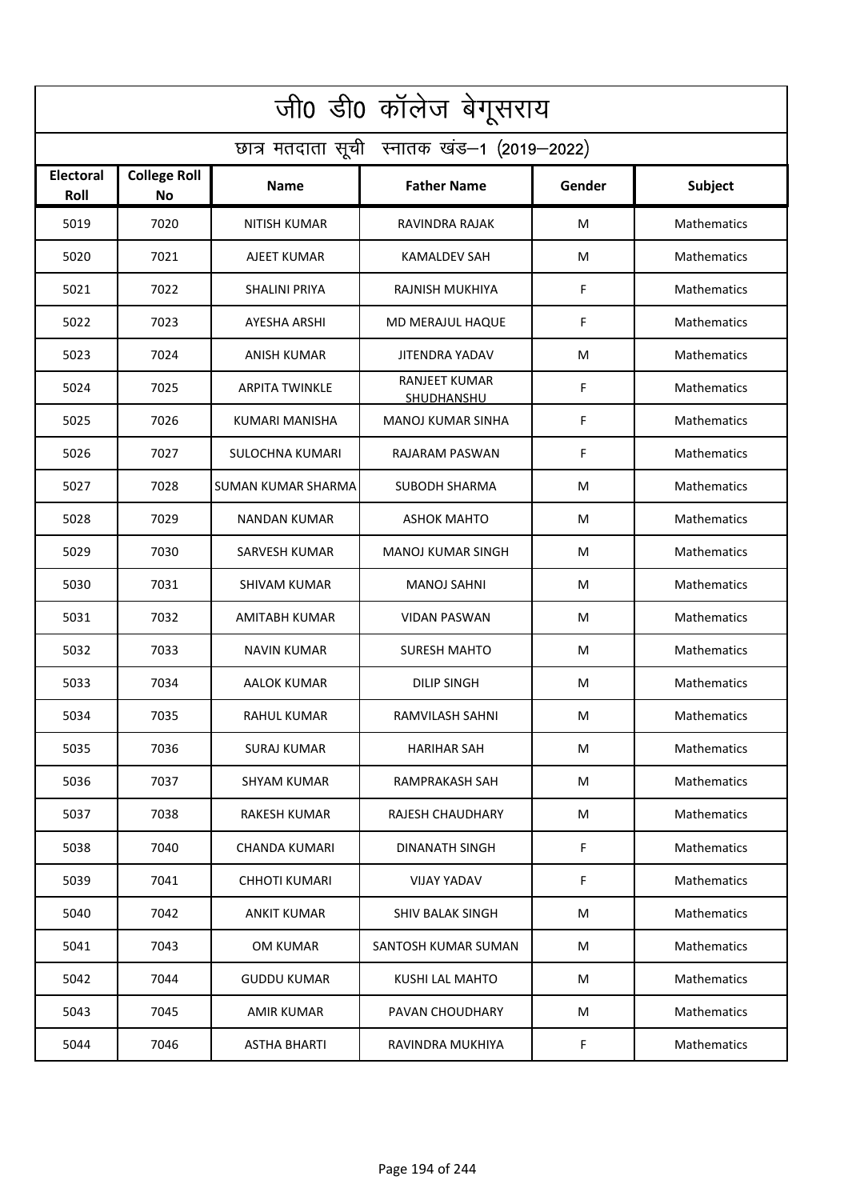# जी0 डी0 कॉलेज बेगूसराय

## छात्र मतदाता सूची स्नातक खंड–1 (2019–2022)

| Electoral Roll | College Roll No | Name | Father Name | Gender | Subject |
|---|---|---|---|---|---|
| 5019 | 7020 | NITISH KUMAR | RAVINDRA RAJAK | M | Mathematics |
| 5020 | 7021 | AJEET KUMAR | KAMALDEV SAH | M | Mathematics |
| 5021 | 7022 | SHALINI PRIYA | RAJNISH MUKHIYA | F | Mathematics |
| 5022 | 7023 | AYESHA ARSHI | MD MERAJUL HAQUE | F | Mathematics |
| 5023 | 7024 | ANISH KUMAR | JITENDRA YADAV | M | Mathematics |
| 5024 | 7025 | ARPITA TWINKLE | RANJEET KUMAR SHUDHANSHU | F | Mathematics |
| 5025 | 7026 | KUMARI MANISHA | MANOJ KUMAR SINHA | F | Mathematics |
| 5026 | 7027 | SULOCHNA KUMARI | RAJARAM PASWAN | F | Mathematics |
| 5027 | 7028 | SUMAN KUMAR SHARMA | SUBODH SHARMA | M | Mathematics |
| 5028 | 7029 | NANDAN KUMAR | ASHOK MAHTO | M | Mathematics |
| 5029 | 7030 | SARVESH KUMAR | MANOJ KUMAR SINGH | M | Mathematics |
| 5030 | 7031 | SHIVAM KUMAR | MANOJ SAHNI | M | Mathematics |
| 5031 | 7032 | AMITABH KUMAR | VIDAN PASWAN | M | Mathematics |
| 5032 | 7033 | NAVIN KUMAR | SURESH MAHTO | M | Mathematics |
| 5033 | 7034 | AALOK KUMAR | DILIP SINGH | M | Mathematics |
| 5034 | 7035 | RAHUL KUMAR | RAMVILASH SAHNI | M | Mathematics |
| 5035 | 7036 | SURAJ KUMAR | HARIHAR SAH | M | Mathematics |
| 5036 | 7037 | SHYAM KUMAR | RAMPRAKASH SAH | M | Mathematics |
| 5037 | 7038 | RAKESH KUMAR | RAJESH CHAUDHARY | M | Mathematics |
| 5038 | 7040 | CHANDA KUMARI | DINANATH SINGH | F | Mathematics |
| 5039 | 7041 | CHHOTI KUMARI | VIJAY YADAV | F | Mathematics |
| 5040 | 7042 | ANKIT KUMAR | SHIV BALAK SINGH | M | Mathematics |
| 5041 | 7043 | OM KUMAR | SANTOSH KUMAR SUMAN | M | Mathematics |
| 5042 | 7044 | GUDDU KUMAR | KUSHI LAL MAHTO | M | Mathematics |
| 5043 | 7045 | AMIR KUMAR | PAVAN CHOUDHARY | M | Mathematics |
| 5044 | 7046 | ASTHA BHARTI | RAVINDRA MUKHIYA | F | Mathematics |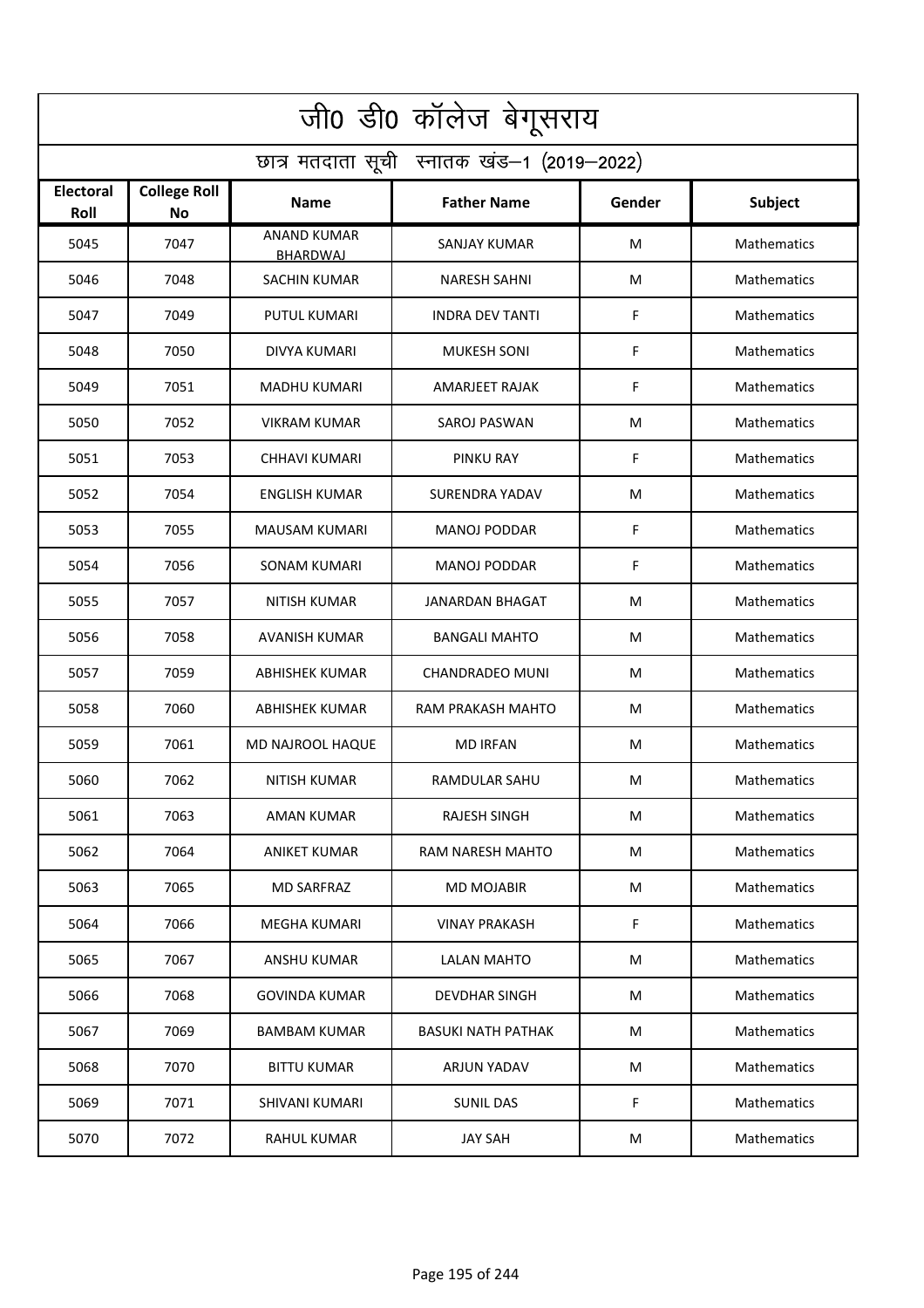# जी0 डी0 कॉलेज बेगूसराय

## छात्र मतदाता सूची स्नातक खंड–1 (2019–2022)

| Electoral Roll | College Roll No | Name | Father Name | Gender | Subject |
|---|---|---|---|---|---|
| 5045 | 7047 | ANAND KUMAR BHARDWAJ | SANJAY KUMAR | M | Mathematics |
| 5046 | 7048 | SACHIN KUMAR | NARESH SAHNI | M | Mathematics |
| 5047 | 7049 | PUTUL KUMARI | INDRA DEV TANTI | F | Mathematics |
| 5048 | 7050 | DIVYA KUMARI | MUKESH SONI | F | Mathematics |
| 5049 | 7051 | MADHU KUMARI | AMARJEET RAJAK | F | Mathematics |
| 5050 | 7052 | VIKRAM KUMAR | SAROJ PASWAN | M | Mathematics |
| 5051 | 7053 | CHHAVI KUMARI | PINKU RAY | F | Mathematics |
| 5052 | 7054 | ENGLISH KUMAR | SURENDRA YADAV | M | Mathematics |
| 5053 | 7055 | MAUSAM KUMARI | MANOJ PODDAR | F | Mathematics |
| 5054 | 7056 | SONAM KUMARI | MANOJ PODDAR | F | Mathematics |
| 5055 | 7057 | NITISH KUMAR | JANARDAN BHAGAT | M | Mathematics |
| 5056 | 7058 | AVANISH KUMAR | BANGALI MAHTO | M | Mathematics |
| 5057 | 7059 | ABHISHEK KUMAR | CHANDRADEO MUNI | M | Mathematics |
| 5058 | 7060 | ABHISHEK KUMAR | RAM PRAKASH MAHTO | M | Mathematics |
| 5059 | 7061 | MD NAJROOL HAQUE | MD IRFAN | M | Mathematics |
| 5060 | 7062 | NITISH KUMAR | RAMDULAR SAHU | M | Mathematics |
| 5061 | 7063 | AMAN KUMAR | RAJESH SINGH | M | Mathematics |
| 5062 | 7064 | ANIKET KUMAR | RAM NARESH MAHTO | M | Mathematics |
| 5063 | 7065 | MD SARFRAZ | MD MOJABIR | M | Mathematics |
| 5064 | 7066 | MEGHA KUMARI | VINAY PRAKASH | F | Mathematics |
| 5065 | 7067 | ANSHU KUMAR | LALAN MAHTO | M | Mathematics |
| 5066 | 7068 | GOVINDA KUMAR | DEVDHAR SINGH | M | Mathematics |
| 5067 | 7069 | BAMBAM KUMAR | BASUKI NATH PATHAK | M | Mathematics |
| 5068 | 7070 | BITTU KUMAR | ARJUN YADAV | M | Mathematics |
| 5069 | 7071 | SHIVANI KUMARI | SUNIL DAS | F | Mathematics |
| 5070 | 7072 | RAHUL KUMAR | JAY SAH | M | Mathematics |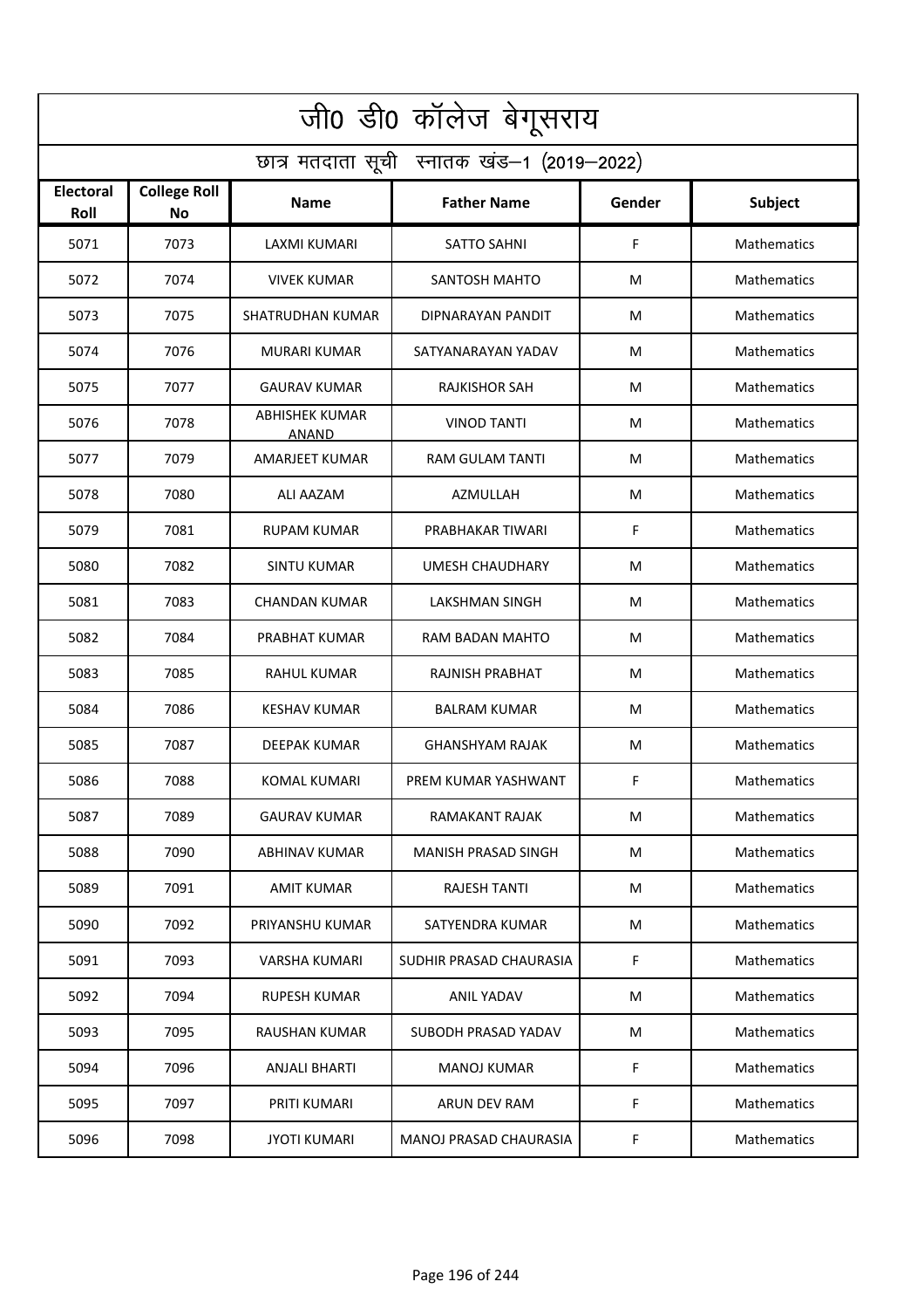# जी0 डी0 कॉलेज बेगूसराय

## छात्र मतदाता सूची स्नातक खंड–1 (2019–2022)

| Electoral Roll | College Roll No | Name | Father Name | Gender | Subject |
|---|---|---|---|---|---|
| 5071 | 7073 | LAXMI KUMARI | SATTO SAHNI | F | Mathematics |
| 5072 | 7074 | VIVEK KUMAR | SANTOSH MAHTO | M | Mathematics |
| 5073 | 7075 | SHATRUDHAN KUMAR | DIPNARAYAN PANDIT | M | Mathematics |
| 5074 | 7076 | MURARI KUMAR | SATYANARAYAN YADAV | M | Mathematics |
| 5075 | 7077 | GAURAV KUMAR | RAJKISHOR SAH | M | Mathematics |
| 5076 | 7078 | ABHISHEK KUMAR ANAND | VINOD TANTI | M | Mathematics |
| 5077 | 7079 | AMARJEET KUMAR | RAM GULAM TANTI | M | Mathematics |
| 5078 | 7080 | ALI AAZAM | AZMULLAH | M | Mathematics |
| 5079 | 7081 | RUPAM KUMAR | PRABHAKAR TIWARI | F | Mathematics |
| 5080 | 7082 | SINTU KUMAR | UMESH CHAUDHARY | M | Mathematics |
| 5081 | 7083 | CHANDAN KUMAR | LAKSHMAN SINGH | M | Mathematics |
| 5082 | 7084 | PRABHAT KUMAR | RAM BADAN MAHTO | M | Mathematics |
| 5083 | 7085 | RAHUL KUMAR | RAJNISH PRABHAT | M | Mathematics |
| 5084 | 7086 | KESHAV KUMAR | BALRAM KUMAR | M | Mathematics |
| 5085 | 7087 | DEEPAK KUMAR | GHANSHYAM RAJAK | M | Mathematics |
| 5086 | 7088 | KOMAL KUMARI | PREM KUMAR YASHWANT | F | Mathematics |
| 5087 | 7089 | GAURAV KUMAR | RAMAKANT RAJAK | M | Mathematics |
| 5088 | 7090 | ABHINAV KUMAR | MANISH PRASAD SINGH | M | Mathematics |
| 5089 | 7091 | AMIT KUMAR | RAJESH TANTI | M | Mathematics |
| 5090 | 7092 | PRIYANSHU KUMAR | SATYENDRA KUMAR | M | Mathematics |
| 5091 | 7093 | VARSHA KUMARI | SUDHIR PRASAD CHAURASIA | F | Mathematics |
| 5092 | 7094 | RUPESH KUMAR | ANIL YADAV | M | Mathematics |
| 5093 | 7095 | RAUSHAN KUMAR | SUBODH PRASAD YADAV | M | Mathematics |
| 5094 | 7096 | ANJALI BHARTI | MANOJ KUMAR | F | Mathematics |
| 5095 | 7097 | PRITI KUMARI | ARUN DEV RAM | F | Mathematics |
| 5096 | 7098 | JYOTI KUMARI | MANOJ PRASAD CHAURASIA | F | Mathematics |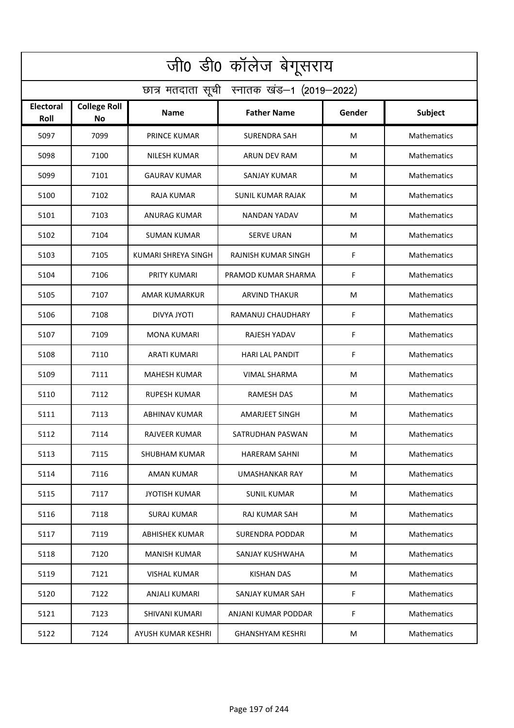# जी0 डी0 कॉलेज बेगूसराय

## छात्र मतदाता सूची स्नातक खंड–1 (2019–2022)

| Electoral Roll | College Roll No | Name | Father Name | Gender | Subject |
|---|---|---|---|---|---|
| 5097 | 7099 | PRINCE KUMAR | SURENDRA SAH | M | Mathematics |
| 5098 | 7100 | NILESH KUMAR | ARUN DEV RAM | M | Mathematics |
| 5099 | 7101 | GAURAV KUMAR | SANJAY KUMAR | M | Mathematics |
| 5100 | 7102 | RAJA KUMAR | SUNIL KUMAR RAJAK | M | Mathematics |
| 5101 | 7103 | ANURAG KUMAR | NANDAN YADAV | M | Mathematics |
| 5102 | 7104 | SUMAN KUMAR | SERVE URAN | M | Mathematics |
| 5103 | 7105 | KUMARI SHREYA SINGH | RAJNISH KUMAR SINGH | F | Mathematics |
| 5104 | 7106 | PRITY KUMARI | PRAMOD KUMAR SHARMA | F | Mathematics |
| 5105 | 7107 | AMAR KUMARKUR | ARVIND THAKUR | M | Mathematics |
| 5106 | 7108 | DIVYA JYOTI | RAMANUJ CHAUDHARY | F | Mathematics |
| 5107 | 7109 | MONA KUMARI | RAJESH YADAV | F | Mathematics |
| 5108 | 7110 | ARATI KUMARI | HARI LAL PANDIT | F | Mathematics |
| 5109 | 7111 | MAHESH KUMAR | VIMAL SHARMA | M | Mathematics |
| 5110 | 7112 | RUPESH KUMAR | RAMESH DAS | M | Mathematics |
| 5111 | 7113 | ABHINAV KUMAR | AMARJEET SINGH | M | Mathematics |
| 5112 | 7114 | RAJVEER KUMAR | SATRUDHAN PASWAN | M | Mathematics |
| 5113 | 7115 | SHUBHAM KUMAR | HARERAM SAHNI | M | Mathematics |
| 5114 | 7116 | AMAN KUMAR | UMASHANKAR RAY | M | Mathematics |
| 5115 | 7117 | JYOTISH KUMAR | SUNIL KUMAR | M | Mathematics |
| 5116 | 7118 | SURAJ KUMAR | RAJ KUMAR SAH | M | Mathematics |
| 5117 | 7119 | ABHISHEK KUMAR | SURENDRA PODDAR | M | Mathematics |
| 5118 | 7120 | MANISH KUMAR | SANJAY KUSHWAHA | M | Mathematics |
| 5119 | 7121 | VISHAL KUMAR | KISHAN DAS | M | Mathematics |
| 5120 | 7122 | ANJALI KUMARI | SANJAY KUMAR SAH | F | Mathematics |
| 5121 | 7123 | SHIVANI KUMARI | ANJANI KUMAR PODDAR | F | Mathematics |
| 5122 | 7124 | AYUSH KUMAR KESHRI | GHANSHYAM KESHRI | M | Mathematics |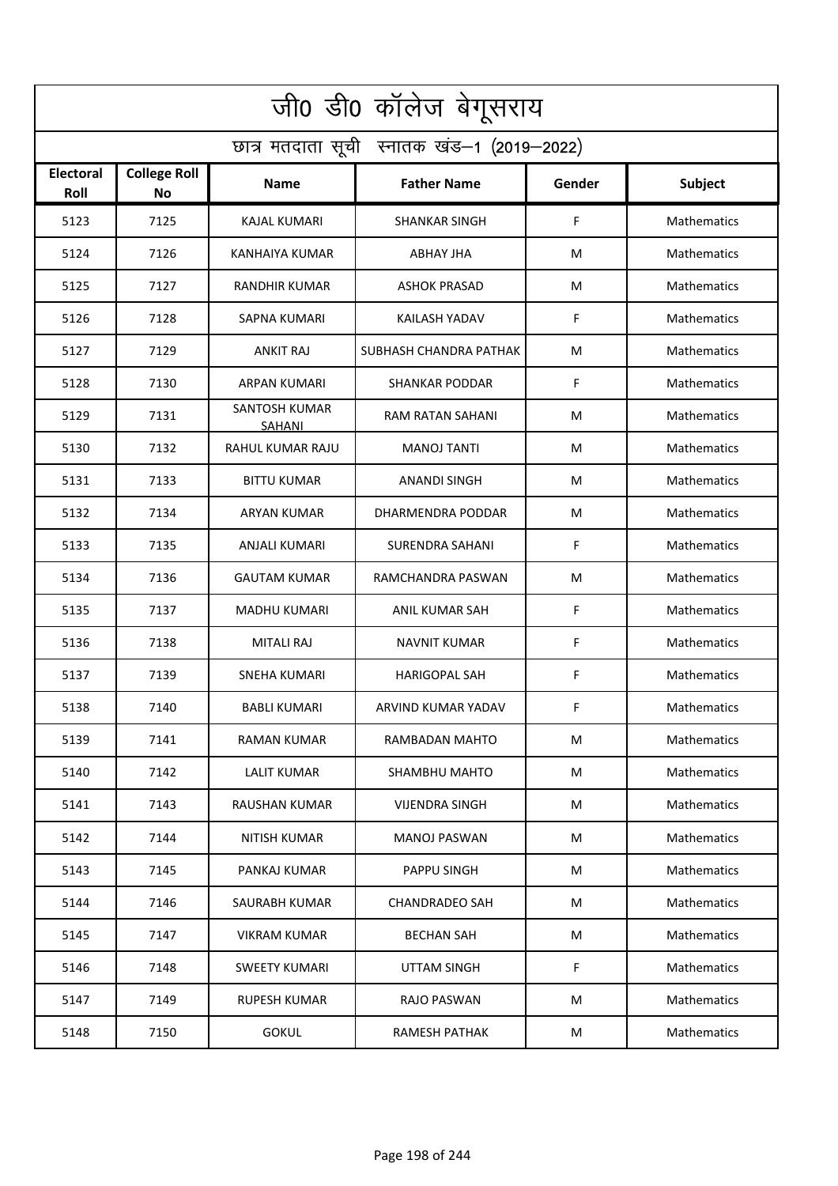# जी0 डी0 कॉलेज बेगूसराय

## छात्र मतदाता सूची स्नातक खंड–1 (2019–2022)

| Electoral Roll | College Roll No | Name | Father Name | Gender | Subject |
|---|---|---|---|---|---|
| 5123 | 7125 | KAJAL KUMARI | SHANKAR SINGH | F | Mathematics |
| 5124 | 7126 | KANHAIYA KUMAR | ABHAY JHA | M | Mathematics |
| 5125 | 7127 | RANDHIR KUMAR | ASHOK PRASAD | M | Mathematics |
| 5126 | 7128 | SAPNA KUMARI | KAILASH YADAV | F | Mathematics |
| 5127 | 7129 | ANKIT RAJ | SUBHASH CHANDRA PATHAK | M | Mathematics |
| 5128 | 7130 | ARPAN KUMARI | SHANKAR PODDAR | F | Mathematics |
| 5129 | 7131 | SANTOSH KUMAR SAHANI | RAM RATAN SAHANI | M | Mathematics |
| 5130 | 7132 | RAHUL KUMAR RAJU | MANOJ TANTI | M | Mathematics |
| 5131 | 7133 | BITTU KUMAR | ANANDI SINGH | M | Mathematics |
| 5132 | 7134 | ARYAN KUMAR | DHARMENDRA PODDAR | M | Mathematics |
| 5133 | 7135 | ANJALI KUMARI | SURENDRA SAHANI | F | Mathematics |
| 5134 | 7136 | GAUTAM KUMAR | RAMCHANDRA PASWAN | M | Mathematics |
| 5135 | 7137 | MADHU KUMARI | ANIL KUMAR SAH | F | Mathematics |
| 5136 | 7138 | MITALI RAJ | NAVNIT KUMAR | F | Mathematics |
| 5137 | 7139 | SNEHA KUMARI | HARIGOPAL SAH | F | Mathematics |
| 5138 | 7140 | BABLI KUMARI | ARVIND KUMAR YADAV | F | Mathematics |
| 5139 | 7141 | RAMAN KUMAR | RAMBADAN MAHTO | M | Mathematics |
| 5140 | 7142 | LALIT KUMAR | SHAMBHU MAHTO | M | Mathematics |
| 5141 | 7143 | RAUSHAN KUMAR | VIJENDRA SINGH | M | Mathematics |
| 5142 | 7144 | NITISH KUMAR | MANOJ PASWAN | M | Mathematics |
| 5143 | 7145 | PANKAJ KUMAR | PAPPU SINGH | M | Mathematics |
| 5144 | 7146 | SAURABH KUMAR | CHANDRADEO SAH | M | Mathematics |
| 5145 | 7147 | VIKRAM KUMAR | BECHAN SAH | M | Mathematics |
| 5146 | 7148 | SWEETY KUMARI | UTTAM SINGH | F | Mathematics |
| 5147 | 7149 | RUPESH KUMAR | RAJO PASWAN | M | Mathematics |
| 5148 | 7150 | GOKUL | RAMESH PATHAK | M | Mathematics |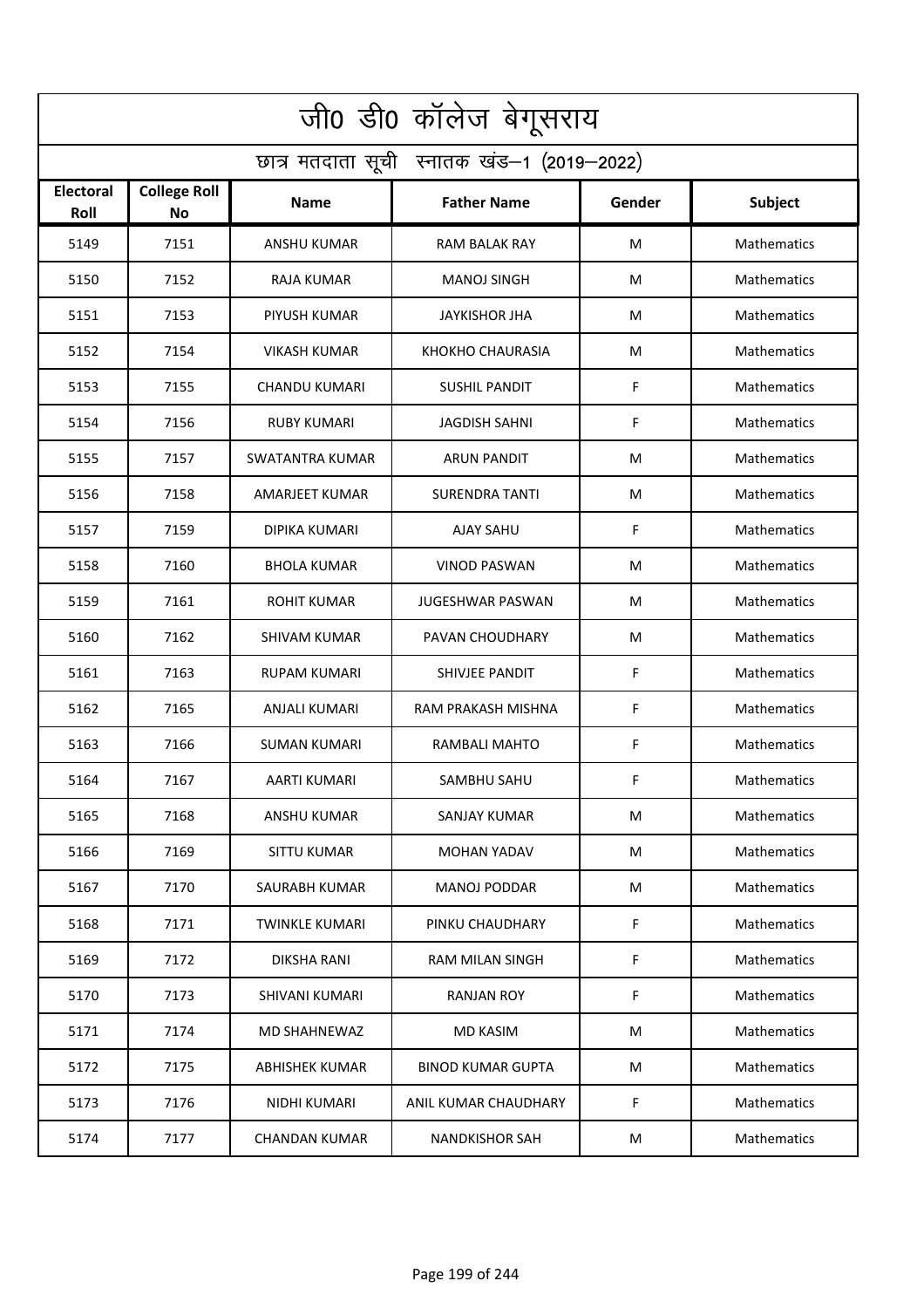| जी0 डी0 कॉलेज बेगूसराय | | | | | |
|---|---|---|---|---|---|
| छात्र मतदाता सूची स्नातक खंड–1 (2019–2022) | | | | | |
| **Electoral Roll** | **College Roll No** | **Name** | **Father Name** | **Gender** | **Subject** |
| 5149 | 7151 | ANSHU KUMAR | RAM BALAK RAY | M | Mathematics |
| 5150 | 7152 | RAJA KUMAR | MANOJ SINGH | M | Mathematics |
| 5151 | 7153 | PIYUSH KUMAR | JAYKISHOR JHA | M | Mathematics |
| 5152 | 7154 | VIKASH KUMAR | KHOKHO CHAURASIA | M | Mathematics |
| 5153 | 7155 | CHANDU KUMARI | SUSHIL PANDIT | F | Mathematics |
| 5154 | 7156 | RUBY KUMARI | JAGDISH SAHNI | F | Mathematics |
| 5155 | 7157 | SWATANTRA KUMAR | ARUN PANDIT | M | Mathematics |
| 5156 | 7158 | AMARJEET KUMAR | SURENDRA TANTI | M | Mathematics |
| 5157 | 7159 | DIPIKA KUMARI | AJAY SAHU | F | Mathematics |
| 5158 | 7160 | BHOLA KUMAR | VINOD PASWAN | M | Mathematics |
| 5159 | 7161 | ROHIT KUMAR | JUGESHWAR PASWAN | M | Mathematics |
| 5160 | 7162 | SHIVAM KUMAR | PAVAN CHOUDHARY | M | Mathematics |
| 5161 | 7163 | RUPAM KUMARI | SHIVJEE PANDIT | F | Mathematics |
| 5162 | 7165 | ANJALI KUMARI | RAM PRAKASH MISHNA | F | Mathematics |
| 5163 | 7166 | SUMAN KUMARI | RAMBALI MAHTO | F | Mathematics |
| 5164 | 7167 | AARTI KUMARI | SAMBHU SAHU | F | Mathematics |
| 5165 | 7168 | ANSHU KUMAR | SANJAY KUMAR | M | Mathematics |
| 5166 | 7169 | SITTU KUMAR | MOHAN YADAV | M | Mathematics |
| 5167 | 7170 | SAURABH KUMAR | MANOJ PODDAR | M | Mathematics |
| 5168 | 7171 | TWINKLE KUMARI | PINKU CHAUDHARY | F | Mathematics |
| 5169 | 7172 | DIKSHA RANI | RAM MILAN SINGH | F | Mathematics |
| 5170 | 7173 | SHIVANI KUMARI | RANJAN ROY | F | Mathematics |
| 5171 | 7174 | MD SHAHNEWAZ | MD KASIM | M | Mathematics |
| 5172 | 7175 | ABHISHEK KUMAR | BINOD KUMAR GUPTA | M | Mathematics |
| 5173 | 7176 | NIDHI KUMARI | ANIL KUMAR CHAUDHARY | F | Mathematics |
| 5174 | 7177 | CHANDAN KUMAR | NANDKISHOR SAH | M | Mathematics |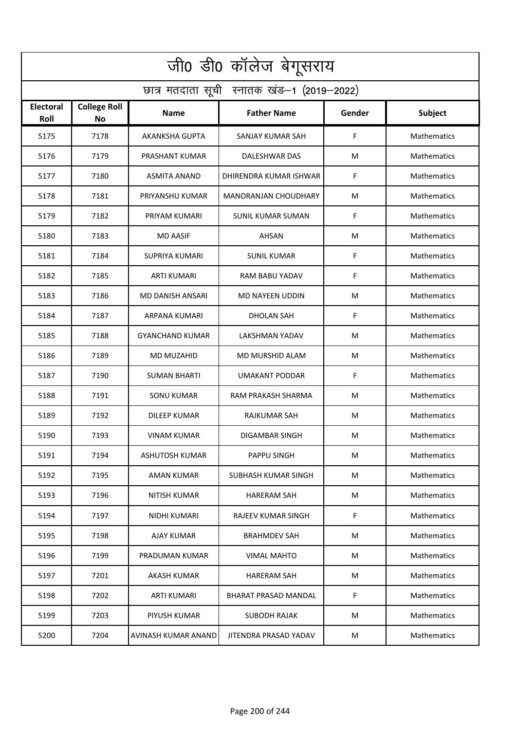| जी0 डी0 कॉलेज बेगूसराय | | | | | |
|---|---|---|---|---|---|
| छात्र मतदाता सूची स्नातक खंड–1 (2019–2022) | | | | | |
| **Electoral Roll** | **College Roll No** | **Name** | **Father Name** | **Gender** | **Subject** |
| 5175 | 7178 | AKANKSHA GUPTA | SANJAY KUMAR SAH | F | Mathematics |
| 5176 | 7179 | PRASHANT KUMAR | DALESHWAR DAS | M | Mathematics |
| 5177 | 7180 | ASMITA ANAND | DHIRENDRA KUMAR ISHWAR | F | Mathematics |
| 5178 | 7181 | PRIYANSHU KUMAR | MANORANJAN CHOUDHARY | M | Mathematics |
| 5179 | 7182 | PRIYAM KUMARI | SUNIL KUMAR SUMAN | F | Mathematics |
| 5180 | 7183 | MD AASIF | AHSAN | M | Mathematics |
| 5181 | 7184 | SUPRIYA KUMARI | SUNIL KUMAR | F | Mathematics |
| 5182 | 7185 | ARTI KUMARI | RAM BABU YADAV | F | Mathematics |
| 5183 | 7186 | MD DANISH ANSARI | MD NAYEEN UDDIN | M | Mathematics |
| 5184 | 7187 | ARPANA KUMARI | DHOLAN SAH | F | Mathematics |
| 5185 | 7188 | GYANCHAND KUMAR | LAKSHMAN YADAV | M | Mathematics |
| 5186 | 7189 | MD MUZAHID | MD MURSHID ALAM | M | Mathematics |
| 5187 | 7190 | SUMAN BHARTI | UMAKANT PODDAR | F | Mathematics |
| 5188 | 7191 | SONU KUMAR | RAM PRAKASH SHARMA | M | Mathematics |
| 5189 | 7192 | DILEEP KUMAR | RAJKUMAR SAH | M | Mathematics |
| 5190 | 7193 | VINAM KUMAR | DIGAMBAR SINGH | M | Mathematics |
| 5191 | 7194 | ASHUTOSH KUMAR | PAPPU SINGH | M | Mathematics |
| 5192 | 7195 | AMAN KUMAR | SUBHASH KUMAR SINGH | M | Mathematics |
| 5193 | 7196 | NITISH KUMAR | HARERAM SAH | M | Mathematics |
| 5194 | 7197 | NIDHI KUMARI | RAJEEV KUMAR SINGH | F | Mathematics |
| 5195 | 7198 | AJAY KUMAR | BRAHMDEV SAH | M | Mathematics |
| 5196 | 7199 | PRADUMAN KUMAR | VIMAL MAHTO | M | Mathematics |
| 5197 | 7201 | AKASH KUMAR | HARERAM SAH | M | Mathematics |
| 5198 | 7202 | ARTI KUMARI | BHARAT PRASAD MANDAL | F | Mathematics |
| 5199 | 7203 | PIYUSH KUMAR | SUBODH RAJAK | M | Mathematics |
| 5200 | 7204 | AVINASH KUMAR ANAND | JITENDRA PRASAD YADAV | M | Mathematics |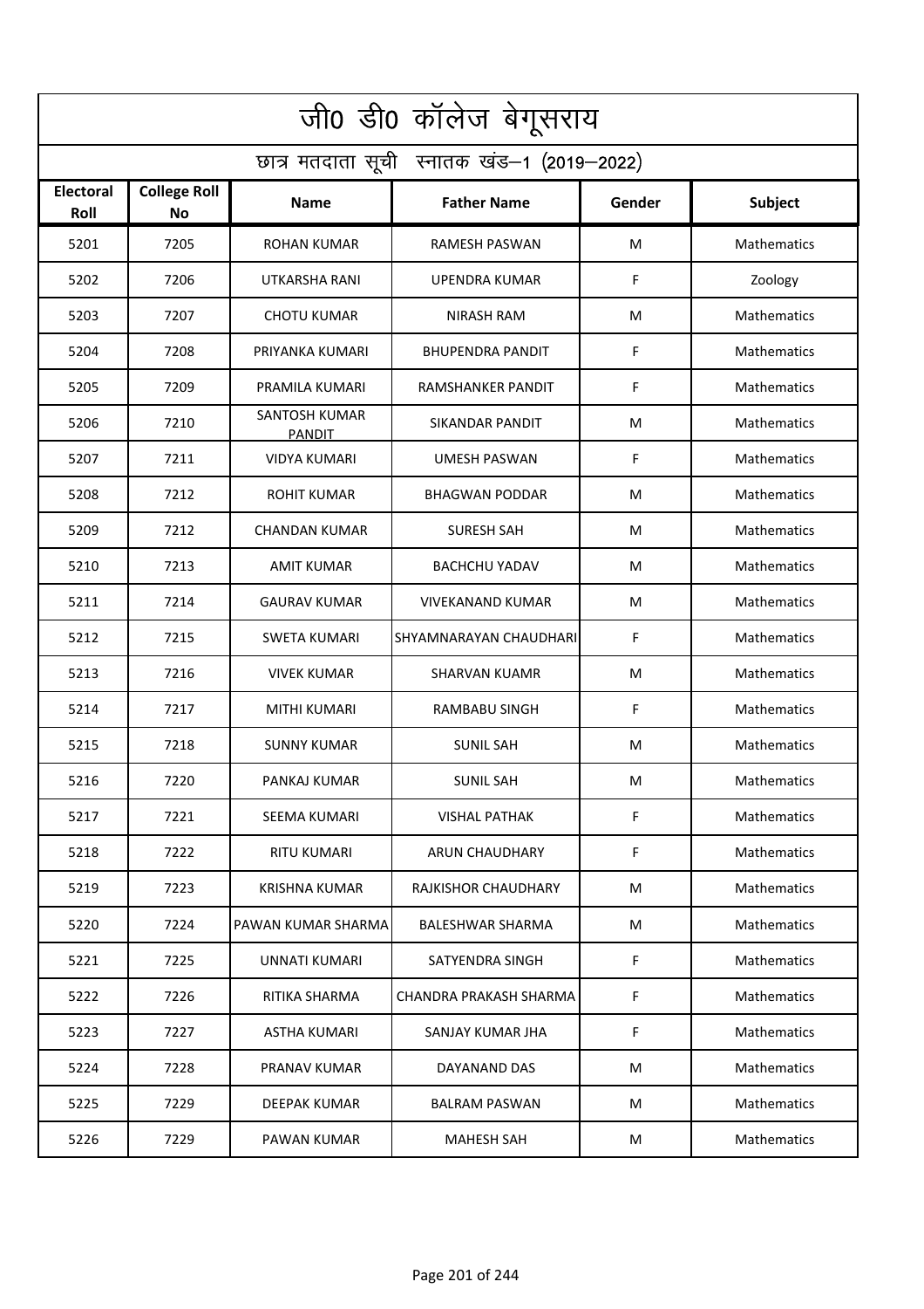# जी0 डी0 कॉलेज बेगूसराय

## छात्र मतदाता सूची स्नातक खंड–1 (2019–2022)

| Electoral Roll | College Roll No | Name | Father Name | Gender | Subject |
|---|---|---|---|---|---|
| 5201 | 7205 | ROHAN KUMAR | RAMESH PASWAN | M | Mathematics |
| 5202 | 7206 | UTKARSHA RANI | UPENDRA KUMAR | F | Zoology |
| 5203 | 7207 | CHOTU KUMAR | NIRASH RAM | M | Mathematics |
| 5204 | 7208 | PRIYANKA KUMARI | BHUPENDRA PANDIT | F | Mathematics |
| 5205 | 7209 | PRAMILA KUMARI | RAMSHANKER PANDIT | F | Mathematics |
| 5206 | 7210 | SANTOSH KUMAR PANDIT | SIKANDAR PANDIT | M | Mathematics |
| 5207 | 7211 | VIDYA KUMARI | UMESH PASWAN | F | Mathematics |
| 5208 | 7212 | ROHIT KUMAR | BHAGWAN PODDAR | M | Mathematics |
| 5209 | 7212 | CHANDAN KUMAR | SURESH SAH | M | Mathematics |
| 5210 | 7213 | AMIT KUMAR | BACHCHU YADAV | M | Mathematics |
| 5211 | 7214 | GAURAV KUMAR | VIVEKANAND KUMAR | M | Mathematics |
| 5212 | 7215 | SWETA KUMARI | SHYAMNARAYAN CHAUDHARI | F | Mathematics |
| 5213 | 7216 | VIVEK KUMAR | SHARVAN KUAMR | M | Mathematics |
| 5214 | 7217 | MITHI KUMARI | RAMBABU SINGH | F | Mathematics |
| 5215 | 7218 | SUNNY KUMAR | SUNIL SAH | M | Mathematics |
| 5216 | 7220 | PANKAJ KUMAR | SUNIL SAH | M | Mathematics |
| 5217 | 7221 | SEEMA KUMARI | VISHAL PATHAK | F | Mathematics |
| 5218 | 7222 | RITU KUMARI | ARUN CHAUDHARY | F | Mathematics |
| 5219 | 7223 | KRISHNA KUMAR | RAJKISHOR CHAUDHARY | M | Mathematics |
| 5220 | 7224 | PAWAN KUMAR SHARMA | BALESHWAR SHARMA | M | Mathematics |
| 5221 | 7225 | UNNATI KUMARI | SATYENDRA SINGH | F | Mathematics |
| 5222 | 7226 | RITIKA SHARMA | CHANDRA PRAKASH SHARMA | F | Mathematics |
| 5223 | 7227 | ASTHA KUMARI | SANJAY KUMAR JHA | F | Mathematics |
| 5224 | 7228 | PRANAV KUMAR | DAYANAND DAS | M | Mathematics |
| 5225 | 7229 | DEEPAK KUMAR | BALRAM PASWAN | M | Mathematics |
| 5226 | 7229 | PAWAN KUMAR | MAHESH SAH | M | Mathematics |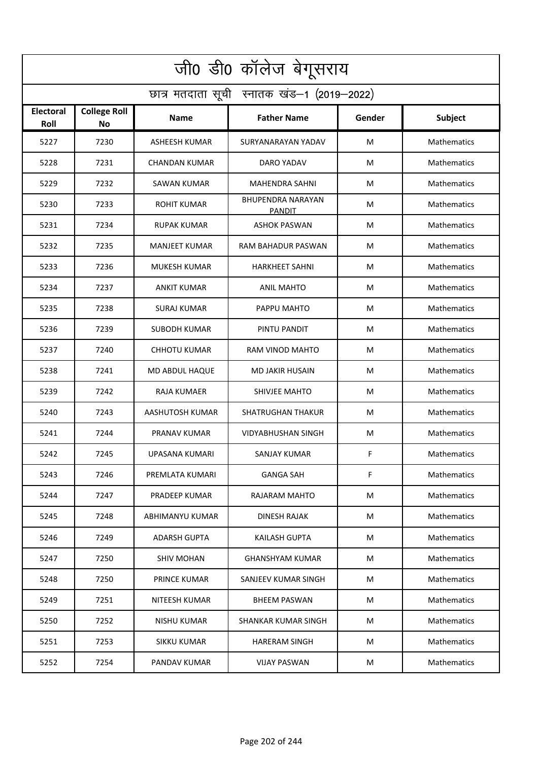# जी0 डी0 कॉलेज बेगूसराय

## छात्र मतदाता सूची स्नातक खंड–1 (2019–2022)

| Electoral Roll | College Roll No | Name | Father Name | Gender | Subject |
|---|---|---|---|---|---|
| 5227 | 7230 | ASHEESH KUMAR | SURYANARAYAN YADAV | M | Mathematics |
| 5228 | 7231 | CHANDAN KUMAR | DARO YADAV | M | Mathematics |
| 5229 | 7232 | SAWAN KUMAR | MAHENDRA SAHNI | M | Mathematics |
| 5230 | 7233 | ROHIT KUMAR | BHUPENDRA NARAYAN PANDIT | M | Mathematics |
| 5231 | 7234 | RUPAK KUMAR | ASHOK PASWAN | M | Mathematics |
| 5232 | 7235 | MANJEET KUMAR | RAM BAHADUR PASWAN | M | Mathematics |
| 5233 | 7236 | MUKESH KUMAR | HARKHEET SAHNI | M | Mathematics |
| 5234 | 7237 | ANKIT KUMAR | ANIL MAHTO | M | Mathematics |
| 5235 | 7238 | SURAJ KUMAR | PAPPU MAHTO | M | Mathematics |
| 5236 | 7239 | SUBODH KUMAR | PINTU PANDIT | M | Mathematics |
| 5237 | 7240 | CHHOTU KUMAR | RAM VINOD MAHTO | M | Mathematics |
| 5238 | 7241 | MD ABDUL HAQUE | MD JAKIR HUSAIN | M | Mathematics |
| 5239 | 7242 | RAJA KUMAER | SHIVJEE MAHTO | M | Mathematics |
| 5240 | 7243 | AASHUTOSH KUMAR | SHATRUGHAN THAKUR | M | Mathematics |
| 5241 | 7244 | PRANAV KUMAR | VIDYABHUSHAN SINGH | M | Mathematics |
| 5242 | 7245 | UPASANA KUMARI | SANJAY KUMAR | F | Mathematics |
| 5243 | 7246 | PREMLATA KUMARI | GANGA SAH | F | Mathematics |
| 5244 | 7247 | PRADEEP KUMAR | RAJARAM MAHTO | M | Mathematics |
| 5245 | 7248 | ABHIMANYU KUMAR | DINESH RAJAK | M | Mathematics |
| 5246 | 7249 | ADARSH GUPTA | KAILASH GUPTA | M | Mathematics |
| 5247 | 7250 | SHIV MOHAN | GHANSHYAM KUMAR | M | Mathematics |
| 5248 | 7250 | PRINCE KUMAR | SANJEEV KUMAR SINGH | M | Mathematics |
| 5249 | 7251 | NITEESH KUMAR | BHEEM PASWAN | M | Mathematics |
| 5250 | 7252 | NISHU KUMAR | SHANKAR KUMAR SINGH | M | Mathematics |
| 5251 | 7253 | SIKKU KUMAR | HARERAM SINGH | M | Mathematics |
| 5252 | 7254 | PANDAV KUMAR | VIJAY PASWAN | M | Mathematics |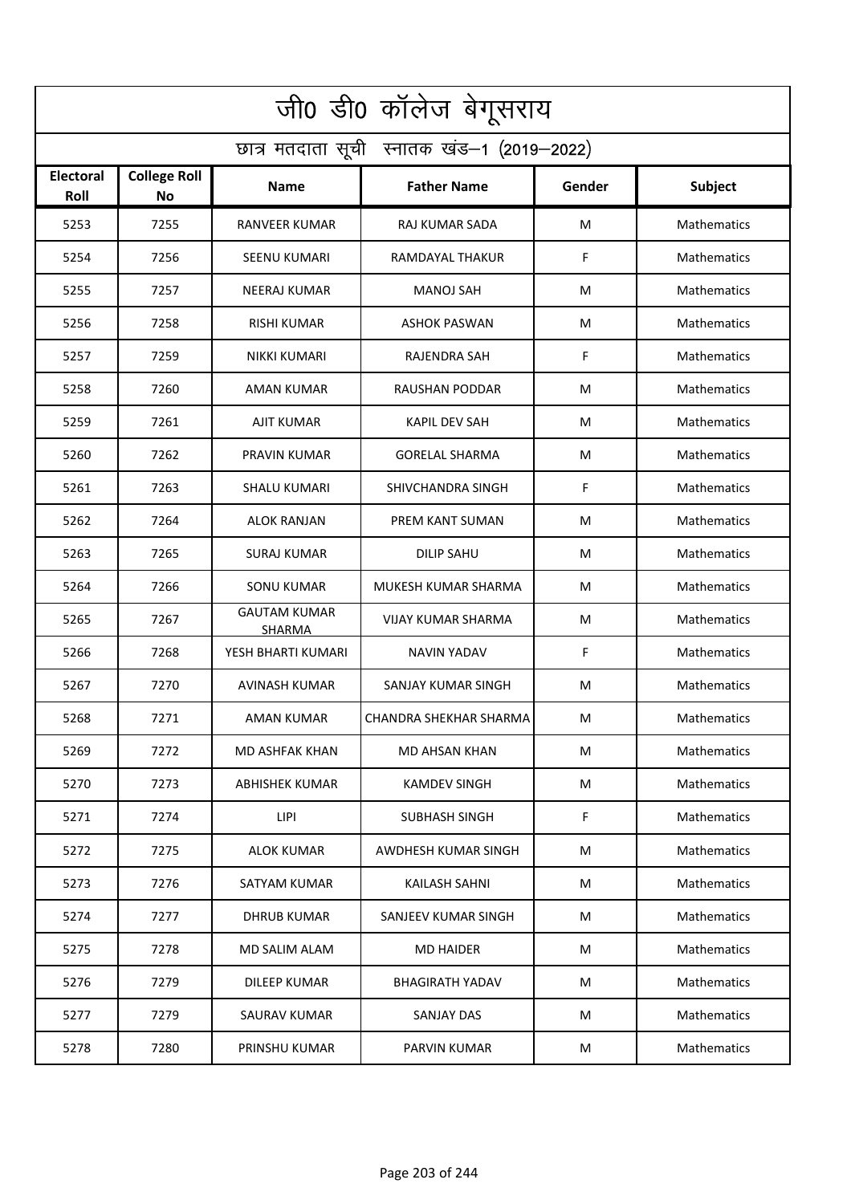# जी0 डी0 कॉलेज बेगूसराय

## छात्र मतदाता सूची स्नातक खंड–1 (2019–2022)

| Electoral Roll | College Roll No | Name | Father Name | Gender | Subject |
|---|---|---|---|---|---|
| 5253 | 7255 | RANVEER KUMAR | RAJ KUMAR SADA | M | Mathematics |
| 5254 | 7256 | SEENU KUMARI | RAMDAYAL THAKUR | F | Mathematics |
| 5255 | 7257 | NEERAJ KUMAR | MANOJ SAH | M | Mathematics |
| 5256 | 7258 | RISHI KUMAR | ASHOK PASWAN | M | Mathematics |
| 5257 | 7259 | NIKKI KUMARI | RAJENDRA SAH | F | Mathematics |
| 5258 | 7260 | AMAN KUMAR | RAUSHAN PODDAR | M | Mathematics |
| 5259 | 7261 | AJIT KUMAR | KAPIL DEV SAH | M | Mathematics |
| 5260 | 7262 | PRAVIN KUMAR | GORELAL SHARMA | M | Mathematics |
| 5261 | 7263 | SHALU KUMARI | SHIVCHANDRA SINGH | F | Mathematics |
| 5262 | 7264 | ALOK RANJAN | PREM KANT SUMAN | M | Mathematics |
| 5263 | 7265 | SURAJ KUMAR | DILIP SAHU | M | Mathematics |
| 5264 | 7266 | SONU KUMAR | MUKESH KUMAR SHARMA | M | Mathematics |
| 5265 | 7267 | GAUTAM KUMAR SHARMA | VIJAY KUMAR SHARMA | M | Mathematics |
| 5266 | 7268 | YESH BHARTI KUMARI | NAVIN YADAV | F | Mathematics |
| 5267 | 7270 | AVINASH KUMAR | SANJAY KUMAR SINGH | M | Mathematics |
| 5268 | 7271 | AMAN KUMAR | CHANDRA SHEKHAR SHARMA | M | Mathematics |
| 5269 | 7272 | MD ASHFAK KHAN | MD AHSAN KHAN | M | Mathematics |
| 5270 | 7273 | ABHISHEK KUMAR | KAMDEV SINGH | M | Mathematics |
| 5271 | 7274 | LIPI | SUBHASH SINGH | F | Mathematics |
| 5272 | 7275 | ALOK KUMAR | AWDHESH KUMAR SINGH | M | Mathematics |
| 5273 | 7276 | SATYAM KUMAR | KAILASH SAHNI | M | Mathematics |
| 5274 | 7277 | DHRUB KUMAR | SANJEEV KUMAR SINGH | M | Mathematics |
| 5275 | 7278 | MD SALIM ALAM | MD HAIDER | M | Mathematics |
| 5276 | 7279 | DILEEP KUMAR | BHAGIRATH YADAV | M | Mathematics |
| 5277 | 7279 | SAURAV KUMAR | SANJAY DAS | M | Mathematics |
| 5278 | 7280 | PRINSHU KUMAR | PARVIN KUMAR | M | Mathematics |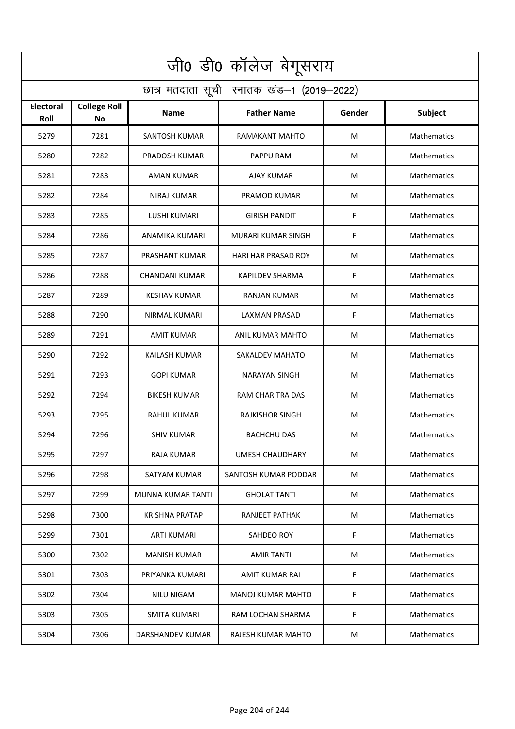# जी0 डी0 कॉलेज बेगूसराय

## छात्र मतदाता सूची स्नातक खंड–1 (2019–2022)

| Electoral Roll | College Roll No | Name | Father Name | Gender | Subject |
|---|---|---|---|---|---|
| 5279 | 7281 | SANTOSH KUMAR | RAMAKANT MAHTO | M | Mathematics |
| 5280 | 7282 | PRADOSH KUMAR | PAPPU RAM | M | Mathematics |
| 5281 | 7283 | AMAN KUMAR | AJAY KUMAR | M | Mathematics |
| 5282 | 7284 | NIRAJ KUMAR | PRAMOD KUMAR | M | Mathematics |
| 5283 | 7285 | LUSHI KUMARI | GIRISH PANDIT | F | Mathematics |
| 5284 | 7286 | ANAMIKA KUMARI | MURARI KUMAR SINGH | F | Mathematics |
| 5285 | 7287 | PRASHANT KUMAR | HARI HAR PRASAD ROY | M | Mathematics |
| 5286 | 7288 | CHANDANI KUMARI | KAPILDEV SHARMA | F | Mathematics |
| 5287 | 7289 | KESHAV KUMAR | RANJAN KUMAR | M | Mathematics |
| 5288 | 7290 | NIRMAL KUMARI | LAXMAN PRASAD | F | Mathematics |
| 5289 | 7291 | AMIT KUMAR | ANIL KUMAR MAHTO | M | Mathematics |
| 5290 | 7292 | KAILASH KUMAR | SAKALDEV MAHATO | M | Mathematics |
| 5291 | 7293 | GOPI KUMAR | NARAYAN SINGH | M | Mathematics |
| 5292 | 7294 | BIKESH KUMAR | RAM CHARITRA DAS | M | Mathematics |
| 5293 | 7295 | RAHUL KUMAR | RAJKISHOR SINGH | M | Mathematics |
| 5294 | 7296 | SHIV KUMAR | BACHCHU DAS | M | Mathematics |
| 5295 | 7297 | RAJA KUMAR | UMESH CHAUDHARY | M | Mathematics |
| 5296 | 7298 | SATYAM KUMAR | SANTOSH KUMAR PODDAR | M | Mathematics |
| 5297 | 7299 | MUNNA KUMAR TANTI | GHOLAT TANTI | M | Mathematics |
| 5298 | 7300 | KRISHNA PRATAP | RANJEET PATHAK | M | Mathematics |
| 5299 | 7301 | ARTI KUMARI | SAHDEO ROY | F | Mathematics |
| 5300 | 7302 | MANISH KUMAR | AMIR TANTI | M | Mathematics |
| 5301 | 7303 | PRIYANKA KUMARI | AMIT KUMAR RAI | F | Mathematics |
| 5302 | 7304 | NILU NIGAM | MANOJ KUMAR MAHTO | F | Mathematics |
| 5303 | 7305 | SMITA KUMARI | RAM LOCHAN SHARMA | F | Mathematics |
| 5304 | 7306 | DARSHANDEV KUMAR | RAJESH KUMAR MAHTO | M | Mathematics |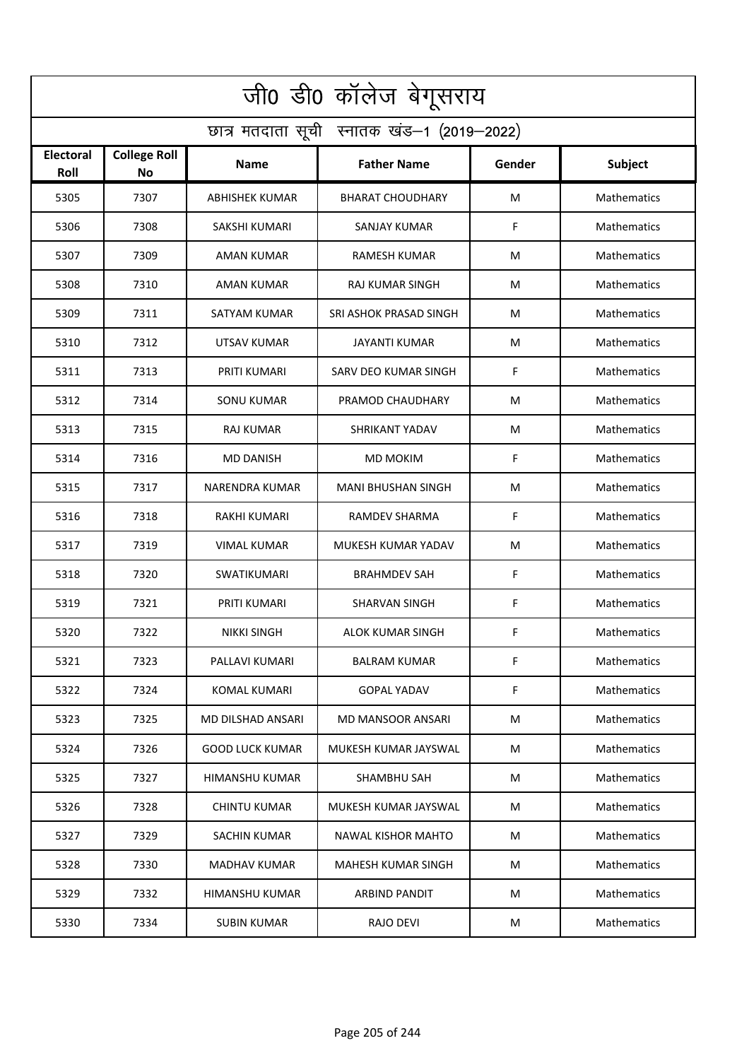# जी0 डी0 कॉलेज बेगूसराय

## छात्र मतदाता सूची स्नातक खंड–1 (2019–2022)

| Electoral Roll | College Roll No | Name | Father Name | Gender | Subject |
|---|---|---|---|---|---|
| 5305 | 7307 | ABHISHEK KUMAR | BHARAT CHOUDHARY | M | Mathematics |
| 5306 | 7308 | SAKSHI KUMARI | SANJAY KUMAR | F | Mathematics |
| 5307 | 7309 | AMAN KUMAR | RAMESH KUMAR | M | Mathematics |
| 5308 | 7310 | AMAN KUMAR | RAJ KUMAR SINGH | M | Mathematics |
| 5309 | 7311 | SATYAM KUMAR | SRI ASHOK PRASAD SINGH | M | Mathematics |
| 5310 | 7312 | UTSAV KUMAR | JAYANTI KUMAR | M | Mathematics |
| 5311 | 7313 | PRITI KUMARI | SARV DEO KUMAR SINGH | F | Mathematics |
| 5312 | 7314 | SONU KUMAR | PRAMOD CHAUDHARY | M | Mathematics |
| 5313 | 7315 | RAJ KUMAR | SHRIKANT YADAV | M | Mathematics |
| 5314 | 7316 | MD DANISH | MD MOKIM | F | Mathematics |
| 5315 | 7317 | NARENDRA KUMAR | MANI BHUSHAN SINGH | M | Mathematics |
| 5316 | 7318 | RAKHI KUMARI | RAMDEV SHARMA | F | Mathematics |
| 5317 | 7319 | VIMAL KUMAR | MUKESH KUMAR YADAV | M | Mathematics |
| 5318 | 7320 | SWATIKUMARI | BRAHMDEV SAH | F | Mathematics |
| 5319 | 7321 | PRITI KUMARI | SHARVAN SINGH | F | Mathematics |
| 5320 | 7322 | NIKKI SINGH | ALOK KUMAR SINGH | F | Mathematics |
| 5321 | 7323 | PALLAVI KUMARI | BALRAM KUMAR | F | Mathematics |
| 5322 | 7324 | KOMAL KUMARI | GOPAL YADAV | F | Mathematics |
| 5323 | 7325 | MD DILSHAD ANSARI | MD MANSOOR ANSARI | M | Mathematics |
| 5324 | 7326 | GOOD LUCK KUMAR | MUKESH KUMAR JAYSWAL | M | Mathematics |
| 5325 | 7327 | HIMANSHU KUMAR | SHAMBHU SAH | M | Mathematics |
| 5326 | 7328 | CHINTU KUMAR | MUKESH KUMAR JAYSWAL | M | Mathematics |
| 5327 | 7329 | SACHIN KUMAR | NAWAL KISHOR MAHTO | M | Mathematics |
| 5328 | 7330 | MADHAV KUMAR | MAHESH KUMAR SINGH | M | Mathematics |
| 5329 | 7332 | HIMANSHU KUMAR | ARBIND PANDIT | M | Mathematics |
| 5330 | 7334 | SUBIN KUMAR | RAJO DEVI | M | Mathematics |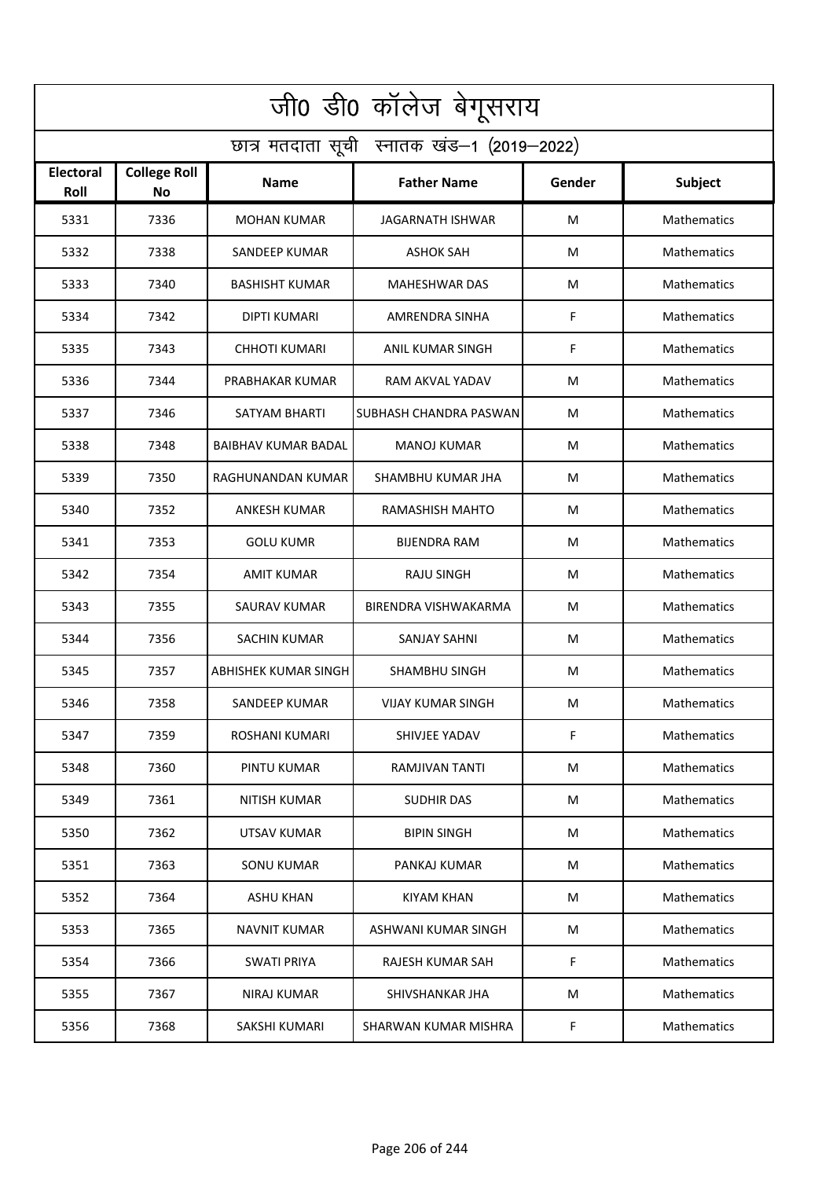# जी0 डी0 कॉलेज बेगूसराय

## छात्र मतदाता सूची स्नातक खंड–1 (2019–2022)

| Electoral Roll | College Roll No | Name | Father Name | Gender | Subject |
|---|---|---|---|---|---|
| 5331 | 7336 | MOHAN KUMAR | JAGARNATH ISHWAR | M | Mathematics |
| 5332 | 7338 | SANDEEP KUMAR | ASHOK SAH | M | Mathematics |
| 5333 | 7340 | BASHISHT KUMAR | MAHESHWAR DAS | M | Mathematics |
| 5334 | 7342 | DIPTI KUMARI | AMRENDRA SINHA | F | Mathematics |
| 5335 | 7343 | CHHOTI KUMARI | ANIL KUMAR SINGH | F | Mathematics |
| 5336 | 7344 | PRABHAKAR KUMAR | RAM AKVAL YADAV | M | Mathematics |
| 5337 | 7346 | SATYAM BHARTI | SUBHASH CHANDRA PASWAN | M | Mathematics |
| 5338 | 7348 | BAIBHAV KUMAR BADAL | MANOJ KUMAR | M | Mathematics |
| 5339 | 7350 | RAGHUNANDAN KUMAR | SHAMBHU KUMAR JHA | M | Mathematics |
| 5340 | 7352 | ANKESH KUMAR | RAMASHISH MAHTO | M | Mathematics |
| 5341 | 7353 | GOLU KUMR | BIJENDRA RAM | M | Mathematics |
| 5342 | 7354 | AMIT KUMAR | RAJU SINGH | M | Mathematics |
| 5343 | 7355 | SAURAV KUMAR | BIRENDRA VISHWAKARMA | M | Mathematics |
| 5344 | 7356 | SACHIN KUMAR | SANJAY SAHNI | M | Mathematics |
| 5345 | 7357 | ABHISHEK KUMAR SINGH | SHAMBHU SINGH | M | Mathematics |
| 5346 | 7358 | SANDEEP KUMAR | VIJAY KUMAR SINGH | M | Mathematics |
| 5347 | 7359 | ROSHANI KUMARI | SHIVJEE YADAV | F | Mathematics |
| 5348 | 7360 | PINTU KUMAR | RAMJIVAN TANTI | M | Mathematics |
| 5349 | 7361 | NITISH KUMAR | SUDHIR DAS | M | Mathematics |
| 5350 | 7362 | UTSAV KUMAR | BIPIN SINGH | M | Mathematics |
| 5351 | 7363 | SONU KUMAR | PANKAJ KUMAR | M | Mathematics |
| 5352 | 7364 | ASHU KHAN | KIYAM KHAN | M | Mathematics |
| 5353 | 7365 | NAVNIT KUMAR | ASHWANI KUMAR SINGH | M | Mathematics |
| 5354 | 7366 | SWATI PRIYA | RAJESH KUMAR SAH | F | Mathematics |
| 5355 | 7367 | NIRAJ KUMAR | SHIVSHANKAR JHA | M | Mathematics |
| 5356 | 7368 | SAKSHI KUMARI | SHARWAN KUMAR MISHRA | F | Mathematics |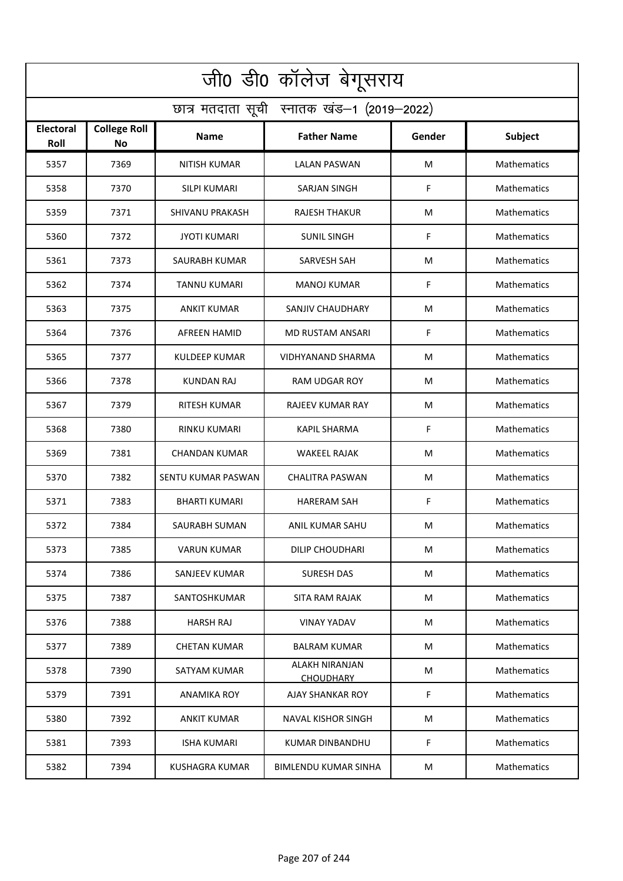# जी0 डी0 कॉलेज बेगूसराय

## छात्र मतदाता सूची स्नातक खंड–1 (2019–2022)

| Electoral Roll | College Roll No | Name | Father Name | Gender | Subject |
|---|---|---|---|---|---|
| 5357 | 7369 | NITISH KUMAR | LALAN PASWAN | M | Mathematics |
| 5358 | 7370 | SILPI KUMARI | SARJAN SINGH | F | Mathematics |
| 5359 | 7371 | SHIVANU PRAKASH | RAJESH THAKUR | M | Mathematics |
| 5360 | 7372 | JYOTI KUMARI | SUNIL SINGH | F | Mathematics |
| 5361 | 7373 | SAURABH KUMAR | SARVESH SAH | M | Mathematics |
| 5362 | 7374 | TANNU KUMARI | MANOJ KUMAR | F | Mathematics |
| 5363 | 7375 | ANKIT KUMAR | SANJIV CHAUDHARY | M | Mathematics |
| 5364 | 7376 | AFREEN HAMID | MD RUSTAM ANSARI | F | Mathematics |
| 5365 | 7377 | KULDEEP KUMAR | VIDHYANAND SHARMA | M | Mathematics |
| 5366 | 7378 | KUNDAN RAJ | RAM UDGAR ROY | M | Mathematics |
| 5367 | 7379 | RITESH KUMAR | RAJEEV KUMAR RAY | M | Mathematics |
| 5368 | 7380 | RINKU KUMARI | KAPIL SHARMA | F | Mathematics |
| 5369 | 7381 | CHANDAN KUMAR | WAKEEL RAJAK | M | Mathematics |
| 5370 | 7382 | SENTU KUMAR PASWAN | CHALITRA PASWAN | M | Mathematics |
| 5371 | 7383 | BHARTI KUMARI | HARERAM SAH | F | Mathematics |
| 5372 | 7384 | SAURABH SUMAN | ANIL KUMAR SAHU | M | Mathematics |
| 5373 | 7385 | VARUN KUMAR | DILIP CHOUDHARI | M | Mathematics |
| 5374 | 7386 | SANJEEV KUMAR | SURESH DAS | M | Mathematics |
| 5375 | 7387 | SANTOSHKUMAR | SITA RAM RAJAK | M | Mathematics |
| 5376 | 7388 | HARSH RAJ | VINAY YADAV | M | Mathematics |
| 5377 | 7389 | CHETAN KUMAR | BALRAM KUMAR | M | Mathematics |
| 5378 | 7390 | SATYAM KUMAR | ALAKH NIRANJAN CHOUDHARY | M | Mathematics |
| 5379 | 7391 | ANAMIKA ROY | AJAY SHANKAR ROY | F | Mathematics |
| 5380 | 7392 | ANKIT KUMAR | NAVAL KISHOR SINGH | M | Mathematics |
| 5381 | 7393 | ISHA KUMARI | KUMAR DINBANDHU | F | Mathematics |
| 5382 | 7394 | KUSHAGRA KUMAR | BIMLENDU KUMAR SINHA | M | Mathematics |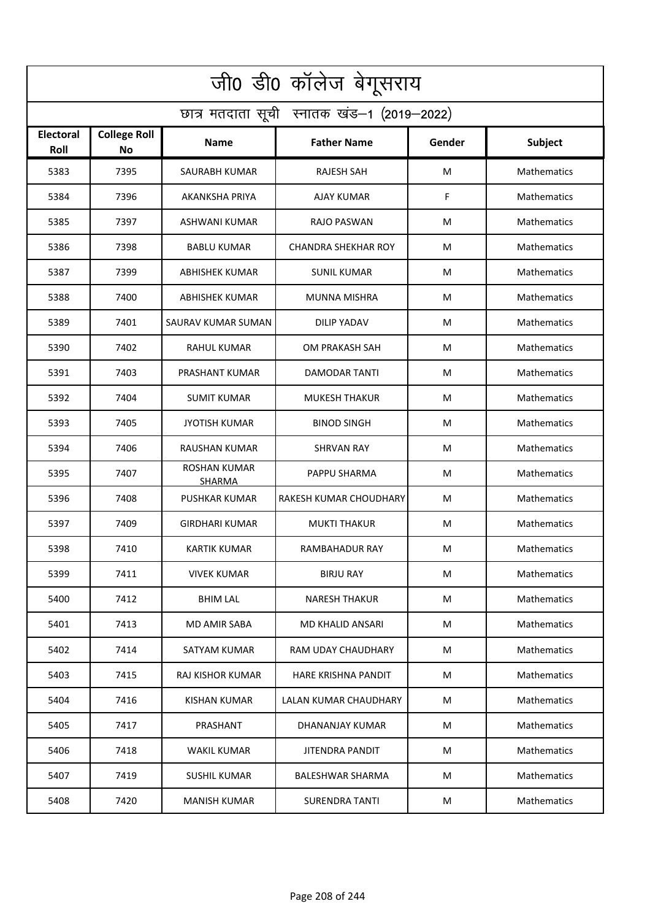# जी0 डी0 कॉलेज बेगूसराय

## छात्र मतदाता सूची स्नातक खंड–1 (2019–2022)

| Electoral Roll | College Roll No | Name | Father Name | Gender | Subject |
|---|---|---|---|---|---|
| 5383 | 7395 | SAURABH KUMAR | RAJESH SAH | M | Mathematics |
| 5384 | 7396 | AKANKSHA PRIYA | AJAY KUMAR | F | Mathematics |
| 5385 | 7397 | ASHWANI KUMAR | RAJO PASWAN | M | Mathematics |
| 5386 | 7398 | BABLU KUMAR | CHANDRA SHEKHAR ROY | M | Mathematics |
| 5387 | 7399 | ABHISHEK KUMAR | SUNIL KUMAR | M | Mathematics |
| 5388 | 7400 | ABHISHEK KUMAR | MUNNA MISHRA | M | Mathematics |
| 5389 | 7401 | SAURAV KUMAR SUMAN | DILIP YADAV | M | Mathematics |
| 5390 | 7402 | RAHUL KUMAR | OM PRAKASH SAH | M | Mathematics |
| 5391 | 7403 | PRASHANT KUMAR | DAMODAR TANTI | M | Mathematics |
| 5392 | 7404 | SUMIT KUMAR | MUKESH THAKUR | M | Mathematics |
| 5393 | 7405 | JYOTISH KUMAR | BINOD SINGH | M | Mathematics |
| 5394 | 7406 | RAUSHAN KUMAR | SHRVAN RAY | M | Mathematics |
| 5395 | 7407 | ROSHAN KUMAR SHARMA | PAPPU SHARMA | M | Mathematics |
| 5396 | 7408 | PUSHKAR KUMAR | RAKESH KUMAR CHOUDHARY | M | Mathematics |
| 5397 | 7409 | GIRDHARI KUMAR | MUKTI THAKUR | M | Mathematics |
| 5398 | 7410 | KARTIK KUMAR | RAMBAHADUR RAY | M | Mathematics |
| 5399 | 7411 | VIVEK KUMAR | BIRJU RAY | M | Mathematics |
| 5400 | 7412 | BHIM LAL | NARESH THAKUR | M | Mathematics |
| 5401 | 7413 | MD AMIR SABA | MD KHALID ANSARI | M | Mathematics |
| 5402 | 7414 | SATYAM KUMAR | RAM UDAY CHAUDHARY | M | Mathematics |
| 5403 | 7415 | RAJ KISHOR KUMAR | HARE KRISHNA PANDIT | M | Mathematics |
| 5404 | 7416 | KISHAN KUMAR | LALAN KUMAR CHAUDHARY | M | Mathematics |
| 5405 | 7417 | PRASHANT | DHANANJAY KUMAR | M | Mathematics |
| 5406 | 7418 | WAKIL KUMAR | JITENDRA PANDIT | M | Mathematics |
| 5407 | 7419 | SUSHIL KUMAR | BALESHWAR SHARMA | M | Mathematics |
| 5408 | 7420 | MANISH KUMAR | SURENDRA TANTI | M | Mathematics |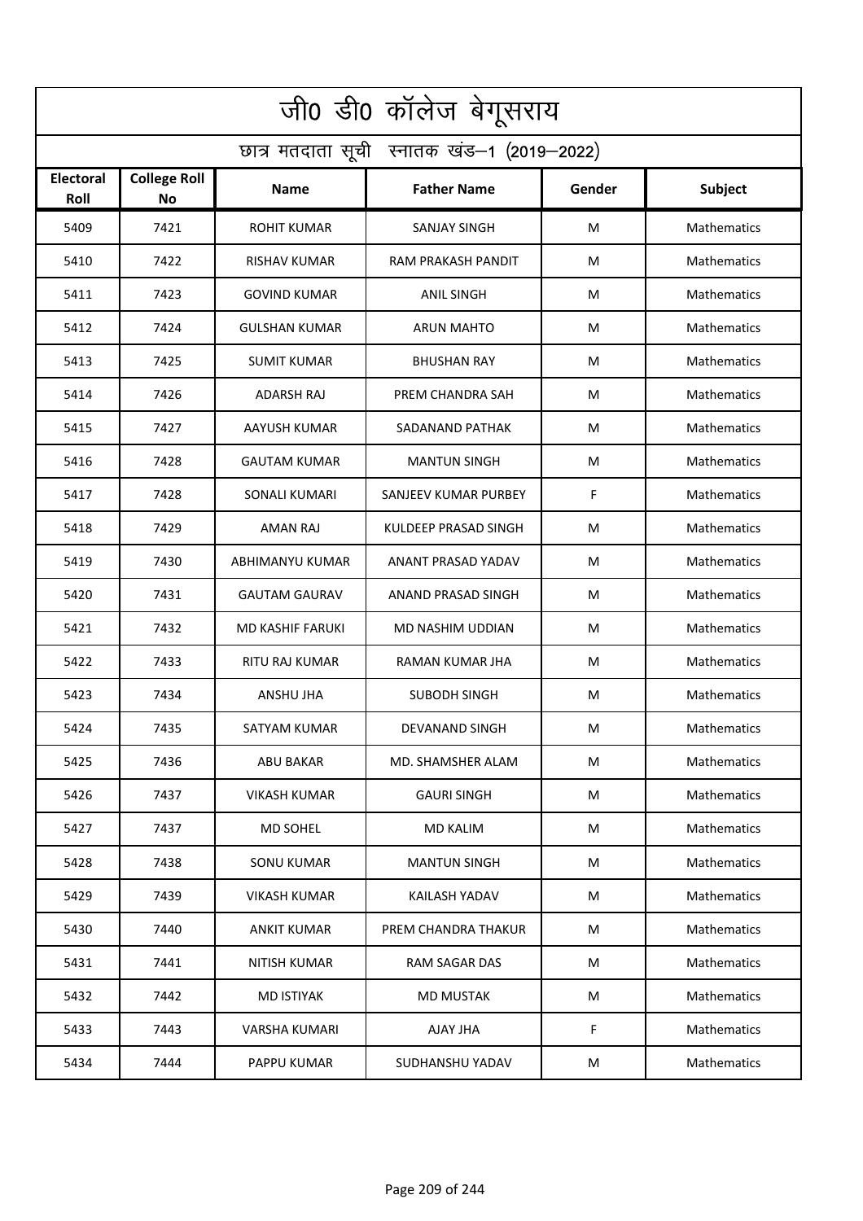| जी0 डी0 कॉलेज बेगूसराय | | | | | |
|---|---|---|---|---|---|
| छात्र मतदाता सूची स्नातक खंड–1 (2019–2022) | | | | | |
| **Electoral Roll** | **College Roll No** | **Name** | **Father Name** | **Gender** | **Subject** |
| 5409 | 7421 | ROHIT KUMAR | SANJAY SINGH | M | Mathematics |
| 5410 | 7422 | RISHAV KUMAR | RAM PRAKASH PANDIT | M | Mathematics |
| 5411 | 7423 | GOVIND KUMAR | ANIL SINGH | M | Mathematics |
| 5412 | 7424 | GULSHAN KUMAR | ARUN MAHTO | M | Mathematics |
| 5413 | 7425 | SUMIT KUMAR | BHUSHAN RAY | M | Mathematics |
| 5414 | 7426 | ADARSH RAJ | PREM CHANDRA SAH | M | Mathematics |
| 5415 | 7427 | AAYUSH KUMAR | SADANAND PATHAK | M | Mathematics |
| 5416 | 7428 | GAUTAM KUMAR | MANTUN SINGH | M | Mathematics |
| 5417 | 7428 | SONALI KUMARI | SANJEEV KUMAR PURBEY | F | Mathematics |
| 5418 | 7429 | AMAN RAJ | KULDEEP PRASAD SINGH | M | Mathematics |
| 5419 | 7430 | ABHIMANYU KUMAR | ANANT PRASAD YADAV | M | Mathematics |
| 5420 | 7431 | GAUTAM GAURAV | ANAND PRASAD SINGH | M | Mathematics |
| 5421 | 7432 | MD KASHIF FARUKI | MD NASHIM UDDIAN | M | Mathematics |
| 5422 | 7433 | RITU RAJ KUMAR | RAMAN KUMAR JHA | M | Mathematics |
| 5423 | 7434 | ANSHU JHA | SUBODH SINGH | M | Mathematics |
| 5424 | 7435 | SATYAM KUMAR | DEVANAND SINGH | M | Mathematics |
| 5425 | 7436 | ABU BAKAR | MD. SHAMSHER ALAM | M | Mathematics |
| 5426 | 7437 | VIKASH KUMAR | GAURI SINGH | M | Mathematics |
| 5427 | 7437 | MD SOHEL | MD KALIM | M | Mathematics |
| 5428 | 7438 | SONU KUMAR | MANTUN SINGH | M | Mathematics |
| 5429 | 7439 | VIKASH KUMAR | KAILASH YADAV | M | Mathematics |
| 5430 | 7440 | ANKIT KUMAR | PREM CHANDRA THAKUR | M | Mathematics |
| 5431 | 7441 | NITISH KUMAR | RAM SAGAR DAS | M | Mathematics |
| 5432 | 7442 | MD ISTIYAK | MD MUSTAK | M | Mathematics |
| 5433 | 7443 | VARSHA KUMARI | AJAY JHA | F | Mathematics |
| 5434 | 7444 | PAPPU KUMAR | SUDHANSHU YADAV | M | Mathematics |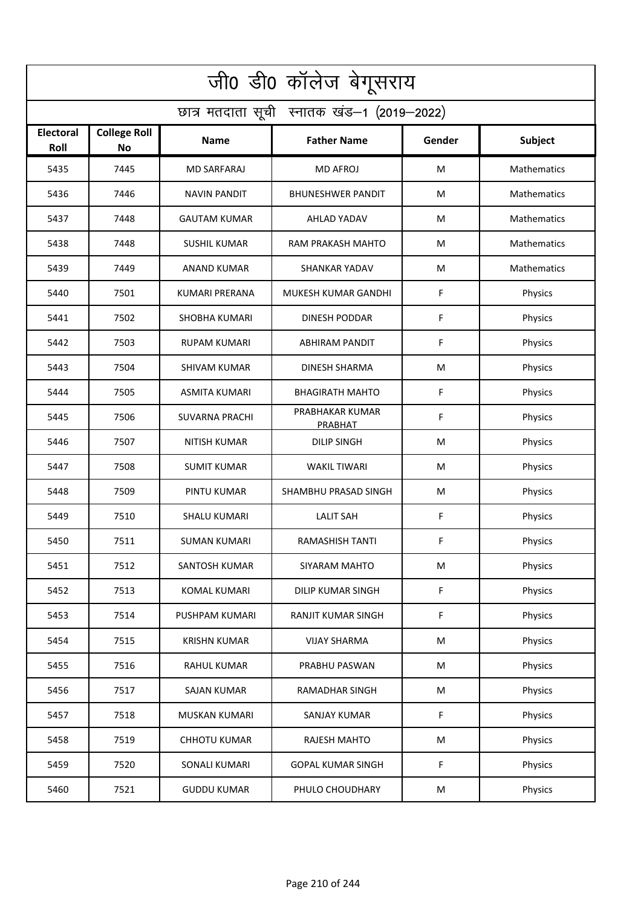# जी0 डी0 कॉलेज बेगूसराय

## छात्र मतदाता सूची स्नातक खंड–1 (2019–2022)

| Electoral Roll | College Roll No | Name | Father Name | Gender | Subject |
|---|---|---|---|---|---|
| 5435 | 7445 | MD SARFARAJ | MD AFROJ | M | Mathematics |
| 5436 | 7446 | NAVIN PANDIT | BHUNESHWER PANDIT | M | Mathematics |
| 5437 | 7448 | GAUTAM KUMAR | AHLAD YADAV | M | Mathematics |
| 5438 | 7448 | SUSHIL KUMAR | RAM PRAKASH MAHTO | M | Mathematics |
| 5439 | 7449 | ANAND KUMAR | SHANKAR YADAV | M | Mathematics |
| 5440 | 7501 | KUMARI PRERANA | MUKESH KUMAR GANDHI | F | Physics |
| 5441 | 7502 | SHOBHA KUMARI | DINESH PODDAR | F | Physics |
| 5442 | 7503 | RUPAM KUMARI | ABHIRAM PANDIT | F | Physics |
| 5443 | 7504 | SHIVAM KUMAR | DINESH SHARMA | M | Physics |
| 5444 | 7505 | ASMITA KUMARI | BHAGIRATH MAHTO | F | Physics |
| 5445 | 7506 | SUVARNA PRACHI | PRABHAKAR KUMAR PRABHAT | F | Physics |
| 5446 | 7507 | NITISH KUMAR | DILIP SINGH | M | Physics |
| 5447 | 7508 | SUMIT KUMAR | WAKIL TIWARI | M | Physics |
| 5448 | 7509 | PINTU KUMAR | SHAMBHU PRASAD SINGH | M | Physics |
| 5449 | 7510 | SHALU KUMARI | LALIT SAH | F | Physics |
| 5450 | 7511 | SUMAN KUMARI | RAMASHISH TANTI | F | Physics |
| 5451 | 7512 | SANTOSH KUMAR | SIYARAM MAHTO | M | Physics |
| 5452 | 7513 | KOMAL KUMARI | DILIP KUMAR SINGH | F | Physics |
| 5453 | 7514 | PUSHPAM KUMARI | RANJIT KUMAR SINGH | F | Physics |
| 5454 | 7515 | KRISHN KUMAR | VIJAY SHARMA | M | Physics |
| 5455 | 7516 | RAHUL KUMAR | PRABHU PASWAN | M | Physics |
| 5456 | 7517 | SAJAN KUMAR | RAMADHAR SINGH | M | Physics |
| 5457 | 7518 | MUSKAN KUMARI | SANJAY KUMAR | F | Physics |
| 5458 | 7519 | CHHOTU KUMAR | RAJESH MAHTO | M | Physics |
| 5459 | 7520 | SONALI KUMARI | GOPAL KUMAR SINGH | F | Physics |
| 5460 | 7521 | GUDDU KUMAR | PHULO CHOUDHARY | M | Physics |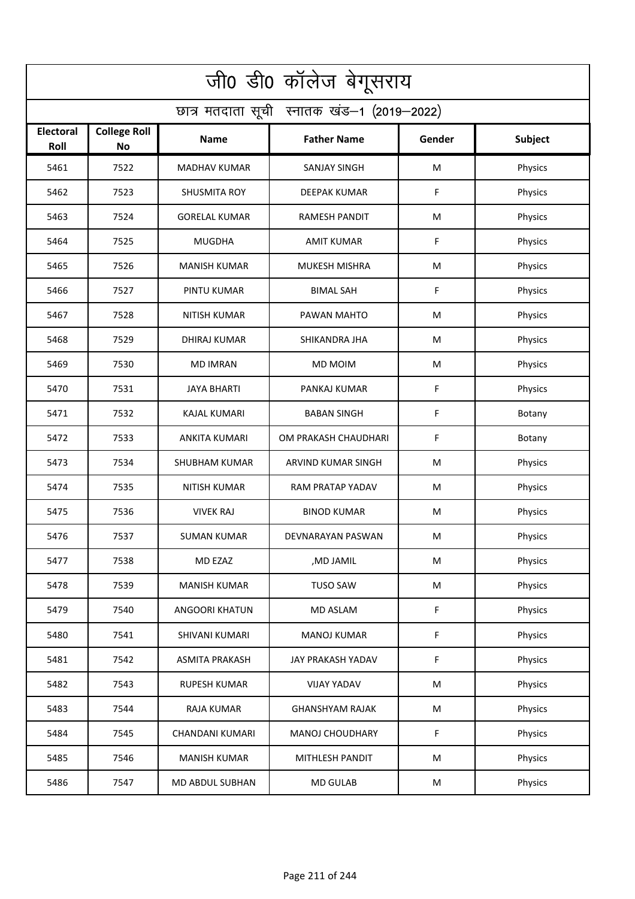# जी0 डी0 कॉलेज बेगूसराय

## छात्र मतदाता सूची स्नातक खंड–1 (2019–2022)

| Electoral Roll | College Roll No | Name | Father Name | Gender | Subject |
|---|---|---|---|---|---|
| 5461 | 7522 | MADHAV KUMAR | SANJAY SINGH | M | Physics |
| 5462 | 7523 | SHUSMITA ROY | DEEPAK KUMAR | F | Physics |
| 5463 | 7524 | GORELAL KUMAR | RAMESH PANDIT | M | Physics |
| 5464 | 7525 | MUGDHA | AMIT KUMAR | F | Physics |
| 5465 | 7526 | MANISH KUMAR | MUKESH MISHRA | M | Physics |
| 5466 | 7527 | PINTU KUMAR | BIMAL SAH | F | Physics |
| 5467 | 7528 | NITISH KUMAR | PAWAN MAHTO | M | Physics |
| 5468 | 7529 | DHIRAJ KUMAR | SHIKANDRA JHA | M | Physics |
| 5469 | 7530 | MD IMRAN | MD MOIM | M | Physics |
| 5470 | 7531 | JAYA BHARTI | PANKAJ KUMAR | F | Physics |
| 5471 | 7532 | KAJAL KUMARI | BABAN SINGH | F | Botany |
| 5472 | 7533 | ANKITA KUMARI | OM PRAKASH CHAUDHARI | F | Botany |
| 5473 | 7534 | SHUBHAM KUMAR | ARVIND KUMAR SINGH | M | Physics |
| 5474 | 7535 | NITISH KUMAR | RAM PRATAP YADAV | M | Physics |
| 5475 | 7536 | VIVEK RAJ | BINOD KUMAR | M | Physics |
| 5476 | 7537 | SUMAN KUMAR | DEVNARAYAN PASWAN | M | Physics |
| 5477 | 7538 | MD EZAZ | ,MD JAMIL | M | Physics |
| 5478 | 7539 | MANISH KUMAR | TUSO SAW | M | Physics |
| 5479 | 7540 | ANGOORI KHATUN | MD ASLAM | F | Physics |
| 5480 | 7541 | SHIVANI KUMARI | MANOJ KUMAR | F | Physics |
| 5481 | 7542 | ASMITA PRAKASH | JAY PRAKASH YADAV | F | Physics |
| 5482 | 7543 | RUPESH KUMAR | VIJAY YADAV | M | Physics |
| 5483 | 7544 | RAJA KUMAR | GHANSHYAM RAJAK | M | Physics |
| 5484 | 7545 | CHANDANI KUMARI | MANOJ CHOUDHARY | F | Physics |
| 5485 | 7546 | MANISH KUMAR | MITHLESH PANDIT | M | Physics |
| 5486 | 7547 | MD ABDUL SUBHAN | MD GULAB | M | Physics |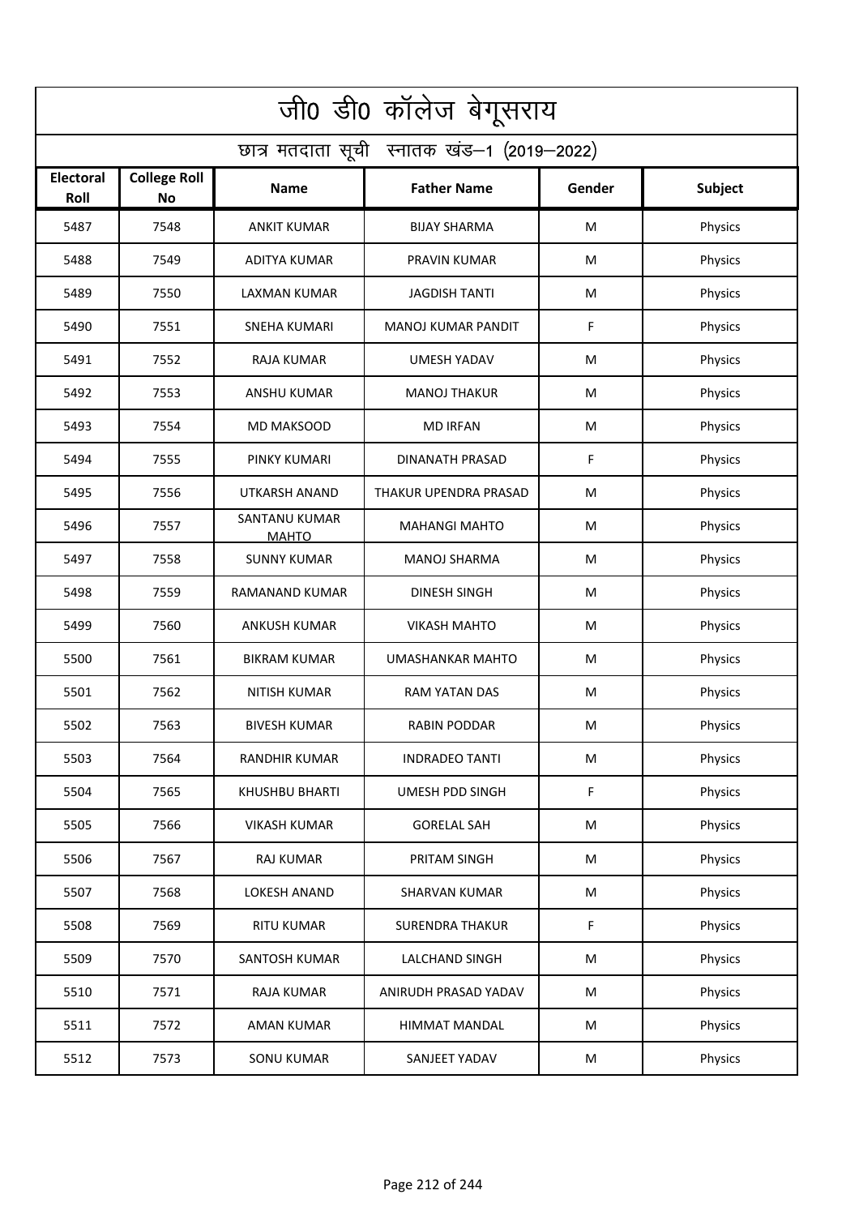# जी0 डी0 कॉलेज बेगूसराय

## छात्र मतदाता सूची स्नातक खंड–1 (2019–2022)

| Electoral Roll | College Roll No | Name | Father Name | Gender | Subject |
|---|---|---|---|---|---|
| 5487 | 7548 | ANKIT KUMAR | BIJAY SHARMA | M | Physics |
| 5488 | 7549 | ADITYA KUMAR | PRAVIN KUMAR | M | Physics |
| 5489 | 7550 | LAXMAN KUMAR | JAGDISH TANTI | M | Physics |
| 5490 | 7551 | SNEHA KUMARI | MANOJ KUMAR PANDIT | F | Physics |
| 5491 | 7552 | RAJA KUMAR | UMESH YADAV | M | Physics |
| 5492 | 7553 | ANSHU KUMAR | MANOJ THAKUR | M | Physics |
| 5493 | 7554 | MD MAKSOOD | MD IRFAN | M | Physics |
| 5494 | 7555 | PINKY KUMARI | DINANATH PRASAD | F | Physics |
| 5495 | 7556 | UTKARSH ANAND | THAKUR UPENDRA PRASAD | M | Physics |
| 5496 | 7557 | SANTANU KUMAR MAHTO | MAHANGI MAHTO | M | Physics |
| 5497 | 7558 | SUNNY KUMAR | MANOJ SHARMA | M | Physics |
| 5498 | 7559 | RAMANAND KUMAR | DINESH SINGH | M | Physics |
| 5499 | 7560 | ANKUSH KUMAR | VIKASH MAHTO | M | Physics |
| 5500 | 7561 | BIKRAM KUMAR | UMASHANKAR MAHTO | M | Physics |
| 5501 | 7562 | NITISH KUMAR | RAM YATAN DAS | M | Physics |
| 5502 | 7563 | BIVESH KUMAR | RABIN PODDAR | M | Physics |
| 5503 | 7564 | RANDHIR KUMAR | INDRADEO TANTI | M | Physics |
| 5504 | 7565 | KHUSHBU BHARTI | UMESH PDD SINGH | F | Physics |
| 5505 | 7566 | VIKASH KUMAR | GORELAL SAH | M | Physics |
| 5506 | 7567 | RAJ KUMAR | PRITAM SINGH | M | Physics |
| 5507 | 7568 | LOKESH ANAND | SHARVAN KUMAR | M | Physics |
| 5508 | 7569 | RITU KUMAR | SURENDRA THAKUR | F | Physics |
| 5509 | 7570 | SANTOSH KUMAR | LALCHAND SINGH | M | Physics |
| 5510 | 7571 | RAJA KUMAR | ANIRUDH PRASAD YADAV | M | Physics |
| 5511 | 7572 | AMAN KUMAR | HIMMAT MANDAL | M | Physics |
| 5512 | 7573 | SONU KUMAR | SANJEET YADAV | M | Physics |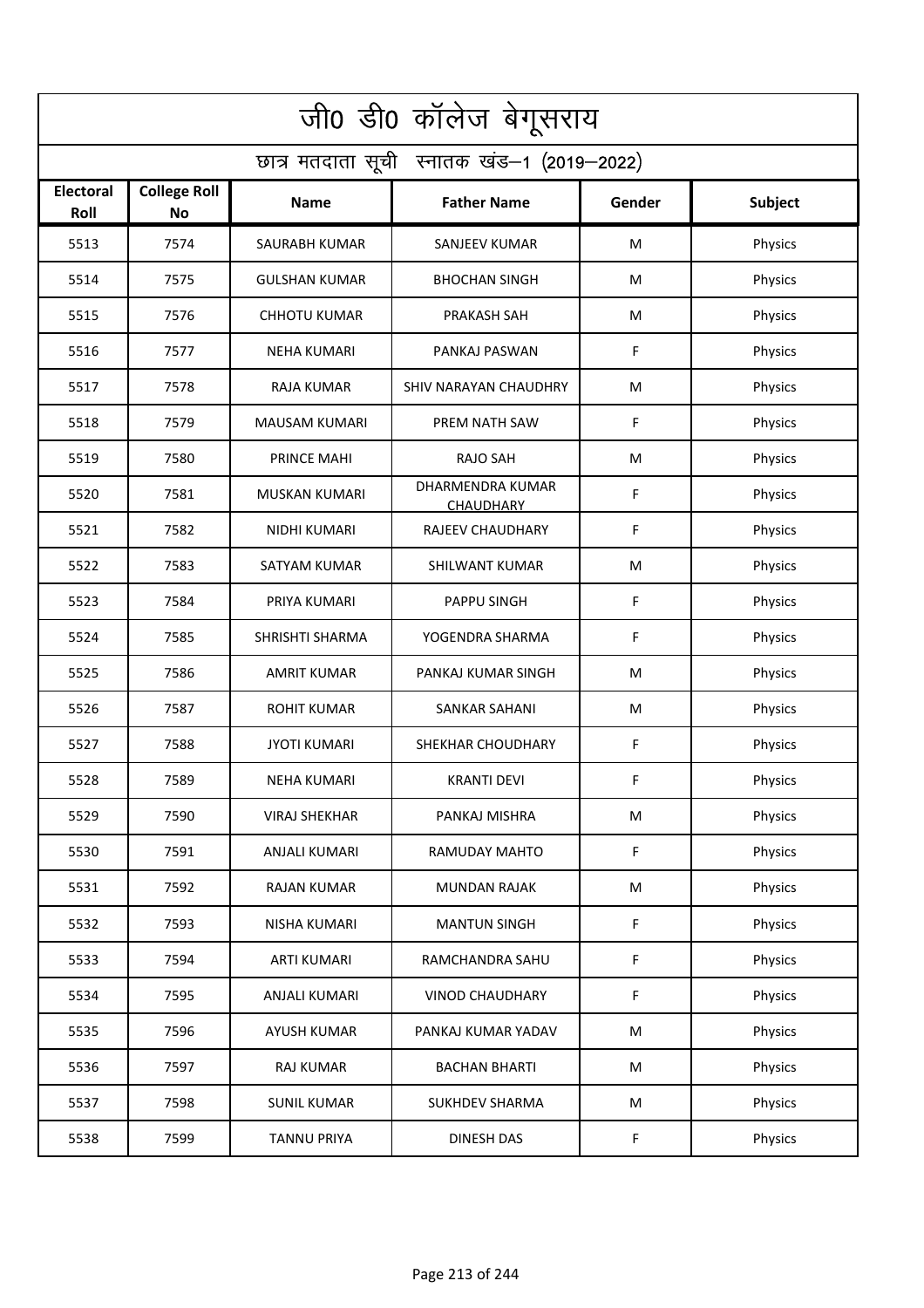# जी0 डी0 कॉलेज बेगूसराय

## छात्र मतदाता सूची स्नातक खंड–1 (2019–2022)

| Electoral Roll | College Roll No | Name | Father Name | Gender | Subject |
|---|---|---|---|---|---|
| 5513 | 7574 | SAURABH KUMAR | SANJEEV KUMAR | M | Physics |
| 5514 | 7575 | GULSHAN KUMAR | BHOCHAN SINGH | M | Physics |
| 5515 | 7576 | CHHOTU KUMAR | PRAKASH SAH | M | Physics |
| 5516 | 7577 | NEHA KUMARI | PANKAJ PASWAN | F | Physics |
| 5517 | 7578 | RAJA KUMAR | SHIV NARAYAN CHAUDHRY | M | Physics |
| 5518 | 7579 | MAUSAM KUMARI | PREM NATH SAW | F | Physics |
| 5519 | 7580 | PRINCE MAHI | RAJO SAH | M | Physics |
| 5520 | 7581 | MUSKAN KUMARI | DHARMENDRA KUMAR CHAUDHARY | F | Physics |
| 5521 | 7582 | NIDHI KUMARI | RAJEEV CHAUDHARY | F | Physics |
| 5522 | 7583 | SATYAM KUMAR | SHILWANT KUMAR | M | Physics |
| 5523 | 7584 | PRIYA KUMARI | PAPPU SINGH | F | Physics |
| 5524 | 7585 | SHRISHTI SHARMA | YOGENDRA SHARMA | F | Physics |
| 5525 | 7586 | AMRIT KUMAR | PANKAJ KUMAR SINGH | M | Physics |
| 5526 | 7587 | ROHIT KUMAR | SANKAR SAHANI | M | Physics |
| 5527 | 7588 | JYOTI KUMARI | SHEKHAR CHOUDHARY | F | Physics |
| 5528 | 7589 | NEHA KUMARI | KRANTI DEVI | F | Physics |
| 5529 | 7590 | VIRAJ SHEKHAR | PANKAJ MISHRA | M | Physics |
| 5530 | 7591 | ANJALI KUMARI | RAMUDAY MAHTO | F | Physics |
| 5531 | 7592 | RAJAN KUMAR | MUNDAN RAJAK | M | Physics |
| 5532 | 7593 | NISHA KUMARI | MANTUN SINGH | F | Physics |
| 5533 | 7594 | ARTI KUMARI | RAMCHANDRA SAHU | F | Physics |
| 5534 | 7595 | ANJALI KUMARI | VINOD CHAUDHARY | F | Physics |
| 5535 | 7596 | AYUSH KUMAR | PANKAJ KUMAR YADAV | M | Physics |
| 5536 | 7597 | RAJ KUMAR | BACHAN BHARTI | M | Physics |
| 5537 | 7598 | SUNIL KUMAR | SUKHDEV SHARMA | M | Physics |
| 5538 | 7599 | TANNU PRIYA | DINESH DAS | F | Physics |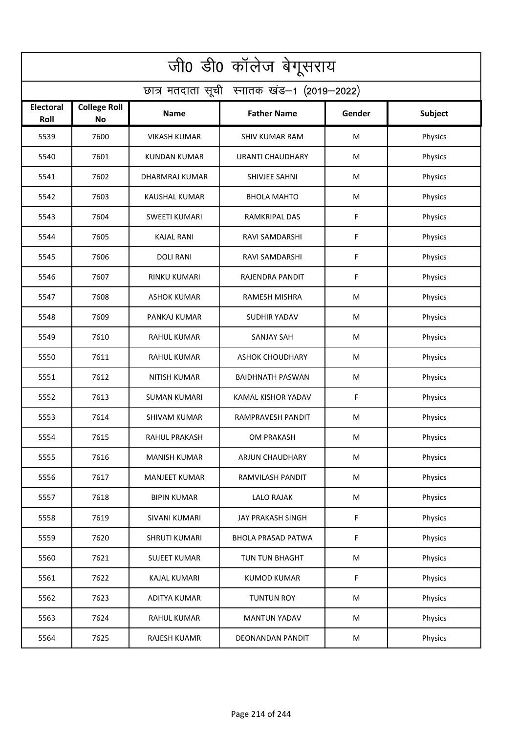# जी0 डी0 कॉलेज बेगूसराय

## छात्र मतदाता सूची स्नातक खंड–1 (2019–2022)

| Electoral Roll | College Roll No | Name | Father Name | Gender | Subject |
|---|---|---|---|---|---|
| 5539 | 7600 | VIKASH KUMAR | SHIV KUMAR RAM | M | Physics |
| 5540 | 7601 | KUNDAN KUMAR | URANTI CHAUDHARY | M | Physics |
| 5541 | 7602 | DHARMRAJ KUMAR | SHIVJEE SAHNI | M | Physics |
| 5542 | 7603 | KAUSHAL KUMAR | BHOLA MAHTO | M | Physics |
| 5543 | 7604 | SWEETI KUMARI | RAMKRIPAL DAS | F | Physics |
| 5544 | 7605 | KAJAL RANI | RAVI SAMDARSHI | F | Physics |
| 5545 | 7606 | DOLI RANI | RAVI SAMDARSHI | F | Physics |
| 5546 | 7607 | RINKU KUMARI | RAJENDRA PANDIT | F | Physics |
| 5547 | 7608 | ASHOK KUMAR | RAMESH MISHRA | M | Physics |
| 5548 | 7609 | PANKAJ KUMAR | SUDHIR YADAV | M | Physics |
| 5549 | 7610 | RAHUL KUMAR | SANJAY SAH | M | Physics |
| 5550 | 7611 | RAHUL KUMAR | ASHOK CHOUDHARY | M | Physics |
| 5551 | 7612 | NITISH KUMAR | BAIDHNATH PASWAN | M | Physics |
| 5552 | 7613 | SUMAN KUMARI | KAMAL KISHOR YADAV | F | Physics |
| 5553 | 7614 | SHIVAM KUMAR | RAMPRAVESH PANDIT | M | Physics |
| 5554 | 7615 | RAHUL PRAKASH | OM PRAKASH | M | Physics |
| 5555 | 7616 | MANISH KUMAR | ARJUN CHAUDHARY | M | Physics |
| 5556 | 7617 | MANJEET KUMAR | RAMVILASH PANDIT | M | Physics |
| 5557 | 7618 | BIPIN KUMAR | LALO RAJAK | M | Physics |
| 5558 | 7619 | SIVANI KUMARI | JAY PRAKASH SINGH | F | Physics |
| 5559 | 7620 | SHRUTI KUMARI | BHOLA PRASAD PATWA | F | Physics |
| 5560 | 7621 | SUJEET KUMAR | TUN TUN BHAGHT | M | Physics |
| 5561 | 7622 | KAJAL KUMARI | KUMOD KUMAR | F | Physics |
| 5562 | 7623 | ADITYA KUMAR | TUNTUN ROY | M | Physics |
| 5563 | 7624 | RAHUL KUMAR | MANTUN YADAV | M | Physics |
| 5564 | 7625 | RAJESH KUAMR | DEONANDAN PANDIT | M | Physics |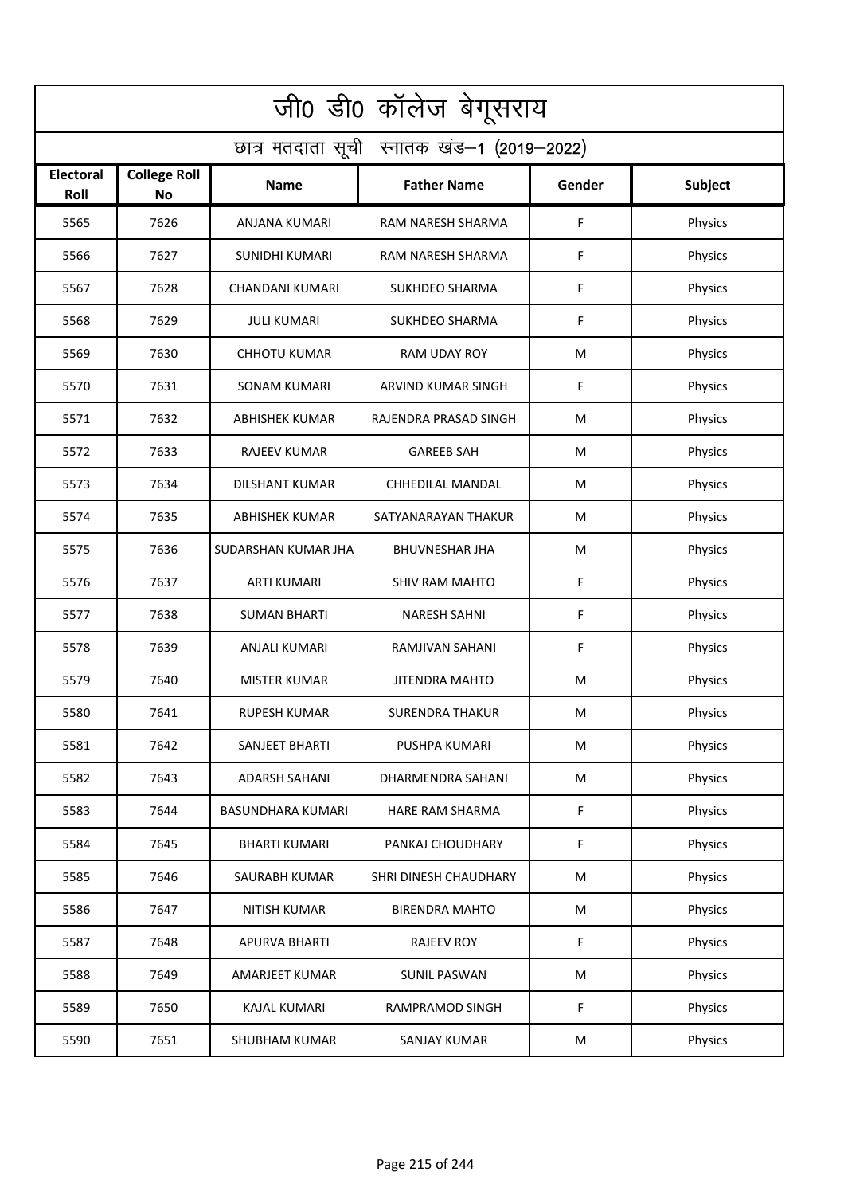# जी0 डी0 कॉलेज बेगूसराय

## छात्र मतदाता सूची स्नातक खंड–1 (2019–2022)

| Electoral Roll | College Roll No | Name | Father Name | Gender | Subject |
|---|---|---|---|---|---|
| 5565 | 7626 | ANJANA KUMARI | RAM NARESH SHARMA | F | Physics |
| 5566 | 7627 | SUNIDHI KUMARI | RAM NARESH SHARMA | F | Physics |
| 5567 | 7628 | CHANDANI KUMARI | SUKHDEO SHARMA | F | Physics |
| 5568 | 7629 | JULI KUMARI | SUKHDEO SHARMA | F | Physics |
| 5569 | 7630 | CHHOTU KUMAR | RAM UDAY ROY | M | Physics |
| 5570 | 7631 | SONAM KUMARI | ARVIND KUMAR SINGH | F | Physics |
| 5571 | 7632 | ABHISHEK KUMAR | RAJENDRA PRASAD SINGH | M | Physics |
| 5572 | 7633 | RAJEEV KUMAR | GAREEB SAH | M | Physics |
| 5573 | 7634 | DILSHANT KUMAR | CHHEDILAL MANDAL | M | Physics |
| 5574 | 7635 | ABHISHEK KUMAR | SATYANARAYAN THAKUR | M | Physics |
| 5575 | 7636 | SUDARSHAN KUMAR JHA | BHUVNESHAR JHA | M | Physics |
| 5576 | 7637 | ARTI KUMARI | SHIV RAM MAHTO | F | Physics |
| 5577 | 7638 | SUMAN BHARTI | NARESH SAHNI | F | Physics |
| 5578 | 7639 | ANJALI KUMARI | RAMJIVAN SAHANI | F | Physics |
| 5579 | 7640 | MISTER KUMAR | JITENDRA MAHTO | M | Physics |
| 5580 | 7641 | RUPESH KUMAR | SURENDRA THAKUR | M | Physics |
| 5581 | 7642 | SANJEET BHARTI | PUSHPA KUMARI | M | Physics |
| 5582 | 7643 | ADARSH SAHANI | DHARMENDRA SAHANI | M | Physics |
| 5583 | 7644 | BASUNDHARA KUMARI | HARE RAM SHARMA | F | Physics |
| 5584 | 7645 | BHARTI KUMARI | PANKAJ CHOUDHARY | F | Physics |
| 5585 | 7646 | SAURABH KUMAR | SHRI DINESH CHAUDHARY | M | Physics |
| 5586 | 7647 | NITISH KUMAR | BIRENDRA MAHTO | M | Physics |
| 5587 | 7648 | APURVA BHARTI | RAJEEV ROY | F | Physics |
| 5588 | 7649 | AMARJEET KUMAR | SUNIL PASWAN | M | Physics |
| 5589 | 7650 | KAJAL KUMARI | RAMPRAMOD SINGH | F | Physics |
| 5590 | 7651 | SHUBHAM KUMAR | SANJAY KUMAR | M | Physics |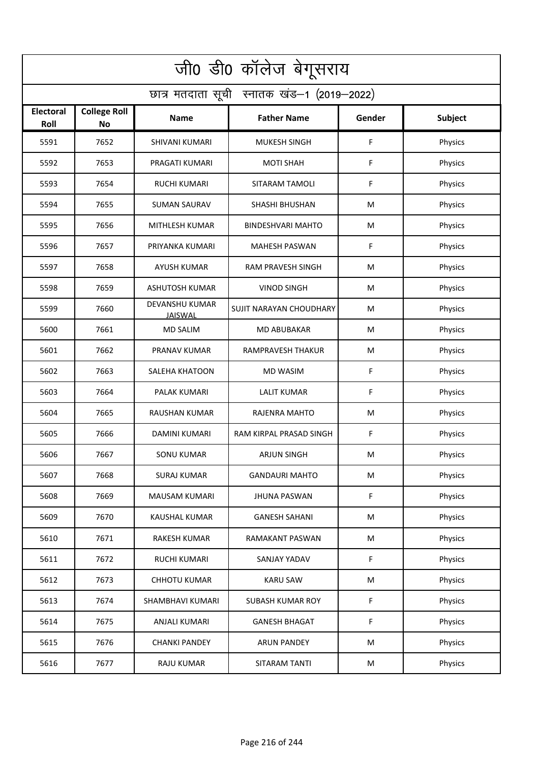# जी0 डी0 कॉलेज बेगूसराय

## छात्र मतदाता सूची स्नातक खंड–1 (2019–2022)

| Electoral Roll | College Roll No | Name | Father Name | Gender | Subject |
|---|---|---|---|---|---|
| 5591 | 7652 | SHIVANI KUMARI | MUKESH SINGH | F | Physics |
| 5592 | 7653 | PRAGATI KUMARI | MOTI SHAH | F | Physics |
| 5593 | 7654 | RUCHI KUMARI | SITARAM TAMOLI | F | Physics |
| 5594 | 7655 | SUMAN SAURAV | SHASHI BHUSHAN | M | Physics |
| 5595 | 7656 | MITHLESH KUMAR | BINDESHVARI MAHTO | M | Physics |
| 5596 | 7657 | PRIYANKA KUMARI | MAHESH PASWAN | F | Physics |
| 5597 | 7658 | AYUSH KUMAR | RAM PRAVESH SINGH | M | Physics |
| 5598 | 7659 | ASHUTOSH KUMAR | VINOD SINGH | M | Physics |
| 5599 | 7660 | DEVANSHU KUMAR JAISWAL | SUJIT NARAYAN CHOUDHARY | M | Physics |
| 5600 | 7661 | MD SALIM | MD ABUBAKAR | M | Physics |
| 5601 | 7662 | PRANAV KUMAR | RAMPRAVESH THAKUR | M | Physics |
| 5602 | 7663 | SALEHA KHATOON | MD WASIM | F | Physics |
| 5603 | 7664 | PALAK KUMARI | LALIT KUMAR | F | Physics |
| 5604 | 7665 | RAUSHAN KUMAR | RAJENRA MAHTO | M | Physics |
| 5605 | 7666 | DAMINI KUMARI | RAM KIRPAL PRASAD SINGH | F | Physics |
| 5606 | 7667 | SONU KUMAR | ARJUN SINGH | M | Physics |
| 5607 | 7668 | SURAJ KUMAR | GANDAURI MAHTO | M | Physics |
| 5608 | 7669 | MAUSAM KUMARI | JHUNA PASWAN | F | Physics |
| 5609 | 7670 | KAUSHAL KUMAR | GANESH SAHANI | M | Physics |
| 5610 | 7671 | RAKESH KUMAR | RAMAKANT PASWAN | M | Physics |
| 5611 | 7672 | RUCHI KUMARI | SANJAY YADAV | F | Physics |
| 5612 | 7673 | CHHOTU KUMAR | KARU SAW | M | Physics |
| 5613 | 7674 | SHAMBHAVI KUMARI | SUBASH KUMAR ROY | F | Physics |
| 5614 | 7675 | ANJALI KUMARI | GANESH BHAGAT | F | Physics |
| 5615 | 7676 | CHANKI PANDEY | ARUN PANDEY | M | Physics |
| 5616 | 7677 | RAJU KUMAR | SITARAM TANTI | M | Physics |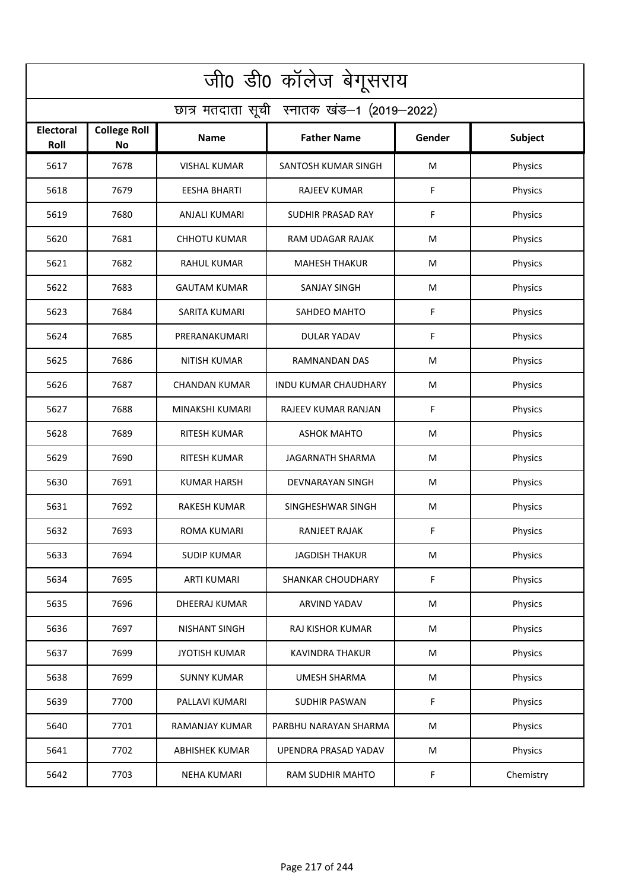# जी0 डी0 कॉलेज बेगूसराय

## छात्र मतदाता सूची स्नातक खंड–1 (2019–2022)

| Electoral Roll | College Roll No | Name | Father Name | Gender | Subject |
|---|---|---|---|---|---|
| 5617 | 7678 | VISHAL KUMAR | SANTOSH KUMAR SINGH | M | Physics |
| 5618 | 7679 | EESHA BHARTI | RAJEEV KUMAR | F | Physics |
| 5619 | 7680 | ANJALI KUMARI | SUDHIR PRASAD RAY | F | Physics |
| 5620 | 7681 | CHHOTU KUMAR | RAM UDAGAR RAJAK | M | Physics |
| 5621 | 7682 | RAHUL KUMAR | MAHESH THAKUR | M | Physics |
| 5622 | 7683 | GAUTAM KUMAR | SANJAY SINGH | M | Physics |
| 5623 | 7684 | SARITA KUMARI | SAHDEO MAHTO | F | Physics |
| 5624 | 7685 | PRERANAKUMARI | DULAR YADAV | F | Physics |
| 5625 | 7686 | NITISH KUMAR | RAMNANDAN DAS | M | Physics |
| 5626 | 7687 | CHANDAN KUMAR | INDU KUMAR CHAUDHARY | M | Physics |
| 5627 | 7688 | MINAKSHI KUMARI | RAJEEV KUMAR RANJAN | F | Physics |
| 5628 | 7689 | RITESH KUMAR | ASHOK MAHTO | M | Physics |
| 5629 | 7690 | RITESH KUMAR | JAGARNATH SHARMA | M | Physics |
| 5630 | 7691 | KUMAR HARSH | DEVNARAYAN SINGH | M | Physics |
| 5631 | 7692 | RAKESH KUMAR | SINGHESHWAR SINGH | M | Physics |
| 5632 | 7693 | ROMA KUMARI | RANJEET RAJAK | F | Physics |
| 5633 | 7694 | SUDIP KUMAR | JAGDISH THAKUR | M | Physics |
| 5634 | 7695 | ARTI KUMARI | SHANKAR CHOUDHARY | F | Physics |
| 5635 | 7696 | DHEERAJ KUMAR | ARVIND YADAV | M | Physics |
| 5636 | 7697 | NISHANT SINGH | RAJ KISHOR KUMAR | M | Physics |
| 5637 | 7699 | JYOTISH KUMAR | KAVINDRA THAKUR | M | Physics |
| 5638 | 7699 | SUNNY KUMAR | UMESH SHARMA | M | Physics |
| 5639 | 7700 | PALLAVI KUMARI | SUDHIR PASWAN | F | Physics |
| 5640 | 7701 | RAMANJAY KUMAR | PARBHU NARAYAN SHARMA | M | Physics |
| 5641 | 7702 | ABHISHEK KUMAR | UPENDRA PRASAD YADAV | M | Physics |
| 5642 | 7703 | NEHA KUMARI | RAM SUDHIR MAHTO | F | Chemistry |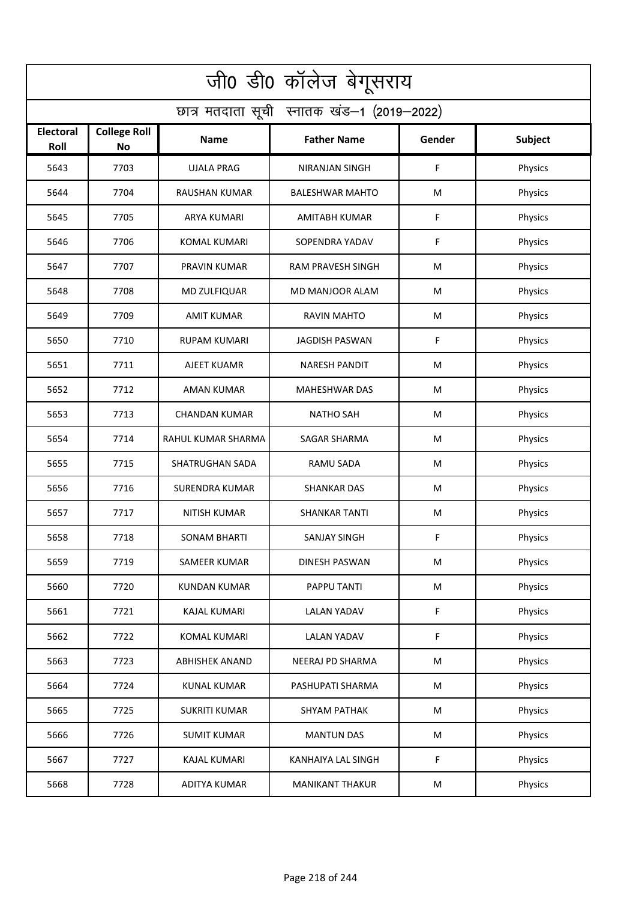# जी0 डी0 कॉलेज बेगूसराय

## छात्र मतदाता सूची स्नातक खंड–1 (2019–2022)

| Electoral Roll | College Roll No | Name | Father Name | Gender | Subject |
|---|---|---|---|---|---|
| 5643 | 7703 | UJALA PRAG | NIRANJAN SINGH | F | Physics |
| 5644 | 7704 | RAUSHAN KUMAR | BALESHWAR MAHTO | M | Physics |
| 5645 | 7705 | ARYA KUMARI | AMITABH KUMAR | F | Physics |
| 5646 | 7706 | KOMAL KUMARI | SOPENDRA YADAV | F | Physics |
| 5647 | 7707 | PRAVIN KUMAR | RAM PRAVESH SINGH | M | Physics |
| 5648 | 7708 | MD ZULFIQUAR | MD MANJOOR ALAM | M | Physics |
| 5649 | 7709 | AMIT KUMAR | RAVIN MAHTO | M | Physics |
| 5650 | 7710 | RUPAM KUMARI | JAGDISH PASWAN | F | Physics |
| 5651 | 7711 | AJEET KUAMR | NARESH PANDIT | M | Physics |
| 5652 | 7712 | AMAN KUMAR | MAHESHWAR DAS | M | Physics |
| 5653 | 7713 | CHANDAN KUMAR | NATHO SAH | M | Physics |
| 5654 | 7714 | RAHUL KUMAR SHARMA | SAGAR SHARMA | M | Physics |
| 5655 | 7715 | SHATRUGHAN SADA | RAMU SADA | M | Physics |
| 5656 | 7716 | SURENDRA KUMAR | SHANKAR DAS | M | Physics |
| 5657 | 7717 | NITISH KUMAR | SHANKAR TANTI | M | Physics |
| 5658 | 7718 | SONAM BHARTI | SANJAY SINGH | F | Physics |
| 5659 | 7719 | SAMEER KUMAR | DINESH PASWAN | M | Physics |
| 5660 | 7720 | KUNDAN KUMAR | PAPPU TANTI | M | Physics |
| 5661 | 7721 | KAJAL KUMARI | LALAN YADAV | F | Physics |
| 5662 | 7722 | KOMAL KUMARI | LALAN YADAV | F | Physics |
| 5663 | 7723 | ABHISHEK ANAND | NEERAJ PD SHARMA | M | Physics |
| 5664 | 7724 | KUNAL KUMAR | PASHUPATI SHARMA | M | Physics |
| 5665 | 7725 | SUKRITI KUMAR | SHYAM PATHAK | M | Physics |
| 5666 | 7726 | SUMIT KUMAR | MANTUN DAS | M | Physics |
| 5667 | 7727 | KAJAL KUMARI | KANHAIYA LAL SINGH | F | Physics |
| 5668 | 7728 | ADITYA KUMAR | MANIKANT THAKUR | M | Physics |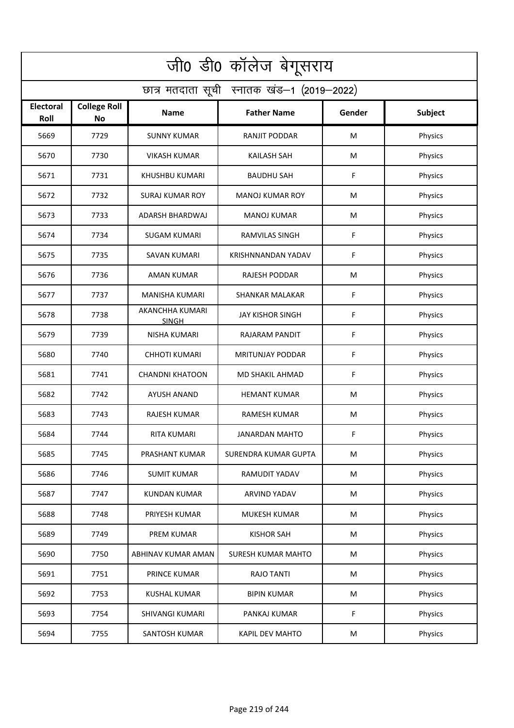# जी0 डी0 कॉलेज बेगूसराय

## छात्र मतदाता सूची स्नातक खंड–1 (2019–2022)

| Electoral Roll | College Roll No | Name | Father Name | Gender | Subject |
|---|---|---|---|---|---|
| 5669 | 7729 | SUNNY KUMAR | RANJIT PODDAR | M | Physics |
| 5670 | 7730 | VIKASH KUMAR | KAILASH SAH | M | Physics |
| 5671 | 7731 | KHUSHBU KUMARI | BAUDHU SAH | F | Physics |
| 5672 | 7732 | SURAJ KUMAR ROY | MANOJ KUMAR ROY | M | Physics |
| 5673 | 7733 | ADARSH BHARDWAJ | MANOJ KUMAR | M | Physics |
| 5674 | 7734 | SUGAM KUMARI | RAMVILAS SINGH | F | Physics |
| 5675 | 7735 | SAVAN KUMARI | KRISHNNANDAN YADAV | F | Physics |
| 5676 | 7736 | AMAN KUMAR | RAJESH PODDAR | M | Physics |
| 5677 | 7737 | MANISHA KUMARI | SHANKAR MALAKAR | F | Physics |
| 5678 | 7738 | AKANCHHA KUMARI SINGH | JAY KISHOR SINGH | F | Physics |
| 5679 | 7739 | NISHA KUMARI | RAJARAM PANDIT | F | Physics |
| 5680 | 7740 | CHHOTI KUMARI | MRITUNJAY PODDAR | F | Physics |
| 5681 | 7741 | CHANDNI KHATOON | MD SHAKIL AHMAD | F | Physics |
| 5682 | 7742 | AYUSH ANAND | HEMANT KUMAR | M | Physics |
| 5683 | 7743 | RAJESH KUMAR | RAMESH KUMAR | M | Physics |
| 5684 | 7744 | RITA KUMARI | JANARDAN MAHTO | F | Physics |
| 5685 | 7745 | PRASHANT KUMAR | SURENDRA KUMAR GUPTA | M | Physics |
| 5686 | 7746 | SUMIT KUMAR | RAMUDIT YADAV | M | Physics |
| 5687 | 7747 | KUNDAN KUMAR | ARVIND YADAV | M | Physics |
| 5688 | 7748 | PRIYESH KUMAR | MUKESH KUMAR | M | Physics |
| 5689 | 7749 | PREM KUMAR | KISHOR SAH | M | Physics |
| 5690 | 7750 | ABHINAV KUMAR AMAN | SURESH KUMAR MAHTO | M | Physics |
| 5691 | 7751 | PRINCE KUMAR | RAJO TANTI | M | Physics |
| 5692 | 7753 | KUSHAL KUMAR | BIPIN KUMAR | M | Physics |
| 5693 | 7754 | SHIVANGI KUMARI | PANKAJ KUMAR | F | Physics |
| 5694 | 7755 | SANTOSH KUMAR | KAPIL DEV MAHTO | M | Physics |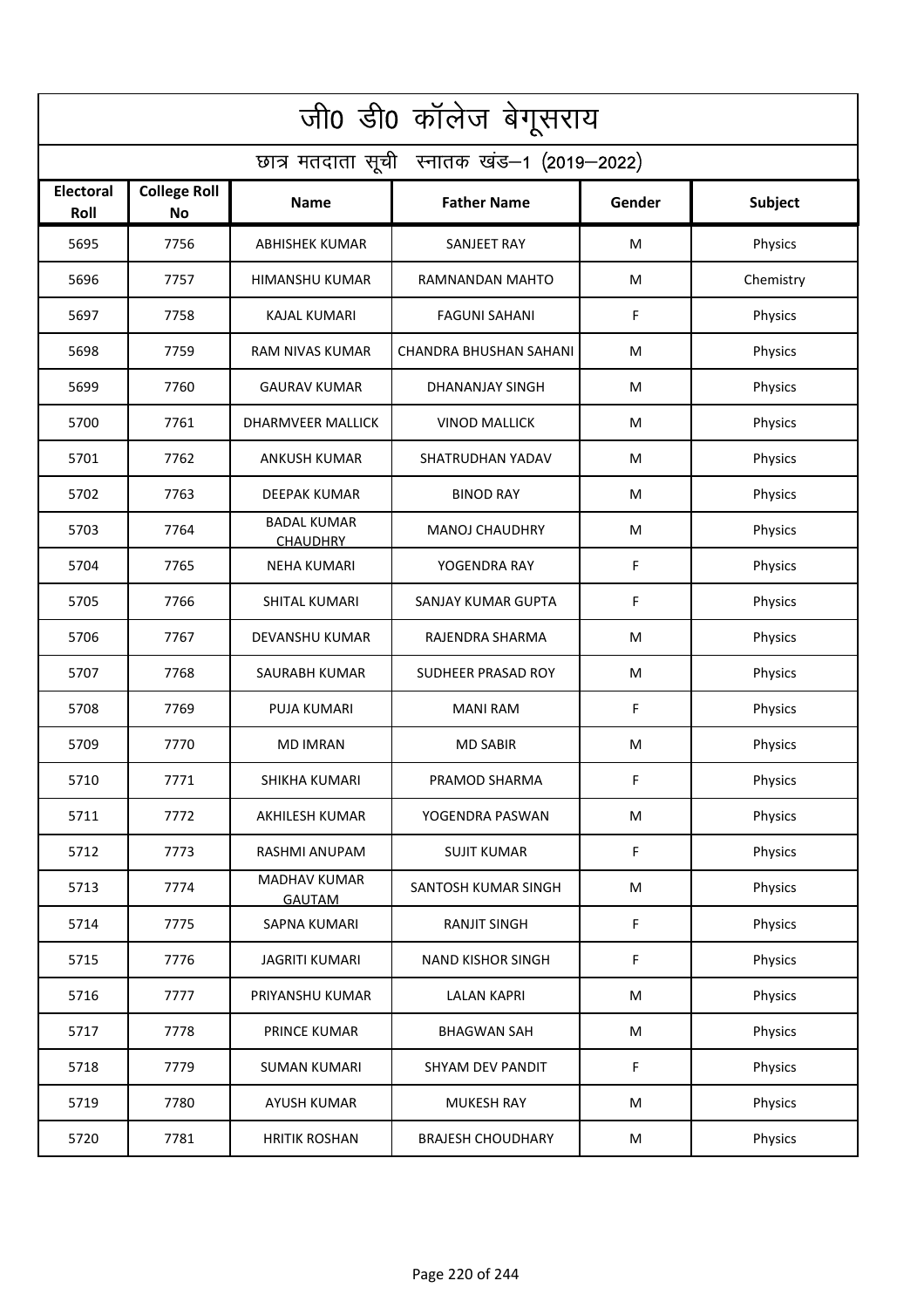# जी0 डी0 कॉलेज बेगूसराय

## छात्र मतदाता सूची स्नातक खंड–1 (2019–2022)

| Electoral Roll | College Roll No | Name | Father Name | Gender | Subject |
|---|---|---|---|---|---|
| 5695 | 7756 | ABHISHEK KUMAR | SANJEET RAY | M | Physics |
| 5696 | 7757 | HIMANSHU KUMAR | RAMNANDAN MAHTO | M | Chemistry |
| 5697 | 7758 | KAJAL KUMARI | FAGUNI SAHANI | F | Physics |
| 5698 | 7759 | RAM NIVAS KUMAR | CHANDRA BHUSHAN SAHANI | M | Physics |
| 5699 | 7760 | GAURAV KUMAR | DHANANJAY SINGH | M | Physics |
| 5700 | 7761 | DHARMVEER MALLICK | VINOD MALLICK | M | Physics |
| 5701 | 7762 | ANKUSH KUMAR | SHATRUDHAN YADAV | M | Physics |
| 5702 | 7763 | DEEPAK KUMAR | BINOD RAY | M | Physics |
| 5703 | 7764 | BADAL KUMAR CHAUDHRY | MANOJ CHAUDHRY | M | Physics |
| 5704 | 7765 | NEHA KUMARI | YOGENDRA RAY | F | Physics |
| 5705 | 7766 | SHITAL KUMARI | SANJAY KUMAR GUPTA | F | Physics |
| 5706 | 7767 | DEVANSHU KUMAR | RAJENDRA SHARMA | M | Physics |
| 5707 | 7768 | SAURABH KUMAR | SUDHEER PRASAD ROY | M | Physics |
| 5708 | 7769 | PUJA KUMARI | MANI RAM | F | Physics |
| 5709 | 7770 | MD IMRAN | MD SABIR | M | Physics |
| 5710 | 7771 | SHIKHA KUMARI | PRAMOD SHARMA | F | Physics |
| 5711 | 7772 | AKHILESH KUMAR | YOGENDRA PASWAN | M | Physics |
| 5712 | 7773 | RASHMI ANUPAM | SUJIT KUMAR | F | Physics |
| 5713 | 7774 | MADHAV KUMAR GAUTAM | SANTOSH KUMAR SINGH | M | Physics |
| 5714 | 7775 | SAPNA KUMARI | RANJIT SINGH | F | Physics |
| 5715 | 7776 | JAGRITI KUMARI | NAND KISHOR SINGH | F | Physics |
| 5716 | 7777 | PRIYANSHU KUMAR | LALAN KAPRI | M | Physics |
| 5717 | 7778 | PRINCE KUMAR | BHAGWAN SAH | M | Physics |
| 5718 | 7779 | SUMAN KUMARI | SHYAM DEV PANDIT | F | Physics |
| 5719 | 7780 | AYUSH KUMAR | MUKESH RAY | M | Physics |
| 5720 | 7781 | HRITIK ROSHAN | BRAJESH CHOUDHARY | M | Physics |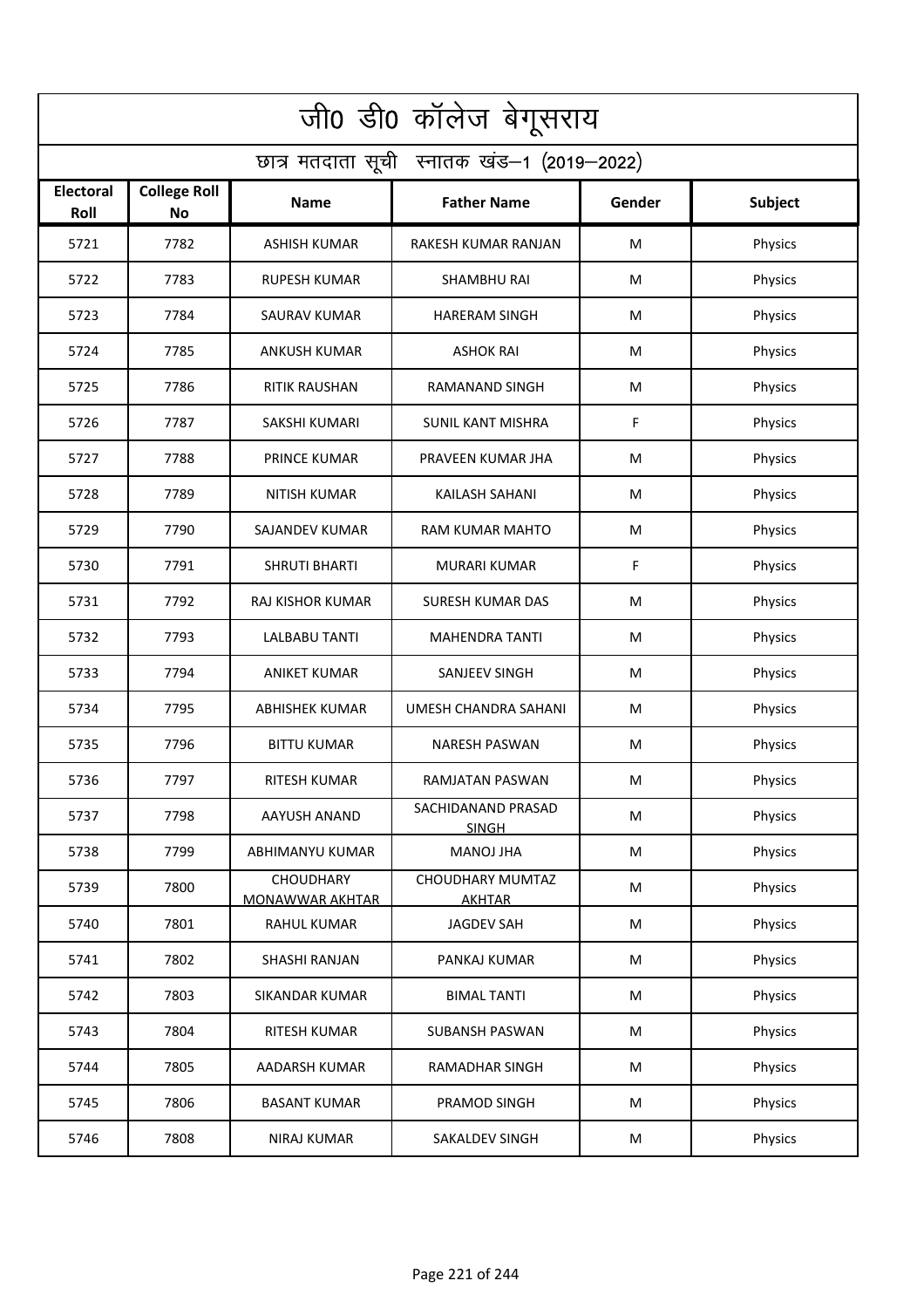# जी0 डी0 कॉलेज बेगूसराय

## छात्र मतदाता सूची स्नातक खंड–1 (2019–2022)

| Electoral Roll | College Roll No | Name | Father Name | Gender | Subject |
|---|---|---|---|---|---|
| 5721 | 7782 | ASHISH KUMAR | RAKESH KUMAR RANJAN | M | Physics |
| 5722 | 7783 | RUPESH KUMAR | SHAMBHU RAI | M | Physics |
| 5723 | 7784 | SAURAV KUMAR | HARERAM SINGH | M | Physics |
| 5724 | 7785 | ANKUSH KUMAR | ASHOK RAI | M | Physics |
| 5725 | 7786 | RITIK RAUSHAN | RAMANAND SINGH | M | Physics |
| 5726 | 7787 | SAKSHI KUMARI | SUNIL KANT MISHRA | F | Physics |
| 5727 | 7788 | PRINCE KUMAR | PRAVEEN KUMAR JHA | M | Physics |
| 5728 | 7789 | NITISH KUMAR | KAILASH SAHANI | M | Physics |
| 5729 | 7790 | SAJANDEV KUMAR | RAM KUMAR MAHTO | M | Physics |
| 5730 | 7791 | SHRUTI BHARTI | MURARI KUMAR | F | Physics |
| 5731 | 7792 | RAJ KISHOR KUMAR | SURESH KUMAR DAS | M | Physics |
| 5732 | 7793 | LALBABU TANTI | MAHENDRA TANTI | M | Physics |
| 5733 | 7794 | ANIKET KUMAR | SANJEEV SINGH | M | Physics |
| 5734 | 7795 | ABHISHEK KUMAR | UMESH CHANDRA SAHANI | M | Physics |
| 5735 | 7796 | BITTU KUMAR | NARESH PASWAN | M | Physics |
| 5736 | 7797 | RITESH KUMAR | RAMJATAN PASWAN | M | Physics |
| 5737 | 7798 | AAYUSH ANAND | SACHIDANAND PRASAD SINGH | M | Physics |
| 5738 | 7799 | ABHIMANYU KUMAR | MANOJ JHA | M | Physics |
| 5739 | 7800 | CHOUDHARY MONAWWAR AKHTAR | CHOUDHARY MUMTAZ AKHTAR | M | Physics |
| 5740 | 7801 | RAHUL KUMAR | JAGDEV SAH | M | Physics |
| 5741 | 7802 | SHASHI RANJAN | PANKAJ KUMAR | M | Physics |
| 5742 | 7803 | SIKANDAR KUMAR | BIMAL TANTI | M | Physics |
| 5743 | 7804 | RITESH KUMAR | SUBANSH PASWAN | M | Physics |
| 5744 | 7805 | AADARSH KUMAR | RAMADHAR SINGH | M | Physics |
| 5745 | 7806 | BASANT KUMAR | PRAMOD SINGH | M | Physics |
| 5746 | 7808 | NIRAJ KUMAR | SAKALDEV SINGH | M | Physics |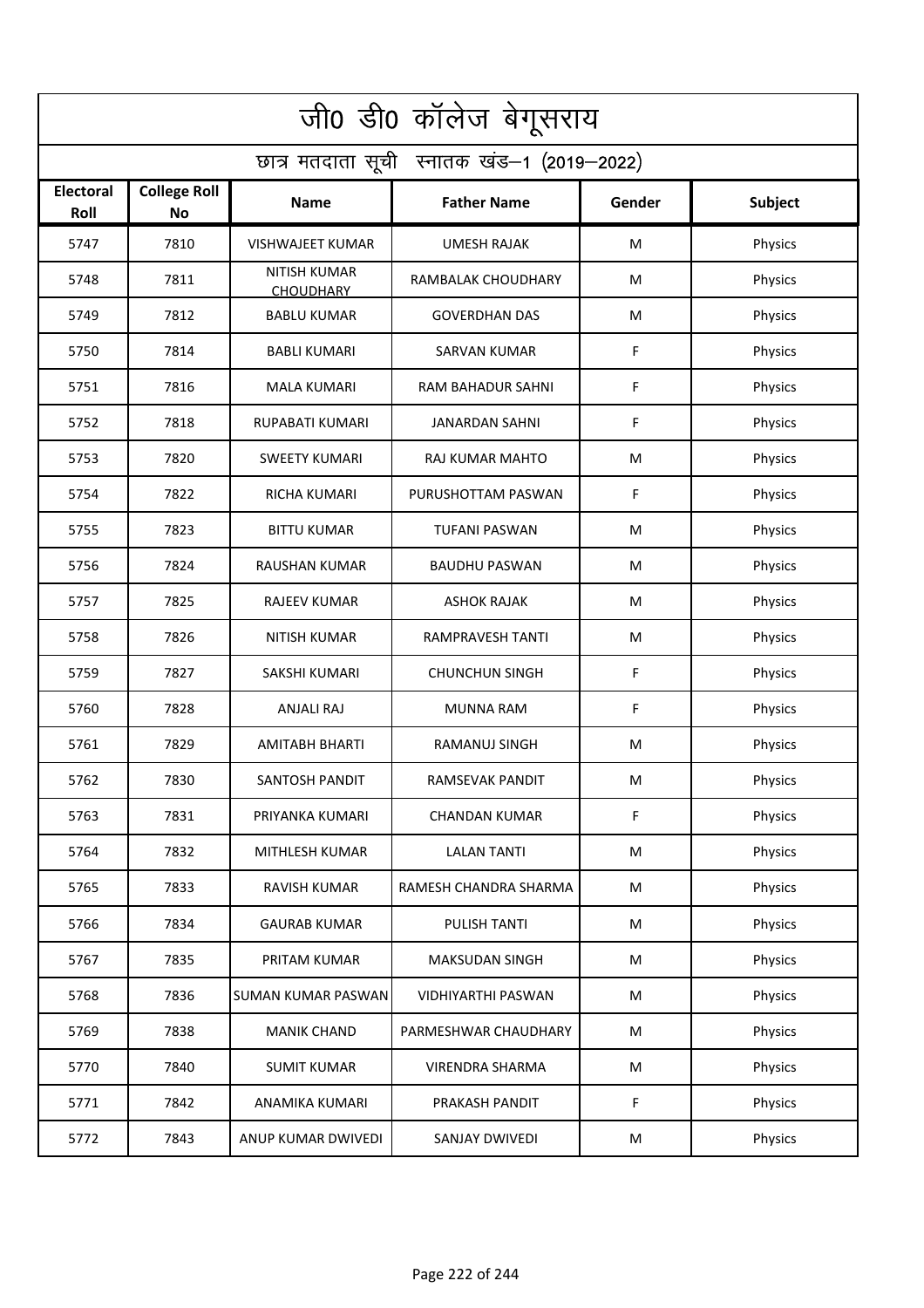| जी0 डी0 कॉलेज बेगूसराय | | | | | |
|---|---|---|---|---|---|
| छात्र मतदाता सूची स्नातक खंड–1 (2019–2022) | | | | | |
| **Electoral Roll** | **College Roll No** | **Name** | **Father Name** | **Gender** | **Subject** |
| 5747 | 7810 | VISHWAJEET KUMAR | UMESH RAJAK | M | Physics |
| 5748 | 7811 | NITISH KUMAR CHOUDHARY | RAMBALAK CHOUDHARY | M | Physics |
| 5749 | 7812 | BABLU KUMAR | GOVERDHAN DAS | M | Physics |
| 5750 | 7814 | BABLI KUMARI | SARVAN KUMAR | F | Physics |
| 5751 | 7816 | MALA KUMARI | RAM BAHADUR SAHNI | F | Physics |
| 5752 | 7818 | RUPABATI KUMARI | JANARDAN SAHNI | F | Physics |
| 5753 | 7820 | SWEETY KUMARI | RAJ KUMAR MAHTO | M | Physics |
| 5754 | 7822 | RICHA KUMARI | PURUSHOTTAM PASWAN | F | Physics |
| 5755 | 7823 | BITTU KUMAR | TUFANI PASWAN | M | Physics |
| 5756 | 7824 | RAUSHAN KUMAR | BAUDHU PASWAN | M | Physics |
| 5757 | 7825 | RAJEEV KUMAR | ASHOK RAJAK | M | Physics |
| 5758 | 7826 | NITISH KUMAR | RAMPRAVESH TANTI | M | Physics |
| 5759 | 7827 | SAKSHI KUMARI | CHUNCHUN SINGH | F | Physics |
| 5760 | 7828 | ANJALI RAJ | MUNNA RAM | F | Physics |
| 5761 | 7829 | AMITABH BHARTI | RAMANUJ SINGH | M | Physics |
| 5762 | 7830 | SANTOSH PANDIT | RAMSEVAK PANDIT | M | Physics |
| 5763 | 7831 | PRIYANKA KUMARI | CHANDAN KUMAR | F | Physics |
| 5764 | 7832 | MITHLESH KUMAR | LALAN TANTI | M | Physics |
| 5765 | 7833 | RAVISH KUMAR | RAMESH CHANDRA SHARMA | M | Physics |
| 5766 | 7834 | GAURAB KUMAR | PULISH TANTI | M | Physics |
| 5767 | 7835 | PRITAM KUMAR | MAKSUDAN SINGH | M | Physics |
| 5768 | 7836 | SUMAN KUMAR PASWAN | VIDHIYARTHI PASWAN | M | Physics |
| 5769 | 7838 | MANIK CHAND | PARMESHWAR CHAUDHARY | M | Physics |
| 5770 | 7840 | SUMIT KUMAR | VIRENDRA SHARMA | M | Physics |
| 5771 | 7842 | ANAMIKA KUMARI | PRAKASH PANDIT | F | Physics |
| 5772 | 7843 | ANUP KUMAR DWIVEDI | SANJAY DWIVEDI | M | Physics |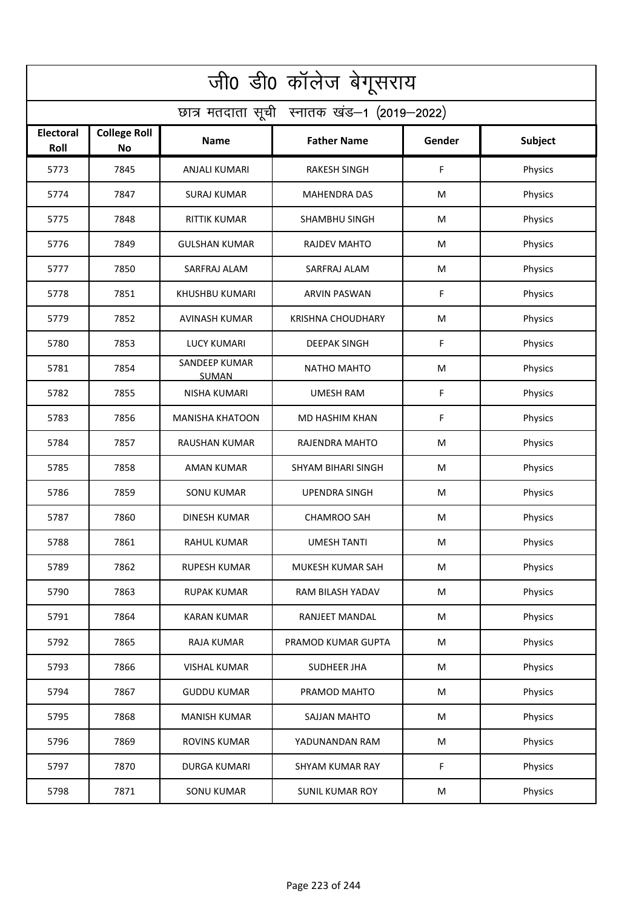# जी0 डी0 कॉलेज बेगूसराय

## छात्र मतदाता सूची स्नातक खंड–1 (2019–2022)

| Electoral Roll | College Roll No | Name | Father Name | Gender | Subject |
|---|---|---|---|---|---|
| 5773 | 7845 | ANJALI KUMARI | RAKESH SINGH | F | Physics |
| 5774 | 7847 | SURAJ KUMAR | MAHENDRA DAS | M | Physics |
| 5775 | 7848 | RITTIK KUMAR | SHAMBHU SINGH | M | Physics |
| 5776 | 7849 | GULSHAN KUMAR | RAJDEV MAHTO | M | Physics |
| 5777 | 7850 | SARFRAJ ALAM | SARFRAJ ALAM | M | Physics |
| 5778 | 7851 | KHUSHBU KUMARI | ARVIN PASWAN | F | Physics |
| 5779 | 7852 | AVINASH KUMAR | KRISHNA CHOUDHARY | M | Physics |
| 5780 | 7853 | LUCY KUMARI | DEEPAK SINGH | F | Physics |
| 5781 | 7854 | SANDEEP KUMAR SUMAN | NATHO MAHTO | M | Physics |
| 5782 | 7855 | NISHA KUMARI | UMESH RAM | F | Physics |
| 5783 | 7856 | MANISHA KHATOON | MD HASHIM KHAN | F | Physics |
| 5784 | 7857 | RAUSHAN KUMAR | RAJENDRA MAHTO | M | Physics |
| 5785 | 7858 | AMAN KUMAR | SHYAM BIHARI SINGH | M | Physics |
| 5786 | 7859 | SONU KUMAR | UPENDRA SINGH | M | Physics |
| 5787 | 7860 | DINESH KUMAR | CHAMROO SAH | M | Physics |
| 5788 | 7861 | RAHUL KUMAR | UMESH TANTI | M | Physics |
| 5789 | 7862 | RUPESH KUMAR | MUKESH KUMAR SAH | M | Physics |
| 5790 | 7863 | RUPAK KUMAR | RAM BILASH YADAV | M | Physics |
| 5791 | 7864 | KARAN KUMAR | RANJEET MANDAL | M | Physics |
| 5792 | 7865 | RAJA KUMAR | PRAMOD KUMAR GUPTA | M | Physics |
| 5793 | 7866 | VISHAL KUMAR | SUDHEER JHA | M | Physics |
| 5794 | 7867 | GUDDU KUMAR | PRAMOD MAHTO | M | Physics |
| 5795 | 7868 | MANISH KUMAR | SAJJAN MAHTO | M | Physics |
| 5796 | 7869 | ROVINS KUMAR | YADUNANDAN RAM | M | Physics |
| 5797 | 7870 | DURGA KUMARI | SHYAM KUMAR RAY | F | Physics |
| 5798 | 7871 | SONU KUMAR | SUNIL KUMAR ROY | M | Physics |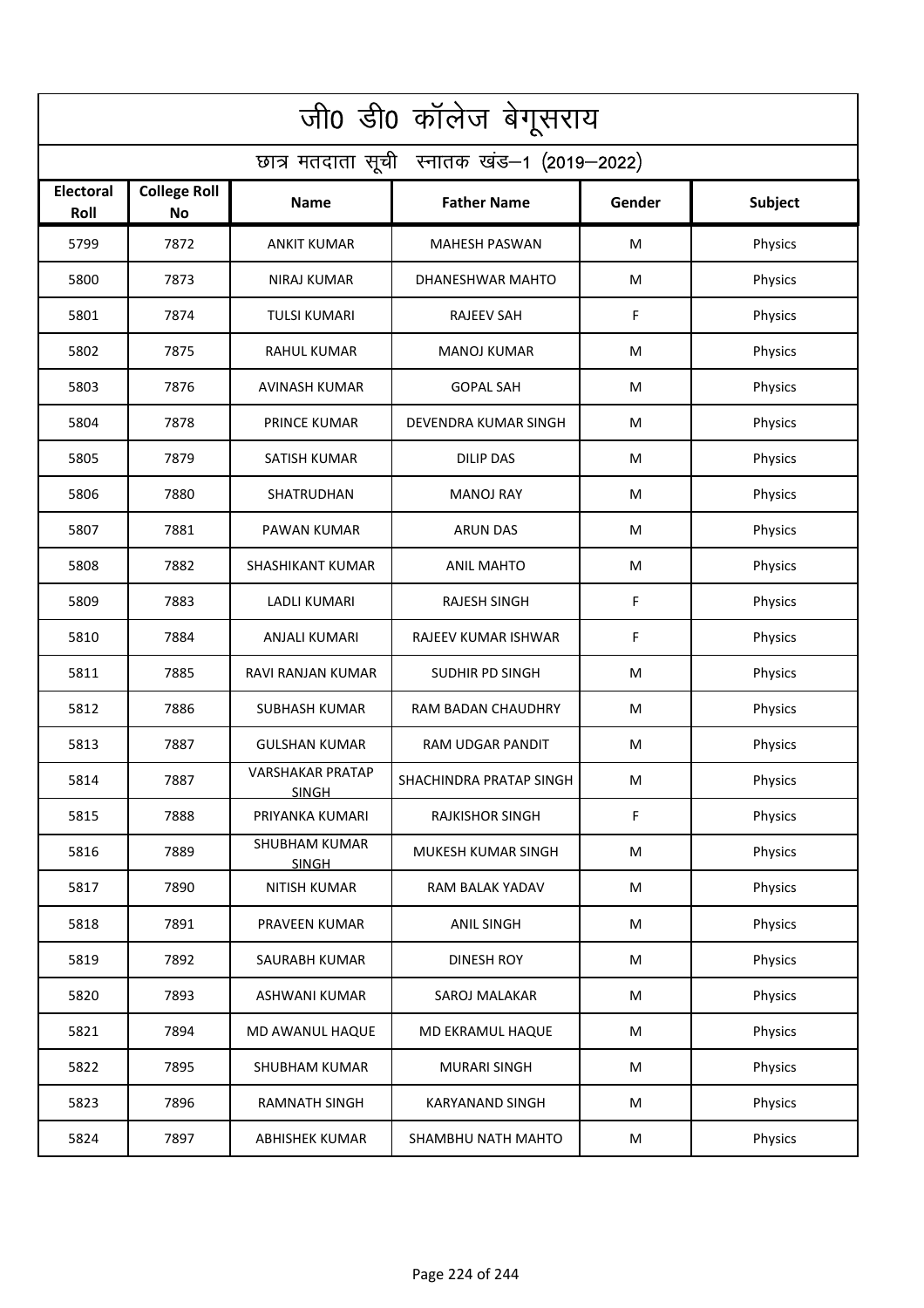# जी0 डी0 कॉलेज बेगूसराय

## छात्र मतदाता सूची स्नातक खंड–1 (2019–2022)

| Electoral Roll | College Roll No | Name | Father Name | Gender | Subject |
|---|---|---|---|---|---|
| 5799 | 7872 | ANKIT KUMAR | MAHESH PASWAN | M | Physics |
| 5800 | 7873 | NIRAJ KUMAR | DHANESHWAR MAHTO | M | Physics |
| 5801 | 7874 | TULSI KUMARI | RAJEEV SAH | F | Physics |
| 5802 | 7875 | RAHUL KUMAR | MANOJ KUMAR | M | Physics |
| 5803 | 7876 | AVINASH KUMAR | GOPAL SAH | M | Physics |
| 5804 | 7878 | PRINCE KUMAR | DEVENDRA KUMAR SINGH | M | Physics |
| 5805 | 7879 | SATISH KUMAR | DILIP DAS | M | Physics |
| 5806 | 7880 | SHATRUDHAN | MANOJ RAY | M | Physics |
| 5807 | 7881 | PAWAN KUMAR | ARUN DAS | M | Physics |
| 5808 | 7882 | SHASHIKANT KUMAR | ANIL MAHTO | M | Physics |
| 5809 | 7883 | LADLI KUMARI | RAJESH SINGH | F | Physics |
| 5810 | 7884 | ANJALI KUMARI | RAJEEV KUMAR ISHWAR | F | Physics |
| 5811 | 7885 | RAVI RANJAN KUMAR | SUDHIR PD SINGH | M | Physics |
| 5812 | 7886 | SUBHASH KUMAR | RAM BADAN CHAUDHRY | M | Physics |
| 5813 | 7887 | GULSHAN KUMAR | RAM UDGAR PANDIT | M | Physics |
| 5814 | 7887 | VARSHAKAR PRATAP SINGH | SHACHINDRA PRATAP SINGH | M | Physics |
| 5815 | 7888 | PRIYANKA KUMARI | RAJKISHOR SINGH | F | Physics |
| 5816 | 7889 | SHUBHAM KUMAR SINGH | MUKESH KUMAR SINGH | M | Physics |
| 5817 | 7890 | NITISH KUMAR | RAM BALAK YADAV | M | Physics |
| 5818 | 7891 | PRAVEEN KUMAR | ANIL SINGH | M | Physics |
| 5819 | 7892 | SAURABH KUMAR | DINESH ROY | M | Physics |
| 5820 | 7893 | ASHWANI KUMAR | SAROJ MALAKAR | M | Physics |
| 5821 | 7894 | MD AWANUL HAQUE | MD EKRAMUL HAQUE | M | Physics |
| 5822 | 7895 | SHUBHAM KUMAR | MURARI SINGH | M | Physics |
| 5823 | 7896 | RAMNATH SINGH | KARYANAND SINGH | M | Physics |
| 5824 | 7897 | ABHISHEK KUMAR | SHAMBHU NATH MAHTO | M | Physics |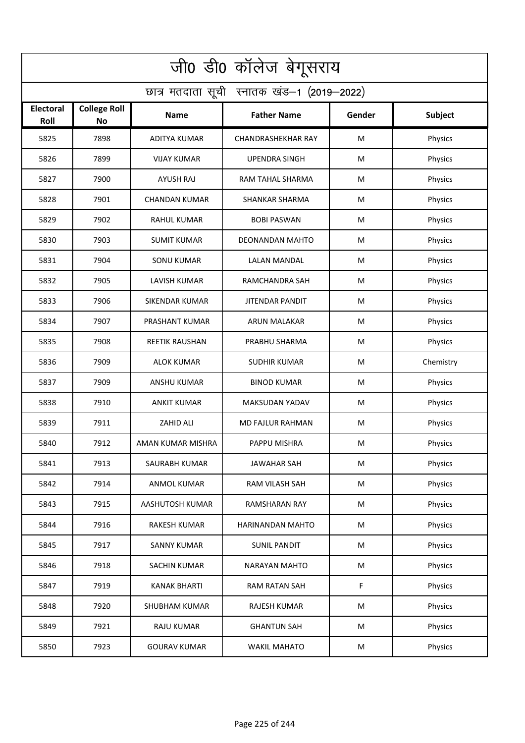# जी0 डी0 कॉलेज बेगूसराय

## छात्र मतदाता सूची स्नातक खंड–1 (2019–2022)

| Electoral Roll | College Roll No | Name | Father Name | Gender | Subject |
|---|---|---|---|---|---|
| 5825 | 7898 | ADITYA KUMAR | CHANDRASHEKHAR RAY | M | Physics |
| 5826 | 7899 | VIJAY KUMAR | UPENDRA SINGH | M | Physics |
| 5827 | 7900 | AYUSH RAJ | RAM TAHAL SHARMA | M | Physics |
| 5828 | 7901 | CHANDAN KUMAR | SHANKAR SHARMA | M | Physics |
| 5829 | 7902 | RAHUL KUMAR | BOBI PASWAN | M | Physics |
| 5830 | 7903 | SUMIT KUMAR | DEONANDAN MAHTO | M | Physics |
| 5831 | 7904 | SONU KUMAR | LALAN MANDAL | M | Physics |
| 5832 | 7905 | LAVISH KUMAR | RAMCHANDRA SAH | M | Physics |
| 5833 | 7906 | SIKENDAR KUMAR | JITENDAR PANDIT | M | Physics |
| 5834 | 7907 | PRASHANT KUMAR | ARUN MALAKAR | M | Physics |
| 5835 | 7908 | REETIK RAUSHAN | PRABHU SHARMA | M | Physics |
| 5836 | 7909 | ALOK KUMAR | SUDHIR KUMAR | M | Chemistry |
| 5837 | 7909 | ANSHU KUMAR | BINOD KUMAR | M | Physics |
| 5838 | 7910 | ANKIT KUMAR | MAKSUDAN YADAV | M | Physics |
| 5839 | 7911 | ZAHID ALI | MD FAJLUR RAHMAN | M | Physics |
| 5840 | 7912 | AMAN KUMAR MISHRA | PAPPU MISHRA | M | Physics |
| 5841 | 7913 | SAURABH KUMAR | JAWAHAR SAH | M | Physics |
| 5842 | 7914 | ANMOL KUMAR | RAM VILASH SAH | M | Physics |
| 5843 | 7915 | AASHUTOSH KUMAR | RAMSHARAN RAY | M | Physics |
| 5844 | 7916 | RAKESH KUMAR | HARINANDAN MAHTO | M | Physics |
| 5845 | 7917 | SANNY KUMAR | SUNIL PANDIT | M | Physics |
| 5846 | 7918 | SACHIN KUMAR | NARAYAN MAHTO | M | Physics |
| 5847 | 7919 | KANAK BHARTI | RAM RATAN SAH | F | Physics |
| 5848 | 7920 | SHUBHAM KUMAR | RAJESH KUMAR | M | Physics |
| 5849 | 7921 | RAJU KUMAR | GHANTUN SAH | M | Physics |
| 5850 | 7923 | GOURAV KUMAR | WAKIL MAHATO | M | Physics |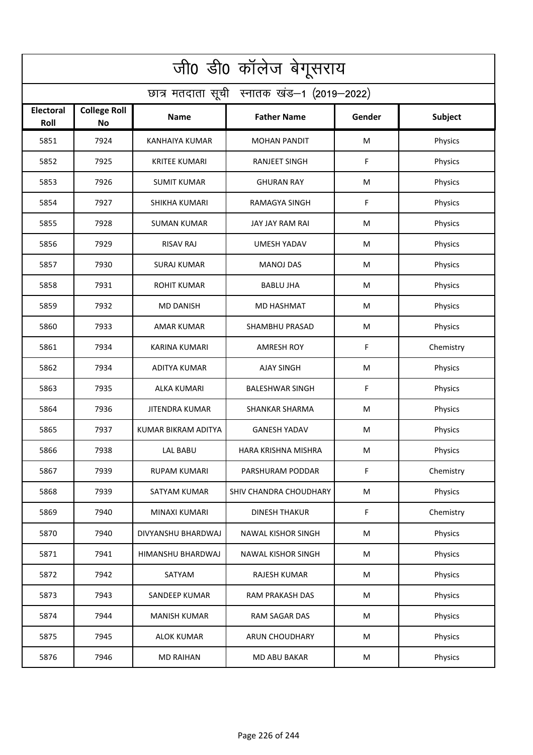# जी0 डी0 कॉलेज बेगूसराय

## छात्र मतदाता सूची स्नातक खंड–1 (2019–2022)

| Electoral Roll | College Roll No | Name | Father Name | Gender | Subject |
|---|---|---|---|---|---|
| 5851 | 7924 | KANHAIYA KUMAR | MOHAN PANDIT | M | Physics |
| 5852 | 7925 | KRITEE KUMARI | RANJEET SINGH | F | Physics |
| 5853 | 7926 | SUMIT KUMAR | GHURAN RAY | M | Physics |
| 5854 | 7927 | SHIKHA KUMARI | RAMAGYA SINGH | F | Physics |
| 5855 | 7928 | SUMAN KUMAR | JAY JAY RAM RAI | M | Physics |
| 5856 | 7929 | RISAV RAJ | UMESH YADAV | M | Physics |
| 5857 | 7930 | SURAJ KUMAR | MANOJ DAS | M | Physics |
| 5858 | 7931 | ROHIT KUMAR | BABLU JHA | M | Physics |
| 5859 | 7932 | MD DANISH | MD HASHMAT | M | Physics |
| 5860 | 7933 | AMAR KUMAR | SHAMBHU PRASAD | M | Physics |
| 5861 | 7934 | KARINA KUMARI | AMRESH ROY | F | Chemistry |
| 5862 | 7934 | ADITYA KUMAR | AJAY SINGH | M | Physics |
| 5863 | 7935 | ALKA KUMARI | BALESHWAR SINGH | F | Physics |
| 5864 | 7936 | JITENDRA KUMAR | SHANKAR SHARMA | M | Physics |
| 5865 | 7937 | KUMAR BIKRAM ADITYA | GANESH YADAV | M | Physics |
| 5866 | 7938 | LAL BABU | HARA KRISHNA MISHRA | M | Physics |
| 5867 | 7939 | RUPAM KUMARI | PARSHURAM PODDAR | F | Chemistry |
| 5868 | 7939 | SATYAM KUMAR | SHIV CHANDRA CHOUDHARY | M | Physics |
| 5869 | 7940 | MINAXI KUMARI | DINESH THAKUR | F | Chemistry |
| 5870 | 7940 | DIVYANSHU BHARDWAJ | NAWAL KISHOR SINGH | M | Physics |
| 5871 | 7941 | HIMANSHU BHARDWAJ | NAWAL KISHOR SINGH | M | Physics |
| 5872 | 7942 | SATYAM | RAJESH KUMAR | M | Physics |
| 5873 | 7943 | SANDEEP KUMAR | RAM PRAKASH DAS | M | Physics |
| 5874 | 7944 | MANISH KUMAR | RAM SAGAR DAS | M | Physics |
| 5875 | 7945 | ALOK KUMAR | ARUN CHOUDHARY | M | Physics |
| 5876 | 7946 | MD RAIHAN | MD ABU BAKAR | M | Physics |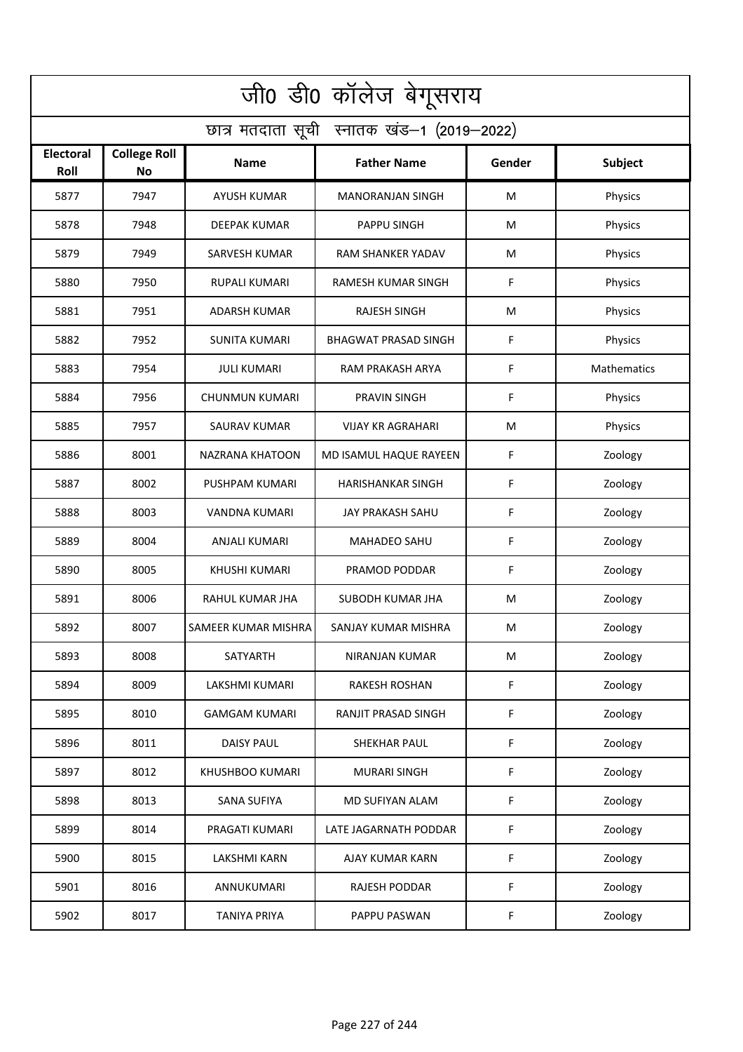# जी0 डी0 कॉलेज बेगूसराय

## छात्र मतदाता सूची स्नातक खंड–1 (2019–2022)

| Electoral Roll | College Roll No | Name | Father Name | Gender | Subject |
|---|---|---|---|---|---|
| 5877 | 7947 | AYUSH KUMAR | MANORANJAN SINGH | M | Physics |
| 5878 | 7948 | DEEPAK KUMAR | PAPPU SINGH | M | Physics |
| 5879 | 7949 | SARVESH KUMAR | RAM SHANKER YADAV | M | Physics |
| 5880 | 7950 | RUPALI KUMARI | RAMESH KUMAR SINGH | F | Physics |
| 5881 | 7951 | ADARSH KUMAR | RAJESH SINGH | M | Physics |
| 5882 | 7952 | SUNITA KUMARI | BHAGWAT PRASAD SINGH | F | Physics |
| 5883 | 7954 | JULI KUMARI | RAM PRAKASH ARYA | F | Mathematics |
| 5884 | 7956 | CHUNMUN KUMARI | PRAVIN SINGH | F | Physics |
| 5885 | 7957 | SAURAV KUMAR | VIJAY KR AGRAHARI | M | Physics |
| 5886 | 8001 | NAZRANA KHATOON | MD ISAMUL HAQUE RAYEEN | F | Zoology |
| 5887 | 8002 | PUSHPAM KUMARI | HARISHANKAR SINGH | F | Zoology |
| 5888 | 8003 | VANDNA KUMARI | JAY PRAKASH SAHU | F | Zoology |
| 5889 | 8004 | ANJALI KUMARI | MAHADEO SAHU | F | Zoology |
| 5890 | 8005 | KHUSHI KUMARI | PRAMOD PODDAR | F | Zoology |
| 5891 | 8006 | RAHUL KUMAR JHA | SUBODH KUMAR JHA | M | Zoology |
| 5892 | 8007 | SAMEER KUMAR MISHRA | SANJAY KUMAR MISHRA | M | Zoology |
| 5893 | 8008 | SATYARTH | NIRANJAN KUMAR | M | Zoology |
| 5894 | 8009 | LAKSHMI KUMARI | RAKESH ROSHAN | F | Zoology |
| 5895 | 8010 | GAMGAM KUMARI | RANJIT PRASAD SINGH | F | Zoology |
| 5896 | 8011 | DAISY PAUL | SHEKHAR PAUL | F | Zoology |
| 5897 | 8012 | KHUSHBOO KUMARI | MURARI SINGH | F | Zoology |
| 5898 | 8013 | SANA SUFIYA | MD SUFIYAN ALAM | F | Zoology |
| 5899 | 8014 | PRAGATI KUMARI | LATE JAGARNATH PODDAR | F | Zoology |
| 5900 | 8015 | LAKSHMI KARN | AJAY KUMAR KARN | F | Zoology |
| 5901 | 8016 | ANNUKUMARI | RAJESH PODDAR | F | Zoology |
| 5902 | 8017 | TANIYA PRIYA | PAPPU PASWAN | F | Zoology |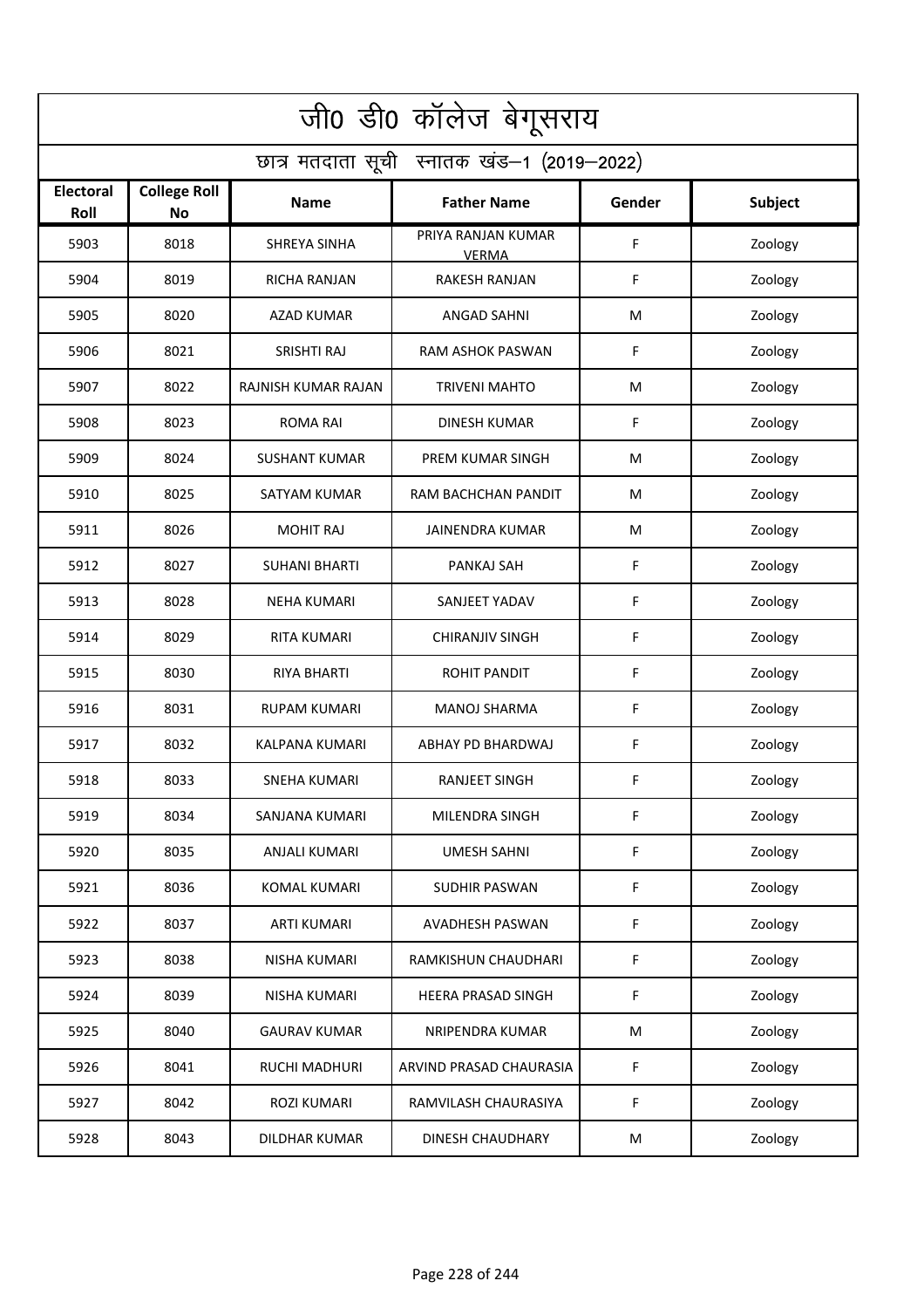# जी0 डी0 कॉलेज बेगूसराय

## छात्र मतदाता सूची स्नातक खंड–1 (2019–2022)

| Electoral Roll | College Roll No | Name | Father Name | Gender | Subject |
|---|---|---|---|---|---|
| 5903 | 8018 | SHREYA SINHA | PRIYA RANJAN KUMAR VERMA | F | Zoology |
| 5904 | 8019 | RICHA RANJAN | RAKESH RANJAN | F | Zoology |
| 5905 | 8020 | AZAD KUMAR | ANGAD SAHNI | M | Zoology |
| 5906 | 8021 | SRISHTI RAJ | RAM ASHOK PASWAN | F | Zoology |
| 5907 | 8022 | RAJNISH KUMAR RAJAN | TRIVENI MAHTO | M | Zoology |
| 5908 | 8023 | ROMA RAI | DINESH KUMAR | F | Zoology |
| 5909 | 8024 | SUSHANT KUMAR | PREM KUMAR SINGH | M | Zoology |
| 5910 | 8025 | SATYAM KUMAR | RAM BACHCHAN PANDIT | M | Zoology |
| 5911 | 8026 | MOHIT RAJ | JAINENDRA KUMAR | M | Zoology |
| 5912 | 8027 | SUHANI BHARTI | PANKAJ SAH | F | Zoology |
| 5913 | 8028 | NEHA KUMARI | SANJEET YADAV | F | Zoology |
| 5914 | 8029 | RITA KUMARI | CHIRANJIV SINGH | F | Zoology |
| 5915 | 8030 | RIYA BHARTI | ROHIT PANDIT | F | Zoology |
| 5916 | 8031 | RUPAM KUMARI | MANOJ SHARMA | F | Zoology |
| 5917 | 8032 | KALPANA KUMARI | ABHAY PD BHARDWAJ | F | Zoology |
| 5918 | 8033 | SNEHA KUMARI | RANJEET SINGH | F | Zoology |
| 5919 | 8034 | SANJANA KUMARI | MILENDRA SINGH | F | Zoology |
| 5920 | 8035 | ANJALI KUMARI | UMESH SAHNI | F | Zoology |
| 5921 | 8036 | KOMAL KUMARI | SUDHIR PASWAN | F | Zoology |
| 5922 | 8037 | ARTI KUMARI | AVADHESH PASWAN | F | Zoology |
| 5923 | 8038 | NISHA KUMARI | RAMKISHUN CHAUDHARI | F | Zoology |
| 5924 | 8039 | NISHA KUMARI | HEERA PRASAD SINGH | F | Zoology |
| 5925 | 8040 | GAURAV KUMAR | NRIPENDRA KUMAR | M | Zoology |
| 5926 | 8041 | RUCHI MADHURI | ARVIND PRASAD CHAURASIA | F | Zoology |
| 5927 | 8042 | ROZI KUMARI | RAMVILASH CHAURASIYA | F | Zoology |
| 5928 | 8043 | DILDHAR KUMAR | DINESH CHAUDHARY | M | Zoology |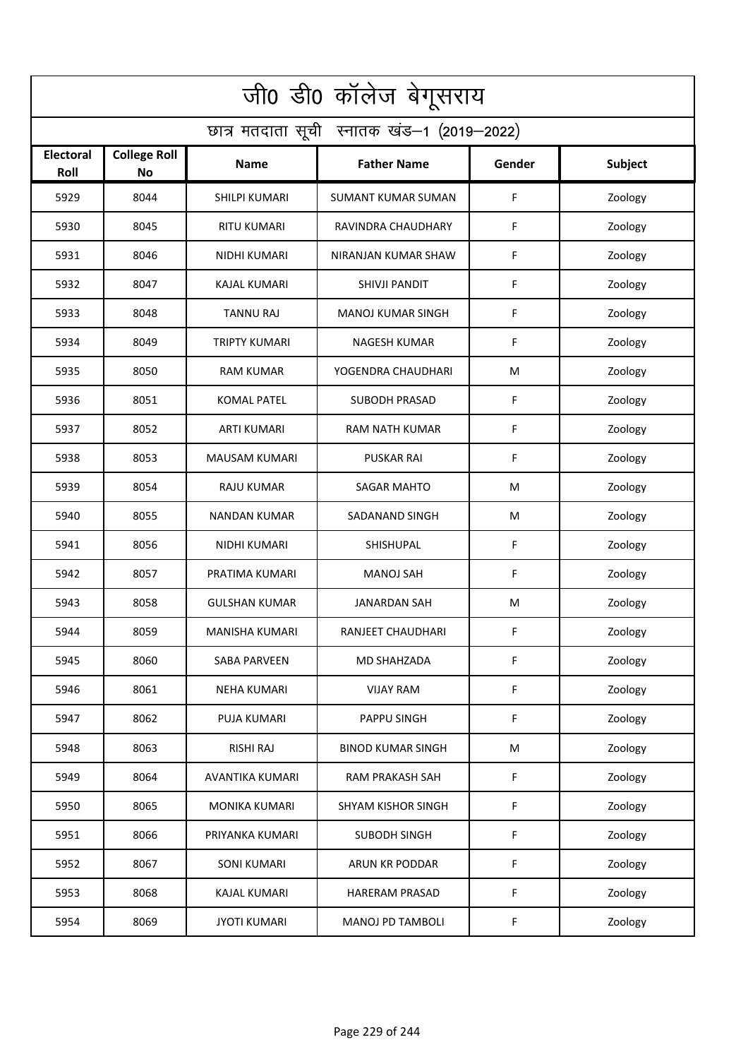# जी0 डी0 कॉलेज बेगूसराय

## छात्र मतदाता सूची स्नातक खंड–1 (2019–2022)

| Electoral Roll | College Roll No | Name | Father Name | Gender | Subject |
|---|---|---|---|---|---|
| 5929 | 8044 | SHILPI KUMARI | SUMANT KUMAR SUMAN | F | Zoology |
| 5930 | 8045 | RITU KUMARI | RAVINDRA CHAUDHARY | F | Zoology |
| 5931 | 8046 | NIDHI KUMARI | NIRANJAN KUMAR SHAW | F | Zoology |
| 5932 | 8047 | KAJAL KUMARI | SHIVJI PANDIT | F | Zoology |
| 5933 | 8048 | TANNU RAJ | MANOJ KUMAR SINGH | F | Zoology |
| 5934 | 8049 | TRIPTY KUMARI | NAGESH KUMAR | F | Zoology |
| 5935 | 8050 | RAM KUMAR | YOGENDRA CHAUDHARI | M | Zoology |
| 5936 | 8051 | KOMAL PATEL | SUBODH PRASAD | F | Zoology |
| 5937 | 8052 | ARTI KUMARI | RAM NATH KUMAR | F | Zoology |
| 5938 | 8053 | MAUSAM KUMARI | PUSKAR RAI | F | Zoology |
| 5939 | 8054 | RAJU KUMAR | SAGAR MAHTO | M | Zoology |
| 5940 | 8055 | NANDAN KUMAR | SADANAND SINGH | M | Zoology |
| 5941 | 8056 | NIDHI KUMARI | SHISHUPAL | F | Zoology |
| 5942 | 8057 | PRATIMA KUMARI | MANOJ SAH | F | Zoology |
| 5943 | 8058 | GULSHAN KUMAR | JANARDAN SAH | M | Zoology |
| 5944 | 8059 | MANISHA KUMARI | RANJEET CHAUDHARI | F | Zoology |
| 5945 | 8060 | SABA PARVEEN | MD SHAHZADA | F | Zoology |
| 5946 | 8061 | NEHA KUMARI | VIJAY RAM | F | Zoology |
| 5947 | 8062 | PUJA KUMARI | PAPPU SINGH | F | Zoology |
| 5948 | 8063 | RISHI RAJ | BINOD KUMAR SINGH | M | Zoology |
| 5949 | 8064 | AVANTIKA KUMARI | RAM PRAKASH SAH | F | Zoology |
| 5950 | 8065 | MONIKA KUMARI | SHYAM KISHOR SINGH | F | Zoology |
| 5951 | 8066 | PRIYANKA KUMARI | SUBODH SINGH | F | Zoology |
| 5952 | 8067 | SONI KUMARI | ARUN KR PODDAR | F | Zoology |
| 5953 | 8068 | KAJAL KUMARI | HARERAM PRASAD | F | Zoology |
| 5954 | 8069 | JYOTI KUMARI | MANOJ PD TAMBOLI | F | Zoology |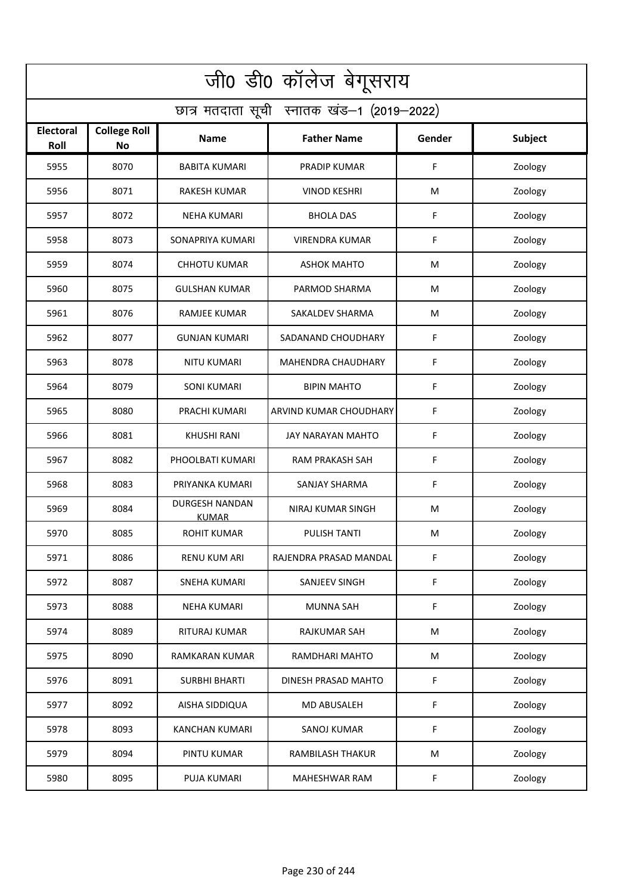# जी0 डी0 कॉलेज बेगूसराय

## छात्र मतदाता सूची स्नातक खंड–1 (2019–2022)

| Electoral Roll | College Roll No | Name | Father Name | Gender | Subject |
|---|---|---|---|---|---|
| 5955 | 8070 | BABITA KUMARI | PRADIP KUMAR | F | Zoology |
| 5956 | 8071 | RAKESH KUMAR | VINOD KESHRI | M | Zoology |
| 5957 | 8072 | NEHA KUMARI | BHOLA DAS | F | Zoology |
| 5958 | 8073 | SONAPRIYA KUMARI | VIRENDRA KUMAR | F | Zoology |
| 5959 | 8074 | CHHOTU KUMAR | ASHOK MAHTO | M | Zoology |
| 5960 | 8075 | GULSHAN KUMAR | PARMOD SHARMA | M | Zoology |
| 5961 | 8076 | RAMJEE KUMAR | SAKALDEV SHARMA | M | Zoology |
| 5962 | 8077 | GUNJAN KUMARI | SADANAND CHOUDHARY | F | Zoology |
| 5963 | 8078 | NITU KUMARI | MAHENDRA CHAUDHARY | F | Zoology |
| 5964 | 8079 | SONI KUMARI | BIPIN MAHTO | F | Zoology |
| 5965 | 8080 | PRACHI KUMARI | ARVIND KUMAR CHOUDHARY | F | Zoology |
| 5966 | 8081 | KHUSHI RANI | JAY NARAYAN MAHTO | F | Zoology |
| 5967 | 8082 | PHOOLBATI KUMARI | RAM PRAKASH SAH | F | Zoology |
| 5968 | 8083 | PRIYANKA KUMARI | SANJAY SHARMA | F | Zoology |
| 5969 | 8084 | DURGESH NANDAN KUMAR | NIRAJ KUMAR SINGH | M | Zoology |
| 5970 | 8085 | ROHIT KUMAR | PULISH TANTI | M | Zoology |
| 5971 | 8086 | RENU KUM ARI | RAJENDRA PRASAD MANDAL | F | Zoology |
| 5972 | 8087 | SNEHA KUMARI | SANJEEV SINGH | F | Zoology |
| 5973 | 8088 | NEHA KUMARI | MUNNA SAH | F | Zoology |
| 5974 | 8089 | RITURAJ KUMAR | RAJKUMAR SAH | M | Zoology |
| 5975 | 8090 | RAMKARAN KUMAR | RAMDHARI MAHTO | M | Zoology |
| 5976 | 8091 | SURBHI BHARTI | DINESH PRASAD MAHTO | F | Zoology |
| 5977 | 8092 | AISHA SIDDIQUA | MD ABUSALEH | F | Zoology |
| 5978 | 8093 | KANCHAN KUMARI | SANOJ KUMAR | F | Zoology |
| 5979 | 8094 | PINTU KUMAR | RAMBILASH THAKUR | M | Zoology |
| 5980 | 8095 | PUJA KUMARI | MAHESHWAR RAM | F | Zoology |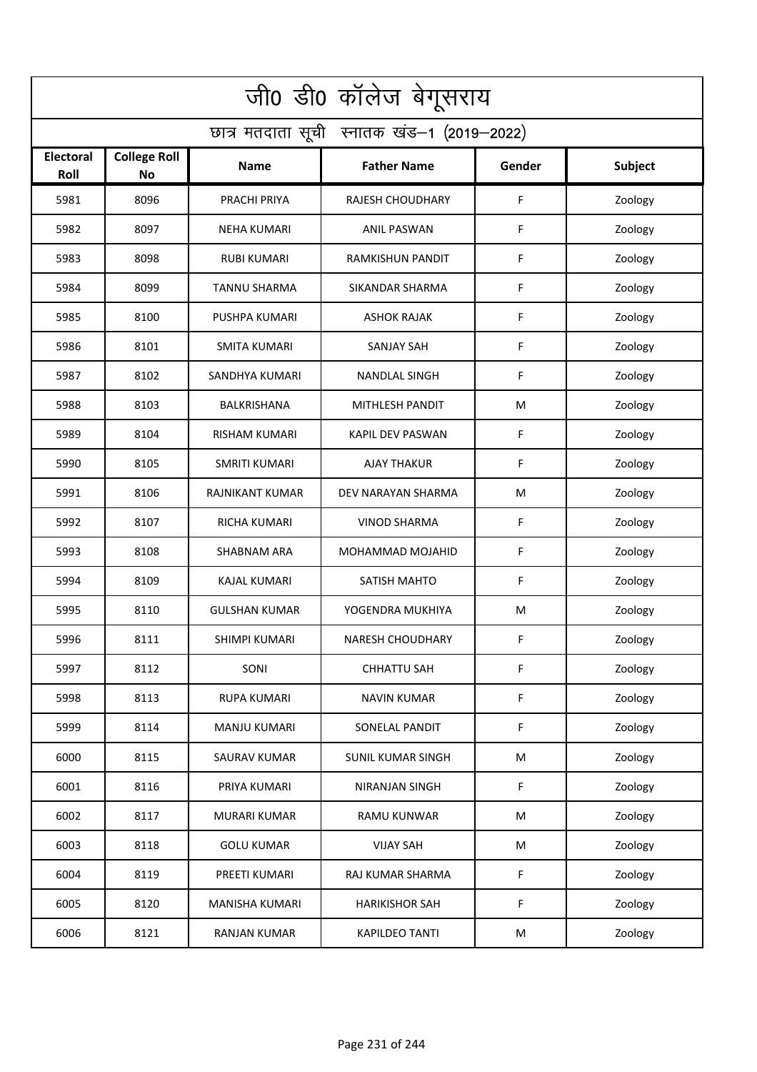# जी0 डी0 कॉलेज बेगूसराय

## छात्र मतदाता सूची स्नातक खंड–1 (2019–2022)

| Electoral Roll | College Roll No | Name | Father Name | Gender | Subject |
|---|---|---|---|---|---|
| 5981 | 8096 | PRACHI PRIYA | RAJESH CHOUDHARY | F | Zoology |
| 5982 | 8097 | NEHA KUMARI | ANIL PASWAN | F | Zoology |
| 5983 | 8098 | RUBI KUMARI | RAMKISHUN PANDIT | F | Zoology |
| 5984 | 8099 | TANNU SHARMA | SIKANDAR SHARMA | F | Zoology |
| 5985 | 8100 | PUSHPA KUMARI | ASHOK RAJAK | F | Zoology |
| 5986 | 8101 | SMITA KUMARI | SANJAY SAH | F | Zoology |
| 5987 | 8102 | SANDHYA KUMARI | NANDLAL SINGH | F | Zoology |
| 5988 | 8103 | BALKRISHANA | MITHLESH PANDIT | M | Zoology |
| 5989 | 8104 | RISHAM KUMARI | KAPIL DEV PASWAN | F | Zoology |
| 5990 | 8105 | SMRITI KUMARI | AJAY THAKUR | F | Zoology |
| 5991 | 8106 | RAJNIKANT KUMAR | DEV NARAYAN SHARMA | M | Zoology |
| 5992 | 8107 | RICHA KUMARI | VINOD SHARMA | F | Zoology |
| 5993 | 8108 | SHABNAM ARA | MOHAMMAD MOJAHID | F | Zoology |
| 5994 | 8109 | KAJAL KUMARI | SATISH MAHTO | F | Zoology |
| 5995 | 8110 | GULSHAN KUMAR | YOGENDRA MUKHIYA | M | Zoology |
| 5996 | 8111 | SHIMPI KUMARI | NARESH CHOUDHARY | F | Zoology |
| 5997 | 8112 | SONI | CHHATTU SAH | F | Zoology |
| 5998 | 8113 | RUPA KUMARI | NAVIN KUMAR | F | Zoology |
| 5999 | 8114 | MANJU KUMARI | SONELAL PANDIT | F | Zoology |
| 6000 | 8115 | SAURAV KUMAR | SUNIL KUMAR SINGH | M | Zoology |
| 6001 | 8116 | PRIYA KUMARI | NIRANJAN SINGH | F | Zoology |
| 6002 | 8117 | MURARI KUMAR | RAMU KUNWAR | M | Zoology |
| 6003 | 8118 | GOLU KUMAR | VIJAY SAH | M | Zoology |
| 6004 | 8119 | PREETI KUMARI | RAJ KUMAR SHARMA | F | Zoology |
| 6005 | 8120 | MANISHA KUMARI | HARIKISHOR SAH | F | Zoology |
| 6006 | 8121 | RANJAN KUMAR | KAPILDEO TANTI | M | Zoology |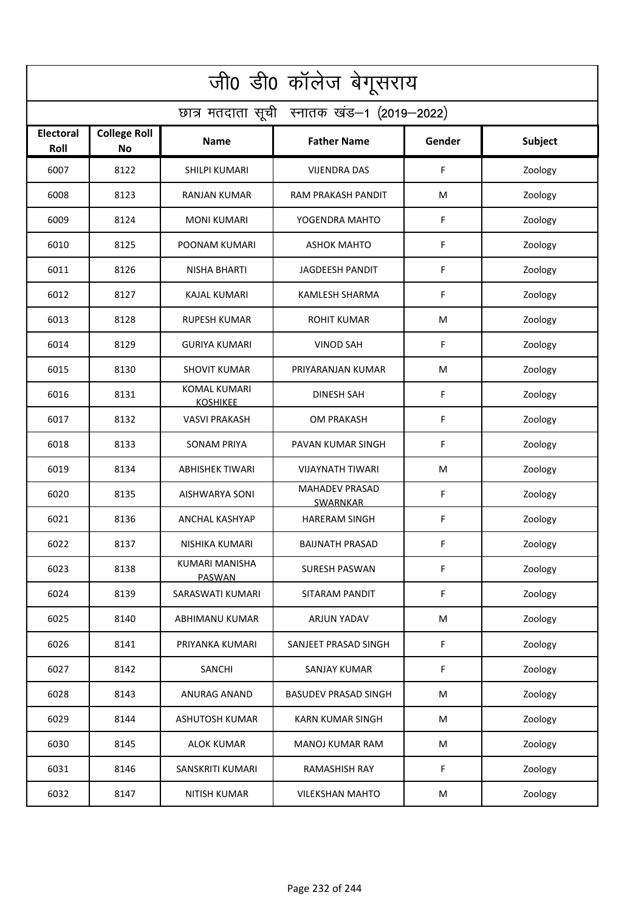# जी0 डी0 कॉलेज बेगूसराय

## छात्र मतदाता सूची स्नातक खंड–1 (2019–2022)

| Electoral Roll | College Roll No | Name | Father Name | Gender | Subject |
|---|---|---|---|---|---|
| 6007 | 8122 | SHILPI KUMARI | VIJENDRA DAS | F | Zoology |
| 6008 | 8123 | RANJAN KUMAR | RAM PRAKASH PANDIT | M | Zoology |
| 6009 | 8124 | MONI KUMARI | YOGENDRA MAHTO | F | Zoology |
| 6010 | 8125 | POONAM KUMARI | ASHOK MAHTO | F | Zoology |
| 6011 | 8126 | NISHA BHARTI | JAGDEESH PANDIT | F | Zoology |
| 6012 | 8127 | KAJAL KUMARI | KAMLESH SHARMA | F | Zoology |
| 6013 | 8128 | RUPESH KUMAR | ROHIT KUMAR | M | Zoology |
| 6014 | 8129 | GURIYA KUMARI | VINOD SAH | F | Zoology |
| 6015 | 8130 | SHOVIT KUMAR | PRIYARANJAN KUMAR | M | Zoology |
| 6016 | 8131 | KOMAL KUMARI KOSHIKEE | DINESH SAH | F | Zoology |
| 6017 | 8132 | VASVI PRAKASH | OM PRAKASH | F | Zoology |
| 6018 | 8133 | SONAM PRIYA | PAVAN KUMAR SINGH | F | Zoology |
| 6019 | 8134 | ABHISHEK TIWARI | VIJAYNATH TIWARI | M | Zoology |
| 6020 | 8135 | AISHWARYA SONI | MAHADEV PRASAD SWARNKAR | F | Zoology |
| 6021 | 8136 | ANCHAL KASHYAP | HARERAM SINGH | F | Zoology |
| 6022 | 8137 | NISHIKA KUMARI | BAIJNATH PRASAD | F | Zoology |
| 6023 | 8138 | KUMARI MANISHA PASWAN | SURESH PASWAN | F | Zoology |
| 6024 | 8139 | SARASWATI KUMARI | SITARAM PANDIT | F | Zoology |
| 6025 | 8140 | ABHIMANU KUMAR | ARJUN YADAV | M | Zoology |
| 6026 | 8141 | PRIYANKA KUMARI | SANJEET PRASAD SINGH | F | Zoology |
| 6027 | 8142 | SANCHI | SANJAY KUMAR | F | Zoology |
| 6028 | 8143 | ANURAG ANAND | BASUDEV PRASAD SINGH | M | Zoology |
| 6029 | 8144 | ASHUTOSH KUMAR | KARN KUMAR SINGH | M | Zoology |
| 6030 | 8145 | ALOK KUMAR | MANOJ KUMAR RAM | M | Zoology |
| 6031 | 8146 | SANSKRITI KUMARI | RAMASHISH RAY | F | Zoology |
| 6032 | 8147 | NITISH KUMAR | VILEKSHAN MAHTO | M | Zoology |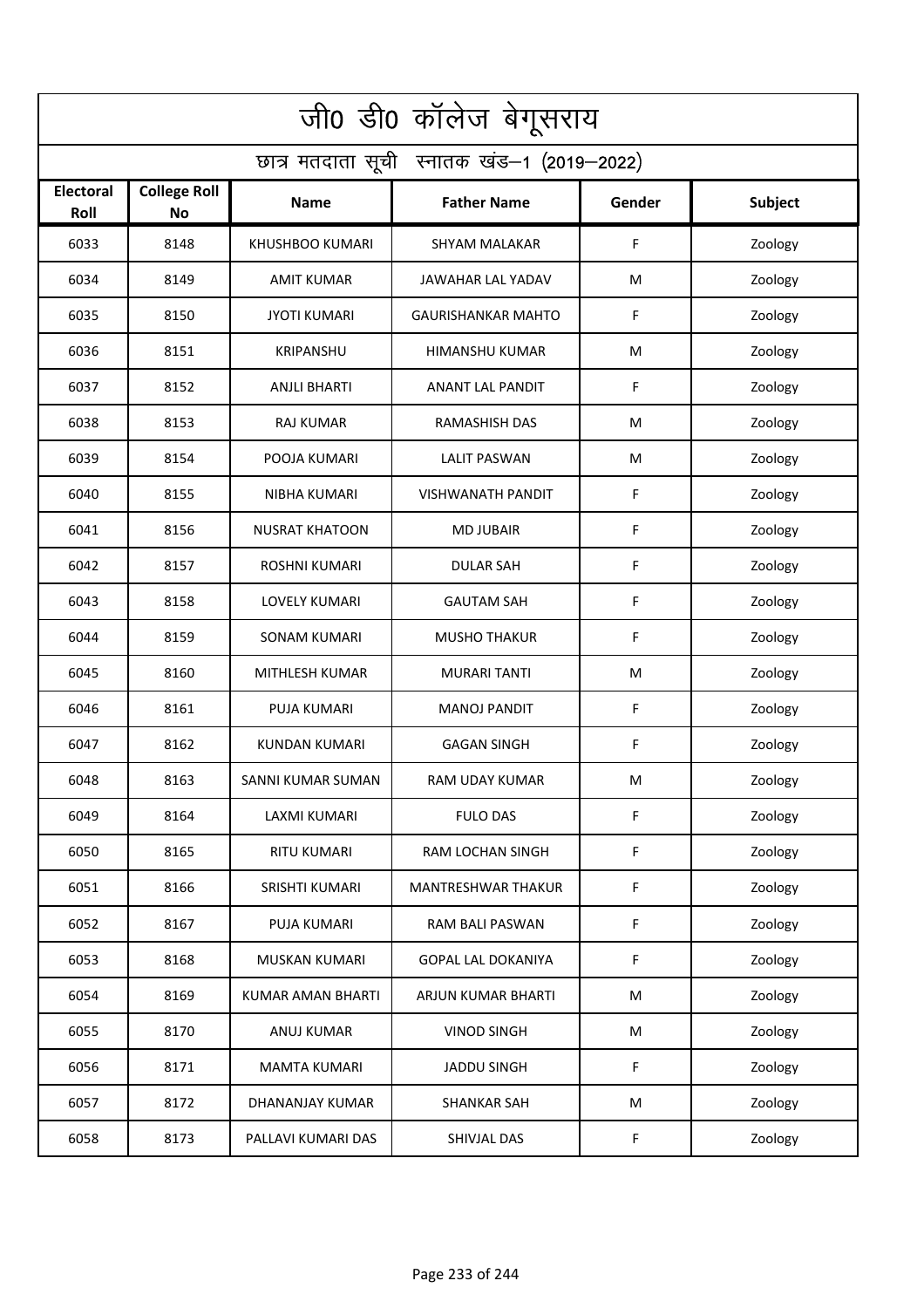# जी0 डी0 कॉलेज बेगूसराय

## छात्र मतदाता सूची स्नातक खंड–1 (2019–2022)

| Electoral Roll | College Roll No | Name | Father Name | Gender | Subject |
|---|---|---|---|---|---|
| 6033 | 8148 | KHUSHBOO KUMARI | SHYAM MALAKAR | F | Zoology |
| 6034 | 8149 | AMIT KUMAR | JAWAHAR LAL YADAV | M | Zoology |
| 6035 | 8150 | JYOTI KUMARI | GAURISHANKAR MAHTO | F | Zoology |
| 6036 | 8151 | KRIPANSHU | HIMANSHU KUMAR | M | Zoology |
| 6037 | 8152 | ANJLI BHARTI | ANANT LAL PANDIT | F | Zoology |
| 6038 | 8153 | RAJ KUMAR | RAMASHISH DAS | M | Zoology |
| 6039 | 8154 | POOJA KUMARI | LALIT PASWAN | M | Zoology |
| 6040 | 8155 | NIBHA KUMARI | VISHWANATH PANDIT | F | Zoology |
| 6041 | 8156 | NUSRAT KHATOON | MD JUBAIR | F | Zoology |
| 6042 | 8157 | ROSHNI KUMARI | DULAR SAH | F | Zoology |
| 6043 | 8158 | LOVELY KUMARI | GAUTAM SAH | F | Zoology |
| 6044 | 8159 | SONAM KUMARI | MUSHO THAKUR | F | Zoology |
| 6045 | 8160 | MITHLESH KUMAR | MURARI TANTI | M | Zoology |
| 6046 | 8161 | PUJA KUMARI | MANOJ PANDIT | F | Zoology |
| 6047 | 8162 | KUNDAN KUMARI | GAGAN SINGH | F | Zoology |
| 6048 | 8163 | SANNI KUMAR SUMAN | RAM UDAY KUMAR | M | Zoology |
| 6049 | 8164 | LAXMI KUMARI | FULO DAS | F | Zoology |
| 6050 | 8165 | RITU KUMARI | RAM LOCHAN SINGH | F | Zoology |
| 6051 | 8166 | SRISHTI KUMARI | MANTRESHWAR THAKUR | F | Zoology |
| 6052 | 8167 | PUJA KUMARI | RAM BALI PASWAN | F | Zoology |
| 6053 | 8168 | MUSKAN KUMARI | GOPAL LAL DOKANIYA | F | Zoology |
| 6054 | 8169 | KUMAR AMAN BHARTI | ARJUN KUMAR BHARTI | M | Zoology |
| 6055 | 8170 | ANUJ KUMAR | VINOD SINGH | M | Zoology |
| 6056 | 8171 | MAMTA KUMARI | JADDU SINGH | F | Zoology |
| 6057 | 8172 | DHANANJAY KUMAR | SHANKAR SAH | M | Zoology |
| 6058 | 8173 | PALLAVI KUMARI DAS | SHIVJAL DAS | F | Zoology |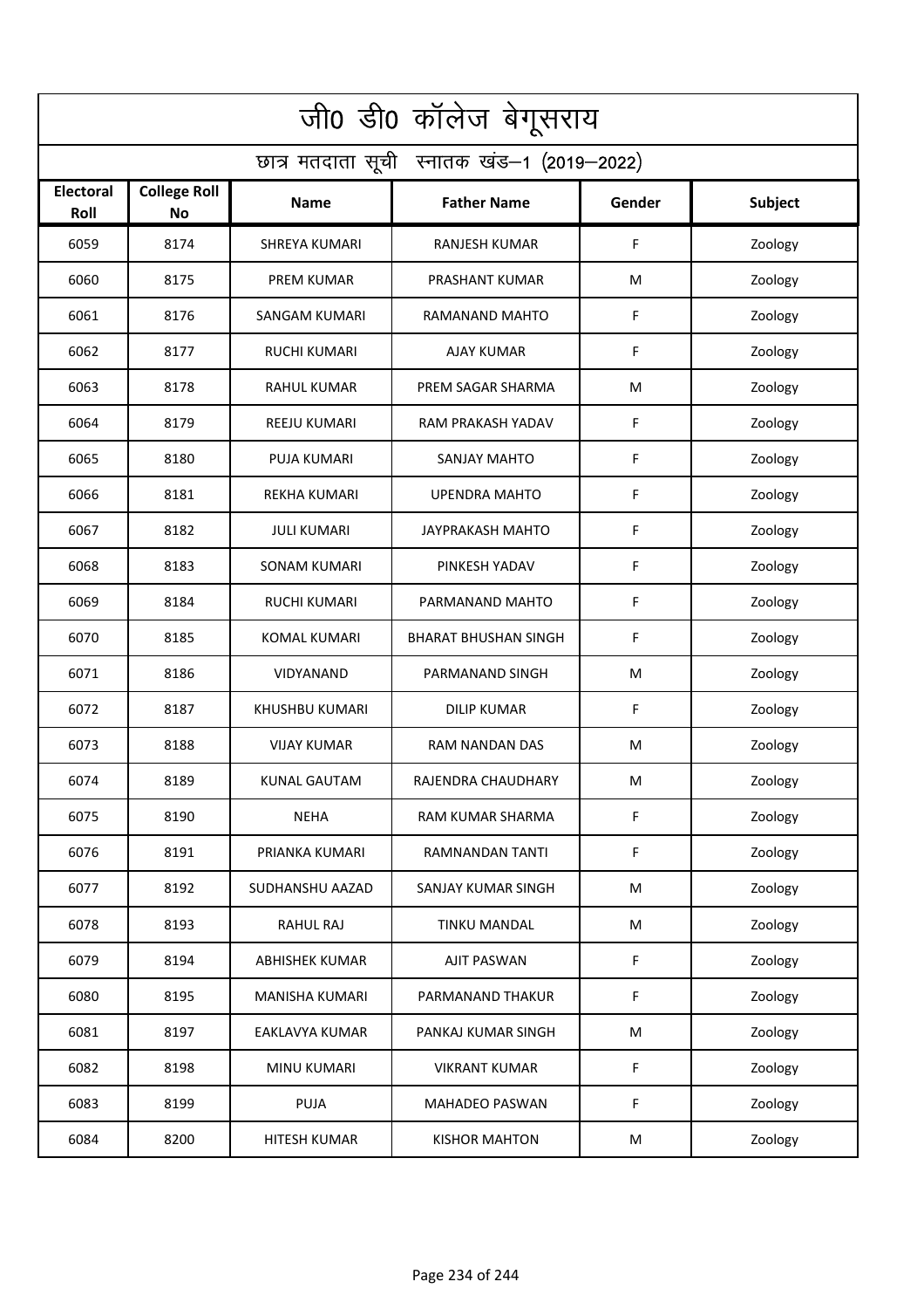# जी0 डी0 कॉलेज बेगूसराय

## छात्र मतदाता सूची स्नातक खंड–1 (2019–2022)

| Electoral Roll | College Roll No | Name | Father Name | Gender | Subject |
|---|---|---|---|---|---|
| 6059 | 8174 | SHREYA KUMARI | RANJESH KUMAR | F | Zoology |
| 6060 | 8175 | PREM KUMAR | PRASHANT KUMAR | M | Zoology |
| 6061 | 8176 | SANGAM KUMARI | RAMANAND MAHTO | F | Zoology |
| 6062 | 8177 | RUCHI KUMARI | AJAY KUMAR | F | Zoology |
| 6063 | 8178 | RAHUL KUMAR | PREM SAGAR SHARMA | M | Zoology |
| 6064 | 8179 | REEJU KUMARI | RAM PRAKASH YADAV | F | Zoology |
| 6065 | 8180 | PUJA KUMARI | SANJAY MAHTO | F | Zoology |
| 6066 | 8181 | REKHA KUMARI | UPENDRA MAHTO | F | Zoology |
| 6067 | 8182 | JULI KUMARI | JAYPRAKASH MAHTO | F | Zoology |
| 6068 | 8183 | SONAM KUMARI | PINKESH YADAV | F | Zoology |
| 6069 | 8184 | RUCHI KUMARI | PARMANAND MAHTO | F | Zoology |
| 6070 | 8185 | KOMAL KUMARI | BHARAT BHUSHAN SINGH | F | Zoology |
| 6071 | 8186 | VIDYANAND | PARMANAND SINGH | M | Zoology |
| 6072 | 8187 | KHUSHBU KUMARI | DILIP KUMAR | F | Zoology |
| 6073 | 8188 | VIJAY KUMAR | RAM NANDAN DAS | M | Zoology |
| 6074 | 8189 | KUNAL GAUTAM | RAJENDRA CHAUDHARY | M | Zoology |
| 6075 | 8190 | NEHA | RAM KUMAR SHARMA | F | Zoology |
| 6076 | 8191 | PRIANKA KUMARI | RAMNANDAN TANTI | F | Zoology |
| 6077 | 8192 | SUDHANSHU AAZAD | SANJAY KUMAR SINGH | M | Zoology |
| 6078 | 8193 | RAHUL RAJ | TINKU MANDAL | M | Zoology |
| 6079 | 8194 | ABHISHEK KUMAR | AJIT PASWAN | F | Zoology |
| 6080 | 8195 | MANISHA KUMARI | PARMANAND THAKUR | F | Zoology |
| 6081 | 8197 | EAKLAVYA KUMAR | PANKAJ KUMAR SINGH | M | Zoology |
| 6082 | 8198 | MINU KUMARI | VIKRANT KUMAR | F | Zoology |
| 6083 | 8199 | PUJA | MAHADEO PASWAN | F | Zoology |
| 6084 | 8200 | HITESH KUMAR | KISHOR MAHTON | M | Zoology |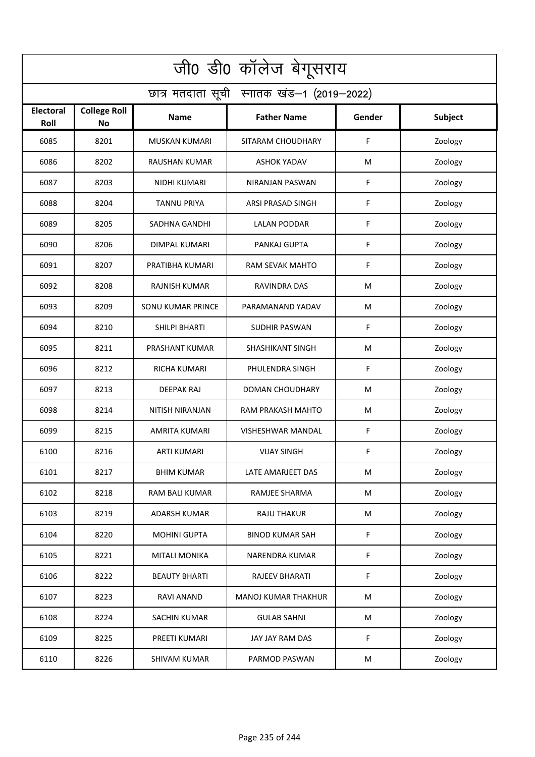# जी0 डी0 कॉलेज बेगूसराय

## छात्र मतदाता सूची स्नातक खंड–1 (2019–2022)

| Electoral Roll | College Roll No | Name | Father Name | Gender | Subject |
|---|---|---|---|---|---|
| 6085 | 8201 | MUSKAN KUMARI | SITARAM CHOUDHARY | F | Zoology |
| 6086 | 8202 | RAUSHAN KUMAR | ASHOK YADAV | M | Zoology |
| 6087 | 8203 | NIDHI KUMARI | NIRANJAN PASWAN | F | Zoology |
| 6088 | 8204 | TANNU PRIYA | ARSI PRASAD SINGH | F | Zoology |
| 6089 | 8205 | SADHNA GANDHI | LALAN PODDAR | F | Zoology |
| 6090 | 8206 | DIMPAL KUMARI | PANKAJ GUPTA | F | Zoology |
| 6091 | 8207 | PRATIBHA KUMARI | RAM SEVAK MAHTO | F | Zoology |
| 6092 | 8208 | RAJNISH KUMAR | RAVINDRA DAS | M | Zoology |
| 6093 | 8209 | SONU KUMAR PRINCE | PARAMANAND YADAV | M | Zoology |
| 6094 | 8210 | SHILPI BHARTI | SUDHIR PASWAN | F | Zoology |
| 6095 | 8211 | PRASHANT KUMAR | SHASHIKANT SINGH | M | Zoology |
| 6096 | 8212 | RICHA KUMARI | PHULENDRA SINGH | F | Zoology |
| 6097 | 8213 | DEEPAK RAJ | DOMAN CHOUDHARY | M | Zoology |
| 6098 | 8214 | NITISH NIRANJAN | RAM PRAKASH MAHTO | M | Zoology |
| 6099 | 8215 | AMRITA KUMARI | VISHESHWAR MANDAL | F | Zoology |
| 6100 | 8216 | ARTI KUMARI | VIJAY SINGH | F | Zoology |
| 6101 | 8217 | BHIM KUMAR | LATE AMARJEET DAS | M | Zoology |
| 6102 | 8218 | RAM BALI KUMAR | RAMJEE SHARMA | M | Zoology |
| 6103 | 8219 | ADARSH KUMAR | RAJU THAKUR | M | Zoology |
| 6104 | 8220 | MOHINI GUPTA | BINOD KUMAR SAH | F | Zoology |
| 6105 | 8221 | MITALI MONIKA | NARENDRA KUMAR | F | Zoology |
| 6106 | 8222 | BEAUTY BHARTI | RAJEEV BHARATI | F | Zoology |
| 6107 | 8223 | RAVI ANAND | MANOJ KUMAR THAKHUR | M | Zoology |
| 6108 | 8224 | SACHIN KUMAR | GULAB SAHNI | M | Zoology |
| 6109 | 8225 | PREETI KUMARI | JAY JAY RAM DAS | F | Zoology |
| 6110 | 8226 | SHIVAM KUMAR | PARMOD PASWAN | M | Zoology |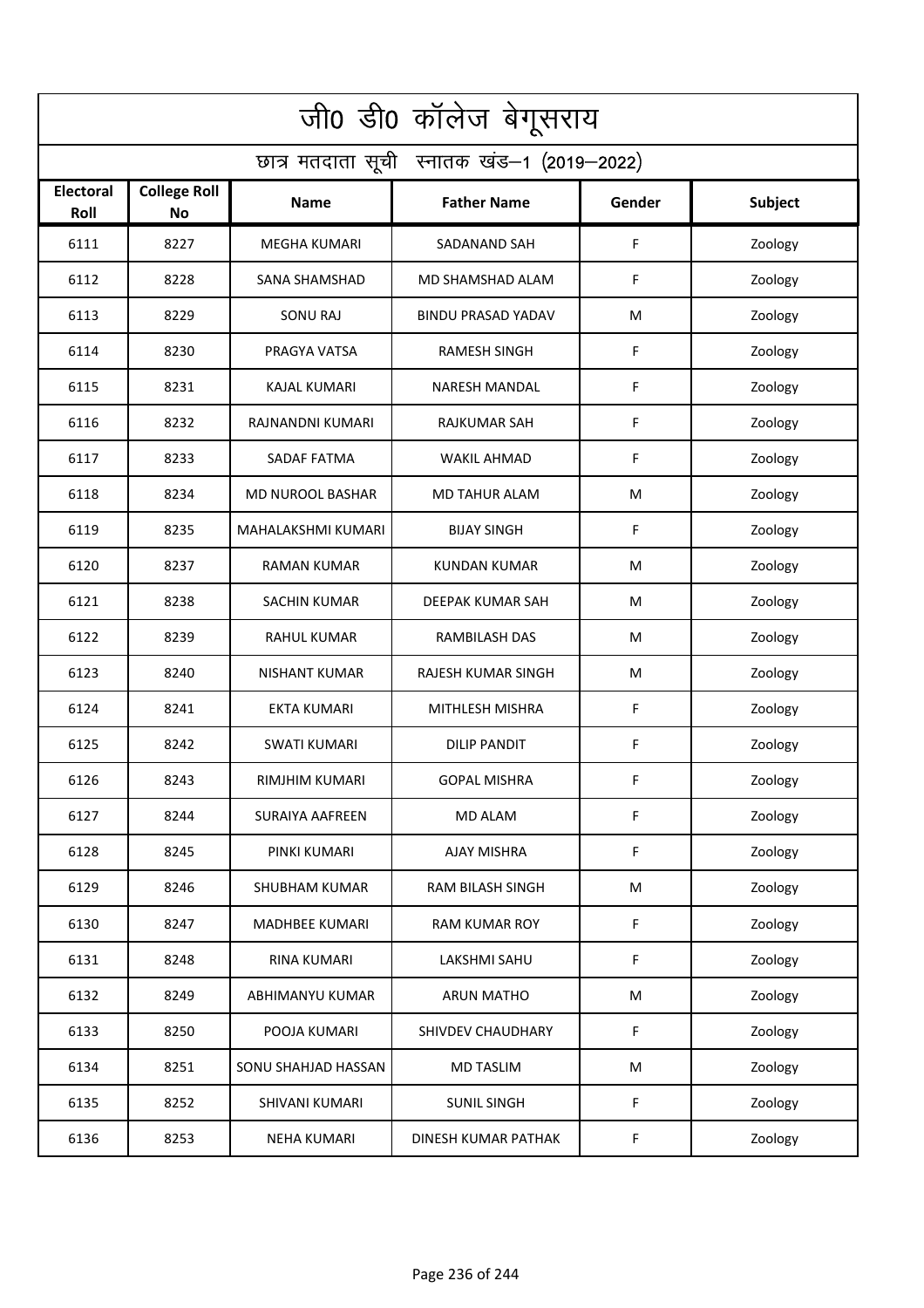# जी0 डी0 कॉलेज बेगूसराय

## छात्र मतदाता सूची स्नातक खंड–1 (2019–2022)

| Electoral Roll | College Roll No | Name | Father Name | Gender | Subject |
|---|---|---|---|---|---|
| 6111 | 8227 | MEGHA KUMARI | SADANAND SAH | F | Zoology |
| 6112 | 8228 | SANA SHAMSHAD | MD SHAMSHAD ALAM | F | Zoology |
| 6113 | 8229 | SONU RAJ | BINDU PRASAD YADAV | M | Zoology |
| 6114 | 8230 | PRAGYA VATSA | RAMESH SINGH | F | Zoology |
| 6115 | 8231 | KAJAL KUMARI | NARESH MANDAL | F | Zoology |
| 6116 | 8232 | RAJNANDNI KUMARI | RAJKUMAR SAH | F | Zoology |
| 6117 | 8233 | SADAF FATMA | WAKIL AHMAD | F | Zoology |
| 6118 | 8234 | MD NUROOL BASHAR | MD TAHUR ALAM | M | Zoology |
| 6119 | 8235 | MAHALAKSHMI KUMARI | BIJAY SINGH | F | Zoology |
| 6120 | 8237 | RAMAN KUMAR | KUNDAN KUMAR | M | Zoology |
| 6121 | 8238 | SACHIN KUMAR | DEEPAK KUMAR SAH | M | Zoology |
| 6122 | 8239 | RAHUL KUMAR | RAMBILASH DAS | M | Zoology |
| 6123 | 8240 | NISHANT KUMAR | RAJESH KUMAR SINGH | M | Zoology |
| 6124 | 8241 | EKTA KUMARI | MITHLESH MISHRA | F | Zoology |
| 6125 | 8242 | SWATI KUMARI | DILIP PANDIT | F | Zoology |
| 6126 | 8243 | RIMJHIM KUMARI | GOPAL MISHRA | F | Zoology |
| 6127 | 8244 | SURAIYA AAFREEN | MD ALAM | F | Zoology |
| 6128 | 8245 | PINKI KUMARI | AJAY MISHRA | F | Zoology |
| 6129 | 8246 | SHUBHAM KUMAR | RAM BILASH SINGH | M | Zoology |
| 6130 | 8247 | MADHBEE KUMARI | RAM KUMAR ROY | F | Zoology |
| 6131 | 8248 | RINA KUMARI | LAKSHMI SAHU | F | Zoology |
| 6132 | 8249 | ABHIMANYU KUMAR | ARUN MATHO | M | Zoology |
| 6133 | 8250 | POOJA KUMARI | SHIVDEV CHAUDHARY | F | Zoology |
| 6134 | 8251 | SONU SHAHJAD HASSAN | MD TASLIM | M | Zoology |
| 6135 | 8252 | SHIVANI KUMARI | SUNIL SINGH | F | Zoology |
| 6136 | 8253 | NEHA KUMARI | DINESH KUMAR PATHAK | F | Zoology |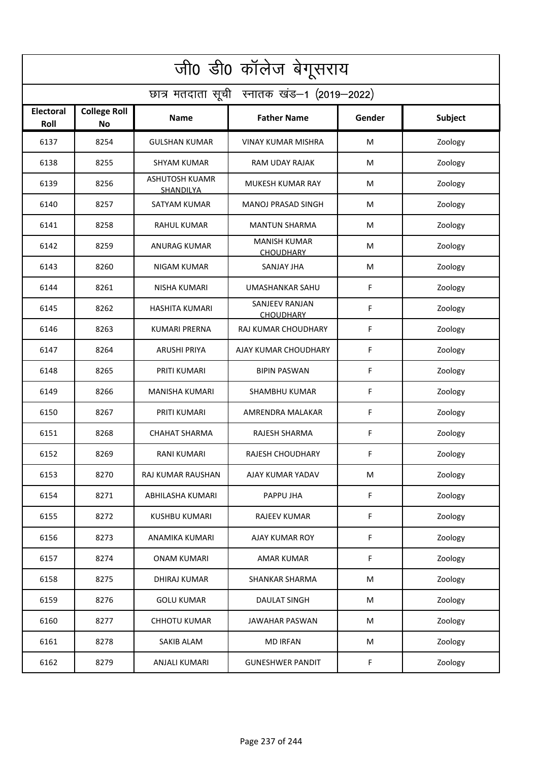# जी0 डी0 कॉलेज बेगूसराय

## छात्र मतदाता सूची स्नातक खंड–1 (2019–2022)

| Electoral Roll | College Roll No | Name | Father Name | Gender | Subject |
|---|---|---|---|---|---|
| 6137 | 8254 | GULSHAN KUMAR | VINAY KUMAR MISHRA | M | Zoology |
| 6138 | 8255 | SHYAM KUMAR | RAM UDAY RAJAK | M | Zoology |
| 6139 | 8256 | ASHUTOSH KUAMR SHANDILYA | MUKESH KUMAR RAY | M | Zoology |
| 6140 | 8257 | SATYAM KUMAR | MANOJ PRASAD SINGH | M | Zoology |
| 6141 | 8258 | RAHUL KUMAR | MANTUN SHARMA | M | Zoology |
| 6142 | 8259 | ANURAG KUMAR | MANISH KUMAR CHOUDHARY | M | Zoology |
| 6143 | 8260 | NIGAM KUMAR | SANJAY JHA | M | Zoology |
| 6144 | 8261 | NISHA KUMARI | UMASHANKAR SAHU | F | Zoology |
| 6145 | 8262 | HASHITA KUMARI | SANJEEV RANJAN CHOUDHARY | F | Zoology |
| 6146 | 8263 | KUMARI PRERNA | RAJ KUMAR CHOUDHARY | F | Zoology |
| 6147 | 8264 | ARUSHI PRIYA | AJAY KUMAR CHOUDHARY | F | Zoology |
| 6148 | 8265 | PRITI KUMARI | BIPIN PASWAN | F | Zoology |
| 6149 | 8266 | MANISHA KUMARI | SHAMBHU KUMAR | F | Zoology |
| 6150 | 8267 | PRITI KUMARI | AMRENDRA MALAKAR | F | Zoology |
| 6151 | 8268 | CHAHAT SHARMA | RAJESH SHARMA | F | Zoology |
| 6152 | 8269 | RANI KUMARI | RAJESH CHOUDHARY | F | Zoology |
| 6153 | 8270 | RAJ KUMAR RAUSHAN | AJAY KUMAR YADAV | M | Zoology |
| 6154 | 8271 | ABHILASHA KUMARI | PAPPU JHA | F | Zoology |
| 6155 | 8272 | KUSHBU KUMARI | RAJEEV KUMAR | F | Zoology |
| 6156 | 8273 | ANAMIKA KUMARI | AJAY KUMAR ROY | F | Zoology |
| 6157 | 8274 | ONAM KUMARI | AMAR KUMAR | F | Zoology |
| 6158 | 8275 | DHIRAJ KUMAR | SHANKAR SHARMA | M | Zoology |
| 6159 | 8276 | GOLU KUMAR | DAULAT SINGH | M | Zoology |
| 6160 | 8277 | CHHOTU KUMAR | JAWAHAR PASWAN | M | Zoology |
| 6161 | 8278 | SAKIB ALAM | MD IRFAN | M | Zoology |
| 6162 | 8279 | ANJALI KUMARI | GUNESHWER PANDIT | F | Zoology |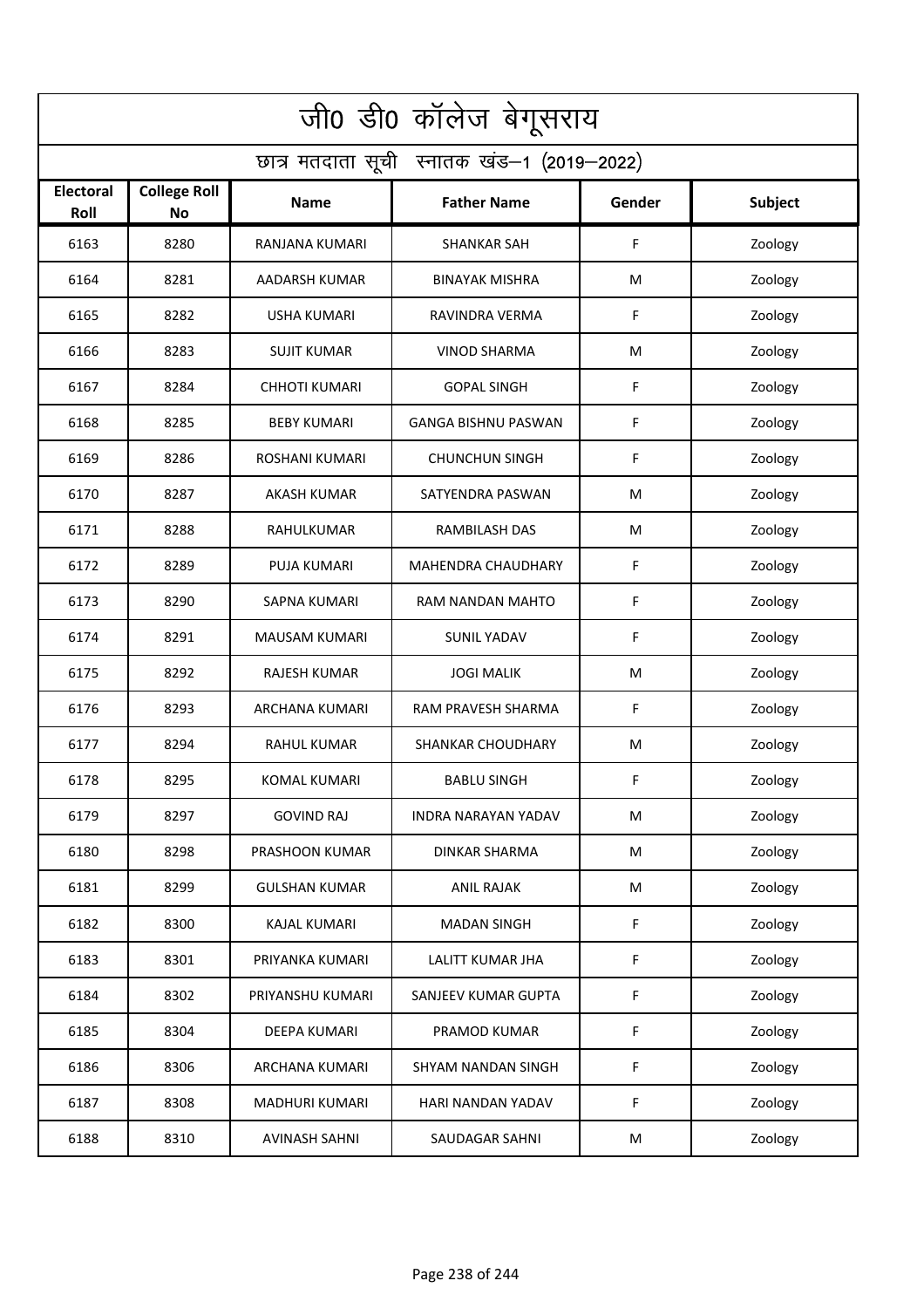# जी0 डी0 कॉलेज बेगूसराय

## छात्र मतदाता सूची स्नातक खंड–1 (2019–2022)

| Electoral Roll | College Roll No | Name | Father Name | Gender | Subject |
|---|---|---|---|---|---|
| 6163 | 8280 | RANJANA KUMARI | SHANKAR SAH | F | Zoology |
| 6164 | 8281 | AADARSH KUMAR | BINAYAK MISHRA | M | Zoology |
| 6165 | 8282 | USHA KUMARI | RAVINDRA VERMA | F | Zoology |
| 6166 | 8283 | SUJIT KUMAR | VINOD SHARMA | M | Zoology |
| 6167 | 8284 | CHHOTI KUMARI | GOPAL SINGH | F | Zoology |
| 6168 | 8285 | BEBY KUMARI | GANGA BISHNU PASWAN | F | Zoology |
| 6169 | 8286 | ROSHANI KUMARI | CHUNCHUN SINGH | F | Zoology |
| 6170 | 8287 | AKASH KUMAR | SATYENDRA PASWAN | M | Zoology |
| 6171 | 8288 | RAHULKUMAR | RAMBILASH DAS | M | Zoology |
| 6172 | 8289 | PUJA KUMARI | MAHENDRA CHAUDHARY | F | Zoology |
| 6173 | 8290 | SAPNA KUMARI | RAM NANDAN MAHTO | F | Zoology |
| 6174 | 8291 | MAUSAM KUMARI | SUNIL YADAV | F | Zoology |
| 6175 | 8292 | RAJESH KUMAR | JOGI MALIK | M | Zoology |
| 6176 | 8293 | ARCHANA KUMARI | RAM PRAVESH SHARMA | F | Zoology |
| 6177 | 8294 | RAHUL KUMAR | SHANKAR CHOUDHARY | M | Zoology |
| 6178 | 8295 | KOMAL KUMARI | BABLU SINGH | F | Zoology |
| 6179 | 8297 | GOVIND RAJ | INDRA NARAYAN YADAV | M | Zoology |
| 6180 | 8298 | PRASHOON KUMAR | DINKAR SHARMA | M | Zoology |
| 6181 | 8299 | GULSHAN KUMAR | ANIL RAJAK | M | Zoology |
| 6182 | 8300 | KAJAL KUMARI | MADAN SINGH | F | Zoology |
| 6183 | 8301 | PRIYANKA KUMARI | LALITT KUMAR JHA | F | Zoology |
| 6184 | 8302 | PRIYANSHU KUMARI | SANJEEV KUMAR GUPTA | F | Zoology |
| 6185 | 8304 | DEEPA KUMARI | PRAMOD KUMAR | F | Zoology |
| 6186 | 8306 | ARCHANA KUMARI | SHYAM NANDAN SINGH | F | Zoology |
| 6187 | 8308 | MADHURI KUMARI | HARI NANDAN YADAV | F | Zoology |
| 6188 | 8310 | AVINASH SAHNI | SAUDAGAR SAHNI | M | Zoology |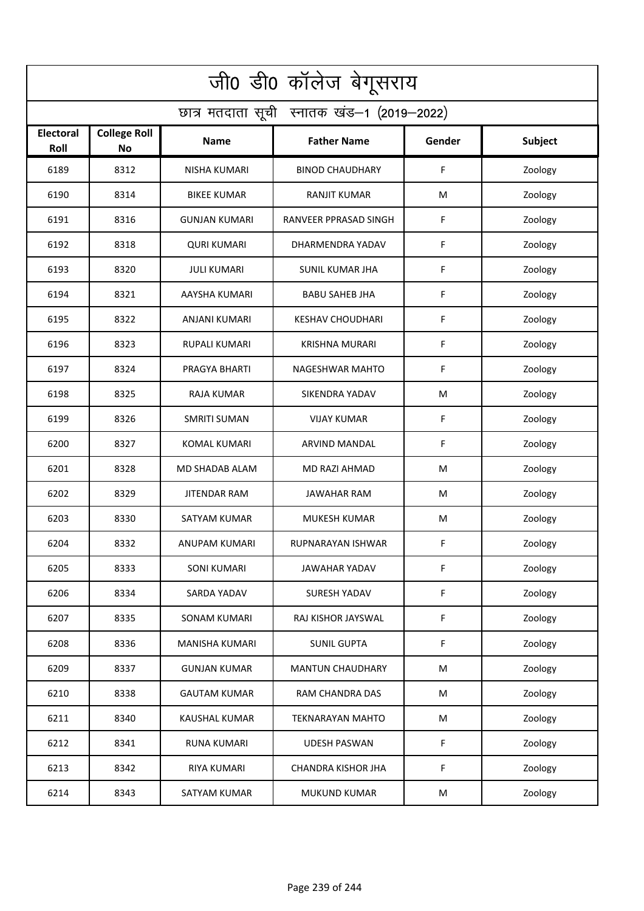# जी0 डी0 कॉलेज बेगूसराय

## छात्र मतदाता सूची स्नातक खंड–1 (2019–2022)

| Electoral Roll | College Roll No | Name | Father Name | Gender | Subject |
|---|---|---|---|---|---|
| 6189 | 8312 | NISHA KUMARI | BINOD CHAUDHARY | F | Zoology |
| 6190 | 8314 | BIKEE KUMAR | RANJIT KUMAR | M | Zoology |
| 6191 | 8316 | GUNJAN KUMARI | RANVEER PPRASAD SINGH | F | Zoology |
| 6192 | 8318 | QURI KUMARI | DHARMENDRA YADAV | F | Zoology |
| 6193 | 8320 | JULI KUMARI | SUNIL KUMAR JHA | F | Zoology |
| 6194 | 8321 | AAYSHA KUMARI | BABU SAHEB JHA | F | Zoology |
| 6195 | 8322 | ANJANI KUMARI | KESHAV CHOUDHARI | F | Zoology |
| 6196 | 8323 | RUPALI KUMARI | KRISHNA MURARI | F | Zoology |
| 6197 | 8324 | PRAGYA BHARTI | NAGESHWAR MAHTO | F | Zoology |
| 6198 | 8325 | RAJA KUMAR | SIKENDRA YADAV | M | Zoology |
| 6199 | 8326 | SMRITI SUMAN | VIJAY KUMAR | F | Zoology |
| 6200 | 8327 | KOMAL KUMARI | ARVIND MANDAL | F | Zoology |
| 6201 | 8328 | MD SHADAB ALAM | MD RAZI AHMAD | M | Zoology |
| 6202 | 8329 | JITENDAR RAM | JAWAHAR RAM | M | Zoology |
| 6203 | 8330 | SATYAM KUMAR | MUKESH KUMAR | M | Zoology |
| 6204 | 8332 | ANUPAM KUMARI | RUPNARAYAN ISHWAR | F | Zoology |
| 6205 | 8333 | SONI KUMARI | JAWAHAR YADAV | F | Zoology |
| 6206 | 8334 | SARDA YADAV | SURESH YADAV | F | Zoology |
| 6207 | 8335 | SONAM KUMARI | RAJ KISHOR JAYSWAL | F | Zoology |
| 6208 | 8336 | MANISHA KUMARI | SUNIL GUPTA | F | Zoology |
| 6209 | 8337 | GUNJAN KUMAR | MANTUN CHAUDHARY | M | Zoology |
| 6210 | 8338 | GAUTAM KUMAR | RAM CHANDRA DAS | M | Zoology |
| 6211 | 8340 | KAUSHAL KUMAR | TEKNARAYAN MAHTO | M | Zoology |
| 6212 | 8341 | RUNA KUMARI | UDESH PASWAN | F | Zoology |
| 6213 | 8342 | RIYA KUMARI | CHANDRA KISHOR JHA | F | Zoology |
| 6214 | 8343 | SATYAM KUMAR | MUKUND KUMAR | M | Zoology |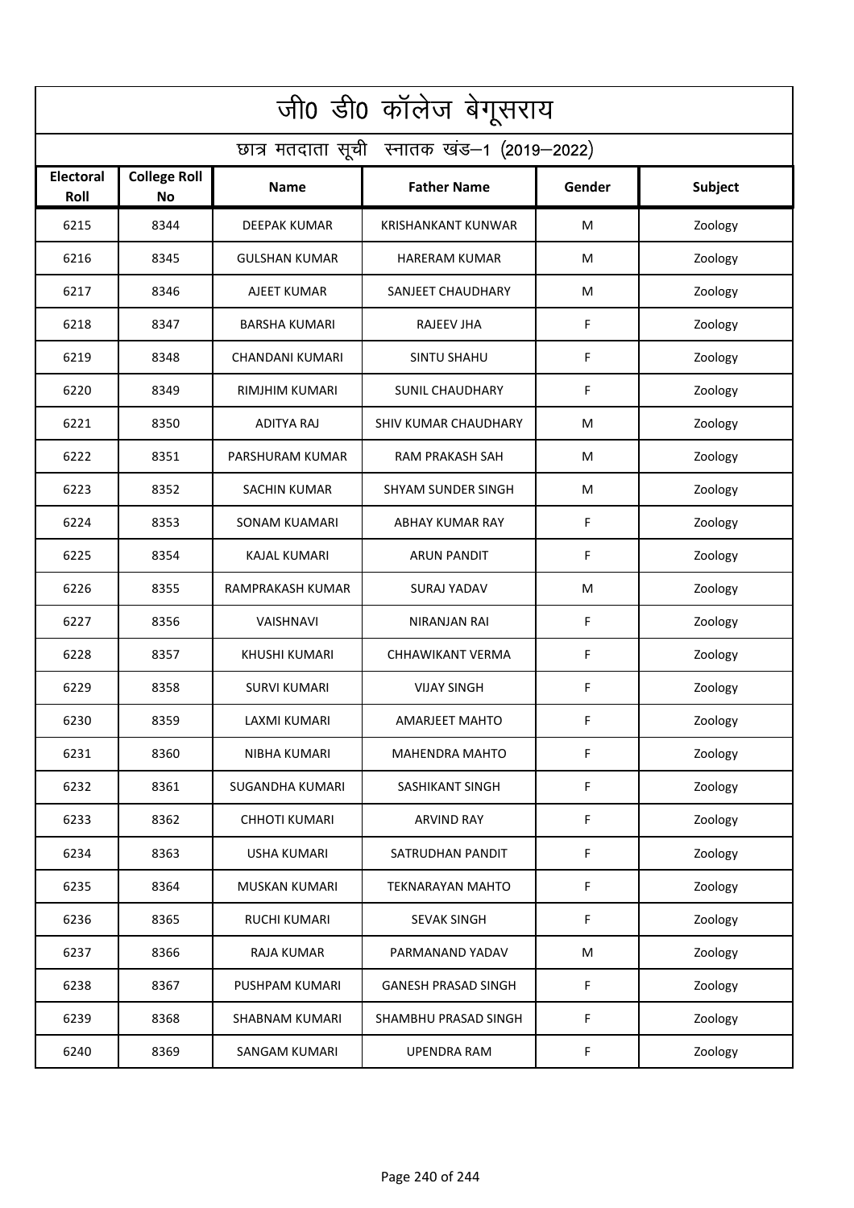# जी0 डी0 कॉलेज बेगूसराय

## छात्र मतदाता सूची स्नातक खंड–1 (2019–2022)

| Electoral Roll | College Roll No | Name | Father Name | Gender | Subject |
|---|---|---|---|---|---|
| 6215 | 8344 | DEEPAK KUMAR | KRISHANKANT KUNWAR | M | Zoology |
| 6216 | 8345 | GULSHAN KUMAR | HARERAM KUMAR | M | Zoology |
| 6217 | 8346 | AJEET KUMAR | SANJEET CHAUDHARY | M | Zoology |
| 6218 | 8347 | BARSHA KUMARI | RAJEEV JHA | F | Zoology |
| 6219 | 8348 | CHANDANI KUMARI | SINTU SHAHU | F | Zoology |
| 6220 | 8349 | RIMJHIM KUMARI | SUNIL CHAUDHARY | F | Zoology |
| 6221 | 8350 | ADITYA RAJ | SHIV KUMAR CHAUDHARY | M | Zoology |
| 6222 | 8351 | PARSHURAM KUMAR | RAM PRAKASH SAH | M | Zoology |
| 6223 | 8352 | SACHIN KUMAR | SHYAM SUNDER SINGH | M | Zoology |
| 6224 | 8353 | SONAM KUAMARI | ABHAY KUMAR RAY | F | Zoology |
| 6225 | 8354 | KAJAL KUMARI | ARUN PANDIT | F | Zoology |
| 6226 | 8355 | RAMPRAKASH KUMAR | SURAJ YADAV | M | Zoology |
| 6227 | 8356 | VAISHNAVI | NIRANJAN RAI | F | Zoology |
| 6228 | 8357 | KHUSHI KUMARI | CHHAWIKANT VERMA | F | Zoology |
| 6229 | 8358 | SURVI KUMARI | VIJAY SINGH | F | Zoology |
| 6230 | 8359 | LAXMI KUMARI | AMARJEET MAHTO | F | Zoology |
| 6231 | 8360 | NIBHA KUMARI | MAHENDRA MAHTO | F | Zoology |
| 6232 | 8361 | SUGANDHA KUMARI | SASHIKANT SINGH | F | Zoology |
| 6233 | 8362 | CHHOTI KUMARI | ARVIND RAY | F | Zoology |
| 6234 | 8363 | USHA KUMARI | SATRUDHAN PANDIT | F | Zoology |
| 6235 | 8364 | MUSKAN KUMARI | TEKNARAYAN MAHTO | F | Zoology |
| 6236 | 8365 | RUCHI KUMARI | SEVAK SINGH | F | Zoology |
| 6237 | 8366 | RAJA KUMAR | PARMANAND YADAV | M | Zoology |
| 6238 | 8367 | PUSHPAM KUMARI | GANESH PRASAD SINGH | F | Zoology |
| 6239 | 8368 | SHABNAM KUMARI | SHAMBHU PRASAD SINGH | F | Zoology |
| 6240 | 8369 | SANGAM KUMARI | UPENDRA RAM | F | Zoology |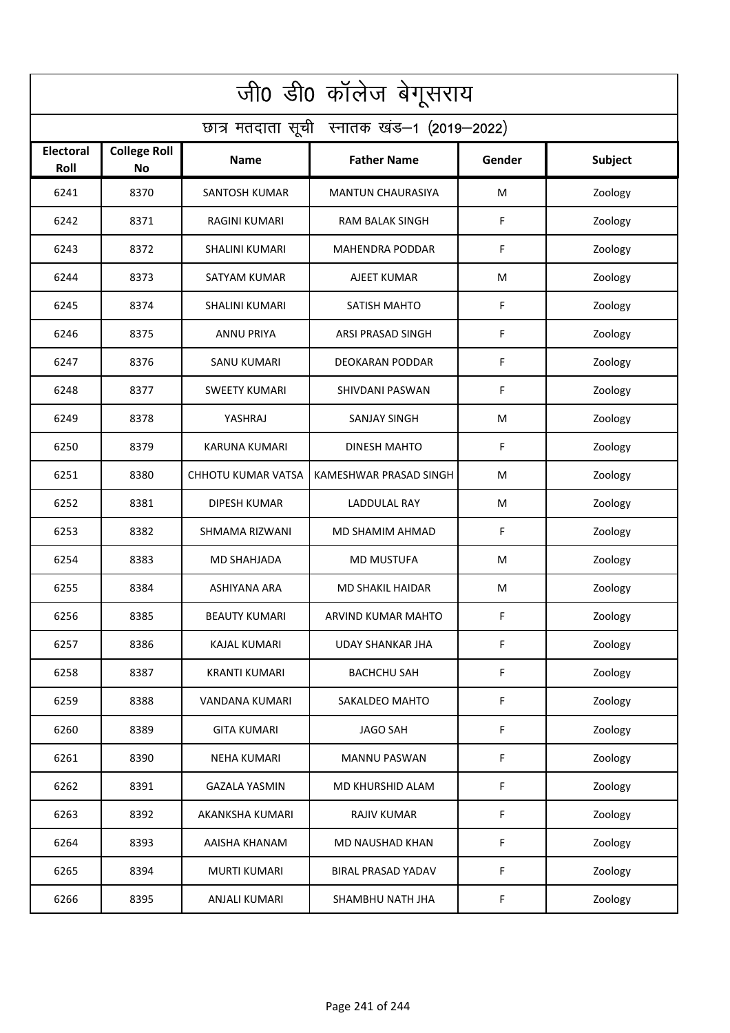# जी0 डी0 कॉलेज बेगूसराय

## छात्र मतदाता सूची स्नातक खंड–1 (2019–2022)

| Electoral Roll | College Roll No | Name | Father Name | Gender | Subject |
|---|---|---|---|---|---|
| 6241 | 8370 | SANTOSH KUMAR | MANTUN CHAURASIYA | M | Zoology |
| 6242 | 8371 | RAGINI KUMARI | RAM BALAK SINGH | F | Zoology |
| 6243 | 8372 | SHALINI KUMARI | MAHENDRA PODDAR | F | Zoology |
| 6244 | 8373 | SATYAM KUMAR | AJEET KUMAR | M | Zoology |
| 6245 | 8374 | SHALINI KUMARI | SATISH MAHTO | F | Zoology |
| 6246 | 8375 | ANNU PRIYA | ARSI PRASAD SINGH | F | Zoology |
| 6247 | 8376 | SANU KUMARI | DEOKARAN PODDAR | F | Zoology |
| 6248 | 8377 | SWEETY KUMARI | SHIVDANI PASWAN | F | Zoology |
| 6249 | 8378 | YASHRAJ | SANJAY SINGH | M | Zoology |
| 6250 | 8379 | KARUNA KUMARI | DINESH MAHTO | F | Zoology |
| 6251 | 8380 | CHHOTU KUMAR VATSA | KAMESHWAR PRASAD SINGH | M | Zoology |
| 6252 | 8381 | DIPESH KUMAR | LADDULAL RAY | M | Zoology |
| 6253 | 8382 | SHMAMA RIZWANI | MD SHAMIM AHMAD | F | Zoology |
| 6254 | 8383 | MD SHAHJADA | MD MUSTUFA | M | Zoology |
| 6255 | 8384 | ASHIYANA ARA | MD SHAKIL HAIDAR | M | Zoology |
| 6256 | 8385 | BEAUTY KUMARI | ARVIND KUMAR MAHTO | F | Zoology |
| 6257 | 8386 | KAJAL KUMARI | UDAY SHANKAR JHA | F | Zoology |
| 6258 | 8387 | KRANTI KUMARI | BACHCHU SAH | F | Zoology |
| 6259 | 8388 | VANDANA KUMARI | SAKALDEO MAHTO | F | Zoology |
| 6260 | 8389 | GITA KUMARI | JAGO SAH | F | Zoology |
| 6261 | 8390 | NEHA KUMARI | MANNU PASWAN | F | Zoology |
| 6262 | 8391 | GAZALA YASMIN | MD KHURSHID ALAM | F | Zoology |
| 6263 | 8392 | AKANKSHA KUMARI | RAJIV KUMAR | F | Zoology |
| 6264 | 8393 | AAISHA KHANAM | MD NAUSHAD KHAN | F | Zoology |
| 6265 | 8394 | MURTI KUMARI | BIRAL PRASAD YADAV | F | Zoology |
| 6266 | 8395 | ANJALI KUMARI | SHAMBHU NATH JHA | F | Zoology |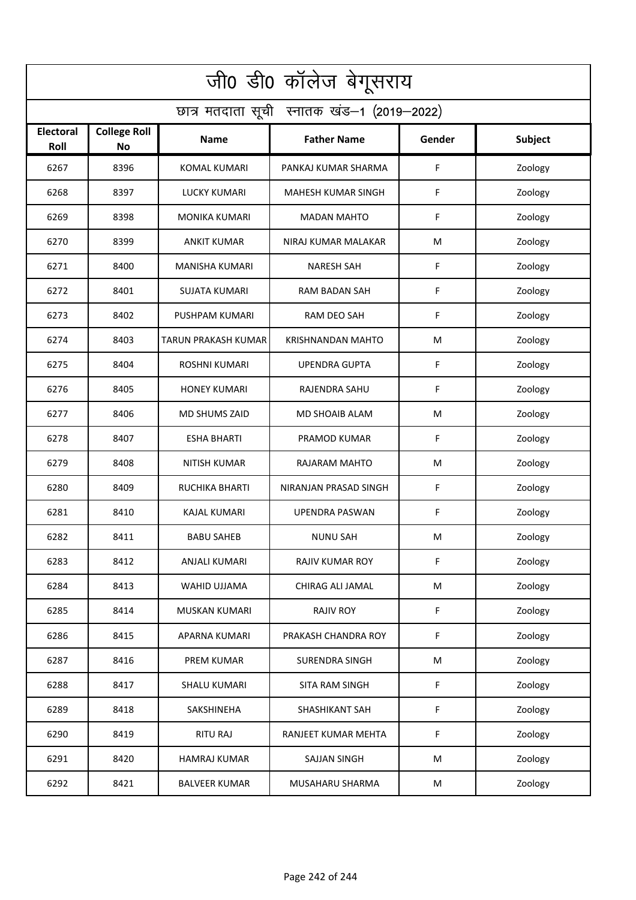# जी0 डी0 कॉलेज बेगूसराय

## छात्र मतदाता सूची स्नातक खंड–1 (2019–2022)

| Electoral Roll | College Roll No | Name | Father Name | Gender | Subject |
|---|---|---|---|---|---|
| 6267 | 8396 | KOMAL KUMARI | PANKAJ KUMAR SHARMA | F | Zoology |
| 6268 | 8397 | LUCKY KUMARI | MAHESH KUMAR SINGH | F | Zoology |
| 6269 | 8398 | MONIKA KUMARI | MADAN MAHTO | F | Zoology |
| 6270 | 8399 | ANKIT KUMAR | NIRAJ KUMAR MALAKAR | M | Zoology |
| 6271 | 8400 | MANISHA KUMARI | NARESH SAH | F | Zoology |
| 6272 | 8401 | SUJATA KUMARI | RAM BADAN SAH | F | Zoology |
| 6273 | 8402 | PUSHPAM KUMARI | RAM DEO SAH | F | Zoology |
| 6274 | 8403 | TARUN PRAKASH KUMAR | KRISHNANDAN MAHTO | M | Zoology |
| 6275 | 8404 | ROSHNI KUMARI | UPENDRA GUPTA | F | Zoology |
| 6276 | 8405 | HONEY KUMARI | RAJENDRA SAHU | F | Zoology |
| 6277 | 8406 | MD SHUMS ZAID | MD SHOAIB ALAM | M | Zoology |
| 6278 | 8407 | ESHA BHARTI | PRAMOD KUMAR | F | Zoology |
| 6279 | 8408 | NITISH KUMAR | RAJARAM MAHTO | M | Zoology |
| 6280 | 8409 | RUCHIKA BHARTI | NIRANJAN PRASAD SINGH | F | Zoology |
| 6281 | 8410 | KAJAL KUMARI | UPENDRA PASWAN | F | Zoology |
| 6282 | 8411 | BABU SAHEB | NUNU SAH | M | Zoology |
| 6283 | 8412 | ANJALI KUMARI | RAJIV KUMAR ROY | F | Zoology |
| 6284 | 8413 | WAHID UJJAMA | CHIRAG ALI JAMAL | M | Zoology |
| 6285 | 8414 | MUSKAN KUMARI | RAJIV ROY | F | Zoology |
| 6286 | 8415 | APARNA KUMARI | PRAKASH CHANDRA ROY | F | Zoology |
| 6287 | 8416 | PREM KUMAR | SURENDRA SINGH | M | Zoology |
| 6288 | 8417 | SHALU KUMARI | SITA RAM SINGH | F | Zoology |
| 6289 | 8418 | SAKSHINEHA | SHASHIKANT SAH | F | Zoology |
| 6290 | 8419 | RITU RAJ | RANJEET KUMAR MEHTA | F | Zoology |
| 6291 | 8420 | HAMRAJ KUMAR | SAJJAN SINGH | M | Zoology |
| 6292 | 8421 | BALVEER KUMAR | MUSAHARU SHARMA | M | Zoology |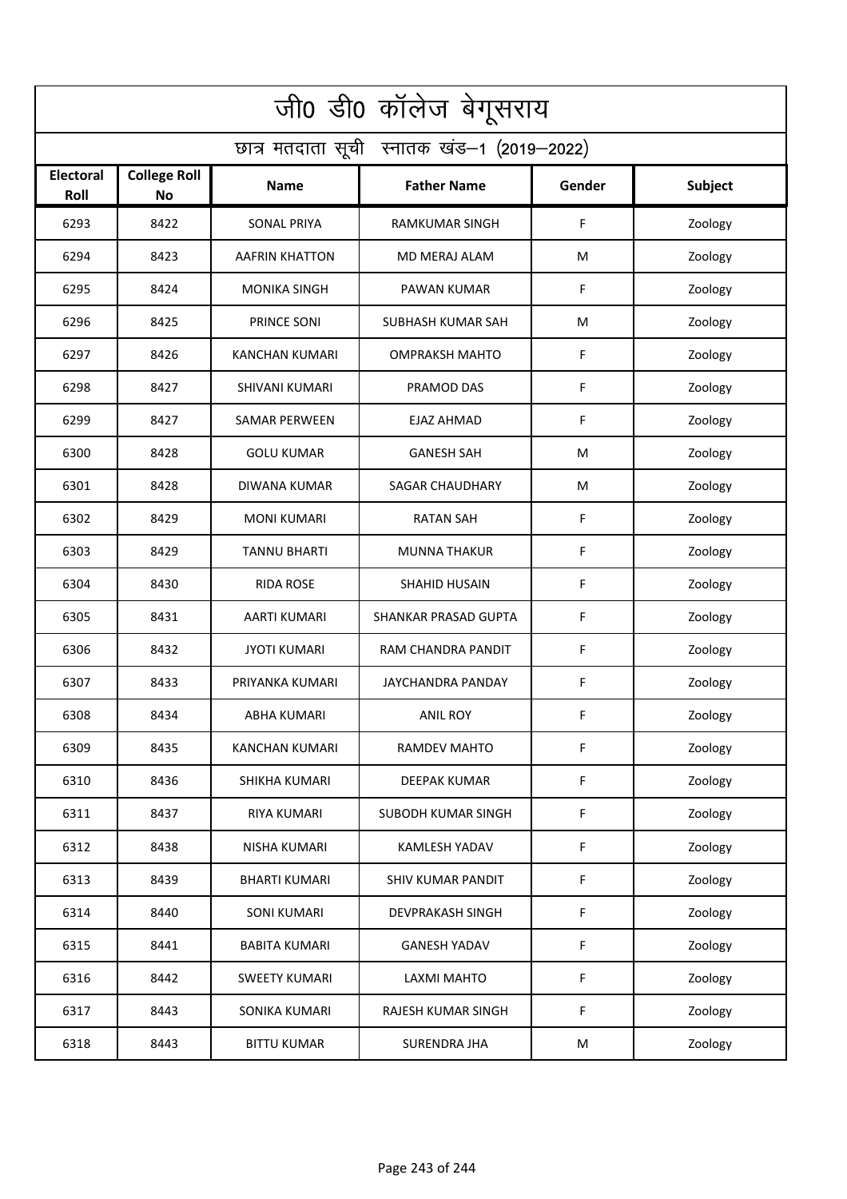# जी0 डी0 कॉलेज बेगूसराय

## छात्र मतदाता सूची स्नातक खंड–1 (2019–2022)

| Electoral Roll | College Roll No | Name | Father Name | Gender | Subject |
|---|---|---|---|---|---|
| 6293 | 8422 | SONAL PRIYA | RAMKUMAR SINGH | F | Zoology |
| 6294 | 8423 | AAFRIN KHATTON | MD MERAJ ALAM | M | Zoology |
| 6295 | 8424 | MONIKA SINGH | PAWAN KUMAR | F | Zoology |
| 6296 | 8425 | PRINCE SONI | SUBHASH KUMAR SAH | M | Zoology |
| 6297 | 8426 | KANCHAN KUMARI | OMPRAKSH MAHTO | F | Zoology |
| 6298 | 8427 | SHIVANI KUMARI | PRAMOD DAS | F | Zoology |
| 6299 | 8427 | SAMAR PERWEEN | EJAZ AHMAD | F | Zoology |
| 6300 | 8428 | GOLU KUMAR | GANESH SAH | M | Zoology |
| 6301 | 8428 | DIWANA KUMAR | SAGAR CHAUDHARY | M | Zoology |
| 6302 | 8429 | MONI KUMARI | RATAN SAH | F | Zoology |
| 6303 | 8429 | TANNU BHARTI | MUNNA THAKUR | F | Zoology |
| 6304 | 8430 | RIDA ROSE | SHAHID HUSAIN | F | Zoology |
| 6305 | 8431 | AARTI KUMARI | SHANKAR PRASAD GUPTA | F | Zoology |
| 6306 | 8432 | JYOTI KUMARI | RAM CHANDRA PANDIT | F | Zoology |
| 6307 | 8433 | PRIYANKA KUMARI | JAYCHANDRA PANDAY | F | Zoology |
| 6308 | 8434 | ABHA KUMARI | ANIL ROY | F | Zoology |
| 6309 | 8435 | KANCHAN KUMARI | RAMDEV MAHTO | F | Zoology |
| 6310 | 8436 | SHIKHA KUMARI | DEEPAK KUMAR | F | Zoology |
| 6311 | 8437 | RIYA KUMARI | SUBODH KUMAR SINGH | F | Zoology |
| 6312 | 8438 | NISHA KUMARI | KAMLESH YADAV | F | Zoology |
| 6313 | 8439 | BHARTI KUMARI | SHIV KUMAR PANDIT | F | Zoology |
| 6314 | 8440 | SONI KUMARI | DEVPRAKASH SINGH | F | Zoology |
| 6315 | 8441 | BABITA KUMARI | GANESH YADAV | F | Zoology |
| 6316 | 8442 | SWEETY KUMARI | LAXMI MAHTO | F | Zoology |
| 6317 | 8443 | SONIKA KUMARI | RAJESH KUMAR SINGH | F | Zoology |
| 6318 | 8443 | BITTU KUMAR | SURENDRA JHA | M | Zoology |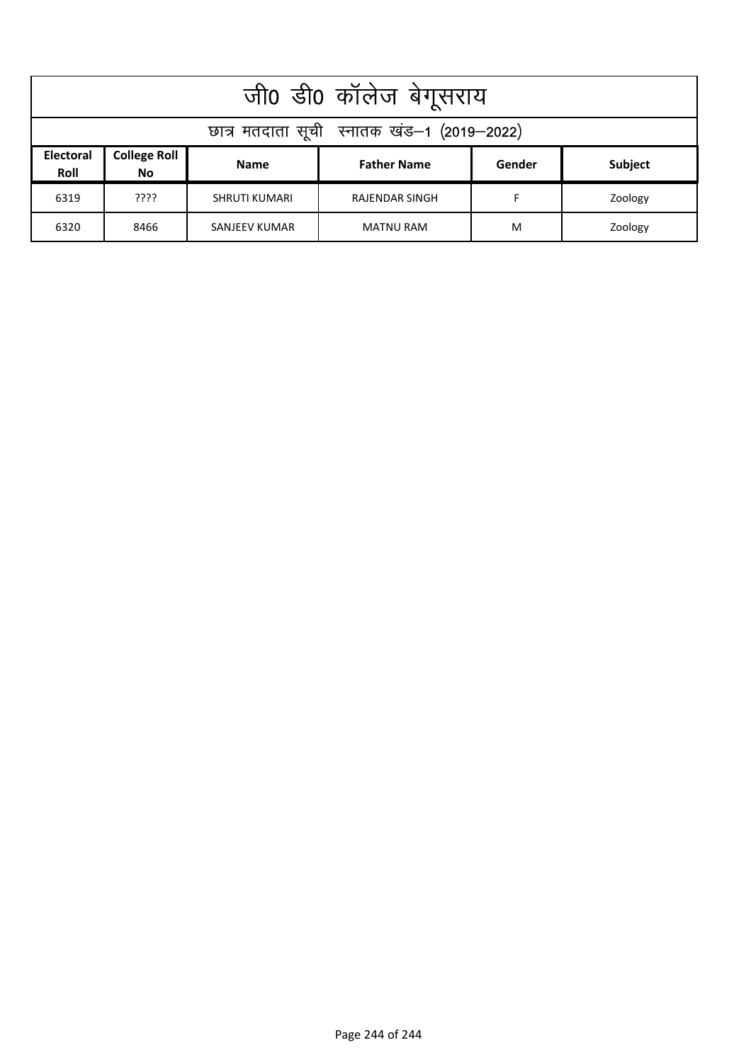# जी0 डी0 कॉलेज बेगूसराय

## छात्र मतदाता सूची स्नातक खंड–1 (2019–2022)

| Electoral Roll | College Roll No | Name | Father Name | Gender | Subject |
|---|---|---|---|---|---|
| 6319 | ???? | SHRUTI KUMARI | RAJENDAR SINGH | F | Zoology |
| 6320 | 8466 | SANJEEV KUMAR | MATNU RAM | M | Zoology |